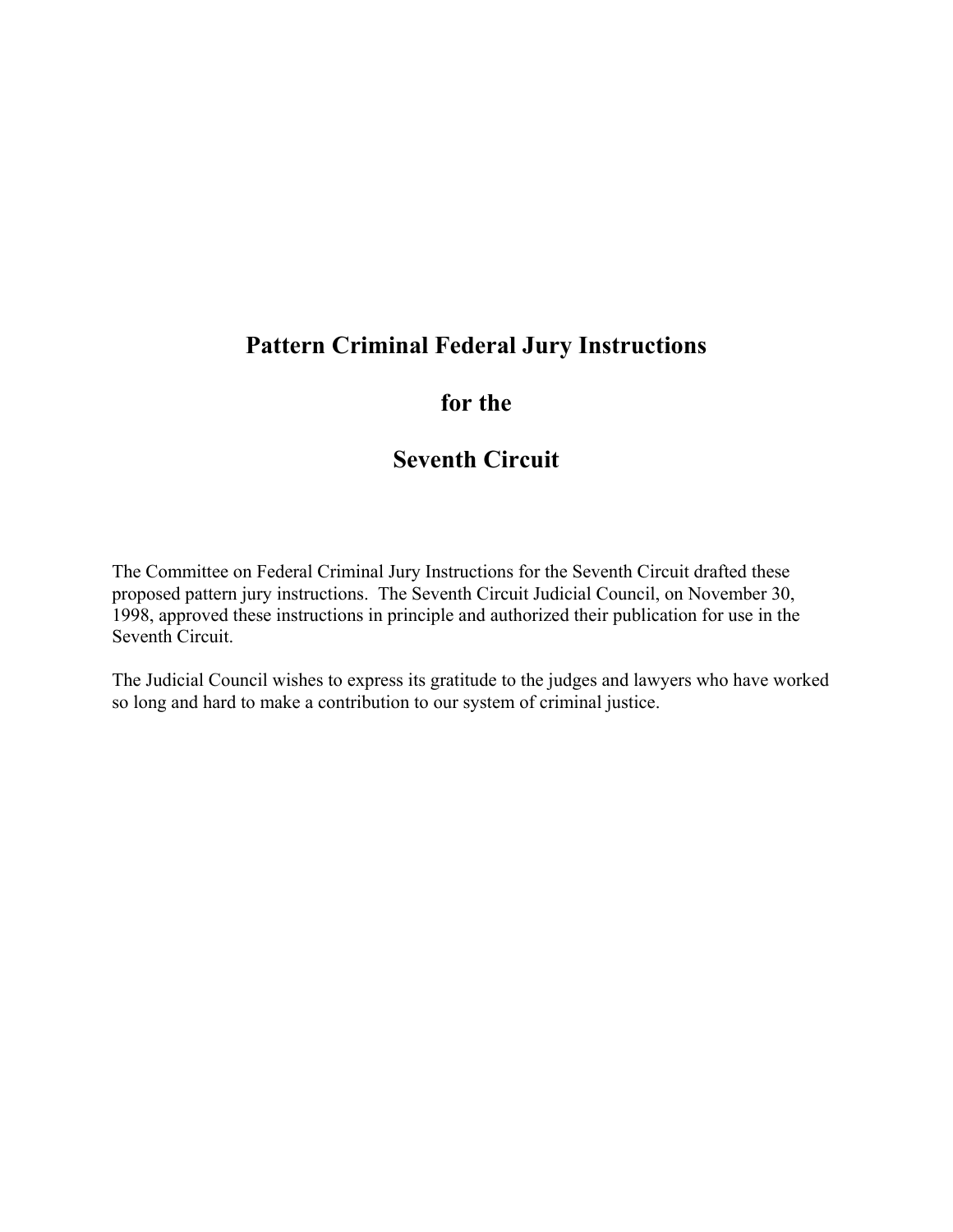# Pattern Criminal Federal Jury Instructions

# for the

# Seventh Circuit

The Committee on Federal Criminal Jury Instructions for the Seventh Circuit drafted these proposed pattern jury instructions. The Seventh Circuit Judicial Council, on November 30, 1998, approved these instructions in principle and authorized their publication for use in the Seventh Circuit.

The Judicial Council wishes to express its gratitude to the judges and lawyers who have worked so long and hard to make a contribution to our system of criminal justice.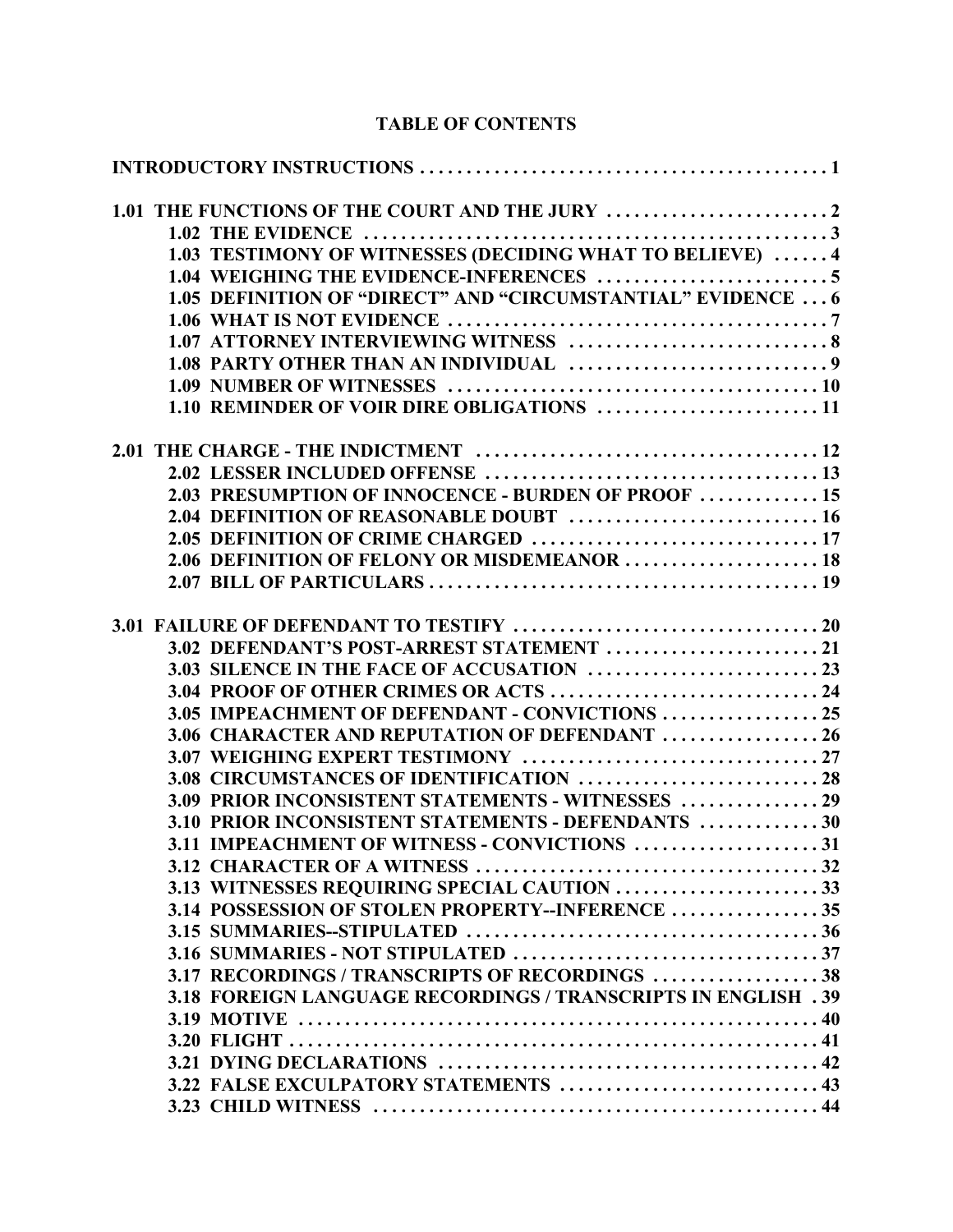# TABLE OF CONTENTS

**INTRODUCTORY INSTRUCTIONS . . . . . . . . . . . . . . . . . . . . . . . . . . . . . . . . . . . . . . . . . . . . 1**

**1.01 THE FUNCTIONS OF THE COURT AND THE JURY . . . . . . . . . . . . . . . . . . . . . . . . 2**
- **1.02 THE EVIDENCE . . . . . . . . . . . . . . . . . . . . . . . . . . . . . . . . . . . . . . . . . . . . . . . . . . 3**
- **1.03 TESTIMONY OF WITNESSES (DECIDING WHAT TO BELIEVE) . . . . . . 4**
- **1.04 WEIGHING THE EVIDENCE-INFERENCES . . . . . . . . . . . . . . . . . . . . . . . . . 5**
- **1.05 DEFINITION OF "DIRECT" AND "CIRCUMSTANTIAL" EVIDENCE . . . 6**
- **1.06 WHAT IS NOT EVIDENCE . . . . . . . . . . . . . . . . . . . . . . . . . . . . . . . . . . . . . . . . . 7**
- **1.07 ATTORNEY INTERVIEWING WITNESS . . . . . . . . . . . . . . . . . . . . . . . . . . . . 8**
- **1.08 PARTY OTHER THAN AN INDIVIDUAL . . . . . . . . . . . . . . . . . . . . . . . . . . . . 9**
- **1.09 NUMBER OF WITNESSES . . . . . . . . . . . . . . . . . . . . . . . . . . . . . . . . . . . . . . . 10**
- **1.10 REMINDER OF VOIR DIRE OBLIGATIONS . . . . . . . . . . . . . . . . . . . . . . . . 11**

**2.01 THE CHARGE - THE INDICTMENT . . . . . . . . . . . . . . . . . . . . . . . . . . . . . . . . . . . . 12**
- **2.02 LESSER INCLUDED OFFENSE . . . . . . . . . . . . . . . . . . . . . . . . . . . . . . . . . . . 13**
- **2.03 PRESUMPTION OF INNOCENCE - BURDEN OF PROOF . . . . . . . . . . . . . 15**
- **2.04 DEFINITION OF REASONABLE DOUBT . . . . . . . . . . . . . . . . . . . . . . . . . . . 16**
- **2.05 DEFINITION OF CRIME CHARGED . . . . . . . . . . . . . . . . . . . . . . . . . . . . . . . 17**
- **2.06 DEFINITION OF FELONY OR MISDEMEANOR . . . . . . . . . . . . . . . . . . . . . 18**
- **2.07 BILL OF PARTICULARS . . . . . . . . . . . . . . . . . . . . . . . . . . . . . . . . . . . . . . . . . . 19**

**3.01 FAILURE OF DEFENDANT TO TESTIFY . . . . . . . . . . . . . . . . . . . . . . . . . . . . . . . . 20**
- **3.02 DEFENDANT'S POST-ARREST STATEMENT . . . . . . . . . . . . . . . . . . . . . . . 21**
- **3.03 SILENCE IN THE FACE OF ACCUSATION . . . . . . . . . . . . . . . . . . . . . . . . . 23**
- **3.04 PROOF OF OTHER CRIMES OR ACTS . . . . . . . . . . . . . . . . . . . . . . . . . . . . . 24**
- **3.05 IMPEACHMENT OF DEFENDANT - CONVICTIONS . . . . . . . . . . . . . . . . . 25**
- **3.06 CHARACTER AND REPUTATION OF DEFENDANT . . . . . . . . . . . . . . . . . 26**
- **3.07 WEIGHING EXPERT TESTIMONY . . . . . . . . . . . . . . . . . . . . . . . . . . . . . . . . 27**
- **3.08 CIRCUMSTANCES OF IDENTIFICATION . . . . . . . . . . . . . . . . . . . . . . . . . . 28**
- **3.09 PRIOR INCONSISTENT STATEMENTS - WITNESSES . . . . . . . . . . . . . . . 29**
- **3.10 PRIOR INCONSISTENT STATEMENTS - DEFENDANTS . . . . . . . . . . . . . 30**
- **3.11 IMPEACHMENT OF WITNESS - CONVICTIONS . . . . . . . . . . . . . . . . . . . . 31**
- **3.12 CHARACTER OF A WITNESS . . . . . . . . . . . . . . . . . . . . . . . . . . . . . . . . . . . . 32**
- **3.13 WITNESSES REQUIRING SPECIAL CAUTION . . . . . . . . . . . . . . . . . . . . . . 33**
- **3.14 POSSESSION OF STOLEN PROPERTY--INFERENCE . . . . . . . . . . . . . . . . 35**
- **3.15 SUMMARIES--STIPULATED . . . . . . . . . . . . . . . . . . . . . . . . . . . . . . . . . . . . . . 36**
- **3.16 SUMMARIES - NOT STIPULATED . . . . . . . . . . . . . . . . . . . . . . . . . . . . . . . . . 37**
- **3.17 RECORDINGS / TRANSCRIPTS OF RECORDINGS . . . . . . . . . . . . . . . . . . 38**
- **3.18 FOREIGN LANGUAGE RECORDINGS / TRANSCRIPTS IN ENGLISH . 39**
- **3.19 MOTIVE . . . . . . . . . . . . . . . . . . . . . . . . . . . . . . . . . . . . . . . . . . . . . . . . . . . . . . . . 40**
- **3.20 FLIGHT . . . . . . . . . . . . . . . . . . . . . . . . . . . . . . . . . . . . . . . . . . . . . . . . . . . . . . . . 41**
- **3.21 DYING DECLARATIONS . . . . . . . . . . . . . . . . . . . . . . . . . . . . . . . . . . . . . . . . . 42**
- **3.22 FALSE EXCULPATORY STATEMENTS . . . . . . . . . . . . . . . . . . . . . . . . . . . . 43**
- **3.23 CHILD WITNESS . . . . . . . . . . . . . . . . . . . . . . . . . . . . . . . . . . . . . . . . . . . . . . . . 44**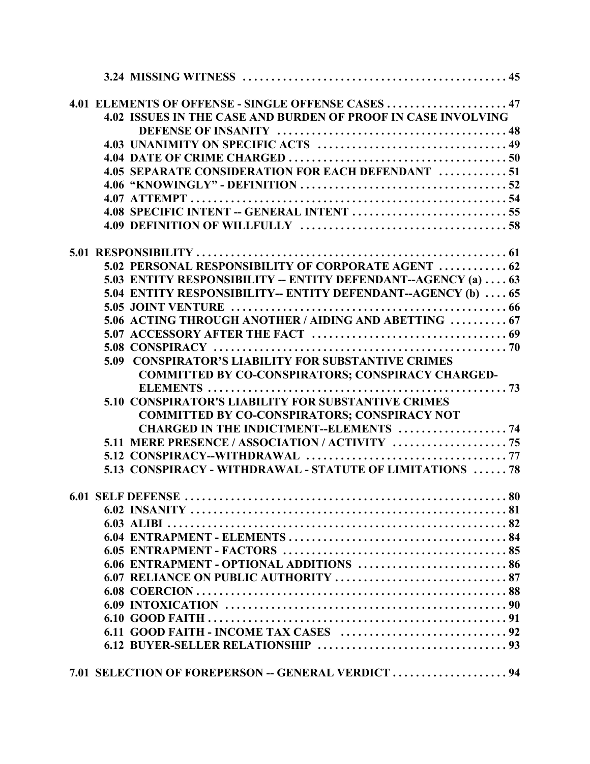**3.24 MISSING WITNESS** .......... 45

**4.01 ELEMENTS OF OFFENSE - SINGLE OFFENSE CASES** .......... 47

- **4.02 ISSUES IN THE CASE AND BURDEN OF PROOF IN CASE INVOLVING DEFENSE OF INSANITY** .......... 48
- **4.03 UNANIMITY ON SPECIFIC ACTS** .......... 49
- **4.04 DATE OF CRIME CHARGED** .......... 50
- **4.05 SEPARATE CONSIDERATION FOR EACH DEFENDANT** .......... 51
- **4.06 "KNOWINGLY" - DEFINITION** .......... 52
- **4.07 ATTEMPT** .......... 54
- **4.08 SPECIFIC INTENT -- GENERAL INTENT** .......... 55
- **4.09 DEFINITION OF WILLFULLY** .......... 58

**5.01 RESPONSIBILITY** .......... 61

- **5.02 PERSONAL RESPONSIBILITY OF CORPORATE AGENT** .......... 62
- **5.03 ENTITY RESPONSIBILITY -- ENTITY DEFENDANT--AGENCY (a)** .......... 63
- **5.04 ENTITY RESPONSIBILITY-- ENTITY DEFENDANT--AGENCY (b)** .......... 65
- **5.05 JOINT VENTURE** .......... 66
- **5.06 ACTING THROUGH ANOTHER / AIDING AND ABETTING** .......... 67
- **5.07 ACCESSORY AFTER THE FACT** .......... 69
- **5.08 CONSPIRACY** .......... 70
- **5.09 CONSPIRATOR'S LIABILITY FOR SUBSTANTIVE CRIMES COMMITTED BY CO-CONSPIRATORS; CONSPIRACY CHARGED-ELEMENTS** .......... 73
- **5.10 CONSPIRATOR'S LIABILITY FOR SUBSTANTIVE CRIMES COMMITTED BY CO-CONSPIRATORS; CONSPIRACY NOT CHARGED IN THE INDICTMENT--ELEMENTS** .......... 74
- **5.11 MERE PRESENCE / ASSOCIATION / ACTIVITY** .......... 75
- **5.12 CONSPIRACY--WITHDRAWAL** .......... 77
- **5.13 CONSPIRACY - WITHDRAWAL - STATUTE OF LIMITATIONS** .......... 78

**6.01 SELF DEFENSE** .......... 80

- **6.02 INSANITY** .......... 81
- **6.03 ALIBI** .......... 82
- **6.04 ENTRAPMENT - ELEMENTS** .......... 84
- **6.05 ENTRAPMENT - FACTORS** .......... 85
- **6.06 ENTRAPMENT - OPTIONAL ADDITIONS** .......... 86
- **6.07 RELIANCE ON PUBLIC AUTHORITY** .......... 87
- **6.08 COERCION** .......... 88
- **6.09 INTOXICATION** .......... 90
- **6.10 GOOD FAITH** .......... 91
- **6.11 GOOD FAITH - INCOME TAX CASES** .......... 92
- **6.12 BUYER-SELLER RELATIONSHIP** .......... 93

**7.01 SELECTION OF FOREPERSON -- GENERAL VERDICT** .......... 94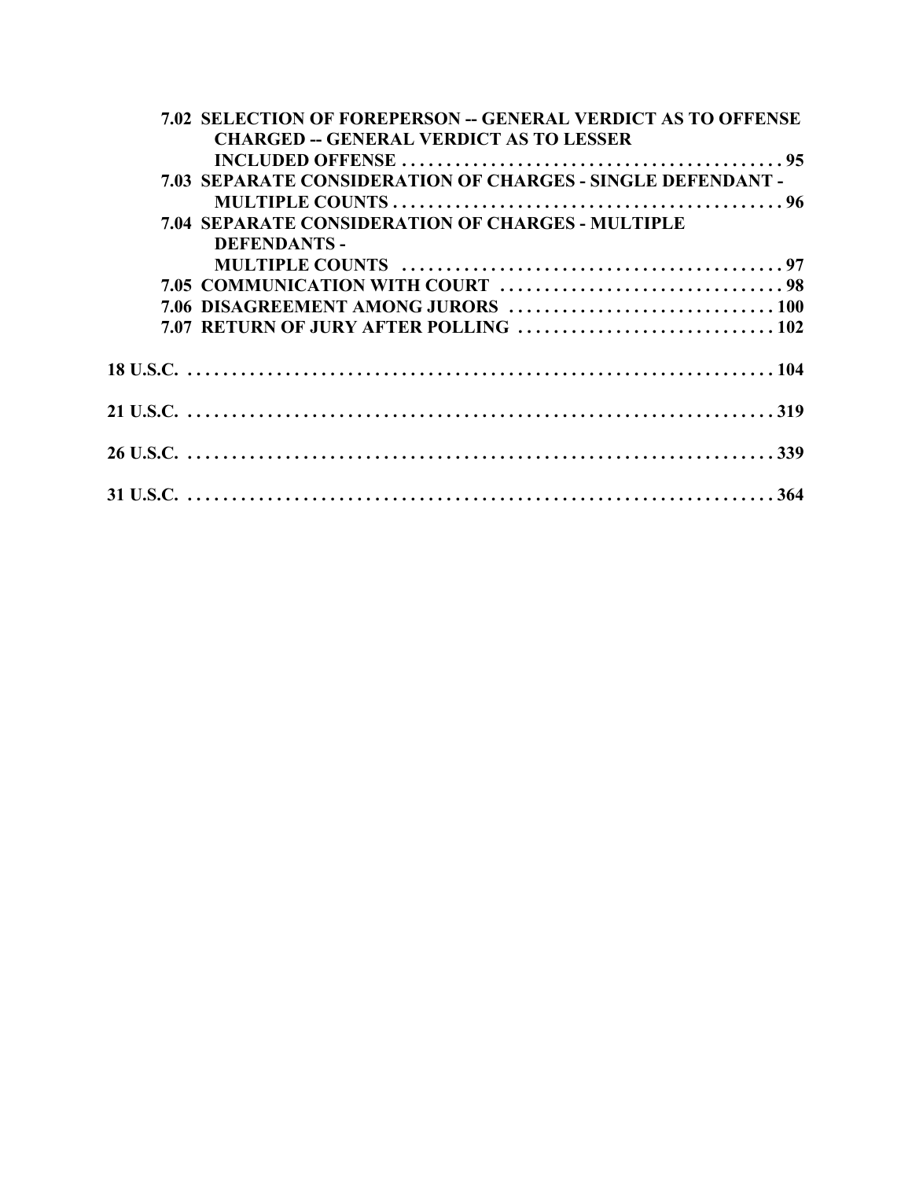**7.02 SELECTION OF FOREPERSON -- GENERAL VERDICT AS TO OFFENSE CHARGED -- GENERAL VERDICT AS TO LESSER INCLUDED OFFENSE . . . . . . . . . . . . . . . . . . . . . . . . . . . . . . . . . . . . . . . . . . 95**

**7.03 SEPARATE CONSIDERATION OF CHARGES - SINGLE DEFENDANT - MULTIPLE COUNTS . . . . . . . . . . . . . . . . . . . . . . . . . . . . . . . . . . . . . . . . . . . 96**

**7.04 SEPARATE CONSIDERATION OF CHARGES - MULTIPLE DEFENDANTS - MULTIPLE COUNTS . . . . . . . . . . . . . . . . . . . . . . . . . . . . . . . . . . . . . . . . . . . 97**

**7.05 COMMUNICATION WITH COURT . . . . . . . . . . . . . . . . . . . . . . . . . . . . . . . . 98**

**7.06 DISAGREEMENT AMONG JURORS . . . . . . . . . . . . . . . . . . . . . . . . . . . . . . 100**

**7.07 RETURN OF JURY AFTER POLLING . . . . . . . . . . . . . . . . . . . . . . . . . . . . . 102**

**18 U.S.C. . . . . . . . . . . . . . . . . . . . . . . . . . . . . . . . . . . . . . . . . . . . . . . . . . . . . . . . . . . . . . . . . . 104**

**21 U.S.C. . . . . . . . . . . . . . . . . . . . . . . . . . . . . . . . . . . . . . . . . . . . . . . . . . . . . . . . . . . . . . . . . . 319**

**26 U.S.C. . . . . . . . . . . . . . . . . . . . . . . . . . . . . . . . . . . . . . . . . . . . . . . . . . . . . . . . . . . . . . . . . . 339**

**31 U.S.C. . . . . . . . . . . . . . . . . . . . . . . . . . . . . . . . . . . . . . . . . . . . . . . . . . . . . . . . . . . . . . . . . . 364**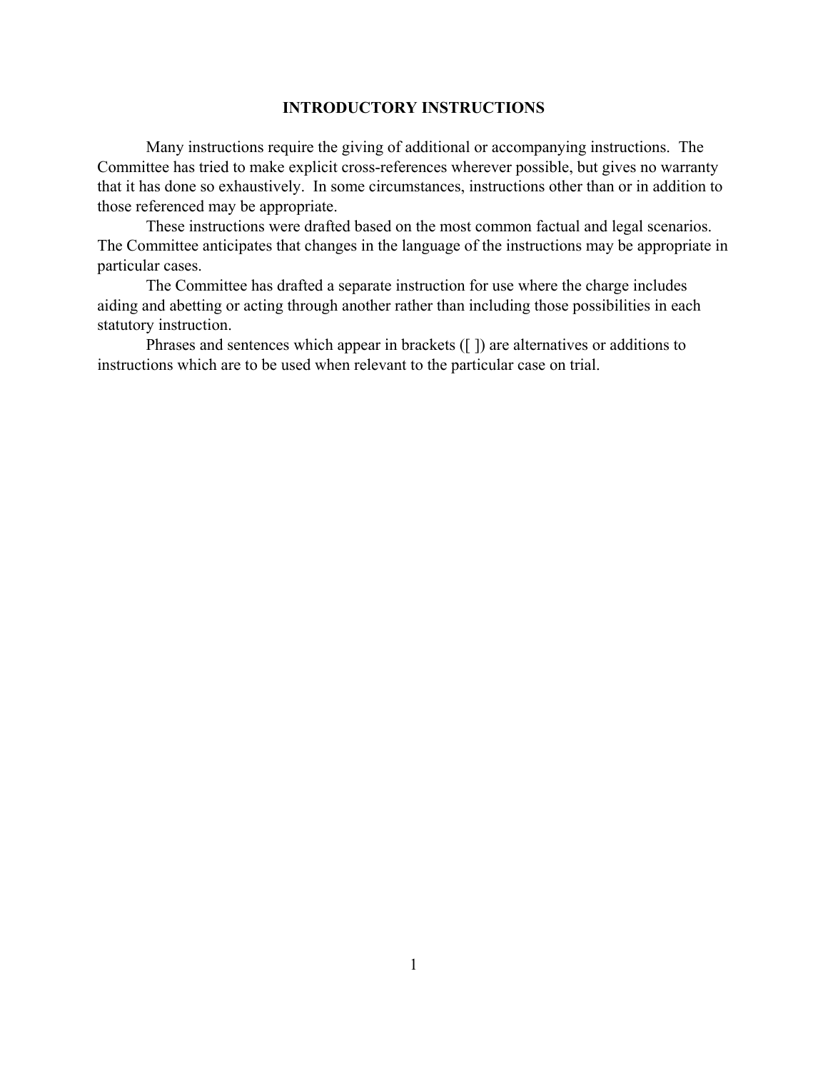# INTRODUCTORY INSTRUCTIONS

Many instructions require the giving of additional or accompanying instructions. The Committee has tried to make explicit cross-references wherever possible, but gives no warranty that it has done so exhaustively. In some circumstances, instructions other than or in addition to those referenced may be appropriate.

These instructions were drafted based on the most common factual and legal scenarios. The Committee anticipates that changes in the language of the instructions may be appropriate in particular cases.

The Committee has drafted a separate instruction for use where the charge includes aiding and abetting or acting through another rather than including those possibilities in each statutory instruction.

Phrases and sentences which appear in brackets ([ ]) are alternatives or additions to instructions which are to be used when relevant to the particular case on trial.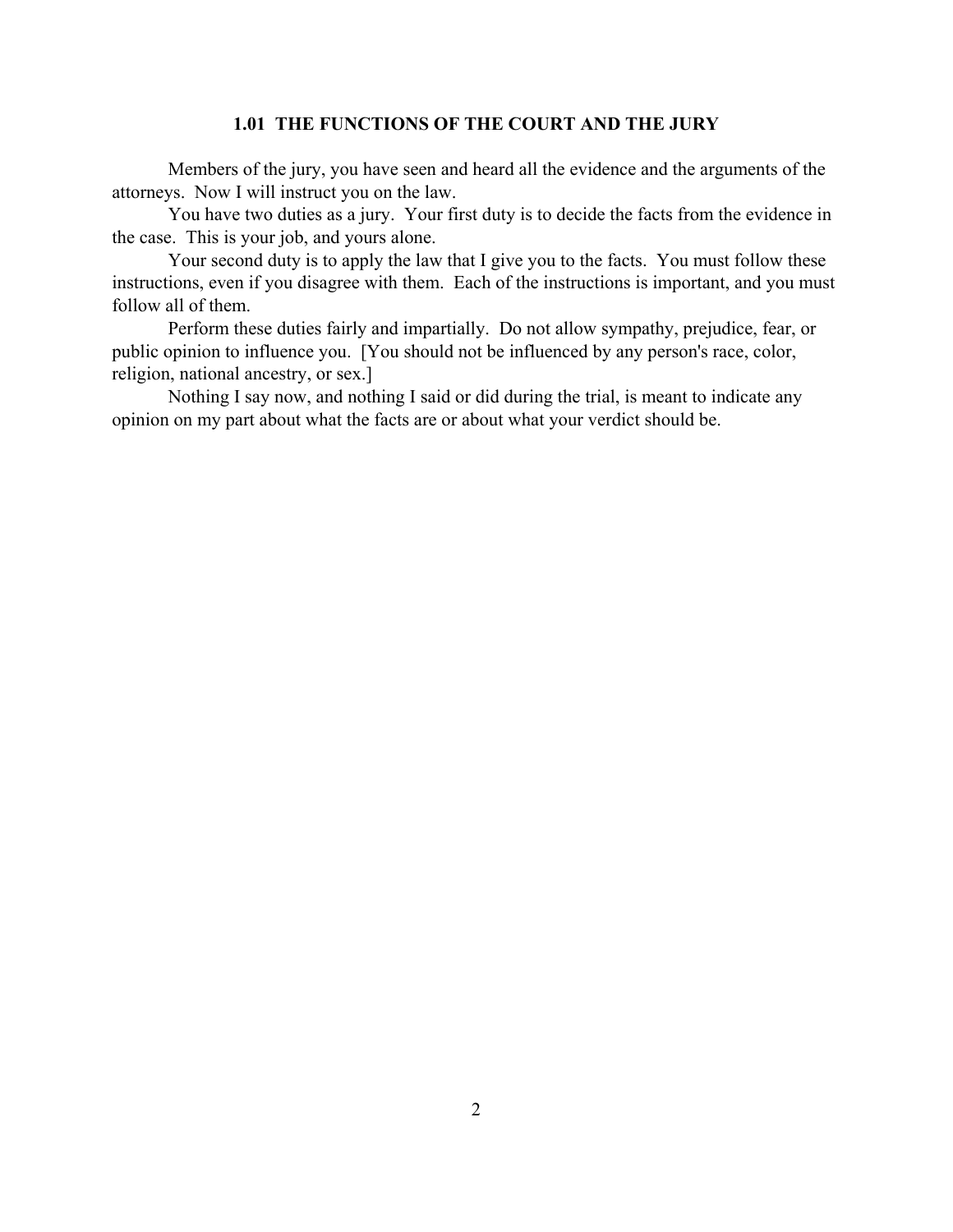## 1.01 THE FUNCTIONS OF THE COURT AND THE JURY

Members of the jury, you have seen and heard all the evidence and the arguments of the attorneys. Now I will instruct you on the law.

You have two duties as a jury. Your first duty is to decide the facts from the evidence in the case. This is your job, and yours alone.

Your second duty is to apply the law that I give you to the facts. You must follow these instructions, even if you disagree with them. Each of the instructions is important, and you must follow all of them.

Perform these duties fairly and impartially. Do not allow sympathy, prejudice, fear, or public opinion to influence you. [You should not be influenced by any person's race, color, religion, national ancestry, or sex.]

Nothing I say now, and nothing I said or did during the trial, is meant to indicate any opinion on my part about what the facts are or about what your verdict should be.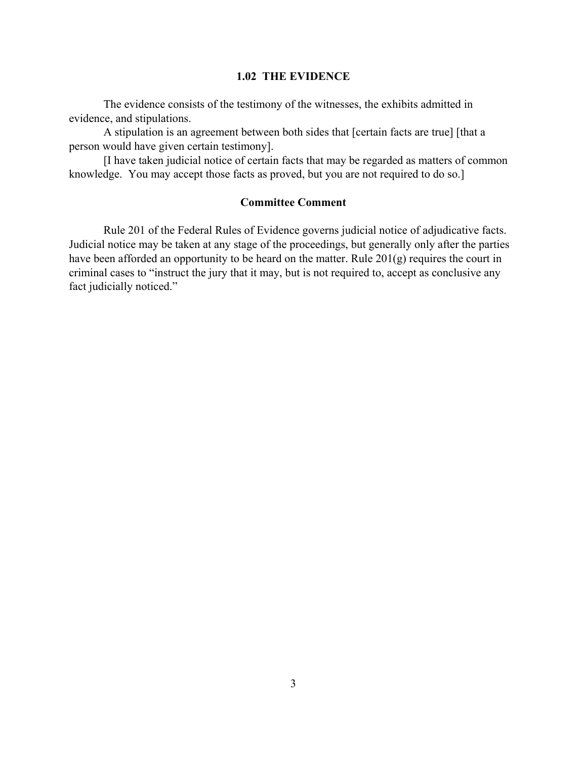## 1.02 THE EVIDENCE

The evidence consists of the testimony of the witnesses, the exhibits admitted in evidence, and stipulations.

A stipulation is an agreement between both sides that [certain facts are true] [that a person would have given certain testimony].

[I have taken judicial notice of certain facts that may be regarded as matters of common knowledge. You may accept those facts as proved, but you are not required to do so.]

### Committee Comment

Rule 201 of the Federal Rules of Evidence governs judicial notice of adjudicative facts. Judicial notice may be taken at any stage of the proceedings, but generally only after the parties have been afforded an opportunity to be heard on the matter. Rule 201(g) requires the court in criminal cases to "instruct the jury that it may, but is not required to, accept as conclusive any fact judicially noticed."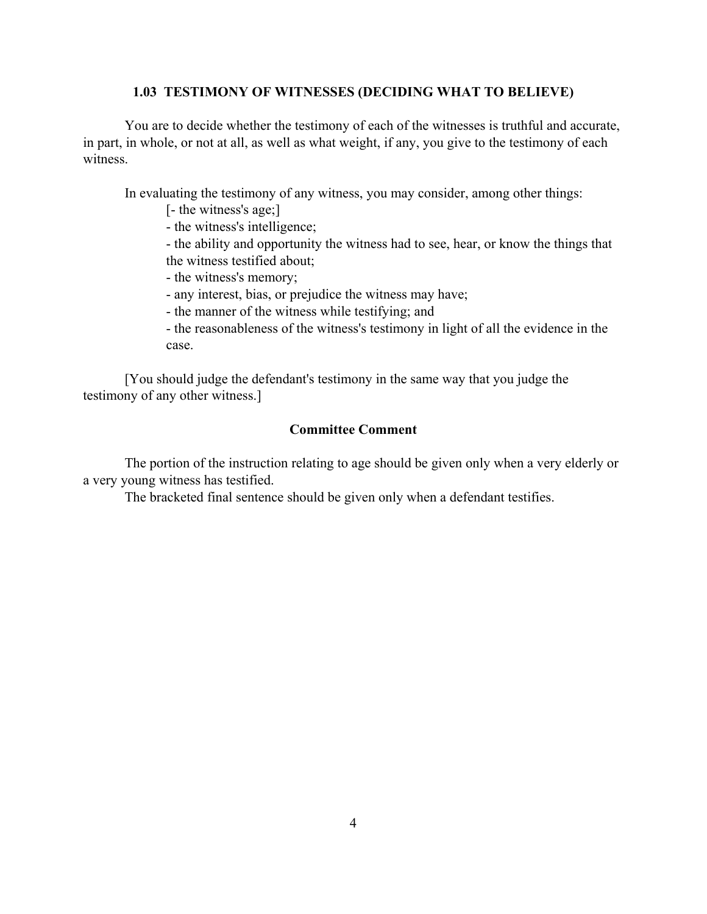### 1.03 TESTIMONY OF WITNESSES (DECIDING WHAT TO BELIEVE)

You are to decide whether the testimony of each of the witnesses is truthful and accurate, in part, in whole, or not at all, as well as what weight, if any, you give to the testimony of each witness.

In evaluating the testimony of any witness, you may consider, among other things:

[- the witness's age;]
- the witness's intelligence;
- the ability and opportunity the witness had to see, hear, or know the things that the witness testified about;
- the witness's memory;
- any interest, bias, or prejudice the witness may have;
- the manner of the witness while testifying; and
- the reasonableness of the witness's testimony in light of all the evidence in the case.

[You should judge the defendant's testimony in the same way that you judge the testimony of any other witness.]

#### Committee Comment

The portion of the instruction relating to age should be given only when a very elderly or a very young witness has testified.

The bracketed final sentence should be given only when a defendant testifies.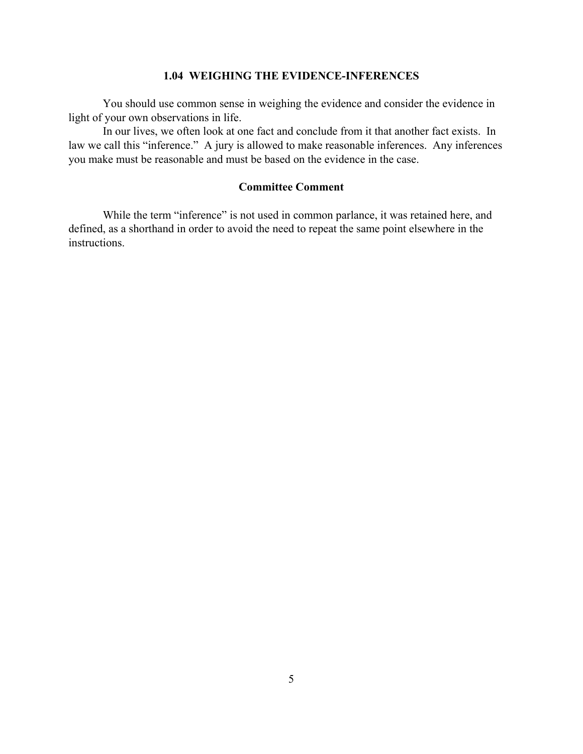### 1.04 WEIGHING THE EVIDENCE-INFERENCES

You should use common sense in weighing the evidence and consider the evidence in light of your own observations in life.

In our lives, we often look at one fact and conclude from it that another fact exists. In law we call this "inference." A jury is allowed to make reasonable inferences. Any inferences you make must be reasonable and must be based on the evidence in the case.

#### Committee Comment

While the term "inference" is not used in common parlance, it was retained here, and defined, as a shorthand in order to avoid the need to repeat the same point elsewhere in the instructions.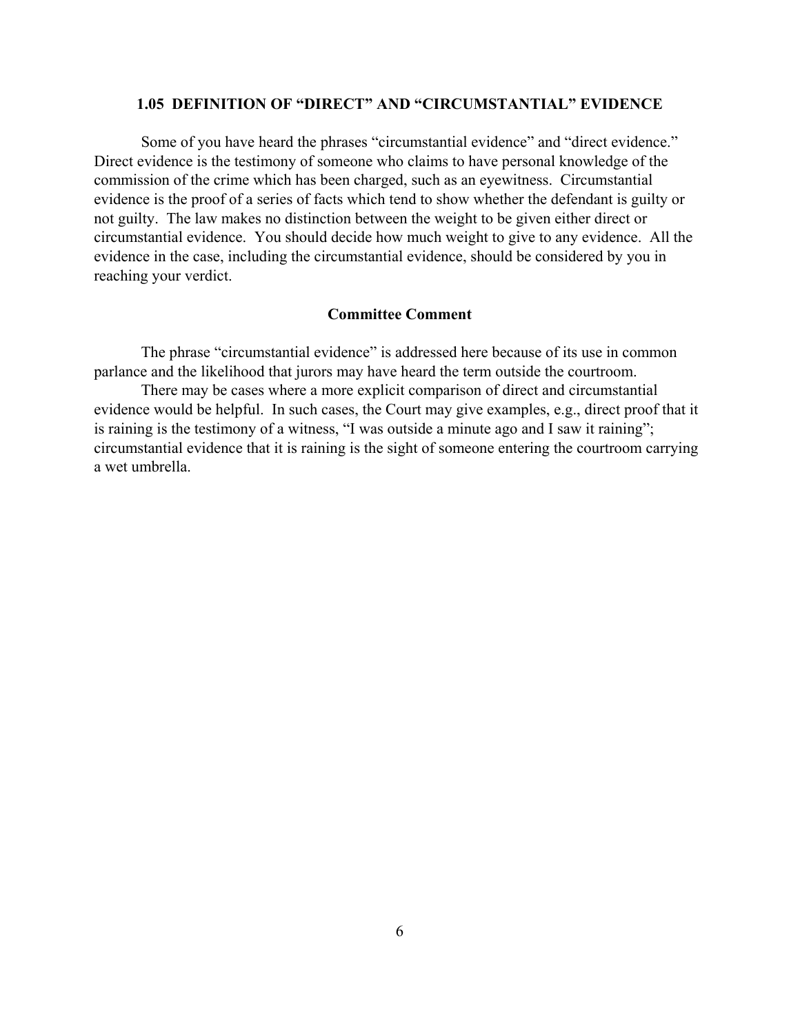### 1.05 DEFINITION OF "DIRECT" AND "CIRCUMSTANTIAL" EVIDENCE

Some of you have heard the phrases "circumstantial evidence" and "direct evidence." Direct evidence is the testimony of someone who claims to have personal knowledge of the commission of the crime which has been charged, such as an eyewitness. Circumstantial evidence is the proof of a series of facts which tend to show whether the defendant is guilty or not guilty. The law makes no distinction between the weight to be given either direct or circumstantial evidence. You should decide how much weight to give to any evidence. All the evidence in the case, including the circumstantial evidence, should be considered by you in reaching your verdict.

#### Committee Comment

The phrase "circumstantial evidence" is addressed here because of its use in common parlance and the likelihood that jurors may have heard the term outside the courtroom.

There may be cases where a more explicit comparison of direct and circumstantial evidence would be helpful. In such cases, the Court may give examples, e.g., direct proof that it is raining is the testimony of a witness, "I was outside a minute ago and I saw it raining"; circumstantial evidence that it is raining is the sight of someone entering the courtroom carrying a wet umbrella.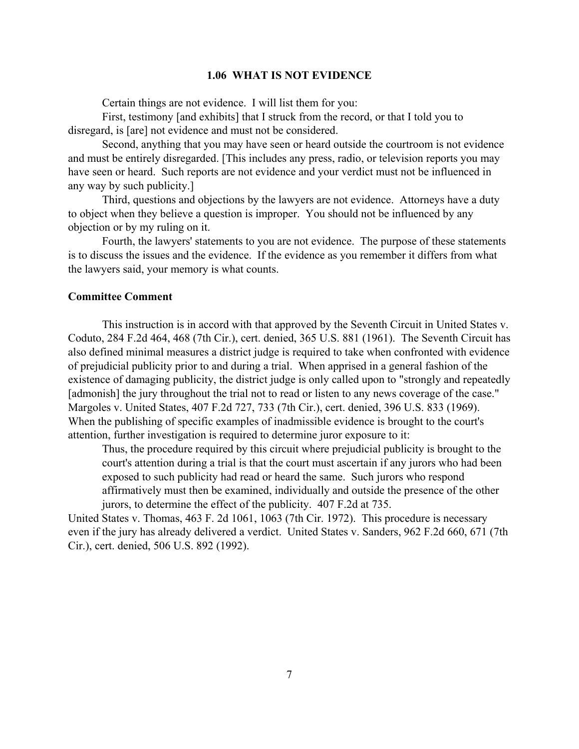## 1.06 WHAT IS NOT EVIDENCE

Certain things are not evidence. I will list them for you:

First, testimony [and exhibits] that I struck from the record, or that I told you to disregard, is [are] not evidence and must not be considered.

Second, anything that you may have seen or heard outside the courtroom is not evidence and must be entirely disregarded. [This includes any press, radio, or television reports you may have seen or heard. Such reports are not evidence and your verdict must not be influenced in any way by such publicity.]

Third, questions and objections by the lawyers are not evidence. Attorneys have a duty to object when they believe a question is improper. You should not be influenced by any objection or by my ruling on it.

Fourth, the lawyers' statements to you are not evidence. The purpose of these statements is to discuss the issues and the evidence. If the evidence as you remember it differs from what the lawyers said, your memory is what counts.

### Committee Comment

This instruction is in accord with that approved by the Seventh Circuit in United States v. Coduto, 284 F.2d 464, 468 (7th Cir.), cert. denied, 365 U.S. 881 (1961). The Seventh Circuit has also defined minimal measures a district judge is required to take when confronted with evidence of prejudicial publicity prior to and during a trial. When apprised in a general fashion of the existence of damaging publicity, the district judge is only called upon to "strongly and repeatedly [admonish] the jury throughout the trial not to read or listen to any news coverage of the case." Margoles v. United States, 407 F.2d 727, 733 (7th Cir.), cert. denied, 396 U.S. 833 (1969). When the publishing of specific examples of inadmissible evidence is brought to the court's attention, further investigation is required to determine juror exposure to it:

> Thus, the procedure required by this circuit where prejudicial publicity is brought to the court's attention during a trial is that the court must ascertain if any jurors who had been exposed to such publicity had read or heard the same. Such jurors who respond affirmatively must then be examined, individually and outside the presence of the other jurors, to determine the effect of the publicity. 407 F.2d at 735.

United States v. Thomas, 463 F. 2d 1061, 1063 (7th Cir. 1972). This procedure is necessary even if the jury has already delivered a verdict. United States v. Sanders, 962 F.2d 660, 671 (7th Cir.), cert. denied, 506 U.S. 892 (1992).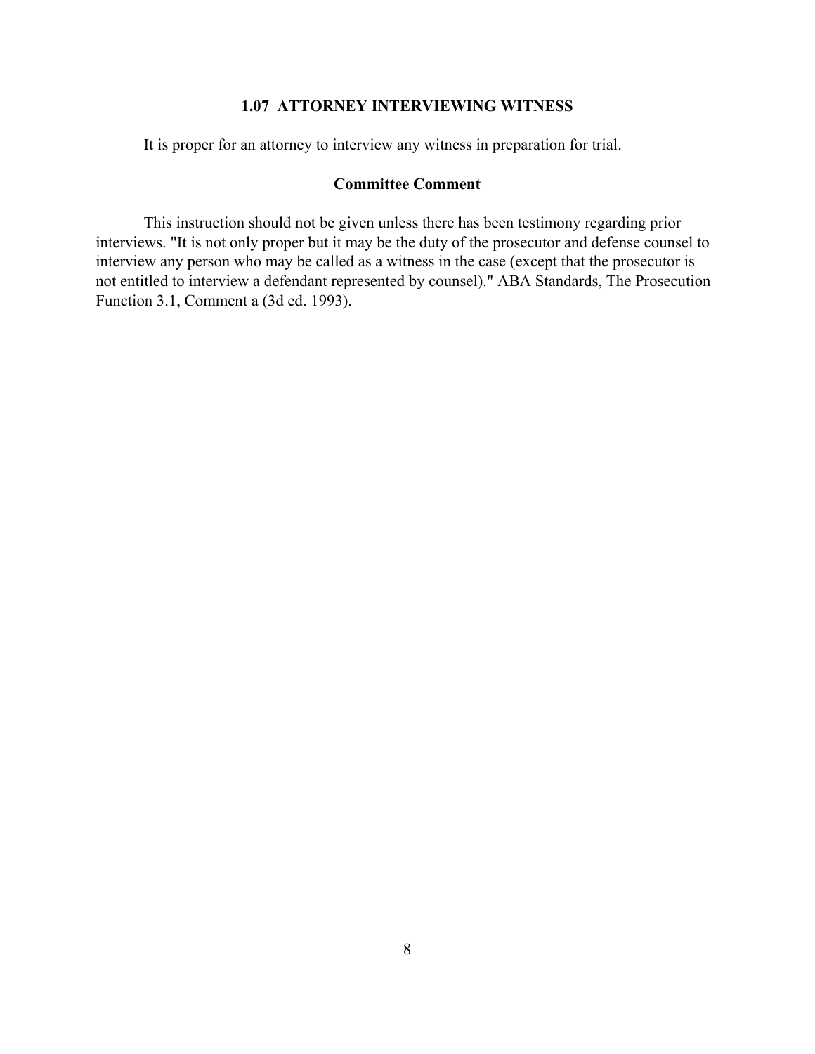## 1.07 ATTORNEY INTERVIEWING WITNESS

It is proper for an attorney to interview any witness in preparation for trial.

### Committee Comment

This instruction should not be given unless there has been testimony regarding prior interviews. "It is not only proper but it may be the duty of the prosecutor and defense counsel to interview any person who may be called as a witness in the case (except that the prosecutor is not entitled to interview a defendant represented by counsel)." ABA Standards, The Prosecution Function 3.1, Comment a (3d ed. 1993).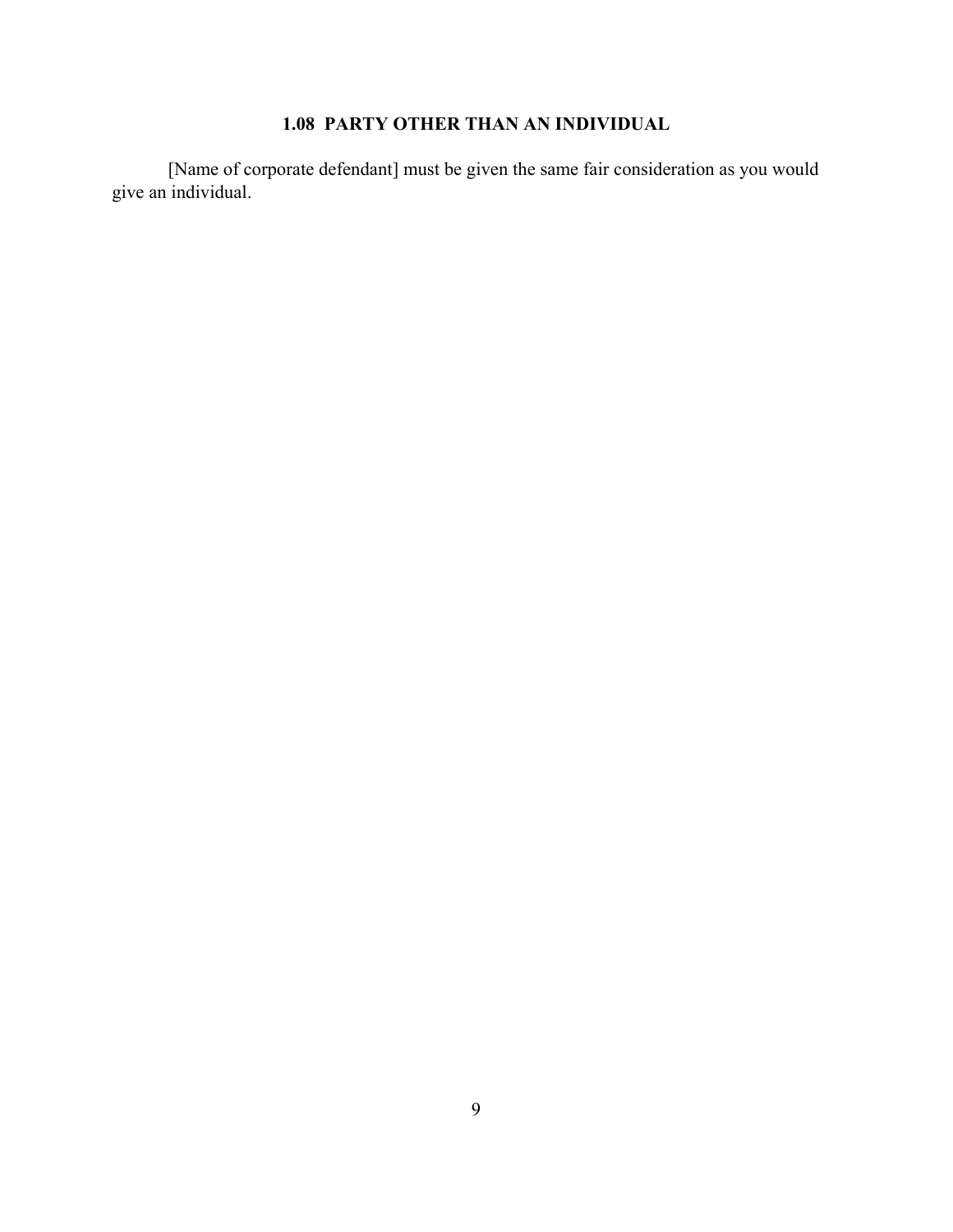## 1.08 PARTY OTHER THAN AN INDIVIDUAL

[Name of corporate defendant] must be given the same fair consideration as you would give an individual.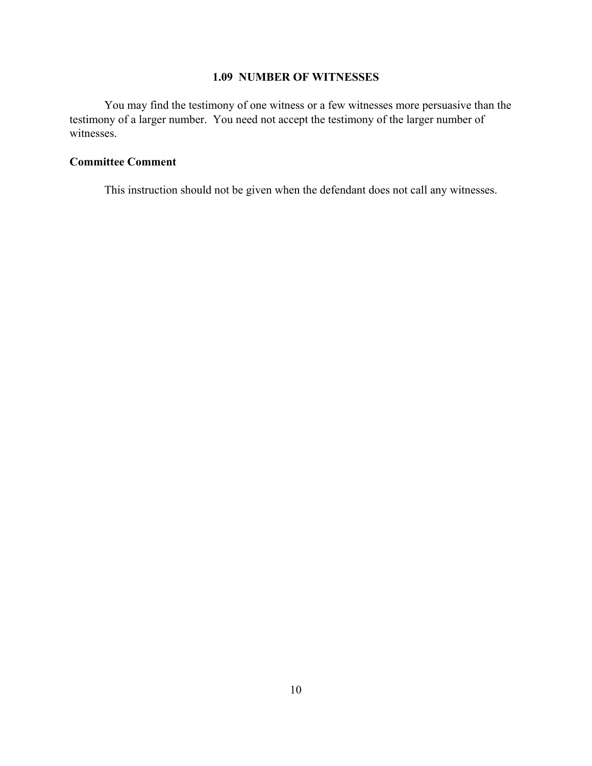### 1.09 NUMBER OF WITNESSES

You may find the testimony of one witness or a few witnesses more persuasive than the testimony of a larger number. You need not accept the testimony of the larger number of witnesses.

**Committee Comment**

This instruction should not be given when the defendant does not call any witnesses.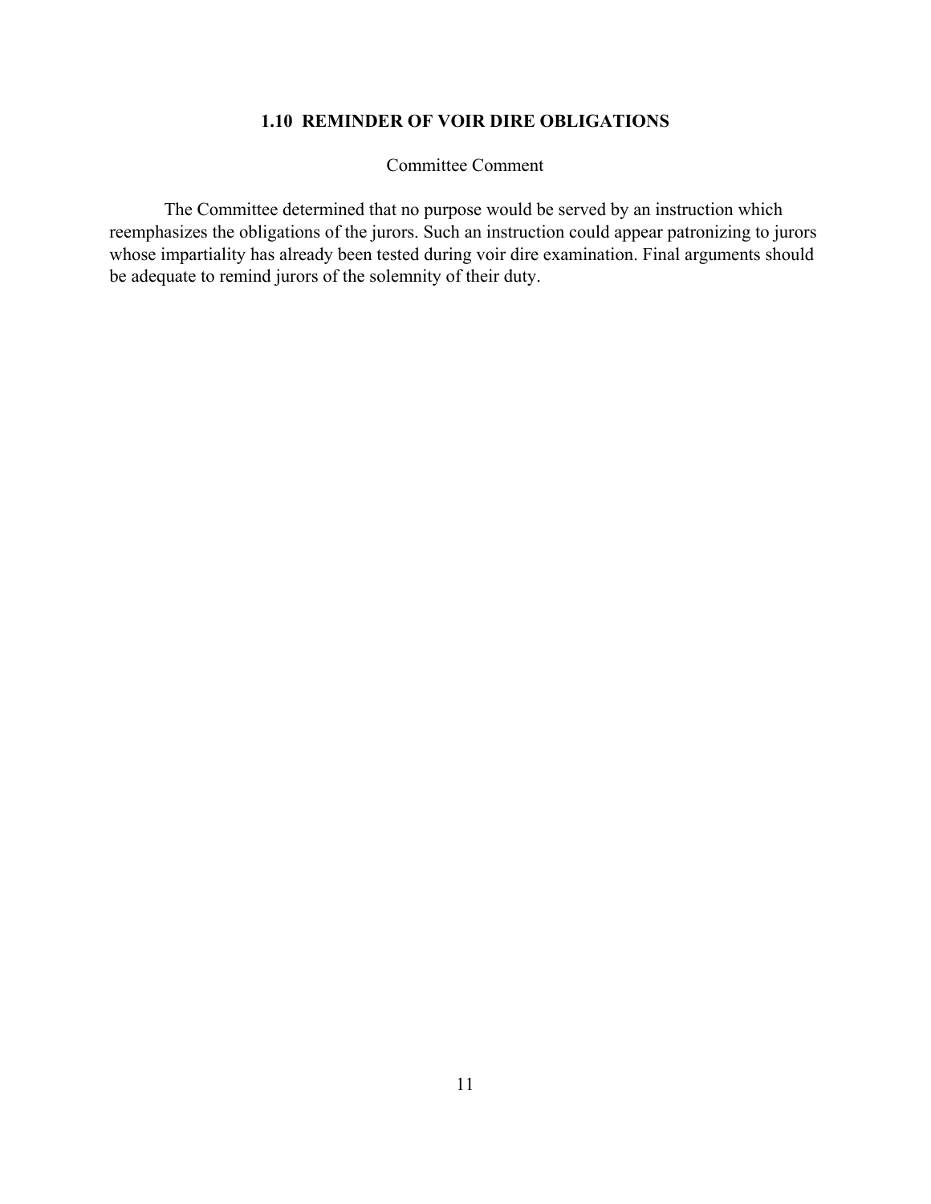## 1.10 REMINDER OF VOIR DIRE OBLIGATIONS

Committee Comment

The Committee determined that no purpose would be served by an instruction which reemphasizes the obligations of the jurors. Such an instruction could appear patronizing to jurors whose impartiality has already been tested during voir dire examination. Final arguments should be adequate to remind jurors of the solemnity of their duty.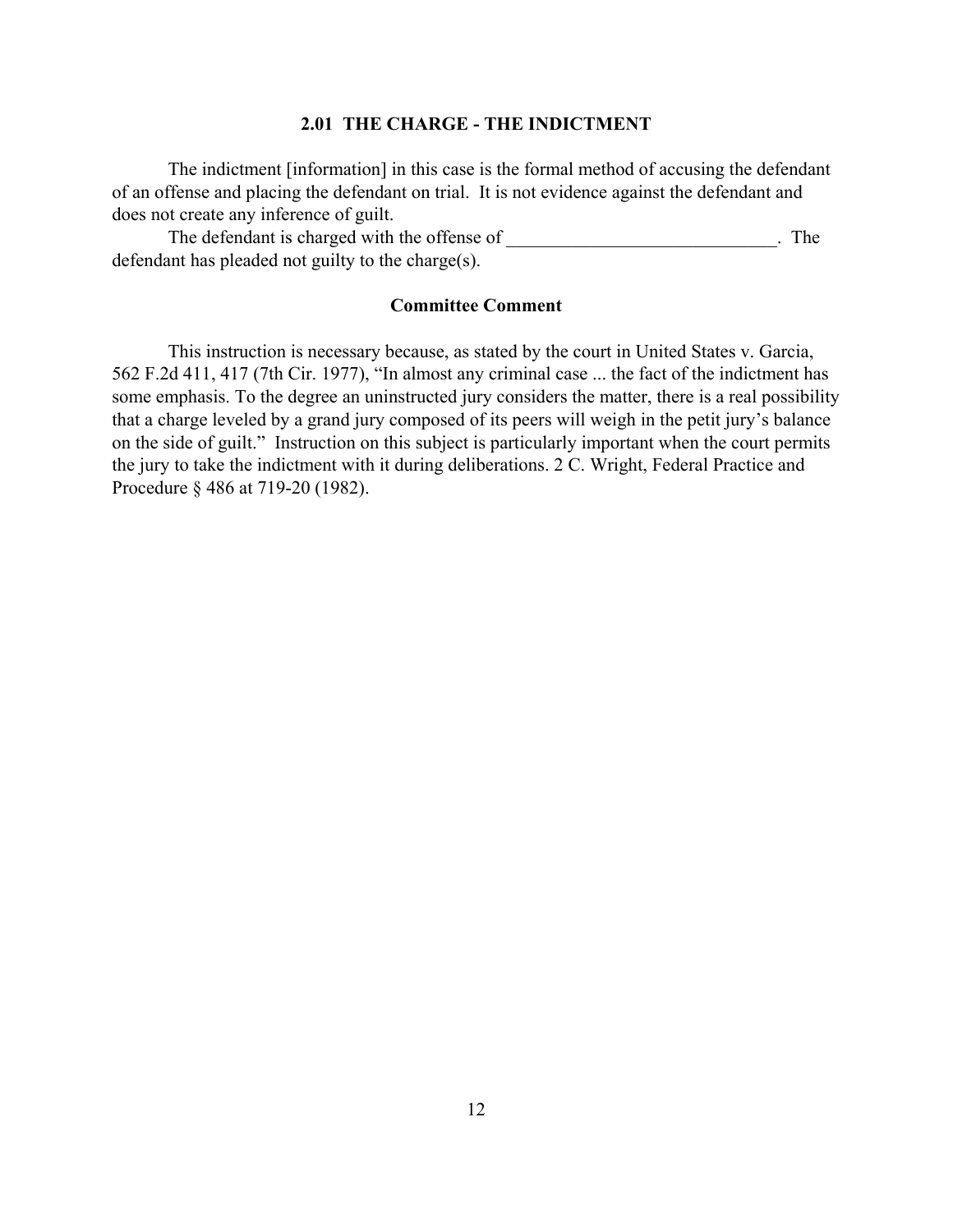## 2.01 THE CHARGE - THE INDICTMENT

The indictment [information] in this case is the formal method of accusing the defendant of an offense and placing the defendant on trial. It is not evidence against the defendant and does not create any inference of guilt.

The defendant is charged with the offense of _____________________________. The defendant has pleaded not guilty to the charge(s).

### Committee Comment

This instruction is necessary because, as stated by the court in United States v. Garcia, 562 F.2d 411, 417 (7th Cir. 1977), "In almost any criminal case ... the fact of the indictment has some emphasis. To the degree an uninstructed jury considers the matter, there is a real possibility that a charge leveled by a grand jury composed of its peers will weigh in the petit jury's balance on the side of guilt." Instruction on this subject is particularly important when the court permits the jury to take the indictment with it during deliberations. 2 C. Wright, Federal Practice and Procedure § 486 at 719-20 (1982).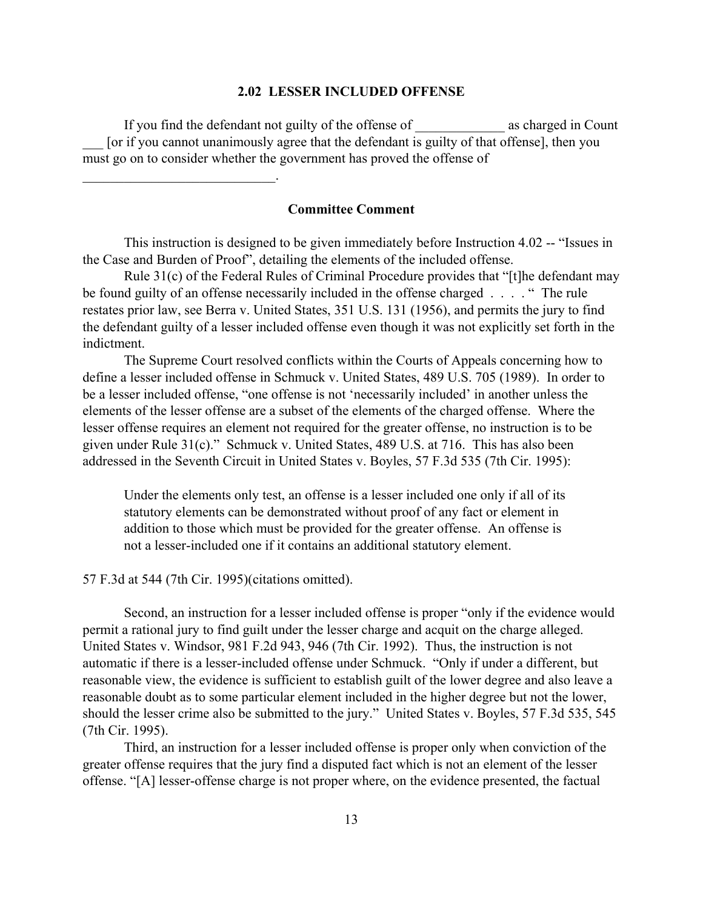### 2.02 LESSER INCLUDED OFFENSE

If you find the defendant not guilty of the offense of _____________ as charged in Count ___ [or if you cannot unanimously agree that the defendant is guilty of that offense], then you must go on to consider whether the government has proved the offense of ____________________________.

#### Committee Comment

This instruction is designed to be given immediately before Instruction 4.02 -- "Issues in the Case and Burden of Proof", detailing the elements of the included offense.

Rule 31(c) of the Federal Rules of Criminal Procedure provides that "[t]he defendant may be found guilty of an offense necessarily included in the offense charged . . . . " The rule restates prior law, see Berra v. United States, 351 U.S. 131 (1956), and permits the jury to find the defendant guilty of a lesser included offense even though it was not explicitly set forth in the indictment.

The Supreme Court resolved conflicts within the Courts of Appeals concerning how to define a lesser included offense in Schmuck v. United States, 489 U.S. 705 (1989). In order to be a lesser included offense, "one offense is not 'necessarily included' in another unless the elements of the lesser offense are a subset of the elements of the charged offense. Where the lesser offense requires an element not required for the greater offense, no instruction is to be given under Rule 31(c)." Schmuck v. United States, 489 U.S. at 716. This has also been addressed in the Seventh Circuit in United States v. Boyles, 57 F.3d 535 (7th Cir. 1995):

> Under the elements only test, an offense is a lesser included one only if all of its statutory elements can be demonstrated without proof of any fact or element in addition to those which must be provided for the greater offense. An offense is not a lesser-included one if it contains an additional statutory element.

57 F.3d at 544 (7th Cir. 1995)(citations omitted).

Second, an instruction for a lesser included offense is proper "only if the evidence would permit a rational jury to find guilt under the lesser charge and acquit on the charge alleged. United States v. Windsor, 981 F.2d 943, 946 (7th Cir. 1992). Thus, the instruction is not automatic if there is a lesser-included offense under Schmuck. "Only if under a different, but reasonable view, the evidence is sufficient to establish guilt of the lower degree and also leave a reasonable doubt as to some particular element included in the higher degree but not the lower, should the lesser crime also be submitted to the jury." United States v. Boyles, 57 F.3d 535, 545 (7th Cir. 1995).

Third, an instruction for a lesser included offense is proper only when conviction of the greater offense requires that the jury find a disputed fact which is not an element of the lesser offense. "[A] lesser-offense charge is not proper where, on the evidence presented, the factual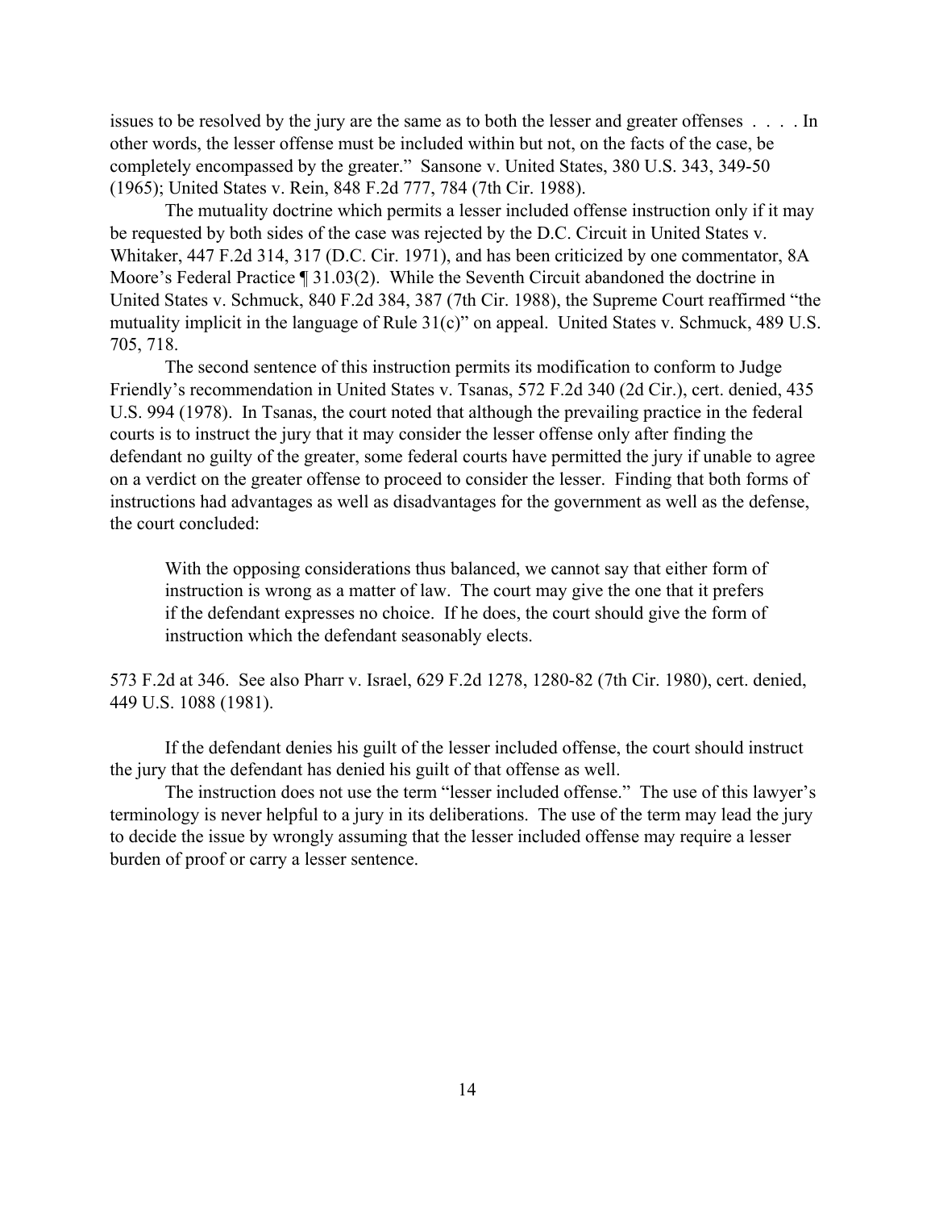issues to be resolved by the jury are the same as to both the lesser and greater offenses . . . . In other words, the lesser offense must be included within but not, on the facts of the case, be completely encompassed by the greater." Sansone v. United States, 380 U.S. 343, 349-50 (1965); United States v. Rein, 848 F.2d 777, 784 (7th Cir. 1988).

The mutuality doctrine which permits a lesser included offense instruction only if it may be requested by both sides of the case was rejected by the D.C. Circuit in United States v. Whitaker, 447 F.2d 314, 317 (D.C. Cir. 1971), and has been criticized by one commentator, 8A Moore's Federal Practice ¶ 31.03(2). While the Seventh Circuit abandoned the doctrine in United States v. Schmuck, 840 F.2d 384, 387 (7th Cir. 1988), the Supreme Court reaffirmed "the mutuality implicit in the language of Rule 31(c)" on appeal. United States v. Schmuck, 489 U.S. 705, 718.

The second sentence of this instruction permits its modification to conform to Judge Friendly's recommendation in United States v. Tsanas, 572 F.2d 340 (2d Cir.), cert. denied, 435 U.S. 994 (1978). In Tsanas, the court noted that although the prevailing practice in the federal courts is to instruct the jury that it may consider the lesser offense only after finding the defendant no guilty of the greater, some federal courts have permitted the jury if unable to agree on a verdict on the greater offense to proceed to consider the lesser. Finding that both forms of instructions had advantages as well as disadvantages for the government as well as the defense, the court concluded:

> With the opposing considerations thus balanced, we cannot say that either form of instruction is wrong as a matter of law. The court may give the one that it prefers if the defendant expresses no choice. If he does, the court should give the form of instruction which the defendant seasonably elects.

573 F.2d at 346. See also Pharr v. Israel, 629 F.2d 1278, 1280-82 (7th Cir. 1980), cert. denied, 449 U.S. 1088 (1981).

If the defendant denies his guilt of the lesser included offense, the court should instruct the jury that the defendant has denied his guilt of that offense as well.

The instruction does not use the term "lesser included offense." The use of this lawyer's terminology is never helpful to a jury in its deliberations. The use of the term may lead the jury to decide the issue by wrongly assuming that the lesser included offense may require a lesser burden of proof or carry a lesser sentence.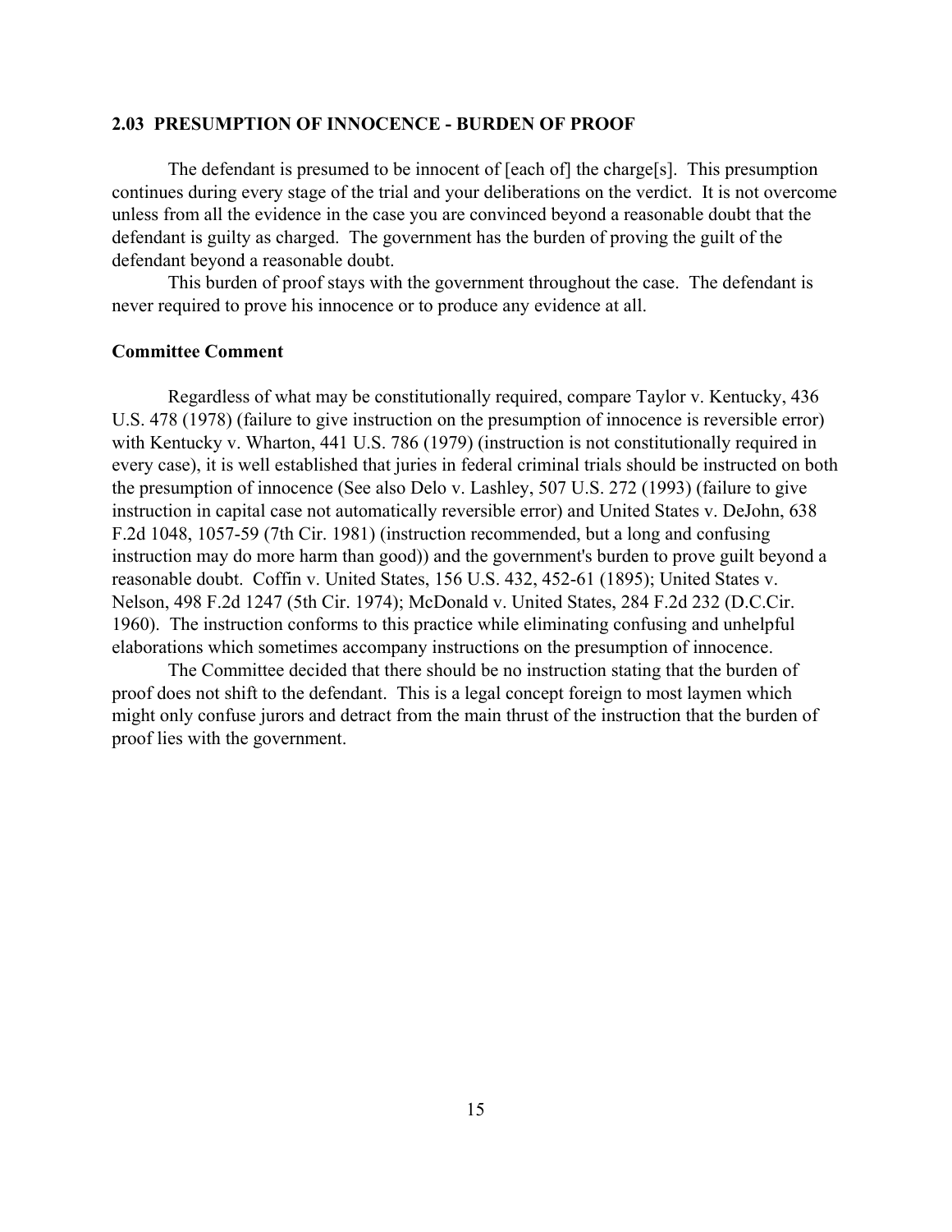## 2.03 PRESUMPTION OF INNOCENCE - BURDEN OF PROOF

The defendant is presumed to be innocent of [each of] the charge[s]. This presumption continues during every stage of the trial and your deliberations on the verdict. It is not overcome unless from all the evidence in the case you are convinced beyond a reasonable doubt that the defendant is guilty as charged. The government has the burden of proving the guilt of the defendant beyond a reasonable doubt.

This burden of proof stays with the government throughout the case. The defendant is never required to prove his innocence or to produce any evidence at all.

### Committee Comment

Regardless of what may be constitutionally required, compare Taylor v. Kentucky, 436 U.S. 478 (1978) (failure to give instruction on the presumption of innocence is reversible error) with Kentucky v. Wharton, 441 U.S. 786 (1979) (instruction is not constitutionally required in every case), it is well established that juries in federal criminal trials should be instructed on both the presumption of innocence (See also Delo v. Lashley, 507 U.S. 272 (1993) (failure to give instruction in capital case not automatically reversible error) and United States v. DeJohn, 638 F.2d 1048, 1057-59 (7th Cir. 1981) (instruction recommended, but a long and confusing instruction may do more harm than good)) and the government's burden to prove guilt beyond a reasonable doubt. Coffin v. United States, 156 U.S. 432, 452-61 (1895); United States v. Nelson, 498 F.2d 1247 (5th Cir. 1974); McDonald v. United States, 284 F.2d 232 (D.C.Cir. 1960). The instruction conforms to this practice while eliminating confusing and unhelpful elaborations which sometimes accompany instructions on the presumption of innocence.

The Committee decided that there should be no instruction stating that the burden of proof does not shift to the defendant. This is a legal concept foreign to most laymen which might only confuse jurors and detract from the main thrust of the instruction that the burden of proof lies with the government.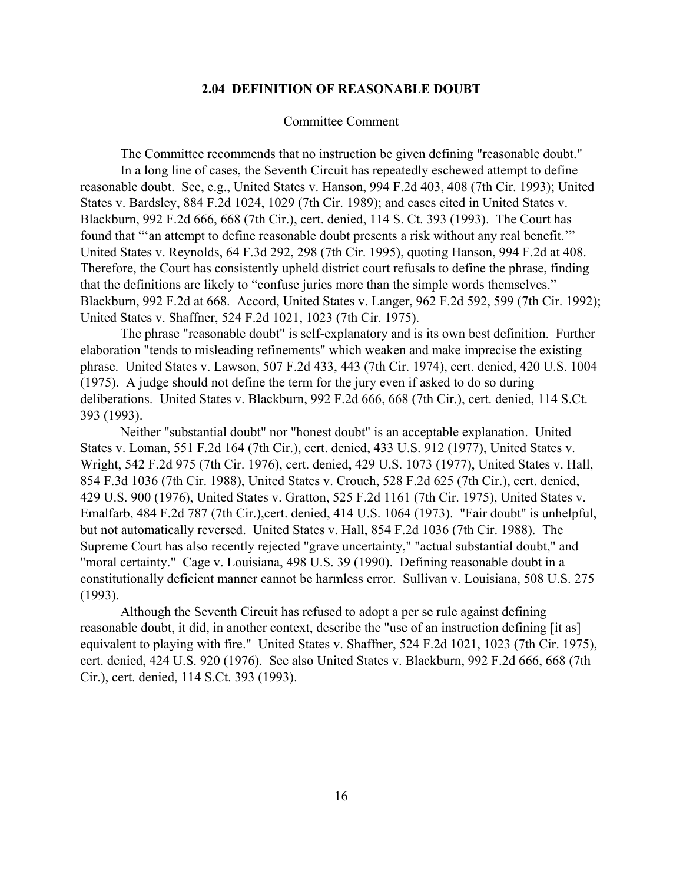## 2.04 DEFINITION OF REASONABLE DOUBT

Committee Comment

The Committee recommends that no instruction be given defining "reasonable doubt."

In a long line of cases, the Seventh Circuit has repeatedly eschewed attempt to define reasonable doubt. See, e.g., United States v. Hanson, 994 F.2d 403, 408 (7th Cir. 1993); United States v. Bardsley, 884 F.2d 1024, 1029 (7th Cir. 1989); and cases cited in United States v. Blackburn, 992 F.2d 666, 668 (7th Cir.), cert. denied, 114 S. Ct. 393 (1993). The Court has found that "'an attempt to define reasonable doubt presents a risk without any real benefit.'" United States v. Reynolds, 64 F.3d 292, 298 (7th Cir. 1995), quoting Hanson, 994 F.2d at 408. Therefore, the Court has consistently upheld district court refusals to define the phrase, finding that the definitions are likely to "confuse juries more than the simple words themselves." Blackburn, 992 F.2d at 668. Accord, United States v. Langer, 962 F.2d 592, 599 (7th Cir. 1992); United States v. Shaffner, 524 F.2d 1021, 1023 (7th Cir. 1975).

The phrase "reasonable doubt" is self-explanatory and is its own best definition. Further elaboration "tends to misleading refinements" which weaken and make imprecise the existing phrase. United States v. Lawson, 507 F.2d 433, 443 (7th Cir. 1974), cert. denied, 420 U.S. 1004 (1975). A judge should not define the term for the jury even if asked to do so during deliberations. United States v. Blackburn, 992 F.2d 666, 668 (7th Cir.), cert. denied, 114 S.Ct. 393 (1993).

Neither "substantial doubt" nor "honest doubt" is an acceptable explanation. United States v. Loman, 551 F.2d 164 (7th Cir.), cert. denied, 433 U.S. 912 (1977), United States v. Wright, 542 F.2d 975 (7th Cir. 1976), cert. denied, 429 U.S. 1073 (1977), United States v. Hall, 854 F.3d 1036 (7th Cir. 1988), United States v. Crouch, 528 F.2d 625 (7th Cir.), cert. denied, 429 U.S. 900 (1976), United States v. Gratton, 525 F.2d 1161 (7th Cir. 1975), United States v. Emalfarb, 484 F.2d 787 (7th Cir.),cert. denied, 414 U.S. 1064 (1973). "Fair doubt" is unhelpful, but not automatically reversed. United States v. Hall, 854 F.2d 1036 (7th Cir. 1988). The Supreme Court has also recently rejected "grave uncertainty," "actual substantial doubt," and "moral certainty." Cage v. Louisiana, 498 U.S. 39 (1990). Defining reasonable doubt in a constitutionally deficient manner cannot be harmless error. Sullivan v. Louisiana, 508 U.S. 275 (1993).

Although the Seventh Circuit has refused to adopt a per se rule against defining reasonable doubt, it did, in another context, describe the "use of an instruction defining [it as] equivalent to playing with fire." United States v. Shaffner, 524 F.2d 1021, 1023 (7th Cir. 1975), cert. denied, 424 U.S. 920 (1976). See also United States v. Blackburn, 992 F.2d 666, 668 (7th Cir.), cert. denied, 114 S.Ct. 393 (1993).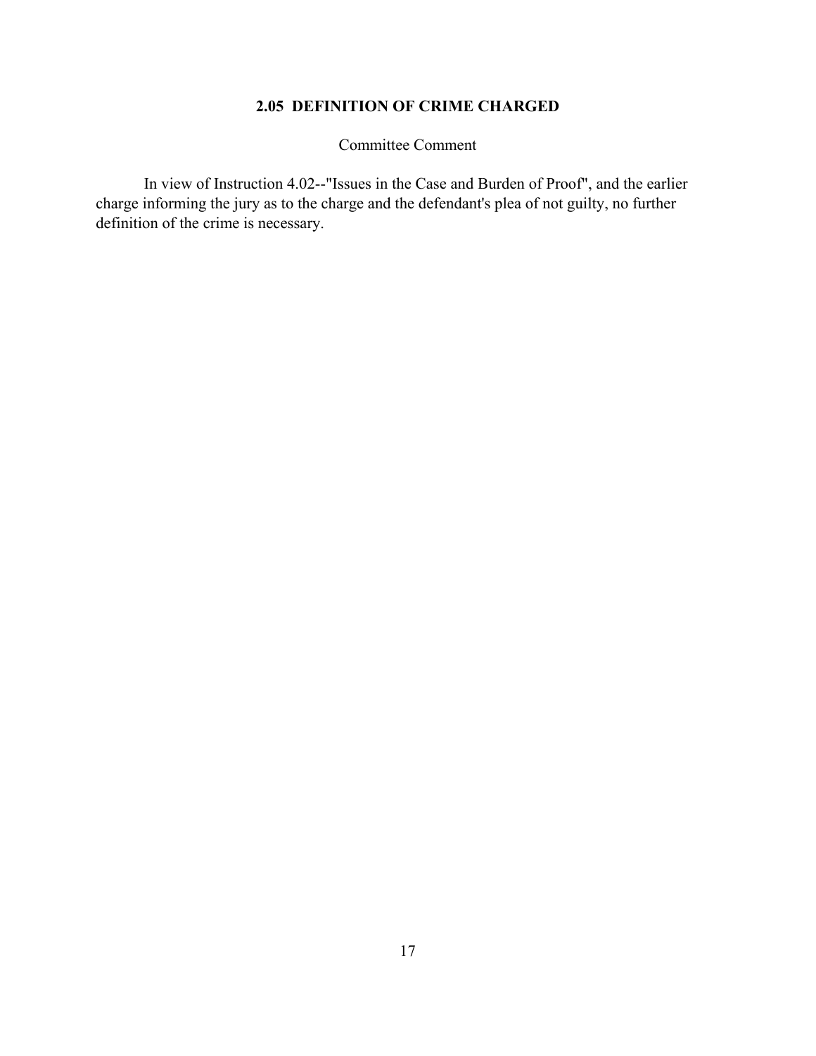## 2.05 DEFINITION OF CRIME CHARGED

Committee Comment

In view of Instruction 4.02--"Issues in the Case and Burden of Proof", and the earlier charge informing the jury as to the charge and the defendant's plea of not guilty, no further definition of the crime is necessary.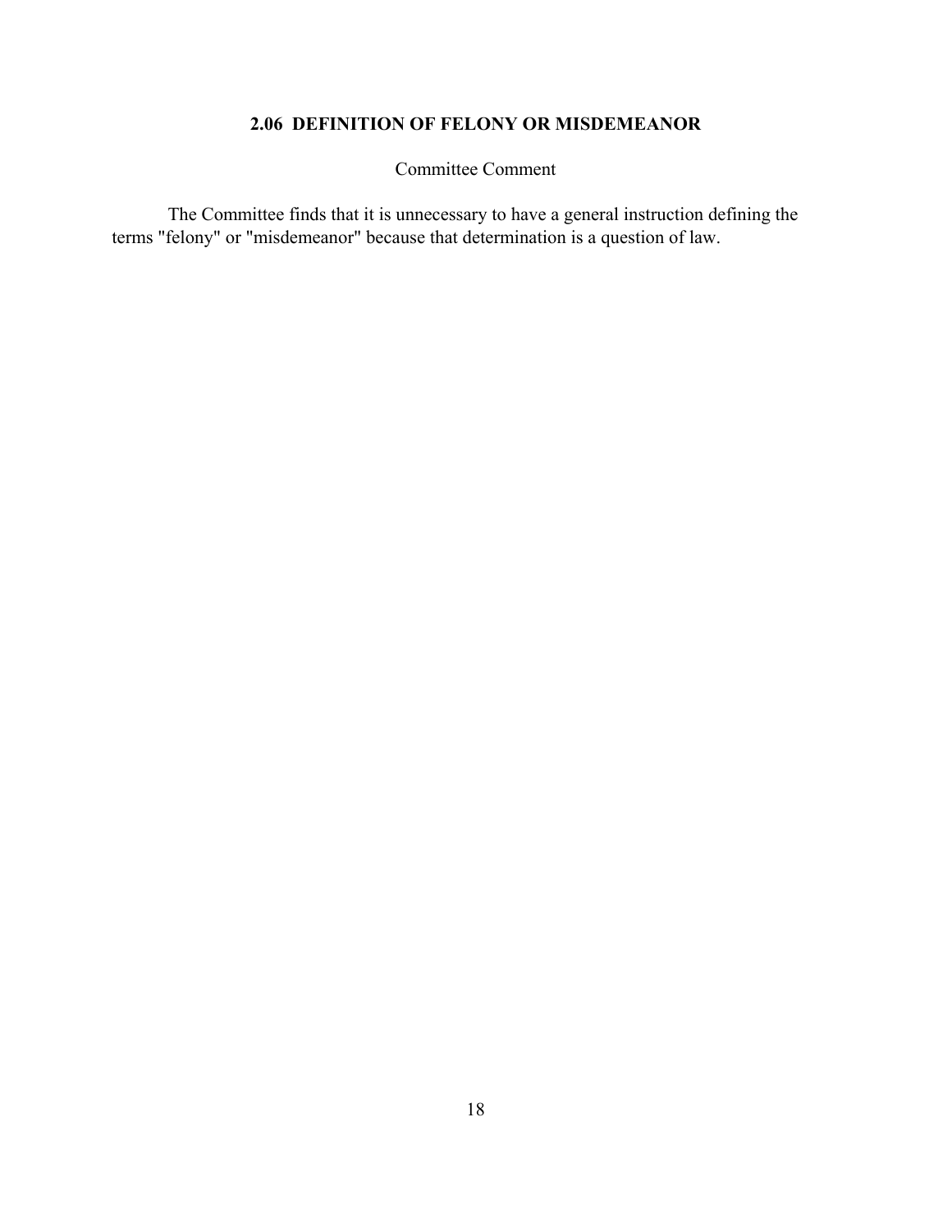## 2.06 DEFINITION OF FELONY OR MISDEMEANOR

Committee Comment

The Committee finds that it is unnecessary to have a general instruction defining the terms "felony" or "misdemeanor" because that determination is a question of law.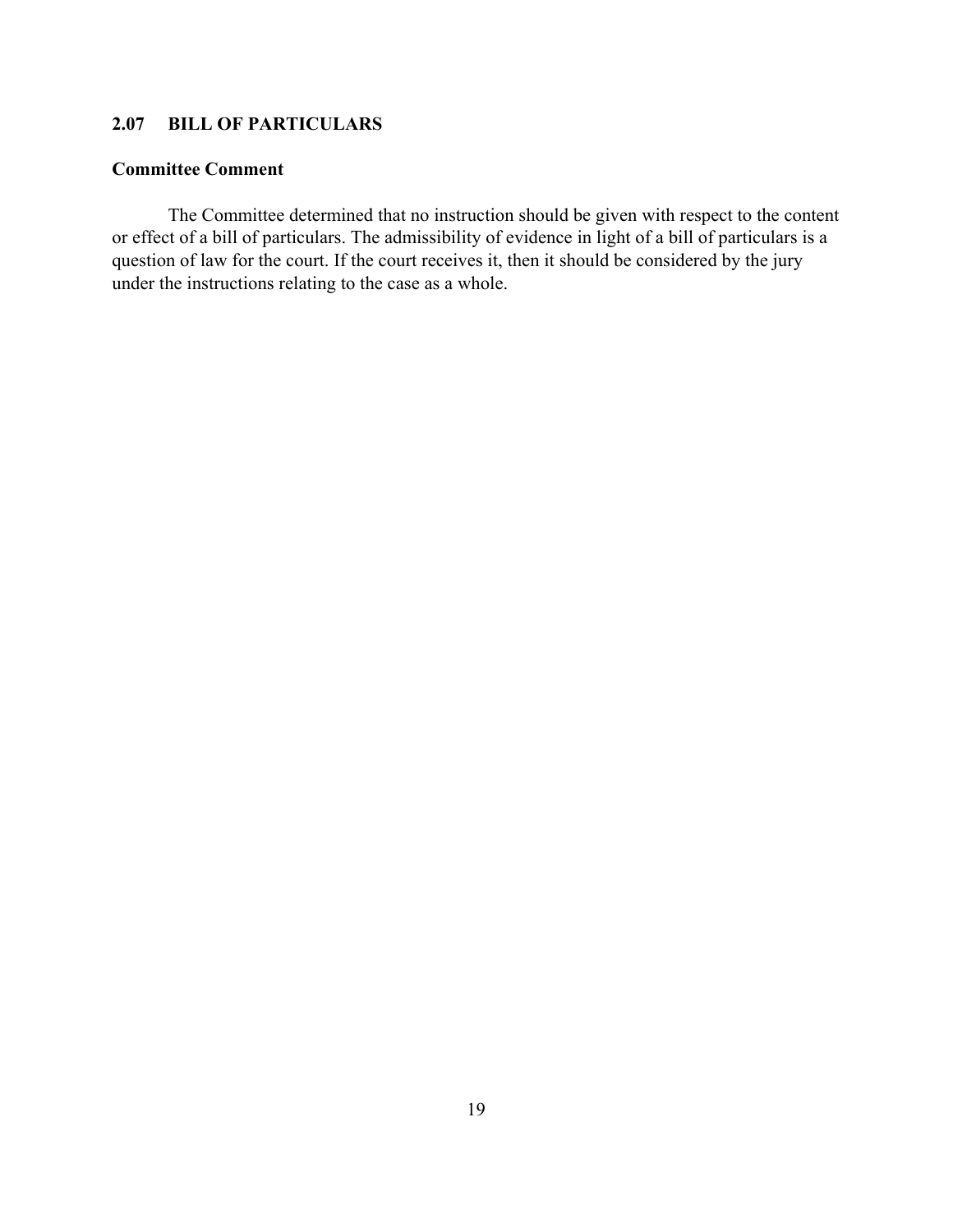## 2.07 BILL OF PARTICULARS

### Committee Comment

The Committee determined that no instruction should be given with respect to the content or effect of a bill of particulars. The admissibility of evidence in light of a bill of particulars is a question of law for the court. If the court receives it, then it should be considered by the jury under the instructions relating to the case as a whole.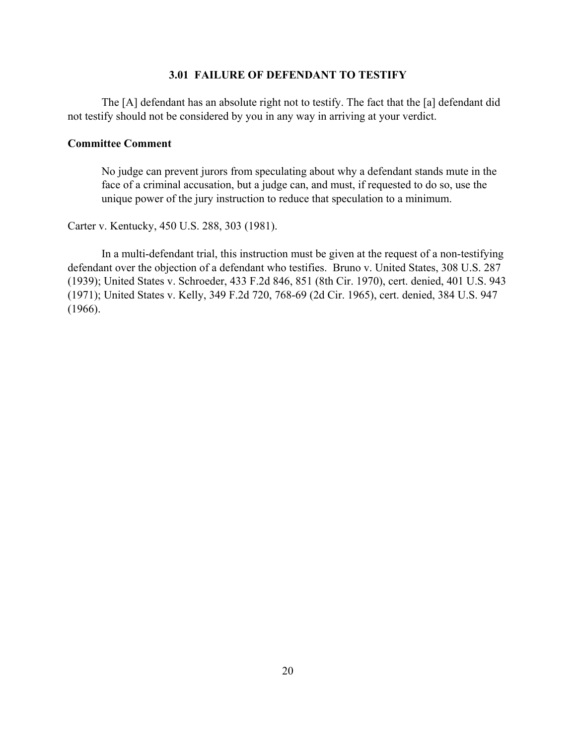### 3.01 FAILURE OF DEFENDANT TO TESTIFY

The [A] defendant has an absolute right not to testify. The fact that the [a] defendant did not testify should not be considered by you in any way in arriving at your verdict.

**Committee Comment**

> No judge can prevent jurors from speculating about why a defendant stands mute in the face of a criminal accusation, but a judge can, and must, if requested to do so, use the unique power of the jury instruction to reduce that speculation to a minimum.

Carter v. Kentucky, 450 U.S. 288, 303 (1981).

In a multi-defendant trial, this instruction must be given at the request of a non-testifying defendant over the objection of a defendant who testifies. Bruno v. United States, 308 U.S. 287 (1939); United States v. Schroeder, 433 F.2d 846, 851 (8th Cir. 1970), cert. denied, 401 U.S. 943 (1971); United States v. Kelly, 349 F.2d 720, 768-69 (2d Cir. 1965), cert. denied, 384 U.S. 947 (1966).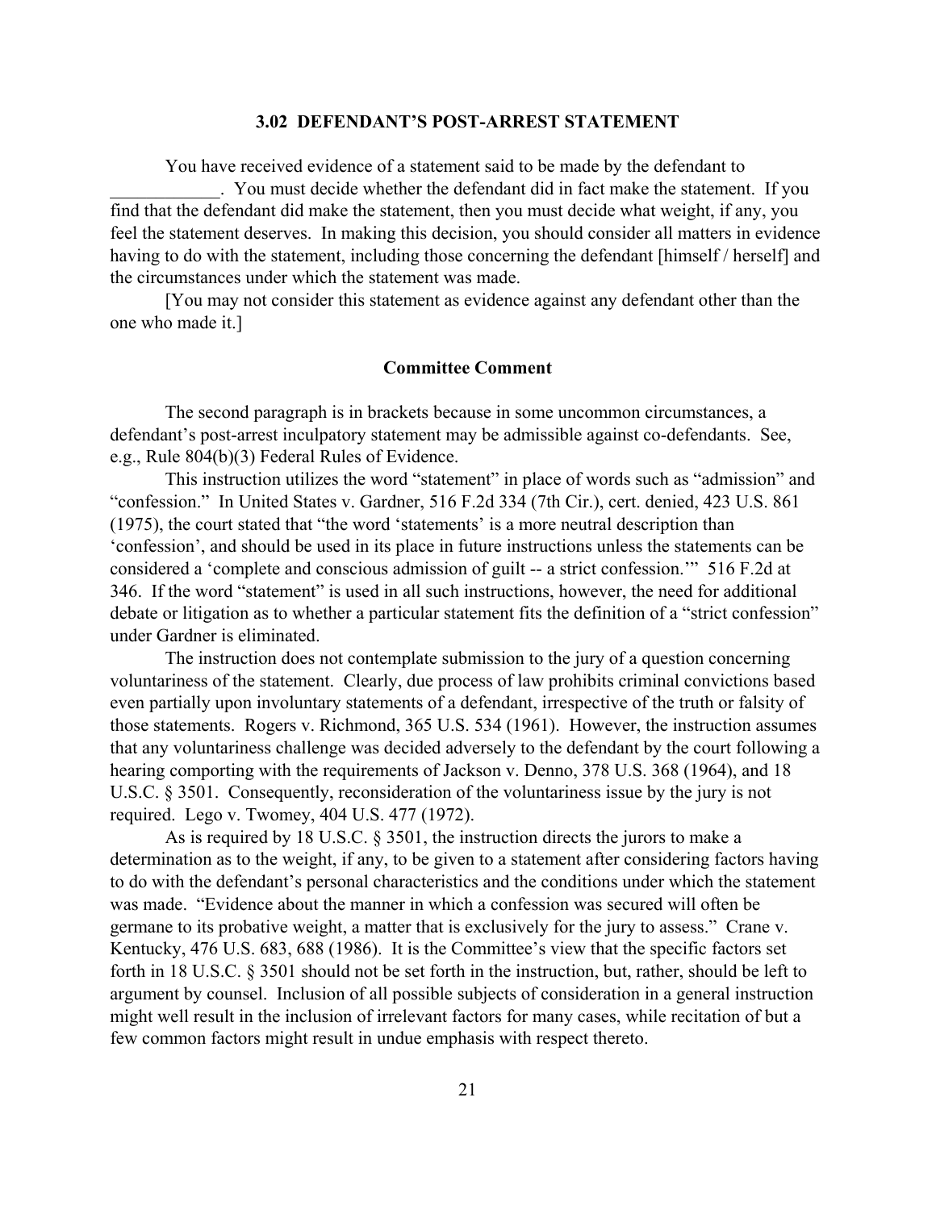### 3.02 DEFENDANT'S POST-ARREST STATEMENT

You have received evidence of a statement said to be made by the defendant to ____________. You must decide whether the defendant did in fact make the statement. If you find that the defendant did make the statement, then you must decide what weight, if any, you feel the statement deserves. In making this decision, you should consider all matters in evidence having to do with the statement, including those concerning the defendant [himself / herself] and the circumstances under which the statement was made.

[You may not consider this statement as evidence against any defendant other than the one who made it.]

#### Committee Comment

The second paragraph is in brackets because in some uncommon circumstances, a defendant's post-arrest inculpatory statement may be admissible against co-defendants. See, e.g., Rule 804(b)(3) Federal Rules of Evidence.

This instruction utilizes the word "statement" in place of words such as "admission" and "confession." In United States v. Gardner, 516 F.2d 334 (7th Cir.), cert. denied, 423 U.S. 861 (1975), the court stated that "the word 'statements' is a more neutral description than 'confession', and should be used in its place in future instructions unless the statements can be considered a 'complete and conscious admission of guilt -- a strict confession.'" 516 F.2d at 346. If the word "statement" is used in all such instructions, however, the need for additional debate or litigation as to whether a particular statement fits the definition of a "strict confession" under Gardner is eliminated.

The instruction does not contemplate submission to the jury of a question concerning voluntariness of the statement. Clearly, due process of law prohibits criminal convictions based even partially upon involuntary statements of a defendant, irrespective of the truth or falsity of those statements. Rogers v. Richmond, 365 U.S. 534 (1961). However, the instruction assumes that any voluntariness challenge was decided adversely to the defendant by the court following a hearing comporting with the requirements of Jackson v. Denno, 378 U.S. 368 (1964), and 18 U.S.C. § 3501. Consequently, reconsideration of the voluntariness issue by the jury is not required. Lego v. Twomey, 404 U.S. 477 (1972).

As is required by 18 U.S.C. § 3501, the instruction directs the jurors to make a determination as to the weight, if any, to be given to a statement after considering factors having to do with the defendant's personal characteristics and the conditions under which the statement was made. "Evidence about the manner in which a confession was secured will often be germane to its probative weight, a matter that is exclusively for the jury to assess." Crane v. Kentucky, 476 U.S. 683, 688 (1986). It is the Committee's view that the specific factors set forth in 18 U.S.C. § 3501 should not be set forth in the instruction, but, rather, should be left to argument by counsel. Inclusion of all possible subjects of consideration in a general instruction might well result in the inclusion of irrelevant factors for many cases, while recitation of but a few common factors might result in undue emphasis with respect thereto.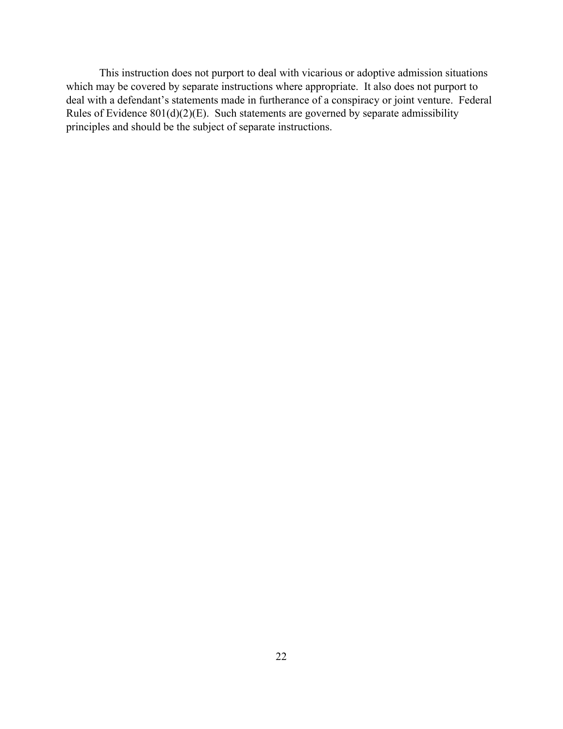This instruction does not purport to deal with vicarious or adoptive admission situations which may be covered by separate instructions where appropriate. It also does not purport to deal with a defendant's statements made in furtherance of a conspiracy or joint venture. Federal Rules of Evidence 801(d)(2)(E). Such statements are governed by separate admissibility principles and should be the subject of separate instructions.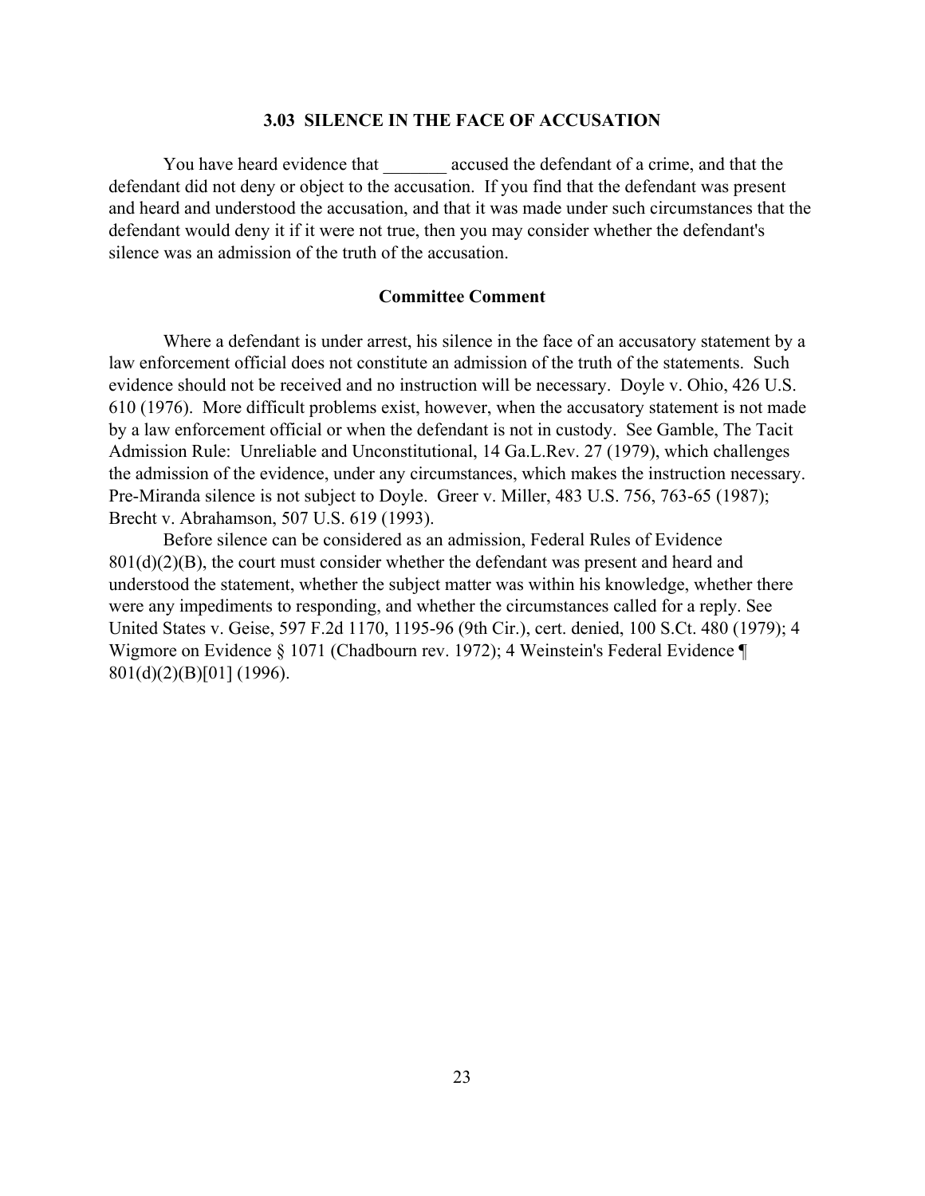### 3.03 SILENCE IN THE FACE OF ACCUSATION

You have heard evidence that _______ accused the defendant of a crime, and that the defendant did not deny or object to the accusation. If you find that the defendant was present and heard and understood the accusation, and that it was made under such circumstances that the defendant would deny it if it were not true, then you may consider whether the defendant's silence was an admission of the truth of the accusation.

#### Committee Comment

Where a defendant is under arrest, his silence in the face of an accusatory statement by a law enforcement official does not constitute an admission of the truth of the statements. Such evidence should not be received and no instruction will be necessary. Doyle v. Ohio, 426 U.S. 610 (1976). More difficult problems exist, however, when the accusatory statement is not made by a law enforcement official or when the defendant is not in custody. See Gamble, The Tacit Admission Rule: Unreliable and Unconstitutional, 14 Ga.L.Rev. 27 (1979), which challenges the admission of the evidence, under any circumstances, which makes the instruction necessary. Pre-Miranda silence is not subject to Doyle. Greer v. Miller, 483 U.S. 756, 763-65 (1987); Brecht v. Abrahamson, 507 U.S. 619 (1993).

Before silence can be considered as an admission, Federal Rules of Evidence 801(d)(2)(B), the court must consider whether the defendant was present and heard and understood the statement, whether the subject matter was within his knowledge, whether there were any impediments to responding, and whether the circumstances called for a reply. See United States v. Geise, 597 F.2d 1170, 1195-96 (9th Cir.), cert. denied, 100 S.Ct. 480 (1979); 4 Wigmore on Evidence § 1071 (Chadbourn rev. 1972); 4 Weinstein's Federal Evidence ¶ 801(d)(2)(B)[01] (1996).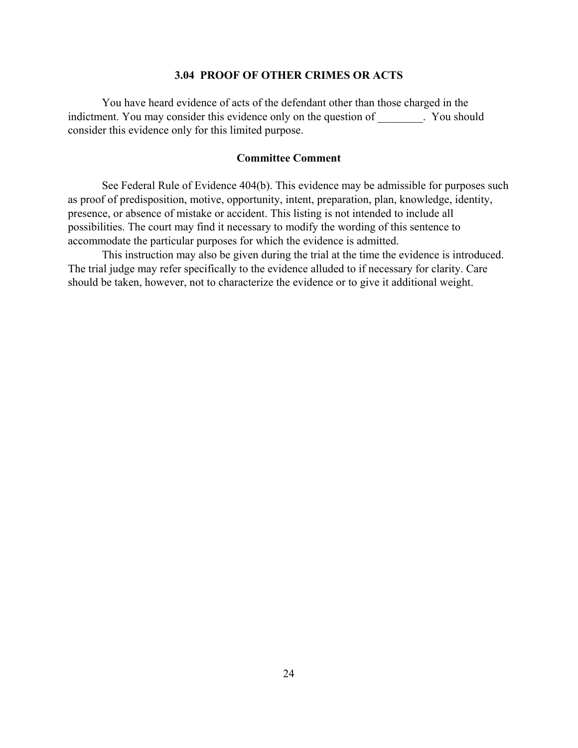### 3.04 PROOF OF OTHER CRIMES OR ACTS

You have heard evidence of acts of the defendant other than those charged in the indictment. You may consider this evidence only on the question of ________. You should consider this evidence only for this limited purpose.

#### Committee Comment

See Federal Rule of Evidence 404(b). This evidence may be admissible for purposes such as proof of predisposition, motive, opportunity, intent, preparation, plan, knowledge, identity, presence, or absence of mistake or accident. This listing is not intended to include all possibilities. The court may find it necessary to modify the wording of this sentence to accommodate the particular purposes for which the evidence is admitted.

This instruction may also be given during the trial at the time the evidence is introduced. The trial judge may refer specifically to the evidence alluded to if necessary for clarity. Care should be taken, however, not to characterize the evidence or to give it additional weight.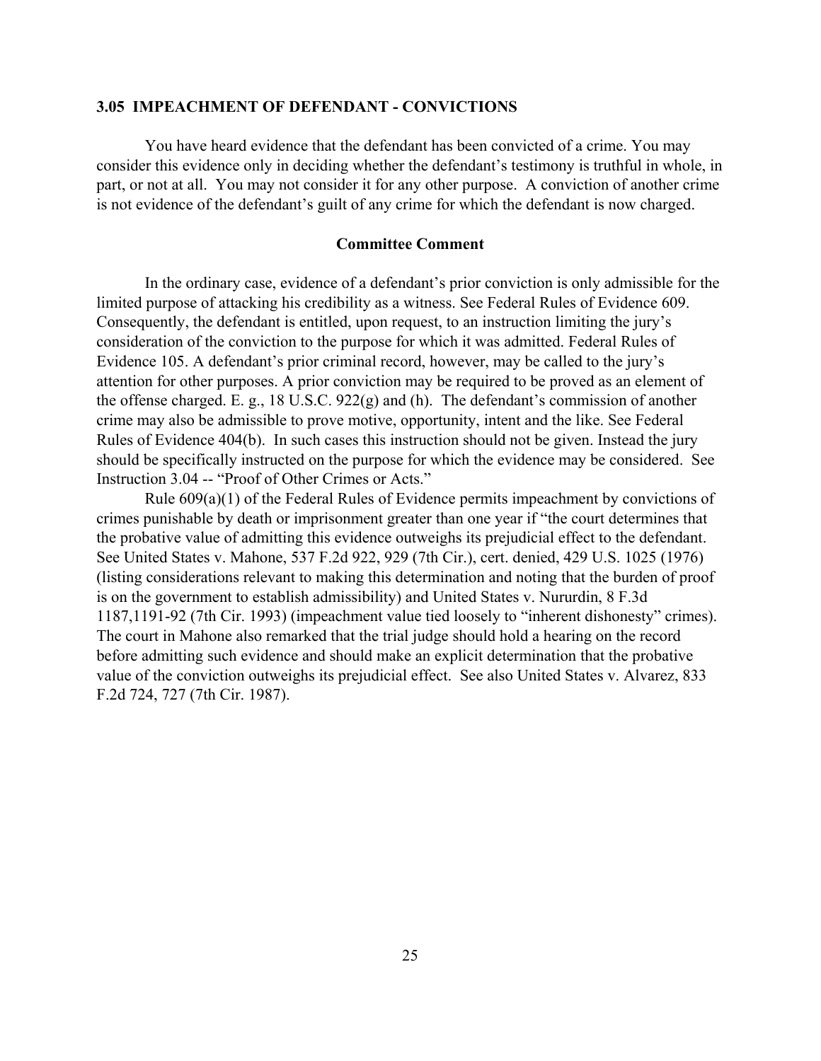### 3.05 IMPEACHMENT OF DEFENDANT - CONVICTIONS

You have heard evidence that the defendant has been convicted of a crime. You may consider this evidence only in deciding whether the defendant's testimony is truthful in whole, in part, or not at all. You may not consider it for any other purpose. A conviction of another crime is not evidence of the defendant's guilt of any crime for which the defendant is now charged.

#### Committee Comment

In the ordinary case, evidence of a defendant's prior conviction is only admissible for the limited purpose of attacking his credibility as a witness. See Federal Rules of Evidence 609. Consequently, the defendant is entitled, upon request, to an instruction limiting the jury's consideration of the conviction to the purpose for which it was admitted. Federal Rules of Evidence 105. A defendant's prior criminal record, however, may be called to the jury's attention for other purposes. A prior conviction may be required to be proved as an element of the offense charged. E. g., 18 U.S.C. 922(g) and (h). The defendant's commission of another crime may also be admissible to prove motive, opportunity, intent and the like. See Federal Rules of Evidence 404(b). In such cases this instruction should not be given. Instead the jury should be specifically instructed on the purpose for which the evidence may be considered. See Instruction 3.04 -- "Proof of Other Crimes or Acts."

Rule 609(a)(1) of the Federal Rules of Evidence permits impeachment by convictions of crimes punishable by death or imprisonment greater than one year if "the court determines that the probative value of admitting this evidence outweighs its prejudicial effect to the defendant. See United States v. Mahone, 537 F.2d 922, 929 (7th Cir.), cert. denied, 429 U.S. 1025 (1976) (listing considerations relevant to making this determination and noting that the burden of proof is on the government to establish admissibility) and United States v. Nururdin, 8 F.3d 1187,1191-92 (7th Cir. 1993) (impeachment value tied loosely to "inherent dishonesty" crimes). The court in Mahone also remarked that the trial judge should hold a hearing on the record before admitting such evidence and should make an explicit determination that the probative value of the conviction outweighs its prejudicial effect. See also United States v. Alvarez, 833 F.2d 724, 727 (7th Cir. 1987).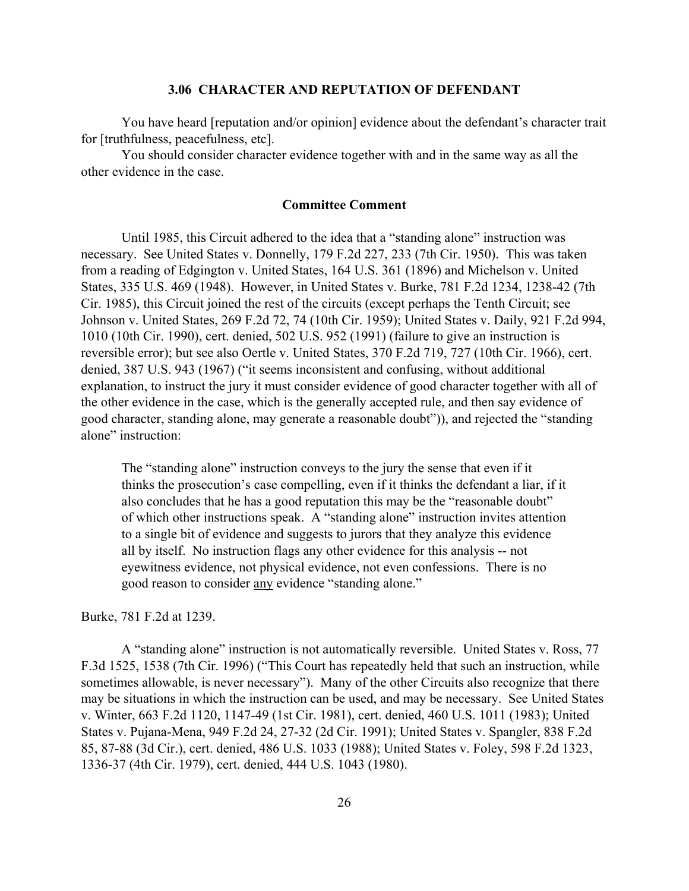### 3.06 CHARACTER AND REPUTATION OF DEFENDANT

You have heard [reputation and/or opinion] evidence about the defendant's character trait for [truthfulness, peacefulness, etc].

You should consider character evidence together with and in the same way as all the other evidence in the case.

#### Committee Comment

Until 1985, this Circuit adhered to the idea that a "standing alone" instruction was necessary. See United States v. Donnelly, 179 F.2d 227, 233 (7th Cir. 1950). This was taken from a reading of Edgington v. United States, 164 U.S. 361 (1896) and Michelson v. United States, 335 U.S. 469 (1948). However, in United States v. Burke, 781 F.2d 1234, 1238-42 (7th Cir. 1985), this Circuit joined the rest of the circuits (except perhaps the Tenth Circuit; see Johnson v. United States, 269 F.2d 72, 74 (10th Cir. 1959); United States v. Daily, 921 F.2d 994, 1010 (10th Cir. 1990), cert. denied, 502 U.S. 952 (1991) (failure to give an instruction is reversible error); but see also Oertle v. United States, 370 F.2d 719, 727 (10th Cir. 1966), cert. denied, 387 U.S. 943 (1967) ("it seems inconsistent and confusing, without additional explanation, to instruct the jury it must consider evidence of good character together with all of the other evidence in the case, which is the generally accepted rule, and then say evidence of good character, standing alone, may generate a reasonable doubt")), and rejected the "standing alone" instruction:

> The "standing alone" instruction conveys to the jury the sense that even if it thinks the prosecution's case compelling, even if it thinks the defendant a liar, if it also concludes that he has a good reputation this may be the "reasonable doubt" of which other instructions speak. A "standing alone" instruction invites attention to a single bit of evidence and suggests to jurors that they analyze this evidence all by itself. No instruction flags any other evidence for this analysis -- not eyewitness evidence, not physical evidence, not even confessions. There is no good reason to consider <u>any</u> evidence "standing alone."

Burke, 781 F.2d at 1239.

A "standing alone" instruction is not automatically reversible. United States v. Ross, 77 F.3d 1525, 1538 (7th Cir. 1996) ("This Court has repeatedly held that such an instruction, while sometimes allowable, is never necessary"). Many of the other Circuits also recognize that there may be situations in which the instruction can be used, and may be necessary. See United States v. Winter, 663 F.2d 1120, 1147-49 (1st Cir. 1981), cert. denied, 460 U.S. 1011 (1983); United States v. Pujana-Mena, 949 F.2d 24, 27-32 (2d Cir. 1991); United States v. Spangler, 838 F.2d 85, 87-88 (3d Cir.), cert. denied, 486 U.S. 1033 (1988); United States v. Foley, 598 F.2d 1323, 1336-37 (4th Cir. 1979), cert. denied, 444 U.S. 1043 (1980).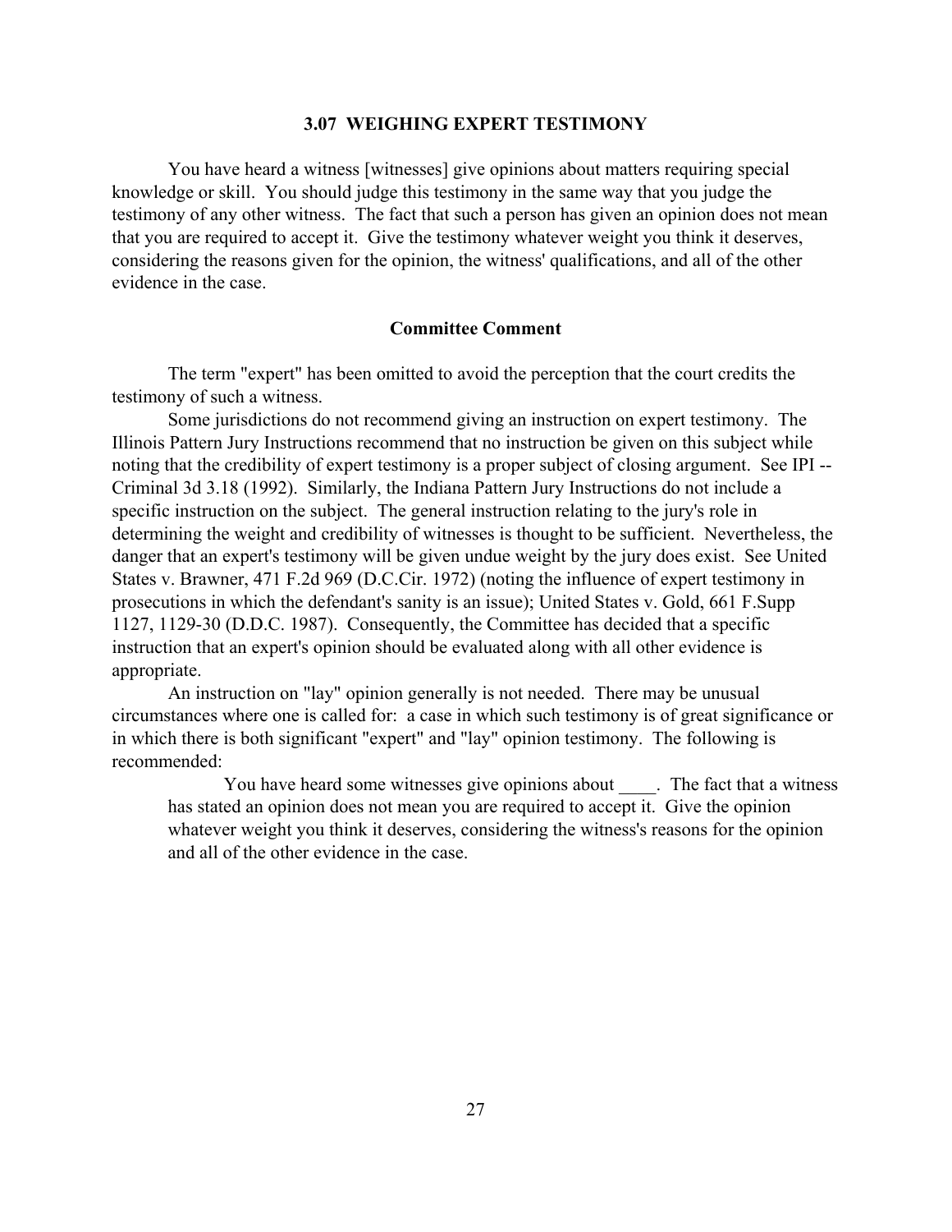## 3.07 WEIGHING EXPERT TESTIMONY

You have heard a witness [witnesses] give opinions about matters requiring special knowledge or skill. You should judge this testimony in the same way that you judge the testimony of any other witness. The fact that such a person has given an opinion does not mean that you are required to accept it. Give the testimony whatever weight you think it deserves, considering the reasons given for the opinion, the witness' qualifications, and all of the other evidence in the case.

### Committee Comment

The term "expert" has been omitted to avoid the perception that the court credits the testimony of such a witness.

Some jurisdictions do not recommend giving an instruction on expert testimony. The Illinois Pattern Jury Instructions recommend that no instruction be given on this subject while noting that the credibility of expert testimony is a proper subject of closing argument. See IPI -- Criminal 3d 3.18 (1992). Similarly, the Indiana Pattern Jury Instructions do not include a specific instruction on the subject. The general instruction relating to the jury's role in determining the weight and credibility of witnesses is thought to be sufficient. Nevertheless, the danger that an expert's testimony will be given undue weight by the jury does exist. See United States v. Brawner, 471 F.2d 969 (D.C.Cir. 1972) (noting the influence of expert testimony in prosecutions in which the defendant's sanity is an issue); United States v. Gold, 661 F.Supp 1127, 1129-30 (D.D.C. 1987). Consequently, the Committee has decided that a specific instruction that an expert's opinion should be evaluated along with all other evidence is appropriate.

An instruction on "lay" opinion generally is not needed. There may be unusual circumstances where one is called for: a case in which such testimony is of great significance or in which there is both significant "expert" and "lay" opinion testimony. The following is recommended:

> You have heard some witnesses give opinions about ____. The fact that a witness has stated an opinion does not mean you are required to accept it. Give the opinion whatever weight you think it deserves, considering the witness's reasons for the opinion and all of the other evidence in the case.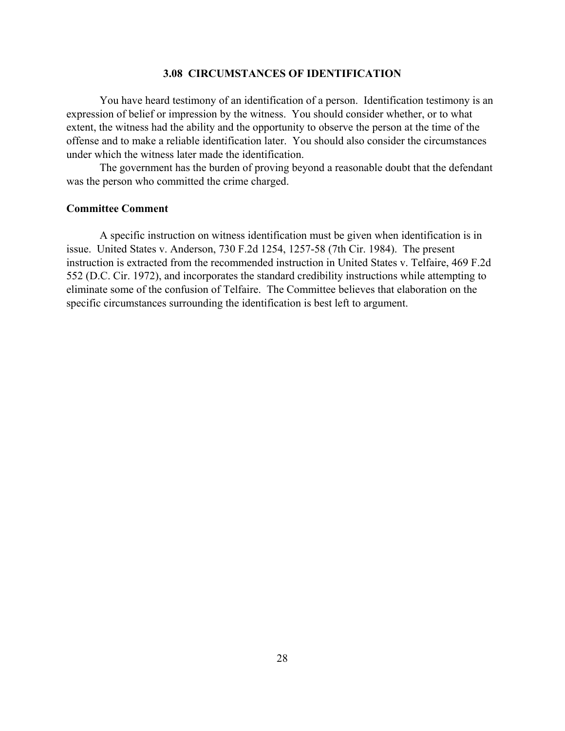### 3.08 CIRCUMSTANCES OF IDENTIFICATION

You have heard testimony of an identification of a person. Identification testimony is an expression of belief or impression by the witness. You should consider whether, or to what extent, the witness had the ability and the opportunity to observe the person at the time of the offense and to make a reliable identification later. You should also consider the circumstances under which the witness later made the identification.

The government has the burden of proving beyond a reasonable doubt that the defendant was the person who committed the crime charged.

**Committee Comment**

A specific instruction on witness identification must be given when identification is in issue. United States v. Anderson, 730 F.2d 1254, 1257-58 (7th Cir. 1984). The present instruction is extracted from the recommended instruction in United States v. Telfaire, 469 F.2d 552 (D.C. Cir. 1972), and incorporates the standard credibility instructions while attempting to eliminate some of the confusion of Telfaire. The Committee believes that elaboration on the specific circumstances surrounding the identification is best left to argument.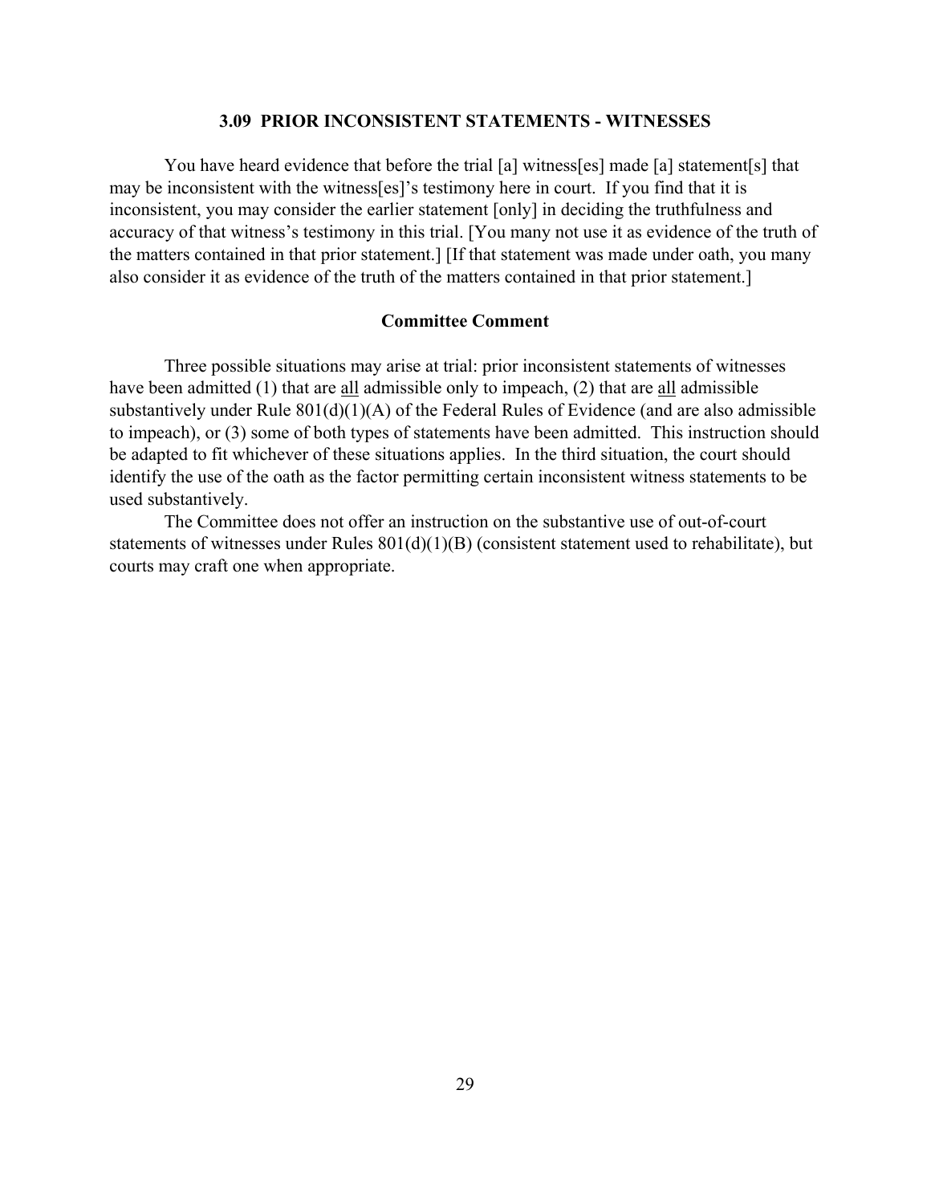### 3.09 PRIOR INCONSISTENT STATEMENTS - WITNESSES

You have heard evidence that before the trial [a] witness[es] made [a] statement[s] that may be inconsistent with the witness[es]'s testimony here in court. If you find that it is inconsistent, you may consider the earlier statement [only] in deciding the truthfulness and accuracy of that witness's testimony in this trial. [You many not use it as evidence of the truth of the matters contained in that prior statement.] [If that statement was made under oath, you many also consider it as evidence of the truth of the matters contained in that prior statement.]

#### Committee Comment

Three possible situations may arise at trial: prior inconsistent statements of witnesses have been admitted (1) that are <u>all</u> admissible only to impeach, (2) that are <u>all</u> admissible substantively under Rule 801(d)(1)(A) of the Federal Rules of Evidence (and are also admissible to impeach), or (3) some of both types of statements have been admitted. This instruction should be adapted to fit whichever of these situations applies. In the third situation, the court should identify the use of the oath as the factor permitting certain inconsistent witness statements to be used substantively.

The Committee does not offer an instruction on the substantive use of out-of-court statements of witnesses under Rules 801(d)(1)(B) (consistent statement used to rehabilitate), but courts may craft one when appropriate.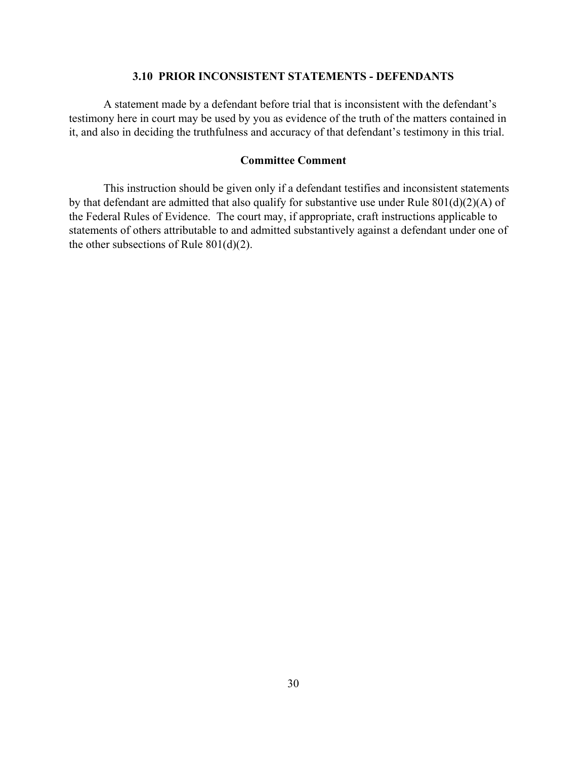### 3.10 PRIOR INCONSISTENT STATEMENTS - DEFENDANTS

A statement made by a defendant before trial that is inconsistent with the defendant's testimony here in court may be used by you as evidence of the truth of the matters contained in it, and also in deciding the truthfulness and accuracy of that defendant's testimony in this trial.

#### Committee Comment

This instruction should be given only if a defendant testifies and inconsistent statements by that defendant are admitted that also qualify for substantive use under Rule 801(d)(2)(A) of the Federal Rules of Evidence. The court may, if appropriate, craft instructions applicable to statements of others attributable to and admitted substantively against a defendant under one of the other subsections of Rule 801(d)(2).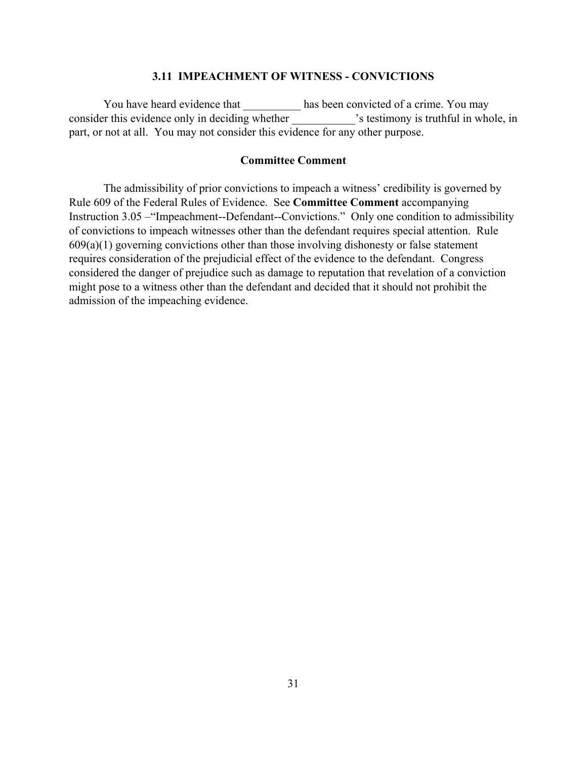### 3.11 IMPEACHMENT OF WITNESS - CONVICTIONS

You have heard evidence that __________ has been convicted of a crime. You may consider this evidence only in deciding whether ___________'s testimony is truthful in whole, in part, or not at all. You may not consider this evidence for any other purpose.

#### Committee Comment

The admissibility of prior convictions to impeach a witness' credibility is governed by Rule 609 of the Federal Rules of Evidence. See **Committee Comment** accompanying Instruction 3.05 –"Impeachment--Defendant--Convictions." Only one condition to admissibility of convictions to impeach witnesses other than the defendant requires special attention. Rule 609(a)(1) governing convictions other than those involving dishonesty or false statement requires consideration of the prejudicial effect of the evidence to the defendant. Congress considered the danger of prejudice such as damage to reputation that revelation of a conviction might pose to a witness other than the defendant and decided that it should not prohibit the admission of the impeaching evidence.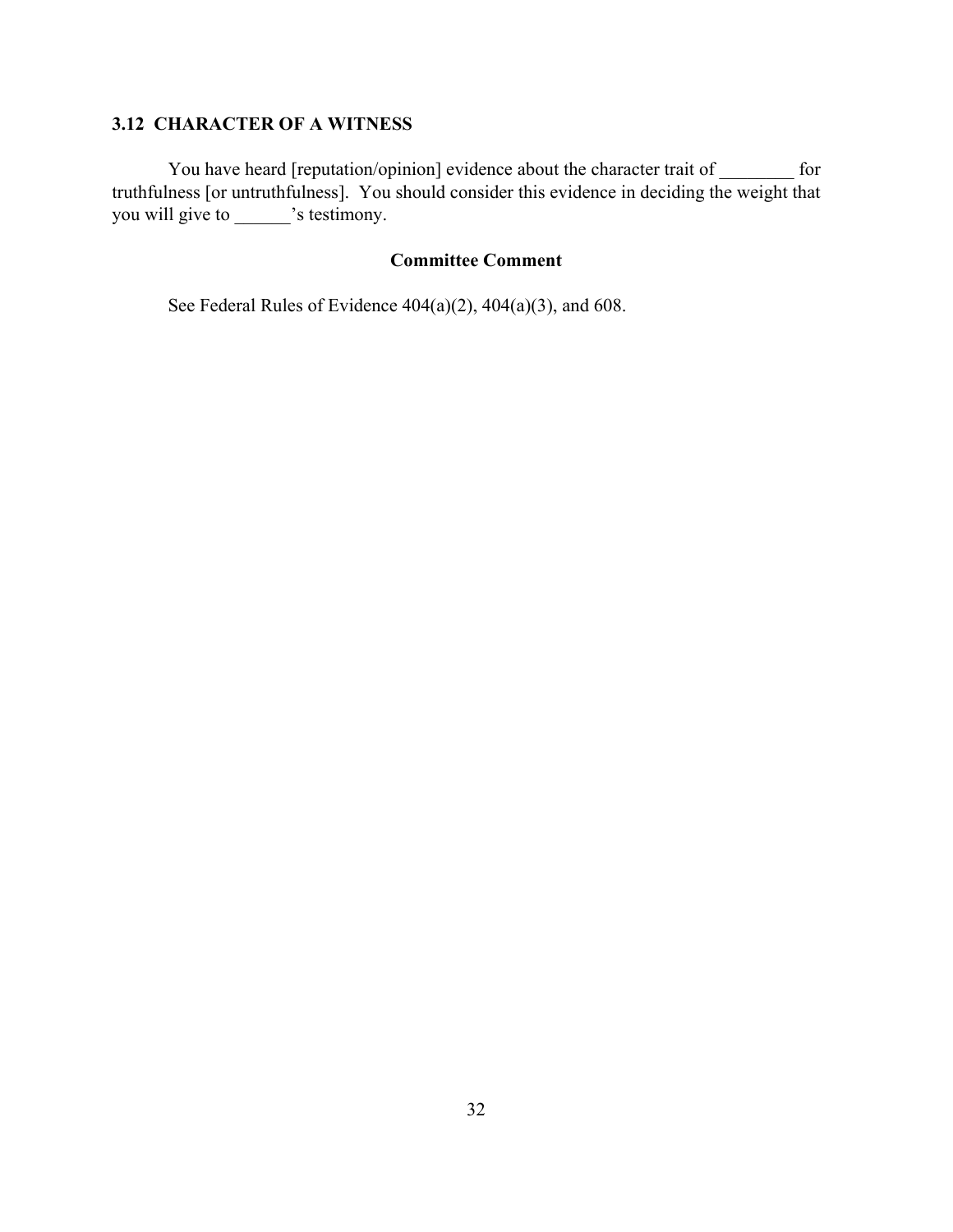### 3.12 CHARACTER OF A WITNESS

You have heard [reputation/opinion] evidence about the character trait of ________ for truthfulness [or untruthfulness]. You should consider this evidence in deciding the weight that you will give to ______'s testimony.

**Committee Comment**

See Federal Rules of Evidence 404(a)(2), 404(a)(3), and 608.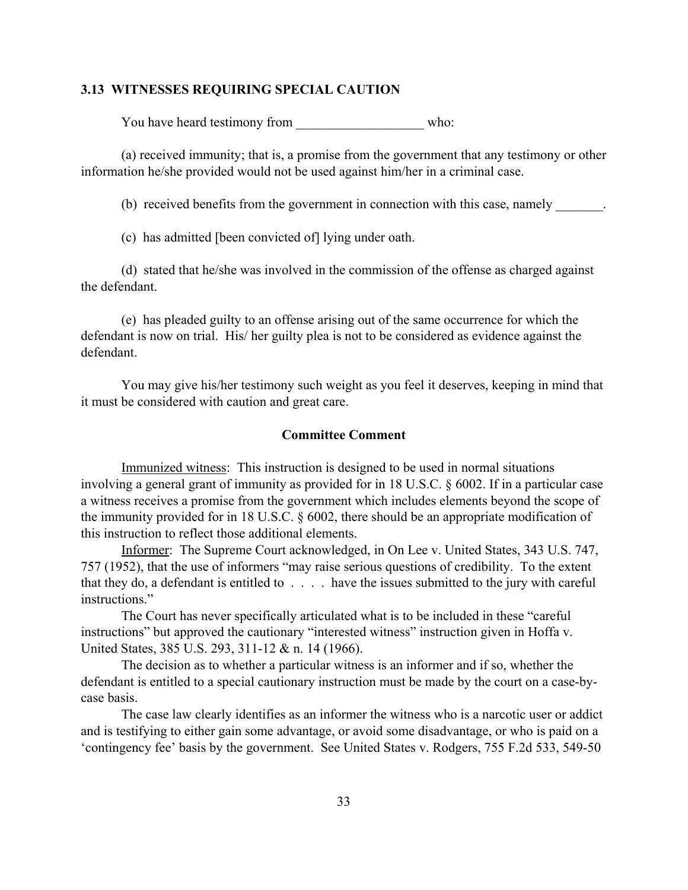### 3.13 WITNESSES REQUIRING SPECIAL CAUTION

You have heard testimony from ___________________ who:

(a) received immunity; that is, a promise from the government that any testimony or other information he/she provided would not be used against him/her in a criminal case.

(b) received benefits from the government in connection with this case, namely _______.

(c) has admitted [been convicted of] lying under oath.

(d) stated that he/she was involved in the commission of the offense as charged against the defendant.

(e) has pleaded guilty to an offense arising out of the same occurrence for which the defendant is now on trial. His/ her guilty plea is not to be considered as evidence against the defendant.

You may give his/her testimony such weight as you feel it deserves, keeping in mind that it must be considered with caution and great care.

#### Committee Comment

Immunized witness: This instruction is designed to be used in normal situations involving a general grant of immunity as provided for in 18 U.S.C. § 6002. If in a particular case a witness receives a promise from the government which includes elements beyond the scope of the immunity provided for in 18 U.S.C. § 6002, there should be an appropriate modification of this instruction to reflect those additional elements.

Informer: The Supreme Court acknowledged, in On Lee v. United States, 343 U.S. 747, 757 (1952), that the use of informers "may raise serious questions of credibility. To the extent that they do, a defendant is entitled to . . . . have the issues submitted to the jury with careful instructions."

The Court has never specifically articulated what is to be included in these "careful instructions" but approved the cautionary "interested witness" instruction given in Hoffa v. United States, 385 U.S. 293, 311-12 & n. 14 (1966).

The decision as to whether a particular witness is an informer and if so, whether the defendant is entitled to a special cautionary instruction must be made by the court on a case-by-case basis.

The case law clearly identifies as an informer the witness who is a narcotic user or addict and is testifying to either gain some advantage, or avoid some disadvantage, or who is paid on a 'contingency fee' basis by the government. See United States v. Rodgers, 755 F.2d 533, 549-50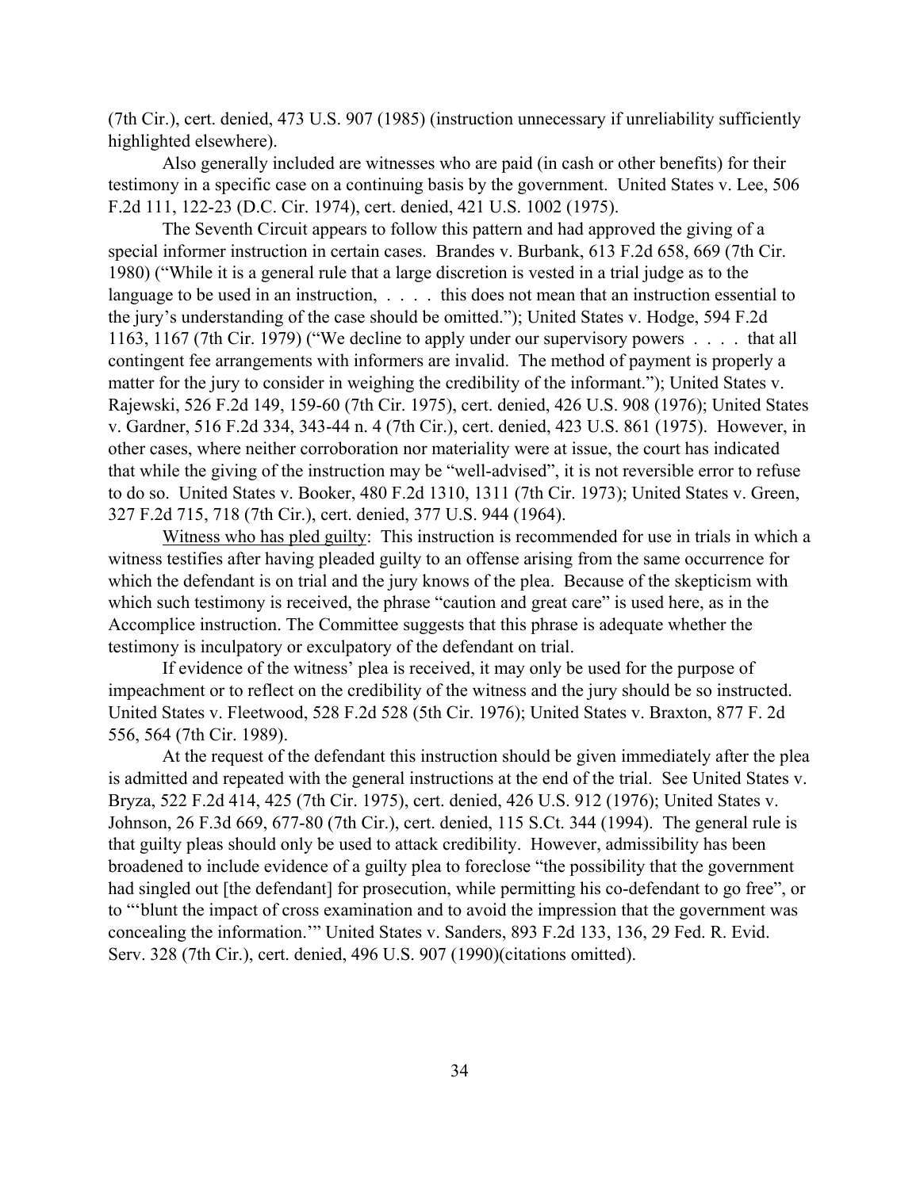(7th Cir.), cert. denied, 473 U.S. 907 (1985) (instruction unnecessary if unreliability sufficiently highlighted elsewhere).

Also generally included are witnesses who are paid (in cash or other benefits) for their testimony in a specific case on a continuing basis by the government. United States v. Lee, 506 F.2d 111, 122-23 (D.C. Cir. 1974), cert. denied, 421 U.S. 1002 (1975).

The Seventh Circuit appears to follow this pattern and had approved the giving of a special informer instruction in certain cases. Brandes v. Burbank, 613 F.2d 658, 669 (7th Cir. 1980) ("While it is a general rule that a large discretion is vested in a trial judge as to the language to be used in an instruction, . . . . this does not mean that an instruction essential to the jury's understanding of the case should be omitted."); United States v. Hodge, 594 F.2d 1163, 1167 (7th Cir. 1979) ("We decline to apply under our supervisory powers . . . . that all contingent fee arrangements with informers are invalid. The method of payment is properly a matter for the jury to consider in weighing the credibility of the informant."); United States v. Rajewski, 526 F.2d 149, 159-60 (7th Cir. 1975), cert. denied, 426 U.S. 908 (1976); United States v. Gardner, 516 F.2d 334, 343-44 n. 4 (7th Cir.), cert. denied, 423 U.S. 861 (1975). However, in other cases, where neither corroboration nor materiality were at issue, the court has indicated that while the giving of the instruction may be "well-advised", it is not reversible error to refuse to do so. United States v. Booker, 480 F.2d 1310, 1311 (7th Cir. 1973); United States v. Green, 327 F.2d 715, 718 (7th Cir.), cert. denied, 377 U.S. 944 (1964).

Witness who has pled guilty: This instruction is recommended for use in trials in which a witness testifies after having pleaded guilty to an offense arising from the same occurrence for which the defendant is on trial and the jury knows of the plea. Because of the skepticism with which such testimony is received, the phrase "caution and great care" is used here, as in the Accomplice instruction. The Committee suggests that this phrase is adequate whether the testimony is inculpatory or exculpatory of the defendant on trial.

If evidence of the witness' plea is received, it may only be used for the purpose of impeachment or to reflect on the credibility of the witness and the jury should be so instructed. United States v. Fleetwood, 528 F.2d 528 (5th Cir. 1976); United States v. Braxton, 877 F. 2d 556, 564 (7th Cir. 1989).

At the request of the defendant this instruction should be given immediately after the plea is admitted and repeated with the general instructions at the end of the trial. See United States v. Bryza, 522 F.2d 414, 425 (7th Cir. 1975), cert. denied, 426 U.S. 912 (1976); United States v. Johnson, 26 F.3d 669, 677-80 (7th Cir.), cert. denied, 115 S.Ct. 344 (1994). The general rule is that guilty pleas should only be used to attack credibility. However, admissibility has been broadened to include evidence of a guilty plea to foreclose "the possibility that the government had singled out [the defendant] for prosecution, while permitting his co-defendant to go free", or to "'blunt the impact of cross examination and to avoid the impression that the government was concealing the information.'" United States v. Sanders, 893 F.2d 133, 136, 29 Fed. R. Evid. Serv. 328 (7th Cir.), cert. denied, 496 U.S. 907 (1990)(citations omitted).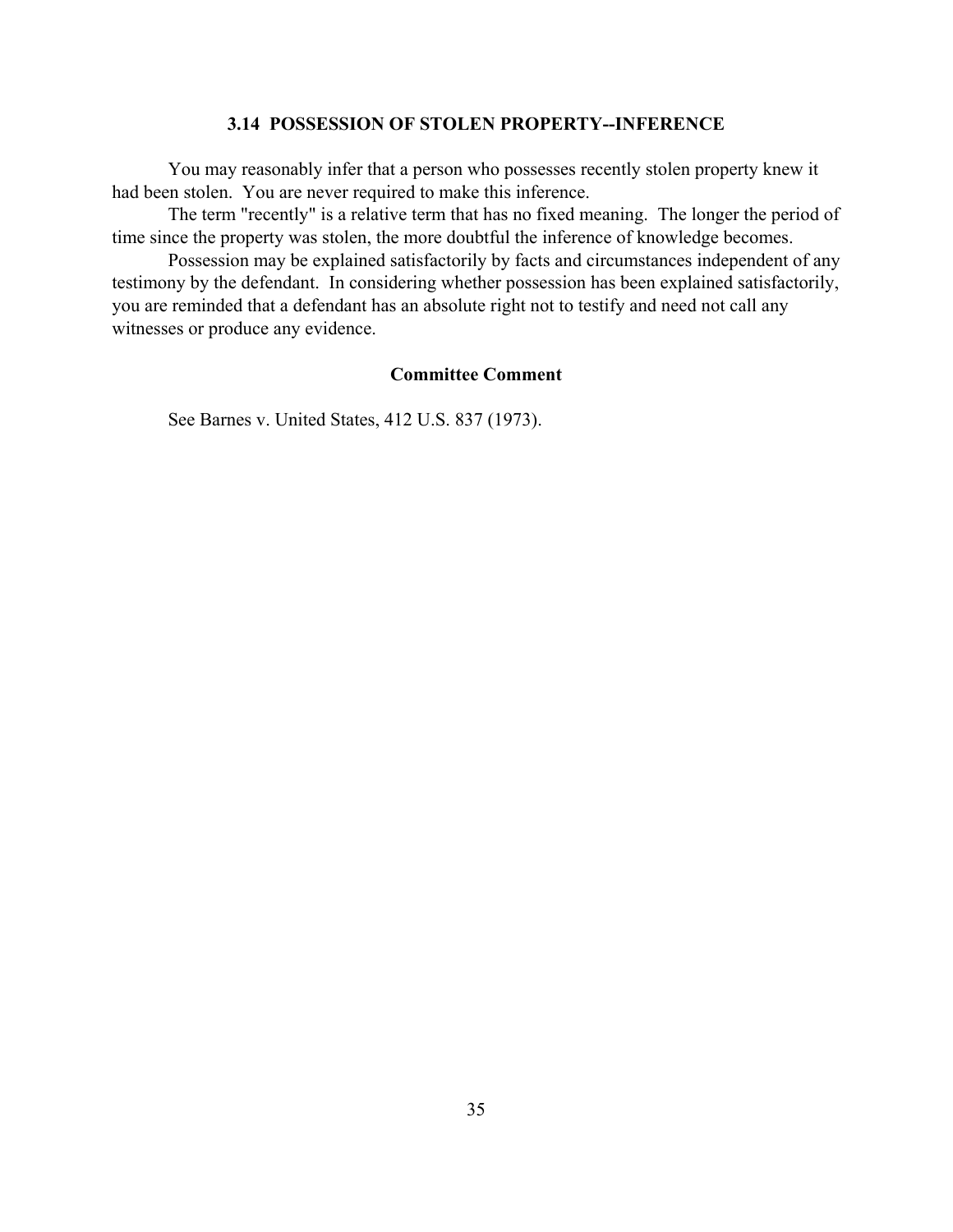### 3.14 POSSESSION OF STOLEN PROPERTY--INFERENCE

You may reasonably infer that a person who possesses recently stolen property knew it had been stolen. You are never required to make this inference.

The term "recently" is a relative term that has no fixed meaning. The longer the period of time since the property was stolen, the more doubtful the inference of knowledge becomes.

Possession may be explained satisfactorily by facts and circumstances independent of any testimony by the defendant. In considering whether possession has been explained satisfactorily, you are reminded that a defendant has an absolute right not to testify and need not call any witnesses or produce any evidence.

#### Committee Comment

See Barnes v. United States, 412 U.S. 837 (1973).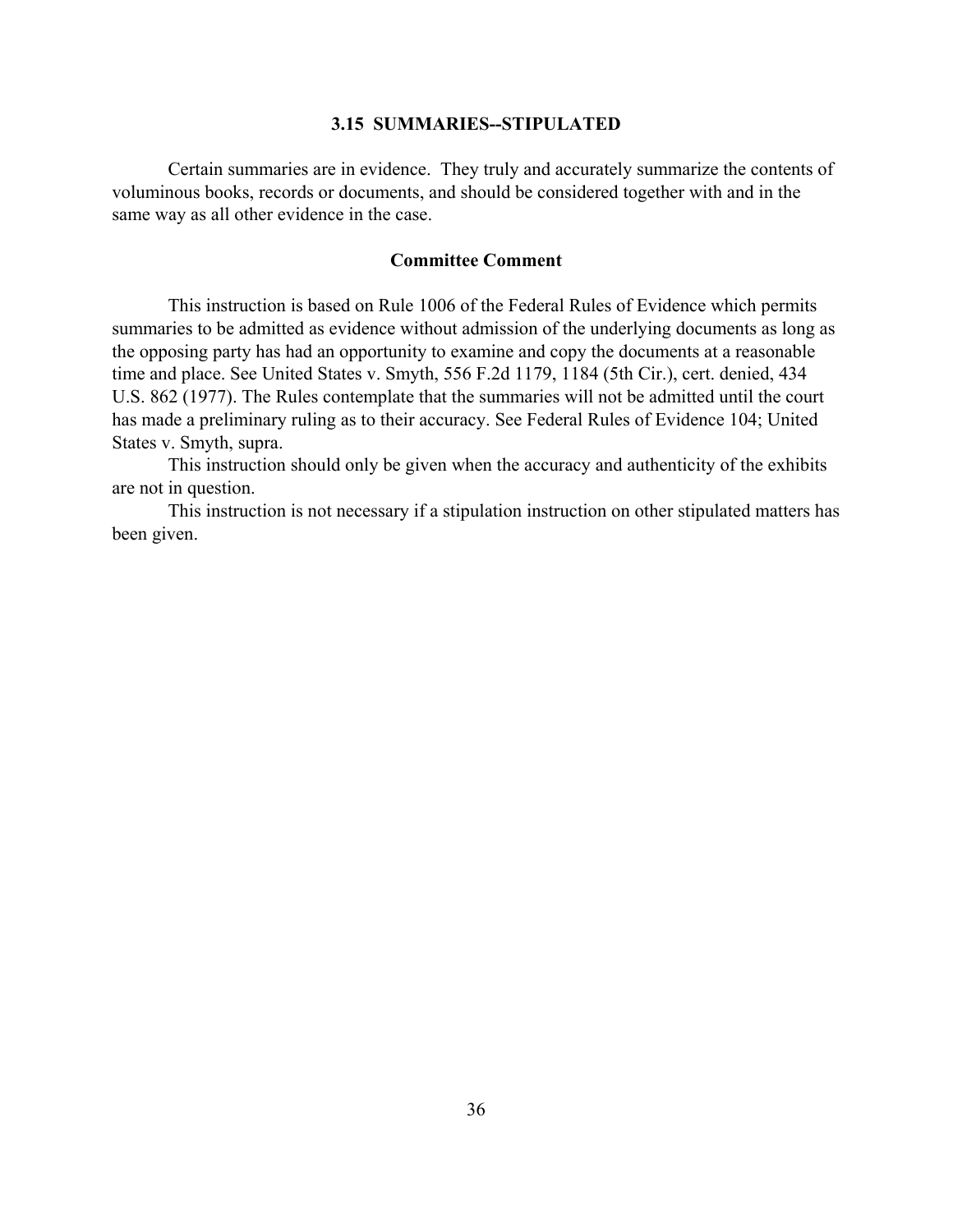### 3.15 SUMMARIES--STIPULATED

Certain summaries are in evidence. They truly and accurately summarize the contents of voluminous books, records or documents, and should be considered together with and in the same way as all other evidence in the case.

#### Committee Comment

This instruction is based on Rule 1006 of the Federal Rules of Evidence which permits summaries to be admitted as evidence without admission of the underlying documents as long as the opposing party has had an opportunity to examine and copy the documents at a reasonable time and place. See United States v. Smyth, 556 F.2d 1179, 1184 (5th Cir.), cert. denied, 434 U.S. 862 (1977). The Rules contemplate that the summaries will not be admitted until the court has made a preliminary ruling as to their accuracy. See Federal Rules of Evidence 104; United States v. Smyth, supra.

This instruction should only be given when the accuracy and authenticity of the exhibits are not in question.

This instruction is not necessary if a stipulation instruction on other stipulated matters has been given.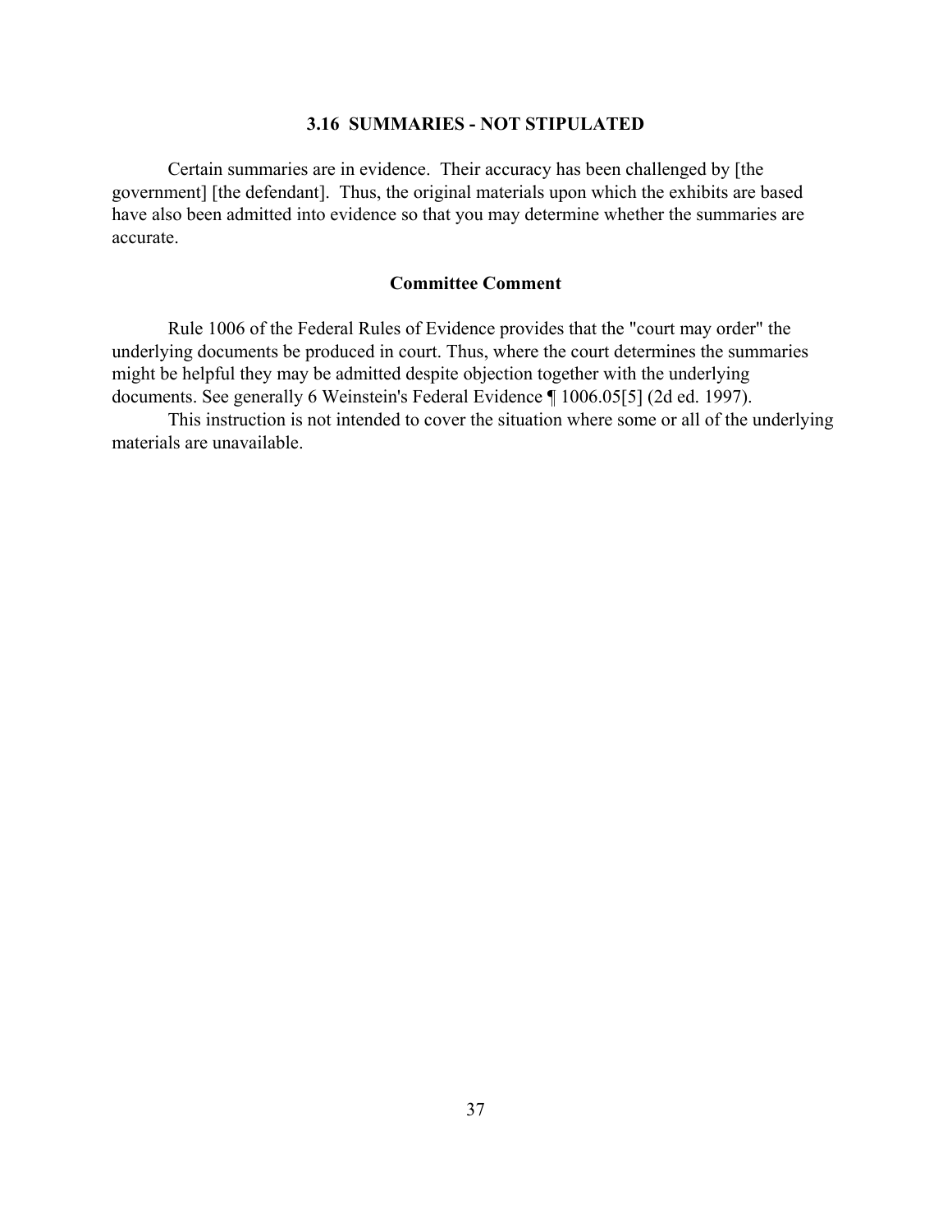### 3.16 SUMMARIES - NOT STIPULATED

Certain summaries are in evidence. Their accuracy has been challenged by [the government] [the defendant]. Thus, the original materials upon which the exhibits are based have also been admitted into evidence so that you may determine whether the summaries are accurate.

#### Committee Comment

Rule 1006 of the Federal Rules of Evidence provides that the "court may order" the underlying documents be produced in court. Thus, where the court determines the summaries might be helpful they may be admitted despite objection together with the underlying documents. See generally 6 Weinstein's Federal Evidence ¶ 1006.05[5] (2d ed. 1997).

This instruction is not intended to cover the situation where some or all of the underlying materials are unavailable.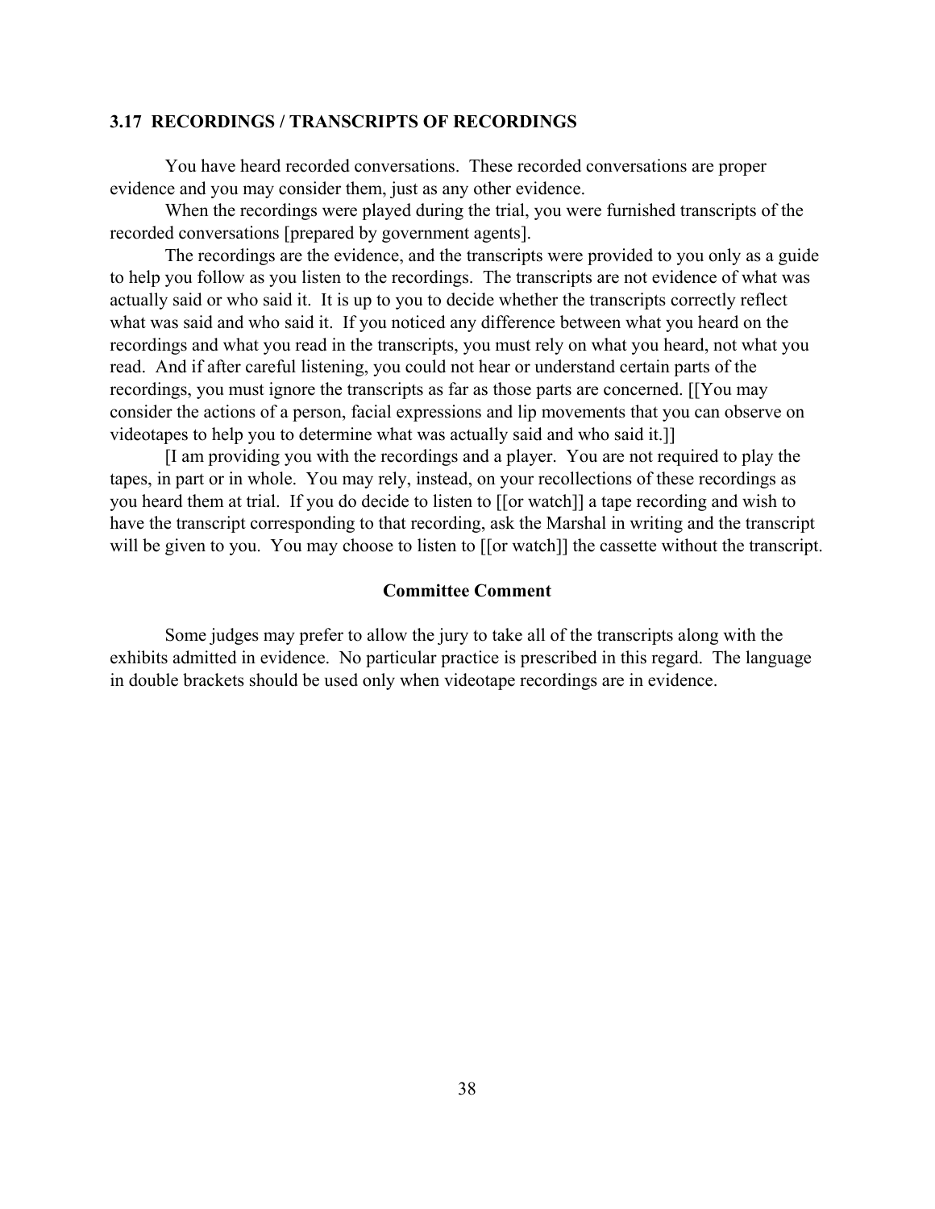### 3.17 RECORDINGS / TRANSCRIPTS OF RECORDINGS

You have heard recorded conversations. These recorded conversations are proper evidence and you may consider them, just as any other evidence.

When the recordings were played during the trial, you were furnished transcripts of the recorded conversations [prepared by government agents].

The recordings are the evidence, and the transcripts were provided to you only as a guide to help you follow as you listen to the recordings. The transcripts are not evidence of what was actually said or who said it. It is up to you to decide whether the transcripts correctly reflect what was said and who said it. If you noticed any difference between what you heard on the recordings and what you read in the transcripts, you must rely on what you heard, not what you read. And if after careful listening, you could not hear or understand certain parts of the recordings, you must ignore the transcripts as far as those parts are concerned. [[You may consider the actions of a person, facial expressions and lip movements that you can observe on videotapes to help you to determine what was actually said and who said it.]]

[I am providing you with the recordings and a player. You are not required to play the tapes, in part or in whole. You may rely, instead, on your recollections of these recordings as you heard them at trial. If you do decide to listen to [[or watch]] a tape recording and wish to have the transcript corresponding to that recording, ask the Marshal in writing and the transcript will be given to you. You may choose to listen to [[or watch]] the cassette without the transcript.

#### Committee Comment

Some judges may prefer to allow the jury to take all of the transcripts along with the exhibits admitted in evidence. No particular practice is prescribed in this regard. The language in double brackets should be used only when videotape recordings are in evidence.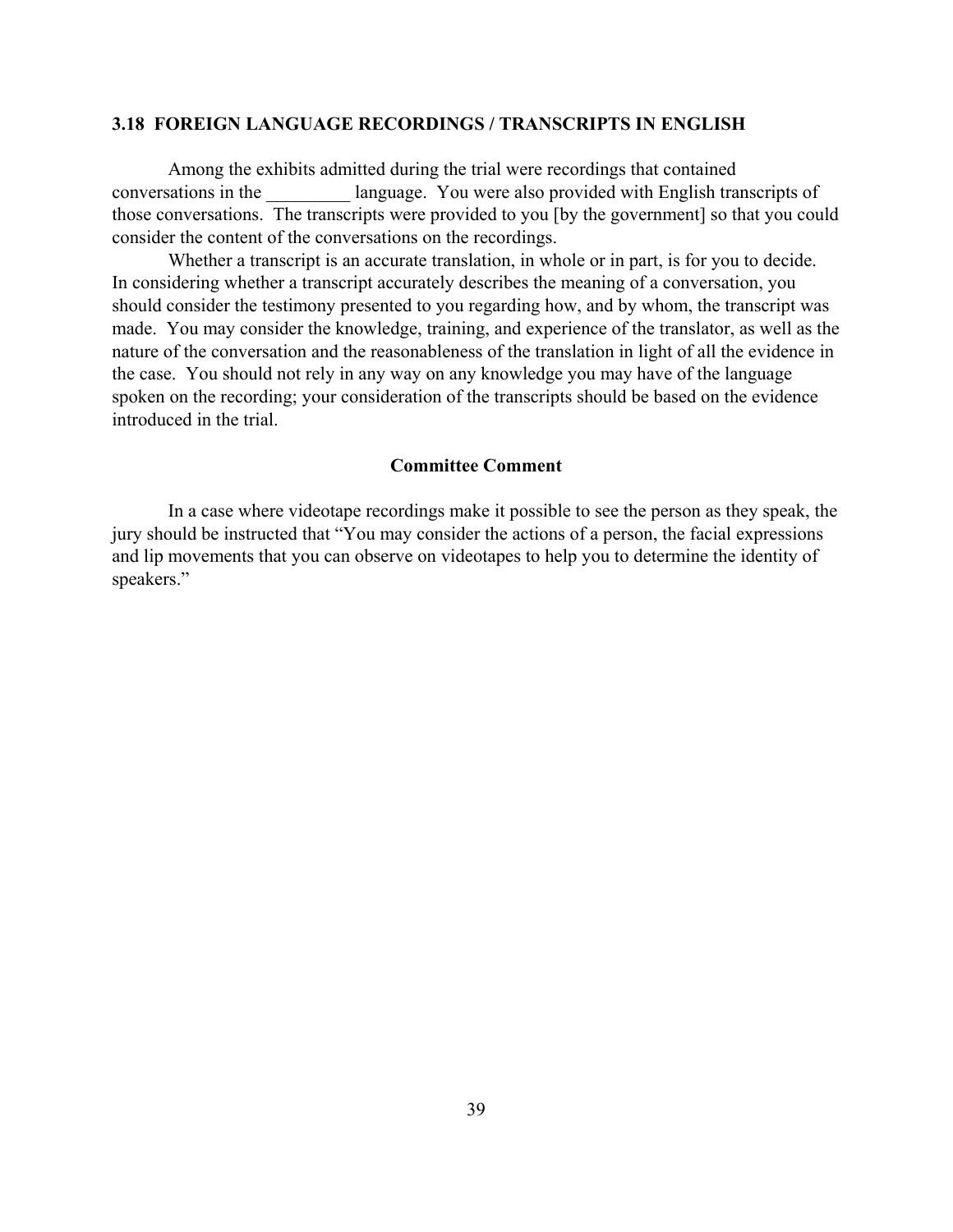### 3.18 FOREIGN LANGUAGE RECORDINGS / TRANSCRIPTS IN ENGLISH

Among the exhibits admitted during the trial were recordings that contained conversations in the _________ language. You were also provided with English transcripts of those conversations. The transcripts were provided to you [by the government] so that you could consider the content of the conversations on the recordings.

Whether a transcript is an accurate translation, in whole or in part, is for you to decide. In considering whether a transcript accurately describes the meaning of a conversation, you should consider the testimony presented to you regarding how, and by whom, the transcript was made. You may consider the knowledge, training, and experience of the translator, as well as the nature of the conversation and the reasonableness of the translation in light of all the evidence in the case. You should not rely in any way on any knowledge you may have of the language spoken on the recording; your consideration of the transcripts should be based on the evidence introduced in the trial.

#### Committee Comment

In a case where videotape recordings make it possible to see the person as they speak, the jury should be instructed that "You may consider the actions of a person, the facial expressions and lip movements that you can observe on videotapes to help you to determine the identity of speakers."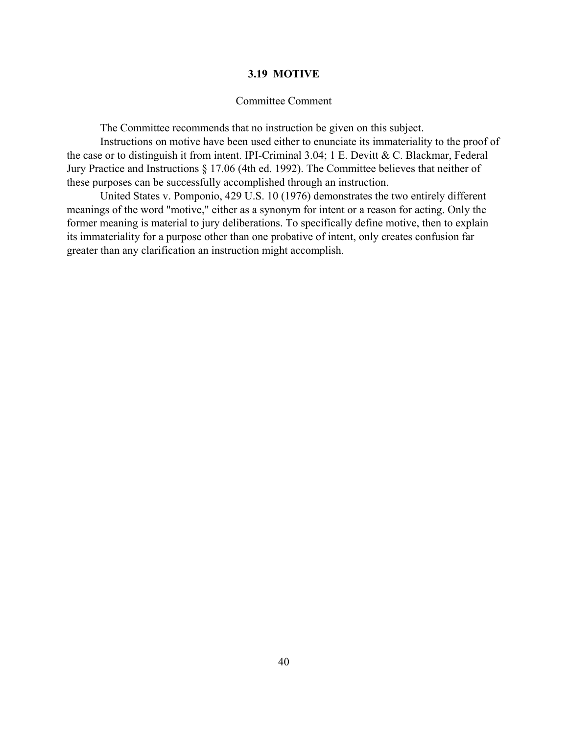### 3.19 MOTIVE

Committee Comment

The Committee recommends that no instruction be given on this subject.

Instructions on motive have been used either to enunciate its immateriality to the proof of the case or to distinguish it from intent. IPI-Criminal 3.04; 1 E. Devitt & C. Blackmar, Federal Jury Practice and Instructions § 17.06 (4th ed. 1992). The Committee believes that neither of these purposes can be successfully accomplished through an instruction.

United States v. Pomponio, 429 U.S. 10 (1976) demonstrates the two entirely different meanings of the word "motive," either as a synonym for intent or a reason for acting. Only the former meaning is material to jury deliberations. To specifically define motive, then to explain its immateriality for a purpose other than one probative of intent, only creates confusion far greater than any clarification an instruction might accomplish.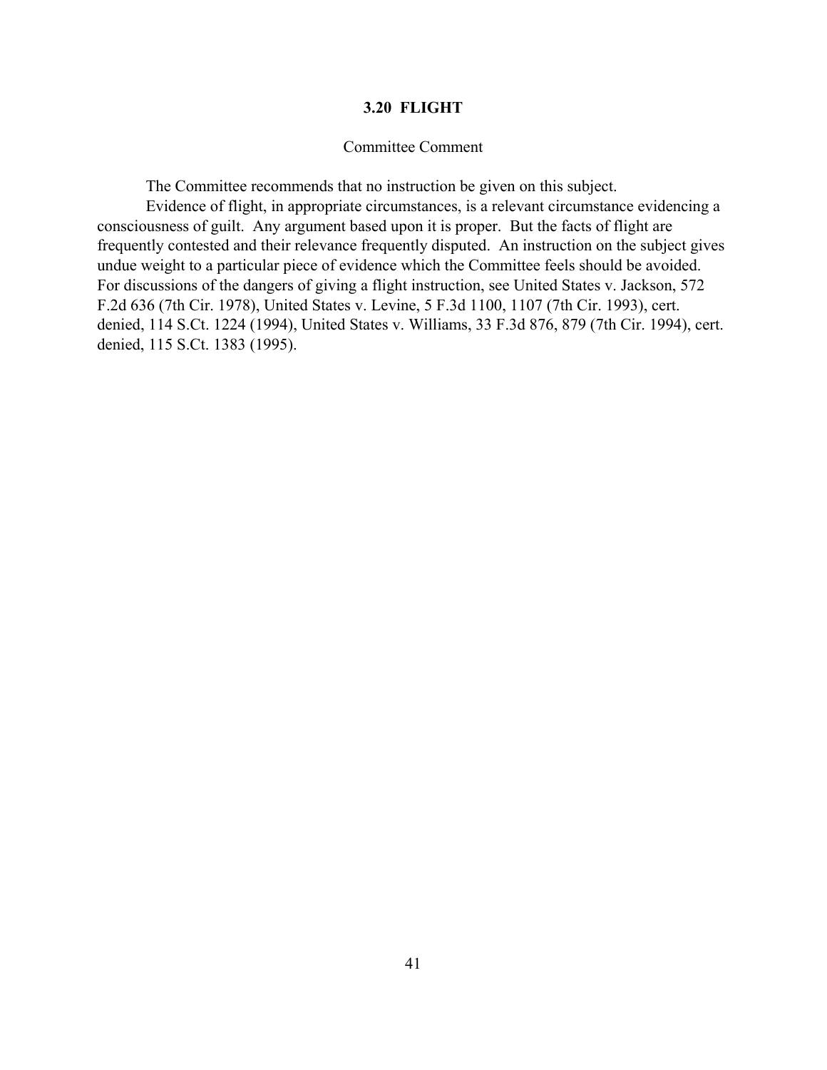## 3.20 FLIGHT

Committee Comment

The Committee recommends that no instruction be given on this subject.

Evidence of flight, in appropriate circumstances, is a relevant circumstance evidencing a consciousness of guilt. Any argument based upon it is proper. But the facts of flight are frequently contested and their relevance frequently disputed. An instruction on the subject gives undue weight to a particular piece of evidence which the Committee feels should be avoided. For discussions of the dangers of giving a flight instruction, see United States v. Jackson, 572 F.2d 636 (7th Cir. 1978), United States v. Levine, 5 F.3d 1100, 1107 (7th Cir. 1993), cert. denied, 114 S.Ct. 1224 (1994), United States v. Williams, 33 F.3d 876, 879 (7th Cir. 1994), cert. denied, 115 S.Ct. 1383 (1995).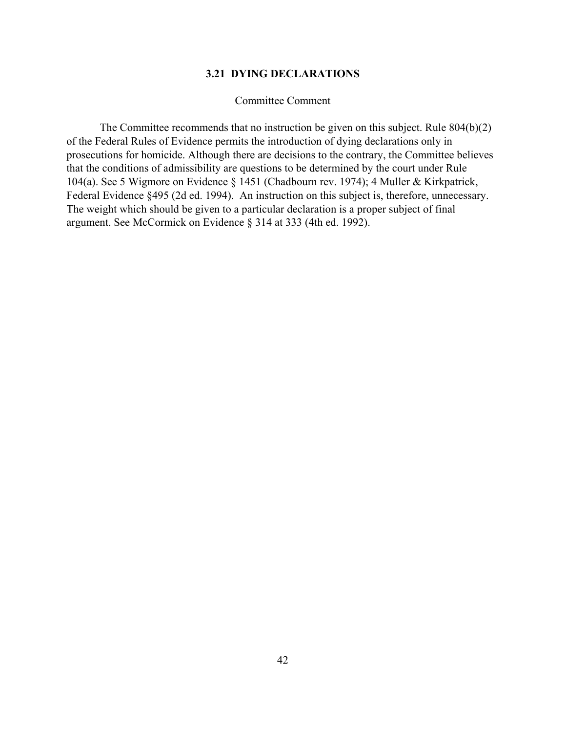### 3.21 DYING DECLARATIONS

Committee Comment

The Committee recommends that no instruction be given on this subject. Rule 804(b)(2) of the Federal Rules of Evidence permits the introduction of dying declarations only in prosecutions for homicide. Although there are decisions to the contrary, the Committee believes that the conditions of admissibility are questions to be determined by the court under Rule 104(a). See 5 Wigmore on Evidence § 1451 (Chadbourn rev. 1974); 4 Muller & Kirkpatrick, Federal Evidence §495 (2d ed. 1994). An instruction on this subject is, therefore, unnecessary. The weight which should be given to a particular declaration is a proper subject of final argument. See McCormick on Evidence § 314 at 333 (4th ed. 1992).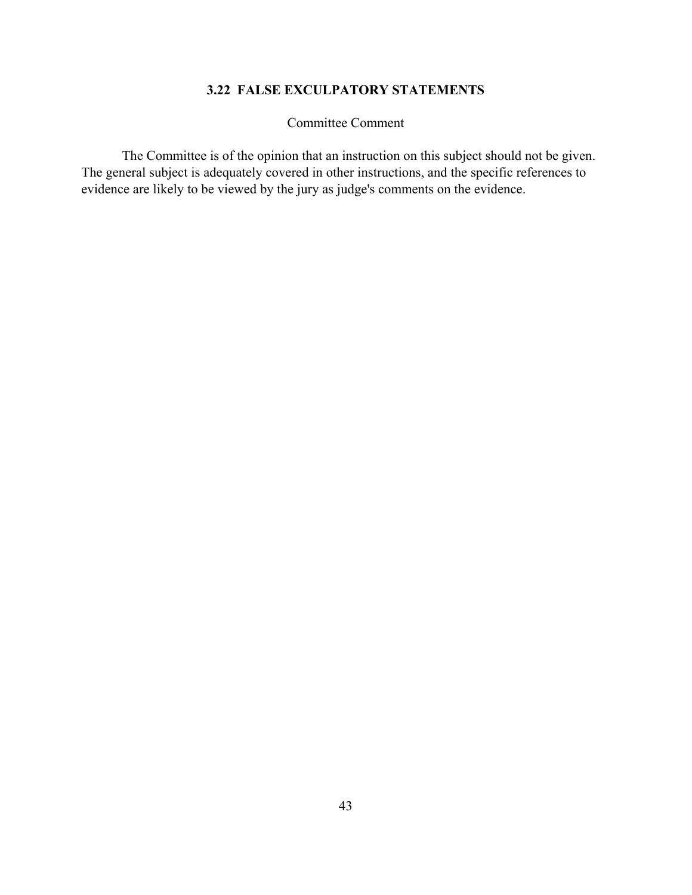## 3.22 FALSE EXCULPATORY STATEMENTS

Committee Comment

The Committee is of the opinion that an instruction on this subject should not be given. The general subject is adequately covered in other instructions, and the specific references to evidence are likely to be viewed by the jury as judge's comments on the evidence.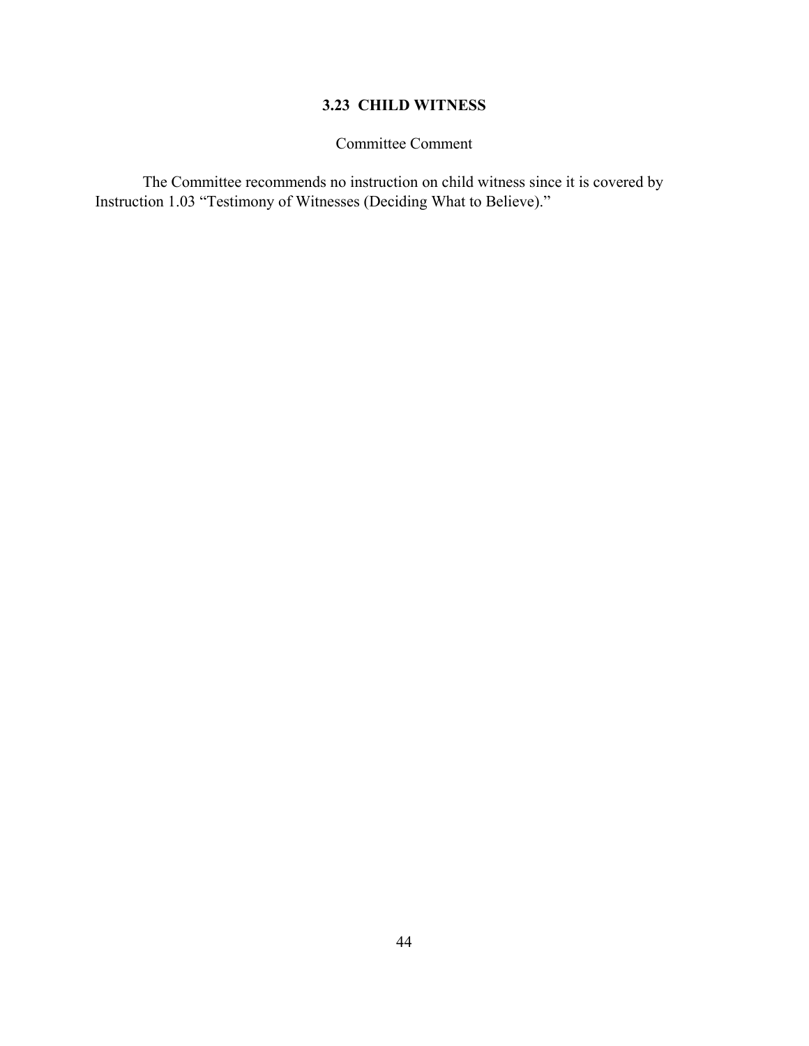## 3.23 CHILD WITNESS

Committee Comment

The Committee recommends no instruction on child witness since it is covered by Instruction 1.03 "Testimony of Witnesses (Deciding What to Believe)."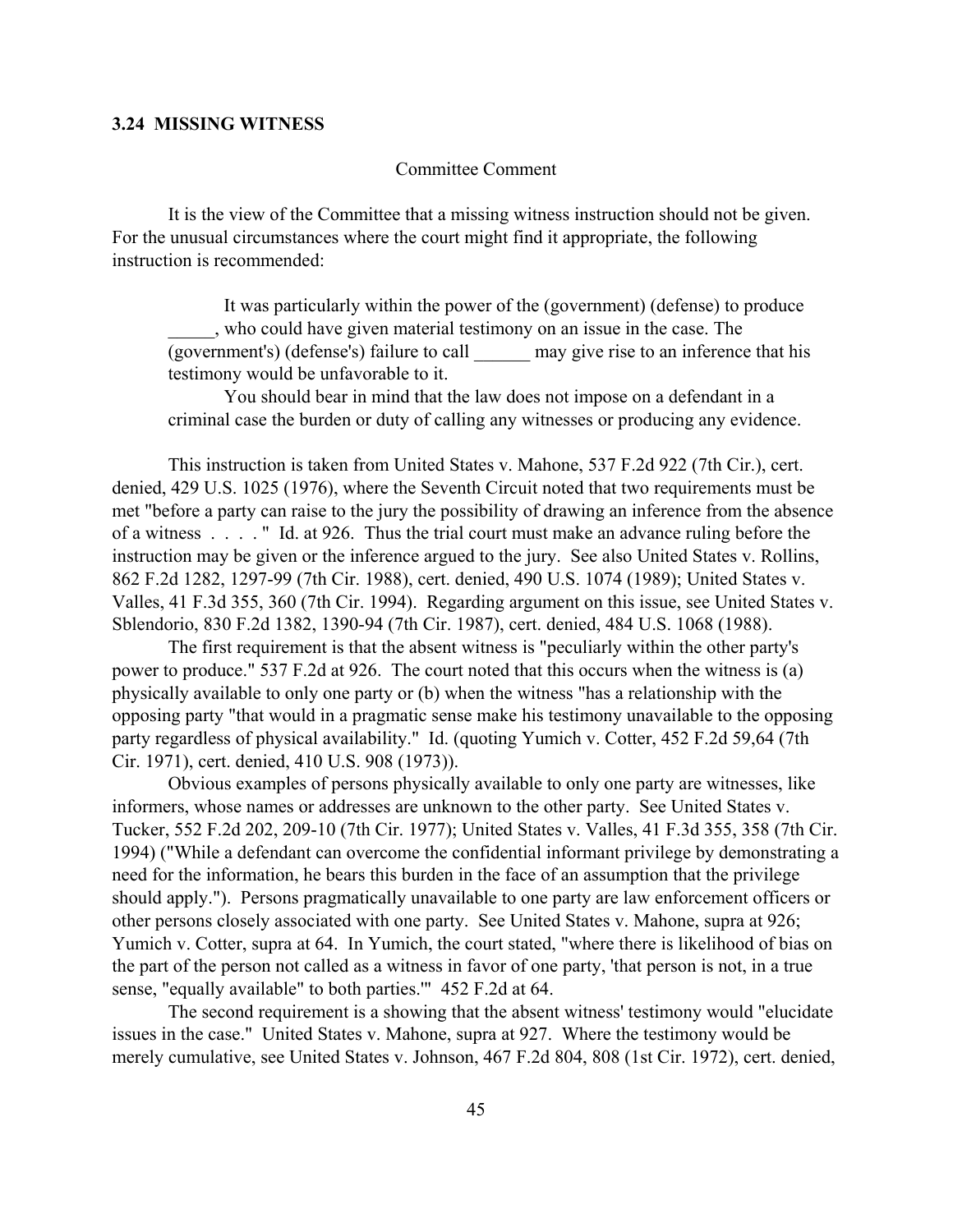## 3.24 MISSING WITNESS

Committee Comment

It is the view of the Committee that a missing witness instruction should not be given. For the unusual circumstances where the court might find it appropriate, the following instruction is recommended:

> It was particularly within the power of the (government) (defense) to produce _____, who could have given material testimony on an issue in the case. The (government's) (defense's) failure to call ______ may give rise to an inference that his testimony would be unfavorable to it.
>
> You should bear in mind that the law does not impose on a defendant in a criminal case the burden or duty of calling any witnesses or producing any evidence.

This instruction is taken from United States v. Mahone, 537 F.2d 922 (7th Cir.), cert. denied, 429 U.S. 1025 (1976), where the Seventh Circuit noted that two requirements must be met "before a party can raise to the jury the possibility of drawing an inference from the absence of a witness . . . . " Id. at 926. Thus the trial court must make an advance ruling before the instruction may be given or the inference argued to the jury. See also United States v. Rollins, 862 F.2d 1282, 1297-99 (7th Cir. 1988), cert. denied, 490 U.S. 1074 (1989); United States v. Valles, 41 F.3d 355, 360 (7th Cir. 1994). Regarding argument on this issue, see United States v. Sblendorio, 830 F.2d 1382, 1390-94 (7th Cir. 1987), cert. denied, 484 U.S. 1068 (1988).

The first requirement is that the absent witness is "peculiarly within the other party's power to produce." 537 F.2d at 926. The court noted that this occurs when the witness is (a) physically available to only one party or (b) when the witness "has a relationship with the opposing party "that would in a pragmatic sense make his testimony unavailable to the opposing party regardless of physical availability." Id. (quoting Yumich v. Cotter, 452 F.2d 59,64 (7th Cir. 1971), cert. denied, 410 U.S. 908 (1973)).

Obvious examples of persons physically available to only one party are witnesses, like informers, whose names or addresses are unknown to the other party. See United States v. Tucker, 552 F.2d 202, 209-10 (7th Cir. 1977); United States v. Valles, 41 F.3d 355, 358 (7th Cir. 1994) ("While a defendant can overcome the confidential informant privilege by demonstrating a need for the information, he bears this burden in the face of an assumption that the privilege should apply."). Persons pragmatically unavailable to one party are law enforcement officers or other persons closely associated with one party. See United States v. Mahone, supra at 926; Yumich v. Cotter, supra at 64. In Yumich, the court stated, "where there is likelihood of bias on the part of the person not called as a witness in favor of one party, 'that person is not, in a true sense, "equally available" to both parties.'" 452 F.2d at 64.

The second requirement is a showing that the absent witness' testimony would "elucidate issues in the case." United States v. Mahone, supra at 927. Where the testimony would be merely cumulative, see United States v. Johnson, 467 F.2d 804, 808 (1st Cir. 1972), cert. denied,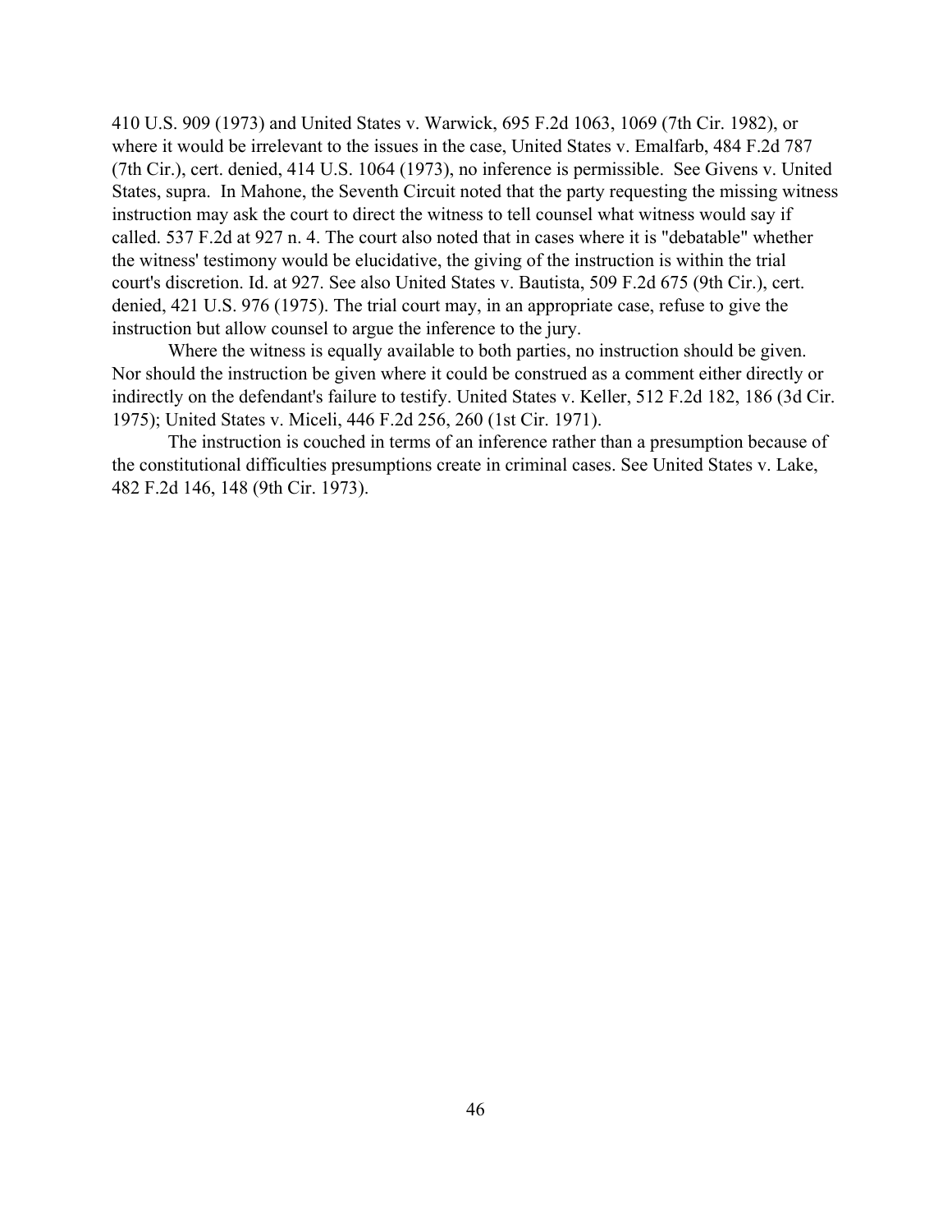410 U.S. 909 (1973) and United States v. Warwick, 695 F.2d 1063, 1069 (7th Cir. 1982), or where it would be irrelevant to the issues in the case, United States v. Emalfarb, 484 F.2d 787 (7th Cir.), cert. denied, 414 U.S. 1064 (1973), no inference is permissible. See Givens v. United States, supra. In Mahone, the Seventh Circuit noted that the party requesting the missing witness instruction may ask the court to direct the witness to tell counsel what witness would say if called. 537 F.2d at 927 n. 4. The court also noted that in cases where it is "debatable" whether the witness' testimony would be elucidative, the giving of the instruction is within the trial court's discretion. Id. at 927. See also United States v. Bautista, 509 F.2d 675 (9th Cir.), cert. denied, 421 U.S. 976 (1975). The trial court may, in an appropriate case, refuse to give the instruction but allow counsel to argue the inference to the jury.

Where the witness is equally available to both parties, no instruction should be given. Nor should the instruction be given where it could be construed as a comment either directly or indirectly on the defendant's failure to testify. United States v. Keller, 512 F.2d 182, 186 (3d Cir. 1975); United States v. Miceli, 446 F.2d 256, 260 (1st Cir. 1971).

The instruction is couched in terms of an inference rather than a presumption because of the constitutional difficulties presumptions create in criminal cases. See United States v. Lake, 482 F.2d 146, 148 (9th Cir. 1973).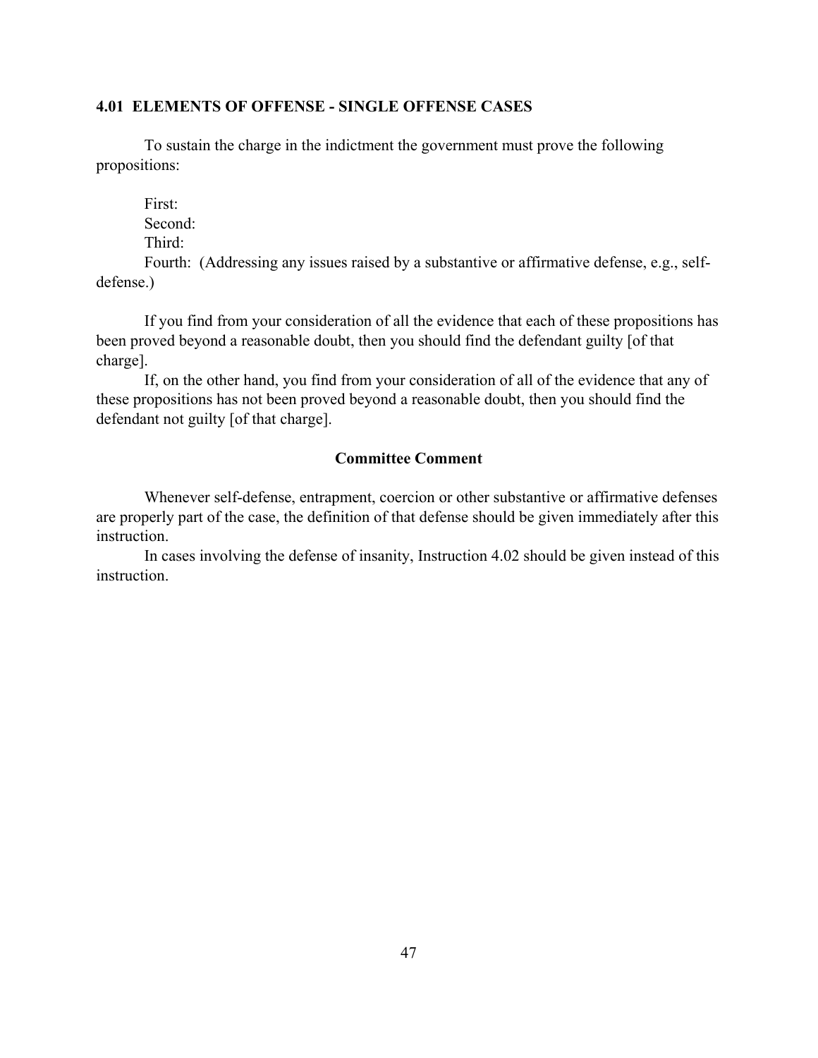### 4.01 ELEMENTS OF OFFENSE - SINGLE OFFENSE CASES

To sustain the charge in the indictment the government must prove the following propositions:

First:  
Second:  
Third:  
Fourth: (Addressing any issues raised by a substantive or affirmative defense, e.g., self-defense.)

If you find from your consideration of all the evidence that each of these propositions has been proved beyond a reasonable doubt, then you should find the defendant guilty [of that charge].

If, on the other hand, you find from your consideration of all of the evidence that any of these propositions has not been proved beyond a reasonable doubt, then you should find the defendant not guilty [of that charge].

**Committee Comment**

Whenever self-defense, entrapment, coercion or other substantive or affirmative defenses are properly part of the case, the definition of that defense should be given immediately after this instruction.

In cases involving the defense of insanity, Instruction 4.02 should be given instead of this instruction.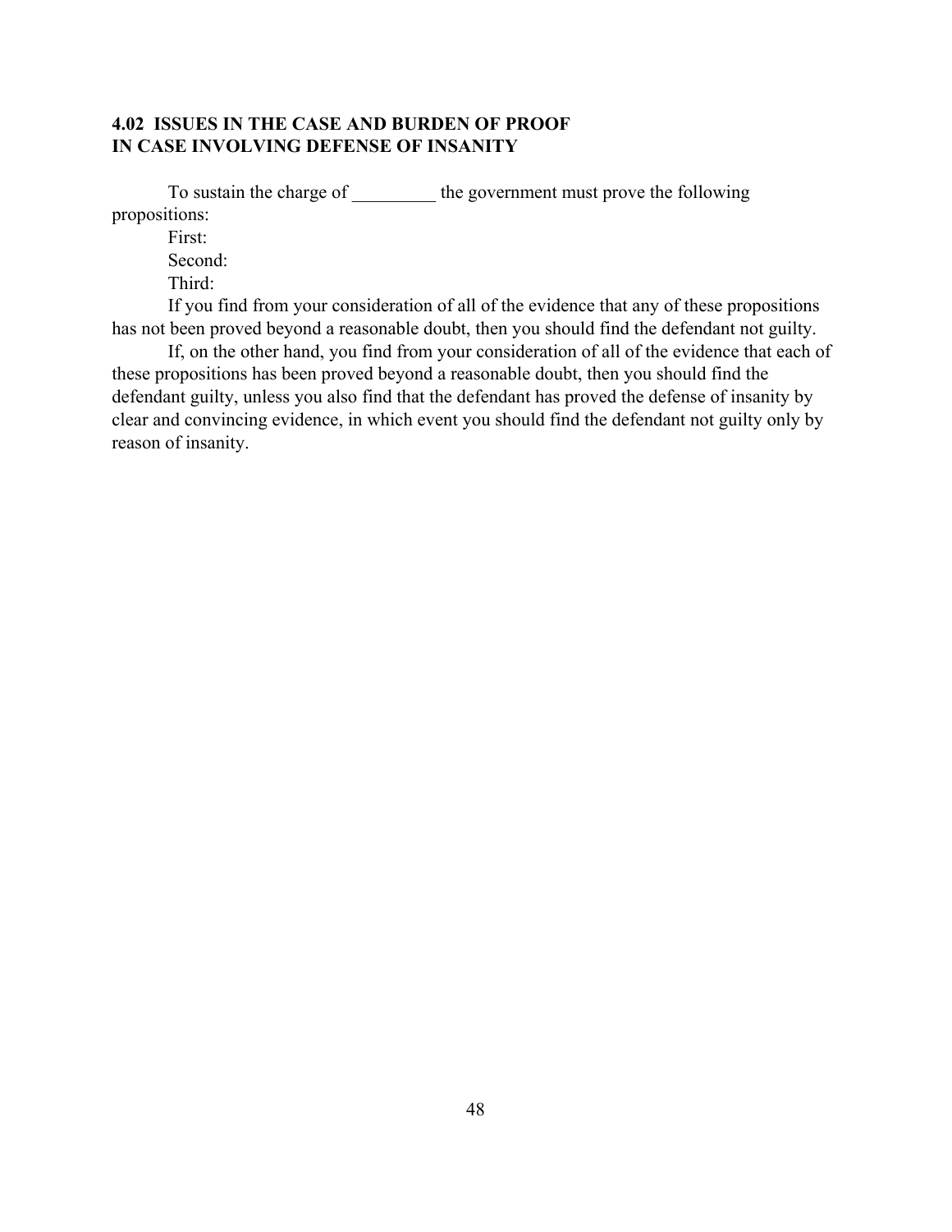### 4.02 ISSUES IN THE CASE AND BURDEN OF PROOF IN CASE INVOLVING DEFENSE OF INSANITY

To sustain the charge of _________ the government must prove the following propositions:

First:

Second:

Third:

If you find from your consideration of all of the evidence that any of these propositions has not been proved beyond a reasonable doubt, then you should find the defendant not guilty.

If, on the other hand, you find from your consideration of all of the evidence that each of these propositions has been proved beyond a reasonable doubt, then you should find the defendant guilty, unless you also find that the defendant has proved the defense of insanity by clear and convincing evidence, in which event you should find the defendant not guilty only by reason of insanity.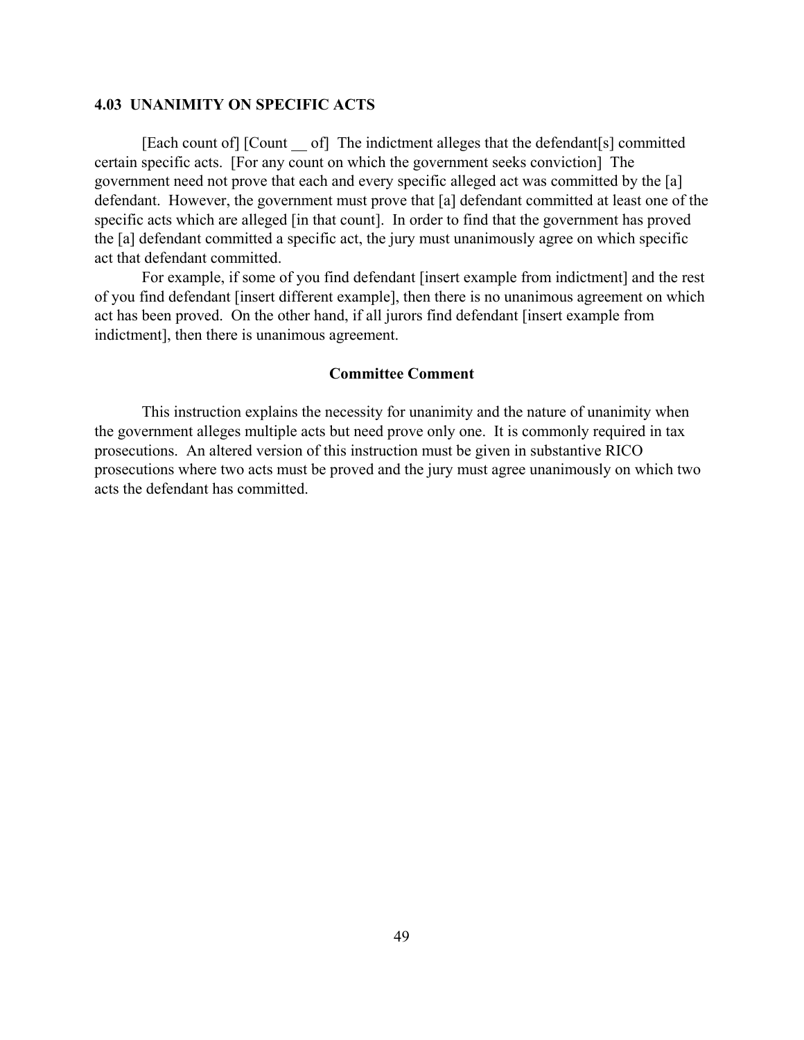### 4.03 UNANIMITY ON SPECIFIC ACTS

[Each count of] [Count __ of] The indictment alleges that the defendant[s] committed certain specific acts. [For any count on which the government seeks conviction] The government need not prove that each and every specific alleged act was committed by the [a] defendant. However, the government must prove that [a] defendant committed at least one of the specific acts which are alleged [in that count]. In order to find that the government has proved the [a] defendant committed a specific act, the jury must unanimously agree on which specific act that defendant committed.

For example, if some of you find defendant [insert example from indictment] and the rest of you find defendant [insert different example], then there is no unanimous agreement on which act has been proved. On the other hand, if all jurors find defendant [insert example from indictment], then there is unanimous agreement.

**Committee Comment**

This instruction explains the necessity for unanimity and the nature of unanimity when the government alleges multiple acts but need prove only one. It is commonly required in tax prosecutions. An altered version of this instruction must be given in substantive RICO prosecutions where two acts must be proved and the jury must agree unanimously on which two acts the defendant has committed.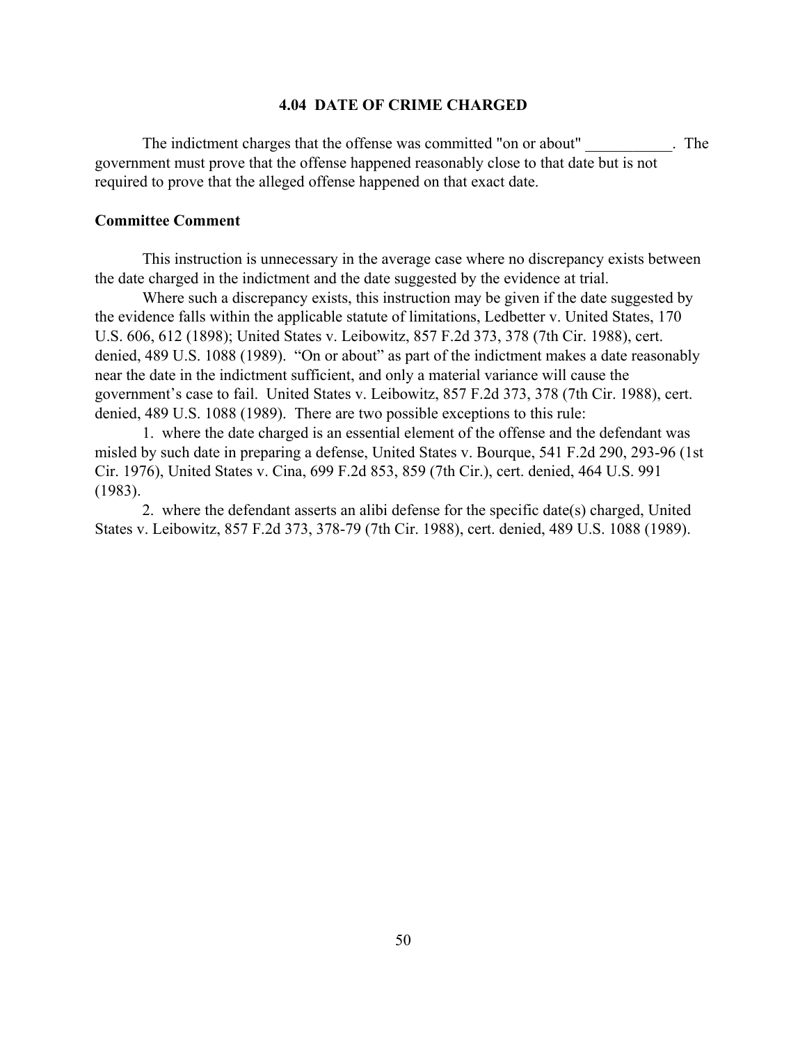### 4.04 DATE OF CRIME CHARGED

The indictment charges that the offense was committed "on or about" ___________. The government must prove that the offense happened reasonably close to that date but is not required to prove that the alleged offense happened on that exact date.

**Committee Comment**

This instruction is unnecessary in the average case where no discrepancy exists between the date charged in the indictment and the date suggested by the evidence at trial.

Where such a discrepancy exists, this instruction may be given if the date suggested by the evidence falls within the applicable statute of limitations, Ledbetter v. United States, 170 U.S. 606, 612 (1898); United States v. Leibowitz, 857 F.2d 373, 378 (7th Cir. 1988), cert. denied, 489 U.S. 1088 (1989). "On or about" as part of the indictment makes a date reasonably near the date in the indictment sufficient, and only a material variance will cause the government's case to fail. United States v. Leibowitz, 857 F.2d 373, 378 (7th Cir. 1988), cert. denied, 489 U.S. 1088 (1989). There are two possible exceptions to this rule:

1. where the date charged is an essential element of the offense and the defendant was misled by such date in preparing a defense, United States v. Bourque, 541 F.2d 290, 293-96 (1st Cir. 1976), United States v. Cina, 699 F.2d 853, 859 (7th Cir.), cert. denied, 464 U.S. 991 (1983).

2. where the defendant asserts an alibi defense for the specific date(s) charged, United States v. Leibowitz, 857 F.2d 373, 378-79 (7th Cir. 1988), cert. denied, 489 U.S. 1088 (1989).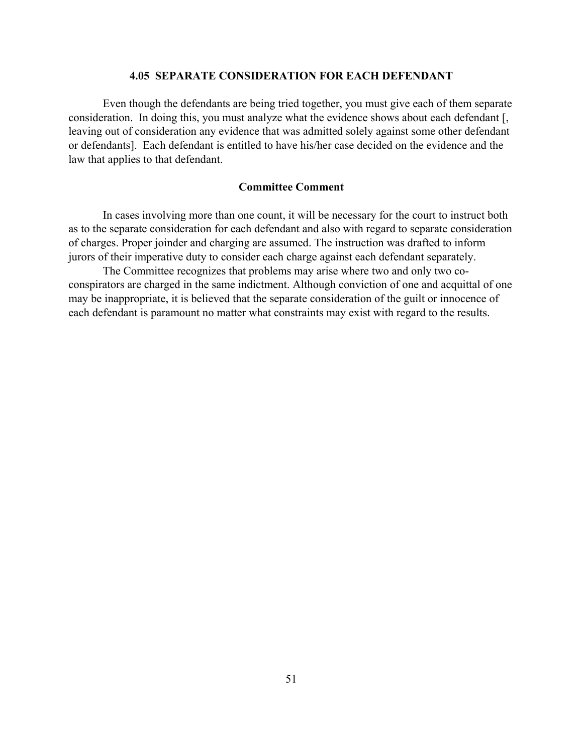### 4.05 SEPARATE CONSIDERATION FOR EACH DEFENDANT

Even though the defendants are being tried together, you must give each of them separate consideration. In doing this, you must analyze what the evidence shows about each defendant [, leaving out of consideration any evidence that was admitted solely against some other defendant or defendants]. Each defendant is entitled to have his/her case decided on the evidence and the law that applies to that defendant.

#### Committee Comment

In cases involving more than one count, it will be necessary for the court to instruct both as to the separate consideration for each defendant and also with regard to separate consideration of charges. Proper joinder and charging are assumed. The instruction was drafted to inform jurors of their imperative duty to consider each charge against each defendant separately.

The Committee recognizes that problems may arise where two and only two co-conspirators are charged in the same indictment. Although conviction of one and acquittal of one may be inappropriate, it is believed that the separate consideration of the guilt or innocence of each defendant is paramount no matter what constraints may exist with regard to the results.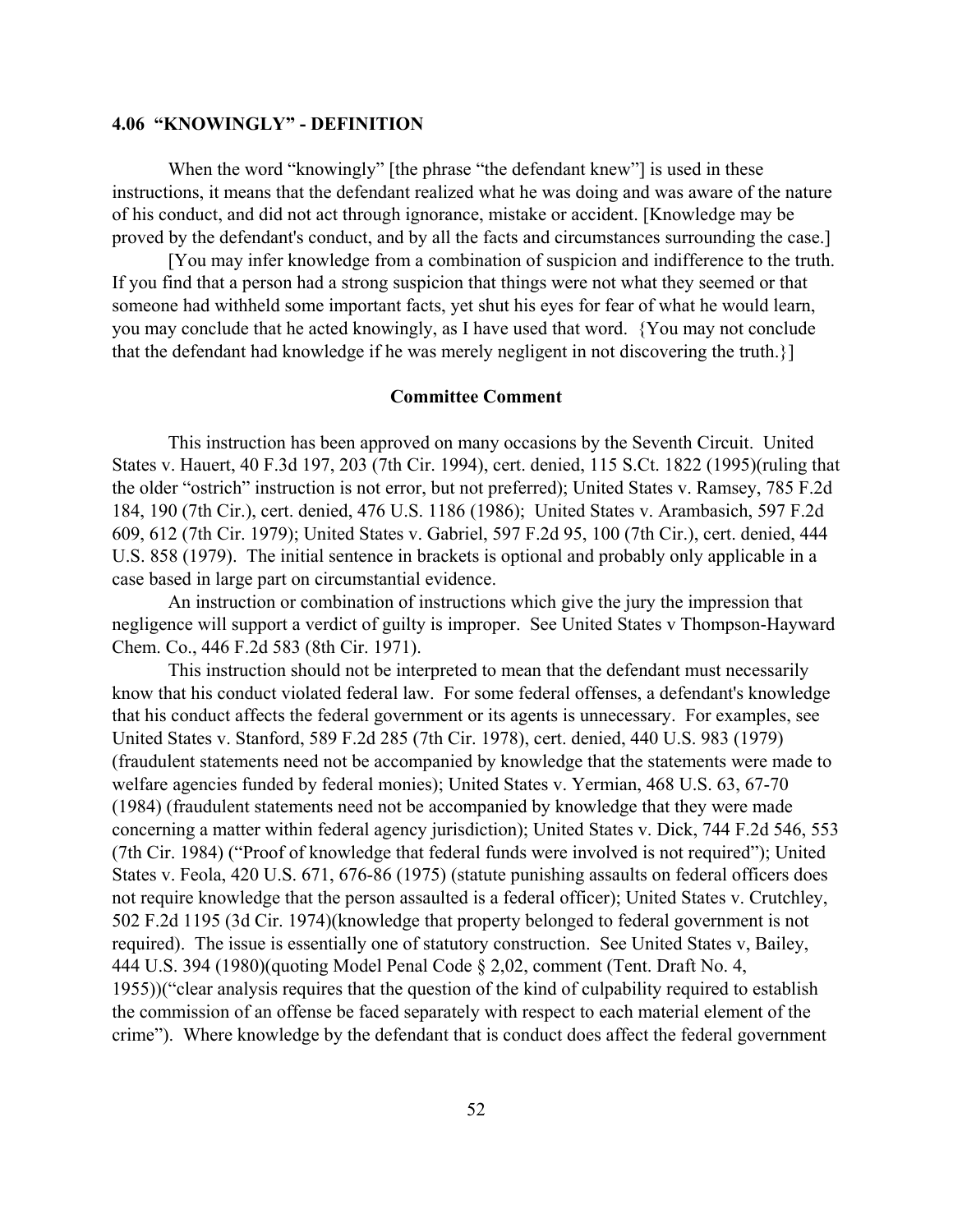### 4.06 "KNOWINGLY" - DEFINITION

When the word "knowingly" [the phrase "the defendant knew"] is used in these instructions, it means that the defendant realized what he was doing and was aware of the nature of his conduct, and did not act through ignorance, mistake or accident. [Knowledge may be proved by the defendant's conduct, and by all the facts and circumstances surrounding the case.]

[You may infer knowledge from a combination of suspicion and indifference to the truth. If you find that a person had a strong suspicion that things were not what they seemed or that someone had withheld some important facts, yet shut his eyes for fear of what he would learn, you may conclude that he acted knowingly, as I have used that word. {You may not conclude that the defendant had knowledge if he was merely negligent in not discovering the truth.}]

#### Committee Comment

This instruction has been approved on many occasions by the Seventh Circuit. United States v. Hauert, 40 F.3d 197, 203 (7th Cir. 1994), cert. denied, 115 S.Ct. 1822 (1995)(ruling that the older "ostrich" instruction is not error, but not preferred); United States v. Ramsey, 785 F.2d 184, 190 (7th Cir.), cert. denied, 476 U.S. 1186 (1986); United States v. Arambasich, 597 F.2d 609, 612 (7th Cir. 1979); United States v. Gabriel, 597 F.2d 95, 100 (7th Cir.), cert. denied, 444 U.S. 858 (1979). The initial sentence in brackets is optional and probably only applicable in a case based in large part on circumstantial evidence.

An instruction or combination of instructions which give the jury the impression that negligence will support a verdict of guilty is improper. See United States v Thompson-Hayward Chem. Co., 446 F.2d 583 (8th Cir. 1971).

This instruction should not be interpreted to mean that the defendant must necessarily know that his conduct violated federal law. For some federal offenses, a defendant's knowledge that his conduct affects the federal government or its agents is unnecessary. For examples, see United States v. Stanford, 589 F.2d 285 (7th Cir. 1978), cert. denied, 440 U.S. 983 (1979) (fraudulent statements need not be accompanied by knowledge that the statements were made to welfare agencies funded by federal monies); United States v. Yermian, 468 U.S. 63, 67-70 (1984) (fraudulent statements need not be accompanied by knowledge that they were made concerning a matter within federal agency jurisdiction); United States v. Dick, 744 F.2d 546, 553 (7th Cir. 1984) ("Proof of knowledge that federal funds were involved is not required"); United States v. Feola, 420 U.S. 671, 676-86 (1975) (statute punishing assaults on federal officers does not require knowledge that the person assaulted is a federal officer); United States v. Crutchley, 502 F.2d 1195 (3d Cir. 1974)(knowledge that property belonged to federal government is not required). The issue is essentially one of statutory construction. See United States v, Bailey, 444 U.S. 394 (1980)(quoting Model Penal Code § 2,02, comment (Tent. Draft No. 4, 1955))("clear analysis requires that the question of the kind of culpability required to establish the commission of an offense be faced separately with respect to each material element of the crime"). Where knowledge by the defendant that is conduct does affect the federal government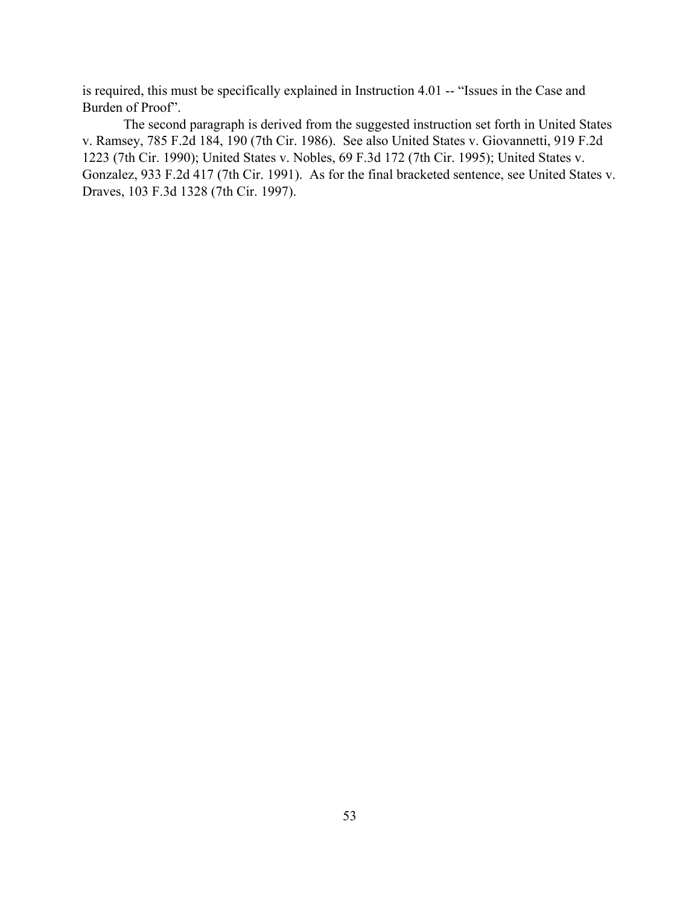is required, this must be specifically explained in Instruction 4.01 -- "Issues in the Case and Burden of Proof".

The second paragraph is derived from the suggested instruction set forth in United States v. Ramsey, 785 F.2d 184, 190 (7th Cir. 1986). See also United States v. Giovannetti, 919 F.2d 1223 (7th Cir. 1990); United States v. Nobles, 69 F.3d 172 (7th Cir. 1995); United States v. Gonzalez, 933 F.2d 417 (7th Cir. 1991). As for the final bracketed sentence, see United States v. Draves, 103 F.3d 1328 (7th Cir. 1997).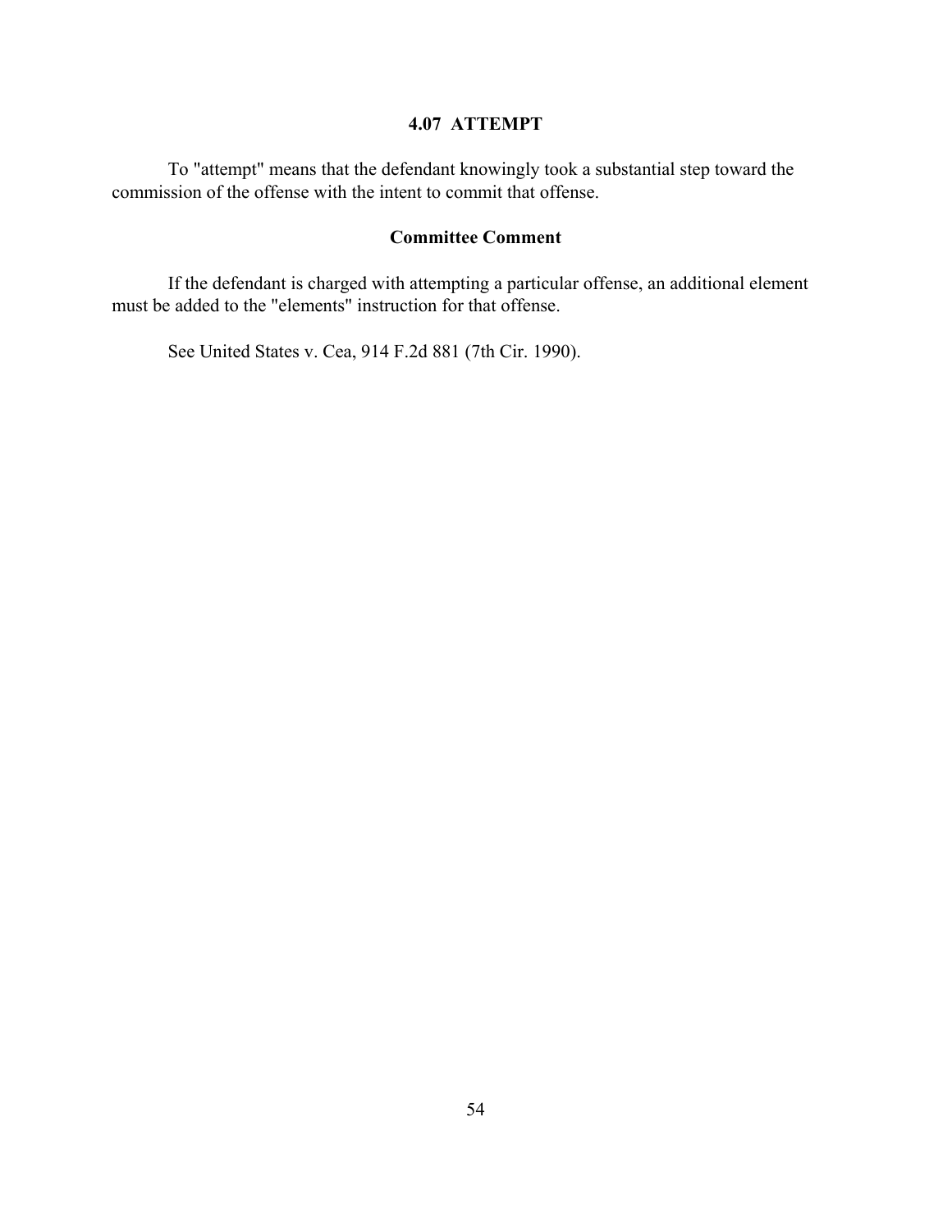## 4.07 ATTEMPT

To "attempt" means that the defendant knowingly took a substantial step toward the commission of the offense with the intent to commit that offense.

### Committee Comment

If the defendant is charged with attempting a particular offense, an additional element must be added to the "elements" instruction for that offense.

See United States v. Cea, 914 F.2d 881 (7th Cir. 1990).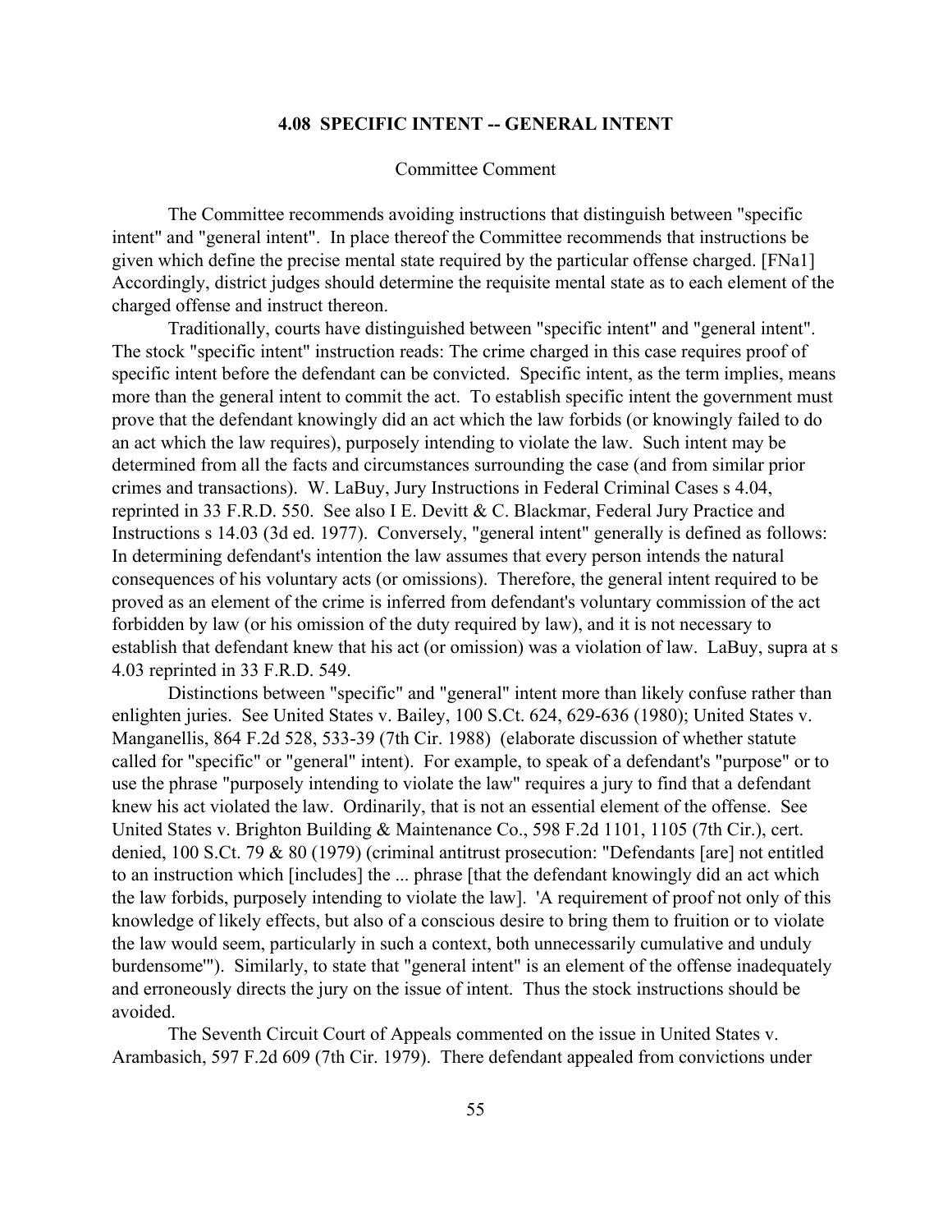## 4.08 SPECIFIC INTENT -- GENERAL INTENT

Committee Comment

The Committee recommends avoiding instructions that distinguish between "specific intent" and "general intent". In place thereof the Committee recommends that instructions be given which define the precise mental state required by the particular offense charged. [FNa1] Accordingly, district judges should determine the requisite mental state as to each element of the charged offense and instruct thereon.

Traditionally, courts have distinguished between "specific intent" and "general intent". The stock "specific intent" instruction reads: The crime charged in this case requires proof of specific intent before the defendant can be convicted. Specific intent, as the term implies, means more than the general intent to commit the act. To establish specific intent the government must prove that the defendant knowingly did an act which the law forbids (or knowingly failed to do an act which the law requires), purposely intending to violate the law. Such intent may be determined from all the facts and circumstances surrounding the case (and from similar prior crimes and transactions). W. LaBuy, Jury Instructions in Federal Criminal Cases s 4.04, reprinted in 33 F.R.D. 550. See also I E. Devitt & C. Blackmar, Federal Jury Practice and Instructions s 14.03 (3d ed. 1977). Conversely, "general intent" generally is defined as follows: In determining defendant's intention the law assumes that every person intends the natural consequences of his voluntary acts (or omissions). Therefore, the general intent required to be proved as an element of the crime is inferred from defendant's voluntary commission of the act forbidden by law (or his omission of the duty required by law), and it is not necessary to establish that defendant knew that his act (or omission) was a violation of law. LaBuy, supra at s 4.03 reprinted in 33 F.R.D. 549.

Distinctions between "specific" and "general" intent more than likely confuse rather than enlighten juries. See United States v. Bailey, 100 S.Ct. 624, 629-636 (1980); United States v. Manganellis, 864 F.2d 528, 533-39 (7th Cir. 1988) (elaborate discussion of whether statute called for "specific" or "general" intent). For example, to speak of a defendant's "purpose" or to use the phrase "purposely intending to violate the law" requires a jury to find that a defendant knew his act violated the law. Ordinarily, that is not an essential element of the offense. See United States v. Brighton Building & Maintenance Co., 598 F.2d 1101, 1105 (7th Cir.), cert. denied, 100 S.Ct. 79 & 80 (1979) (criminal antitrust prosecution: "Defendants [are] not entitled to an instruction which [includes] the ... phrase [that the defendant knowingly did an act which the law forbids, purposely intending to violate the law]. 'A requirement of proof not only of this knowledge of likely effects, but also of a conscious desire to bring them to fruition or to violate the law would seem, particularly in such a context, both unnecessarily cumulative and unduly burdensome'"). Similarly, to state that "general intent" is an element of the offense inadequately and erroneously directs the jury on the issue of intent. Thus the stock instructions should be avoided.

The Seventh Circuit Court of Appeals commented on the issue in United States v. Arambasich, 597 F.2d 609 (7th Cir. 1979). There defendant appealed from convictions under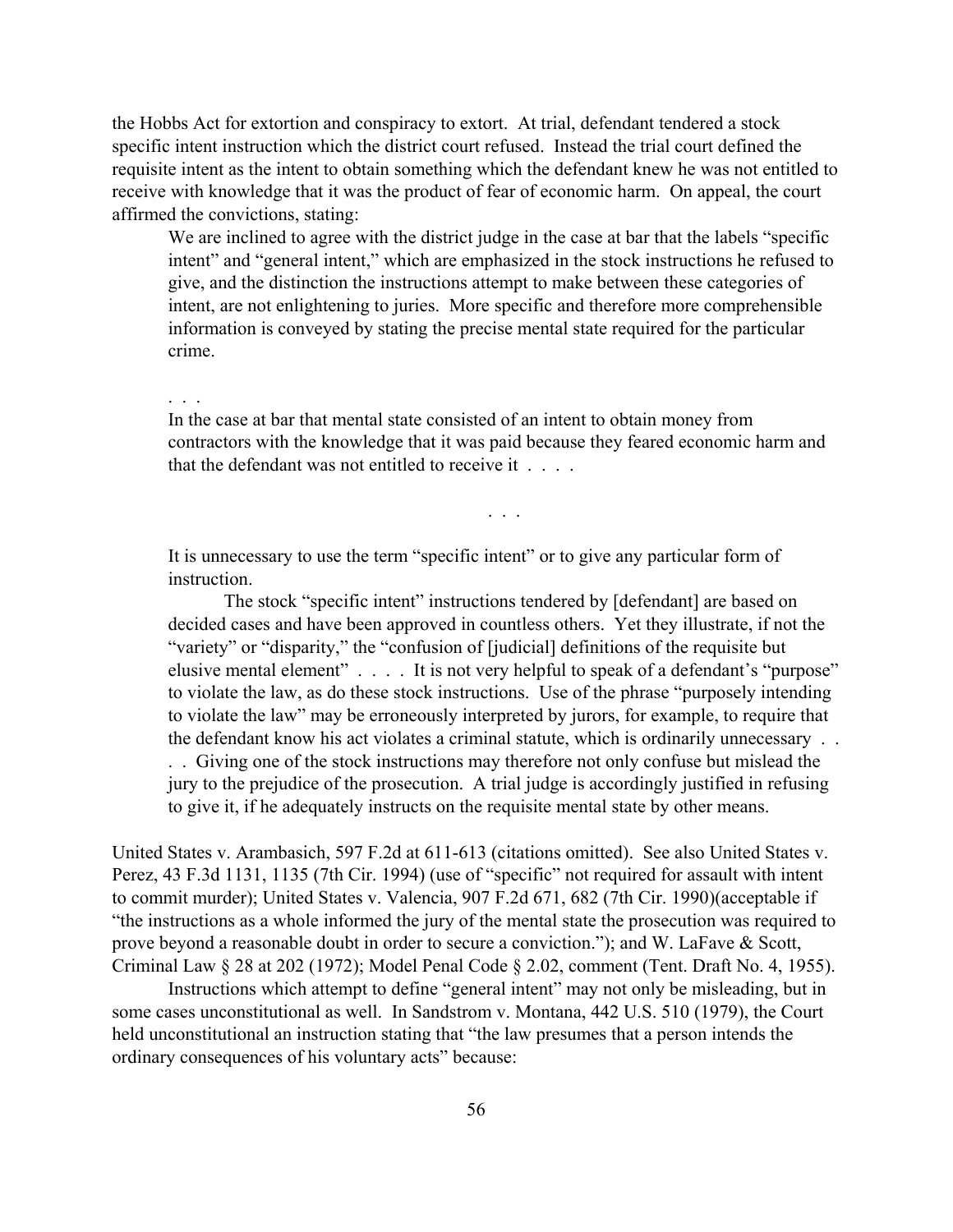the Hobbs Act for extortion and conspiracy to extort. At trial, defendant tendered a stock specific intent instruction which the district court refused. Instead the trial court defined the requisite intent as the intent to obtain something which the defendant knew he was not entitled to receive with knowledge that it was the product of fear of economic harm. On appeal, the court affirmed the convictions, stating:

> We are inclined to agree with the district judge in the case at bar that the labels "specific intent" and "general intent," which are emphasized in the stock instructions he refused to give, and the distinction the instructions attempt to make between these categories of intent, are not enlightening to juries. More specific and therefore more comprehensible information is conveyed by stating the precise mental state required for the particular crime.
>
> . . .
>
> In the case at bar that mental state consisted of an intent to obtain money from contractors with the knowledge that it was paid because they feared economic harm and that the defendant was not entitled to receive it . . . .
>
> . . .
>
> It is unnecessary to use the term "specific intent" or to give any particular form of instruction.
>
> The stock "specific intent" instructions tendered by [defendant] are based on decided cases and have been approved in countless others. Yet they illustrate, if not the "variety" or "disparity," the "confusion of [judicial] definitions of the requisite but elusive mental element" . . . . It is not very helpful to speak of a defendant's "purpose" to violate the law, as do these stock instructions. Use of the phrase "purposely intending to violate the law" may be erroneously interpreted by jurors, for example, to require that the defendant know his act violates a criminal statute, which is ordinarily unnecessary . . . . Giving one of the stock instructions may therefore not only confuse but mislead the jury to the prejudice of the prosecution. A trial judge is accordingly justified in refusing to give it, if he adequately instructs on the requisite mental state by other means.

United States v. Arambasich, 597 F.2d at 611-613 (citations omitted). See also United States v. Perez, 43 F.3d 1131, 1135 (7th Cir. 1994) (use of "specific" not required for assault with intent to commit murder); United States v. Valencia, 907 F.2d 671, 682 (7th Cir. 1990)(acceptable if "the instructions as a whole informed the jury of the mental state the prosecution was required to prove beyond a reasonable doubt in order to secure a conviction."); and W. LaFave & Scott, Criminal Law § 28 at 202 (1972); Model Penal Code § 2.02, comment (Tent. Draft No. 4, 1955).

Instructions which attempt to define "general intent" may not only be misleading, but in some cases unconstitutional as well. In Sandstrom v. Montana, 442 U.S. 510 (1979), the Court held unconstitutional an instruction stating that "the law presumes that a person intends the ordinary consequences of his voluntary acts" because: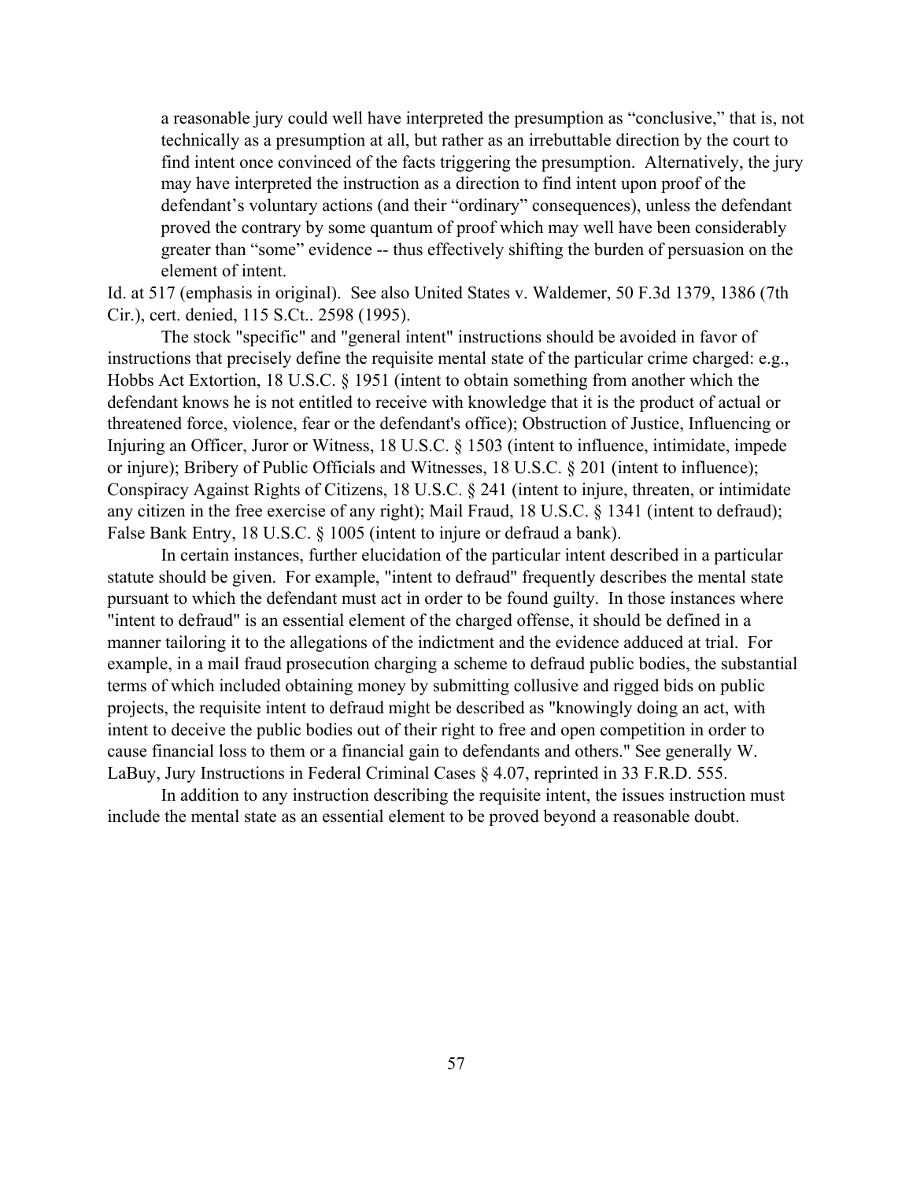> a reasonable jury could well have interpreted the presumption as "conclusive," that is, not technically as a presumption at all, but rather as an irrebuttable direction by the court to find intent once convinced of the facts triggering the presumption. Alternatively, the jury may have interpreted the instruction as a direction to find intent upon proof of the defendant's voluntary actions (and their "ordinary" consequences), unless the defendant proved the contrary by some quantum of proof which may well have been considerably greater than "some" evidence -- thus effectively shifting the burden of persuasion on the element of intent.

Id. at 517 (emphasis in original). See also United States v. Waldemer, 50 F.3d 1379, 1386 (7th Cir.), cert. denied, 115 S.Ct.. 2598 (1995).

The stock "specific" and "general intent" instructions should be avoided in favor of instructions that precisely define the requisite mental state of the particular crime charged: e.g., Hobbs Act Extortion, 18 U.S.C. § 1951 (intent to obtain something from another which the defendant knows he is not entitled to receive with knowledge that it is the product of actual or threatened force, violence, fear or the defendant's office); Obstruction of Justice, Influencing or Injuring an Officer, Juror or Witness, 18 U.S.C. § 1503 (intent to influence, intimidate, impede or injure); Bribery of Public Officials and Witnesses, 18 U.S.C. § 201 (intent to influence); Conspiracy Against Rights of Citizens, 18 U.S.C. § 241 (intent to injure, threaten, or intimidate any citizen in the free exercise of any right); Mail Fraud, 18 U.S.C. § 1341 (intent to defraud); False Bank Entry, 18 U.S.C. § 1005 (intent to injure or defraud a bank).

In certain instances, further elucidation of the particular intent described in a particular statute should be given. For example, "intent to defraud" frequently describes the mental state pursuant to which the defendant must act in order to be found guilty. In those instances where "intent to defraud" is an essential element of the charged offense, it should be defined in a manner tailoring it to the allegations of the indictment and the evidence adduced at trial. For example, in a mail fraud prosecution charging a scheme to defraud public bodies, the substantial terms of which included obtaining money by submitting collusive and rigged bids on public projects, the requisite intent to defraud might be described as "knowingly doing an act, with intent to deceive the public bodies out of their right to free and open competition in order to cause financial loss to them or a financial gain to defendants and others." See generally W. LaBuy, Jury Instructions in Federal Criminal Cases § 4.07, reprinted in 33 F.R.D. 555.

In addition to any instruction describing the requisite intent, the issues instruction must include the mental state as an essential element to be proved beyond a reasonable doubt.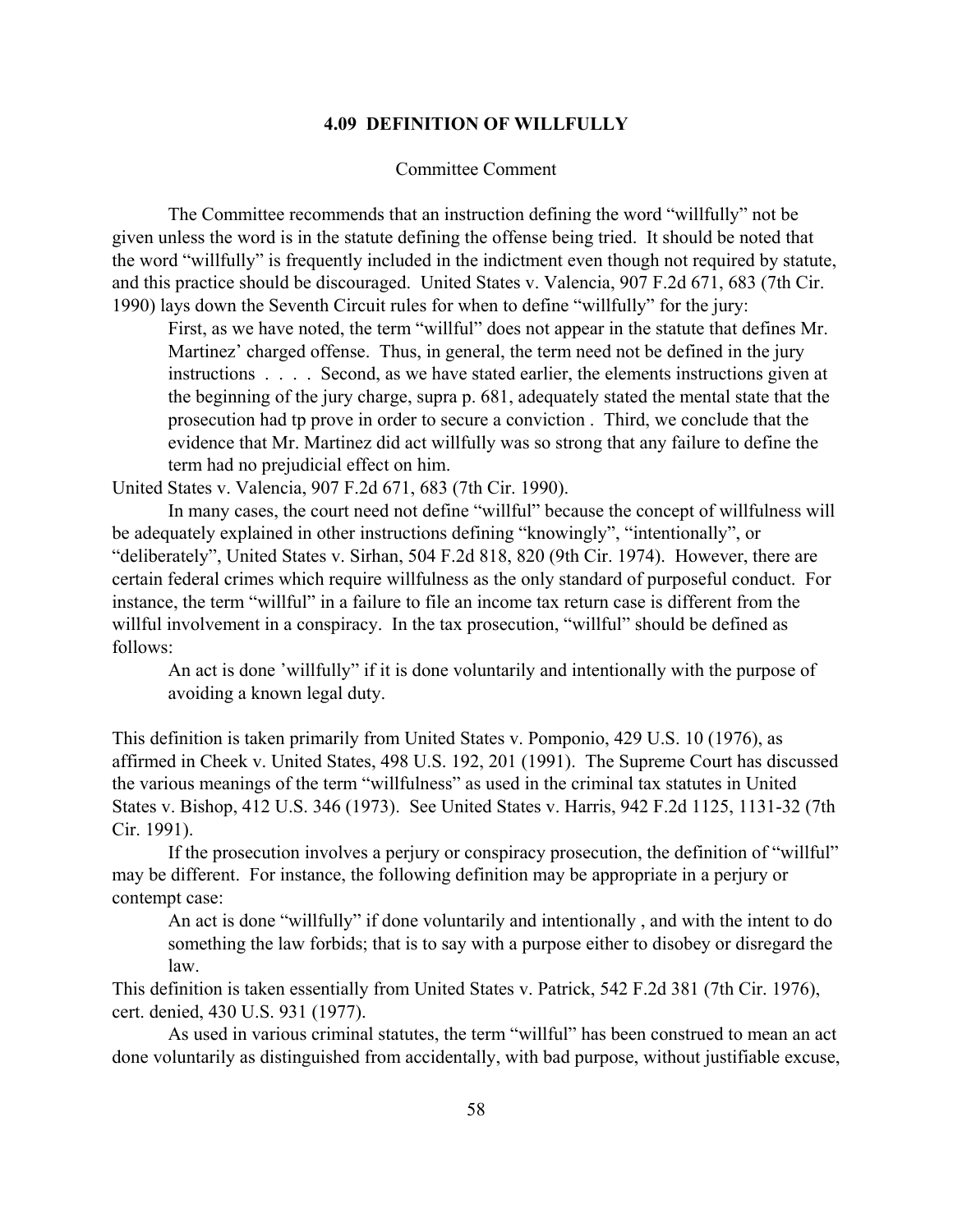### 4.09 DEFINITION OF WILLFULLY

Committee Comment

The Committee recommends that an instruction defining the word "willfully" not be given unless the word is in the statute defining the offense being tried. It should be noted that the word "willfully" is frequently included in the indictment even though not required by statute, and this practice should be discouraged. United States v. Valencia, 907 F.2d 671, 683 (7th Cir. 1990) lays down the Seventh Circuit rules for when to define "willfully" for the jury:

> First, as we have noted, the term "willful" does not appear in the statute that defines Mr. Martinez' charged offense. Thus, in general, the term need not be defined in the jury instructions . . . . Second, as we have stated earlier, the elements instructions given at the beginning of the jury charge, supra p. 681, adequately stated the mental state that the prosecution had tp prove in order to secure a conviction . Third, we conclude that the evidence that Mr. Martinez did act willfully was so strong that any failure to define the term had no prejudicial effect on him.

United States v. Valencia, 907 F.2d 671, 683 (7th Cir. 1990).

In many cases, the court need not define "willful" because the concept of willfulness will be adequately explained in other instructions defining "knowingly", "intentionally", or "deliberately", United States v. Sirhan, 504 F.2d 818, 820 (9th Cir. 1974). However, there are certain federal crimes which require willfulness as the only standard of purposeful conduct. For instance, the term "willful" in a failure to file an income tax return case is different from the willful involvement in a conspiracy. In the tax prosecution, "willful" should be defined as follows:

> An act is done 'willfully" if it is done voluntarily and intentionally with the purpose of avoiding a known legal duty.

This definition is taken primarily from United States v. Pomponio, 429 U.S. 10 (1976), as affirmed in Cheek v. United States, 498 U.S. 192, 201 (1991). The Supreme Court has discussed the various meanings of the term "willfulness" as used in the criminal tax statutes in United States v. Bishop, 412 U.S. 346 (1973). See United States v. Harris, 942 F.2d 1125, 1131-32 (7th Cir. 1991).

If the prosecution involves a perjury or conspiracy prosecution, the definition of "willful" may be different. For instance, the following definition may be appropriate in a perjury or contempt case:

> An act is done "willfully" if done voluntarily and intentionally , and with the intent to do something the law forbids; that is to say with a purpose either to disobey or disregard the law.

This definition is taken essentially from United States v. Patrick, 542 F.2d 381 (7th Cir. 1976), cert. denied, 430 U.S. 931 (1977).

As used in various criminal statutes, the term "willful" has been construed to mean an act done voluntarily as distinguished from accidentally, with bad purpose, without justifiable excuse,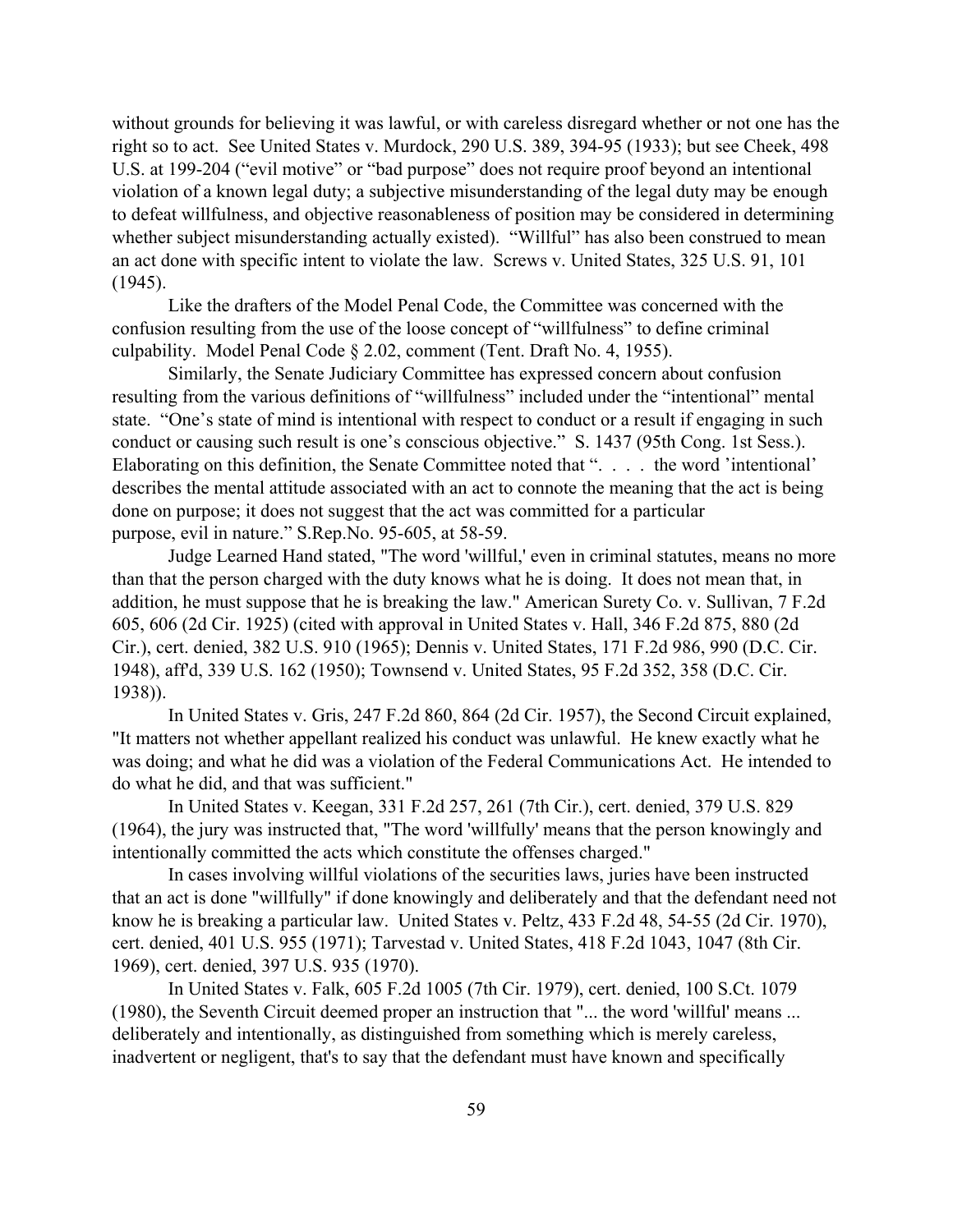without grounds for believing it was lawful, or with careless disregard whether or not one has the right so to act. See United States v. Murdock, 290 U.S. 389, 394-95 (1933); but see Cheek, 498 U.S. at 199-204 ("evil motive" or "bad purpose" does not require proof beyond an intentional violation of a known legal duty; a subjective misunderstanding of the legal duty may be enough to defeat willfulness, and objective reasonableness of position may be considered in determining whether subject misunderstanding actually existed). "Willful" has also been construed to mean an act done with specific intent to violate the law. Screws v. United States, 325 U.S. 91, 101 (1945).

Like the drafters of the Model Penal Code, the Committee was concerned with the confusion resulting from the use of the loose concept of "willfulness" to define criminal culpability. Model Penal Code § 2.02, comment (Tent. Draft No. 4, 1955).

Similarly, the Senate Judiciary Committee has expressed concern about confusion resulting from the various definitions of "willfulness" included under the "intentional" mental state. "One's state of mind is intentional with respect to conduct or a result if engaging in such conduct or causing such result is one's conscious objective." S. 1437 (95th Cong. 1st Sess.). Elaborating on this definition, the Senate Committee noted that ". . . . the word 'intentional' describes the mental attitude associated with an act to connote the meaning that the act is being done on purpose; it does not suggest that the act was committed for a particular purpose, evil in nature." S.Rep.No. 95-605, at 58-59.

Judge Learned Hand stated, "The word 'willful,' even in criminal statutes, means no more than that the person charged with the duty knows what he is doing. It does not mean that, in addition, he must suppose that he is breaking the law." American Surety Co. v. Sullivan, 7 F.2d 605, 606 (2d Cir. 1925) (cited with approval in United States v. Hall, 346 F.2d 875, 880 (2d Cir.), cert. denied, 382 U.S. 910 (1965); Dennis v. United States, 171 F.2d 986, 990 (D.C. Cir. 1948), aff'd, 339 U.S. 162 (1950); Townsend v. United States, 95 F.2d 352, 358 (D.C. Cir. 1938)).

In United States v. Gris, 247 F.2d 860, 864 (2d Cir. 1957), the Second Circuit explained, "It matters not whether appellant realized his conduct was unlawful. He knew exactly what he was doing; and what he did was a violation of the Federal Communications Act. He intended to do what he did, and that was sufficient."

In United States v. Keegan, 331 F.2d 257, 261 (7th Cir.), cert. denied, 379 U.S. 829 (1964), the jury was instructed that, "The word 'willfully' means that the person knowingly and intentionally committed the acts which constitute the offenses charged."

In cases involving willful violations of the securities laws, juries have been instructed that an act is done "willfully" if done knowingly and deliberately and that the defendant need not know he is breaking a particular law. United States v. Peltz, 433 F.2d 48, 54-55 (2d Cir. 1970), cert. denied, 401 U.S. 955 (1971); Tarvestad v. United States, 418 F.2d 1043, 1047 (8th Cir. 1969), cert. denied, 397 U.S. 935 (1970).

In United States v. Falk, 605 F.2d 1005 (7th Cir. 1979), cert. denied, 100 S.Ct. 1079 (1980), the Seventh Circuit deemed proper an instruction that "... the word 'willful' means ... deliberately and intentionally, as distinguished from something which is merely careless, inadvertent or negligent, that's to say that the defendant must have known and specifically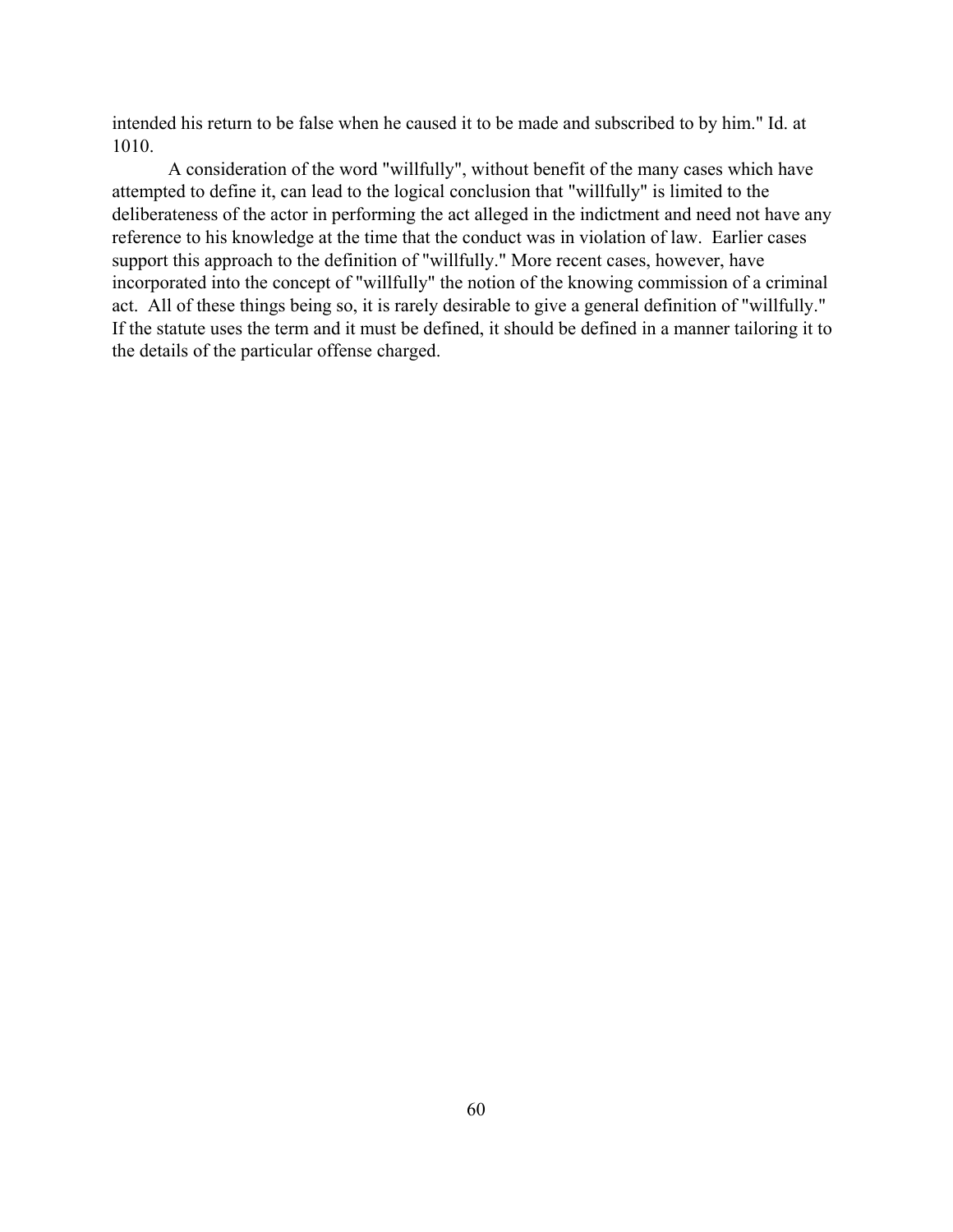intended his return to be false when he caused it to be made and subscribed to by him." Id. at 1010.

A consideration of the word "willfully", without benefit of the many cases which have attempted to define it, can lead to the logical conclusion that "willfully" is limited to the deliberateness of the actor in performing the act alleged in the indictment and need not have any reference to his knowledge at the time that the conduct was in violation of law. Earlier cases support this approach to the definition of "willfully." More recent cases, however, have incorporated into the concept of "willfully" the notion of the knowing commission of a criminal act. All of these things being so, it is rarely desirable to give a general definition of "willfully." If the statute uses the term and it must be defined, it should be defined in a manner tailoring it to the details of the particular offense charged.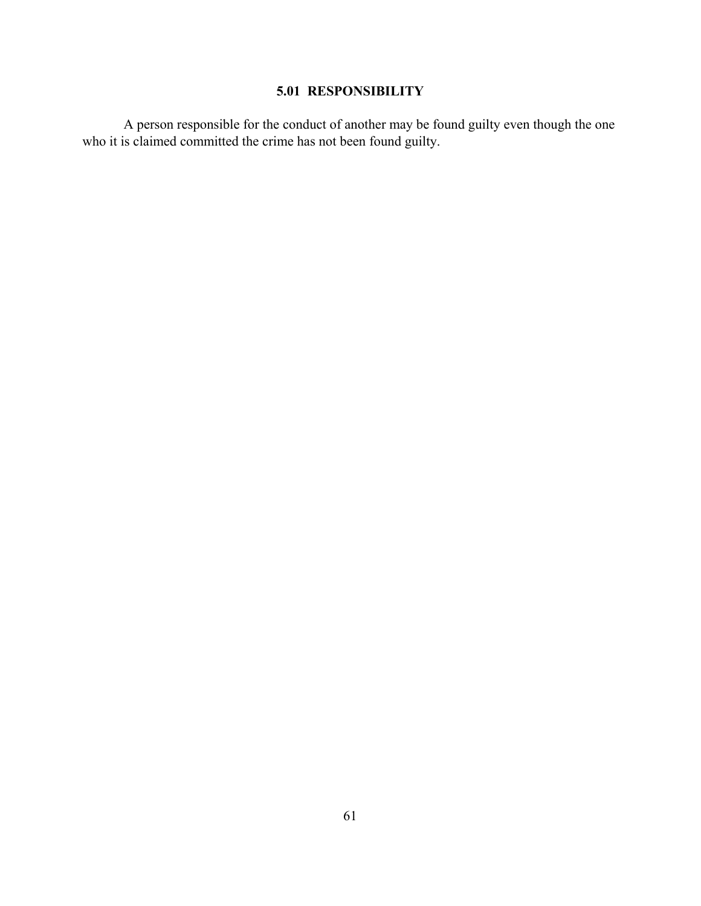## 5.01 RESPONSIBILITY

A person responsible for the conduct of another may be found guilty even though the one who it is claimed committed the crime has not been found guilty.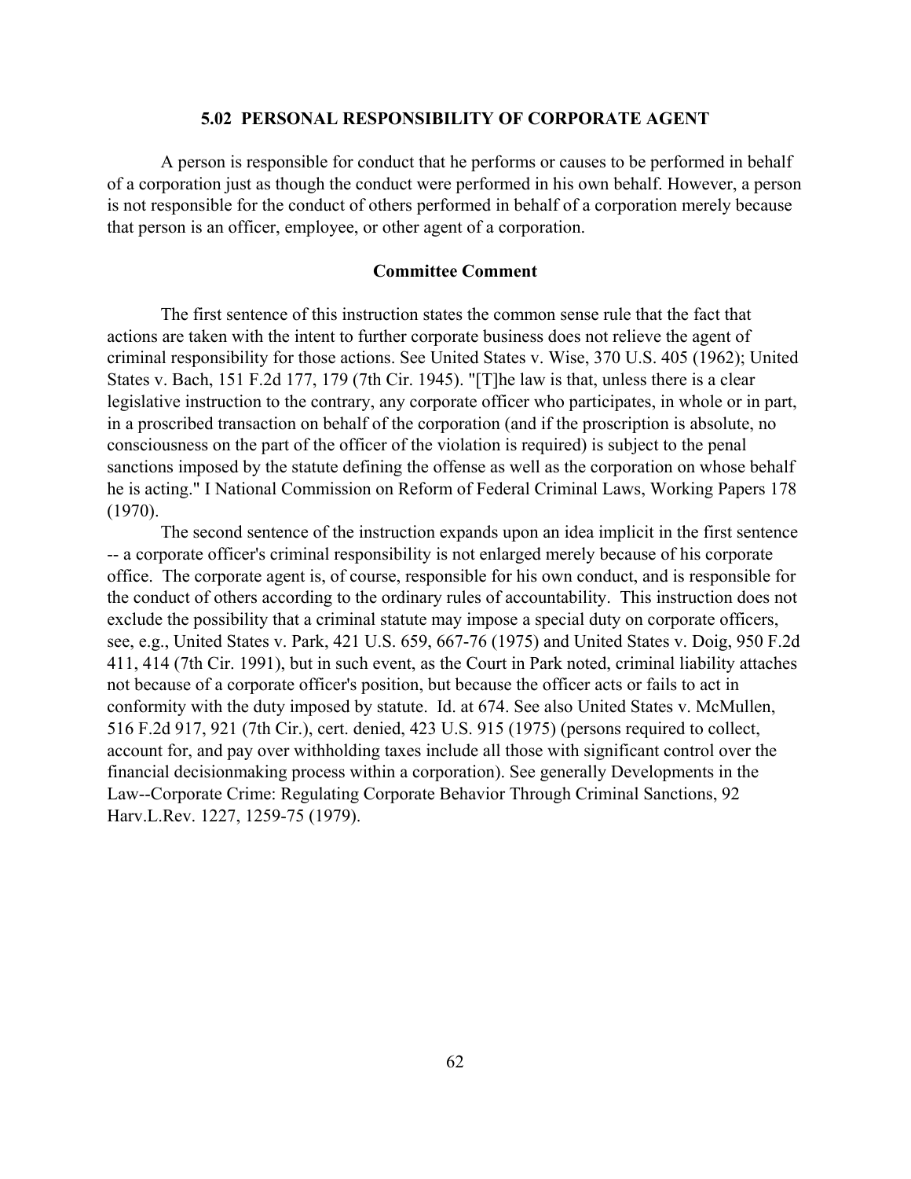## 5.02 PERSONAL RESPONSIBILITY OF CORPORATE AGENT

A person is responsible for conduct that he performs or causes to be performed in behalf of a corporation just as though the conduct were performed in his own behalf. However, a person is not responsible for the conduct of others performed in behalf of a corporation merely because that person is an officer, employee, or other agent of a corporation.

### Committee Comment

The first sentence of this instruction states the common sense rule that the fact that actions are taken with the intent to further corporate business does not relieve the agent of criminal responsibility for those actions. See United States v. Wise, 370 U.S. 405 (1962); United States v. Bach, 151 F.2d 177, 179 (7th Cir. 1945). "[T]he law is that, unless there is a clear legislative instruction to the contrary, any corporate officer who participates, in whole or in part, in a proscribed transaction on behalf of the corporation (and if the proscription is absolute, no consciousness on the part of the officer of the violation is required) is subject to the penal sanctions imposed by the statute defining the offense as well as the corporation on whose behalf he is acting." I National Commission on Reform of Federal Criminal Laws, Working Papers 178 (1970).

The second sentence of the instruction expands upon an idea implicit in the first sentence -- a corporate officer's criminal responsibility is not enlarged merely because of his corporate office. The corporate agent is, of course, responsible for his own conduct, and is responsible for the conduct of others according to the ordinary rules of accountability. This instruction does not exclude the possibility that a criminal statute may impose a special duty on corporate officers, see, e.g., United States v. Park, 421 U.S. 659, 667-76 (1975) and United States v. Doig, 950 F.2d 411, 414 (7th Cir. 1991), but in such event, as the Court in Park noted, criminal liability attaches not because of a corporate officer's position, but because the officer acts or fails to act in conformity with the duty imposed by statute. Id. at 674. See also United States v. McMullen, 516 F.2d 917, 921 (7th Cir.), cert. denied, 423 U.S. 915 (1975) (persons required to collect, account for, and pay over withholding taxes include all those with significant control over the financial decisionmaking process within a corporation). See generally Developments in the Law--Corporate Crime: Regulating Corporate Behavior Through Criminal Sanctions, 92 Harv.L.Rev. 1227, 1259-75 (1979).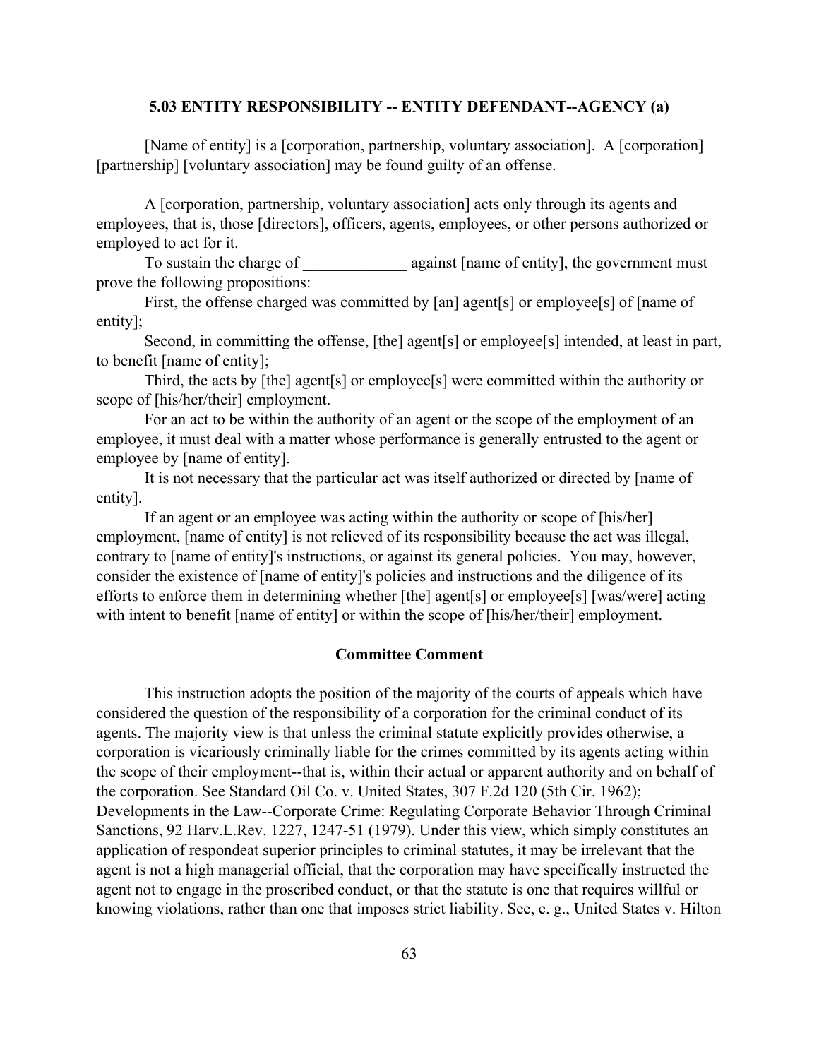### 5.03 ENTITY RESPONSIBILITY -- ENTITY DEFENDANT--AGENCY (a)

[Name of entity] is a [corporation, partnership, voluntary association]. A [corporation] [partnership] [voluntary association] may be found guilty of an offense.

A [corporation, partnership, voluntary association] acts only through its agents and employees, that is, those [directors], officers, agents, employees, or other persons authorized or employed to act for it.

To sustain the charge of _____________ against [name of entity], the government must prove the following propositions:

First, the offense charged was committed by [an] agent[s] or employee[s] of [name of entity];

Second, in committing the offense, [the] agent[s] or employee[s] intended, at least in part, to benefit [name of entity];

Third, the acts by [the] agent[s] or employee[s] were committed within the authority or scope of [his/her/their] employment.

For an act to be within the authority of an agent or the scope of the employment of an employee, it must deal with a matter whose performance is generally entrusted to the agent or employee by [name of entity].

It is not necessary that the particular act was itself authorized or directed by [name of entity].

If an agent or an employee was acting within the authority or scope of [his/her] employment, [name of entity] is not relieved of its responsibility because the act was illegal, contrary to [name of entity]'s instructions, or against its general policies. You may, however, consider the existence of [name of entity]'s policies and instructions and the diligence of its efforts to enforce them in determining whether [the] agent[s] or employee[s] [was/were] acting with intent to benefit [name of entity] or within the scope of [his/her/their] employment.

#### Committee Comment

This instruction adopts the position of the majority of the courts of appeals which have considered the question of the responsibility of a corporation for the criminal conduct of its agents. The majority view is that unless the criminal statute explicitly provides otherwise, a corporation is vicariously criminally liable for the crimes committed by its agents acting within the scope of their employment--that is, within their actual or apparent authority and on behalf of the corporation. See Standard Oil Co. v. United States, 307 F.2d 120 (5th Cir. 1962); Developments in the Law--Corporate Crime: Regulating Corporate Behavior Through Criminal Sanctions, 92 Harv.L.Rev. 1227, 1247-51 (1979). Under this view, which simply constitutes an application of respondeat superior principles to criminal statutes, it may be irrelevant that the agent is not a high managerial official, that the corporation may have specifically instructed the agent not to engage in the proscribed conduct, or that the statute is one that requires willful or knowing violations, rather than one that imposes strict liability. See, e. g., United States v. Hilton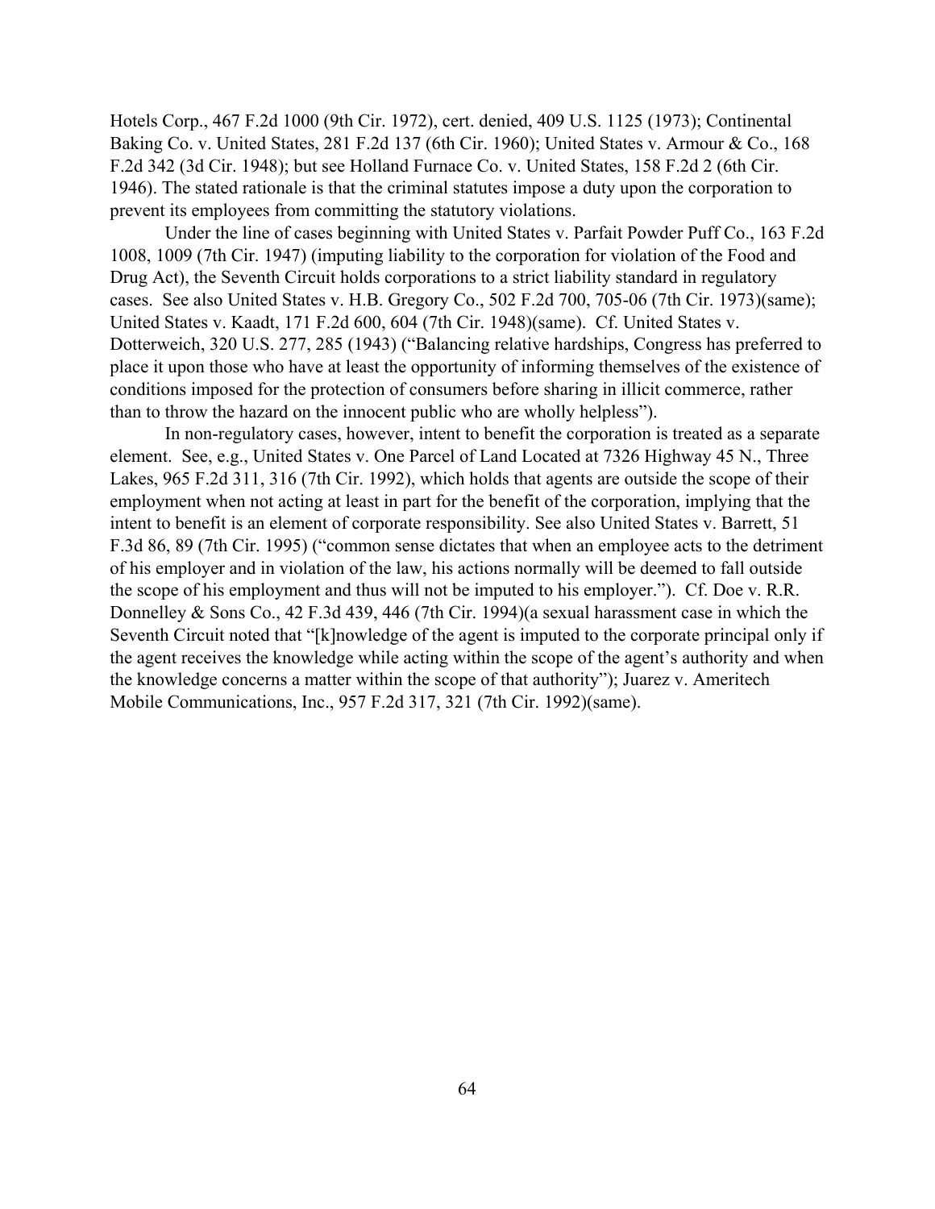Hotels Corp., 467 F.2d 1000 (9th Cir. 1972), cert. denied, 409 U.S. 1125 (1973); Continental Baking Co. v. United States, 281 F.2d 137 (6th Cir. 1960); United States v. Armour & Co., 168 F.2d 342 (3d Cir. 1948); but see Holland Furnace Co. v. United States, 158 F.2d 2 (6th Cir. 1946). The stated rationale is that the criminal statutes impose a duty upon the corporation to prevent its employees from committing the statutory violations.

Under the line of cases beginning with United States v. Parfait Powder Puff Co., 163 F.2d 1008, 1009 (7th Cir. 1947) (imputing liability to the corporation for violation of the Food and Drug Act), the Seventh Circuit holds corporations to a strict liability standard in regulatory cases. See also United States v. H.B. Gregory Co., 502 F.2d 700, 705-06 (7th Cir. 1973)(same); United States v. Kaadt, 171 F.2d 600, 604 (7th Cir. 1948)(same). Cf. United States v. Dotterweich, 320 U.S. 277, 285 (1943) ("Balancing relative hardships, Congress has preferred to place it upon those who have at least the opportunity of informing themselves of the existence of conditions imposed for the protection of consumers before sharing in illicit commerce, rather than to throw the hazard on the innocent public who are wholly helpless").

In non-regulatory cases, however, intent to benefit the corporation is treated as a separate element. See, e.g., United States v. One Parcel of Land Located at 7326 Highway 45 N., Three Lakes, 965 F.2d 311, 316 (7th Cir. 1992), which holds that agents are outside the scope of their employment when not acting at least in part for the benefit of the corporation, implying that the intent to benefit is an element of corporate responsibility. See also United States v. Barrett, 51 F.3d 86, 89 (7th Cir. 1995) ("common sense dictates that when an employee acts to the detriment of his employer and in violation of the law, his actions normally will be deemed to fall outside the scope of his employment and thus will not be imputed to his employer."). Cf. Doe v. R.R. Donnelley & Sons Co., 42 F.3d 439, 446 (7th Cir. 1994)(a sexual harassment case in which the Seventh Circuit noted that "[k]nowledge of the agent is imputed to the corporate principal only if the agent receives the knowledge while acting within the scope of the agent's authority and when the knowledge concerns a matter within the scope of that authority"); Juarez v. Ameritech Mobile Communications, Inc., 957 F.2d 317, 321 (7th Cir. 1992)(same).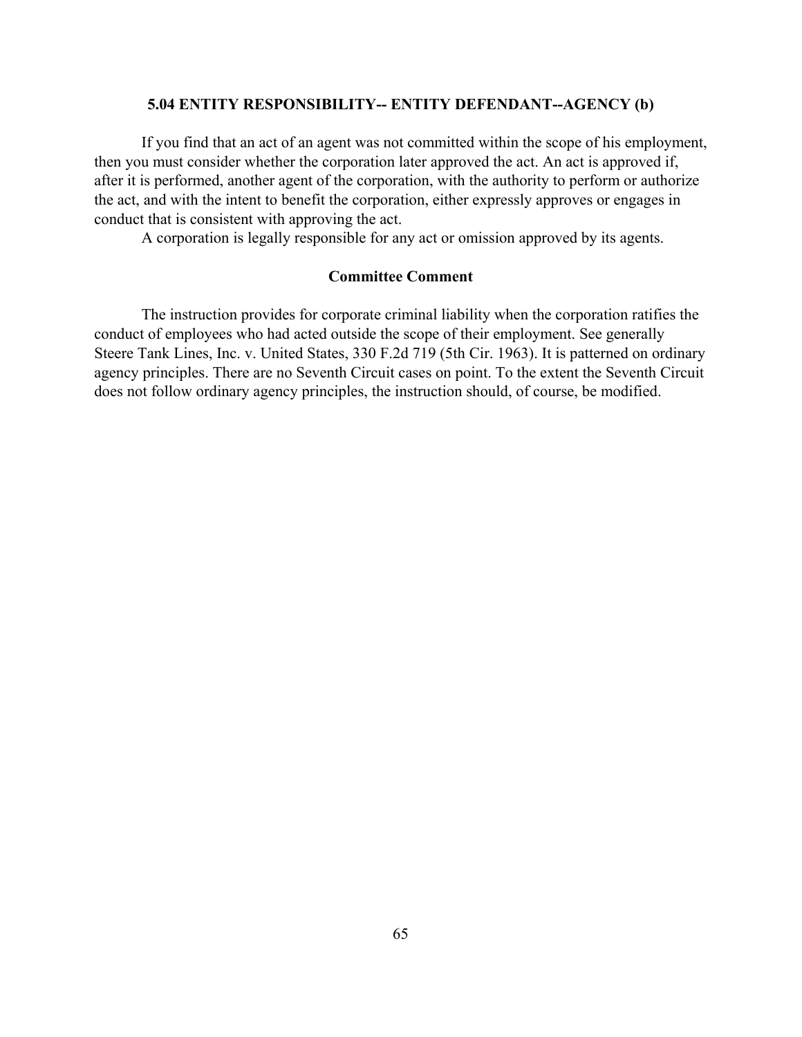### 5.04 ENTITY RESPONSIBILITY-- ENTITY DEFENDANT--AGENCY (b)

If you find that an act of an agent was not committed within the scope of his employment, then you must consider whether the corporation later approved the act. An act is approved if, after it is performed, another agent of the corporation, with the authority to perform or authorize the act, and with the intent to benefit the corporation, either expressly approves or engages in conduct that is consistent with approving the act.

A corporation is legally responsible for any act or omission approved by its agents.

**Committee Comment**

The instruction provides for corporate criminal liability when the corporation ratifies the conduct of employees who had acted outside the scope of their employment. See generally Steere Tank Lines, Inc. v. United States, 330 F.2d 719 (5th Cir. 1963). It is patterned on ordinary agency principles. There are no Seventh Circuit cases on point. To the extent the Seventh Circuit does not follow ordinary agency principles, the instruction should, of course, be modified.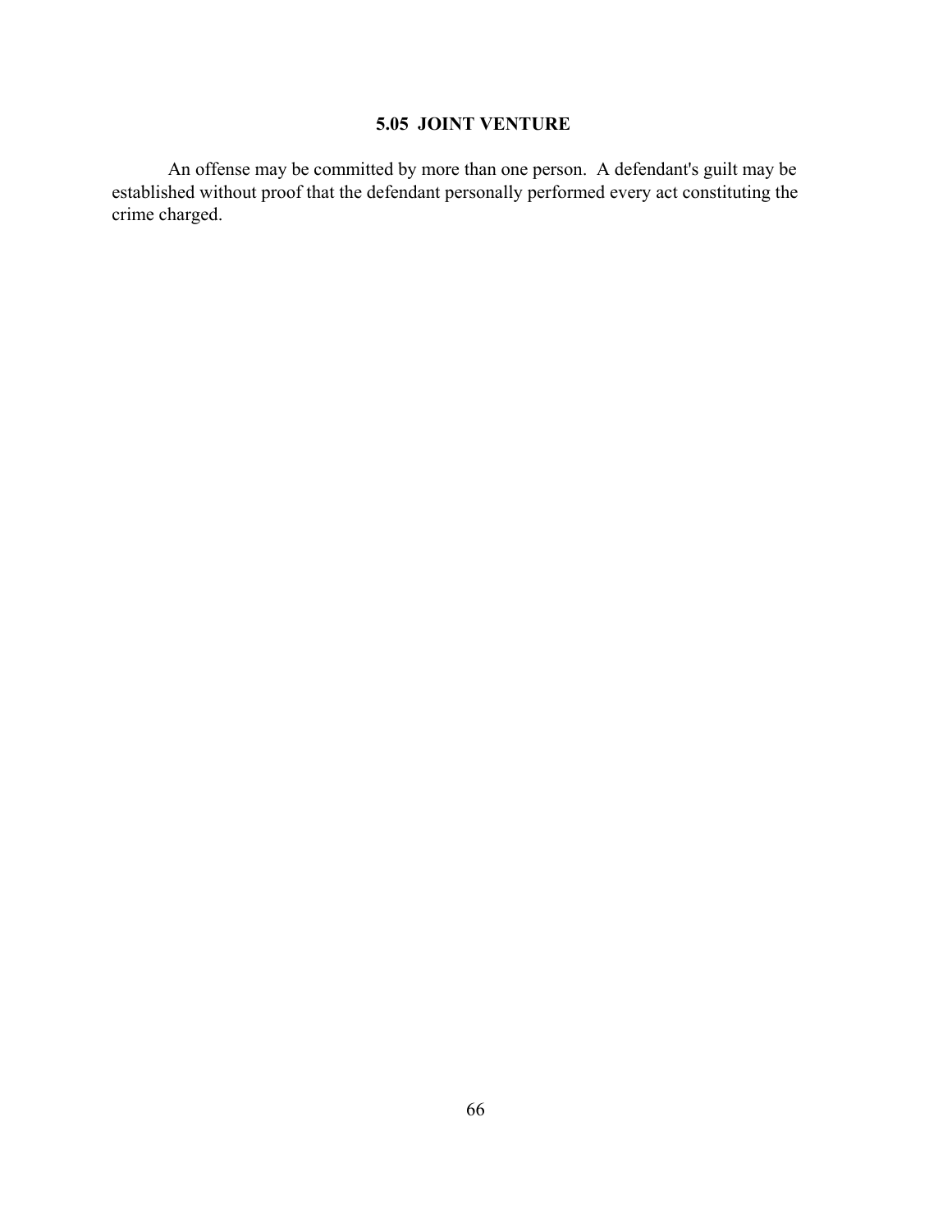## 5.05 JOINT VENTURE

An offense may be committed by more than one person. A defendant's guilt may be established without proof that the defendant personally performed every act constituting the crime charged.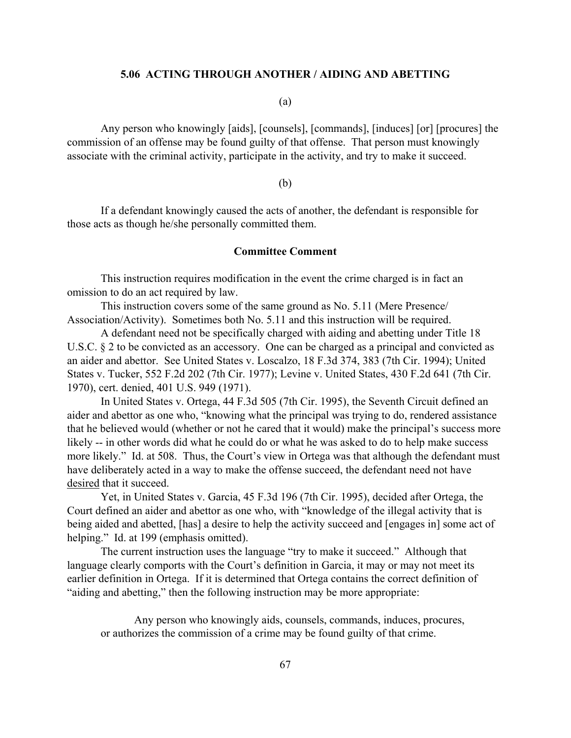### 5.06 ACTING THROUGH ANOTHER / AIDING AND ABETTING

(a)

Any person who knowingly [aids], [counsels], [commands], [induces] [or] [procures] the commission of an offense may be found guilty of that offense. That person must knowingly associate with the criminal activity, participate in the activity, and try to make it succeed.

(b)

If a defendant knowingly caused the acts of another, the defendant is responsible for those acts as though he/she personally committed them.

#### Committee Comment

This instruction requires modification in the event the crime charged is in fact an omission to do an act required by law.

This instruction covers some of the same ground as No. 5.11 (Mere Presence/ Association/Activity). Sometimes both No. 5.11 and this instruction will be required.

A defendant need not be specifically charged with aiding and abetting under Title 18 U.S.C. § 2 to be convicted as an accessory. One can be charged as a principal and convicted as an aider and abettor. See United States v. Loscalzo, 18 F.3d 374, 383 (7th Cir. 1994); United States v. Tucker, 552 F.2d 202 (7th Cir. 1977); Levine v. United States, 430 F.2d 641 (7th Cir. 1970), cert. denied, 401 U.S. 949 (1971).

In United States v. Ortega, 44 F.3d 505 (7th Cir. 1995), the Seventh Circuit defined an aider and abettor as one who, "knowing what the principal was trying to do, rendered assistance that he believed would (whether or not he cared that it would) make the principal's success more likely -- in other words did what he could do or what he was asked to do to help make success more likely." Id. at 508. Thus, the Court's view in Ortega was that although the defendant must have deliberately acted in a way to make the offense succeed, the defendant need not have <u>desired</u> that it succeed.

Yet, in United States v. Garcia, 45 F.3d 196 (7th Cir. 1995), decided after Ortega, the Court defined an aider and abettor as one who, with "knowledge of the illegal activity that is being aided and abetted, [has] a desire to help the activity succeed and [engages in] some act of helping." Id. at 199 (emphasis omitted).

The current instruction uses the language "try to make it succeed." Although that language clearly comports with the Court's definition in Garcia, it may or may not meet its earlier definition in Ortega. If it is determined that Ortega contains the correct definition of "aiding and abetting," then the following instruction may be more appropriate:

> Any person who knowingly aids, counsels, commands, induces, procures, or authorizes the commission of a crime may be found guilty of that crime.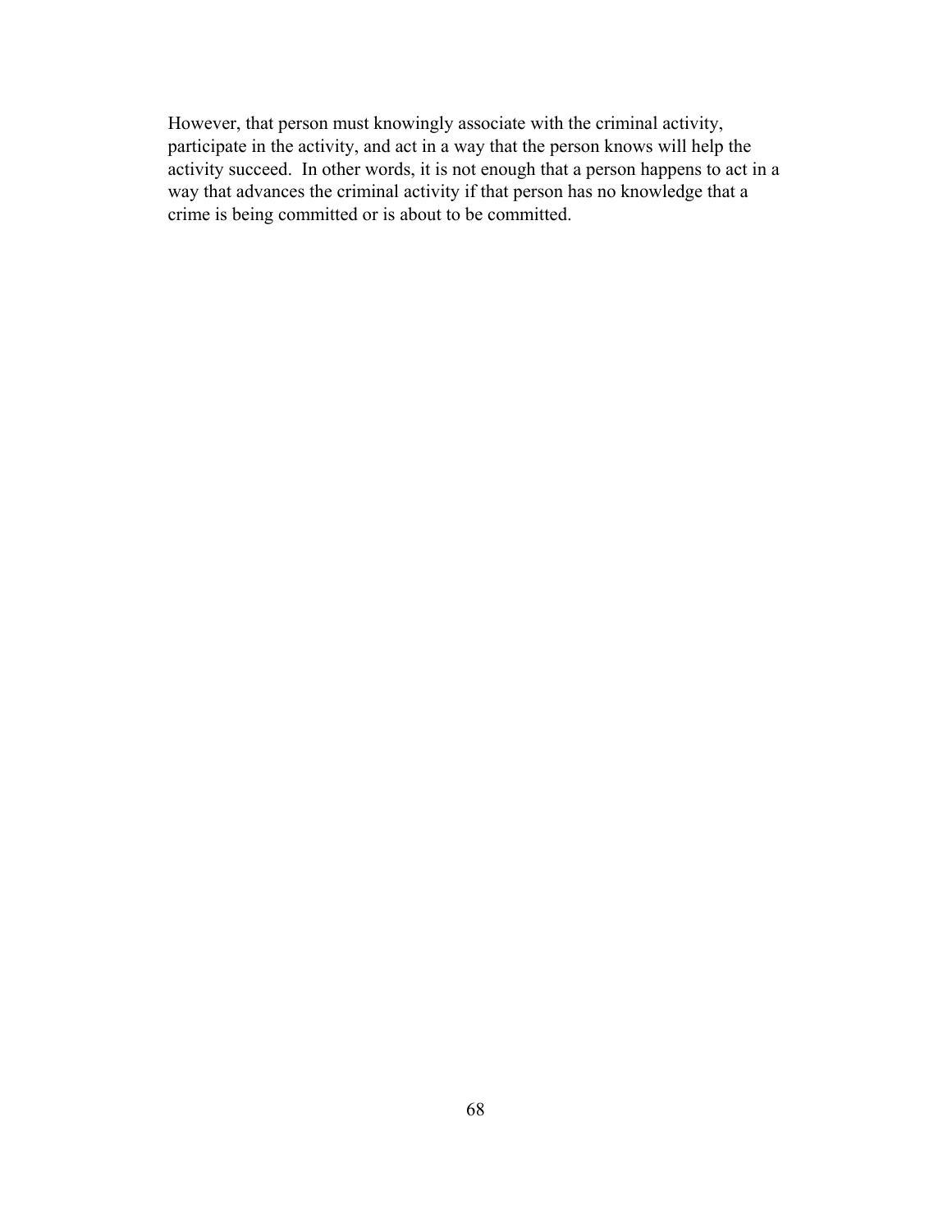However, that person must knowingly associate with the criminal activity, participate in the activity, and act in a way that the person knows will help the activity succeed. In other words, it is not enough that a person happens to act in a way that advances the criminal activity if that person has no knowledge that a crime is being committed or is about to be committed.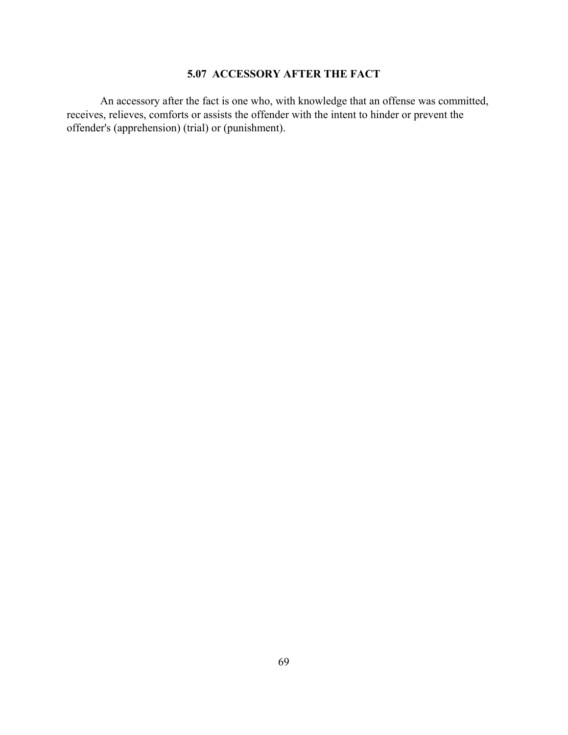## 5.07 ACCESSORY AFTER THE FACT

An accessory after the fact is one who, with knowledge that an offense was committed, receives, relieves, comforts or assists the offender with the intent to hinder or prevent the offender's (apprehension) (trial) or (punishment).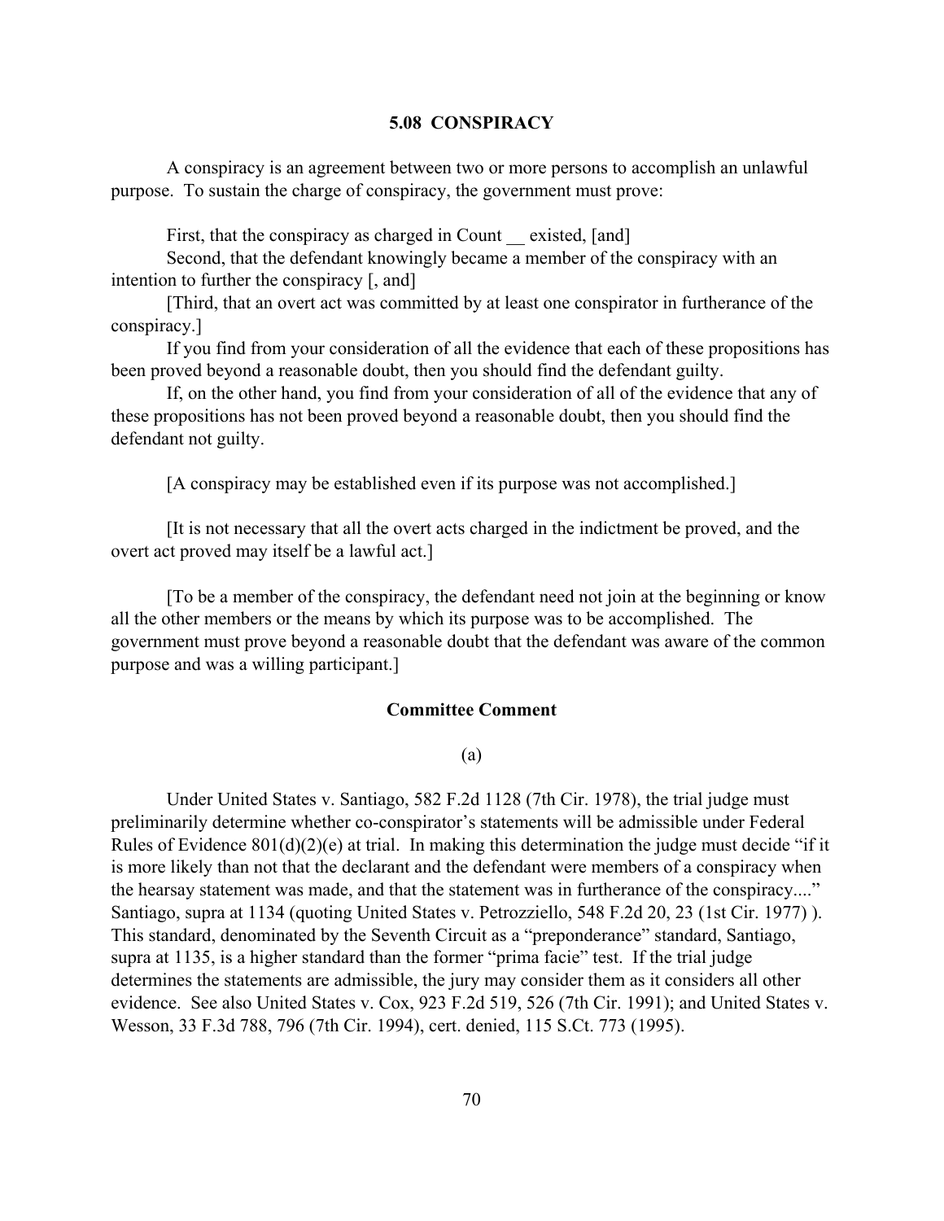## 5.08 CONSPIRACY

A conspiracy is an agreement between two or more persons to accomplish an unlawful purpose. To sustain the charge of conspiracy, the government must prove:

First, that the conspiracy as charged in Count __ existed, [and]

Second, that the defendant knowingly became a member of the conspiracy with an intention to further the conspiracy [, and]

[Third, that an overt act was committed by at least one conspirator in furtherance of the conspiracy.]

If you find from your consideration of all the evidence that each of these propositions has been proved beyond a reasonable doubt, then you should find the defendant guilty.

If, on the other hand, you find from your consideration of all of the evidence that any of these propositions has not been proved beyond a reasonable doubt, then you should find the defendant not guilty.

[A conspiracy may be established even if its purpose was not accomplished.]

[It is not necessary that all the overt acts charged in the indictment be proved, and the overt act proved may itself be a lawful act.]

[To be a member of the conspiracy, the defendant need not join at the beginning or know all the other members or the means by which its purpose was to be accomplished. The government must prove beyond a reasonable doubt that the defendant was aware of the common purpose and was a willing participant.]

### Committee Comment

(a)

Under United States v. Santiago, 582 F.2d 1128 (7th Cir. 1978), the trial judge must preliminarily determine whether co-conspirator's statements will be admissible under Federal Rules of Evidence 801(d)(2)(e) at trial. In making this determination the judge must decide "if it is more likely than not that the declarant and the defendant were members of a conspiracy when the hearsay statement was made, and that the statement was in furtherance of the conspiracy...." Santiago, supra at 1134 (quoting United States v. Petrozziello, 548 F.2d 20, 23 (1st Cir. 1977) ). This standard, denominated by the Seventh Circuit as a "preponderance" standard, Santiago, supra at 1135, is a higher standard than the former "prima facie" test. If the trial judge determines the statements are admissible, the jury may consider them as it considers all other evidence. See also United States v. Cox, 923 F.2d 519, 526 (7th Cir. 1991); and United States v. Wesson, 33 F.3d 788, 796 (7th Cir. 1994), cert. denied, 115 S.Ct. 773 (1995).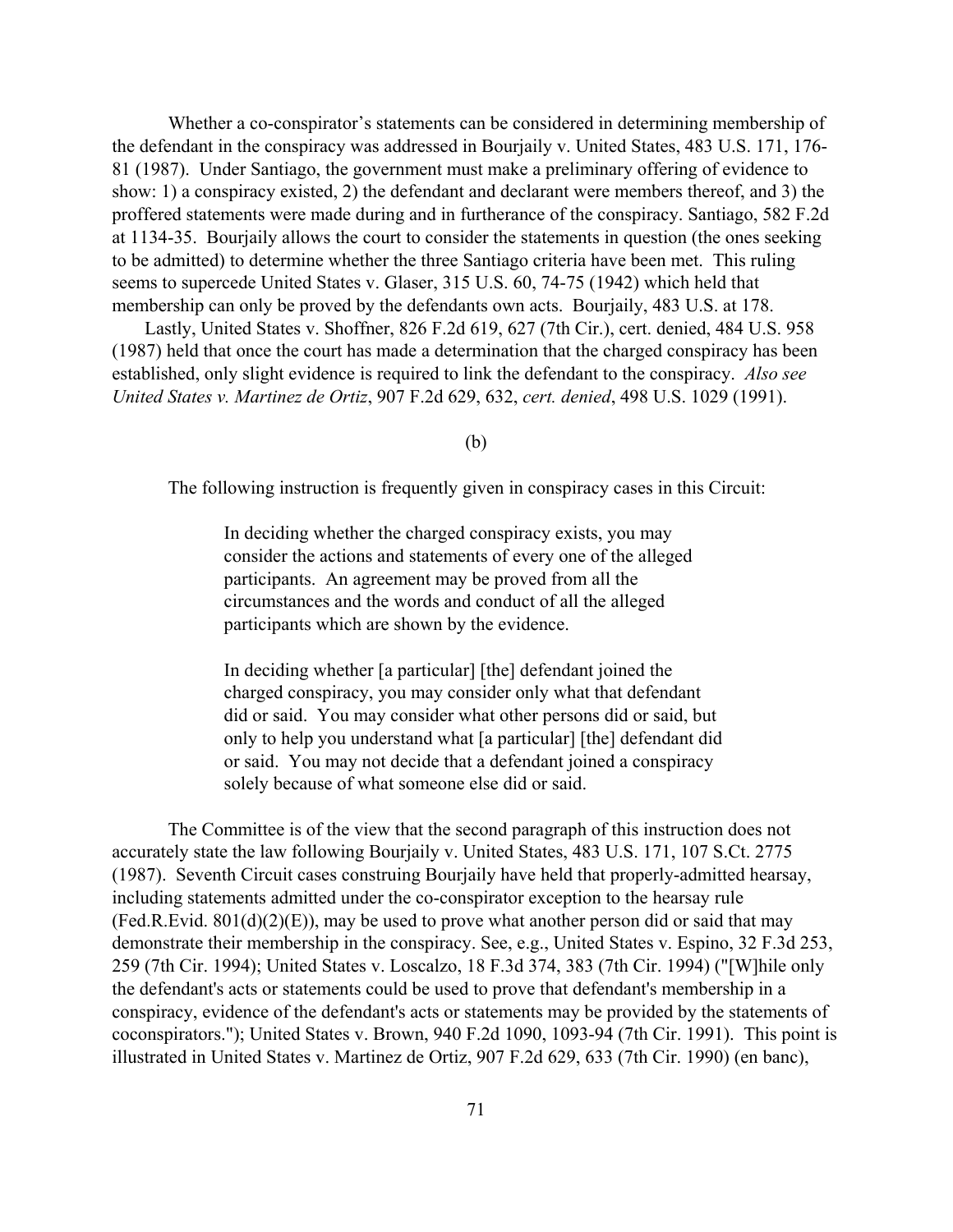Whether a co-conspirator's statements can be considered in determining membership of the defendant in the conspiracy was addressed in Bourjaily v. United States, 483 U.S. 171, 176-81 (1987). Under Santiago, the government must make a preliminary offering of evidence to show: 1) a conspiracy existed, 2) the defendant and declarant were members thereof, and 3) the proffered statements were made during and in furtherance of the conspiracy. Santiago, 582 F.2d at 1134-35. Bourjaily allows the court to consider the statements in question (the ones seeking to be admitted) to determine whether the three Santiago criteria have been met. This ruling seems to supercede United States v. Glaser, 315 U.S. 60, 74-75 (1942) which held that membership can only be proved by the defendants own acts. Bourjaily, 483 U.S. at 178.

Lastly, United States v. Shoffner, 826 F.2d 619, 627 (7th Cir.), cert. denied, 484 U.S. 958 (1987) held that once the court has made a determination that the charged conspiracy has been established, only slight evidence is required to link the defendant to the conspiracy. *Also see United States v. Martinez de Ortiz*, 907 F.2d 629, 632, *cert. denied*, 498 U.S. 1029 (1991).

(b)

The following instruction is frequently given in conspiracy cases in this Circuit:

> In deciding whether the charged conspiracy exists, you may consider the actions and statements of every one of the alleged participants. An agreement may be proved from all the circumstances and the words and conduct of all the alleged participants which are shown by the evidence.
>
> In deciding whether [a particular] [the] defendant joined the charged conspiracy, you may consider only what that defendant did or said. You may consider what other persons did or said, but only to help you understand what [a particular] [the] defendant did or said. You may not decide that a defendant joined a conspiracy solely because of what someone else did or said.

The Committee is of the view that the second paragraph of this instruction does not accurately state the law following Bourjaily v. United States, 483 U.S. 171, 107 S.Ct. 2775 (1987). Seventh Circuit cases construing Bourjaily have held that properly-admitted hearsay, including statements admitted under the co-conspirator exception to the hearsay rule (Fed.R.Evid. 801(d)(2)(E)), may be used to prove what another person did or said that may demonstrate their membership in the conspiracy. See, e.g., United States v. Espino, 32 F.3d 253, 259 (7th Cir. 1994); United States v. Loscalzo, 18 F.3d 374, 383 (7th Cir. 1994) ("[W]hile only the defendant's acts or statements could be used to prove that defendant's membership in a conspiracy, evidence of the defendant's acts or statements may be provided by the statements of coconspirators."); United States v. Brown, 940 F.2d 1090, 1093-94 (7th Cir. 1991). This point is illustrated in United States v. Martinez de Ortiz, 907 F.2d 629, 633 (7th Cir. 1990) (en banc),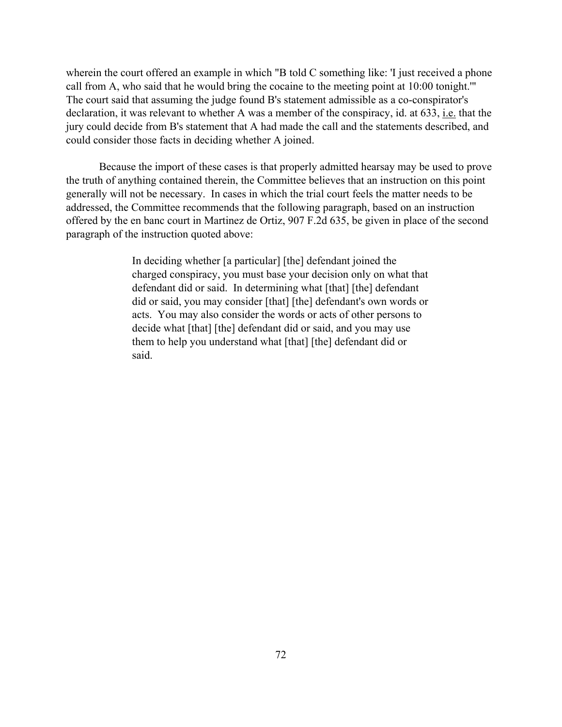wherein the court offered an example in which "B told C something like: 'I just received a phone call from A, who said that he would bring the cocaine to the meeting point at 10:00 tonight.'" The court said that assuming the judge found B's statement admissible as a co-conspirator's declaration, it was relevant to whether A was a member of the conspiracy, id. at 633, i.e. that the jury could decide from B's statement that A had made the call and the statements described, and could consider those facts in deciding whether A joined.

Because the import of these cases is that properly admitted hearsay may be used to prove the truth of anything contained therein, the Committee believes that an instruction on this point generally will not be necessary. In cases in which the trial court feels the matter needs to be addressed, the Committee recommends that the following paragraph, based on an instruction offered by the en banc court in Martinez de Ortiz, 907 F.2d 635, be given in place of the second paragraph of the instruction quoted above:

> In deciding whether [a particular] [the] defendant joined the charged conspiracy, you must base your decision only on what that defendant did or said. In determining what [that] [the] defendant did or said, you may consider [that] [the] defendant's own words or acts. You may also consider the words or acts of other persons to decide what [that] [the] defendant did or said, and you may use them to help you understand what [that] [the] defendant did or said.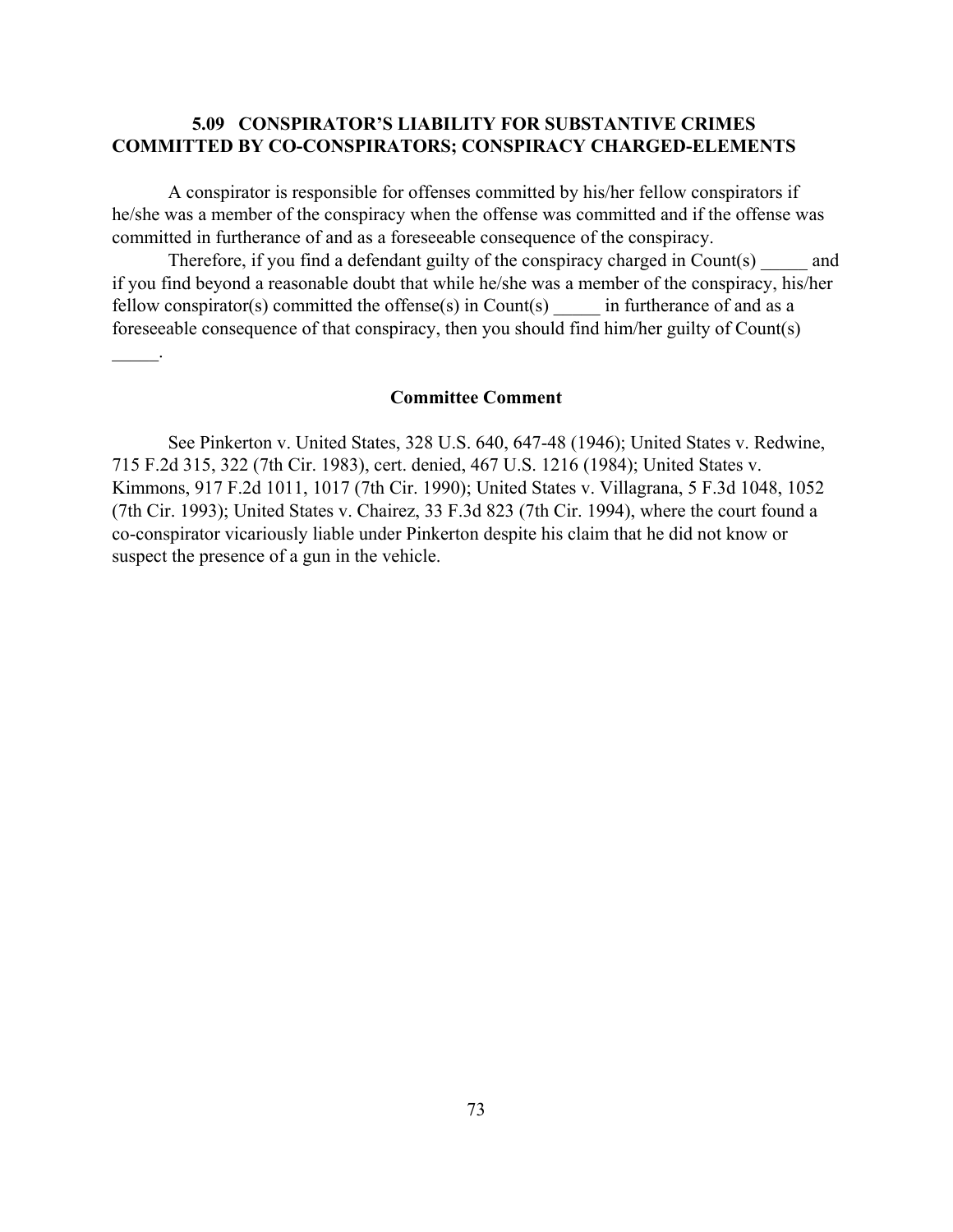## 5.09 CONSPIRATOR'S LIABILITY FOR SUBSTANTIVE CRIMES COMMITTED BY CO-CONSPIRATORS; CONSPIRACY CHARGED-ELEMENTS

A conspirator is responsible for offenses committed by his/her fellow conspirators if he/she was a member of the conspiracy when the offense was committed and if the offense was committed in furtherance of and as a foreseeable consequence of the conspiracy.

Therefore, if you find a defendant guilty of the conspiracy charged in Count(s) _____ and if you find beyond a reasonable doubt that while he/she was a member of the conspiracy, his/her fellow conspirator(s) committed the offense(s) in Count(s) _____ in furtherance of and as a foreseeable consequence of that conspiracy, then you should find him/her guilty of Count(s) _____.

### Committee Comment

See Pinkerton v. United States, 328 U.S. 640, 647-48 (1946); United States v. Redwine, 715 F.2d 315, 322 (7th Cir. 1983), cert. denied, 467 U.S. 1216 (1984); United States v. Kimmons, 917 F.2d 1011, 1017 (7th Cir. 1990); United States v. Villagrana, 5 F.3d 1048, 1052 (7th Cir. 1993); United States v. Chairez, 33 F.3d 823 (7th Cir. 1994), where the court found a co-conspirator vicariously liable under Pinkerton despite his claim that he did not know or suspect the presence of a gun in the vehicle.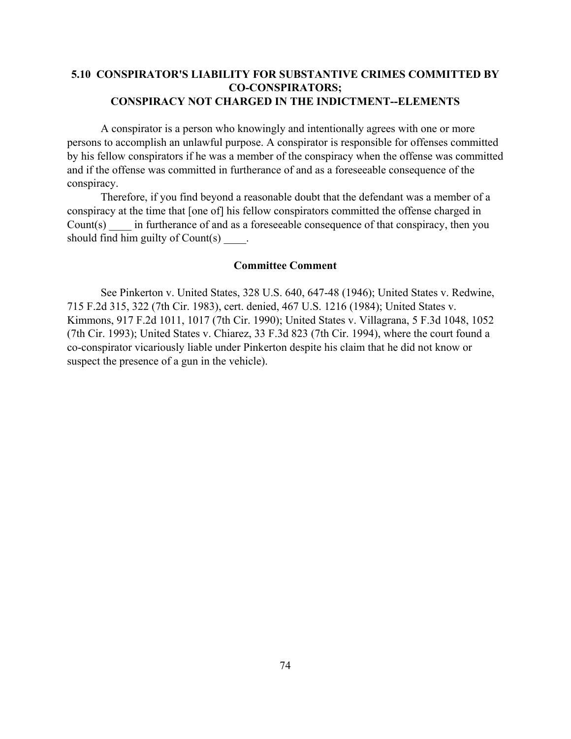## 5.10 CONSPIRATOR'S LIABILITY FOR SUBSTANTIVE CRIMES COMMITTED BY CO-CONSPIRATORS; CONSPIRACY NOT CHARGED IN THE INDICTMENT--ELEMENTS

A conspirator is a person who knowingly and intentionally agrees with one or more persons to accomplish an unlawful purpose. A conspirator is responsible for offenses committed by his fellow conspirators if he was a member of the conspiracy when the offense was committed and if the offense was committed in furtherance of and as a foreseeable consequence of the conspiracy.

Therefore, if you find beyond a reasonable doubt that the defendant was a member of a conspiracy at the time that [one of] his fellow conspirators committed the offense charged in Count(s) ____ in furtherance of and as a foreseeable consequence of that conspiracy, then you should find him guilty of Count(s) ____.

### Committee Comment

See Pinkerton v. United States, 328 U.S. 640, 647-48 (1946); United States v. Redwine, 715 F.2d 315, 322 (7th Cir. 1983), cert. denied, 467 U.S. 1216 (1984); United States v. Kimmons, 917 F.2d 1011, 1017 (7th Cir. 1990); United States v. Villagrana, 5 F.3d 1048, 1052 (7th Cir. 1993); United States v. Chiarez, 33 F.3d 823 (7th Cir. 1994), where the court found a co-conspirator vicariously liable under Pinkerton despite his claim that he did not know or suspect the presence of a gun in the vehicle).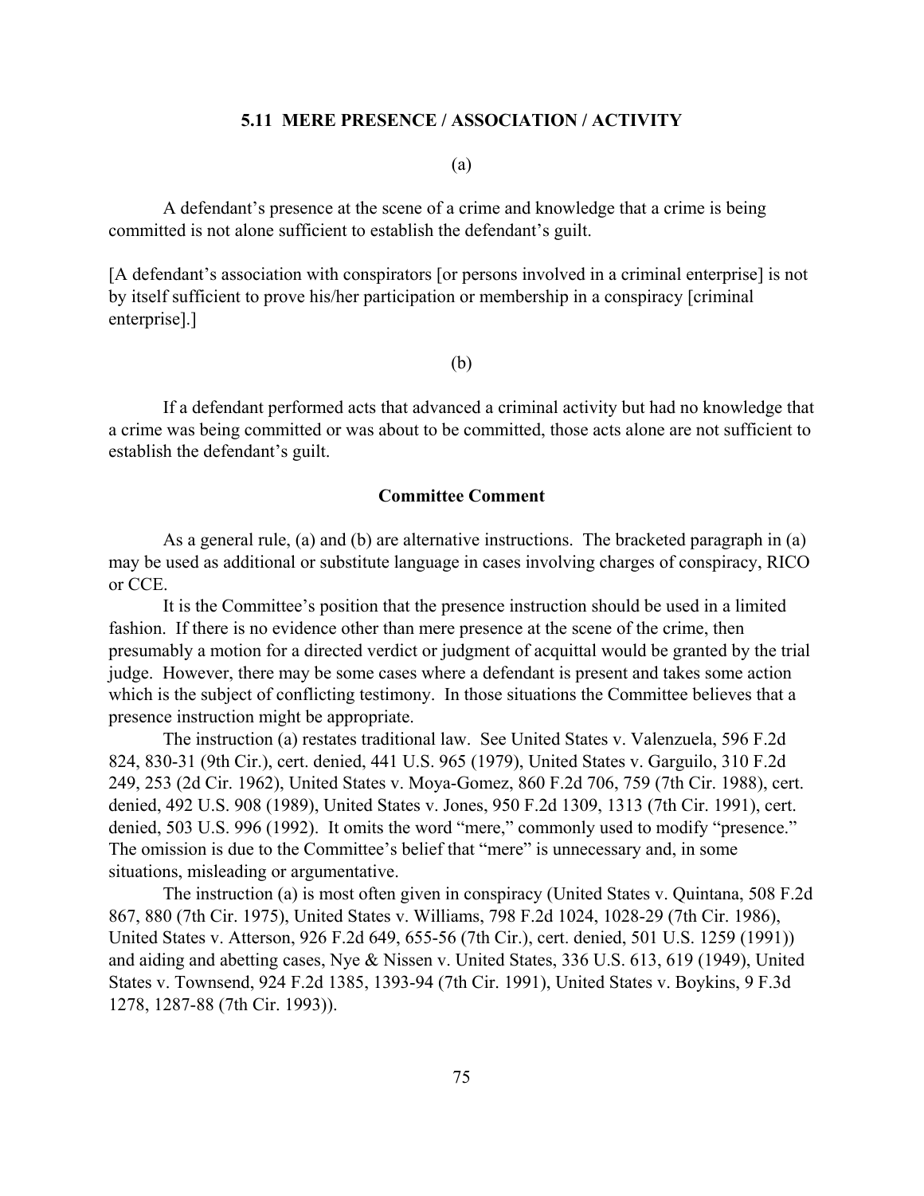## 5.11 MERE PRESENCE / ASSOCIATION / ACTIVITY

(a)

A defendant's presence at the scene of a crime and knowledge that a crime is being committed is not alone sufficient to establish the defendant's guilt.

[A defendant's association with conspirators [or persons involved in a criminal enterprise] is not by itself sufficient to prove his/her participation or membership in a conspiracy [criminal enterprise].]

(b)

If a defendant performed acts that advanced a criminal activity but had no knowledge that a crime was being committed or was about to be committed, those acts alone are not sufficient to establish the defendant's guilt.

### Committee Comment

As a general rule, (a) and (b) are alternative instructions. The bracketed paragraph in (a) may be used as additional or substitute language in cases involving charges of conspiracy, RICO or CCE.

It is the Committee's position that the presence instruction should be used in a limited fashion. If there is no evidence other than mere presence at the scene of the crime, then presumably a motion for a directed verdict or judgment of acquittal would be granted by the trial judge. However, there may be some cases where a defendant is present and takes some action which is the subject of conflicting testimony. In those situations the Committee believes that a presence instruction might be appropriate.

The instruction (a) restates traditional law. See United States v. Valenzuela, 596 F.2d 824, 830-31 (9th Cir.), cert. denied, 441 U.S. 965 (1979), United States v. Garguilo, 310 F.2d 249, 253 (2d Cir. 1962), United States v. Moya-Gomez, 860 F.2d 706, 759 (7th Cir. 1988), cert. denied, 492 U.S. 908 (1989), United States v. Jones, 950 F.2d 1309, 1313 (7th Cir. 1991), cert. denied, 503 U.S. 996 (1992). It omits the word "mere," commonly used to modify "presence." The omission is due to the Committee's belief that "mere" is unnecessary and, in some situations, misleading or argumentative.

The instruction (a) is most often given in conspiracy (United States v. Quintana, 508 F.2d 867, 880 (7th Cir. 1975), United States v. Williams, 798 F.2d 1024, 1028-29 (7th Cir. 1986), United States v. Atterson, 926 F.2d 649, 655-56 (7th Cir.), cert. denied, 501 U.S. 1259 (1991)) and aiding and abetting cases, Nye & Nissen v. United States, 336 U.S. 613, 619 (1949), United States v. Townsend, 924 F.2d 1385, 1393-94 (7th Cir. 1991), United States v. Boykins, 9 F.3d 1278, 1287-88 (7th Cir. 1993)).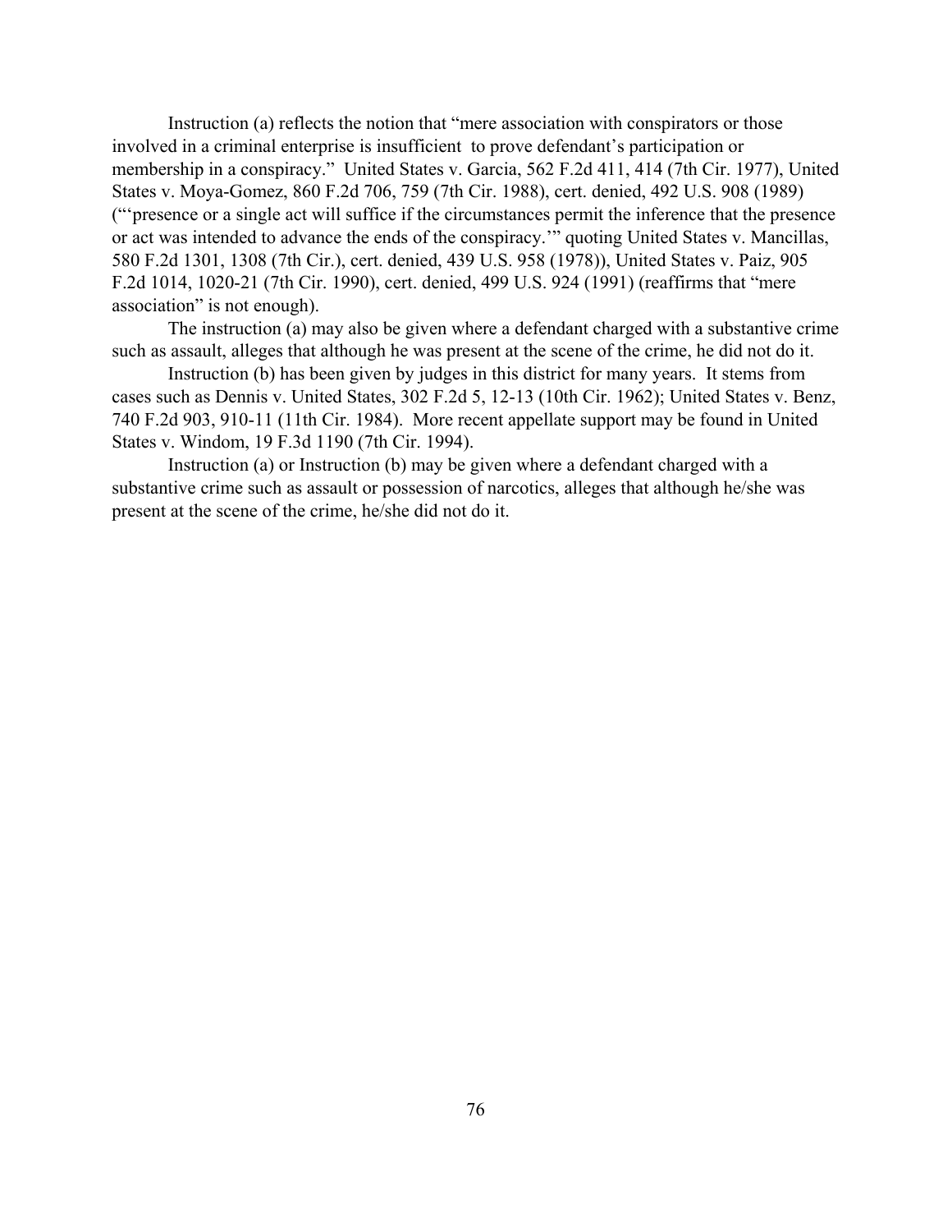Instruction (a) reflects the notion that "mere association with conspirators or those involved in a criminal enterprise is insufficient to prove defendant's participation or membership in a conspiracy." United States v. Garcia, 562 F.2d 411, 414 (7th Cir. 1977), United States v. Moya-Gomez, 860 F.2d 706, 759 (7th Cir. 1988), cert. denied, 492 U.S. 908 (1989) ("'presence or a single act will suffice if the circumstances permit the inference that the presence or act was intended to advance the ends of the conspiracy.'" quoting United States v. Mancillas, 580 F.2d 1301, 1308 (7th Cir.), cert. denied, 439 U.S. 958 (1978)), United States v. Paiz, 905 F.2d 1014, 1020-21 (7th Cir. 1990), cert. denied, 499 U.S. 924 (1991) (reaffirms that "mere association" is not enough).

The instruction (a) may also be given where a defendant charged with a substantive crime such as assault, alleges that although he was present at the scene of the crime, he did not do it.

Instruction (b) has been given by judges in this district for many years. It stems from cases such as Dennis v. United States, 302 F.2d 5, 12-13 (10th Cir. 1962); United States v. Benz, 740 F.2d 903, 910-11 (11th Cir. 1984). More recent appellate support may be found in United States v. Windom, 19 F.3d 1190 (7th Cir. 1994).

Instruction (a) or Instruction (b) may be given where a defendant charged with a substantive crime such as assault or possession of narcotics, alleges that although he/she was present at the scene of the crime, he/she did not do it.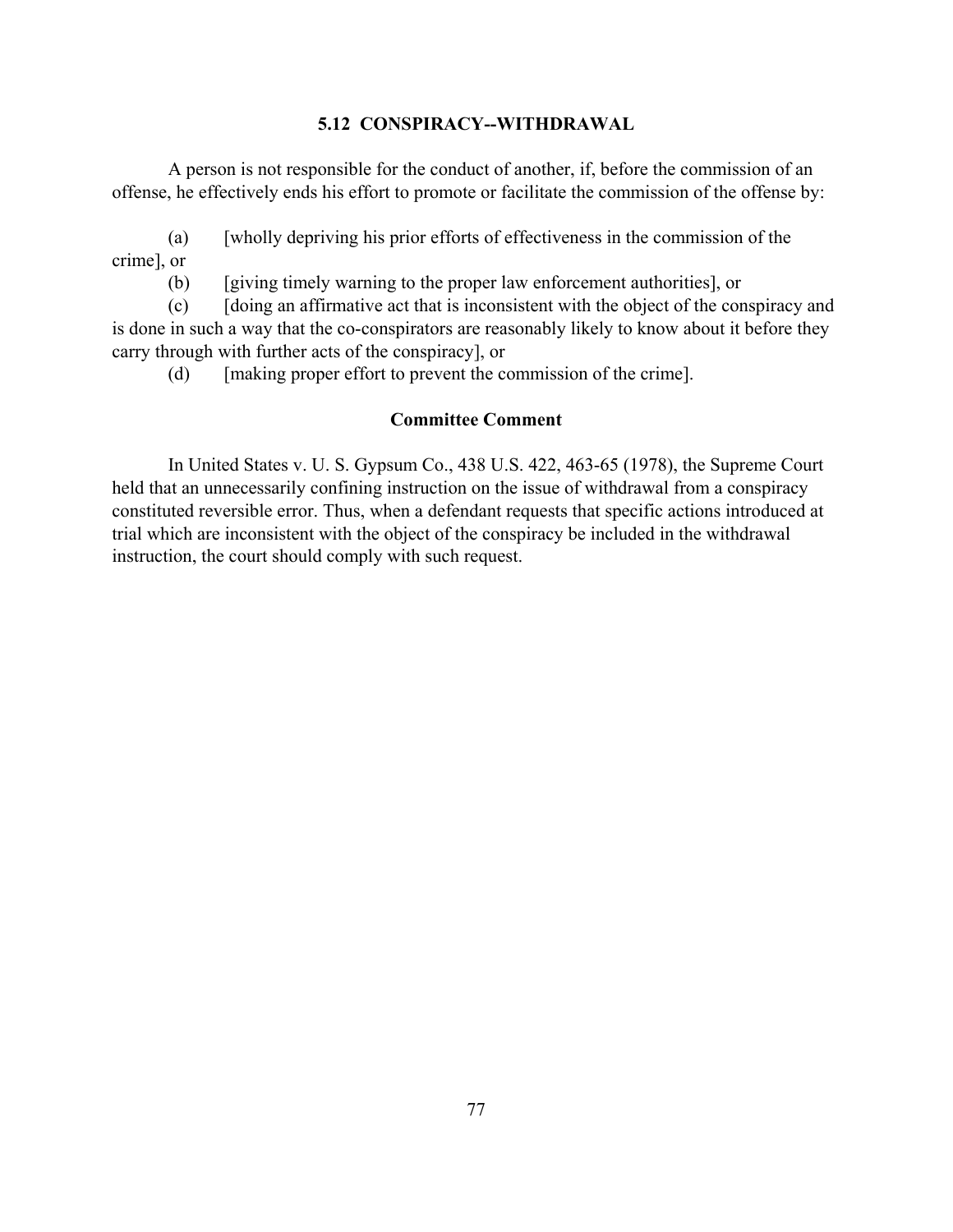### 5.12 CONSPIRACY--WITHDRAWAL

A person is not responsible for the conduct of another, if, before the commission of an offense, he effectively ends his effort to promote or facilitate the commission of the offense by:

(a) [wholly depriving his prior efforts of effectiveness in the commission of the crime], or

(b) [giving timely warning to the proper law enforcement authorities], or

(c) [doing an affirmative act that is inconsistent with the object of the conspiracy and is done in such a way that the co-conspirators are reasonably likely to know about it before they carry through with further acts of the conspiracy], or

(d) [making proper effort to prevent the commission of the crime].

#### Committee Comment

In United States v. U. S. Gypsum Co., 438 U.S. 422, 463-65 (1978), the Supreme Court held that an unnecessarily confining instruction on the issue of withdrawal from a conspiracy constituted reversible error. Thus, when a defendant requests that specific actions introduced at trial which are inconsistent with the object of the conspiracy be included in the withdrawal instruction, the court should comply with such request.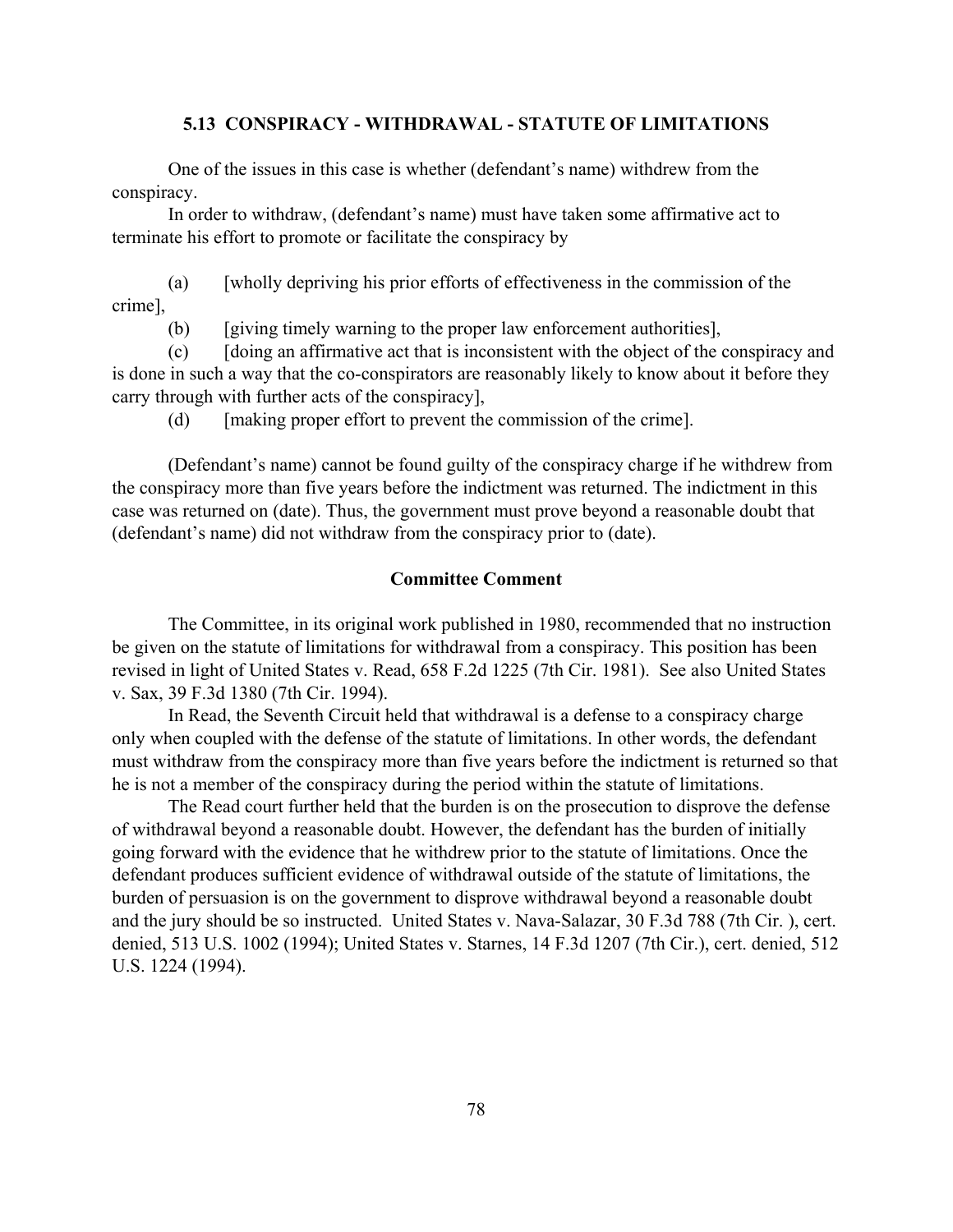### 5.13 CONSPIRACY - WITHDRAWAL - STATUTE OF LIMITATIONS

One of the issues in this case is whether (defendant's name) withdrew from the conspiracy.

In order to withdraw, (defendant's name) must have taken some affirmative act to terminate his effort to promote or facilitate the conspiracy by

(a) [wholly depriving his prior efforts of effectiveness in the commission of the crime],

(b) [giving timely warning to the proper law enforcement authorities],

(c) [doing an affirmative act that is inconsistent with the object of the conspiracy and is done in such a way that the co-conspirators are reasonably likely to know about it before they carry through with further acts of the conspiracy],

(d) [making proper effort to prevent the commission of the crime].

(Defendant's name) cannot be found guilty of the conspiracy charge if he withdrew from the conspiracy more than five years before the indictment was returned. The indictment in this case was returned on (date). Thus, the government must prove beyond a reasonable doubt that (defendant's name) did not withdraw from the conspiracy prior to (date).

#### Committee Comment

The Committee, in its original work published in 1980, recommended that no instruction be given on the statute of limitations for withdrawal from a conspiracy. This position has been revised in light of United States v. Read, 658 F.2d 1225 (7th Cir. 1981). See also United States v. Sax, 39 F.3d 1380 (7th Cir. 1994).

In Read, the Seventh Circuit held that withdrawal is a defense to a conspiracy charge only when coupled with the defense of the statute of limitations. In other words, the defendant must withdraw from the conspiracy more than five years before the indictment is returned so that he is not a member of the conspiracy during the period within the statute of limitations.

The Read court further held that the burden is on the prosecution to disprove the defense of withdrawal beyond a reasonable doubt. However, the defendant has the burden of initially going forward with the evidence that he withdrew prior to the statute of limitations. Once the defendant produces sufficient evidence of withdrawal outside of the statute of limitations, the burden of persuasion is on the government to disprove withdrawal beyond a reasonable doubt and the jury should be so instructed. United States v. Nava-Salazar, 30 F.3d 788 (7th Cir. ), cert. denied, 513 U.S. 1002 (1994); United States v. Starnes, 14 F.3d 1207 (7th Cir.), cert. denied, 512 U.S. 1224 (1994).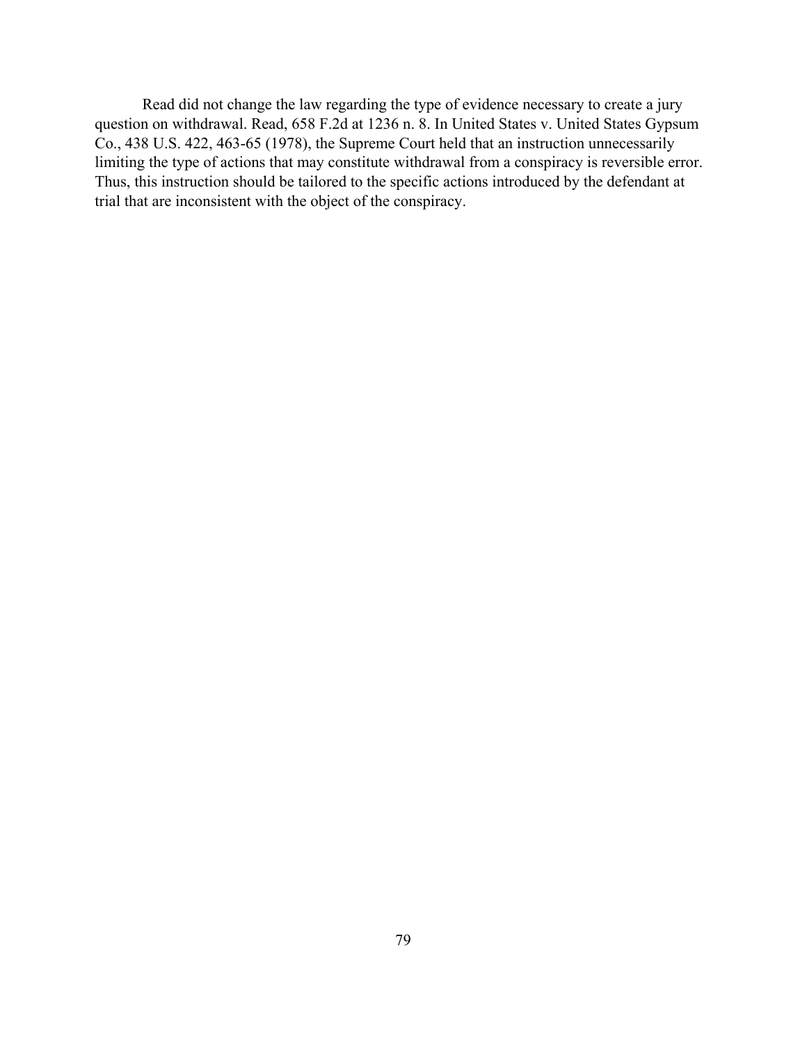Read did not change the law regarding the type of evidence necessary to create a jury question on withdrawal. Read, 658 F.2d at 1236 n. 8. In United States v. United States Gypsum Co., 438 U.S. 422, 463-65 (1978), the Supreme Court held that an instruction unnecessarily limiting the type of actions that may constitute withdrawal from a conspiracy is reversible error. Thus, this instruction should be tailored to the specific actions introduced by the defendant at trial that are inconsistent with the object of the conspiracy.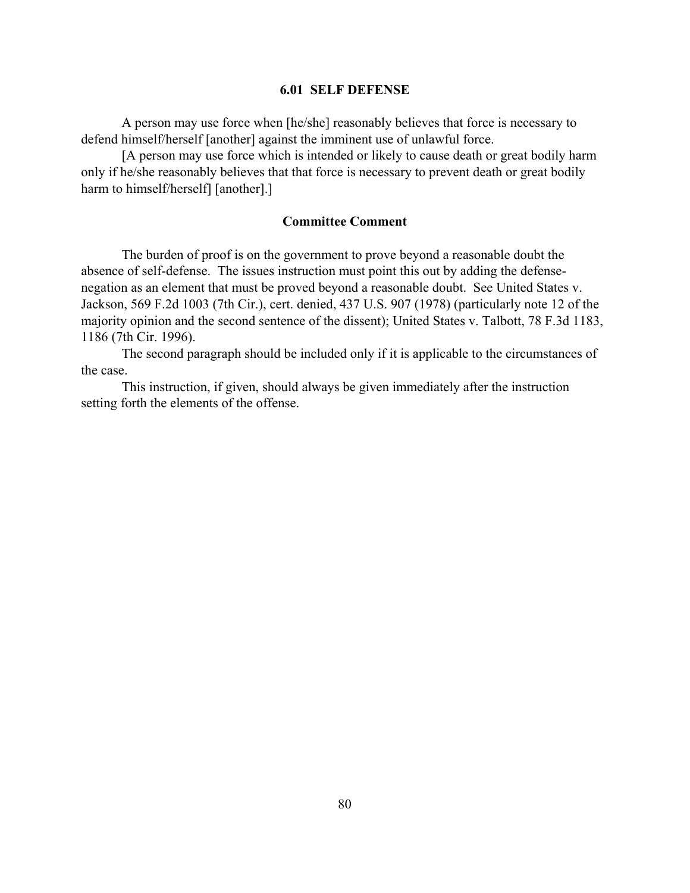## 6.01 SELF DEFENSE

A person may use force when [he/she] reasonably believes that force is necessary to defend himself/herself [another] against the imminent use of unlawful force.

[A person may use force which is intended or likely to cause death or great bodily harm only if he/she reasonably believes that that force is necessary to prevent death or great bodily harm to himself/herself] [another].]

### Committee Comment

The burden of proof is on the government to prove beyond a reasonable doubt the absence of self-defense. The issues instruction must point this out by adding the defense-negation as an element that must be proved beyond a reasonable doubt. See United States v. Jackson, 569 F.2d 1003 (7th Cir.), cert. denied, 437 U.S. 907 (1978) (particularly note 12 of the majority opinion and the second sentence of the dissent); United States v. Talbott, 78 F.3d 1183, 1186 (7th Cir. 1996).

The second paragraph should be included only if it is applicable to the circumstances of the case.

This instruction, if given, should always be given immediately after the instruction setting forth the elements of the offense.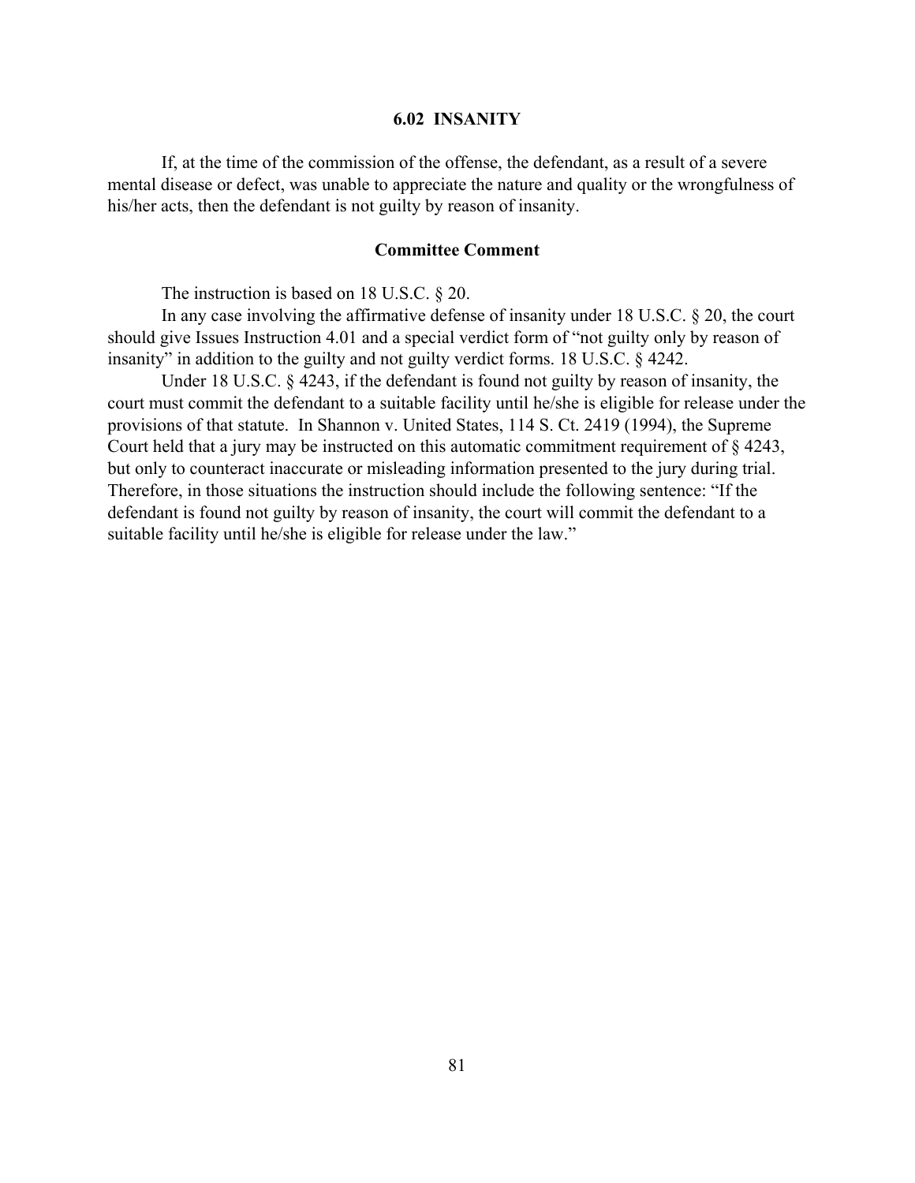## 6.02 INSANITY

If, at the time of the commission of the offense, the defendant, as a result of a severe mental disease or defect, was unable to appreciate the nature and quality or the wrongfulness of his/her acts, then the defendant is not guilty by reason of insanity.

### Committee Comment

The instruction is based on 18 U.S.C. § 20.

In any case involving the affirmative defense of insanity under 18 U.S.C. § 20, the court should give Issues Instruction 4.01 and a special verdict form of "not guilty only by reason of insanity" in addition to the guilty and not guilty verdict forms. 18 U.S.C. § 4242.

Under 18 U.S.C. § 4243, if the defendant is found not guilty by reason of insanity, the court must commit the defendant to a suitable facility until he/she is eligible for release under the provisions of that statute. In Shannon v. United States, 114 S. Ct. 2419 (1994), the Supreme Court held that a jury may be instructed on this automatic commitment requirement of § 4243, but only to counteract inaccurate or misleading information presented to the jury during trial. Therefore, in those situations the instruction should include the following sentence: "If the defendant is found not guilty by reason of insanity, the court will commit the defendant to a suitable facility until he/she is eligible for release under the law."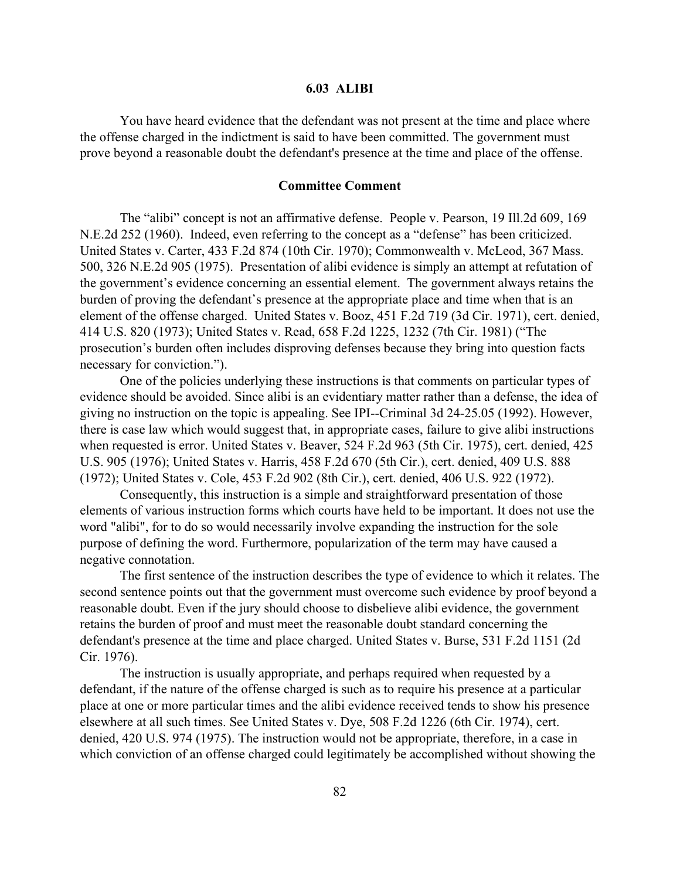## 6.03 ALIBI

You have heard evidence that the defendant was not present at the time and place where the offense charged in the indictment is said to have been committed. The government must prove beyond a reasonable doubt the defendant's presence at the time and place of the offense.

### Committee Comment

The "alibi" concept is not an affirmative defense. People v. Pearson, 19 Ill.2d 609, 169 N.E.2d 252 (1960). Indeed, even referring to the concept as a "defense" has been criticized. United States v. Carter, 433 F.2d 874 (10th Cir. 1970); Commonwealth v. McLeod, 367 Mass. 500, 326 N.E.2d 905 (1975). Presentation of alibi evidence is simply an attempt at refutation of the government's evidence concerning an essential element. The government always retains the burden of proving the defendant's presence at the appropriate place and time when that is an element of the offense charged. United States v. Booz, 451 F.2d 719 (3d Cir. 1971), cert. denied, 414 U.S. 820 (1973); United States v. Read, 658 F.2d 1225, 1232 (7th Cir. 1981) ("The prosecution's burden often includes disproving defenses because they bring into question facts necessary for conviction.").

One of the policies underlying these instructions is that comments on particular types of evidence should be avoided. Since alibi is an evidentiary matter rather than a defense, the idea of giving no instruction on the topic is appealing. See IPI--Criminal 3d 24-25.05 (1992). However, there is case law which would suggest that, in appropriate cases, failure to give alibi instructions when requested is error. United States v. Beaver, 524 F.2d 963 (5th Cir. 1975), cert. denied, 425 U.S. 905 (1976); United States v. Harris, 458 F.2d 670 (5th Cir.), cert. denied, 409 U.S. 888 (1972); United States v. Cole, 453 F.2d 902 (8th Cir.), cert. denied, 406 U.S. 922 (1972).

Consequently, this instruction is a simple and straightforward presentation of those elements of various instruction forms which courts have held to be important. It does not use the word "alibi", for to do so would necessarily involve expanding the instruction for the sole purpose of defining the word. Furthermore, popularization of the term may have caused a negative connotation.

The first sentence of the instruction describes the type of evidence to which it relates. The second sentence points out that the government must overcome such evidence by proof beyond a reasonable doubt. Even if the jury should choose to disbelieve alibi evidence, the government retains the burden of proof and must meet the reasonable doubt standard concerning the defendant's presence at the time and place charged. United States v. Burse, 531 F.2d 1151 (2d Cir. 1976).

The instruction is usually appropriate, and perhaps required when requested by a defendant, if the nature of the offense charged is such as to require his presence at a particular place at one or more particular times and the alibi evidence received tends to show his presence elsewhere at all such times. See United States v. Dye, 508 F.2d 1226 (6th Cir. 1974), cert. denied, 420 U.S. 974 (1975). The instruction would not be appropriate, therefore, in a case in which conviction of an offense charged could legitimately be accomplished without showing the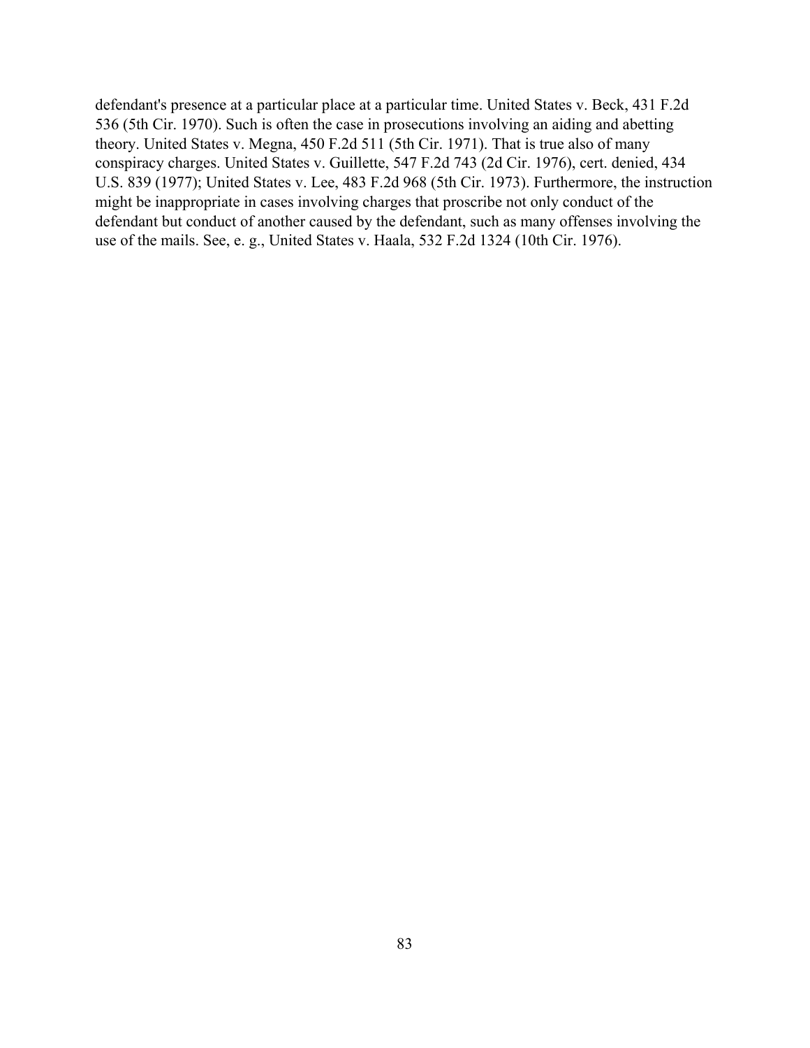defendant's presence at a particular place at a particular time. United States v. Beck, 431 F.2d 536 (5th Cir. 1970). Such is often the case in prosecutions involving an aiding and abetting theory. United States v. Megna, 450 F.2d 511 (5th Cir. 1971). That is true also of many conspiracy charges. United States v. Guillette, 547 F.2d 743 (2d Cir. 1976), cert. denied, 434 U.S. 839 (1977); United States v. Lee, 483 F.2d 968 (5th Cir. 1973). Furthermore, the instruction might be inappropriate in cases involving charges that proscribe not only conduct of the defendant but conduct of another caused by the defendant, such as many offenses involving the use of the mails. See, e. g., United States v. Haala, 532 F.2d 1324 (10th Cir. 1976).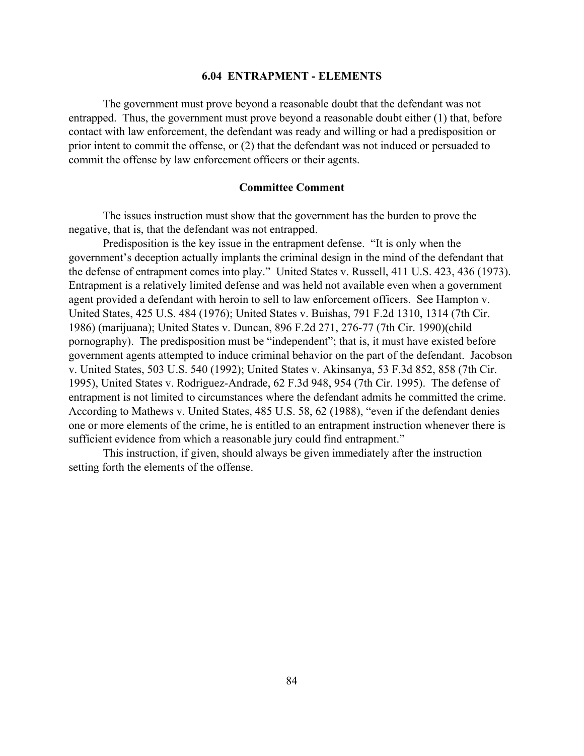## 6.04 ENTRAPMENT - ELEMENTS

The government must prove beyond a reasonable doubt that the defendant was not entrapped. Thus, the government must prove beyond a reasonable doubt either (1) that, before contact with law enforcement, the defendant was ready and willing or had a predisposition or prior intent to commit the offense, or (2) that the defendant was not induced or persuaded to commit the offense by law enforcement officers or their agents.

### Committee Comment

The issues instruction must show that the government has the burden to prove the negative, that is, that the defendant was not entrapped.

Predisposition is the key issue in the entrapment defense. "It is only when the government's deception actually implants the criminal design in the mind of the defendant that the defense of entrapment comes into play." United States v. Russell, 411 U.S. 423, 436 (1973). Entrapment is a relatively limited defense and was held not available even when a government agent provided a defendant with heroin to sell to law enforcement officers. See Hampton v. United States, 425 U.S. 484 (1976); United States v. Buishas, 791 F.2d 1310, 1314 (7th Cir. 1986) (marijuana); United States v. Duncan, 896 F.2d 271, 276-77 (7th Cir. 1990)(child pornography). The predisposition must be "independent"; that is, it must have existed before government agents attempted to induce criminal behavior on the part of the defendant. Jacobson v. United States, 503 U.S. 540 (1992); United States v. Akinsanya, 53 F.3d 852, 858 (7th Cir. 1995), United States v. Rodriguez-Andrade, 62 F.3d 948, 954 (7th Cir. 1995). The defense of entrapment is not limited to circumstances where the defendant admits he committed the crime. According to Mathews v. United States, 485 U.S. 58, 62 (1988), "even if the defendant denies one or more elements of the crime, he is entitled to an entrapment instruction whenever there is sufficient evidence from which a reasonable jury could find entrapment."

This instruction, if given, should always be given immediately after the instruction setting forth the elements of the offense.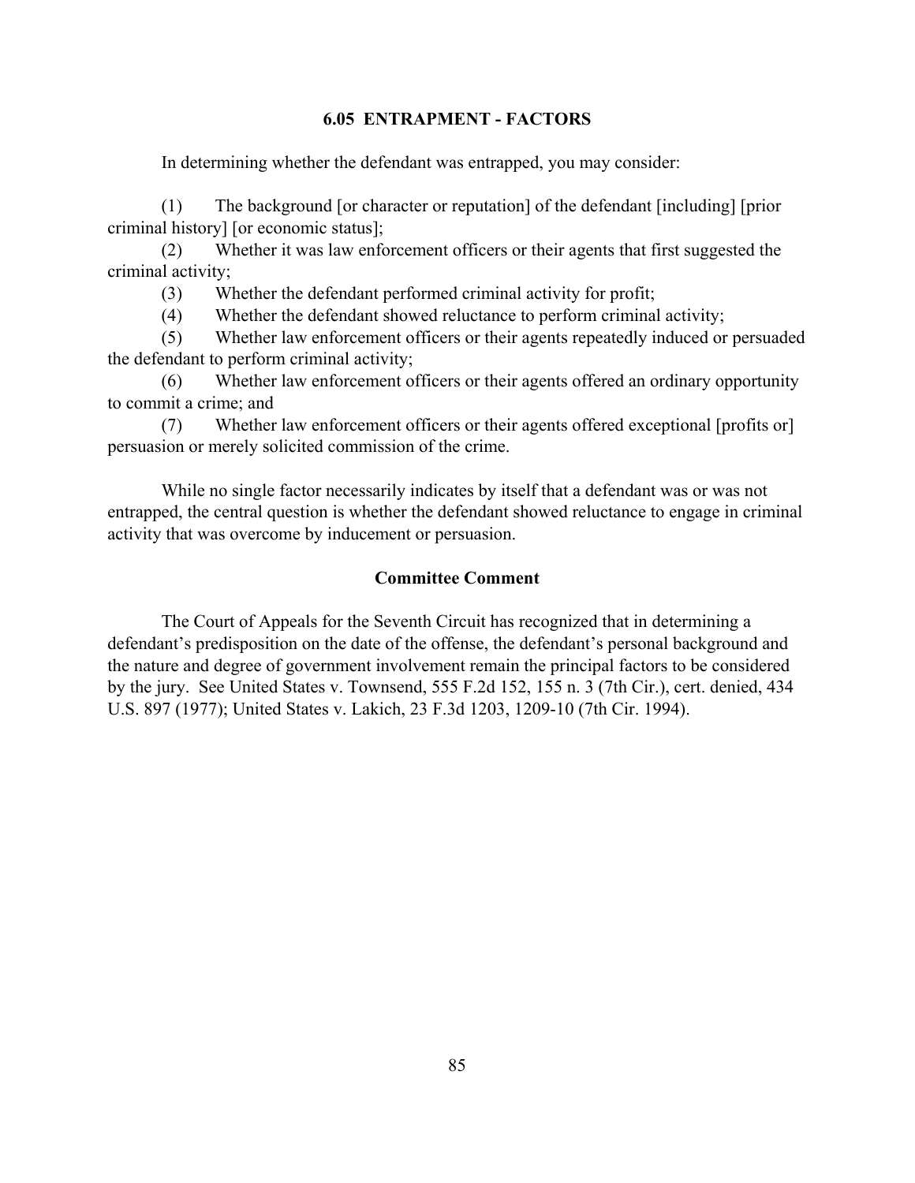### 6.05 ENTRAPMENT - FACTORS

In determining whether the defendant was entrapped, you may consider:

(1) The background [or character or reputation] of the defendant [including] [prior criminal history] [or economic status];

(2) Whether it was law enforcement officers or their agents that first suggested the criminal activity;

(3) Whether the defendant performed criminal activity for profit;

(4) Whether the defendant showed reluctance to perform criminal activity;

(5) Whether law enforcement officers or their agents repeatedly induced or persuaded the defendant to perform criminal activity;

(6) Whether law enforcement officers or their agents offered an ordinary opportunity to commit a crime; and

(7) Whether law enforcement officers or their agents offered exceptional [profits or] persuasion or merely solicited commission of the crime.

While no single factor necessarily indicates by itself that a defendant was or was not entrapped, the central question is whether the defendant showed reluctance to engage in criminal activity that was overcome by inducement or persuasion.

#### Committee Comment

The Court of Appeals for the Seventh Circuit has recognized that in determining a defendant's predisposition on the date of the offense, the defendant's personal background and the nature and degree of government involvement remain the principal factors to be considered by the jury. See United States v. Townsend, 555 F.2d 152, 155 n. 3 (7th Cir.), cert. denied, 434 U.S. 897 (1977); United States v. Lakich, 23 F.3d 1203, 1209-10 (7th Cir. 1994).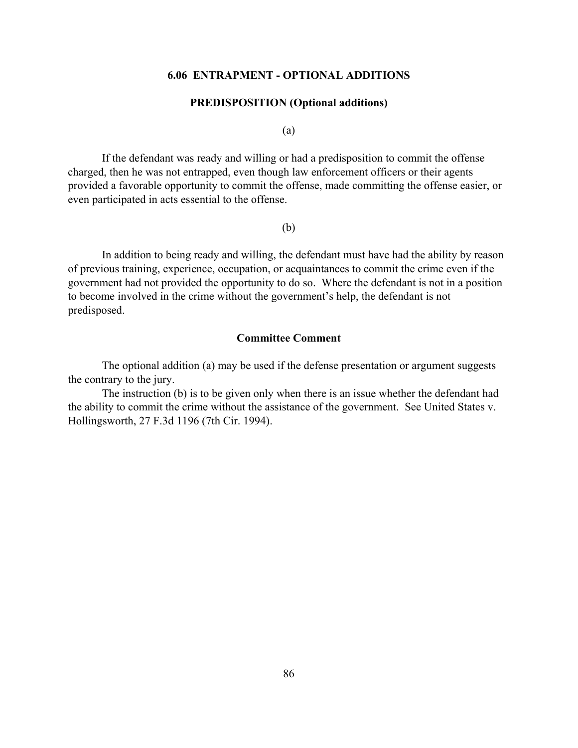## 6.06 ENTRAPMENT - OPTIONAL ADDITIONS

### PREDISPOSITION (Optional additions)

(a)

If the defendant was ready and willing or had a predisposition to commit the offense charged, then he was not entrapped, even though law enforcement officers or their agents provided a favorable opportunity to commit the offense, made committing the offense easier, or even participated in acts essential to the offense.

(b)

In addition to being ready and willing, the defendant must have had the ability by reason of previous training, experience, occupation, or acquaintances to commit the crime even if the government had not provided the opportunity to do so. Where the defendant is not in a position to become involved in the crime without the government's help, the defendant is not predisposed.

### Committee Comment

The optional addition (a) may be used if the defense presentation or argument suggests the contrary to the jury.

The instruction (b) is to be given only when there is an issue whether the defendant had the ability to commit the crime without the assistance of the government. See United States v. Hollingsworth, 27 F.3d 1196 (7th Cir. 1994).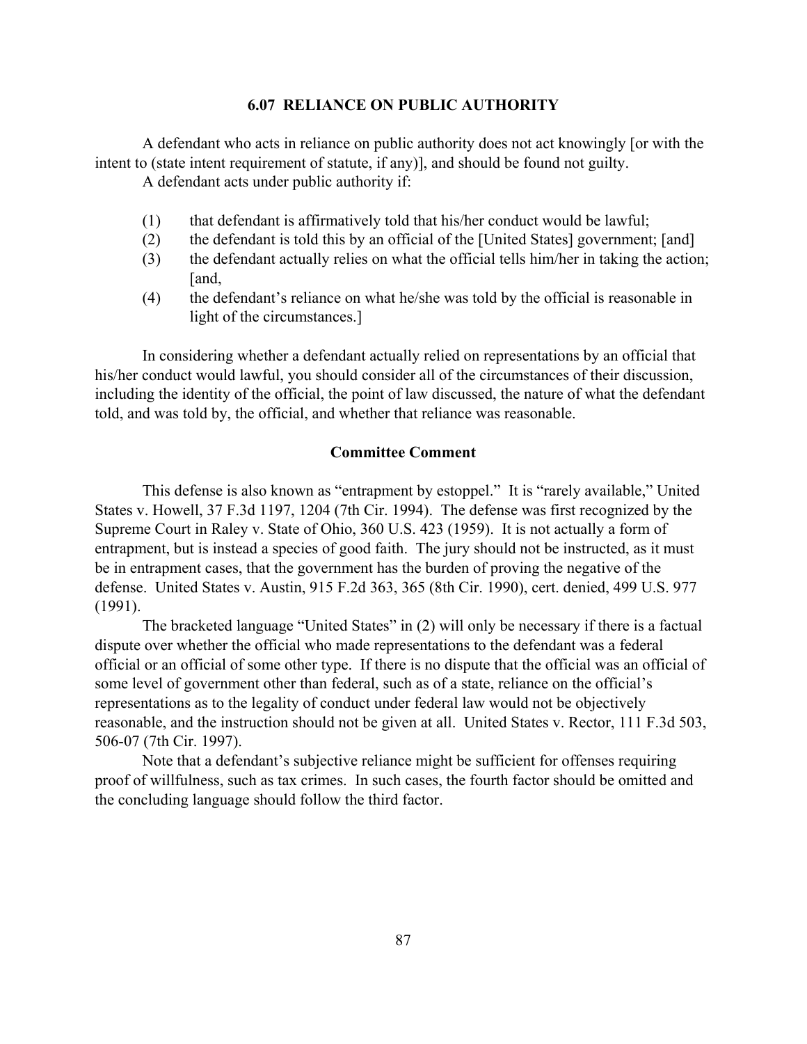## 6.07 RELIANCE ON PUBLIC AUTHORITY

A defendant who acts in reliance on public authority does not act knowingly [or with the intent to (state intent requirement of statute, if any)], and should be found not guilty.

A defendant acts under public authority if:

(1) that defendant is affirmatively told that his/her conduct would be lawful;

(2) the defendant is told this by an official of the [United States] government; [and]

(3) the defendant actually relies on what the official tells him/her in taking the action; [and,

(4) the defendant's reliance on what he/she was told by the official is reasonable in light of the circumstances.]

In considering whether a defendant actually relied on representations by an official that his/her conduct would lawful, you should consider all of the circumstances of their discussion, including the identity of the official, the point of law discussed, the nature of what the defendant told, and was told by, the official, and whether that reliance was reasonable.

### Committee Comment

This defense is also known as "entrapment by estoppel." It is "rarely available," United States v. Howell, 37 F.3d 1197, 1204 (7th Cir. 1994). The defense was first recognized by the Supreme Court in Raley v. State of Ohio, 360 U.S. 423 (1959). It is not actually a form of entrapment, but is instead a species of good faith. The jury should not be instructed, as it must be in entrapment cases, that the government has the burden of proving the negative of the defense. United States v. Austin, 915 F.2d 363, 365 (8th Cir. 1990), cert. denied, 499 U.S. 977 (1991).

The bracketed language "United States" in (2) will only be necessary if there is a factual dispute over whether the official who made representations to the defendant was a federal official or an official of some other type. If there is no dispute that the official was an official of some level of government other than federal, such as of a state, reliance on the official's representations as to the legality of conduct under federal law would not be objectively reasonable, and the instruction should not be given at all. United States v. Rector, 111 F.3d 503, 506-07 (7th Cir. 1997).

Note that a defendant's subjective reliance might be sufficient for offenses requiring proof of willfulness, such as tax crimes. In such cases, the fourth factor should be omitted and the concluding language should follow the third factor.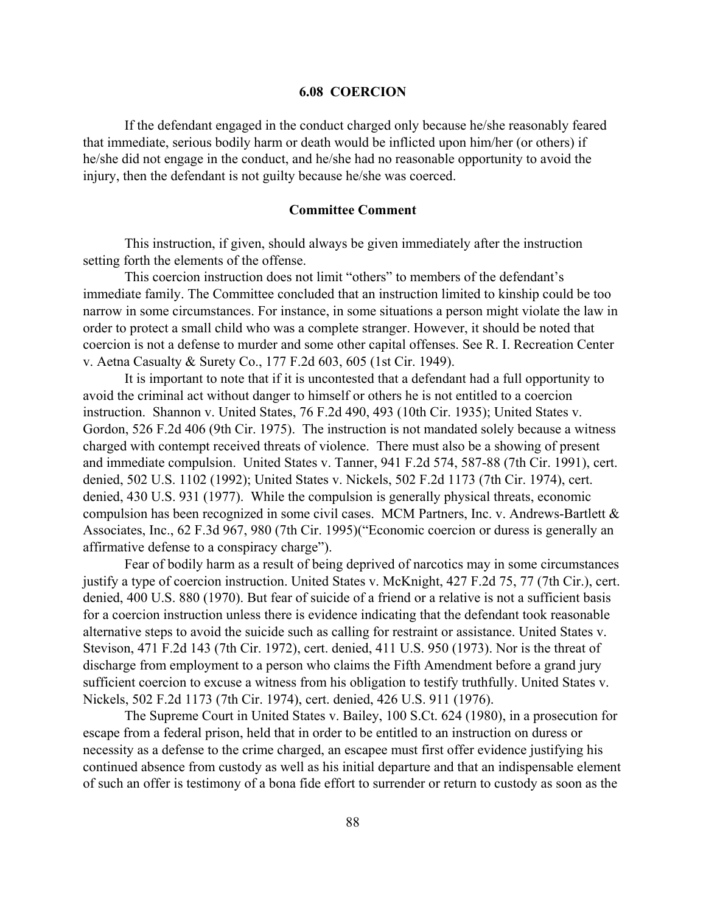### 6.08 COERCION

If the defendant engaged in the conduct charged only because he/she reasonably feared that immediate, serious bodily harm or death would be inflicted upon him/her (or others) if he/she did not engage in the conduct, and he/she had no reasonable opportunity to avoid the injury, then the defendant is not guilty because he/she was coerced.

#### Committee Comment

This instruction, if given, should always be given immediately after the instruction setting forth the elements of the offense.

This coercion instruction does not limit "others" to members of the defendant's immediate family. The Committee concluded that an instruction limited to kinship could be too narrow in some circumstances. For instance, in some situations a person might violate the law in order to protect a small child who was a complete stranger. However, it should be noted that coercion is not a defense to murder and some other capital offenses. See R. I. Recreation Center v. Aetna Casualty & Surety Co., 177 F.2d 603, 605 (1st Cir. 1949).

It is important to note that if it is uncontested that a defendant had a full opportunity to avoid the criminal act without danger to himself or others he is not entitled to a coercion instruction. Shannon v. United States, 76 F.2d 490, 493 (10th Cir. 1935); United States v. Gordon, 526 F.2d 406 (9th Cir. 1975). The instruction is not mandated solely because a witness charged with contempt received threats of violence. There must also be a showing of present and immediate compulsion. United States v. Tanner, 941 F.2d 574, 587-88 (7th Cir. 1991), cert. denied, 502 U.S. 1102 (1992); United States v. Nickels, 502 F.2d 1173 (7th Cir. 1974), cert. denied, 430 U.S. 931 (1977). While the compulsion is generally physical threats, economic compulsion has been recognized in some civil cases. MCM Partners, Inc. v. Andrews-Bartlett & Associates, Inc., 62 F.3d 967, 980 (7th Cir. 1995)("Economic coercion or duress is generally an affirmative defense to a conspiracy charge").

Fear of bodily harm as a result of being deprived of narcotics may in some circumstances justify a type of coercion instruction. United States v. McKnight, 427 F.2d 75, 77 (7th Cir.), cert. denied, 400 U.S. 880 (1970). But fear of suicide of a friend or a relative is not a sufficient basis for a coercion instruction unless there is evidence indicating that the defendant took reasonable alternative steps to avoid the suicide such as calling for restraint or assistance. United States v. Stevison, 471 F.2d 143 (7th Cir. 1972), cert. denied, 411 U.S. 950 (1973). Nor is the threat of discharge from employment to a person who claims the Fifth Amendment before a grand jury sufficient coercion to excuse a witness from his obligation to testify truthfully. United States v. Nickels, 502 F.2d 1173 (7th Cir. 1974), cert. denied, 426 U.S. 911 (1976).

The Supreme Court in United States v. Bailey, 100 S.Ct. 624 (1980), in a prosecution for escape from a federal prison, held that in order to be entitled to an instruction on duress or necessity as a defense to the crime charged, an escapee must first offer evidence justifying his continued absence from custody as well as his initial departure and that an indispensable element of such an offer is testimony of a bona fide effort to surrender or return to custody as soon as the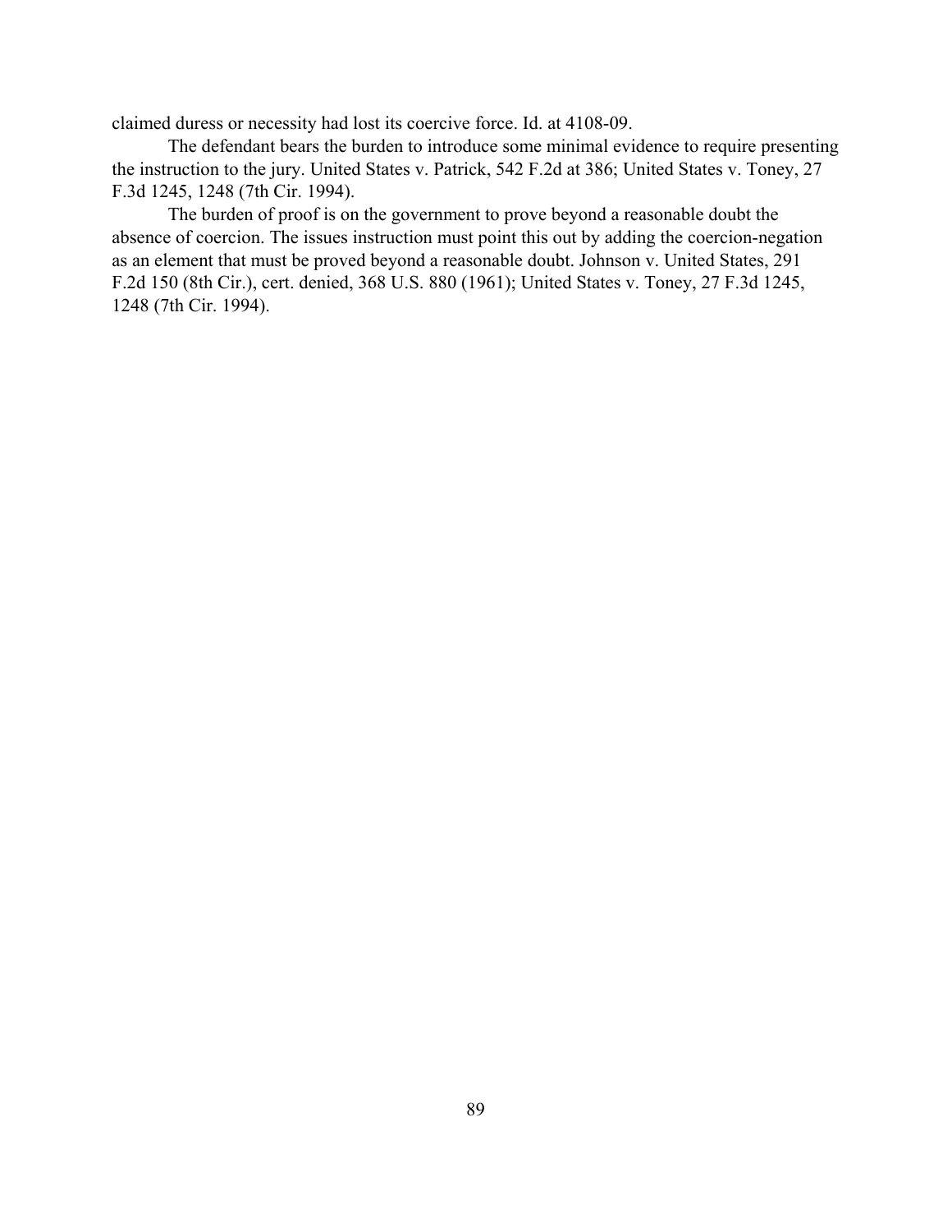claimed duress or necessity had lost its coercive force. Id. at 4108-09.

The defendant bears the burden to introduce some minimal evidence to require presenting the instruction to the jury. United States v. Patrick, 542 F.2d at 386; United States v. Toney, 27 F.3d 1245, 1248 (7th Cir. 1994).

The burden of proof is on the government to prove beyond a reasonable doubt the absence of coercion. The issues instruction must point this out by adding the coercion-negation as an element that must be proved beyond a reasonable doubt. Johnson v. United States, 291 F.2d 150 (8th Cir.), cert. denied, 368 U.S. 880 (1961); United States v. Toney, 27 F.3d 1245, 1248 (7th Cir. 1994).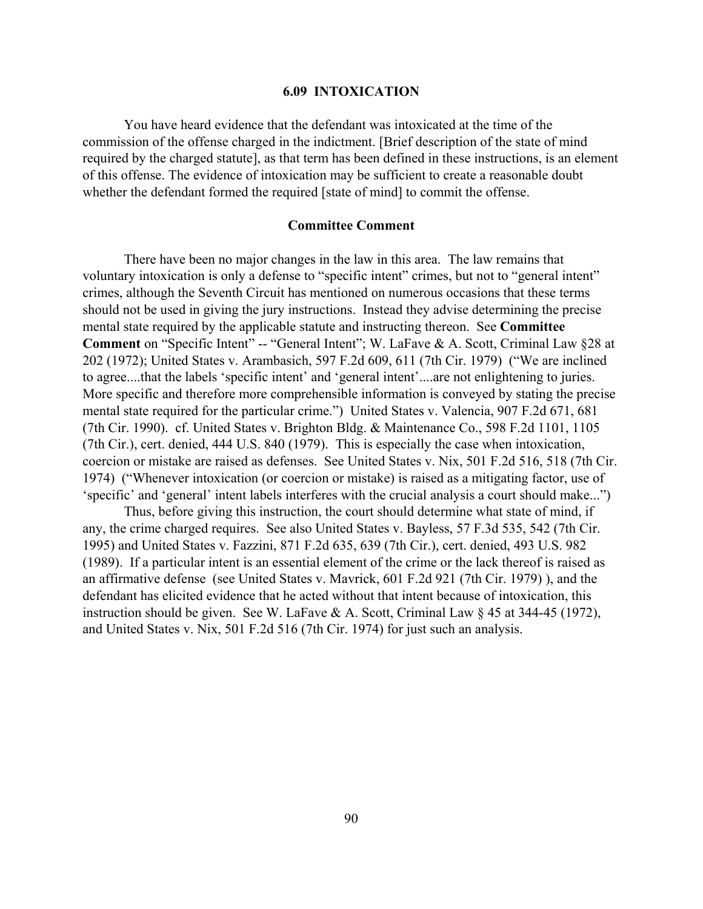## 6.09 INTOXICATION

You have heard evidence that the defendant was intoxicated at the time of the commission of the offense charged in the indictment. [Brief description of the state of mind required by the charged statute], as that term has been defined in these instructions, is an element of this offense. The evidence of intoxication may be sufficient to create a reasonable doubt whether the defendant formed the required [state of mind] to commit the offense.

### Committee Comment

There have been no major changes in the law in this area. The law remains that voluntary intoxication is only a defense to "specific intent" crimes, but not to "general intent" crimes, although the Seventh Circuit has mentioned on numerous occasions that these terms should not be used in giving the jury instructions. Instead they advise determining the precise mental state required by the applicable statute and instructing thereon. See **Committee Comment** on "Specific Intent" -- "General Intent"; W. LaFave & A. Scott, Criminal Law §28 at 202 (1972); United States v. Arambasich, 597 F.2d 609, 611 (7th Cir. 1979) ("We are inclined to agree....that the labels 'specific intent' and 'general intent'....are not enlightening to juries. More specific and therefore more comprehensible information is conveyed by stating the precise mental state required for the particular crime.") United States v. Valencia, 907 F.2d 671, 681 (7th Cir. 1990). cf. United States v. Brighton Bldg. & Maintenance Co., 598 F.2d 1101, 1105 (7th Cir.), cert. denied, 444 U.S. 840 (1979). This is especially the case when intoxication, coercion or mistake are raised as defenses. See United States v. Nix, 501 F.2d 516, 518 (7th Cir. 1974) ("Whenever intoxication (or coercion or mistake) is raised as a mitigating factor, use of 'specific' and 'general' intent labels interferes with the crucial analysis a court should make...")

Thus, before giving this instruction, the court should determine what state of mind, if any, the crime charged requires. See also United States v. Bayless, 57 F.3d 535, 542 (7th Cir. 1995) and United States v. Fazzini, 871 F.2d 635, 639 (7th Cir.), cert. denied, 493 U.S. 982 (1989). If a particular intent is an essential element of the crime or the lack thereof is raised as an affirmative defense (see United States v. Mavrick, 601 F.2d 921 (7th Cir. 1979) ), and the defendant has elicited evidence that he acted without that intent because of intoxication, this instruction should be given. See W. LaFave & A. Scott, Criminal Law § 45 at 344-45 (1972), and United States v. Nix, 501 F.2d 516 (7th Cir. 1974) for just such an analysis.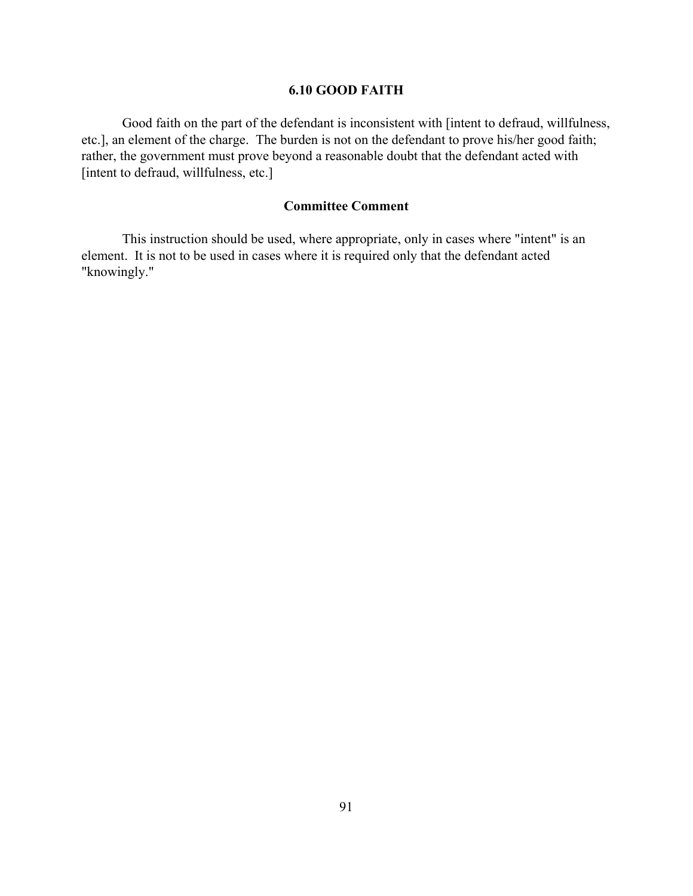## 6.10 GOOD FAITH

Good faith on the part of the defendant is inconsistent with [intent to defraud, willfulness, etc.], an element of the charge. The burden is not on the defendant to prove his/her good faith; rather, the government must prove beyond a reasonable doubt that the defendant acted with [intent to defraud, willfulness, etc.]

### Committee Comment

This instruction should be used, where appropriate, only in cases where "intent" is an element. It is not to be used in cases where it is required only that the defendant acted "knowingly."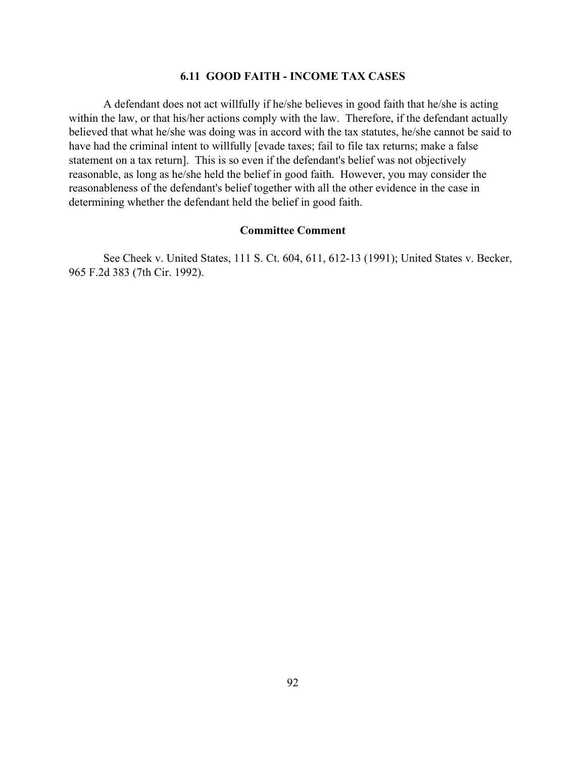### 6.11 GOOD FAITH - INCOME TAX CASES

A defendant does not act willfully if he/she believes in good faith that he/she is acting within the law, or that his/her actions comply with the law. Therefore, if the defendant actually believed that what he/she was doing was in accord with the tax statutes, he/she cannot be said to have had the criminal intent to willfully [evade taxes; fail to file tax returns; make a false statement on a tax return]. This is so even if the defendant's belief was not objectively reasonable, as long as he/she held the belief in good faith. However, you may consider the reasonableness of the defendant's belief together with all the other evidence in the case in determining whether the defendant held the belief in good faith.

#### Committee Comment

See Cheek v. United States, 111 S. Ct. 604, 611, 612-13 (1991); United States v. Becker, 965 F.2d 383 (7th Cir. 1992).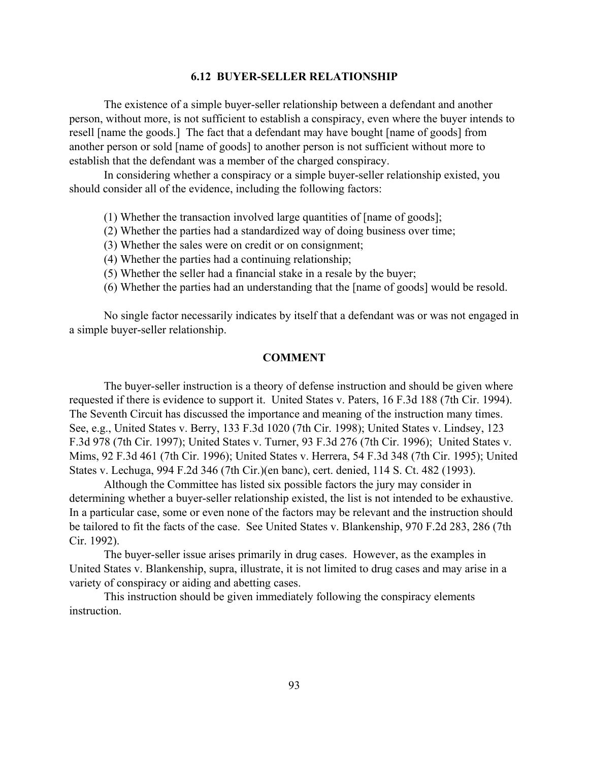## 6.12 BUYER-SELLER RELATIONSHIP

The existence of a simple buyer-seller relationship between a defendant and another person, without more, is not sufficient to establish a conspiracy, even where the buyer intends to resell [name the goods.] The fact that a defendant may have bought [name of goods] from another person or sold [name of goods] to another person is not sufficient without more to establish that the defendant was a member of the charged conspiracy.

In considering whether a conspiracy or a simple buyer-seller relationship existed, you should consider all of the evidence, including the following factors:

(1) Whether the transaction involved large quantities of [name of goods];
(2) Whether the parties had a standardized way of doing business over time;
(3) Whether the sales were on credit or on consignment;
(4) Whether the parties had a continuing relationship;
(5) Whether the seller had a financial stake in a resale by the buyer;
(6) Whether the parties had an understanding that the [name of goods] would be resold.

No single factor necessarily indicates by itself that a defendant was or was not engaged in a simple buyer-seller relationship.

### COMMENT

The buyer-seller instruction is a theory of defense instruction and should be given where requested if there is evidence to support it. United States v. Paters, 16 F.3d 188 (7th Cir. 1994). The Seventh Circuit has discussed the importance and meaning of the instruction many times. See, e.g., United States v. Berry, 133 F.3d 1020 (7th Cir. 1998); United States v. Lindsey, 123 F.3d 978 (7th Cir. 1997); United States v. Turner, 93 F.3d 276 (7th Cir. 1996); United States v. Mims, 92 F.3d 461 (7th Cir. 1996); United States v. Herrera, 54 F.3d 348 (7th Cir. 1995); United States v. Lechuga, 994 F.2d 346 (7th Cir.)(en banc), cert. denied, 114 S. Ct. 482 (1993).

Although the Committee has listed six possible factors the jury may consider in determining whether a buyer-seller relationship existed, the list is not intended to be exhaustive. In a particular case, some or even none of the factors may be relevant and the instruction should be tailored to fit the facts of the case. See United States v. Blankenship, 970 F.2d 283, 286 (7th Cir. 1992).

The buyer-seller issue arises primarily in drug cases. However, as the examples in United States v. Blankenship, supra, illustrate, it is not limited to drug cases and may arise in a variety of conspiracy or aiding and abetting cases.

This instruction should be given immediately following the conspiracy elements instruction.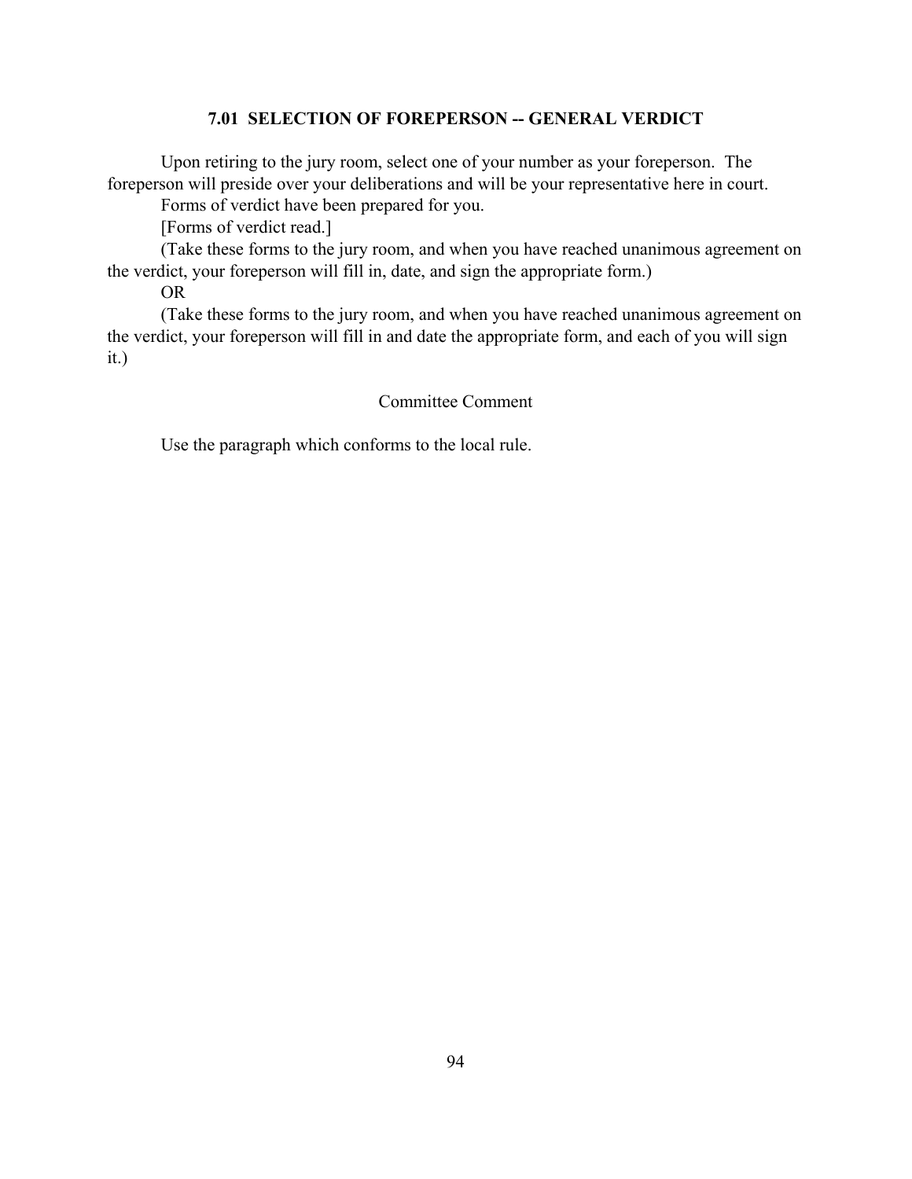### 7.01 SELECTION OF FOREPERSON -- GENERAL VERDICT

Upon retiring to the jury room, select one of your number as your foreperson. The foreperson will preside over your deliberations and will be your representative here in court.

Forms of verdict have been prepared for you.

[Forms of verdict read.]

(Take these forms to the jury room, and when you have reached unanimous agreement on the verdict, your foreperson will fill in, date, and sign the appropriate form.)

OR

(Take these forms to the jury room, and when you have reached unanimous agreement on the verdict, your foreperson will fill in and date the appropriate form, and each of you will sign it.)

Committee Comment

Use the paragraph which conforms to the local rule.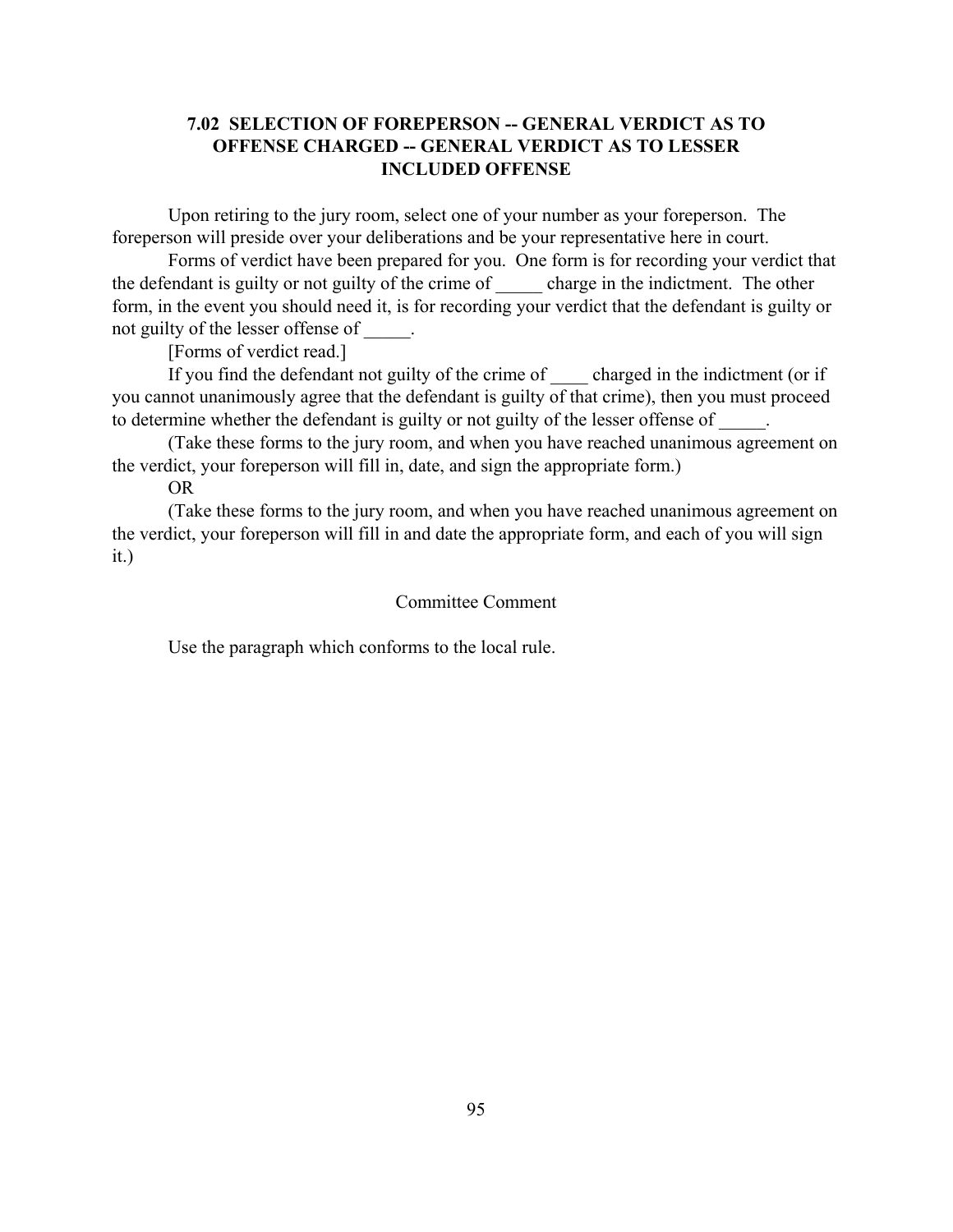## 7.02 SELECTION OF FOREPERSON -- GENERAL VERDICT AS TO OFFENSE CHARGED -- GENERAL VERDICT AS TO LESSER INCLUDED OFFENSE

Upon retiring to the jury room, select one of your number as your foreperson. The foreperson will preside over your deliberations and be your representative here in court.

Forms of verdict have been prepared for you. One form is for recording your verdict that the defendant is guilty or not guilty of the crime of _____ charge in the indictment. The other form, in the event you should need it, is for recording your verdict that the defendant is guilty or not guilty of the lesser offense of _____.

[Forms of verdict read.]

If you find the defendant not guilty of the crime of ____ charged in the indictment (or if you cannot unanimously agree that the defendant is guilty of that crime), then you must proceed to determine whether the defendant is guilty or not guilty of the lesser offense of _____.

(Take these forms to the jury room, and when you have reached unanimous agreement on the verdict, your foreperson will fill in, date, and sign the appropriate form.)

OR

(Take these forms to the jury room, and when you have reached unanimous agreement on the verdict, your foreperson will fill in and date the appropriate form, and each of you will sign it.)

Committee Comment

Use the paragraph which conforms to the local rule.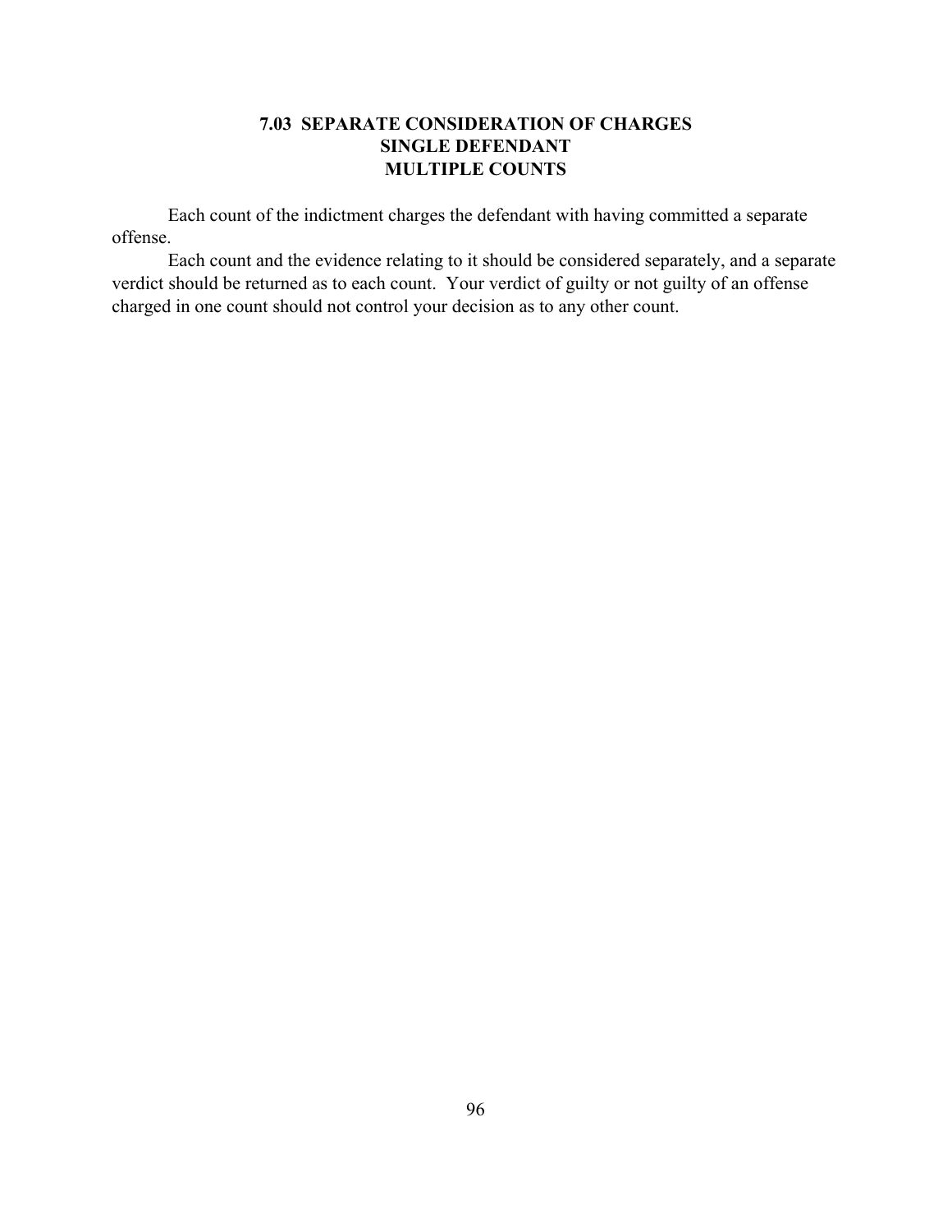### 7.03 SEPARATE CONSIDERATION OF CHARGES
### SINGLE DEFENDANT
### MULTIPLE COUNTS

Each count of the indictment charges the defendant with having committed a separate offense.

Each count and the evidence relating to it should be considered separately, and a separate verdict should be returned as to each count. Your verdict of guilty or not guilty of an offense charged in one count should not control your decision as to any other count.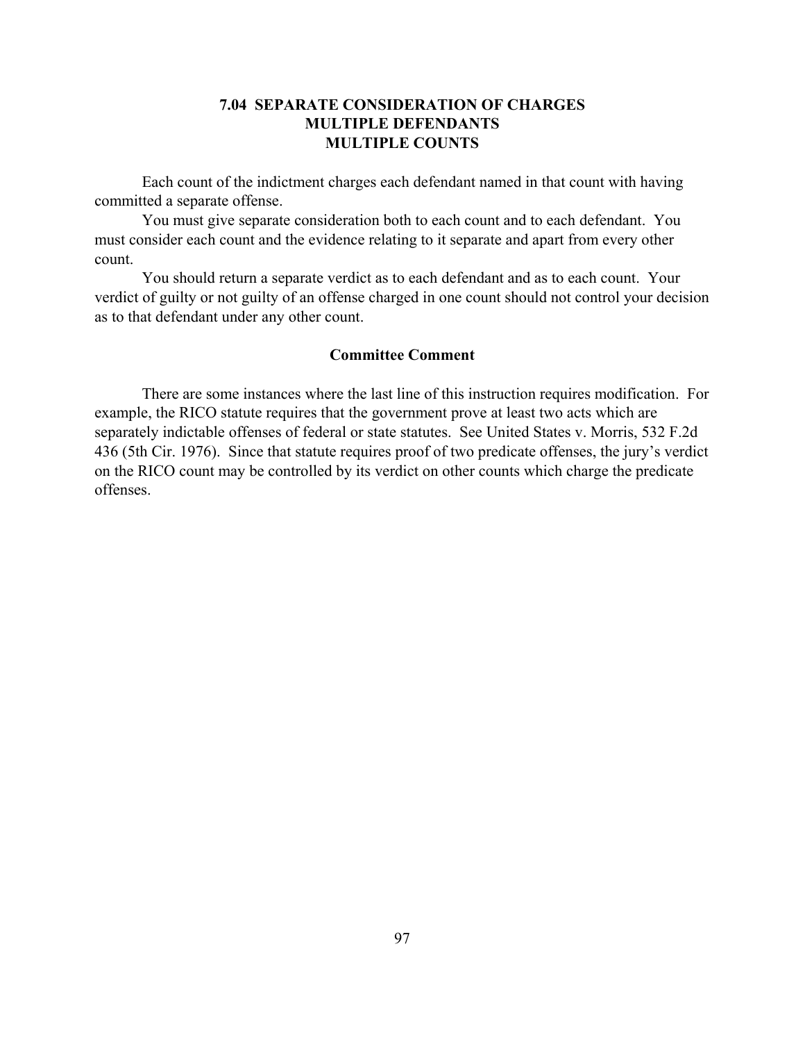## 7.04 SEPARATE CONSIDERATION OF CHARGES
## MULTIPLE DEFENDANTS
## MULTIPLE COUNTS

Each count of the indictment charges each defendant named in that count with having committed a separate offense.

You must give separate consideration both to each count and to each defendant. You must consider each count and the evidence relating to it separate and apart from every other count.

You should return a separate verdict as to each defendant and as to each count. Your verdict of guilty or not guilty of an offense charged in one count should not control your decision as to that defendant under any other count.

### Committee Comment

There are some instances where the last line of this instruction requires modification. For example, the RICO statute requires that the government prove at least two acts which are separately indictable offenses of federal or state statutes. See United States v. Morris, 532 F.2d 436 (5th Cir. 1976). Since that statute requires proof of two predicate offenses, the jury's verdict on the RICO count may be controlled by its verdict on other counts which charge the predicate offenses.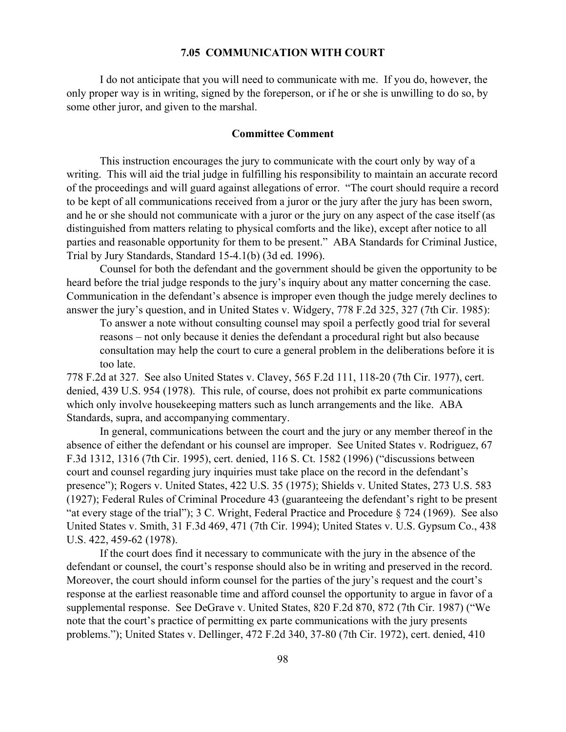### 7.05 COMMUNICATION WITH COURT

I do not anticipate that you will need to communicate with me. If you do, however, the only proper way is in writing, signed by the foreperson, or if he or she is unwilling to do so, by some other juror, and given to the marshal.

#### Committee Comment

This instruction encourages the jury to communicate with the court only by way of a writing. This will aid the trial judge in fulfilling his responsibility to maintain an accurate record of the proceedings and will guard against allegations of error. "The court should require a record to be kept of all communications received from a juror or the jury after the jury has been sworn, and he or she should not communicate with a juror or the jury on any aspect of the case itself (as distinguished from matters relating to physical comforts and the like), except after notice to all parties and reasonable opportunity for them to be present." ABA Standards for Criminal Justice, Trial by Jury Standards, Standard 15-4.1(b) (3d ed. 1996).

Counsel for both the defendant and the government should be given the opportunity to be heard before the trial judge responds to the jury's inquiry about any matter concerning the case. Communication in the defendant's absence is improper even though the judge merely declines to answer the jury's question, and in United States v. Widgery, 778 F.2d 325, 327 (7th Cir. 1985):

> To answer a note without consulting counsel may spoil a perfectly good trial for several reasons – not only because it denies the defendant a procedural right but also because consultation may help the court to cure a general problem in the deliberations before it is too late.

778 F.2d at 327. See also United States v. Clavey, 565 F.2d 111, 118-20 (7th Cir. 1977), cert. denied, 439 U.S. 954 (1978). This rule, of course, does not prohibit ex parte communications which only involve housekeeping matters such as lunch arrangements and the like. ABA Standards, supra, and accompanying commentary.

In general, communications between the court and the jury or any member thereof in the absence of either the defendant or his counsel are improper. See United States v. Rodriguez, 67 F.3d 1312, 1316 (7th Cir. 1995), cert. denied, 116 S. Ct. 1582 (1996) ("discussions between court and counsel regarding jury inquiries must take place on the record in the defendant's presence"); Rogers v. United States, 422 U.S. 35 (1975); Shields v. United States, 273 U.S. 583 (1927); Federal Rules of Criminal Procedure 43 (guaranteeing the defendant's right to be present "at every stage of the trial"); 3 C. Wright, Federal Practice and Procedure § 724 (1969). See also United States v. Smith, 31 F.3d 469, 471 (7th Cir. 1994); United States v. U.S. Gypsum Co., 438 U.S. 422, 459-62 (1978).

If the court does find it necessary to communicate with the jury in the absence of the defendant or counsel, the court's response should also be in writing and preserved in the record. Moreover, the court should inform counsel for the parties of the jury's request and the court's response at the earliest reasonable time and afford counsel the opportunity to argue in favor of a supplemental response. See DeGrave v. United States, 820 F.2d 870, 872 (7th Cir. 1987) ("We note that the court's practice of permitting ex parte communications with the jury presents problems."); United States v. Dellinger, 472 F.2d 340, 37-80 (7th Cir. 1972), cert. denied, 410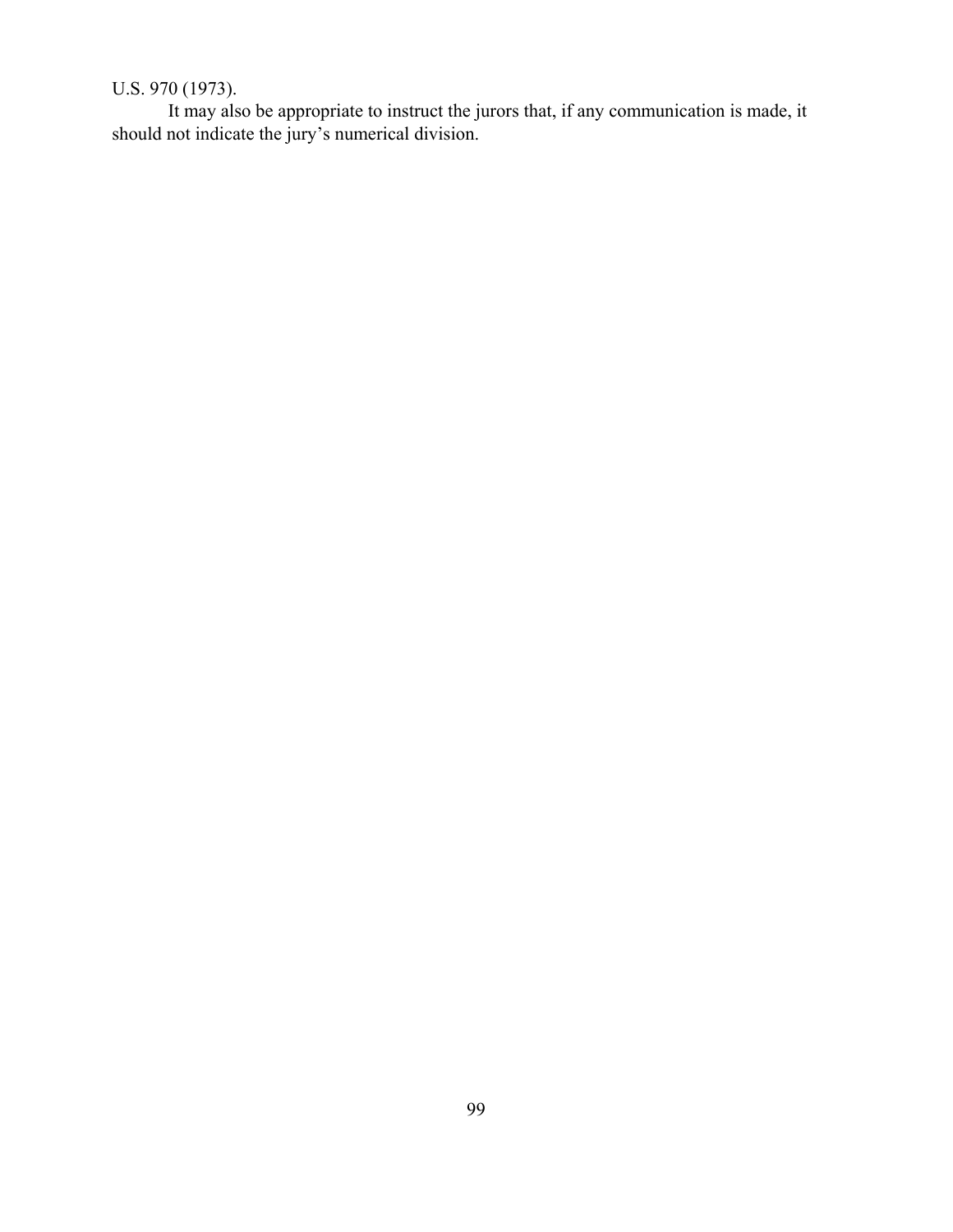U.S. 970 (1973).

It may also be appropriate to instruct the jurors that, if any communication is made, it should not indicate the jury's numerical division.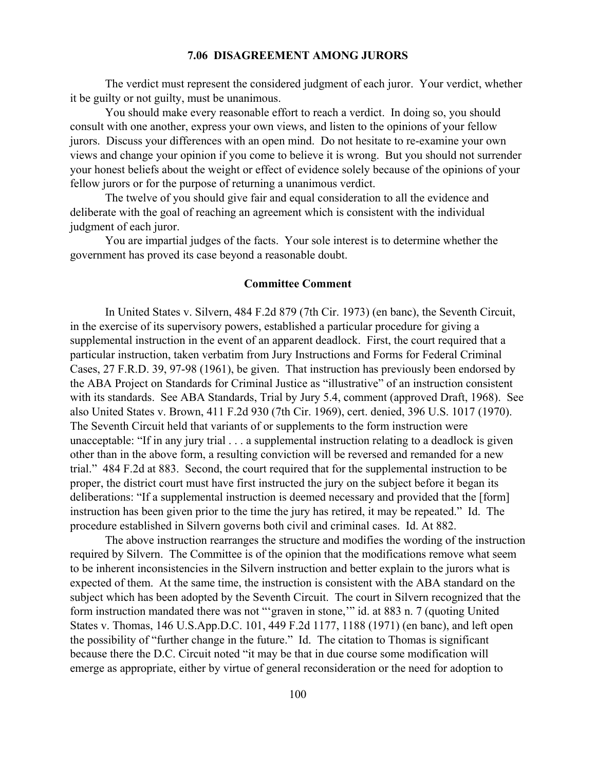### 7.06 DISAGREEMENT AMONG JURORS

The verdict must represent the considered judgment of each juror. Your verdict, whether it be guilty or not guilty, must be unanimous.

You should make every reasonable effort to reach a verdict. In doing so, you should consult with one another, express your own views, and listen to the opinions of your fellow jurors. Discuss your differences with an open mind. Do not hesitate to re-examine your own views and change your opinion if you come to believe it is wrong. But you should not surrender your honest beliefs about the weight or effect of evidence solely because of the opinions of your fellow jurors or for the purpose of returning a unanimous verdict.

The twelve of you should give fair and equal consideration to all the evidence and deliberate with the goal of reaching an agreement which is consistent with the individual judgment of each juror.

You are impartial judges of the facts. Your sole interest is to determine whether the government has proved its case beyond a reasonable doubt.

#### Committee Comment

In United States v. Silvern, 484 F.2d 879 (7th Cir. 1973) (en banc), the Seventh Circuit, in the exercise of its supervisory powers, established a particular procedure for giving a supplemental instruction in the event of an apparent deadlock. First, the court required that a particular instruction, taken verbatim from Jury Instructions and Forms for Federal Criminal Cases, 27 F.R.D. 39, 97-98 (1961), be given. That instruction has previously been endorsed by the ABA Project on Standards for Criminal Justice as "illustrative" of an instruction consistent with its standards. See ABA Standards, Trial by Jury 5.4, comment (approved Draft, 1968). See also United States v. Brown, 411 F.2d 930 (7th Cir. 1969), cert. denied, 396 U.S. 1017 (1970). The Seventh Circuit held that variants of or supplements to the form instruction were unacceptable: "If in any jury trial . . . a supplemental instruction relating to a deadlock is given other than in the above form, a resulting conviction will be reversed and remanded for a new trial." 484 F.2d at 883. Second, the court required that for the supplemental instruction to be proper, the district court must have first instructed the jury on the subject before it began its deliberations: "If a supplemental instruction is deemed necessary and provided that the [form] instruction has been given prior to the time the jury has retired, it may be repeated." Id. The procedure established in Silvern governs both civil and criminal cases. Id. At 882.

The above instruction rearranges the structure and modifies the wording of the instruction required by Silvern. The Committee is of the opinion that the modifications remove what seem to be inherent inconsistencies in the Silvern instruction and better explain to the jurors what is expected of them. At the same time, the instruction is consistent with the ABA standard on the subject which has been adopted by the Seventh Circuit. The court in Silvern recognized that the form instruction mandated there was not "'graven in stone,'" id. at 883 n. 7 (quoting United States v. Thomas, 146 U.S.App.D.C. 101, 449 F.2d 1177, 1188 (1971) (en banc), and left open the possibility of "further change in the future." Id. The citation to Thomas is significant because there the D.C. Circuit noted "it may be that in due course some modification will emerge as appropriate, either by virtue of general reconsideration or the need for adoption to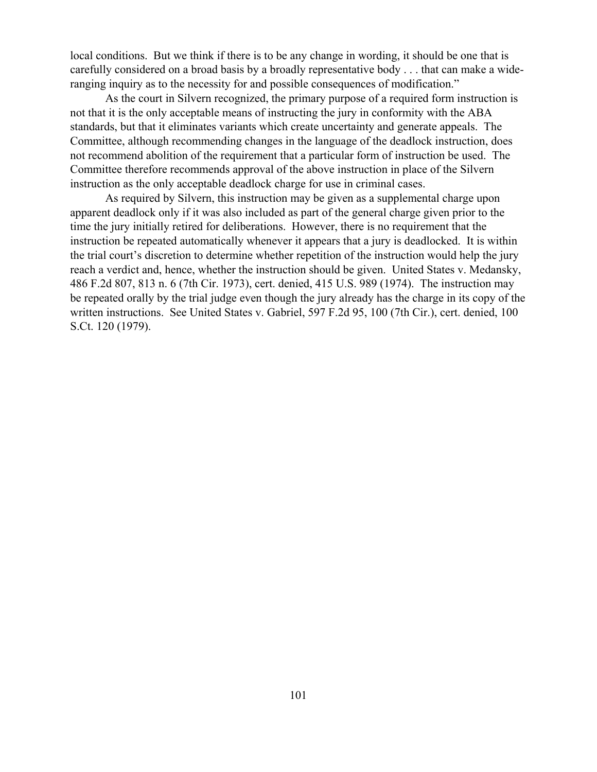local conditions. But we think if there is to be any change in wording, it should be one that is carefully considered on a broad basis by a broadly representative body . . . that can make a wide-ranging inquiry as to the necessity for and possible consequences of modification."

As the court in Silvern recognized, the primary purpose of a required form instruction is not that it is the only acceptable means of instructing the jury in conformity with the ABA standards, but that it eliminates variants which create uncertainty and generate appeals. The Committee, although recommending changes in the language of the deadlock instruction, does not recommend abolition of the requirement that a particular form of instruction be used. The Committee therefore recommends approval of the above instruction in place of the Silvern instruction as the only acceptable deadlock charge for use in criminal cases.

As required by Silvern, this instruction may be given as a supplemental charge upon apparent deadlock only if it was also included as part of the general charge given prior to the time the jury initially retired for deliberations. However, there is no requirement that the instruction be repeated automatically whenever it appears that a jury is deadlocked. It is within the trial court's discretion to determine whether repetition of the instruction would help the jury reach a verdict and, hence, whether the instruction should be given. United States v. Medansky, 486 F.2d 807, 813 n. 6 (7th Cir. 1973), cert. denied, 415 U.S. 989 (1974). The instruction may be repeated orally by the trial judge even though the jury already has the charge in its copy of the written instructions. See United States v. Gabriel, 597 F.2d 95, 100 (7th Cir.), cert. denied, 100 S.Ct. 120 (1979).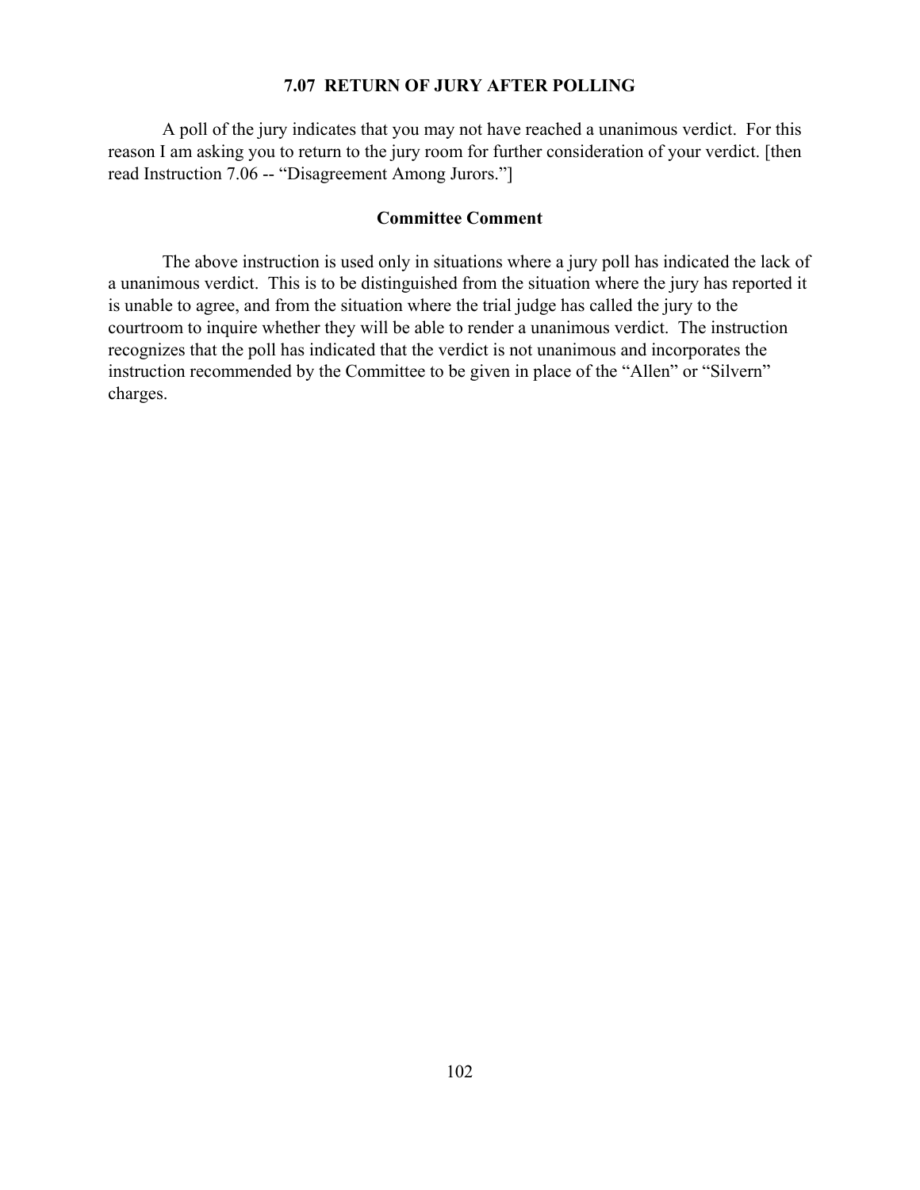## 7.07 RETURN OF JURY AFTER POLLING

A poll of the jury indicates that you may not have reached a unanimous verdict. For this reason I am asking you to return to the jury room for further consideration of your verdict. [then read Instruction 7.06 -- "Disagreement Among Jurors."]

### Committee Comment

The above instruction is used only in situations where a jury poll has indicated the lack of a unanimous verdict. This is to be distinguished from the situation where the jury has reported it is unable to agree, and from the situation where the trial judge has called the jury to the courtroom to inquire whether they will be able to render a unanimous verdict. The instruction recognizes that the poll has indicated that the verdict is not unanimous and incorporates the instruction recommended by the Committee to be given in place of the "Allen" or "Silvern" charges.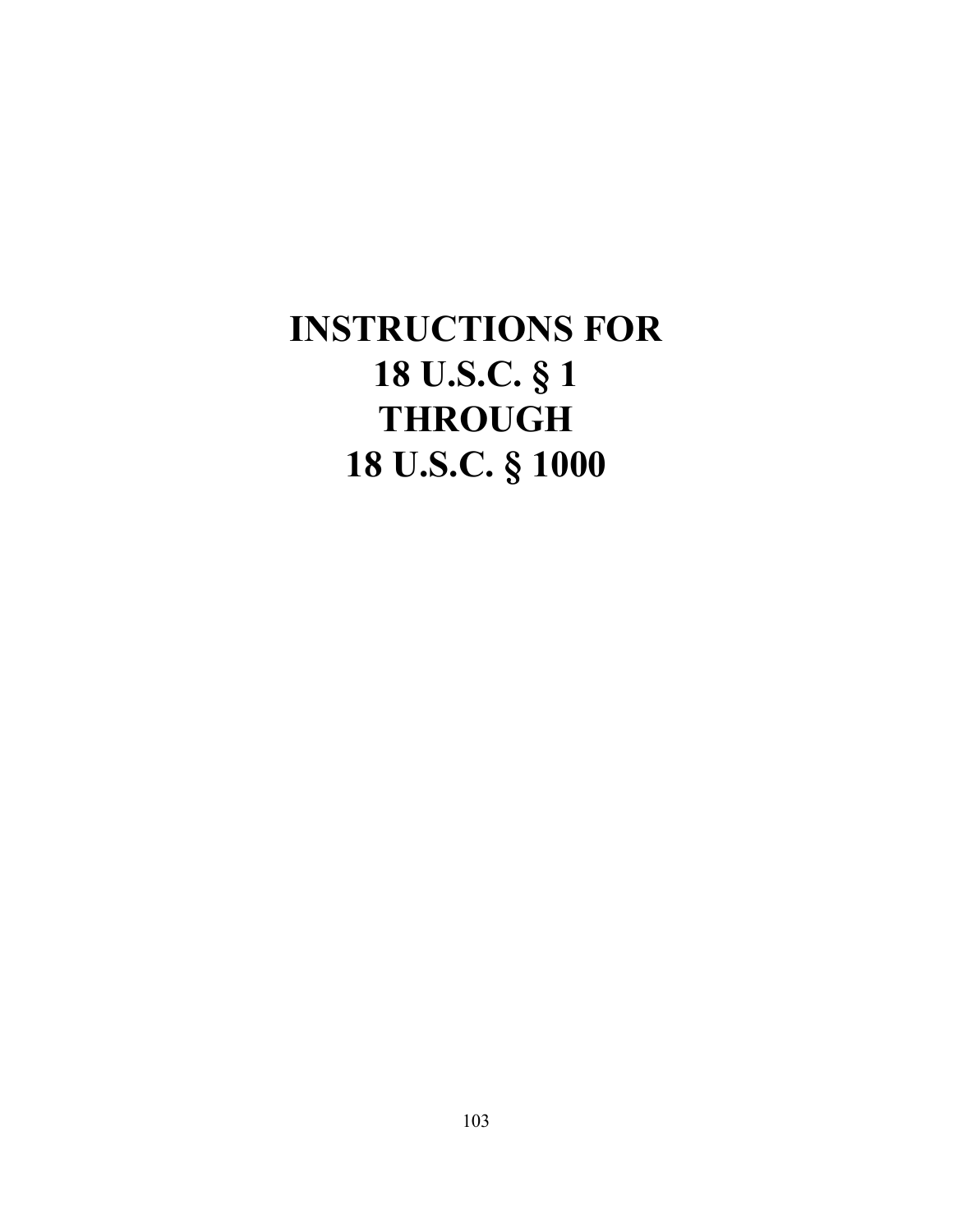# INSTRUCTIONS FOR 18 U.S.C. § 1 THROUGH 18 U.S.C. § 1000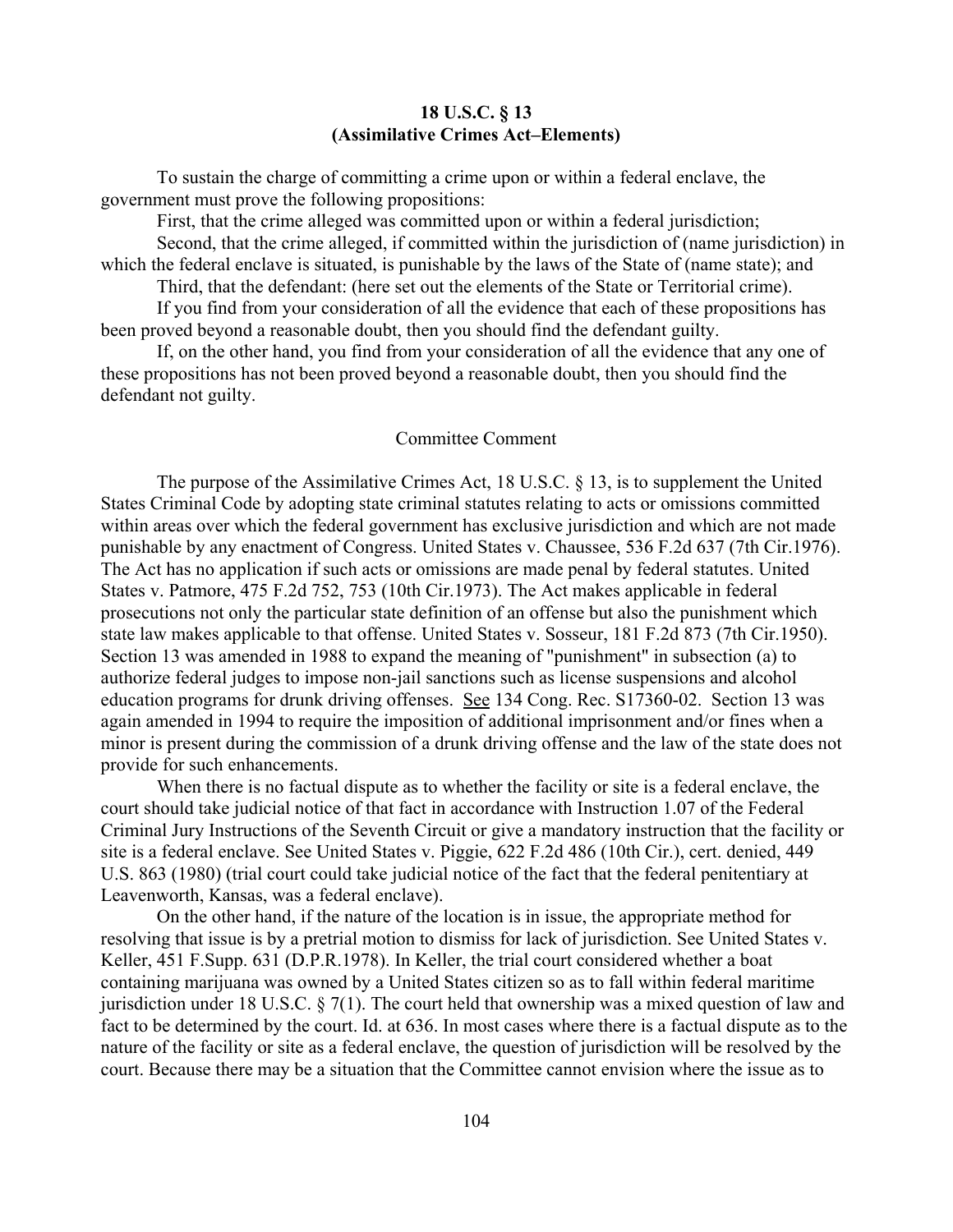# 18 U.S.C. § 13
# (Assimilative Crimes Act–Elements)

To sustain the charge of committing a crime upon or within a federal enclave, the government must prove the following propositions:

First, that the crime alleged was committed upon or within a federal jurisdiction;

Second, that the crime alleged, if committed within the jurisdiction of (name jurisdiction) in which the federal enclave is situated, is punishable by the laws of the State of (name state); and

Third, that the defendant: (here set out the elements of the State or Territorial crime).

If you find from your consideration of all the evidence that each of these propositions has been proved beyond a reasonable doubt, then you should find the defendant guilty.

If, on the other hand, you find from your consideration of all the evidence that any one of these propositions has not been proved beyond a reasonable doubt, then you should find the defendant not guilty.

## Committee Comment

The purpose of the Assimilative Crimes Act, 18 U.S.C. § 13, is to supplement the United States Criminal Code by adopting state criminal statutes relating to acts or omissions committed within areas over which the federal government has exclusive jurisdiction and which are not made punishable by any enactment of Congress. United States v. Chaussee, 536 F.2d 637 (7th Cir.1976). The Act has no application if such acts or omissions are made penal by federal statutes. United States v. Patmore, 475 F.2d 752, 753 (10th Cir.1973). The Act makes applicable in federal prosecutions not only the particular state definition of an offense but also the punishment which state law makes applicable to that offense. United States v. Sosseur, 181 F.2d 873 (7th Cir.1950). Section 13 was amended in 1988 to expand the meaning of "punishment" in subsection (a) to authorize federal judges to impose non-jail sanctions such as license suspensions and alcohol education programs for drunk driving offenses. See 134 Cong. Rec. S17360-02. Section 13 was again amended in 1994 to require the imposition of additional imprisonment and/or fines when a minor is present during the commission of a drunk driving offense and the law of the state does not provide for such enhancements.

When there is no factual dispute as to whether the facility or site is a federal enclave, the court should take judicial notice of that fact in accordance with Instruction 1.07 of the Federal Criminal Jury Instructions of the Seventh Circuit or give a mandatory instruction that the facility or site is a federal enclave. See United States v. Piggie, 622 F.2d 486 (10th Cir.), cert. denied, 449 U.S. 863 (1980) (trial court could take judicial notice of the fact that the federal penitentiary at Leavenworth, Kansas, was a federal enclave).

On the other hand, if the nature of the location is in issue, the appropriate method for resolving that issue is by a pretrial motion to dismiss for lack of jurisdiction. See United States v. Keller, 451 F.Supp. 631 (D.P.R.1978). In Keller, the trial court considered whether a boat containing marijuana was owned by a United States citizen so as to fall within federal maritime jurisdiction under 18 U.S.C. § 7(1). The court held that ownership was a mixed question of law and fact to be determined by the court. Id. at 636. In most cases where there is a factual dispute as to the nature of the facility or site as a federal enclave, the question of jurisdiction will be resolved by the court. Because there may be a situation that the Committee cannot envision where the issue as to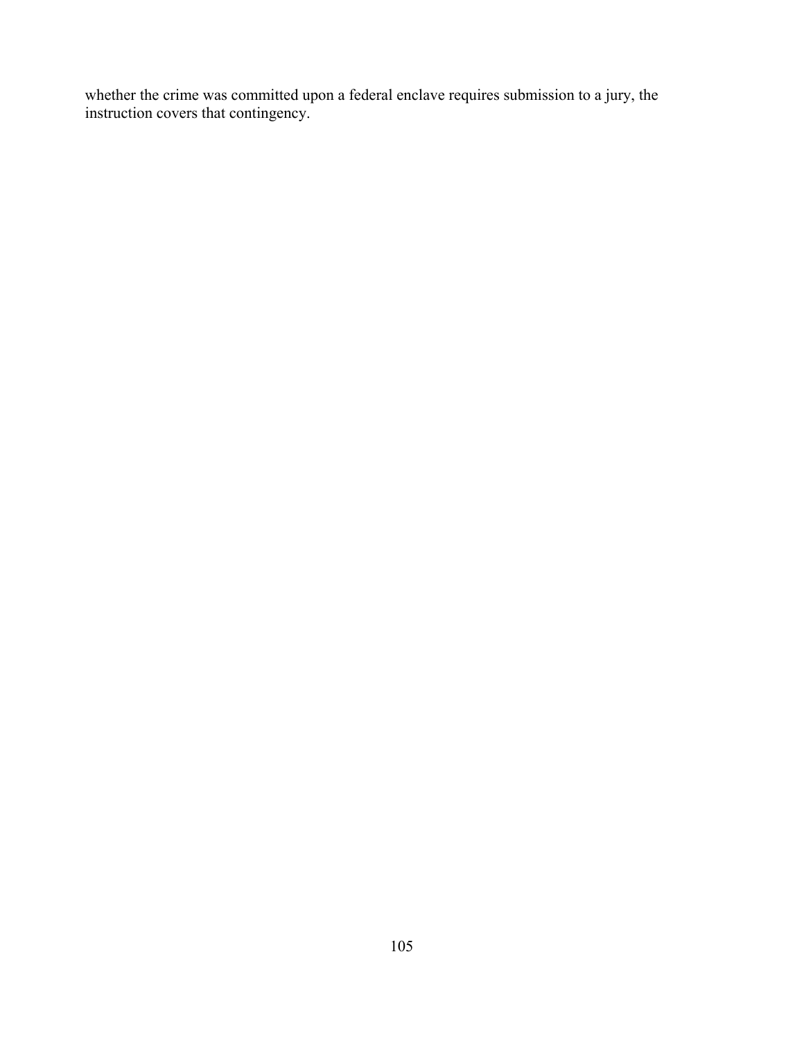whether the crime was committed upon a federal enclave requires submission to a jury, the instruction covers that contingency.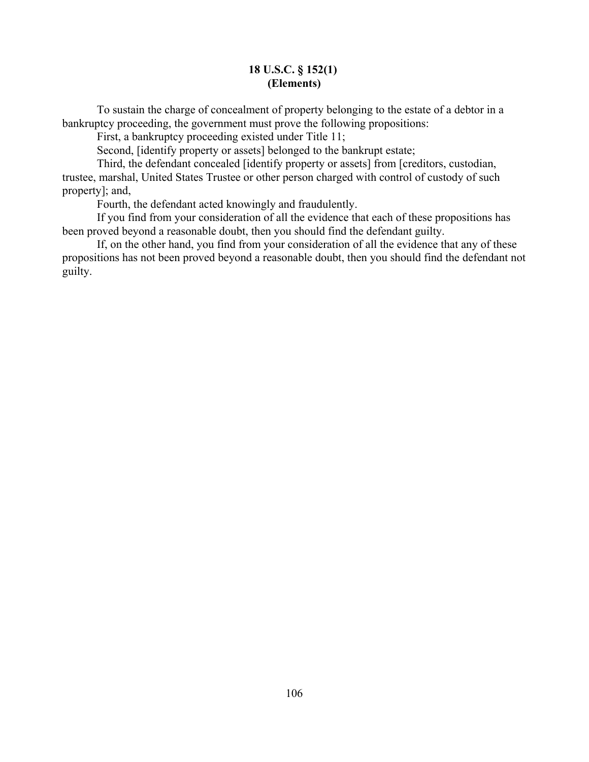## 18 U.S.C. § 152(1)
## (Elements)

To sustain the charge of concealment of property belonging to the estate of a debtor in a bankruptcy proceeding, the government must prove the following propositions:

First, a bankruptcy proceeding existed under Title 11;

Second, [identify property or assets] belonged to the bankrupt estate;

Third, the defendant concealed [identify property or assets] from [creditors, custodian, trustee, marshal, United States Trustee or other person charged with control of custody of such property]; and,

Fourth, the defendant acted knowingly and fraudulently.

If you find from your consideration of all the evidence that each of these propositions has been proved beyond a reasonable doubt, then you should find the defendant guilty.

If, on the other hand, you find from your consideration of all the evidence that any of these propositions has not been proved beyond a reasonable doubt, then you should find the defendant not guilty.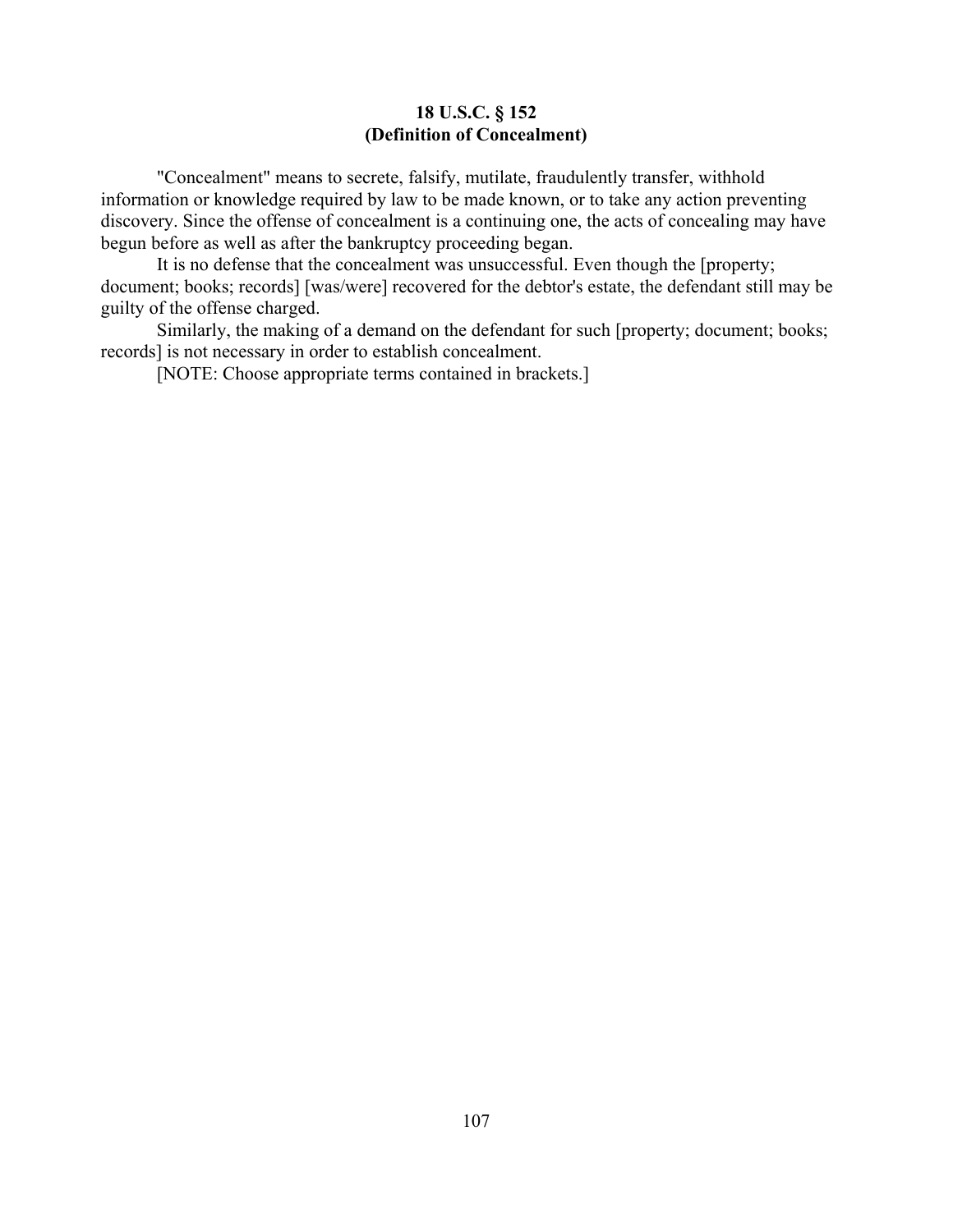**18 U.S.C. § 152**
**(Definition of Concealment)**

"Concealment" means to secrete, falsify, mutilate, fraudulently transfer, withhold information or knowledge required by law to be made known, or to take any action preventing discovery. Since the offense of concealment is a continuing one, the acts of concealing may have begun before as well as after the bankruptcy proceeding began.

It is no defense that the concealment was unsuccessful. Even though the [property; document; books; records] [was/were] recovered for the debtor's estate, the defendant still may be guilty of the offense charged.

Similarly, the making of a demand on the defendant for such [property; document; books; records] is not necessary in order to establish concealment.

[NOTE: Choose appropriate terms contained in brackets.]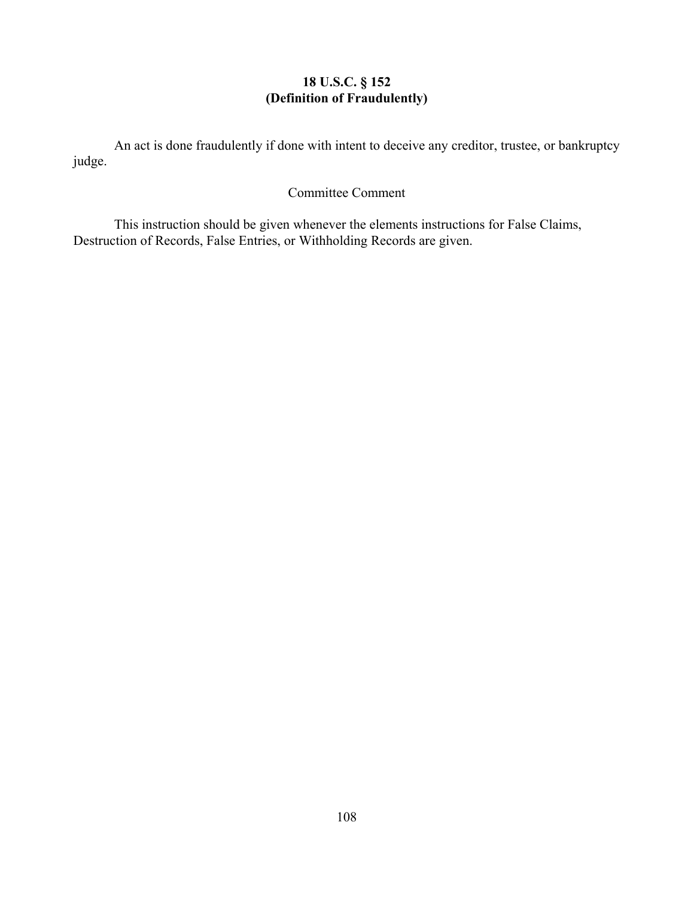# 18 U.S.C. § 152
## (Definition of Fraudulently)

An act is done fraudulently if done with intent to deceive any creditor, trustee, or bankruptcy judge.

Committee Comment

This instruction should be given whenever the elements instructions for False Claims, Destruction of Records, False Entries, or Withholding Records are given.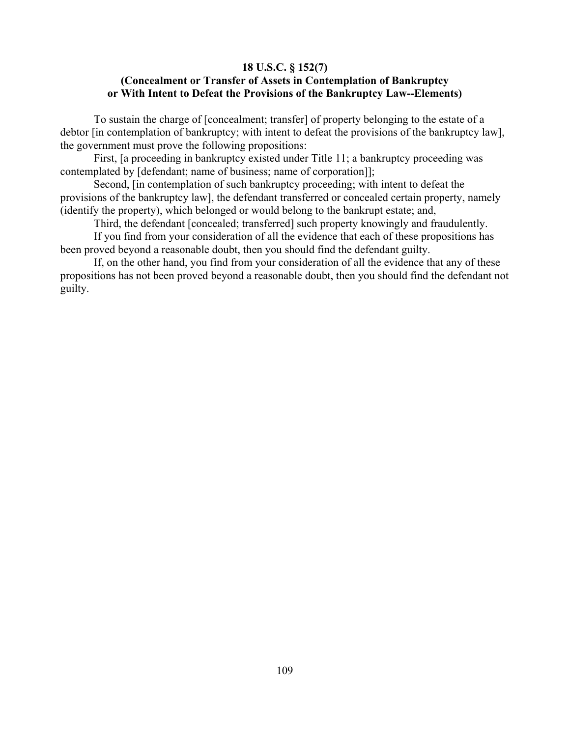**18 U.S.C. § 152(7)**
**(Concealment or Transfer of Assets in Contemplation of Bankruptcy or With Intent to Defeat the Provisions of the Bankruptcy Law--Elements)**

To sustain the charge of [concealment; transfer] of property belonging to the estate of a debtor [in contemplation of bankruptcy; with intent to defeat the provisions of the bankruptcy law], the government must prove the following propositions:

First, [a proceeding in bankruptcy existed under Title 11; a bankruptcy proceeding was contemplated by [defendant; name of business; name of corporation]];

Second, [in contemplation of such bankruptcy proceeding; with intent to defeat the provisions of the bankruptcy law], the defendant transferred or concealed certain property, namely (identify the property), which belonged or would belong to the bankrupt estate; and,

Third, the defendant [concealed; transferred] such property knowingly and fraudulently.

If you find from your consideration of all the evidence that each of these propositions has been proved beyond a reasonable doubt, then you should find the defendant guilty.

If, on the other hand, you find from your consideration of all the evidence that any of these propositions has not been proved beyond a reasonable doubt, then you should find the defendant not guilty.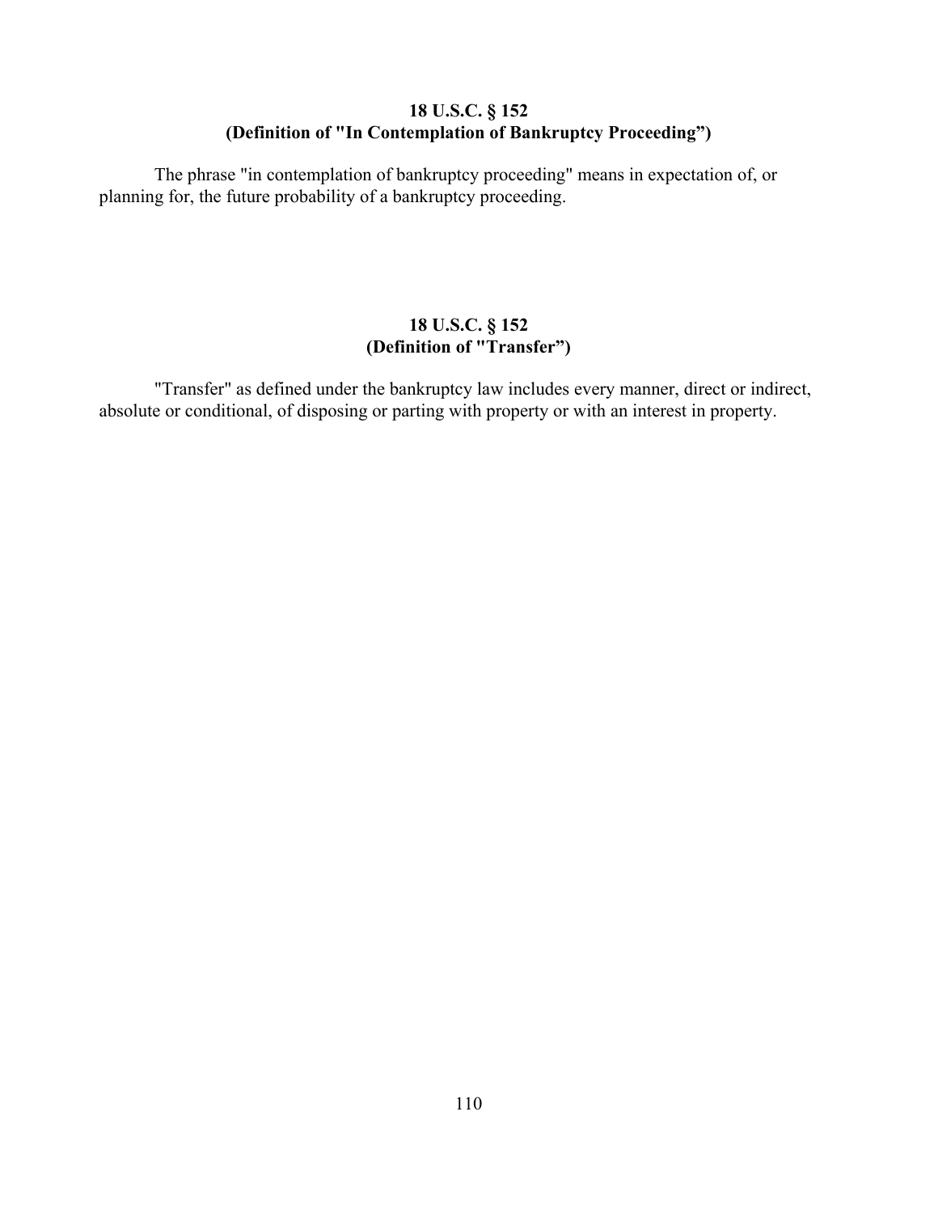## 18 U.S.C. § 152
## (Definition of "In Contemplation of Bankruptcy Proceeding")

The phrase "in contemplation of bankruptcy proceeding" means in expectation of, or planning for, the future probability of a bankruptcy proceeding.

## 18 U.S.C. § 152
## (Definition of "Transfer")

"Transfer" as defined under the bankruptcy law includes every manner, direct or indirect, absolute or conditional, of disposing or parting with property or with an interest in property.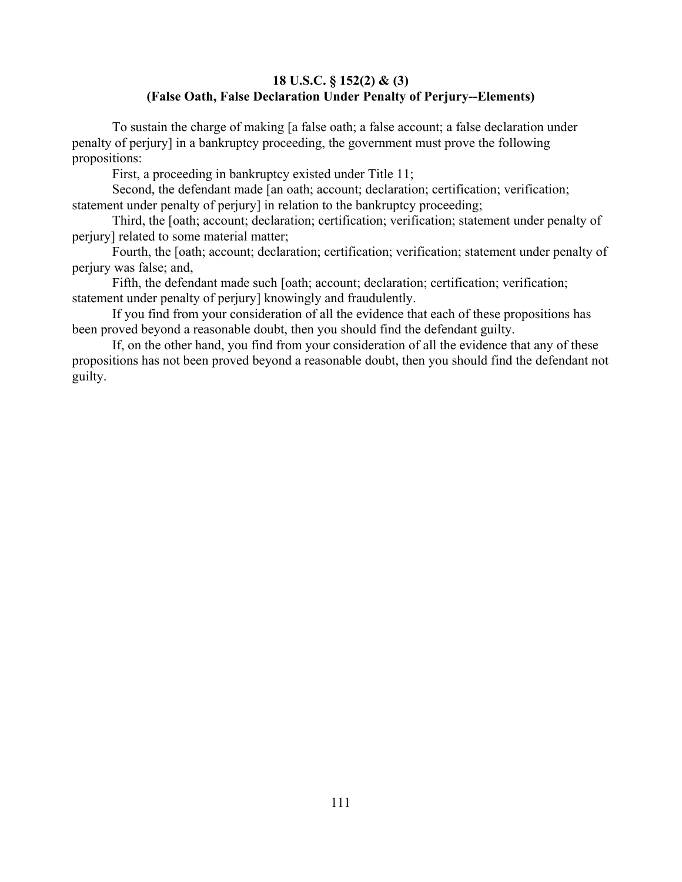**18 U.S.C. § 152(2) & (3)**
**(False Oath, False Declaration Under Penalty of Perjury--Elements)**

To sustain the charge of making [a false oath; a false account; a false declaration under penalty of perjury] in a bankruptcy proceeding, the government must prove the following propositions:

First, a proceeding in bankruptcy existed under Title 11;

Second, the defendant made [an oath; account; declaration; certification; verification; statement under penalty of perjury] in relation to the bankruptcy proceeding;

Third, the [oath; account; declaration; certification; verification; statement under penalty of perjury] related to some material matter;

Fourth, the [oath; account; declaration; certification; verification; statement under penalty of perjury was false; and,

Fifth, the defendant made such [oath; account; declaration; certification; verification; statement under penalty of perjury] knowingly and fraudulently.

If you find from your consideration of all the evidence that each of these propositions has been proved beyond a reasonable doubt, then you should find the defendant guilty.

If, on the other hand, you find from your consideration of all the evidence that any of these propositions has not been proved beyond a reasonable doubt, then you should find the defendant not guilty.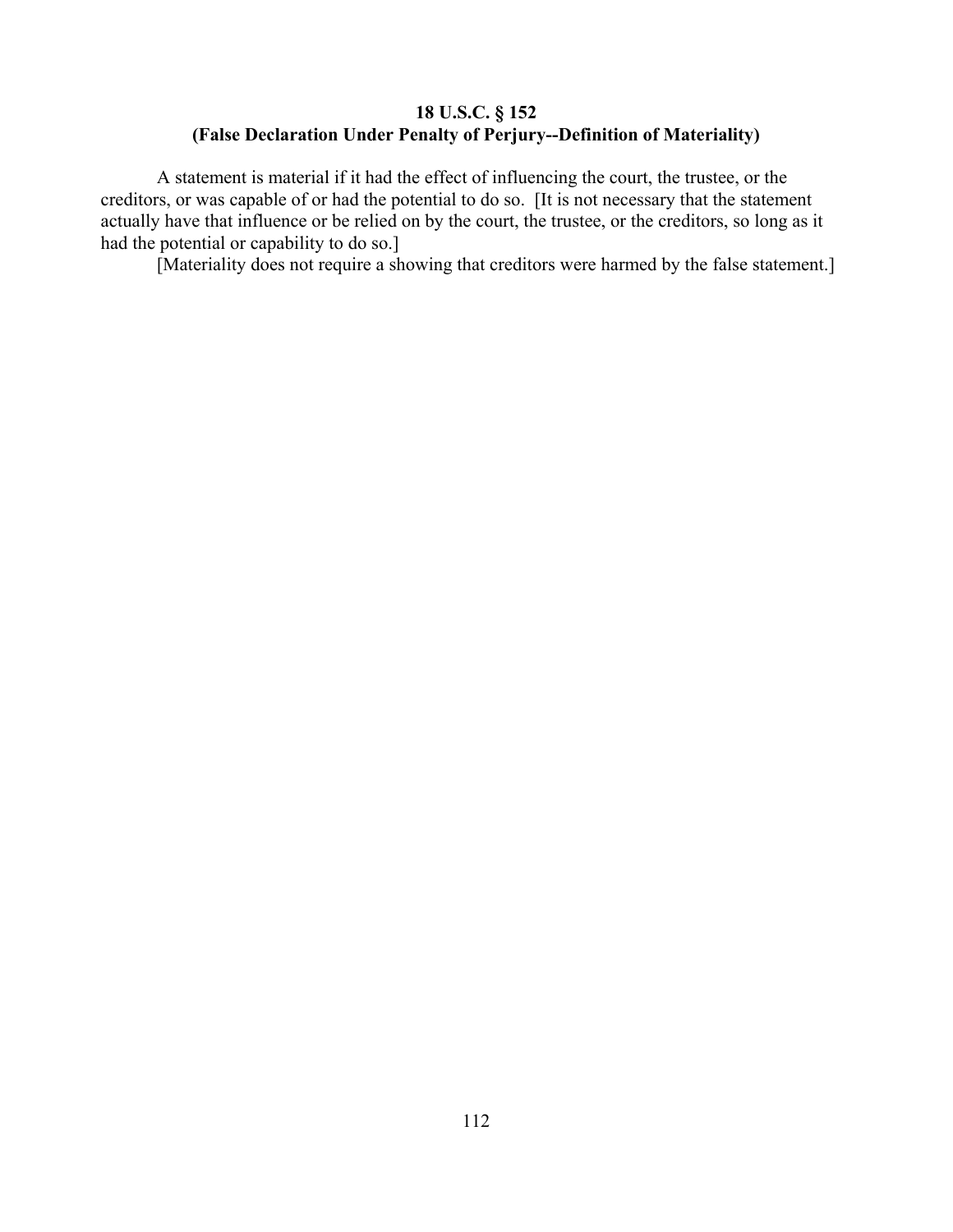## 18 U.S.C. § 152
## (False Declaration Under Penalty of Perjury--Definition of Materiality)

A statement is material if it had the effect of influencing the court, the trustee, or the creditors, or was capable of or had the potential to do so. [It is not necessary that the statement actually have that influence or be relied on by the court, the trustee, or the creditors, so long as it had the potential or capability to do so.]

[Materiality does not require a showing that creditors were harmed by the false statement.]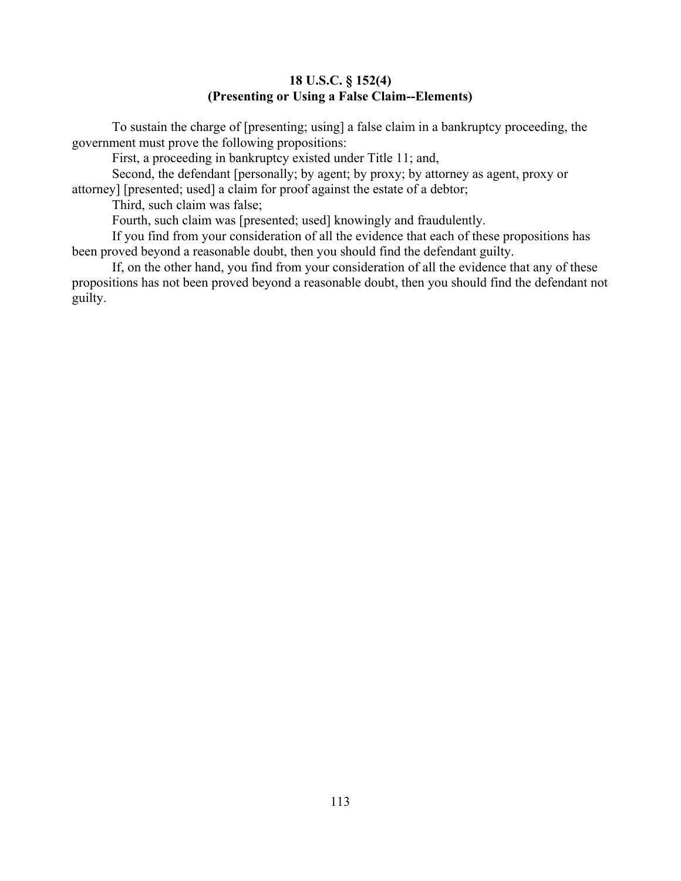**18 U.S.C. § 152(4)**
**(Presenting or Using a False Claim--Elements)**

To sustain the charge of [presenting; using] a false claim in a bankruptcy proceeding, the government must prove the following propositions:

First, a proceeding in bankruptcy existed under Title 11; and,

Second, the defendant [personally; by agent; by proxy; by attorney as agent, proxy or attorney] [presented; used] a claim for proof against the estate of a debtor;

Third, such claim was false;

Fourth, such claim was [presented; used] knowingly and fraudulently.

If you find from your consideration of all the evidence that each of these propositions has been proved beyond a reasonable doubt, then you should find the defendant guilty.

If, on the other hand, you find from your consideration of all the evidence that any of these propositions has not been proved beyond a reasonable doubt, then you should find the defendant not guilty.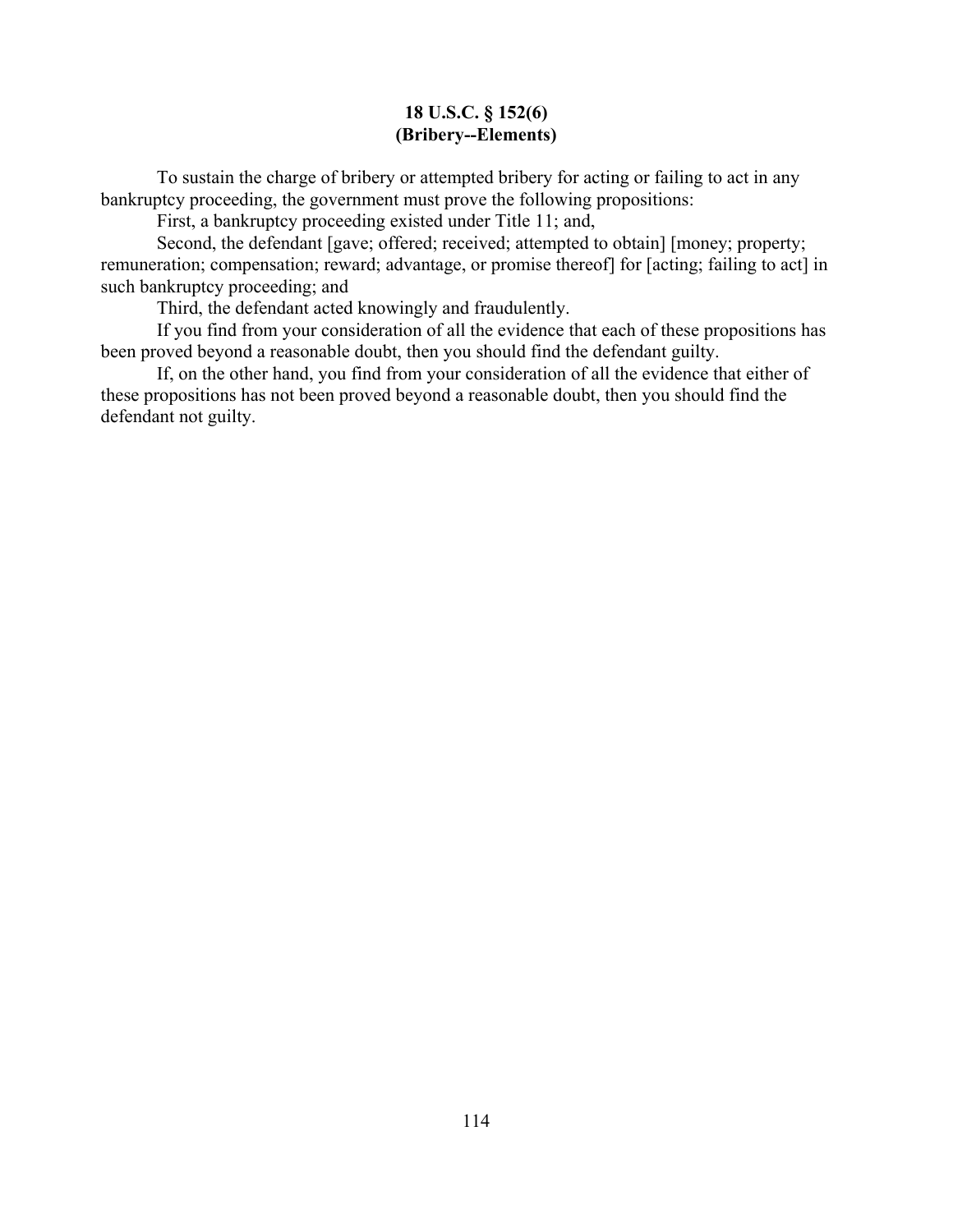**18 U.S.C. § 152(6)**
**(Bribery--Elements)**

To sustain the charge of bribery or attempted bribery for acting or failing to act in any bankruptcy proceeding, the government must prove the following propositions:

First, a bankruptcy proceeding existed under Title 11; and,

Second, the defendant [gave; offered; received; attempted to obtain] [money; property; remuneration; compensation; reward; advantage, or promise thereof] for [acting; failing to act] in such bankruptcy proceeding; and

Third, the defendant acted knowingly and fraudulently.

If you find from your consideration of all the evidence that each of these propositions has been proved beyond a reasonable doubt, then you should find the defendant guilty.

If, on the other hand, you find from your consideration of all the evidence that either of these propositions has not been proved beyond a reasonable doubt, then you should find the defendant not guilty.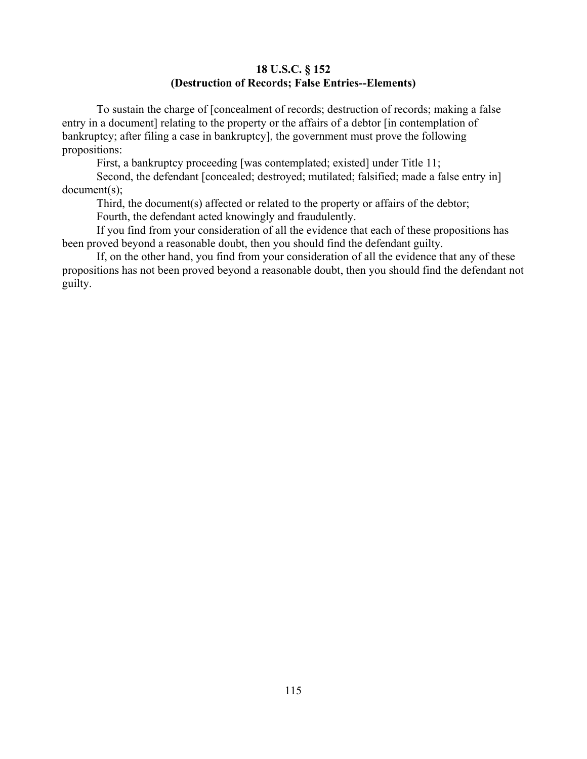**18 U.S.C. § 152**
**(Destruction of Records; False Entries--Elements)**

To sustain the charge of [concealment of records; destruction of records; making a false entry in a document] relating to the property or the affairs of a debtor [in contemplation of bankruptcy; after filing a case in bankruptcy], the government must prove the following propositions:

First, a bankruptcy proceeding [was contemplated; existed] under Title 11;

Second, the defendant [concealed; destroyed; mutilated; falsified; made a false entry in] document(s);

Third, the document(s) affected or related to the property or affairs of the debtor;

Fourth, the defendant acted knowingly and fraudulently.

If you find from your consideration of all the evidence that each of these propositions has been proved beyond a reasonable doubt, then you should find the defendant guilty.

If, on the other hand, you find from your consideration of all the evidence that any of these propositions has not been proved beyond a reasonable doubt, then you should find the defendant not guilty.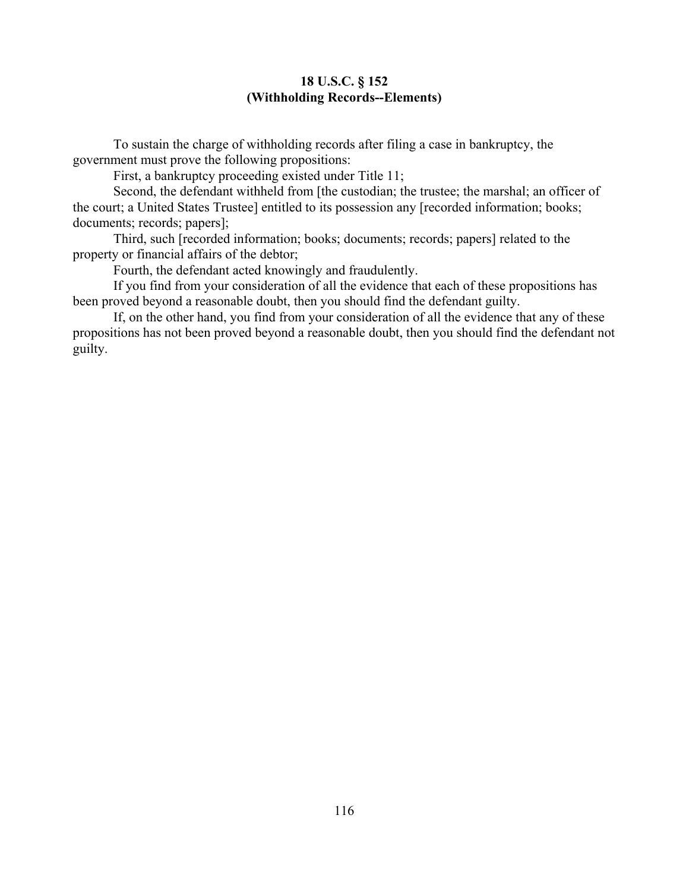**18 U.S.C. § 152**
**(Withholding Records--Elements)**

To sustain the charge of withholding records after filing a case in bankruptcy, the government must prove the following propositions:

First, a bankruptcy proceeding existed under Title 11;

Second, the defendant withheld from [the custodian; the trustee; the marshal; an officer of the court; a United States Trustee] entitled to its possession any [recorded information; books; documents; records; papers];

Third, such [recorded information; books; documents; records; papers] related to the property or financial affairs of the debtor;

Fourth, the defendant acted knowingly and fraudulently.

If you find from your consideration of all the evidence that each of these propositions has been proved beyond a reasonable doubt, then you should find the defendant guilty.

If, on the other hand, you find from your consideration of all the evidence that any of these propositions has not been proved beyond a reasonable doubt, then you should find the defendant not guilty.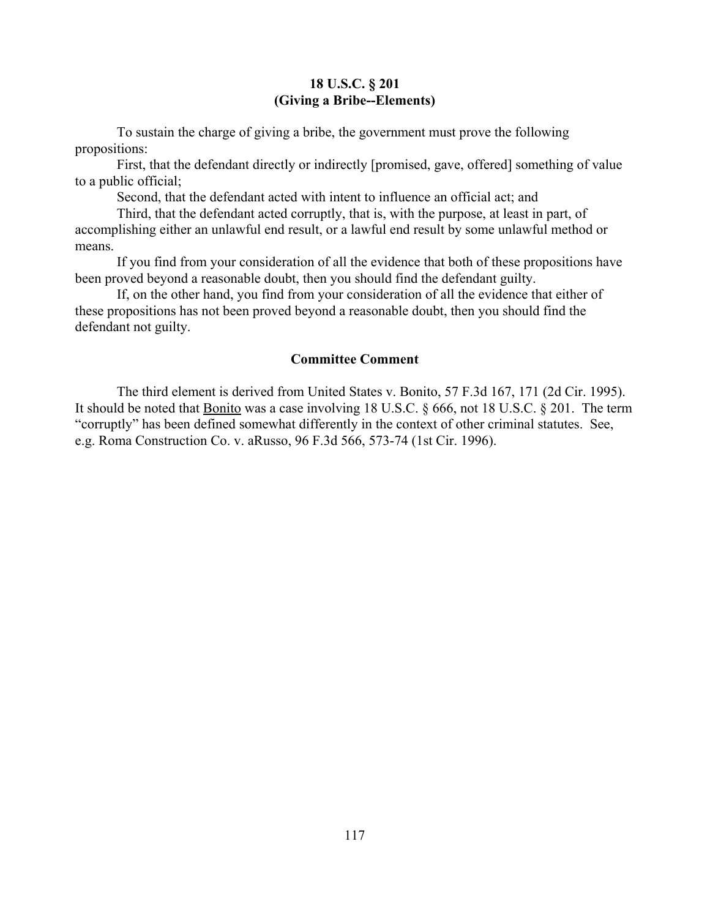**18 U.S.C. § 201**
**(Giving a Bribe--Elements)**

To sustain the charge of giving a bribe, the government must prove the following propositions:

First, that the defendant directly or indirectly [promised, gave, offered] something of value to a public official;

Second, that the defendant acted with intent to influence an official act; and

Third, that the defendant acted corruptly, that is, with the purpose, at least in part, of accomplishing either an unlawful end result, or a lawful end result by some unlawful method or means.

If you find from your consideration of all the evidence that both of these propositions have been proved beyond a reasonable doubt, then you should find the defendant guilty.

If, on the other hand, you find from your consideration of all the evidence that either of these propositions has not been proved beyond a reasonable doubt, then you should find the defendant not guilty.

**Committee Comment**

The third element is derived from United States v. Bonito, 57 F.3d 167, 171 (2d Cir. 1995). It should be noted that Bonito was a case involving 18 U.S.C. § 666, not 18 U.S.C. § 201. The term "corruptly" has been defined somewhat differently in the context of other criminal statutes. See, e.g. Roma Construction Co. v. aRusso, 96 F.3d 566, 573-74 (1st Cir. 1996).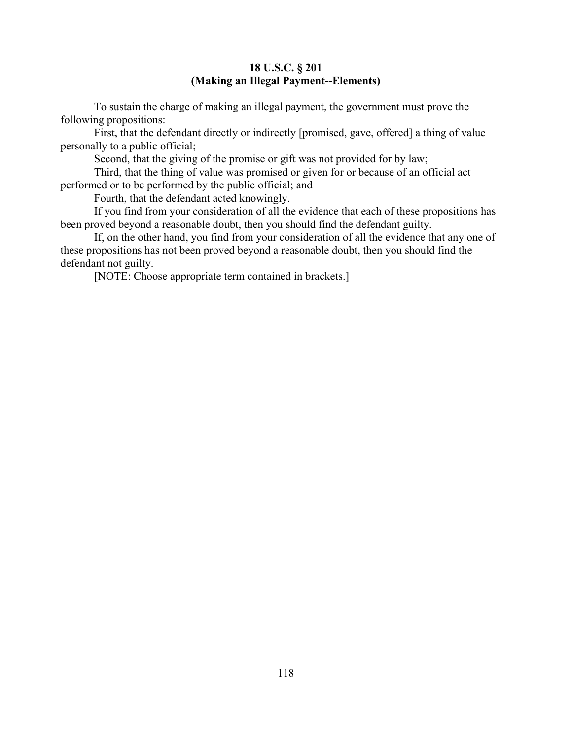**18 U.S.C. § 201**
**(Making an Illegal Payment--Elements)**

To sustain the charge of making an illegal payment, the government must prove the following propositions:

First, that the defendant directly or indirectly [promised, gave, offered] a thing of value personally to a public official;

Second, that the giving of the promise or gift was not provided for by law;

Third, that the thing of value was promised or given for or because of an official act performed or to be performed by the public official; and

Fourth, that the defendant acted knowingly.

If you find from your consideration of all the evidence that each of these propositions has been proved beyond a reasonable doubt, then you should find the defendant guilty.

If, on the other hand, you find from your consideration of all the evidence that any one of these propositions has not been proved beyond a reasonable doubt, then you should find the defendant not guilty.

[NOTE: Choose appropriate term contained in brackets.]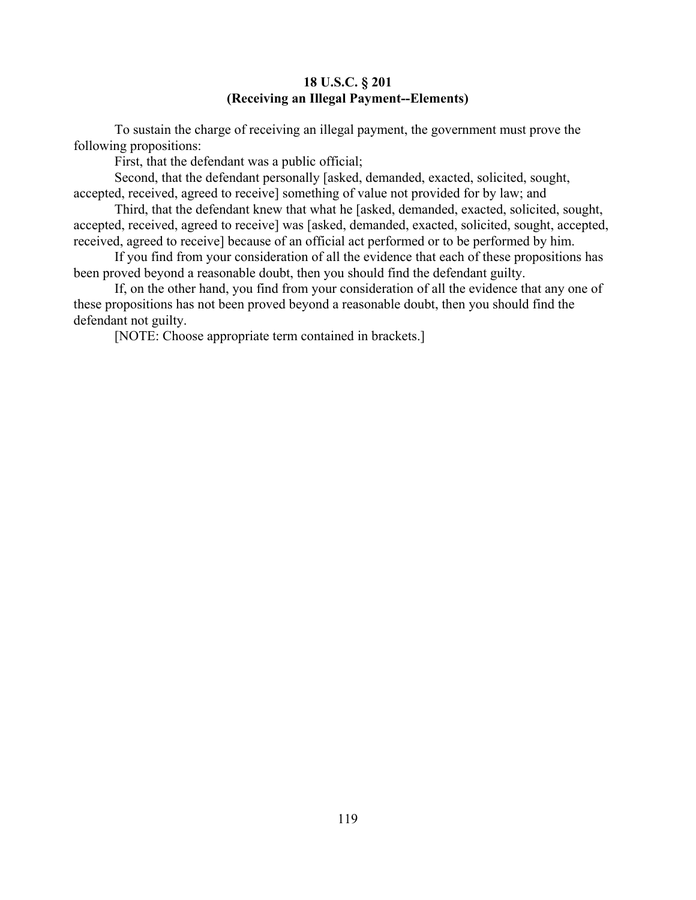## 18 U.S.C. § 201
## (Receiving an Illegal Payment--Elements)

To sustain the charge of receiving an illegal payment, the government must prove the following propositions:

First, that the defendant was a public official;

Second, that the defendant personally [asked, demanded, exacted, solicited, sought, accepted, received, agreed to receive] something of value not provided for by law; and

Third, that the defendant knew that what he [asked, demanded, exacted, solicited, sought, accepted, received, agreed to receive] was [asked, demanded, exacted, solicited, sought, accepted, received, agreed to receive] because of an official act performed or to be performed by him.

If you find from your consideration of all the evidence that each of these propositions has been proved beyond a reasonable doubt, then you should find the defendant guilty.

If, on the other hand, you find from your consideration of all the evidence that any one of these propositions has not been proved beyond a reasonable doubt, then you should find the defendant not guilty.

[NOTE: Choose appropriate term contained in brackets.]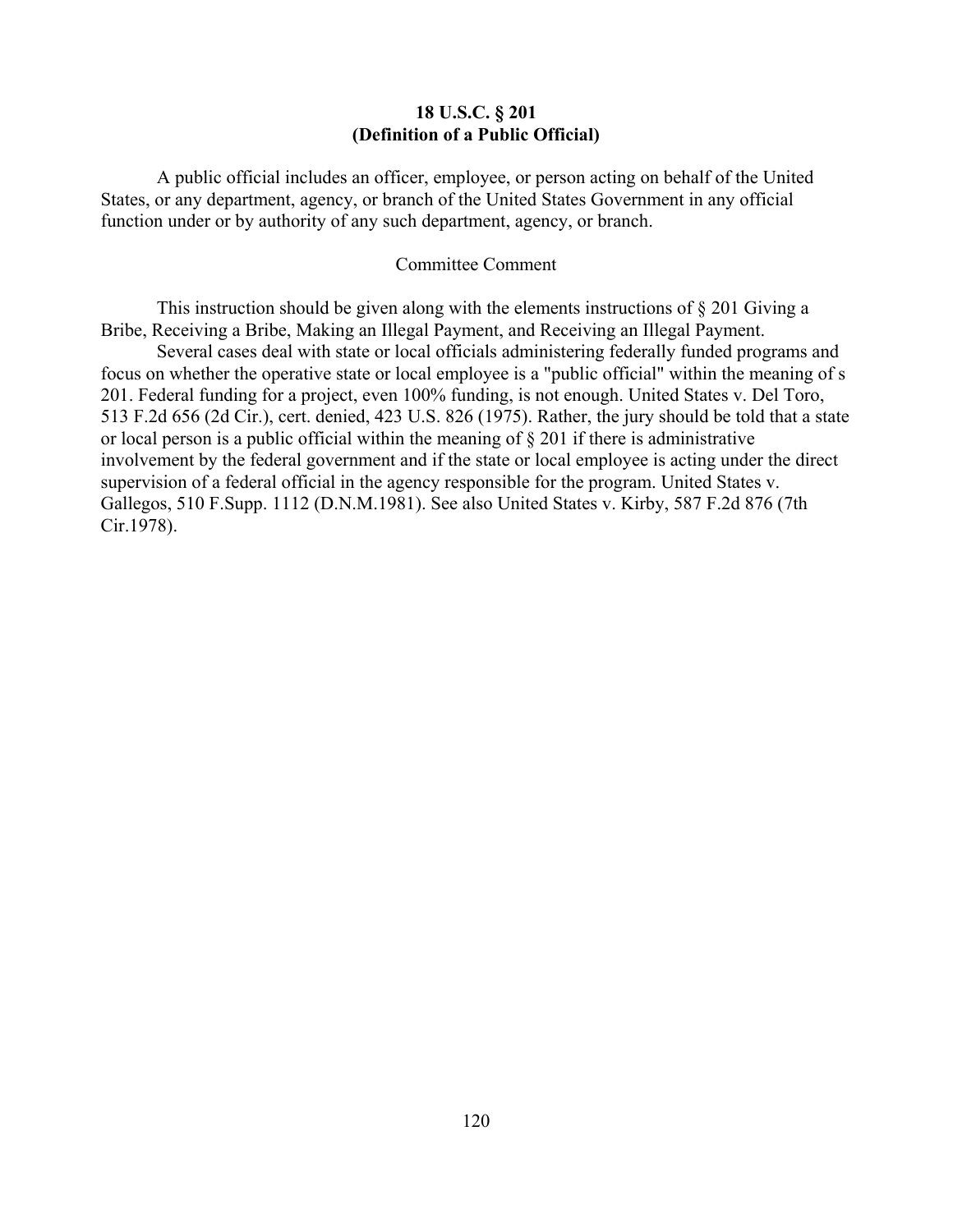## 18 U.S.C. § 201
## (Definition of a Public Official)

A public official includes an officer, employee, or person acting on behalf of the United States, or any department, agency, or branch of the United States Government in any official function under or by authority of any such department, agency, or branch.

Committee Comment

This instruction should be given along with the elements instructions of § 201 Giving a Bribe, Receiving a Bribe, Making an Illegal Payment, and Receiving an Illegal Payment.

Several cases deal with state or local officials administering federally funded programs and focus on whether the operative state or local employee is a "public official" within the meaning of s 201. Federal funding for a project, even 100% funding, is not enough. United States v. Del Toro, 513 F.2d 656 (2d Cir.), cert. denied, 423 U.S. 826 (1975). Rather, the jury should be told that a state or local person is a public official within the meaning of § 201 if there is administrative involvement by the federal government and if the state or local employee is acting under the direct supervision of a federal official in the agency responsible for the program. United States v. Gallegos, 510 F.Supp. 1112 (D.N.M.1981). See also United States v. Kirby, 587 F.2d 876 (7th Cir.1978).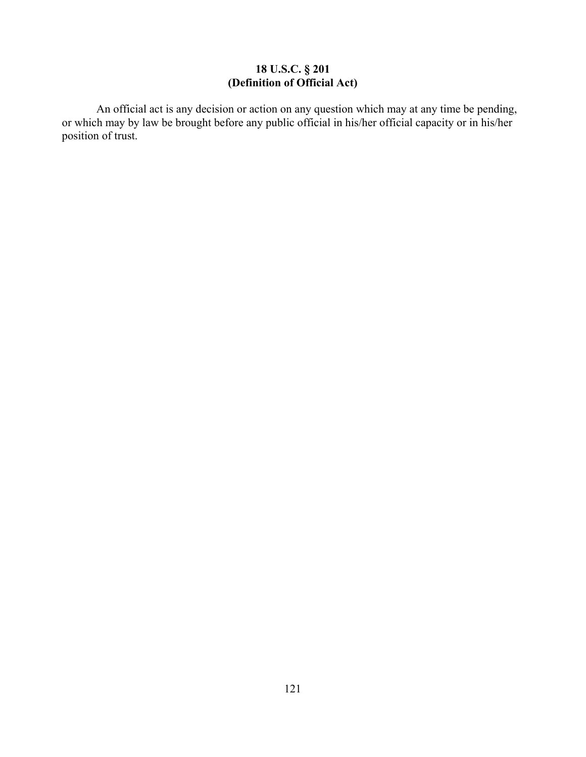**18 U.S.C. § 201**
**(Definition of Official Act)**

An official act is any decision or action on any question which may at any time be pending, or which may by law be brought before any public official in his/her official capacity or in his/her position of trust.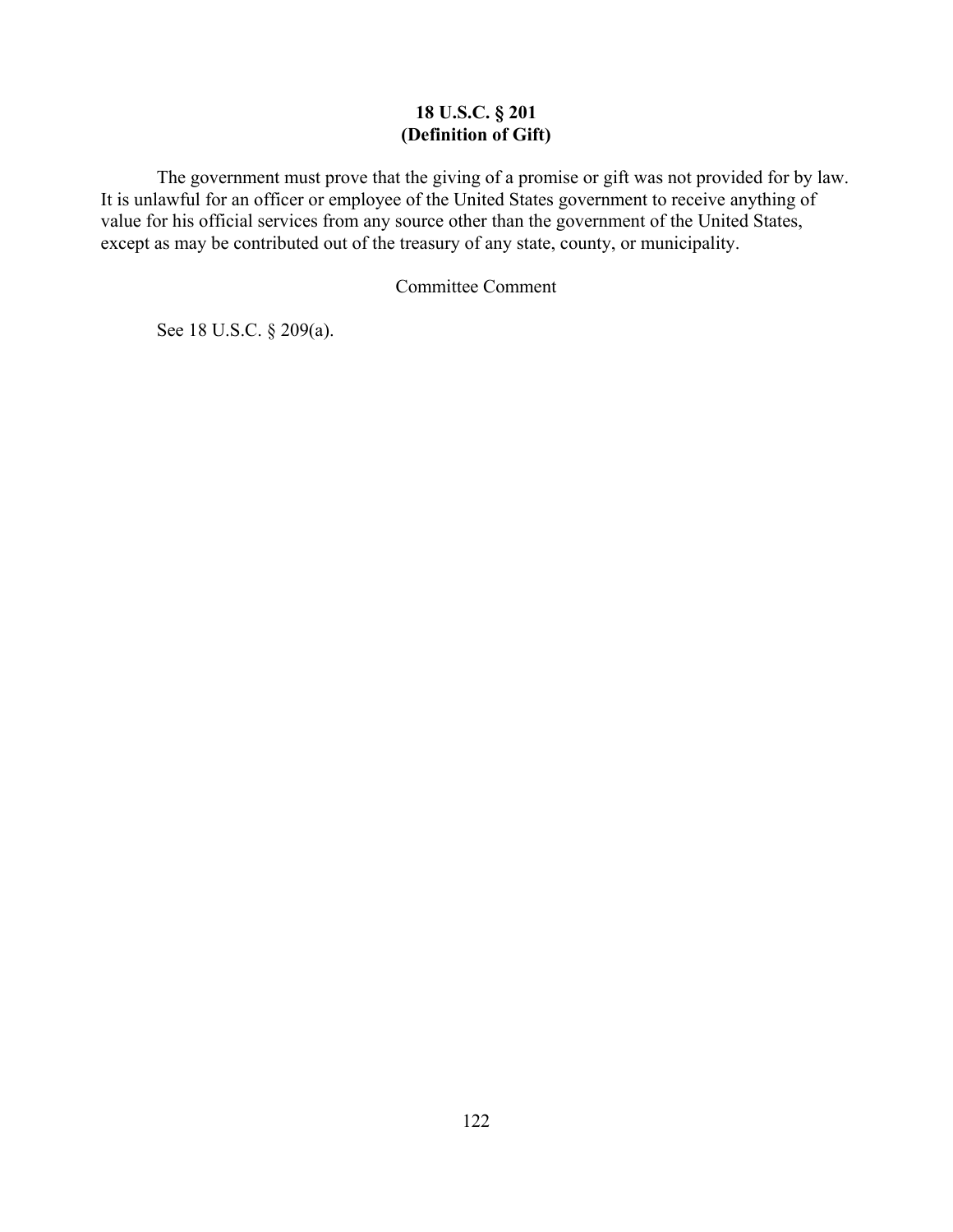**18 U.S.C. § 201**
**(Definition of Gift)**

The government must prove that the giving of a promise or gift was not provided for by law. It is unlawful for an officer or employee of the United States government to receive anything of value for his official services from any source other than the government of the United States, except as may be contributed out of the treasury of any state, county, or municipality.

Committee Comment

See 18 U.S.C. § 209(a).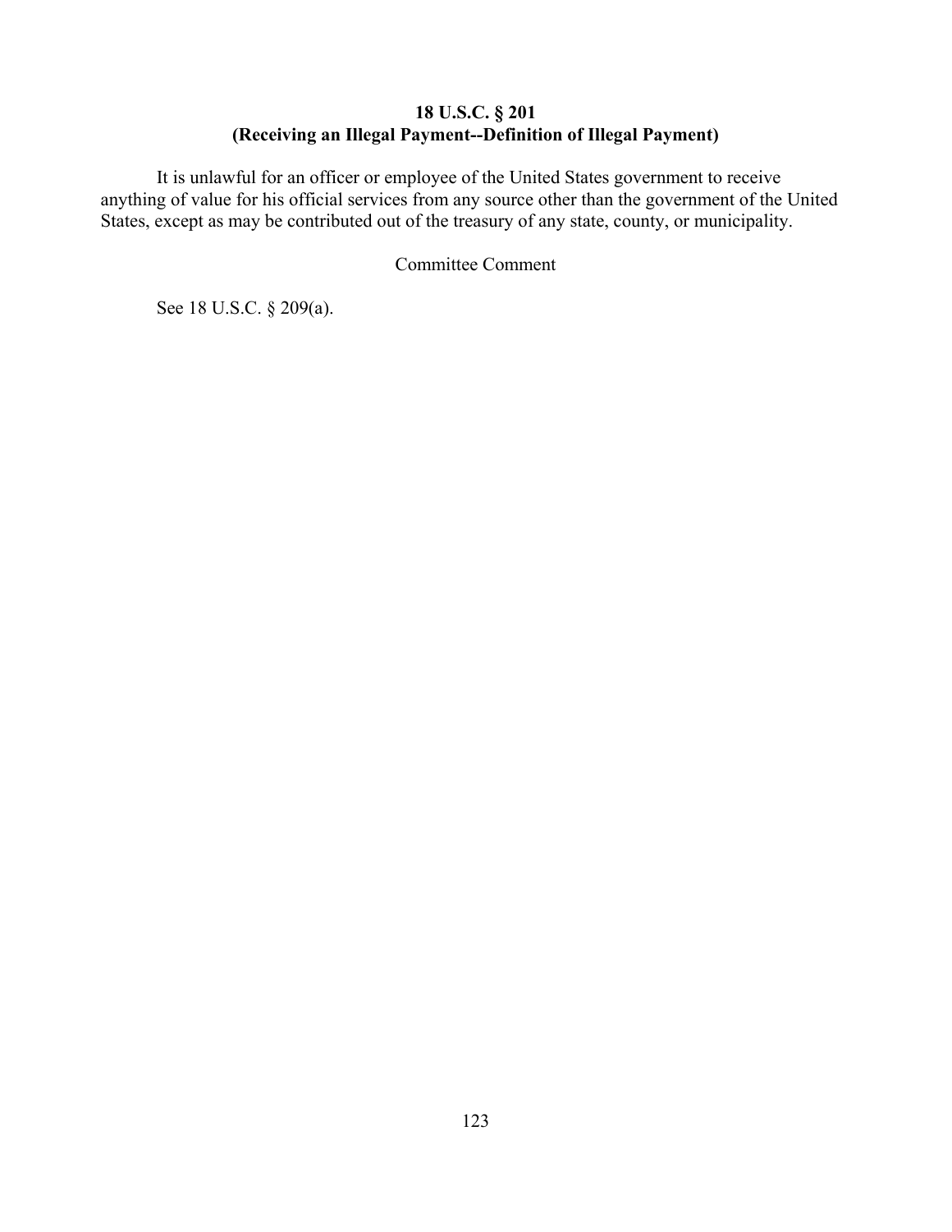## 18 U.S.C. § 201
## (Receiving an Illegal Payment--Definition of Illegal Payment)

It is unlawful for an officer or employee of the United States government to receive anything of value for his official services from any source other than the government of the United States, except as may be contributed out of the treasury of any state, county, or municipality.

Committee Comment

See 18 U.S.C. § 209(a).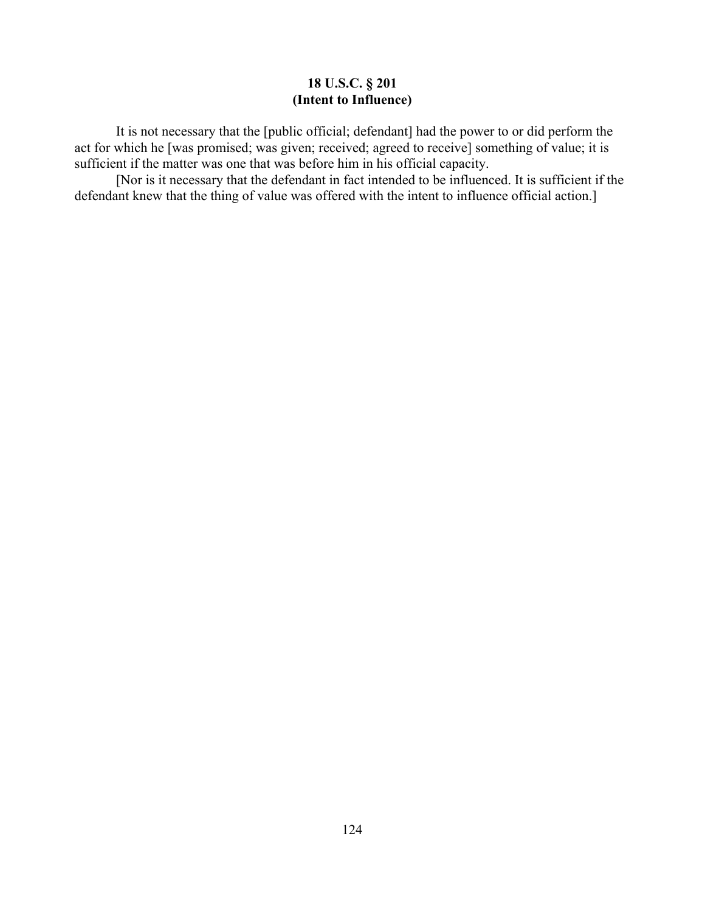**18 U.S.C. § 201**
**(Intent to Influence)**

It is not necessary that the [public official; defendant] had the power to or did perform the act for which he [was promised; was given; received; agreed to receive] something of value; it is sufficient if the matter was one that was before him in his official capacity.

[Nor is it necessary that the defendant in fact intended to be influenced. It is sufficient if the defendant knew that the thing of value was offered with the intent to influence official action.]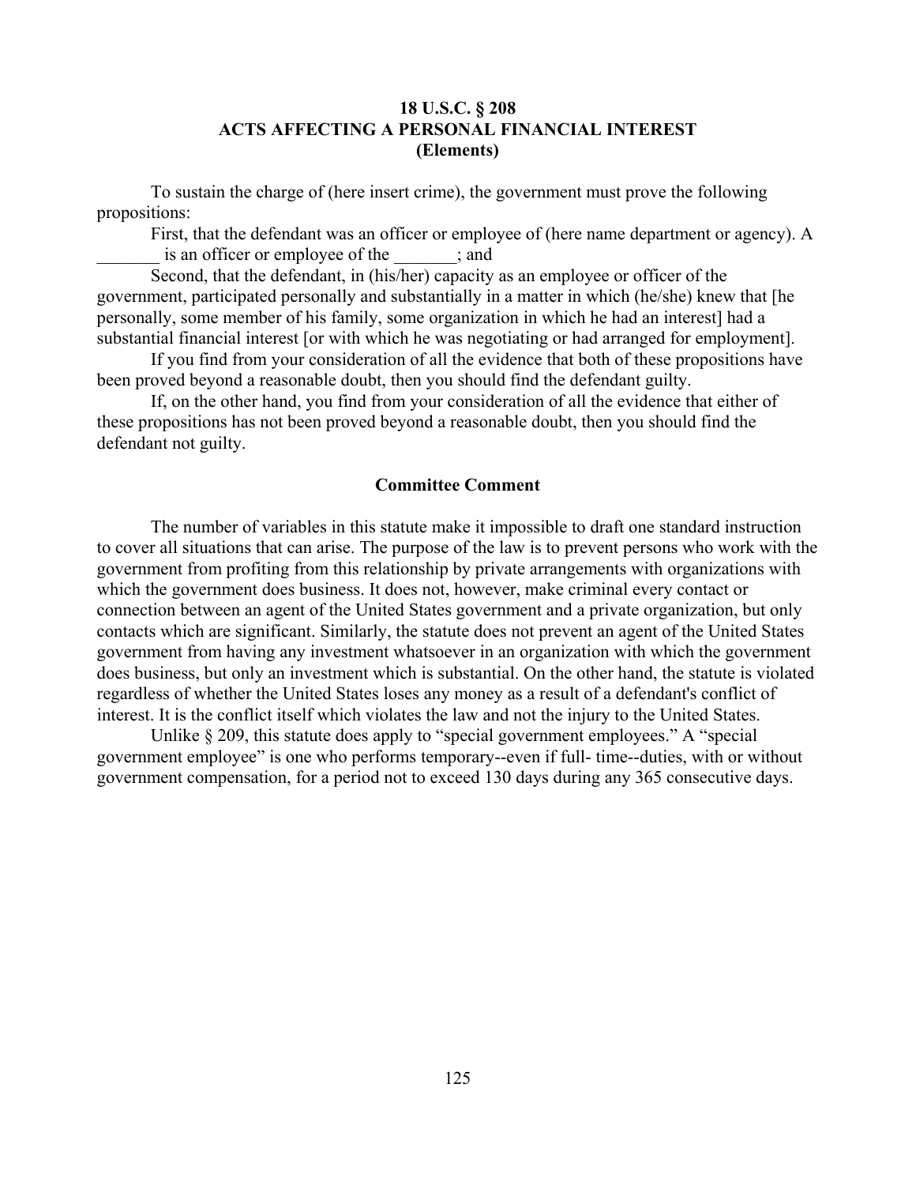**18 U.S.C. § 208**
**ACTS AFFECTING A PERSONAL FINANCIAL INTEREST**
**(Elements)**

To sustain the charge of (here insert crime), the government must prove the following propositions:

First, that the defendant was an officer or employee of (here name department or agency). A _______ is an officer or employee of the _______; and

Second, that the defendant, in (his/her) capacity as an employee or officer of the government, participated personally and substantially in a matter in which (he/she) knew that [he personally, some member of his family, some organization in which he had an interest] had a substantial financial interest [or with which he was negotiating or had arranged for employment].

If you find from your consideration of all the evidence that both of these propositions have been proved beyond a reasonable doubt, then you should find the defendant guilty.

If, on the other hand, you find from your consideration of all the evidence that either of these propositions has not been proved beyond a reasonable doubt, then you should find the defendant not guilty.

**Committee Comment**

The number of variables in this statute make it impossible to draft one standard instruction to cover all situations that can arise. The purpose of the law is to prevent persons who work with the government from profiting from this relationship by private arrangements with organizations with which the government does business. It does not, however, make criminal every contact or connection between an agent of the United States government and a private organization, but only contacts which are significant. Similarly, the statute does not prevent an agent of the United States government from having any investment whatsoever in an organization with which the government does business, but only an investment which is substantial. On the other hand, the statute is violated regardless of whether the United States loses any money as a result of a defendant's conflict of interest. It is the conflict itself which violates the law and not the injury to the United States.

Unlike § 209, this statute does apply to "special government employees." A "special government employee" is one who performs temporary--even if full- time--duties, with or without government compensation, for a period not to exceed 130 days during any 365 consecutive days.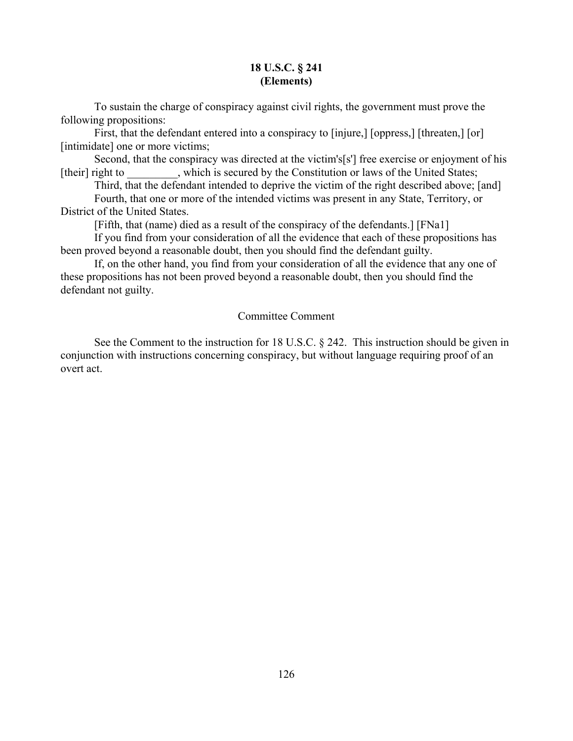**18 U.S.C. § 241**
**(Elements)**

To sustain the charge of conspiracy against civil rights, the government must prove the following propositions:

First, that the defendant entered into a conspiracy to [injure,] [oppress,] [threaten,] [or] [intimidate] one or more victims;

Second, that the conspiracy was directed at the victim's[s'] free exercise or enjoyment of his [their] right to _________, which is secured by the Constitution or laws of the United States;

Third, that the defendant intended to deprive the victim of the right described above; [and]

Fourth, that one or more of the intended victims was present in any State, Territory, or District of the United States.

[Fifth, that (name) died as a result of the conspiracy of the defendants.] [FNa1]

If you find from your consideration of all the evidence that each of these propositions has been proved beyond a reasonable doubt, then you should find the defendant guilty.

If, on the other hand, you find from your consideration of all the evidence that any one of these propositions has not been proved beyond a reasonable doubt, then you should find the defendant not guilty.

Committee Comment

See the Comment to the instruction for 18 U.S.C. § 242. This instruction should be given in conjunction with instructions concerning conspiracy, but without language requiring proof of an overt act.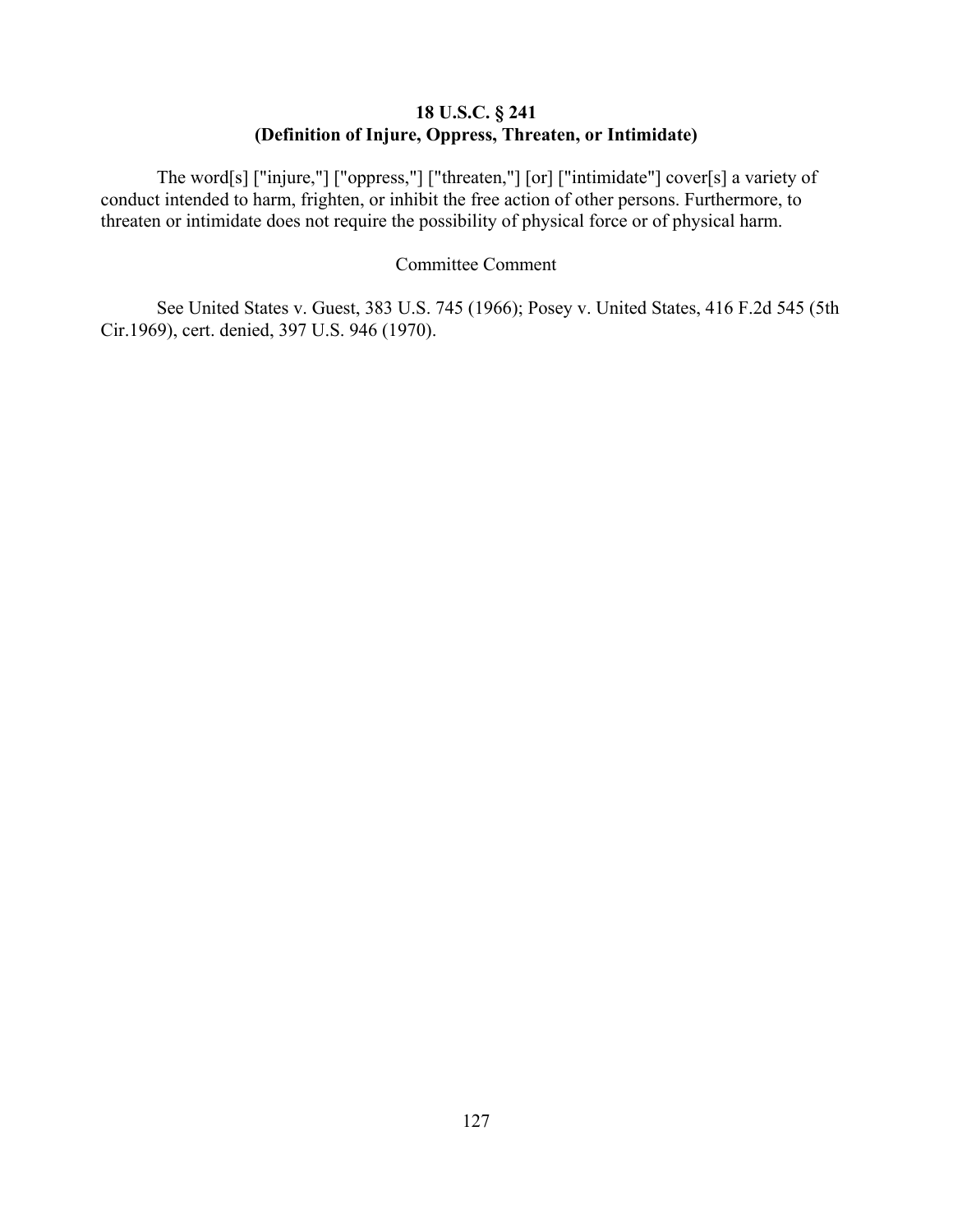## 18 U.S.C. § 241
## (Definition of Injure, Oppress, Threaten, or Intimidate)

The word[s] ["injure,"] ["oppress,"] ["threaten,"] [or] ["intimidate"] cover[s] a variety of conduct intended to harm, frighten, or inhibit the free action of other persons. Furthermore, to threaten or intimidate does not require the possibility of physical force or of physical harm.

Committee Comment

See United States v. Guest, 383 U.S. 745 (1966); Posey v. United States, 416 F.2d 545 (5th Cir.1969), cert. denied, 397 U.S. 946 (1970).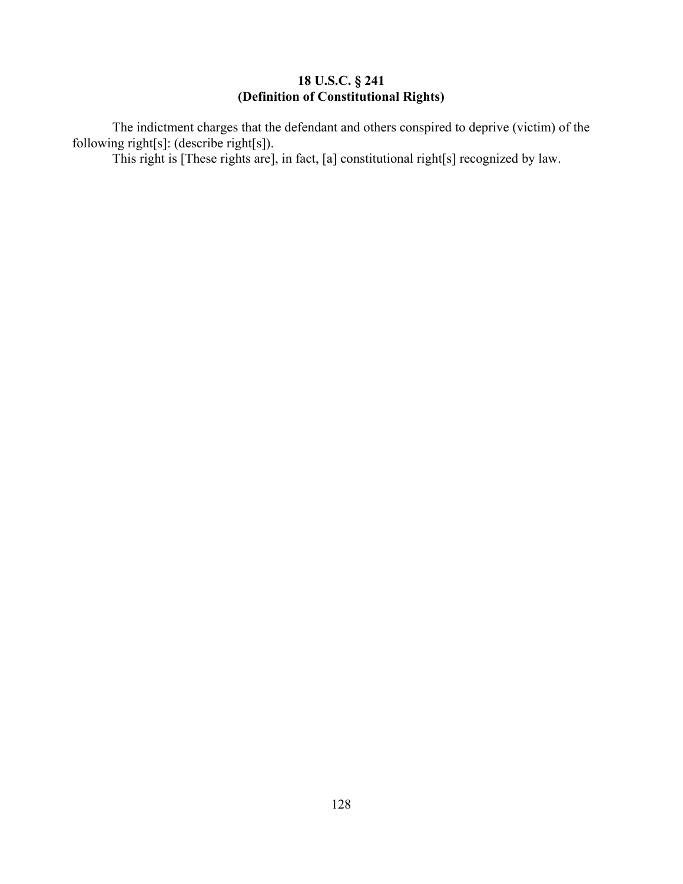**18 U.S.C. § 241**
**(Definition of Constitutional Rights)**

The indictment charges that the defendant and others conspired to deprive (victim) of the following right[s]: (describe right[s]).

This right is [These rights are], in fact, [a] constitutional right[s] recognized by law.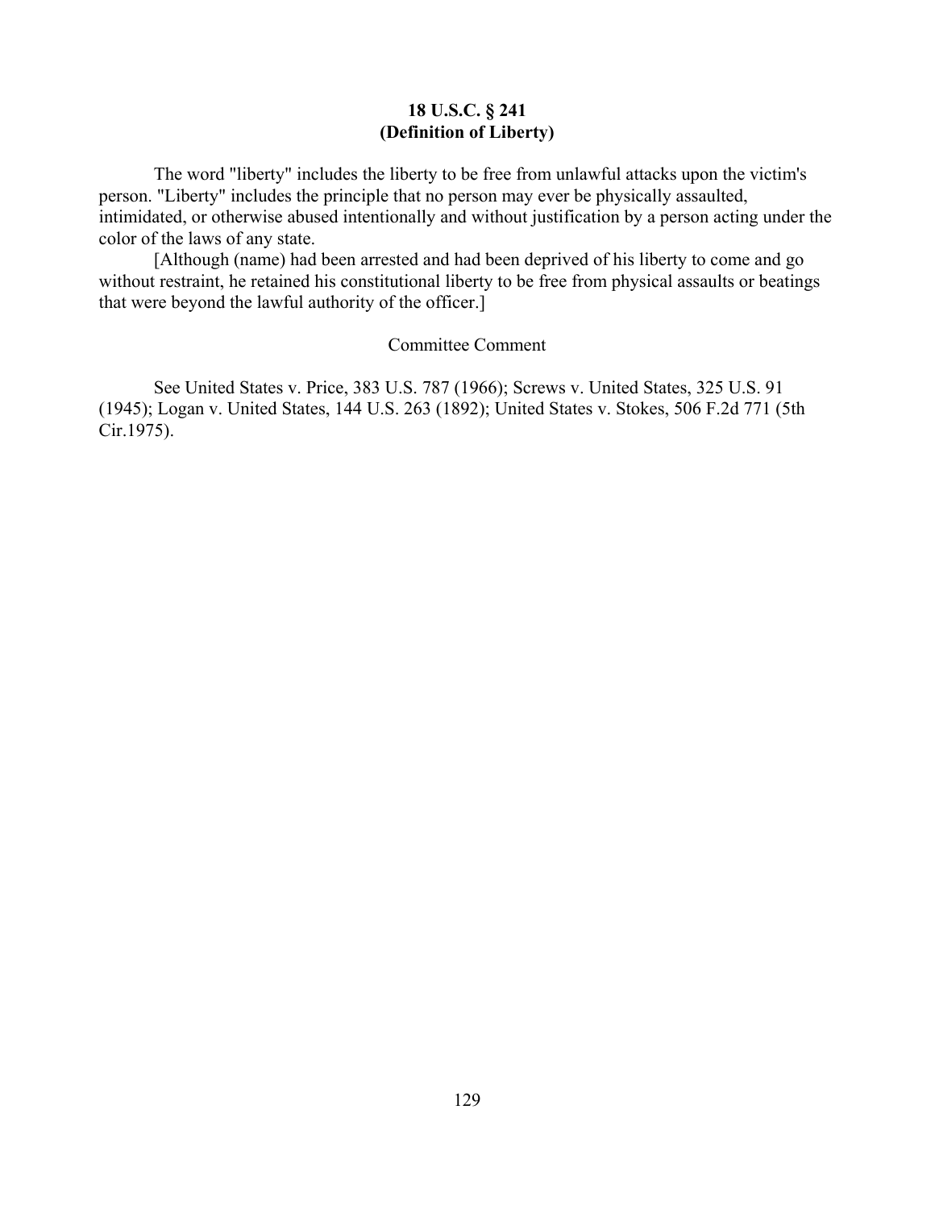## 18 U.S.C. § 241
## (Definition of Liberty)

The word "liberty" includes the liberty to be free from unlawful attacks upon the victim's person. "Liberty" includes the principle that no person may ever be physically assaulted, intimidated, or otherwise abused intentionally and without justification by a person acting under the color of the laws of any state.

[Although (name) had been arrested and had been deprived of his liberty to come and go without restraint, he retained his constitutional liberty to be free from physical assaults or beatings that were beyond the lawful authority of the officer.]

Committee Comment

See United States v. Price, 383 U.S. 787 (1966); Screws v. United States, 325 U.S. 91 (1945); Logan v. United States, 144 U.S. 263 (1892); United States v. Stokes, 506 F.2d 771 (5th Cir.1975).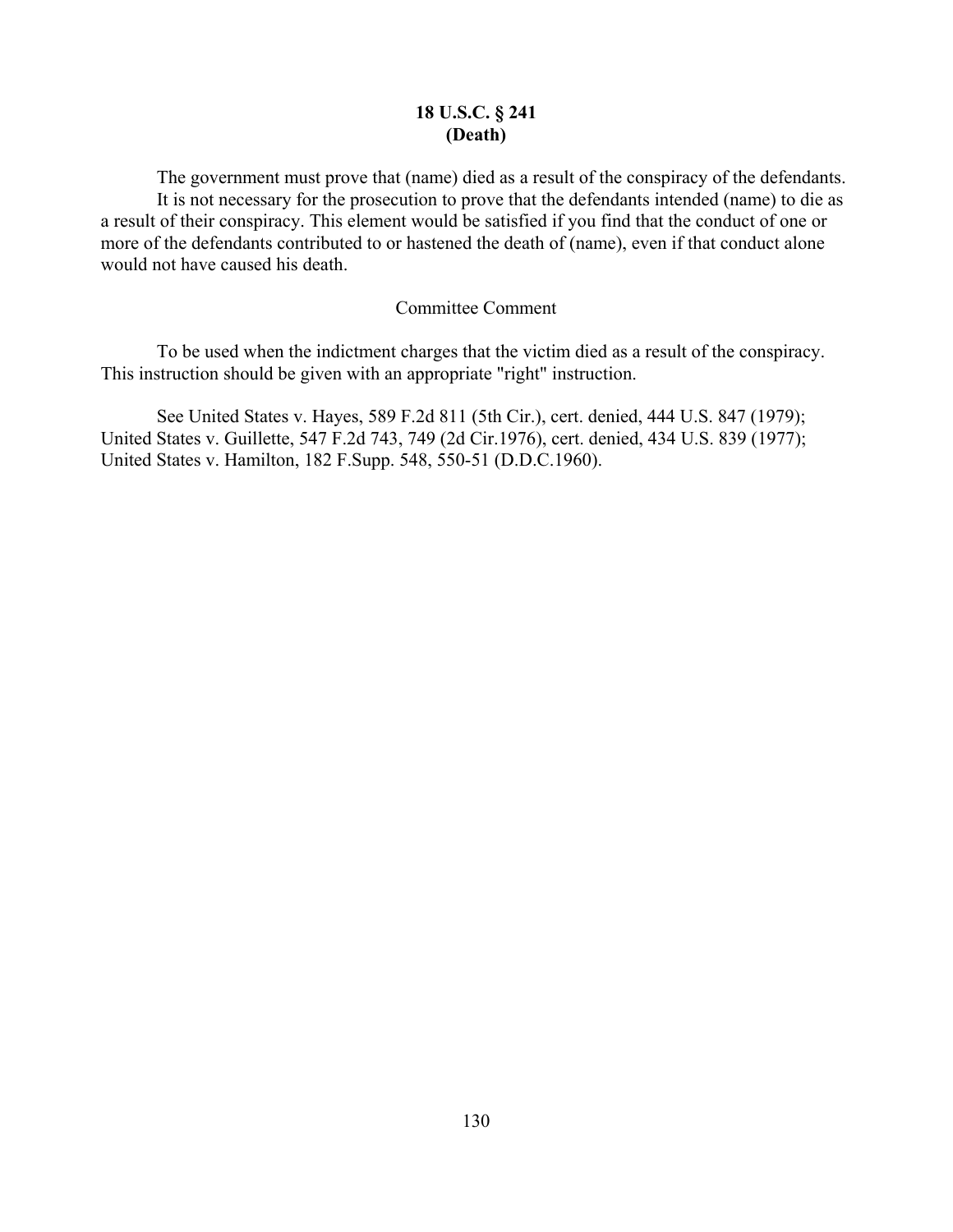# 18 U.S.C. § 241
# (Death)

The government must prove that (name) died as a result of the conspiracy of the defendants.

It is not necessary for the prosecution to prove that the defendants intended (name) to die as a result of their conspiracy. This element would be satisfied if you find that the conduct of one or more of the defendants contributed to or hastened the death of (name), even if that conduct alone would not have caused his death.

## Committee Comment

To be used when the indictment charges that the victim died as a result of the conspiracy. This instruction should be given with an appropriate "right" instruction.

See United States v. Hayes, 589 F.2d 811 (5th Cir.), cert. denied, 444 U.S. 847 (1979); United States v. Guillette, 547 F.2d 743, 749 (2d Cir.1976), cert. denied, 434 U.S. 839 (1977); United States v. Hamilton, 182 F.Supp. 548, 550-51 (D.D.C.1960).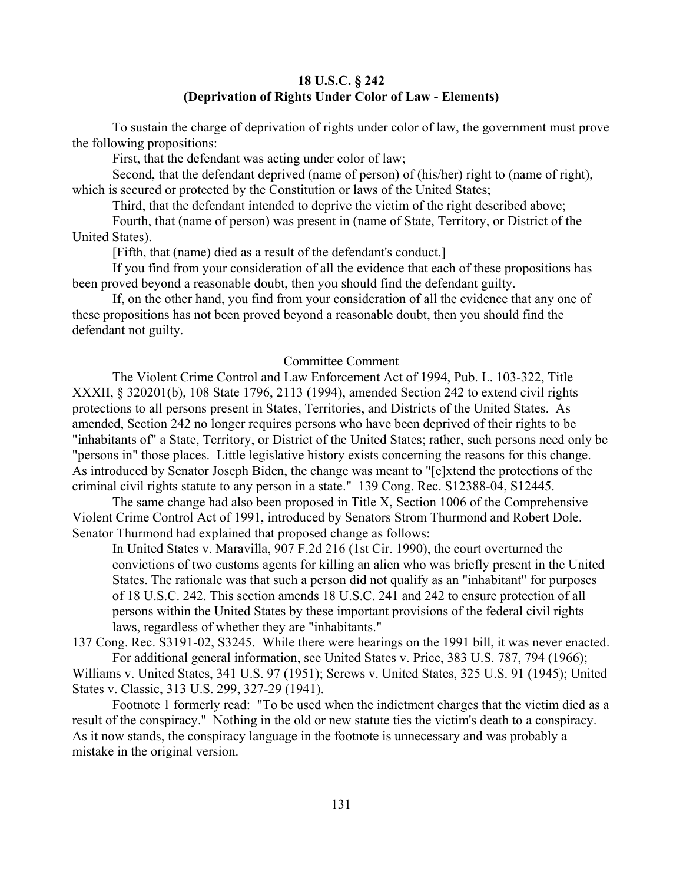## 18 U.S.C. § 242
## (Deprivation of Rights Under Color of Law - Elements)

To sustain the charge of deprivation of rights under color of law, the government must prove the following propositions:

First, that the defendant was acting under color of law;

Second, that the defendant deprived (name of person) of (his/her) right to (name of right), which is secured or protected by the Constitution or laws of the United States;

Third, that the defendant intended to deprive the victim of the right described above;

Fourth, that (name of person) was present in (name of State, Territory, or District of the United States).

[Fifth, that (name) died as a result of the defendant's conduct.]

If you find from your consideration of all the evidence that each of these propositions has been proved beyond a reasonable doubt, then you should find the defendant guilty.

If, on the other hand, you find from your consideration of all the evidence that any one of these propositions has not been proved beyond a reasonable doubt, then you should find the defendant not guilty.

Committee Comment

The Violent Crime Control and Law Enforcement Act of 1994, Pub. L. 103-322, Title XXXII, § 320201(b), 108 State 1796, 2113 (1994), amended Section 242 to extend civil rights protections to all persons present in States, Territories, and Districts of the United States. As amended, Section 242 no longer requires persons who have been deprived of their rights to be "inhabitants of" a State, Territory, or District of the United States; rather, such persons need only be "persons in" those places. Little legislative history exists concerning the reasons for this change. As introduced by Senator Joseph Biden, the change was meant to "[e]xtend the protections of the criminal civil rights statute to any person in a state." 139 Cong. Rec. S12388-04, S12445.

The same change had also been proposed in Title X, Section 1006 of the Comprehensive Violent Crime Control Act of 1991, introduced by Senators Strom Thurmond and Robert Dole. Senator Thurmond had explained that proposed change as follows:

> In United States v. Maravilla, 907 F.2d 216 (1st Cir. 1990), the court overturned the convictions of two customs agents for killing an alien who was briefly present in the United States. The rationale was that such a person did not qualify as an "inhabitant" for purposes of 18 U.S.C. 242. This section amends 18 U.S.C. 241 and 242 to ensure protection of all persons within the United States by these important provisions of the federal civil rights laws, regardless of whether they are "inhabitants."

137 Cong. Rec. S3191-02, S3245. While there were hearings on the 1991 bill, it was never enacted.

For additional general information, see United States v. Price, 383 U.S. 787, 794 (1966); Williams v. United States, 341 U.S. 97 (1951); Screws v. United States, 325 U.S. 91 (1945); United States v. Classic, 313 U.S. 299, 327-29 (1941).

Footnote 1 formerly read: "To be used when the indictment charges that the victim died as a result of the conspiracy." Nothing in the old or new statute ties the victim's death to a conspiracy. As it now stands, the conspiracy language in the footnote is unnecessary and was probably a mistake in the original version.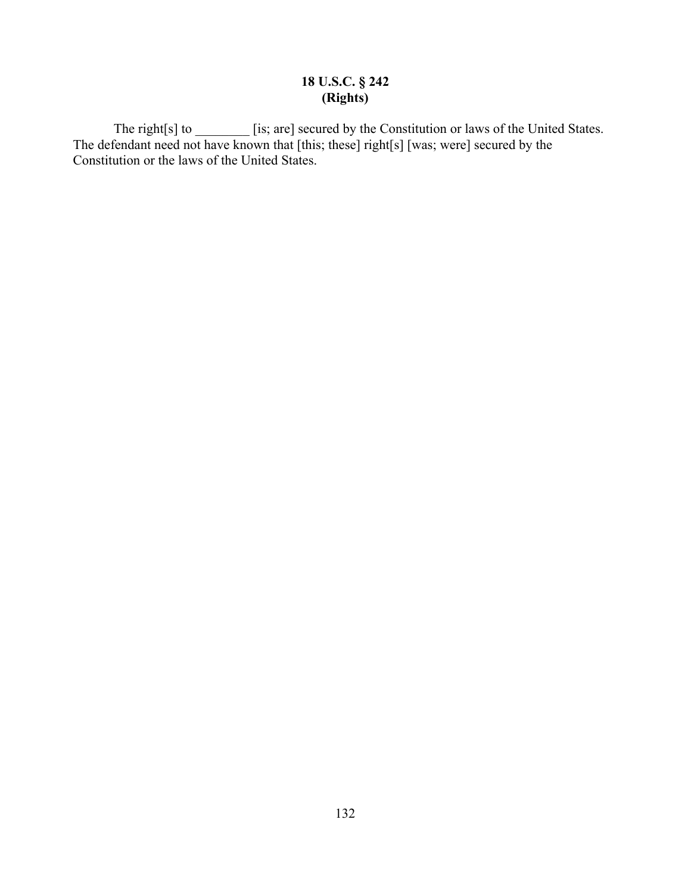## 18 U.S.C. § 242
## (Rights)

The right[s] to ________ [is; are] secured by the Constitution or laws of the United States. The defendant need not have known that [this; these] right[s] [was; were] secured by the Constitution or the laws of the United States.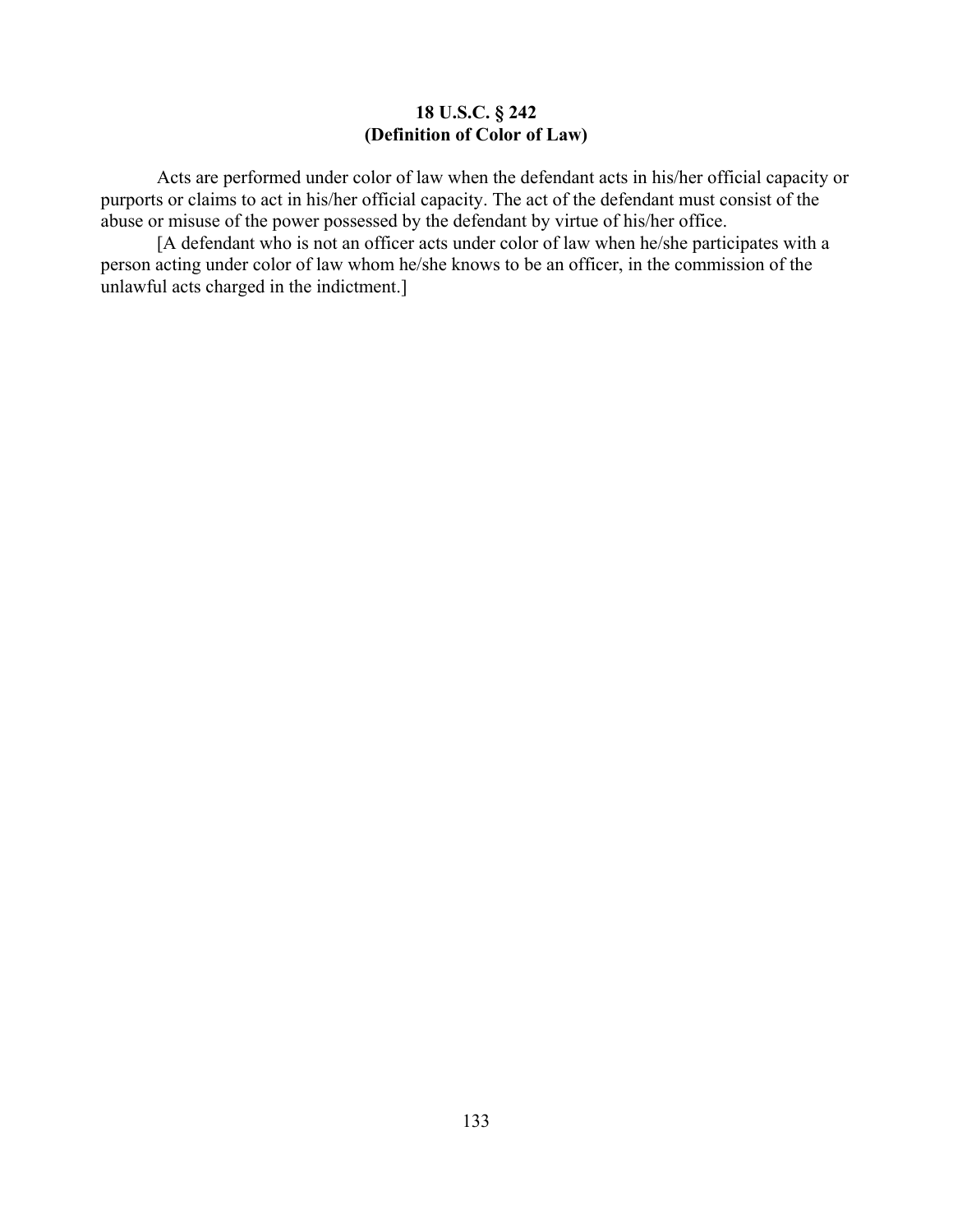**18 U.S.C. § 242**
**(Definition of Color of Law)**

Acts are performed under color of law when the defendant acts in his/her official capacity or purports or claims to act in his/her official capacity. The act of the defendant must consist of the abuse or misuse of the power possessed by the defendant by virtue of his/her office.

[A defendant who is not an officer acts under color of law when he/she participates with a person acting under color of law whom he/she knows to be an officer, in the commission of the unlawful acts charged in the indictment.]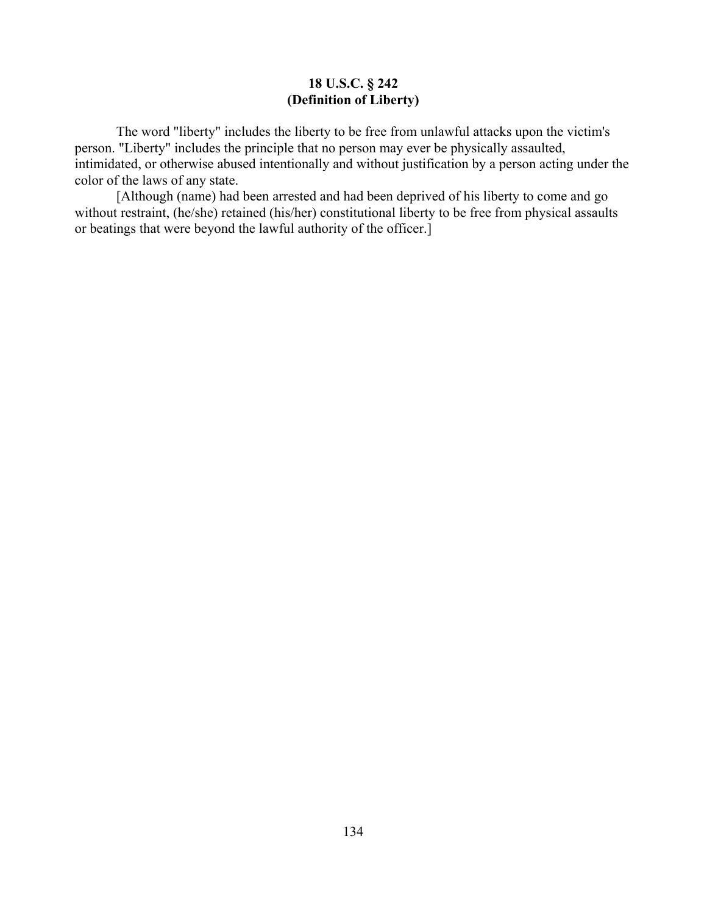## 18 U.S.C. § 242
## (Definition of Liberty)

The word "liberty" includes the liberty to be free from unlawful attacks upon the victim's person. "Liberty" includes the principle that no person may ever be physically assaulted, intimidated, or otherwise abused intentionally and without justification by a person acting under the color of the laws of any state.

[Although (name) had been arrested and had been deprived of his liberty to come and go without restraint, (he/she) retained (his/her) constitutional liberty to be free from physical assaults or beatings that were beyond the lawful authority of the officer.]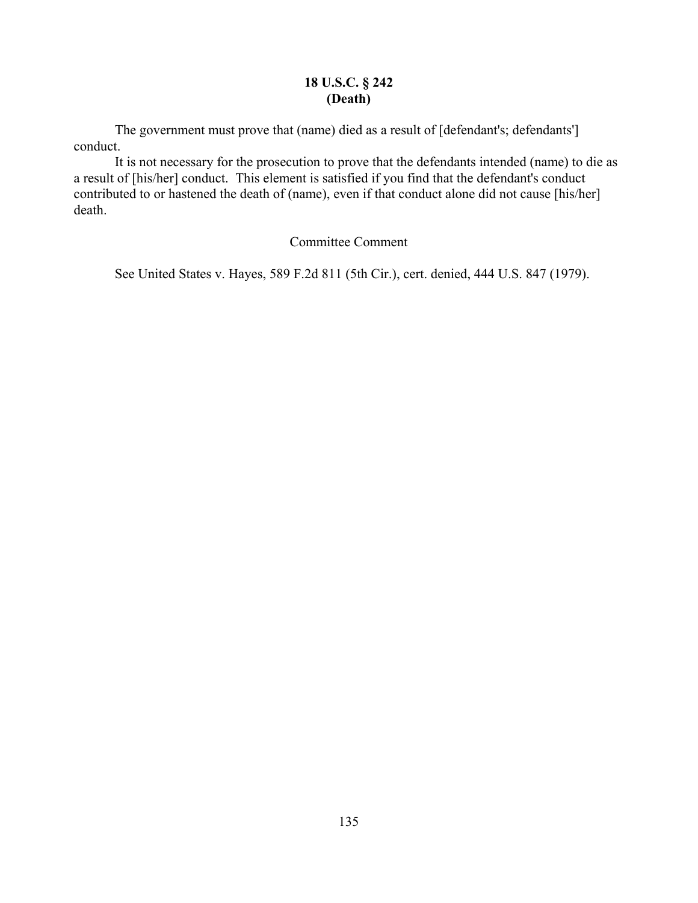**18 U.S.C. § 242**
**(Death)**

The government must prove that (name) died as a result of [defendant's; defendants'] conduct.

It is not necessary for the prosecution to prove that the defendants intended (name) to die as a result of [his/her] conduct. This element is satisfied if you find that the defendant's conduct contributed to or hastened the death of (name), even if that conduct alone did not cause [his/her] death.

Committee Comment

See United States v. Hayes, 589 F.2d 811 (5th Cir.), cert. denied, 444 U.S. 847 (1979).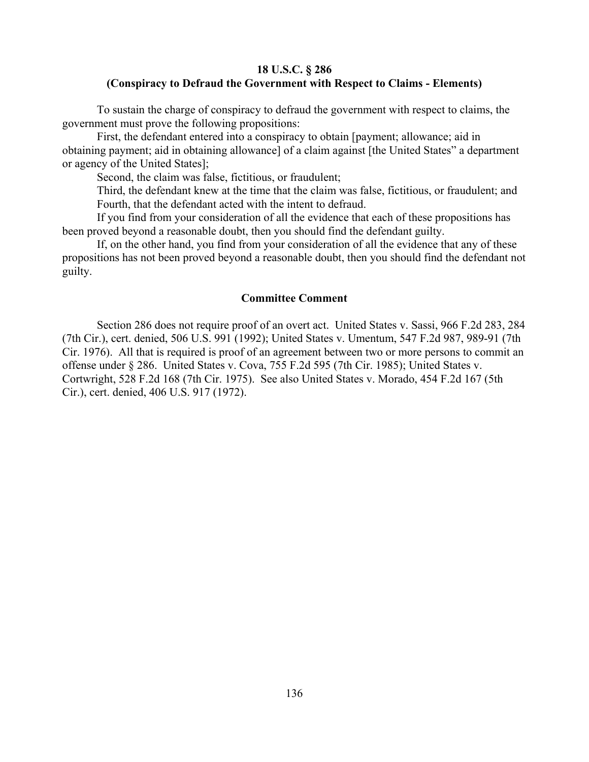**18 U.S.C. § 286**
**(Conspiracy to Defraud the Government with Respect to Claims - Elements)**

To sustain the charge of conspiracy to defraud the government with respect to claims, the government must prove the following propositions:

First, the defendant entered into a conspiracy to obtain [payment; allowance; aid in obtaining payment; aid in obtaining allowance] of a claim against [the United States" a department or agency of the United States];

Second, the claim was false, fictitious, or fraudulent;

Third, the defendant knew at the time that the claim was false, fictitious, or fraudulent; and

Fourth, that the defendant acted with the intent to defraud.

If you find from your consideration of all the evidence that each of these propositions has been proved beyond a reasonable doubt, then you should find the defendant guilty.

If, on the other hand, you find from your consideration of all the evidence that any of these propositions has not been proved beyond a reasonable doubt, then you should find the defendant not guilty.

**Committee Comment**

Section 286 does not require proof of an overt act. United States v. Sassi, 966 F.2d 283, 284 (7th Cir.), cert. denied, 506 U.S. 991 (1992); United States v. Umentum, 547 F.2d 987, 989-91 (7th Cir. 1976). All that is required is proof of an agreement between two or more persons to commit an offense under § 286. United States v. Cova, 755 F.2d 595 (7th Cir. 1985); United States v. Cortwright, 528 F.2d 168 (7th Cir. 1975). See also United States v. Morado, 454 F.2d 167 (5th Cir.), cert. denied, 406 U.S. 917 (1972).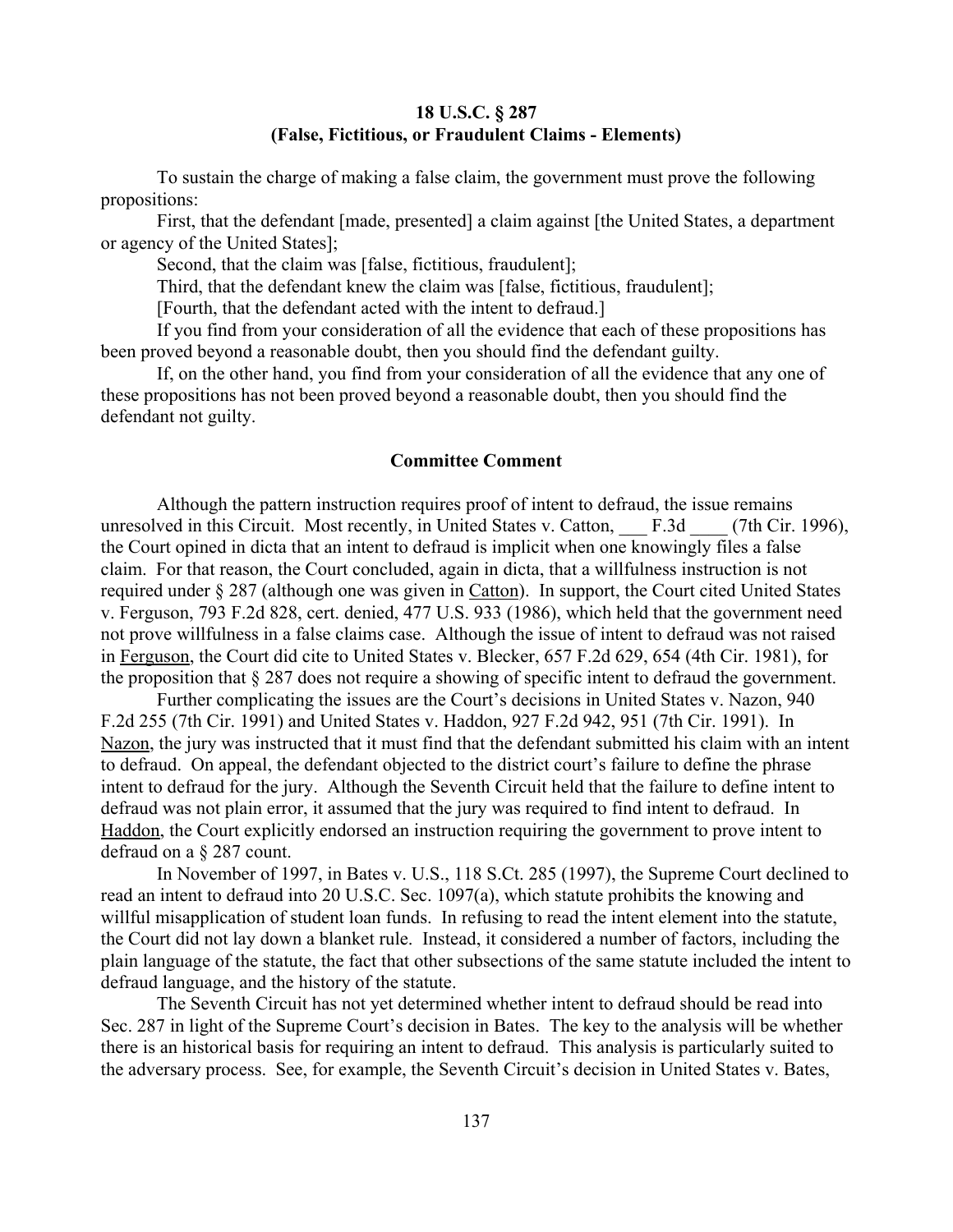## 18 U.S.C. § 287
## (False, Fictitious, or Fraudulent Claims - Elements)

To sustain the charge of making a false claim, the government must prove the following propositions:

First, that the defendant [made, presented] a claim against [the United States, a department or agency of the United States];

Second, that the claim was [false, fictitious, fraudulent];

Third, that the defendant knew the claim was [false, fictitious, fraudulent];

[Fourth, that the defendant acted with the intent to defraud.]

If you find from your consideration of all the evidence that each of these propositions has been proved beyond a reasonable doubt, then you should find the defendant guilty.

If, on the other hand, you find from your consideration of all the evidence that any one of these propositions has not been proved beyond a reasonable doubt, then you should find the defendant not guilty.

### Committee Comment

Although the pattern instruction requires proof of intent to defraud, the issue remains unresolved in this Circuit. Most recently, in United States v. Catton, ___ F.3d ____ (7th Cir. 1996), the Court opined in dicta that an intent to defraud is implicit when one knowingly files a false claim. For that reason, the Court concluded, again in dicta, that a willfulness instruction is not required under § 287 (although one was given in Catton). In support, the Court cited United States v. Ferguson, 793 F.2d 828, cert. denied, 477 U.S. 933 (1986), which held that the government need not prove willfulness in a false claims case. Although the issue of intent to defraud was not raised in Ferguson, the Court did cite to United States v. Blecker, 657 F.2d 629, 654 (4th Cir. 1981), for the proposition that § 287 does not require a showing of specific intent to defraud the government.

Further complicating the issues are the Court's decisions in United States v. Nazon, 940 F.2d 255 (7th Cir. 1991) and United States v. Haddon, 927 F.2d 942, 951 (7th Cir. 1991). In Nazon, the jury was instructed that it must find that the defendant submitted his claim with an intent to defraud. On appeal, the defendant objected to the district court's failure to define the phrase intent to defraud for the jury. Although the Seventh Circuit held that the failure to define intent to defraud was not plain error, it assumed that the jury was required to find intent to defraud. In Haddon, the Court explicitly endorsed an instruction requiring the government to prove intent to defraud on a § 287 count.

In November of 1997, in Bates v. U.S., 118 S.Ct. 285 (1997), the Supreme Court declined to read an intent to defraud into 20 U.S.C. Sec. 1097(a), which statute prohibits the knowing and willful misapplication of student loan funds. In refusing to read the intent element into the statute, the Court did not lay down a blanket rule. Instead, it considered a number of factors, including the plain language of the statute, the fact that other subsections of the same statute included the intent to defraud language, and the history of the statute.

The Seventh Circuit has not yet determined whether intent to defraud should be read into Sec. 287 in light of the Supreme Court's decision in Bates. The key to the analysis will be whether there is an historical basis for requiring an intent to defraud. This analysis is particularly suited to the adversary process. See, for example, the Seventh Circuit's decision in United States v. Bates,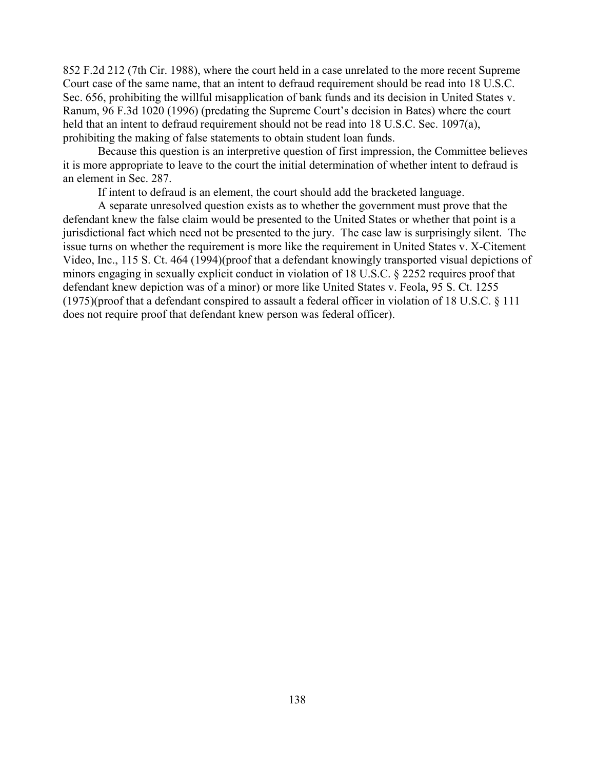852 F.2d 212 (7th Cir. 1988), where the court held in a case unrelated to the more recent Supreme Court case of the same name, that an intent to defraud requirement should be read into 18 U.S.C. Sec. 656, prohibiting the willful misapplication of bank funds and its decision in United States v. Ranum, 96 F.3d 1020 (1996) (predating the Supreme Court's decision in Bates) where the court held that an intent to defraud requirement should not be read into 18 U.S.C. Sec. 1097(a), prohibiting the making of false statements to obtain student loan funds.

Because this question is an interpretive question of first impression, the Committee believes it is more appropriate to leave to the court the initial determination of whether intent to defraud is an element in Sec. 287.

If intent to defraud is an element, the court should add the bracketed language.

A separate unresolved question exists as to whether the government must prove that the defendant knew the false claim would be presented to the United States or whether that point is a jurisdictional fact which need not be presented to the jury. The case law is surprisingly silent. The issue turns on whether the requirement is more like the requirement in United States v. X-Citement Video, Inc., 115 S. Ct. 464 (1994)(proof that a defendant knowingly transported visual depictions of minors engaging in sexually explicit conduct in violation of 18 U.S.C. § 2252 requires proof that defendant knew depiction was of a minor) or more like United States v. Feola, 95 S. Ct. 1255 (1975)(proof that a defendant conspired to assault a federal officer in violation of 18 U.S.C. § 111 does not require proof that defendant knew person was federal officer).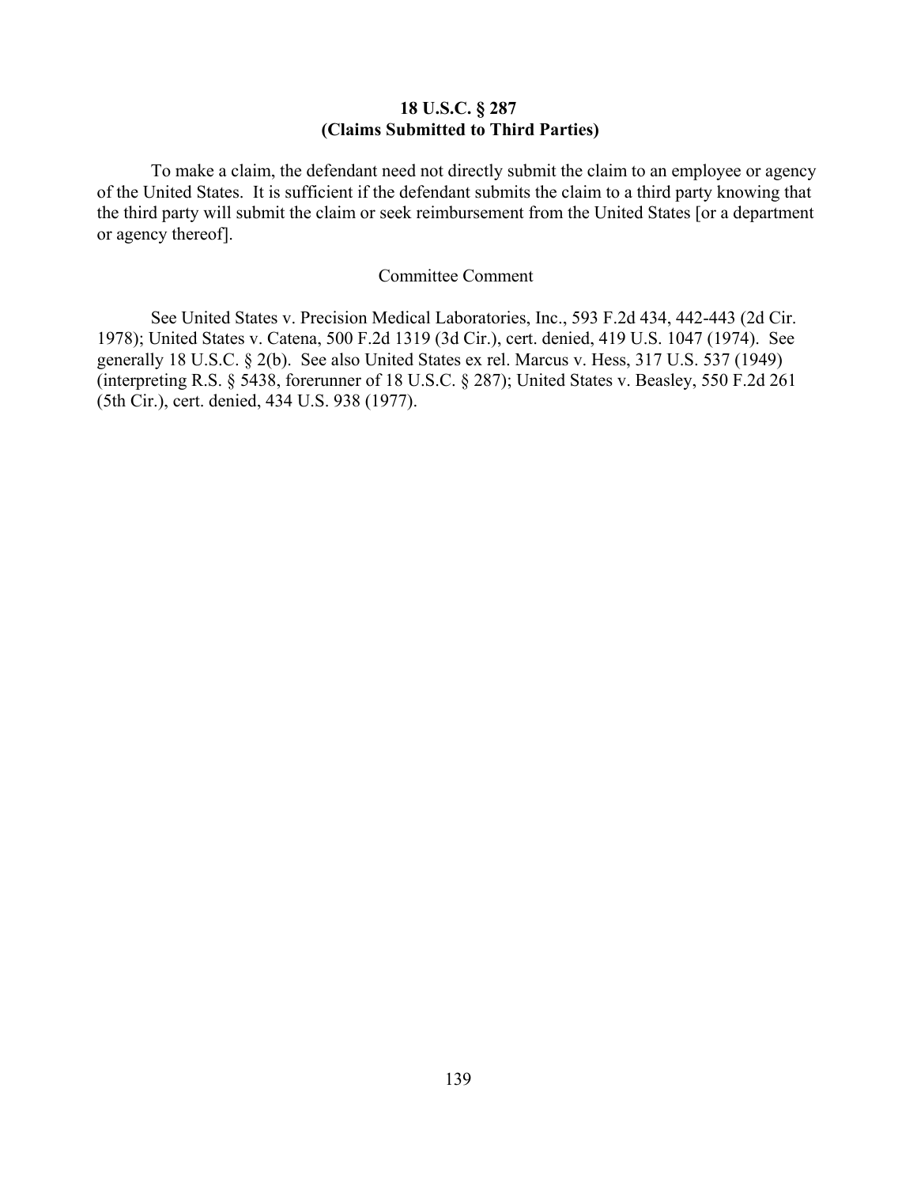## 18 U.S.C. § 287
## (Claims Submitted to Third Parties)

To make a claim, the defendant need not directly submit the claim to an employee or agency of the United States. It is sufficient if the defendant submits the claim to a third party knowing that the third party will submit the claim or seek reimbursement from the United States [or a department or agency thereof].

Committee Comment

See United States v. Precision Medical Laboratories, Inc., 593 F.2d 434, 442-443 (2d Cir. 1978); United States v. Catena, 500 F.2d 1319 (3d Cir.), cert. denied, 419 U.S. 1047 (1974). See generally 18 U.S.C. § 2(b). See also United States ex rel. Marcus v. Hess, 317 U.S. 537 (1949) (interpreting R.S. § 5438, forerunner of 18 U.S.C. § 287); United States v. Beasley, 550 F.2d 261 (5th Cir.), cert. denied, 434 U.S. 938 (1977).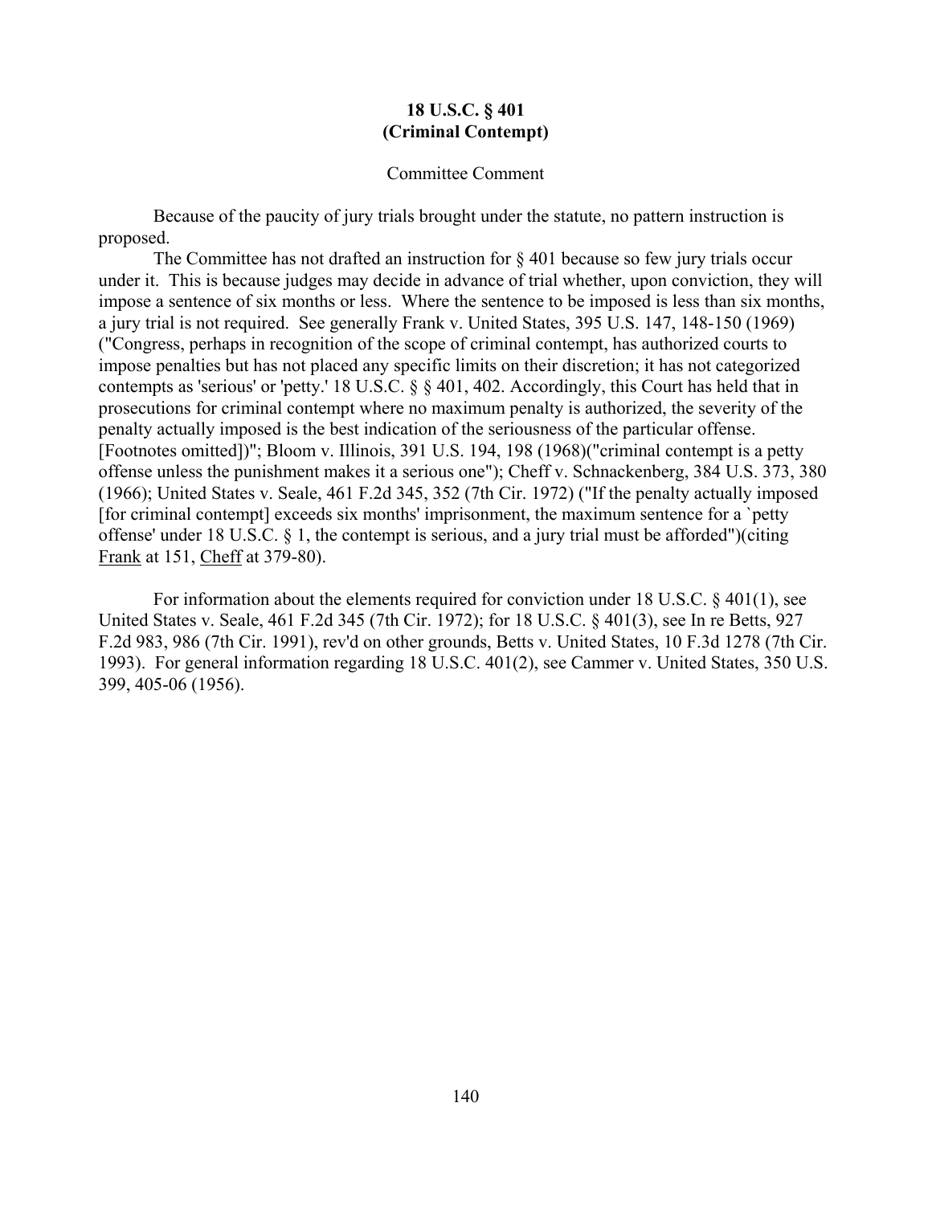# 18 U.S.C. § 401
# (Criminal Contempt)

Committee Comment

Because of the paucity of jury trials brought under the statute, no pattern instruction is proposed.

The Committee has not drafted an instruction for § 401 because so few jury trials occur under it. This is because judges may decide in advance of trial whether, upon conviction, they will impose a sentence of six months or less. Where the sentence to be imposed is less than six months, a jury trial is not required. See generally Frank v. United States, 395 U.S. 147, 148-150 (1969) ("Congress, perhaps in recognition of the scope of criminal contempt, has authorized courts to impose penalties but has not placed any specific limits on their discretion; it has not categorized contempts as 'serious' or 'petty.' 18 U.S.C. § § 401, 402. Accordingly, this Court has held that in prosecutions for criminal contempt where no maximum penalty is authorized, the severity of the penalty actually imposed is the best indication of the seriousness of the particular offense. [Footnotes omitted])"; Bloom v. Illinois, 391 U.S. 194, 198 (1968)("criminal contempt is a petty offense unless the punishment makes it a serious one"); Cheff v. Schnackenberg, 384 U.S. 373, 380 (1966); United States v. Seale, 461 F.2d 345, 352 (7th Cir. 1972) ("If the penalty actually imposed [for criminal contempt] exceeds six months' imprisonment, the maximum sentence for a `petty offense' under 18 U.S.C. § 1, the contempt is serious, and a jury trial must be afforded")(citing <u>Frank</u> at 151, <u>Cheff</u> at 379-80).

For information about the elements required for conviction under 18 U.S.C. § 401(1), see United States v. Seale, 461 F.2d 345 (7th Cir. 1972); for 18 U.S.C. § 401(3), see In re Betts, 927 F.2d 983, 986 (7th Cir. 1991), rev'd on other grounds, Betts v. United States, 10 F.3d 1278 (7th Cir. 1993). For general information regarding 18 U.S.C. 401(2), see Cammer v. United States, 350 U.S. 399, 405-06 (1956).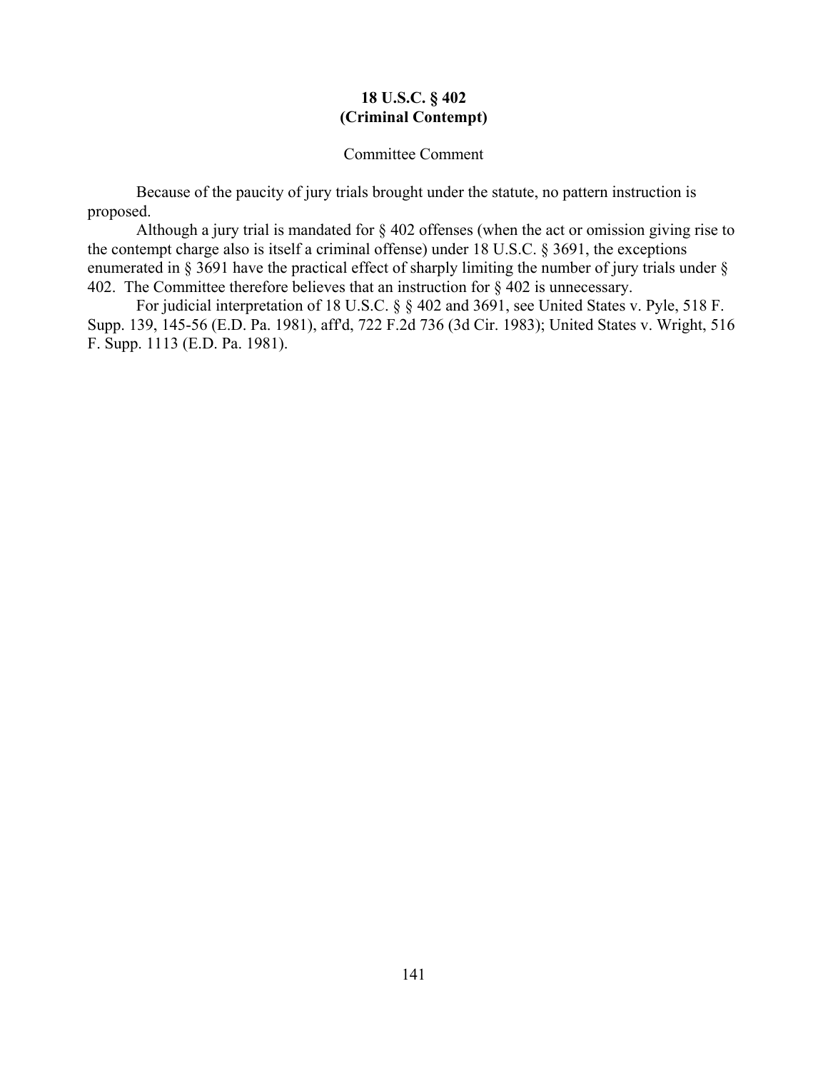# 18 U.S.C. § 402
# (Criminal Contempt)

Committee Comment

Because of the paucity of jury trials brought under the statute, no pattern instruction is proposed.

Although a jury trial is mandated for § 402 offenses (when the act or omission giving rise to the contempt charge also is itself a criminal offense) under 18 U.S.C. § 3691, the exceptions enumerated in § 3691 have the practical effect of sharply limiting the number of jury trials under § 402. The Committee therefore believes that an instruction for § 402 is unnecessary.

For judicial interpretation of 18 U.S.C. § § 402 and 3691, see United States v. Pyle, 518 F. Supp. 139, 145-56 (E.D. Pa. 1981), aff'd, 722 F.2d 736 (3d Cir. 1983); United States v. Wright, 516 F. Supp. 1113 (E.D. Pa. 1981).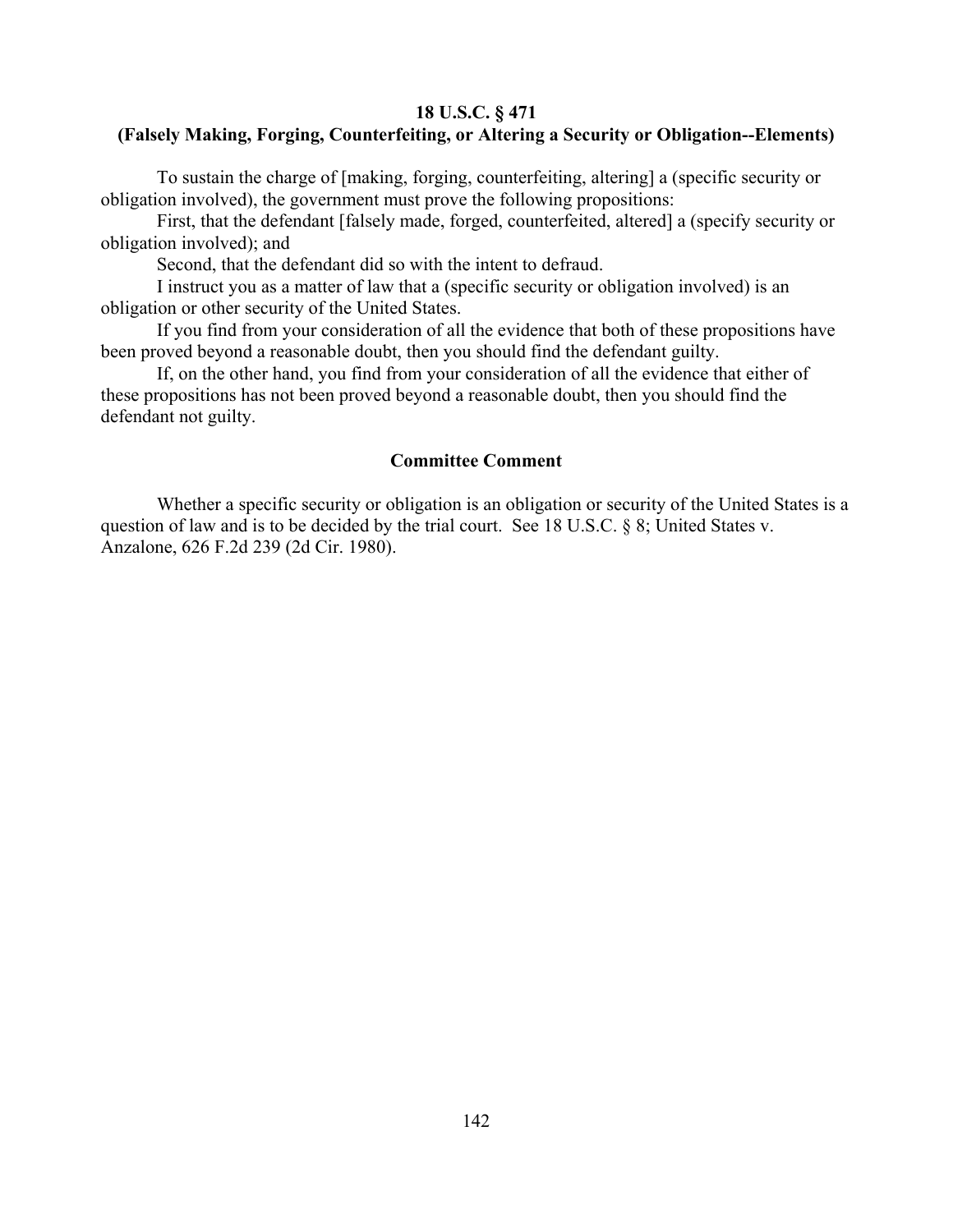**18 U.S.C. § 471**
**(Falsely Making, Forging, Counterfeiting, or Altering a Security or Obligation--Elements)**

To sustain the charge of [making, forging, counterfeiting, altering] a (specific security or obligation involved), the government must prove the following propositions:

First, that the defendant [falsely made, forged, counterfeited, altered] a (specify security or obligation involved); and

Second, that the defendant did so with the intent to defraud.

I instruct you as a matter of law that a (specific security or obligation involved) is an obligation or other security of the United States.

If you find from your consideration of all the evidence that both of these propositions have been proved beyond a reasonable doubt, then you should find the defendant guilty.

If, on the other hand, you find from your consideration of all the evidence that either of these propositions has not been proved beyond a reasonable doubt, then you should find the defendant not guilty.

**Committee Comment**

Whether a specific security or obligation is an obligation or security of the United States is a question of law and is to be decided by the trial court. See 18 U.S.C. § 8; United States v. Anzalone, 626 F.2d 239 (2d Cir. 1980).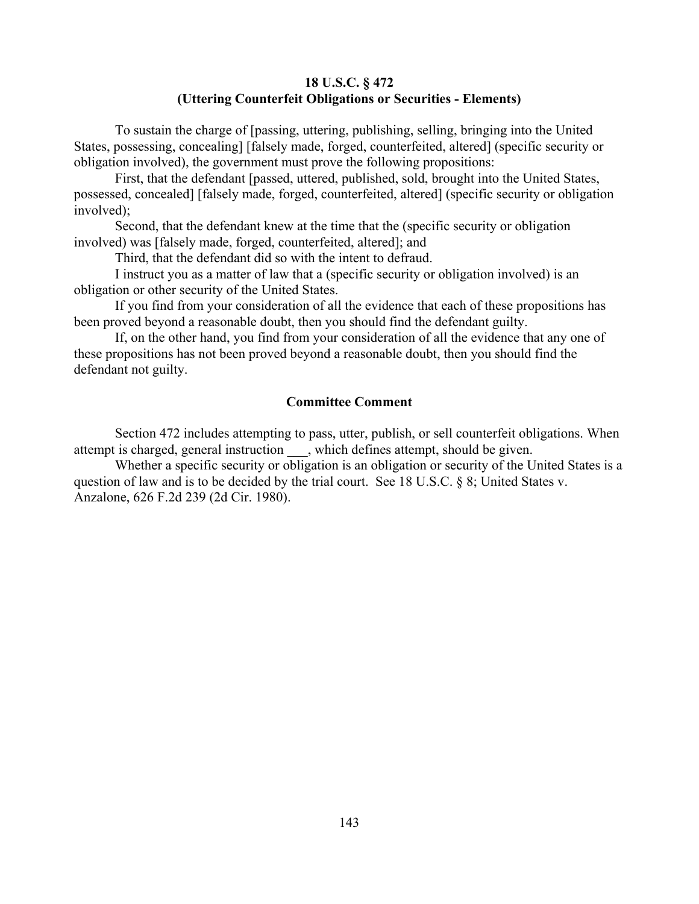**18 U.S.C. § 472**
**(Uttering Counterfeit Obligations or Securities - Elements)**

To sustain the charge of [passing, uttering, publishing, selling, bringing into the United States, possessing, concealing] [falsely made, forged, counterfeited, altered] (specific security or obligation involved), the government must prove the following propositions:

First, that the defendant [passed, uttered, published, sold, brought into the United States, possessed, concealed] [falsely made, forged, counterfeited, altered] (specific security or obligation involved);

Second, that the defendant knew at the time that the (specific security or obligation involved) was [falsely made, forged, counterfeited, altered]; and

Third, that the defendant did so with the intent to defraud.

I instruct you as a matter of law that a (specific security or obligation involved) is an obligation or other security of the United States.

If you find from your consideration of all the evidence that each of these propositions has been proved beyond a reasonable doubt, then you should find the defendant guilty.

If, on the other hand, you find from your consideration of all the evidence that any one of these propositions has not been proved beyond a reasonable doubt, then you should find the defendant not guilty.

**Committee Comment**

Section 472 includes attempting to pass, utter, publish, or sell counterfeit obligations. When attempt is charged, general instruction ___, which defines attempt, should be given.

Whether a specific security or obligation is an obligation or security of the United States is a question of law and is to be decided by the trial court. See 18 U.S.C. § 8; United States v. Anzalone, 626 F.2d 239 (2d Cir. 1980).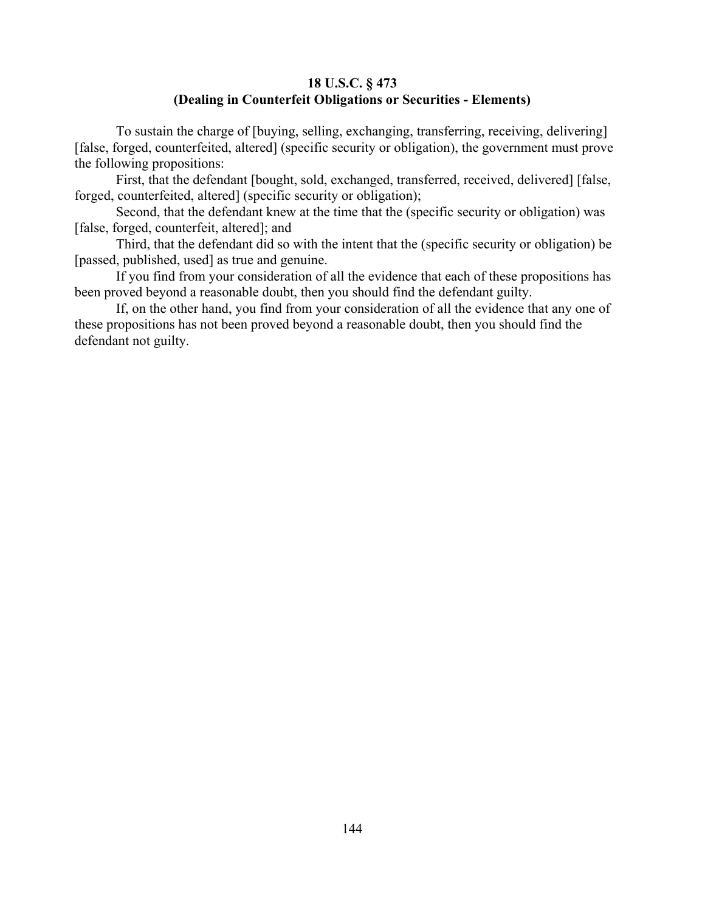**18 U.S.C. § 473**
**(Dealing in Counterfeit Obligations or Securities - Elements)**

To sustain the charge of [buying, selling, exchanging, transferring, receiving, delivering] [false, forged, counterfeited, altered] (specific security or obligation), the government must prove the following propositions:

First, that the defendant [bought, sold, exchanged, transferred, received, delivered] [false, forged, counterfeited, altered] (specific security or obligation);

Second, that the defendant knew at the time that the (specific security or obligation) was [false, forged, counterfeit, altered]; and

Third, that the defendant did so with the intent that the (specific security or obligation) be [passed, published, used] as true and genuine.

If you find from your consideration of all the evidence that each of these propositions has been proved beyond a reasonable doubt, then you should find the defendant guilty.

If, on the other hand, you find from your consideration of all the evidence that any one of these propositions has not been proved beyond a reasonable doubt, then you should find the defendant not guilty.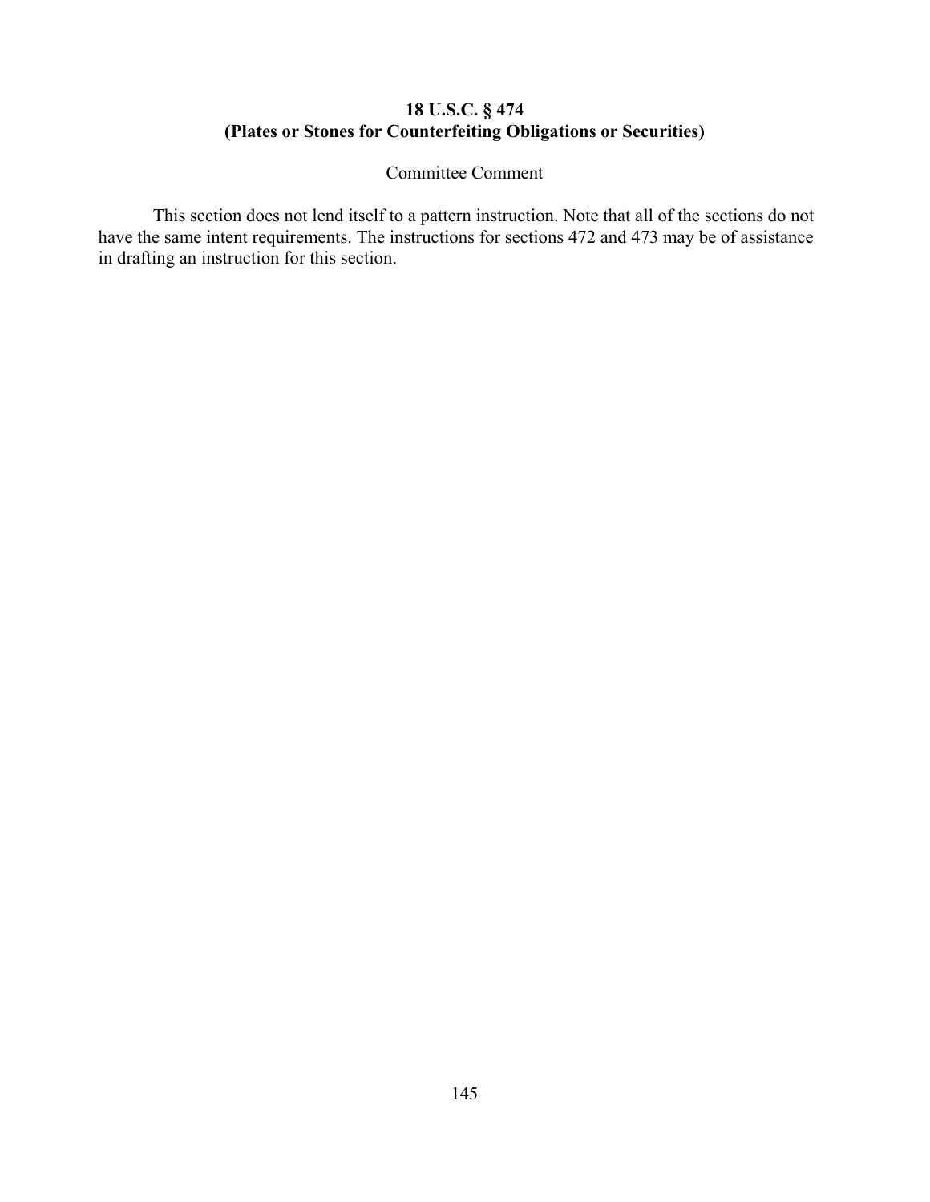## 18 U.S.C. § 474
## (Plates or Stones for Counterfeiting Obligations or Securities)

Committee Comment

This section does not lend itself to a pattern instruction. Note that all of the sections do not have the same intent requirements. The instructions for sections 472 and 473 may be of assistance in drafting an instruction for this section.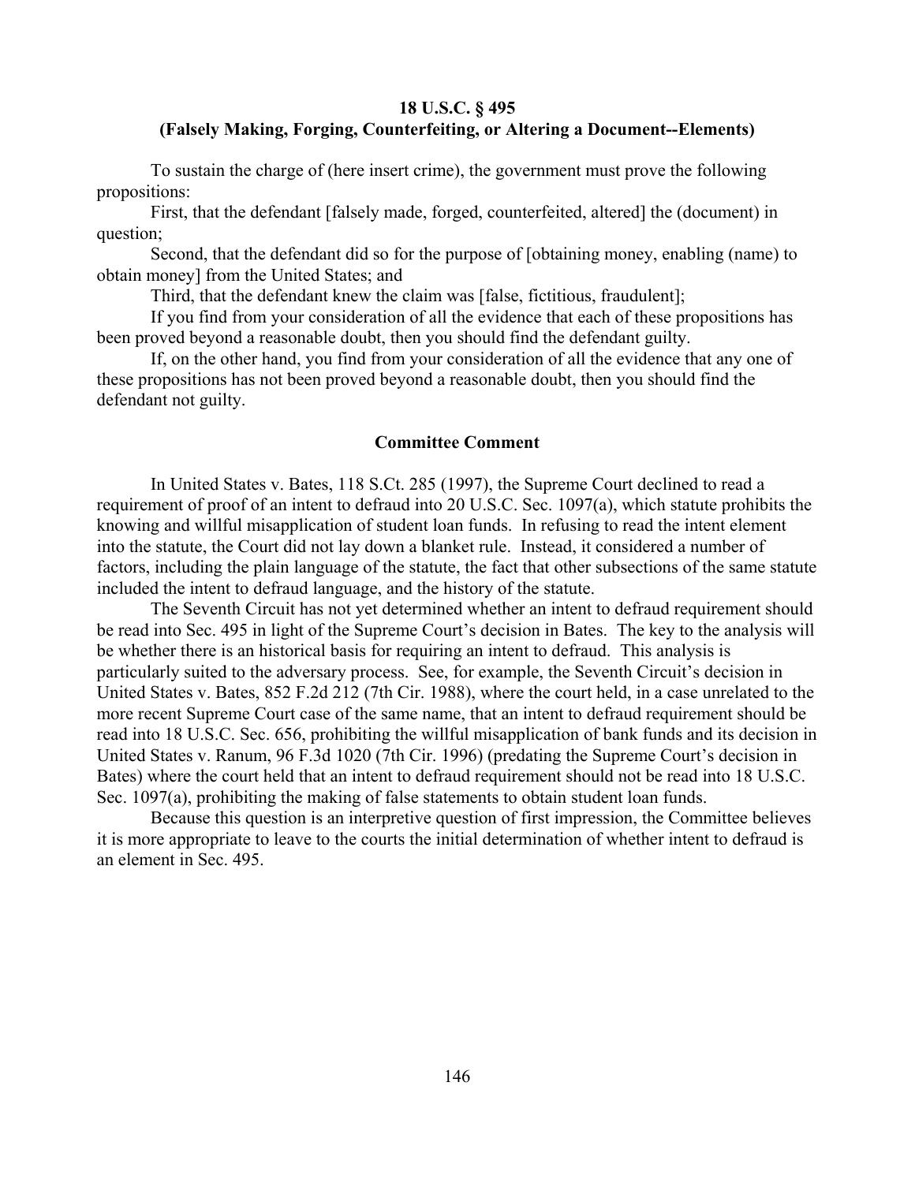**18 U.S.C. § 495**
**(Falsely Making, Forging, Counterfeiting, or Altering a Document--Elements)**

To sustain the charge of (here insert crime), the government must prove the following propositions:

First, that the defendant [falsely made, forged, counterfeited, altered] the (document) in question;

Second, that the defendant did so for the purpose of [obtaining money, enabling (name) to obtain money] from the United States; and

Third, that the defendant knew the claim was [false, fictitious, fraudulent];

If you find from your consideration of all the evidence that each of these propositions has been proved beyond a reasonable doubt, then you should find the defendant guilty.

If, on the other hand, you find from your consideration of all the evidence that any one of these propositions has not been proved beyond a reasonable doubt, then you should find the defendant not guilty.

**Committee Comment**

In United States v. Bates, 118 S.Ct. 285 (1997), the Supreme Court declined to read a requirement of proof of an intent to defraud into 20 U.S.C. Sec. 1097(a), which statute prohibits the knowing and willful misapplication of student loan funds. In refusing to read the intent element into the statute, the Court did not lay down a blanket rule. Instead, it considered a number of factors, including the plain language of the statute, the fact that other subsections of the same statute included the intent to defraud language, and the history of the statute.

The Seventh Circuit has not yet determined whether an intent to defraud requirement should be read into Sec. 495 in light of the Supreme Court's decision in Bates. The key to the analysis will be whether there is an historical basis for requiring an intent to defraud. This analysis is particularly suited to the adversary process. See, for example, the Seventh Circuit's decision in United States v. Bates, 852 F.2d 212 (7th Cir. 1988), where the court held, in a case unrelated to the more recent Supreme Court case of the same name, that an intent to defraud requirement should be read into 18 U.S.C. Sec. 656, prohibiting the willful misapplication of bank funds and its decision in United States v. Ranum, 96 F.3d 1020 (7th Cir. 1996) (predating the Supreme Court's decision in Bates) where the court held that an intent to defraud requirement should not be read into 18 U.S.C. Sec. 1097(a), prohibiting the making of false statements to obtain student loan funds.

Because this question is an interpretive question of first impression, the Committee believes it is more appropriate to leave to the courts the initial determination of whether intent to defraud is an element in Sec. 495.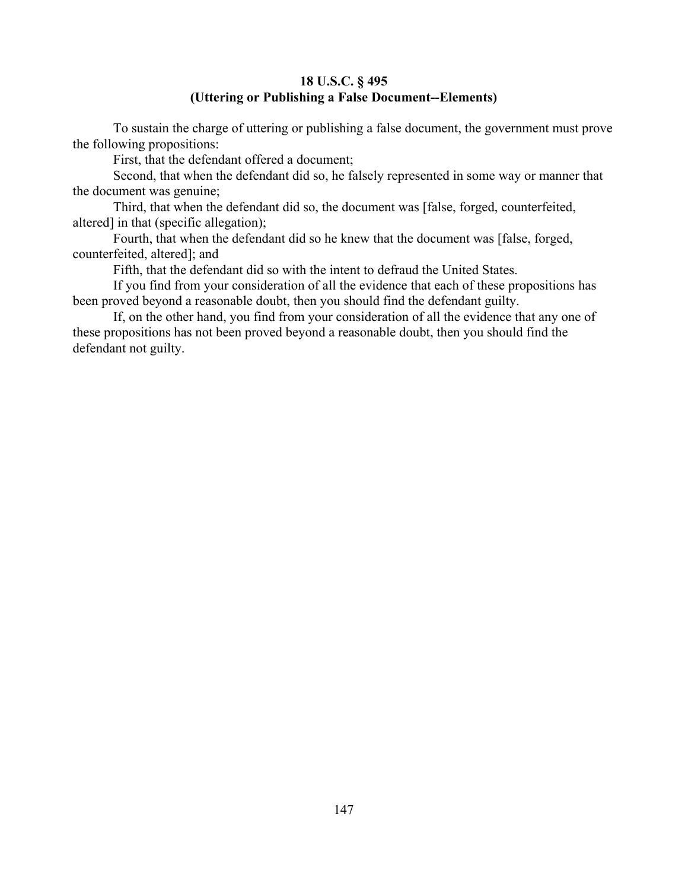**18 U.S.C. § 495**
**(Uttering or Publishing a False Document--Elements)**

To sustain the charge of uttering or publishing a false document, the government must prove the following propositions:

First, that the defendant offered a document;

Second, that when the defendant did so, he falsely represented in some way or manner that the document was genuine;

Third, that when the defendant did so, the document was [false, forged, counterfeited, altered] in that (specific allegation);

Fourth, that when the defendant did so he knew that the document was [false, forged, counterfeited, altered]; and

Fifth, that the defendant did so with the intent to defraud the United States.

If you find from your consideration of all the evidence that each of these propositions has been proved beyond a reasonable doubt, then you should find the defendant guilty.

If, on the other hand, you find from your consideration of all the evidence that any one of these propositions has not been proved beyond a reasonable doubt, then you should find the defendant not guilty.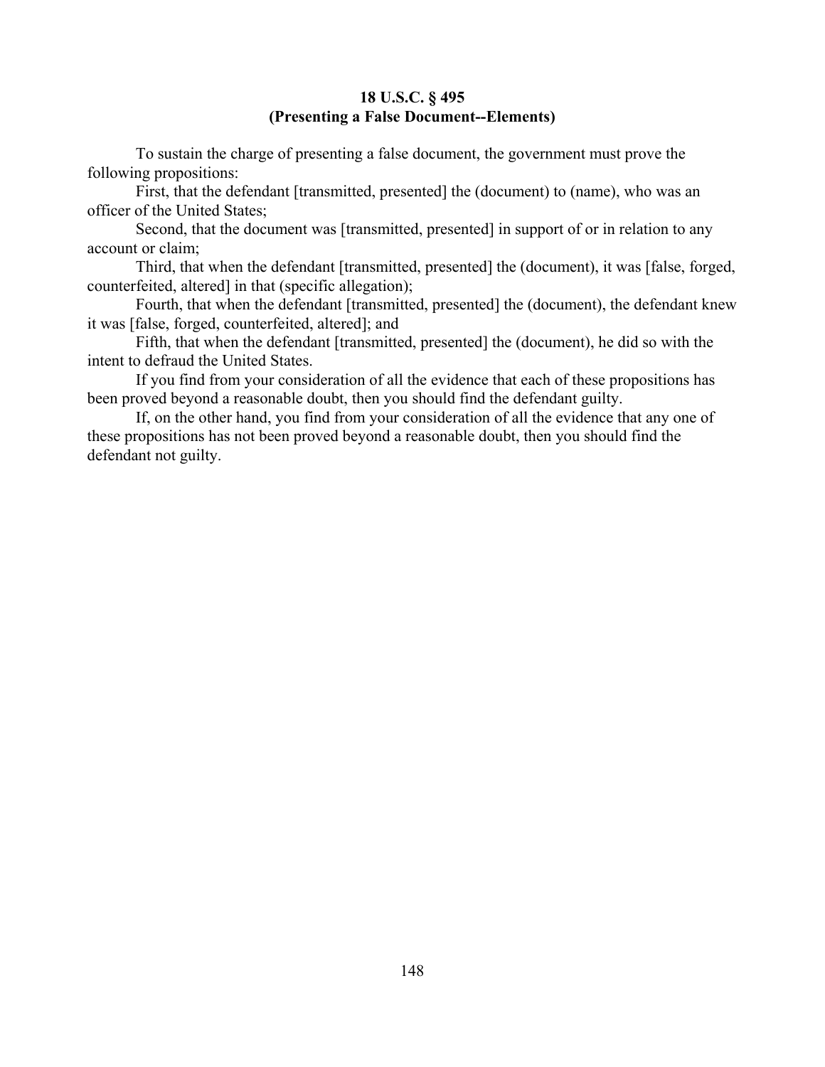**18 U.S.C. § 495**
**(Presenting a False Document--Elements)**

To sustain the charge of presenting a false document, the government must prove the following propositions:

First, that the defendant [transmitted, presented] the (document) to (name), who was an officer of the United States;

Second, that the document was [transmitted, presented] in support of or in relation to any account or claim;

Third, that when the defendant [transmitted, presented] the (document), it was [false, forged, counterfeited, altered] in that (specific allegation);

Fourth, that when the defendant [transmitted, presented] the (document), the defendant knew it was [false, forged, counterfeited, altered]; and

Fifth, that when the defendant [transmitted, presented] the (document), he did so with the intent to defraud the United States.

If you find from your consideration of all the evidence that each of these propositions has been proved beyond a reasonable doubt, then you should find the defendant guilty.

If, on the other hand, you find from your consideration of all the evidence that any one of these propositions has not been proved beyond a reasonable doubt, then you should find the defendant not guilty.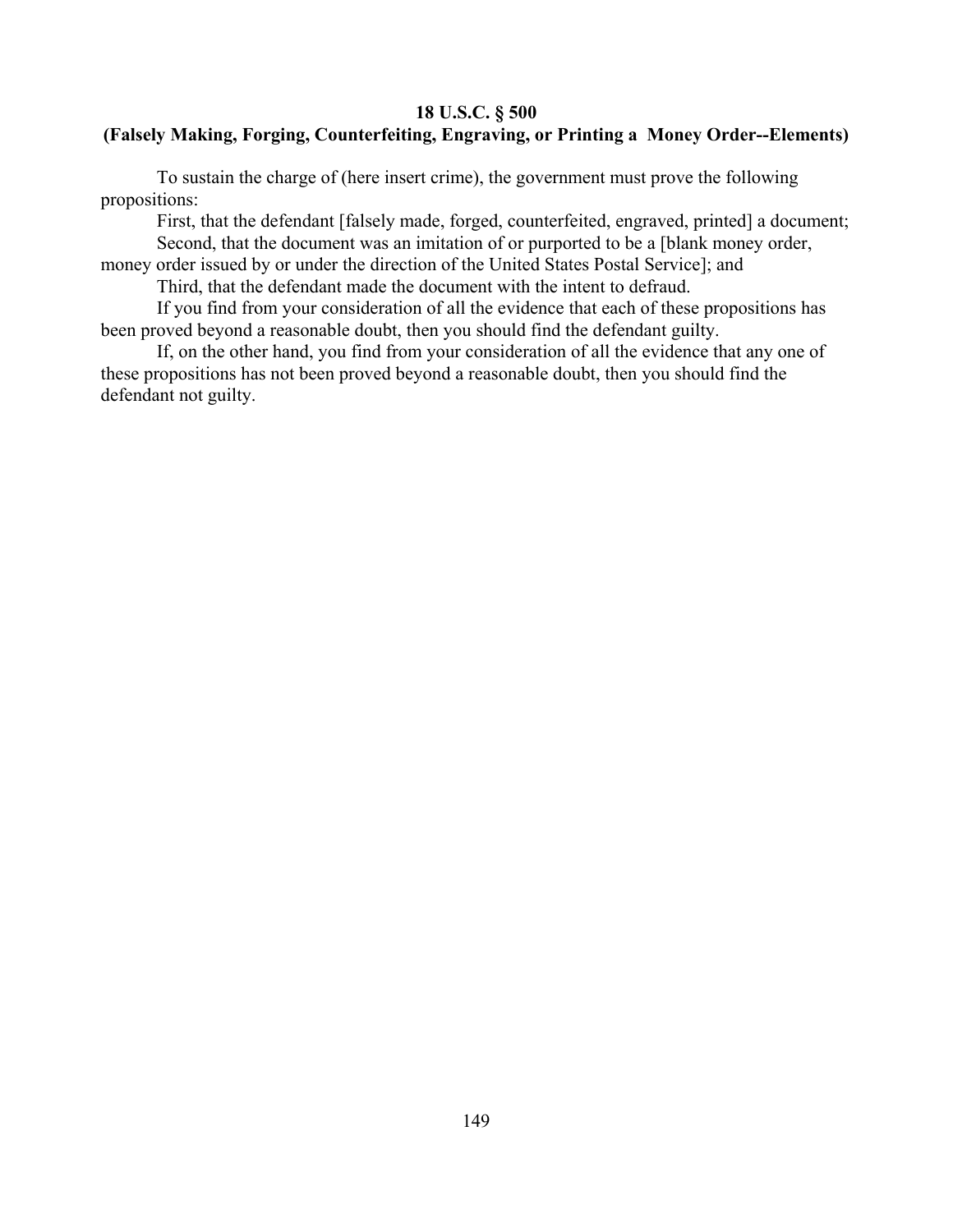**18 U.S.C. § 500**
**(Falsely Making, Forging, Counterfeiting, Engraving, or Printing a Money Order--Elements)**

To sustain the charge of (here insert crime), the government must prove the following propositions:

First, that the defendant [falsely made, forged, counterfeited, engraved, printed] a document;

Second, that the document was an imitation of or purported to be a [blank money order, money order issued by or under the direction of the United States Postal Service]; and

Third, that the defendant made the document with the intent to defraud.

If you find from your consideration of all the evidence that each of these propositions has been proved beyond a reasonable doubt, then you should find the defendant guilty.

If, on the other hand, you find from your consideration of all the evidence that any one of these propositions has not been proved beyond a reasonable doubt, then you should find the defendant not guilty.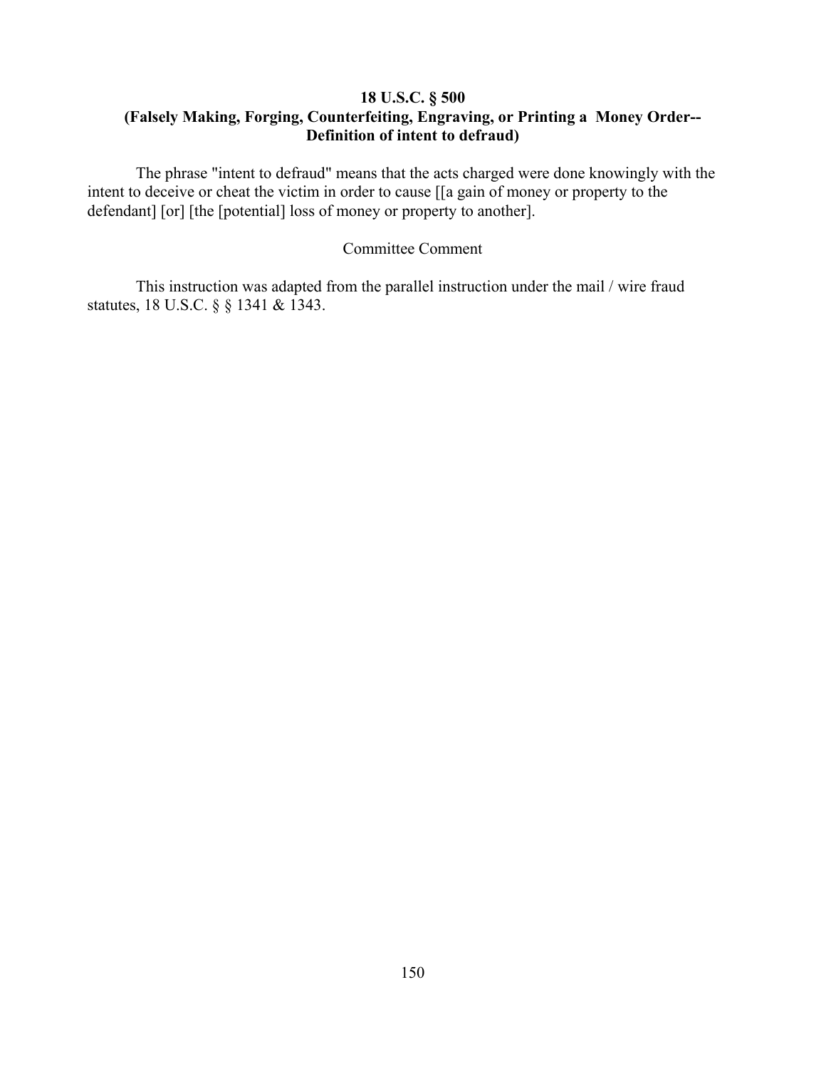### 18 U.S.C. § 500
### (Falsely Making, Forging, Counterfeiting, Engraving, or Printing a Money Order-- Definition of intent to defraud)

The phrase "intent to defraud" means that the acts charged were done knowingly with the intent to deceive or cheat the victim in order to cause [[a gain of money or property to the defendant] [or] [the [potential] loss of money or property to another].

Committee Comment

This instruction was adapted from the parallel instruction under the mail / wire fraud statutes, 18 U.S.C. § § 1341 & 1343.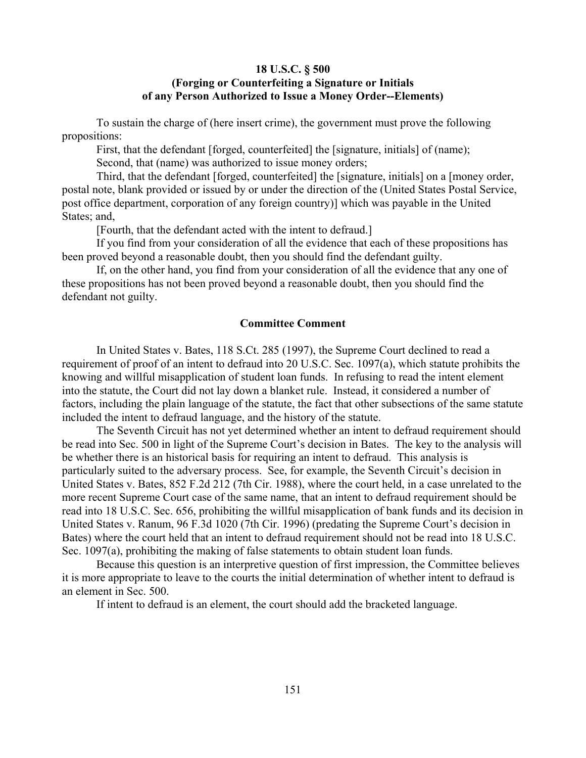**18 U.S.C. § 500**
**(Forging or Counterfeiting a Signature or Initials of any Person Authorized to Issue a Money Order--Elements)**

To sustain the charge of (here insert crime), the government must prove the following propositions:

First, that the defendant [forged, counterfeited] the [signature, initials] of (name);

Second, that (name) was authorized to issue money orders;

Third, that the defendant [forged, counterfeited] the [signature, initials] on a [money order, postal note, blank provided or issued by or under the direction of the (United States Postal Service, post office department, corporation of any foreign country)] which was payable in the United States; and,

[Fourth, that the defendant acted with the intent to defraud.]

If you find from your consideration of all the evidence that each of these propositions has been proved beyond a reasonable doubt, then you should find the defendant guilty.

If, on the other hand, you find from your consideration of all the evidence that any one of these propositions has not been proved beyond a reasonable doubt, then you should find the defendant not guilty.

**Committee Comment**

In United States v. Bates, 118 S.Ct. 285 (1997), the Supreme Court declined to read a requirement of proof of an intent to defraud into 20 U.S.C. Sec. 1097(a), which statute prohibits the knowing and willful misapplication of student loan funds. In refusing to read the intent element into the statute, the Court did not lay down a blanket rule. Instead, it considered a number of factors, including the plain language of the statute, the fact that other subsections of the same statute included the intent to defraud language, and the history of the statute.

The Seventh Circuit has not yet determined whether an intent to defraud requirement should be read into Sec. 500 in light of the Supreme Court's decision in Bates. The key to the analysis will be whether there is an historical basis for requiring an intent to defraud. This analysis is particularly suited to the adversary process. See, for example, the Seventh Circuit's decision in United States v. Bates, 852 F.2d 212 (7th Cir. 1988), where the court held, in a case unrelated to the more recent Supreme Court case of the same name, that an intent to defraud requirement should be read into 18 U.S.C. Sec. 656, prohibiting the willful misapplication of bank funds and its decision in United States v. Ranum, 96 F.3d 1020 (7th Cir. 1996) (predating the Supreme Court's decision in Bates) where the court held that an intent to defraud requirement should not be read into 18 U.S.C. Sec. 1097(a), prohibiting the making of false statements to obtain student loan funds.

Because this question is an interpretive question of first impression, the Committee believes it is more appropriate to leave to the courts the initial determination of whether intent to defraud is an element in Sec. 500.

If intent to defraud is an element, the court should add the bracketed language.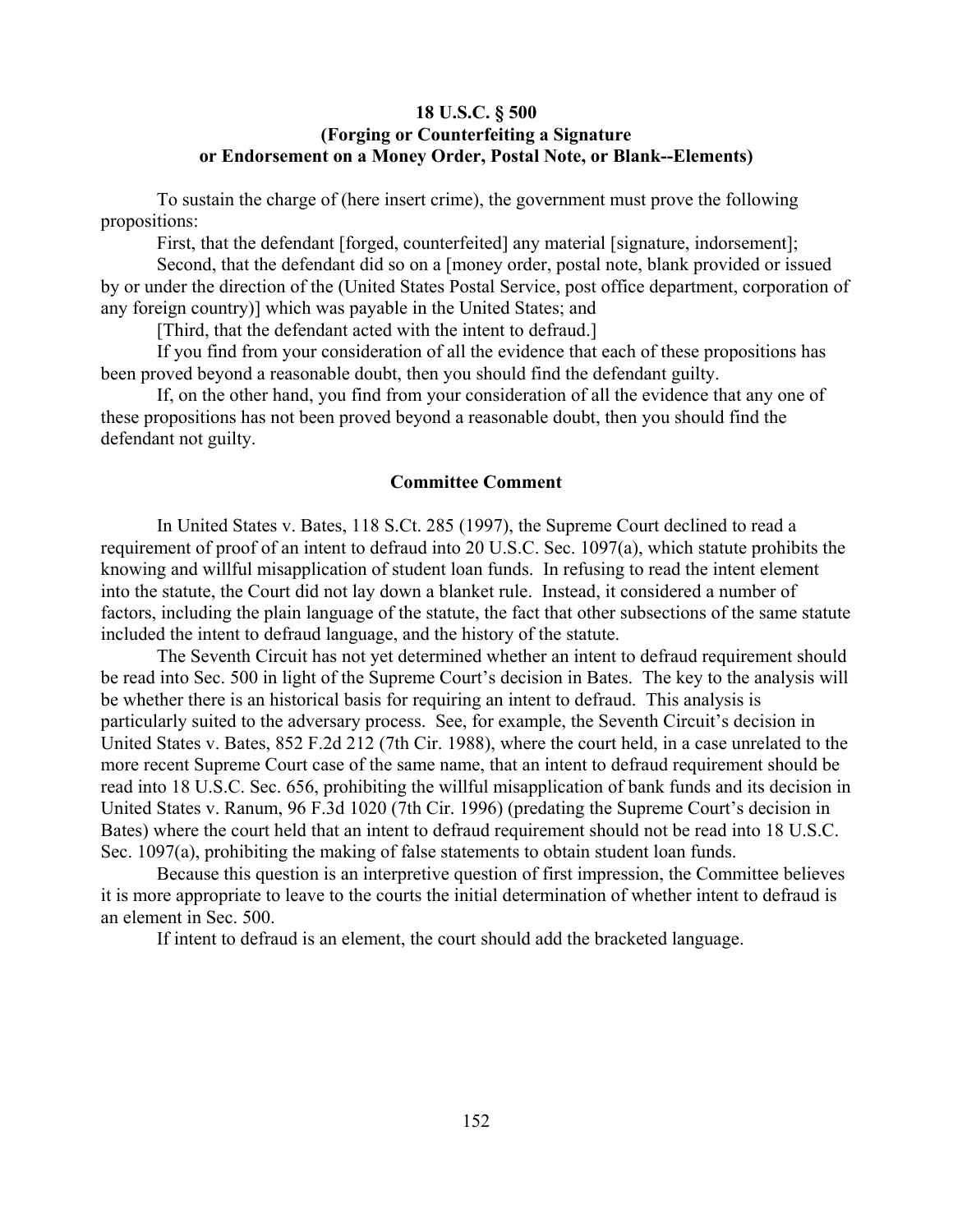### 18 U.S.C. § 500
### (Forging or Counterfeiting a Signature or Endorsement on a Money Order, Postal Note, or Blank--Elements)

To sustain the charge of (here insert crime), the government must prove the following propositions:

First, that the defendant [forged, counterfeited] any material [signature, indorsement];

Second, that the defendant did so on a [money order, postal note, blank provided or issued by or under the direction of the (United States Postal Service, post office department, corporation of any foreign country)] which was payable in the United States; and

[Third, that the defendant acted with the intent to defraud.]

If you find from your consideration of all the evidence that each of these propositions has been proved beyond a reasonable doubt, then you should find the defendant guilty.

If, on the other hand, you find from your consideration of all the evidence that any one of these propositions has not been proved beyond a reasonable doubt, then you should find the defendant not guilty.

#### Committee Comment

In United States v. Bates, 118 S.Ct. 285 (1997), the Supreme Court declined to read a requirement of proof of an intent to defraud into 20 U.S.C. Sec. 1097(a), which statute prohibits the knowing and willful misapplication of student loan funds. In refusing to read the intent element into the statute, the Court did not lay down a blanket rule. Instead, it considered a number of factors, including the plain language of the statute, the fact that other subsections of the same statute included the intent to defraud language, and the history of the statute.

The Seventh Circuit has not yet determined whether an intent to defraud requirement should be read into Sec. 500 in light of the Supreme Court's decision in Bates. The key to the analysis will be whether there is an historical basis for requiring an intent to defraud. This analysis is particularly suited to the adversary process. See, for example, the Seventh Circuit's decision in United States v. Bates, 852 F.2d 212 (7th Cir. 1988), where the court held, in a case unrelated to the more recent Supreme Court case of the same name, that an intent to defraud requirement should be read into 18 U.S.C. Sec. 656, prohibiting the willful misapplication of bank funds and its decision in United States v. Ranum, 96 F.3d 1020 (7th Cir. 1996) (predating the Supreme Court's decision in Bates) where the court held that an intent to defraud requirement should not be read into 18 U.S.C. Sec. 1097(a), prohibiting the making of false statements to obtain student loan funds.

Because this question is an interpretive question of first impression, the Committee believes it is more appropriate to leave to the courts the initial determination of whether intent to defraud is an element in Sec. 500.

If intent to defraud is an element, the court should add the bracketed language.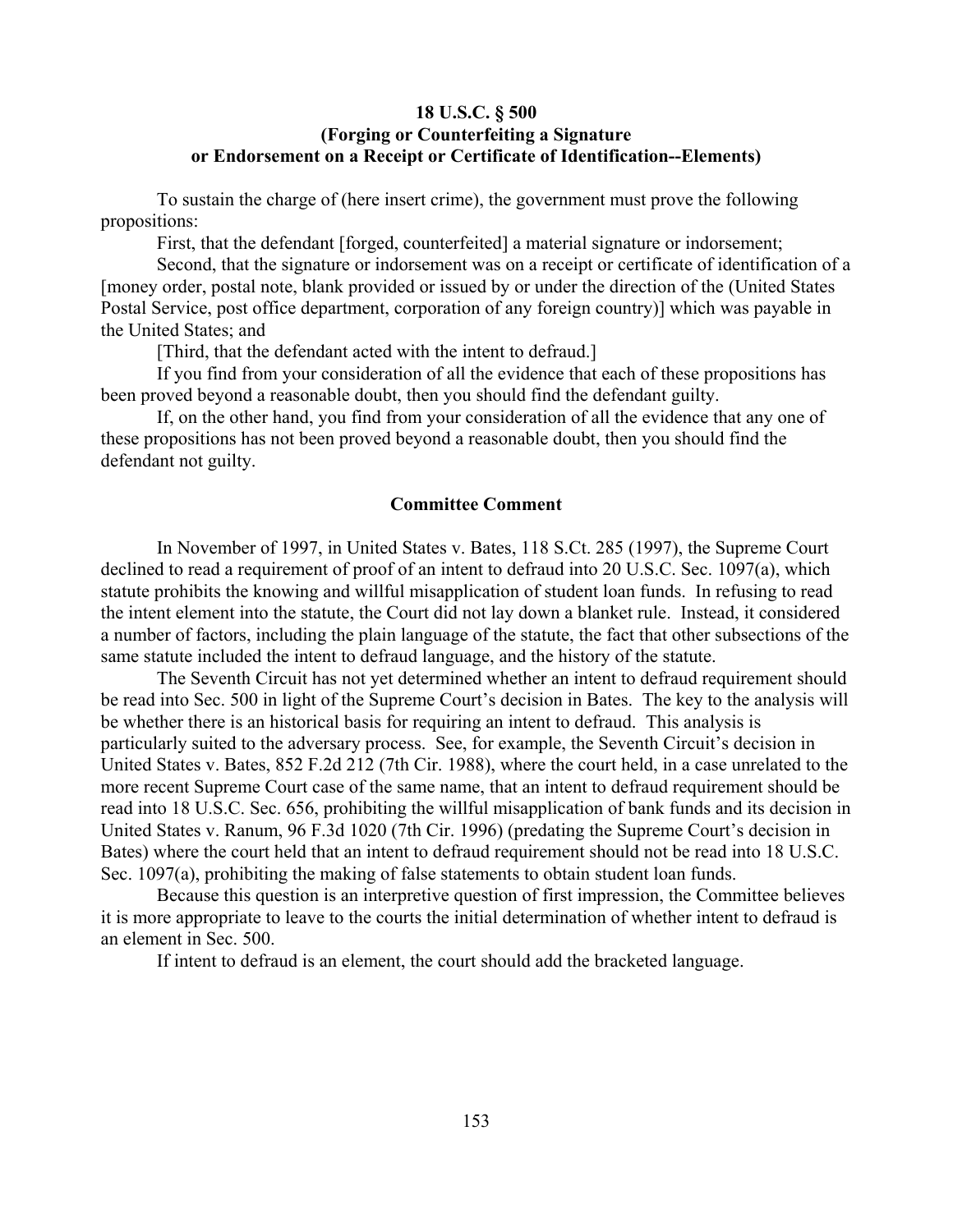### 18 U.S.C. § 500
### (Forging or Counterfeiting a Signature or Endorsement on a Receipt or Certificate of Identification--Elements)

To sustain the charge of (here insert crime), the government must prove the following propositions:

First, that the defendant [forged, counterfeited] a material signature or indorsement;

Second, that the signature or indorsement was on a receipt or certificate of identification of a [money order, postal note, blank provided or issued by or under the direction of the (United States Postal Service, post office department, corporation of any foreign country)] which was payable in the United States; and

[Third, that the defendant acted with the intent to defraud.]

If you find from your consideration of all the evidence that each of these propositions has been proved beyond a reasonable doubt, then you should find the defendant guilty.

If, on the other hand, you find from your consideration of all the evidence that any one of these propositions has not been proved beyond a reasonable doubt, then you should find the defendant not guilty.

#### Committee Comment

In November of 1997, in United States v. Bates, 118 S.Ct. 285 (1997), the Supreme Court declined to read a requirement of proof of an intent to defraud into 20 U.S.C. Sec. 1097(a), which statute prohibits the knowing and willful misapplication of student loan funds. In refusing to read the intent element into the statute, the Court did not lay down a blanket rule. Instead, it considered a number of factors, including the plain language of the statute, the fact that other subsections of the same statute included the intent to defraud language, and the history of the statute.

The Seventh Circuit has not yet determined whether an intent to defraud requirement should be read into Sec. 500 in light of the Supreme Court's decision in Bates. The key to the analysis will be whether there is an historical basis for requiring an intent to defraud. This analysis is particularly suited to the adversary process. See, for example, the Seventh Circuit's decision in United States v. Bates, 852 F.2d 212 (7th Cir. 1988), where the court held, in a case unrelated to the more recent Supreme Court case of the same name, that an intent to defraud requirement should be read into 18 U.S.C. Sec. 656, prohibiting the willful misapplication of bank funds and its decision in United States v. Ranum, 96 F.3d 1020 (7th Cir. 1996) (predating the Supreme Court's decision in Bates) where the court held that an intent to defraud requirement should not be read into 18 U.S.C. Sec. 1097(a), prohibiting the making of false statements to obtain student loan funds.

Because this question is an interpretive question of first impression, the Committee believes it is more appropriate to leave to the courts the initial determination of whether intent to defraud is an element in Sec. 500.

If intent to defraud is an element, the court should add the bracketed language.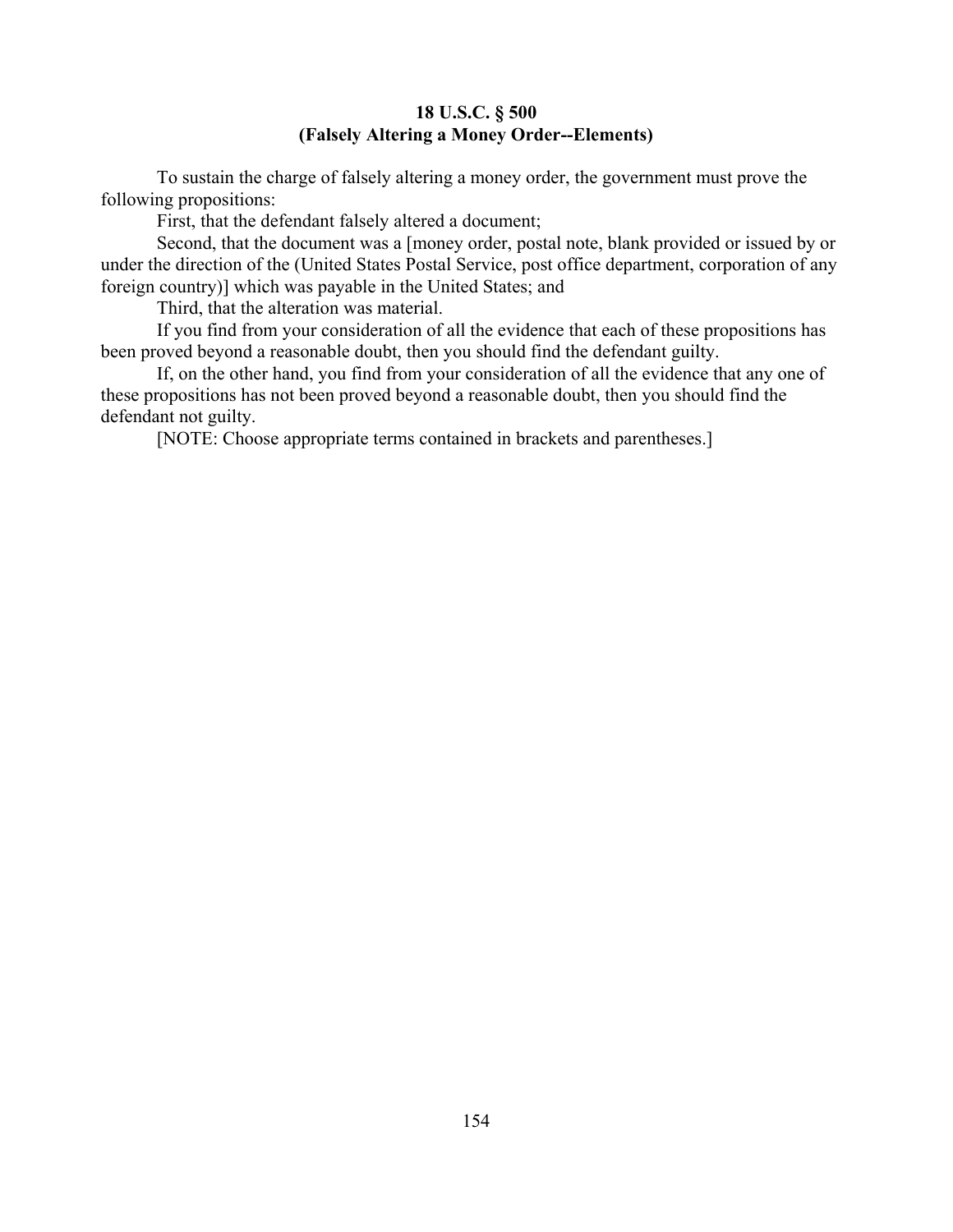## 18 U.S.C. § 500
## (Falsely Altering a Money Order--Elements)

To sustain the charge of falsely altering a money order, the government must prove the following propositions:

First, that the defendant falsely altered a document;

Second, that the document was a [money order, postal note, blank provided or issued by or under the direction of the (United States Postal Service, post office department, corporation of any foreign country)] which was payable in the United States; and

Third, that the alteration was material.

If you find from your consideration of all the evidence that each of these propositions has been proved beyond a reasonable doubt, then you should find the defendant guilty.

If, on the other hand, you find from your consideration of all the evidence that any one of these propositions has not been proved beyond a reasonable doubt, then you should find the defendant not guilty.

[NOTE: Choose appropriate terms contained in brackets and parentheses.]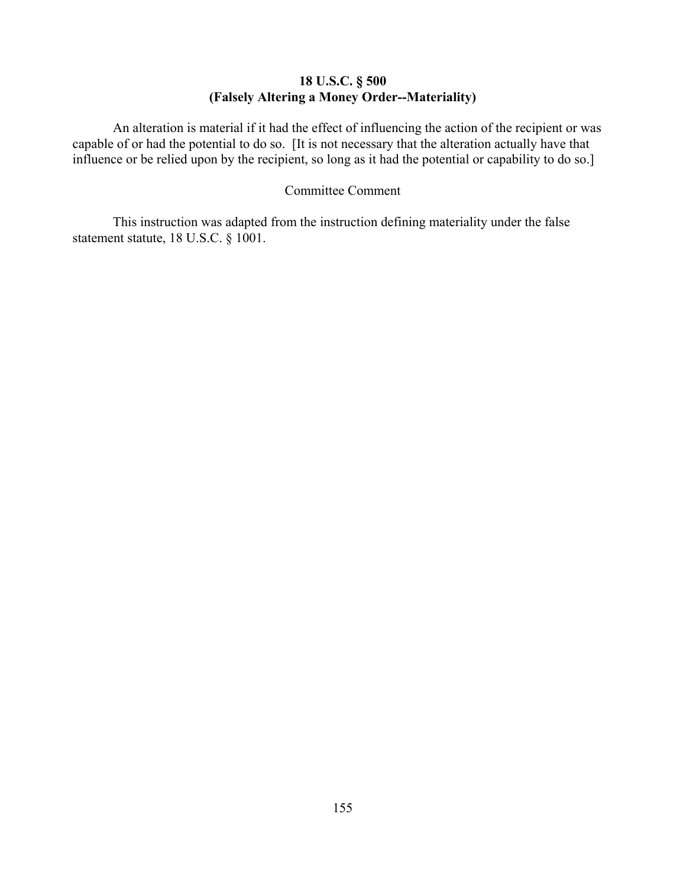**18 U.S.C. § 500**
**(Falsely Altering a Money Order--Materiality)**

An alteration is material if it had the effect of influencing the action of the recipient or was capable of or had the potential to do so. [It is not necessary that the alteration actually have that influence or be relied upon by the recipient, so long as it had the potential or capability to do so.]

Committee Comment

This instruction was adapted from the instruction defining materiality under the false statement statute, 18 U.S.C. § 1001.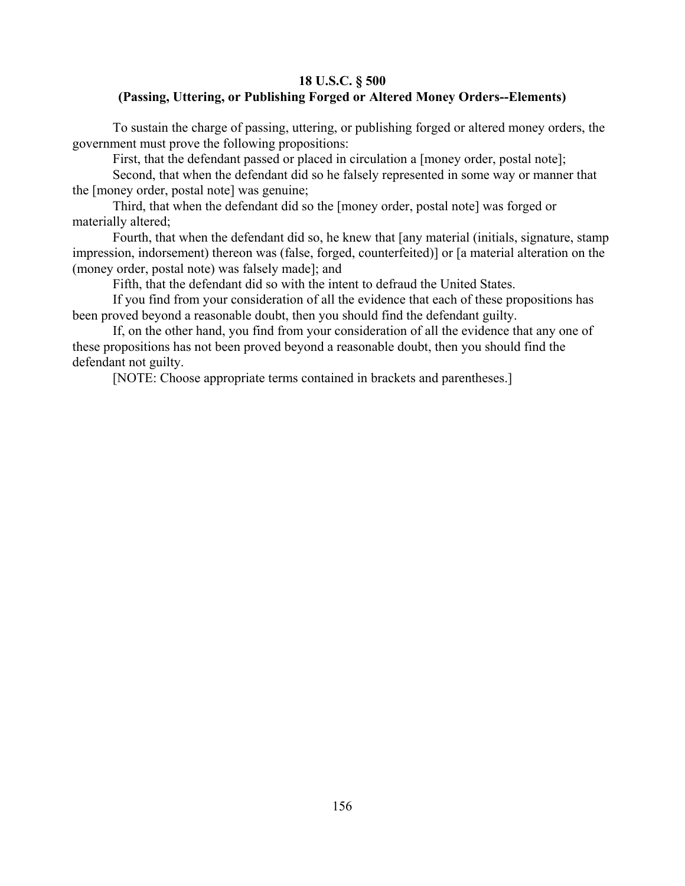**18 U.S.C. § 500**
**(Passing, Uttering, or Publishing Forged or Altered Money Orders--Elements)**

To sustain the charge of passing, uttering, or publishing forged or altered money orders, the government must prove the following propositions:

First, that the defendant passed or placed in circulation a [money order, postal note];

Second, that when the defendant did so he falsely represented in some way or manner that the [money order, postal note] was genuine;

Third, that when the defendant did so the [money order, postal note] was forged or materially altered;

Fourth, that when the defendant did so, he knew that [any material (initials, signature, stamp impression, indorsement) thereon was (false, forged, counterfeited)] or [a material alteration on the (money order, postal note) was falsely made]; and

Fifth, that the defendant did so with the intent to defraud the United States.

If you find from your consideration of all the evidence that each of these propositions has been proved beyond a reasonable doubt, then you should find the defendant guilty.

If, on the other hand, you find from your consideration of all the evidence that any one of these propositions has not been proved beyond a reasonable doubt, then you should find the defendant not guilty.

[NOTE: Choose appropriate terms contained in brackets and parentheses.]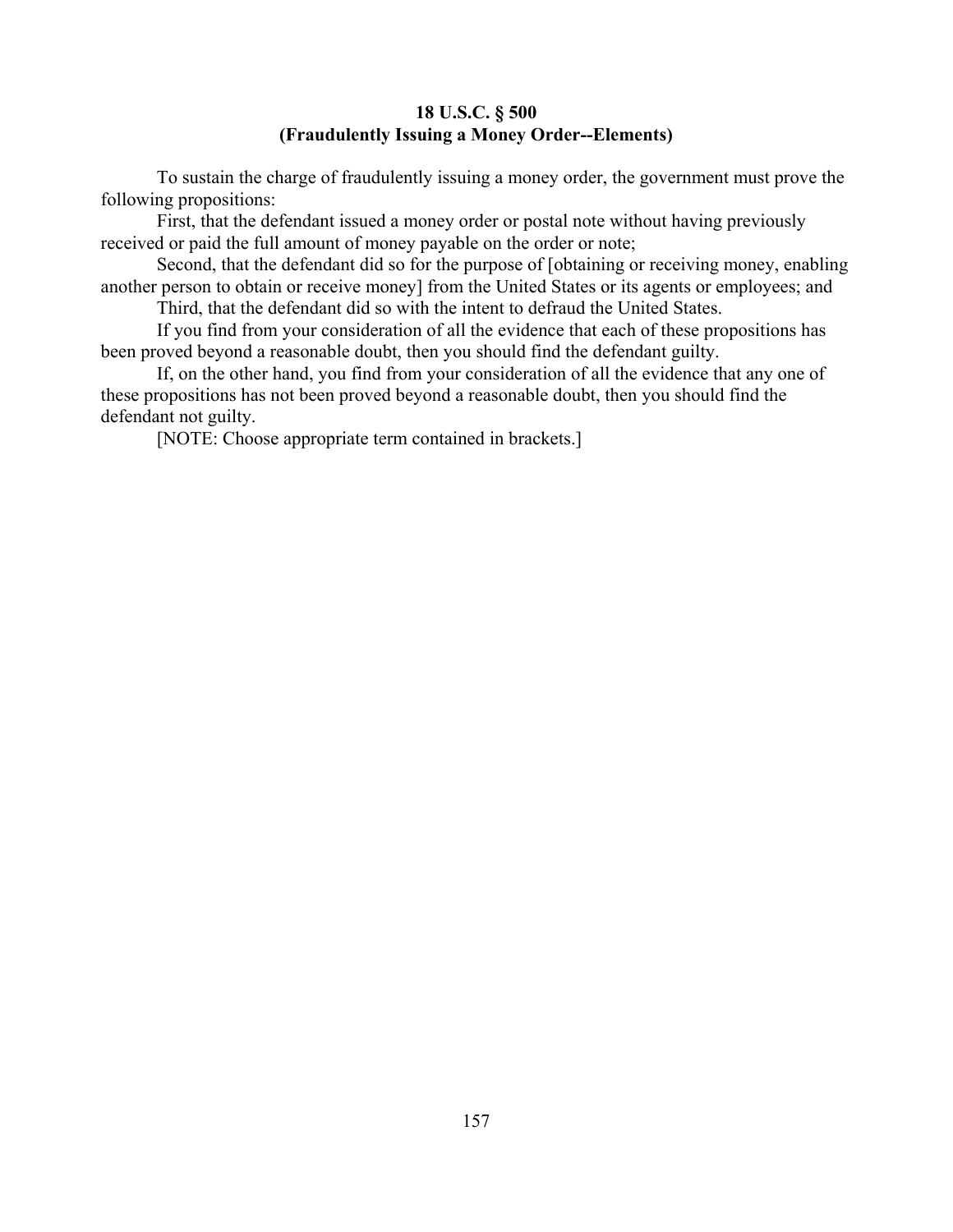**18 U.S.C. § 500**
**(Fraudulently Issuing a Money Order--Elements)**

To sustain the charge of fraudulently issuing a money order, the government must prove the following propositions:

First, that the defendant issued a money order or postal note without having previously received or paid the full amount of money payable on the order or note;

Second, that the defendant did so for the purpose of [obtaining or receiving money, enabling another person to obtain or receive money] from the United States or its agents or employees; and

Third, that the defendant did so with the intent to defraud the United States.

If you find from your consideration of all the evidence that each of these propositions has been proved beyond a reasonable doubt, then you should find the defendant guilty.

If, on the other hand, you find from your consideration of all the evidence that any one of these propositions has not been proved beyond a reasonable doubt, then you should find the defendant not guilty.

[NOTE: Choose appropriate term contained in brackets.]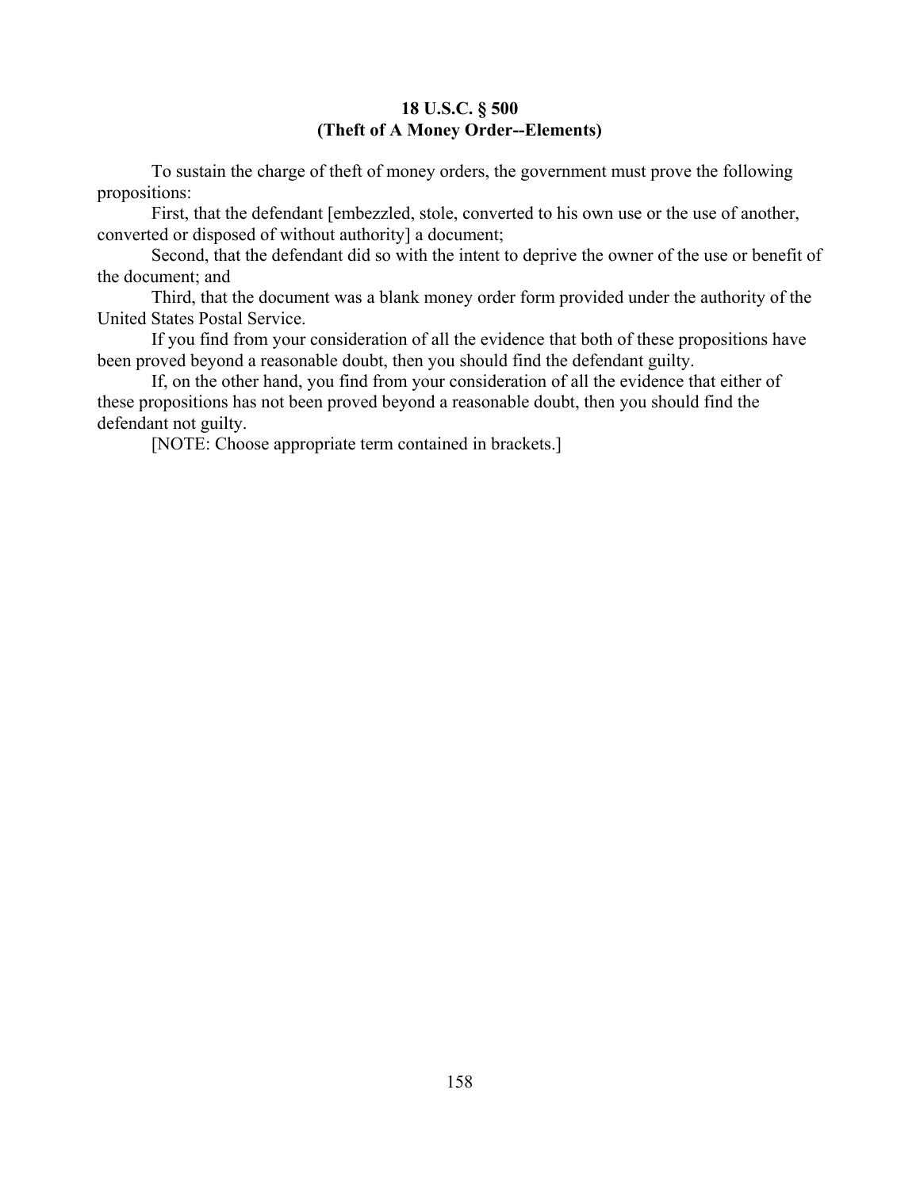**18 U.S.C. § 500**
**(Theft of A Money Order--Elements)**

To sustain the charge of theft of money orders, the government must prove the following propositions:

First, that the defendant [embezzled, stole, converted to his own use or the use of another, converted or disposed of without authority] a document;

Second, that the defendant did so with the intent to deprive the owner of the use or benefit of the document; and

Third, that the document was a blank money order form provided under the authority of the United States Postal Service.

If you find from your consideration of all the evidence that both of these propositions have been proved beyond a reasonable doubt, then you should find the defendant guilty.

If, on the other hand, you find from your consideration of all the evidence that either of these propositions has not been proved beyond a reasonable doubt, then you should find the defendant not guilty.

[NOTE: Choose appropriate term contained in brackets.]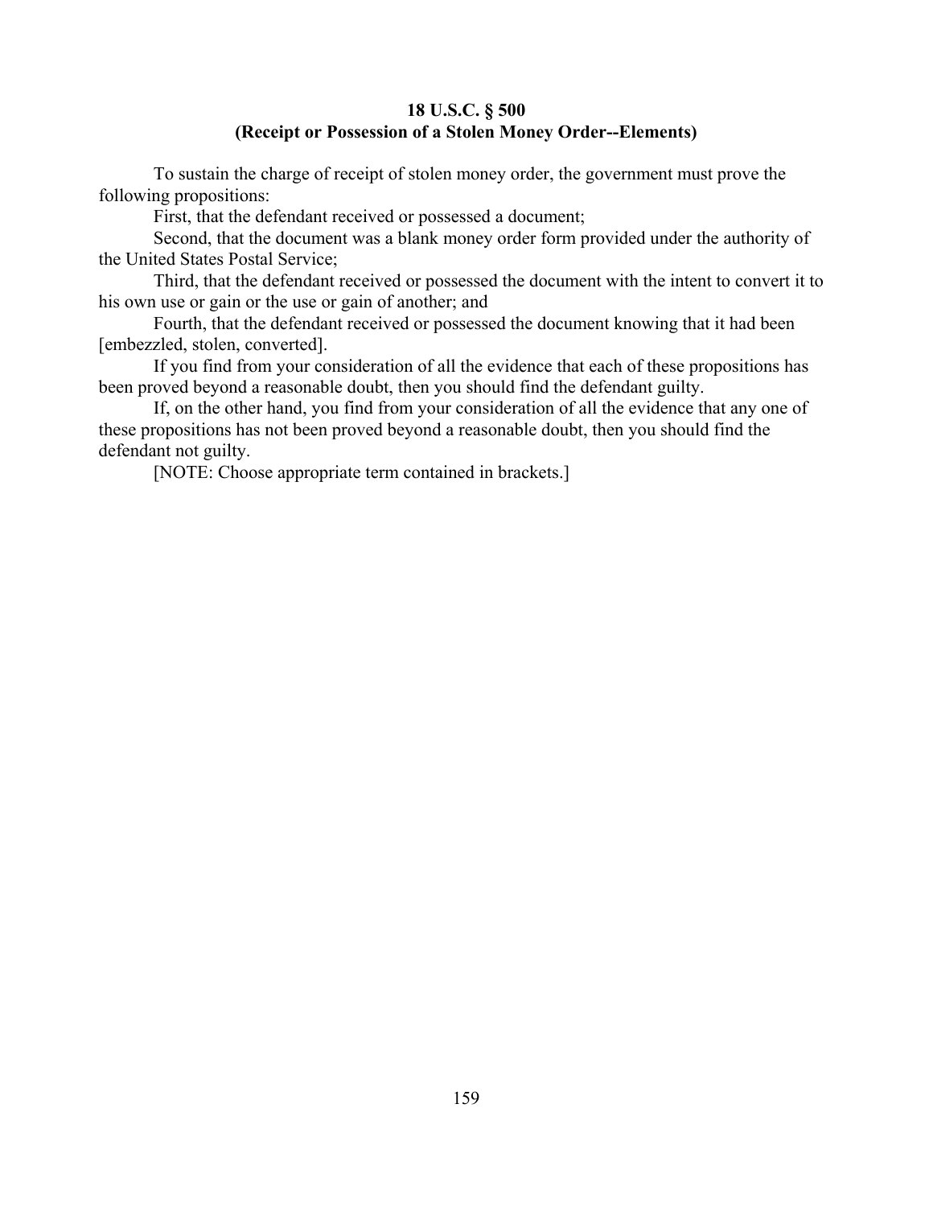**18 U.S.C. § 500**
**(Receipt or Possession of a Stolen Money Order--Elements)**

To sustain the charge of receipt of stolen money order, the government must prove the following propositions:

First, that the defendant received or possessed a document;

Second, that the document was a blank money order form provided under the authority of the United States Postal Service;

Third, that the defendant received or possessed the document with the intent to convert it to his own use or gain or the use or gain of another; and

Fourth, that the defendant received or possessed the document knowing that it had been [embezzled, stolen, converted].

If you find from your consideration of all the evidence that each of these propositions has been proved beyond a reasonable doubt, then you should find the defendant guilty.

If, on the other hand, you find from your consideration of all the evidence that any one of these propositions has not been proved beyond a reasonable doubt, then you should find the defendant not guilty.

[NOTE: Choose appropriate term contained in brackets.]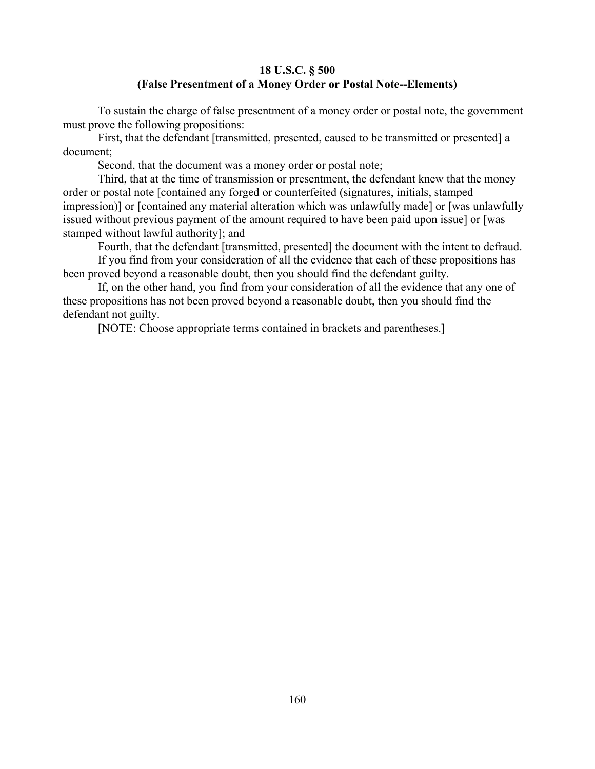**18 U.S.C. § 500**
**(False Presentment of a Money Order or Postal Note--Elements)**

To sustain the charge of false presentment of a money order or postal note, the government must prove the following propositions:

First, that the defendant [transmitted, presented, caused to be transmitted or presented] a document;

Second, that the document was a money order or postal note;

Third, that at the time of transmission or presentment, the defendant knew that the money order or postal note [contained any forged or counterfeited (signatures, initials, stamped impression)] or [contained any material alteration which was unlawfully made] or [was unlawfully issued without previous payment of the amount required to have been paid upon issue] or [was stamped without lawful authority]; and

Fourth, that the defendant [transmitted, presented] the document with the intent to defraud.

If you find from your consideration of all the evidence that each of these propositions has been proved beyond a reasonable doubt, then you should find the defendant guilty.

If, on the other hand, you find from your consideration of all the evidence that any one of these propositions has not been proved beyond a reasonable doubt, then you should find the defendant not guilty.

[NOTE: Choose appropriate terms contained in brackets and parentheses.]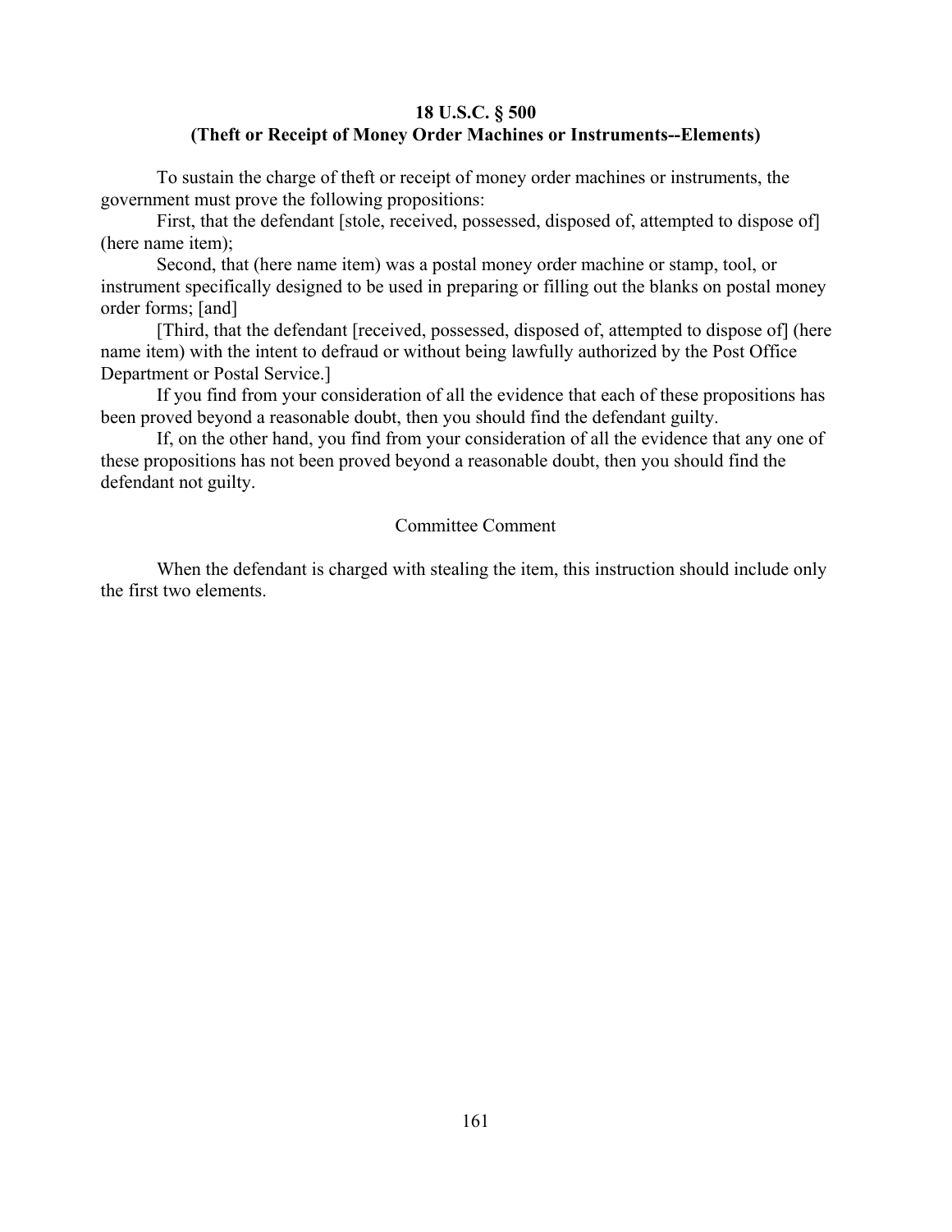### 18 U.S.C. § 500
### (Theft or Receipt of Money Order Machines or Instruments--Elements)

To sustain the charge of theft or receipt of money order machines or instruments, the government must prove the following propositions:

First, that the defendant [stole, received, possessed, disposed of, attempted to dispose of] (here name item);

Second, that (here name item) was a postal money order machine or stamp, tool, or instrument specifically designed to be used in preparing or filling out the blanks on postal money order forms; [and]

[Third, that the defendant [received, possessed, disposed of, attempted to dispose of] (here name item) with the intent to defraud or without being lawfully authorized by the Post Office Department or Postal Service.]

If you find from your consideration of all the evidence that each of these propositions has been proved beyond a reasonable doubt, then you should find the defendant guilty.

If, on the other hand, you find from your consideration of all the evidence that any one of these propositions has not been proved beyond a reasonable doubt, then you should find the defendant not guilty.

Committee Comment

When the defendant is charged with stealing the item, this instruction should include only the first two elements.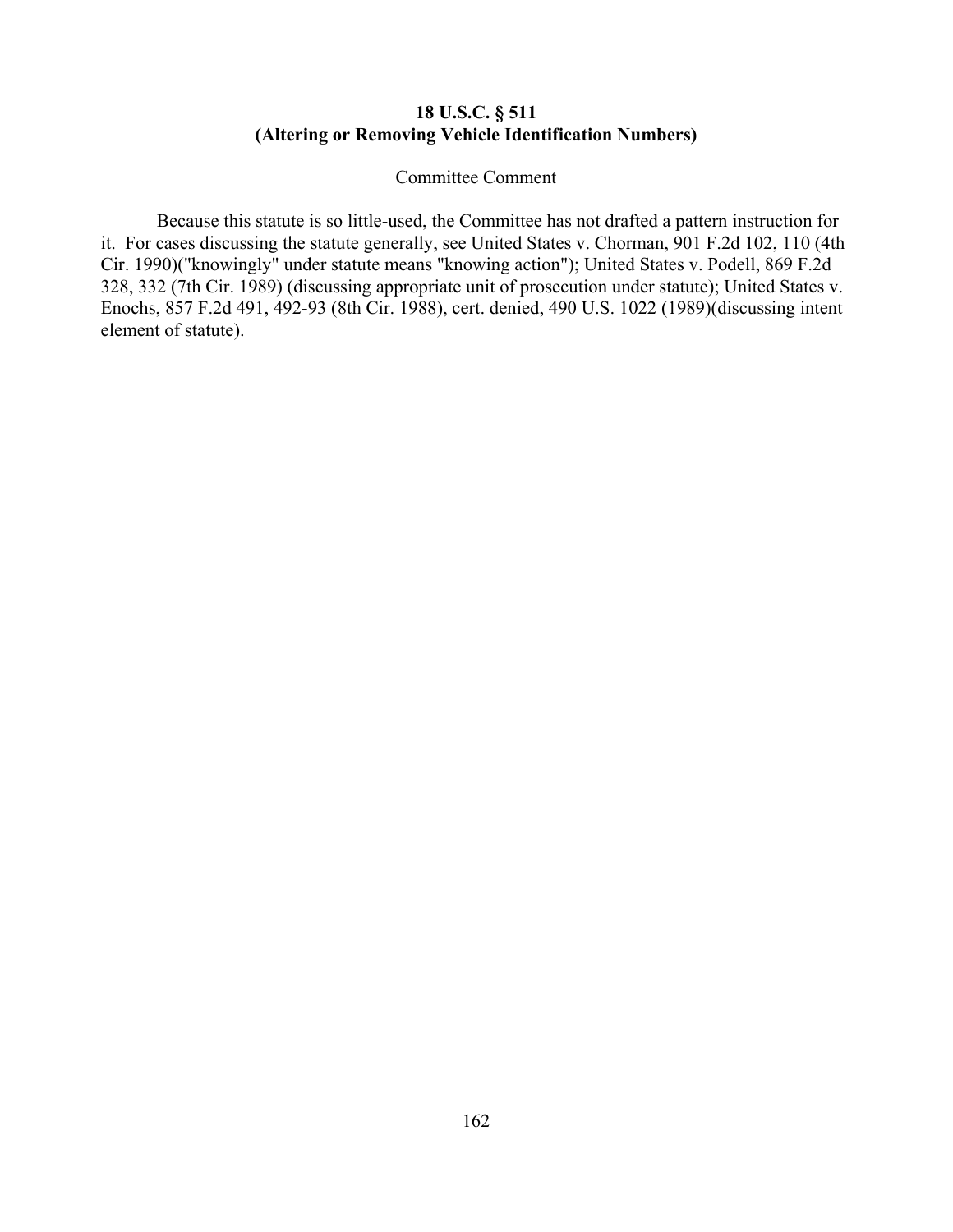**18 U.S.C. § 511**
**(Altering or Removing Vehicle Identification Numbers)**

Committee Comment

Because this statute is so little-used, the Committee has not drafted a pattern instruction for it. For cases discussing the statute generally, see United States v. Chorman, 901 F.2d 102, 110 (4th Cir. 1990)("knowingly" under statute means "knowing action"); United States v. Podell, 869 F.2d 328, 332 (7th Cir. 1989) (discussing appropriate unit of prosecution under statute); United States v. Enochs, 857 F.2d 491, 492-93 (8th Cir. 1988), cert. denied, 490 U.S. 1022 (1989)(discussing intent element of statute).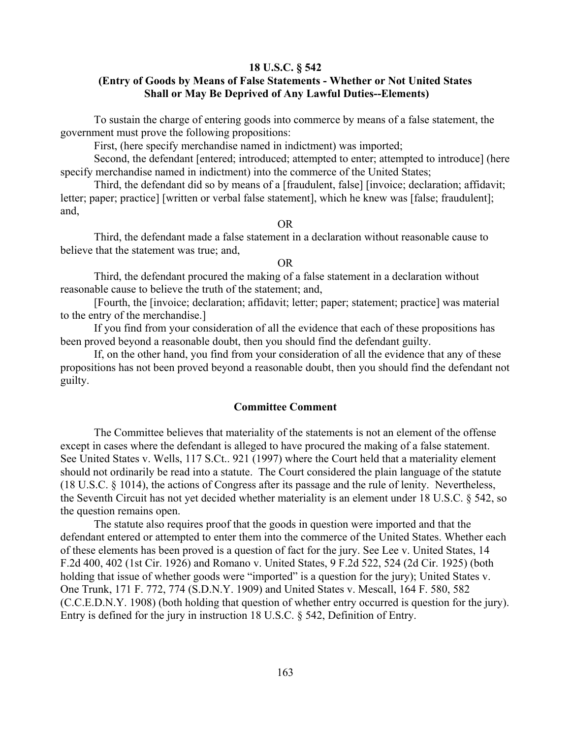**18 U.S.C. § 542**
**(Entry of Goods by Means of False Statements - Whether or Not United States Shall or May Be Deprived of Any Lawful Duties--Elements)**

To sustain the charge of entering goods into commerce by means of a false statement, the government must prove the following propositions:

First, (here specify merchandise named in indictment) was imported;

Second, the defendant [entered; introduced; attempted to enter; attempted to introduce] (here specify merchandise named in indictment) into the commerce of the United States;

Third, the defendant did so by means of a [fraudulent, false] [invoice; declaration; affidavit; letter; paper; practice] [written or verbal false statement], which he knew was [false; fraudulent]; and,

OR

Third, the defendant made a false statement in a declaration without reasonable cause to believe that the statement was true; and,

OR

Third, the defendant procured the making of a false statement in a declaration without reasonable cause to believe the truth of the statement; and,

[Fourth, the [invoice; declaration; affidavit; letter; paper; statement; practice] was material to the entry of the merchandise.]

If you find from your consideration of all the evidence that each of these propositions has been proved beyond a reasonable doubt, then you should find the defendant guilty.

If, on the other hand, you find from your consideration of all the evidence that any of these propositions has not been proved beyond a reasonable doubt, then you should find the defendant not guilty.

**Committee Comment**

The Committee believes that materiality of the statements is not an element of the offense except in cases where the defendant is alleged to have procured the making of a false statement. See United States v. Wells, 117 S.Ct.. 921 (1997) where the Court held that a materiality element should not ordinarily be read into a statute. The Court considered the plain language of the statute (18 U.S.C. § 1014), the actions of Congress after its passage and the rule of lenity. Nevertheless, the Seventh Circuit has not yet decided whether materiality is an element under 18 U.S.C. § 542, so the question remains open.

The statute also requires proof that the goods in question were imported and that the defendant entered or attempted to enter them into the commerce of the United States. Whether each of these elements has been proved is a question of fact for the jury. See Lee v. United States, 14 F.2d 400, 402 (1st Cir. 1926) and Romano v. United States, 9 F.2d 522, 524 (2d Cir. 1925) (both holding that issue of whether goods were "imported" is a question for the jury); United States v. One Trunk, 171 F. 772, 774 (S.D.N.Y. 1909) and United States v. Mescall, 164 F. 580, 582 (C.C.E.D.N.Y. 1908) (both holding that question of whether entry occurred is question for the jury). Entry is defined for the jury in instruction 18 U.S.C. § 542, Definition of Entry.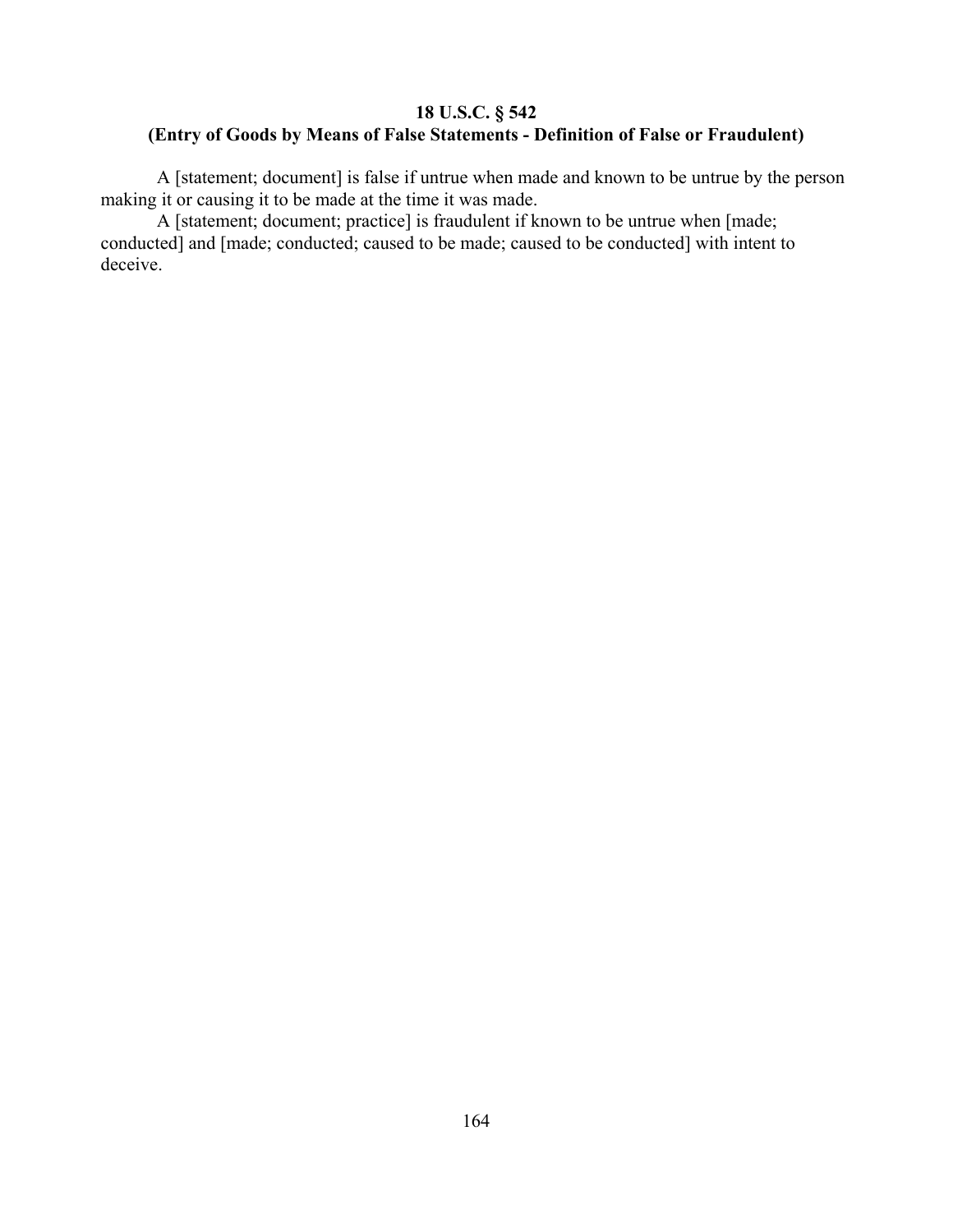### 18 U.S.C. § 542
### (Entry of Goods by Means of False Statements - Definition of False or Fraudulent)

A [statement; document] is false if untrue when made and known to be untrue by the person making it or causing it to be made at the time it was made.

A [statement; document; practice] is fraudulent if known to be untrue when [made; conducted] and [made; conducted; caused to be made; caused to be conducted] with intent to deceive.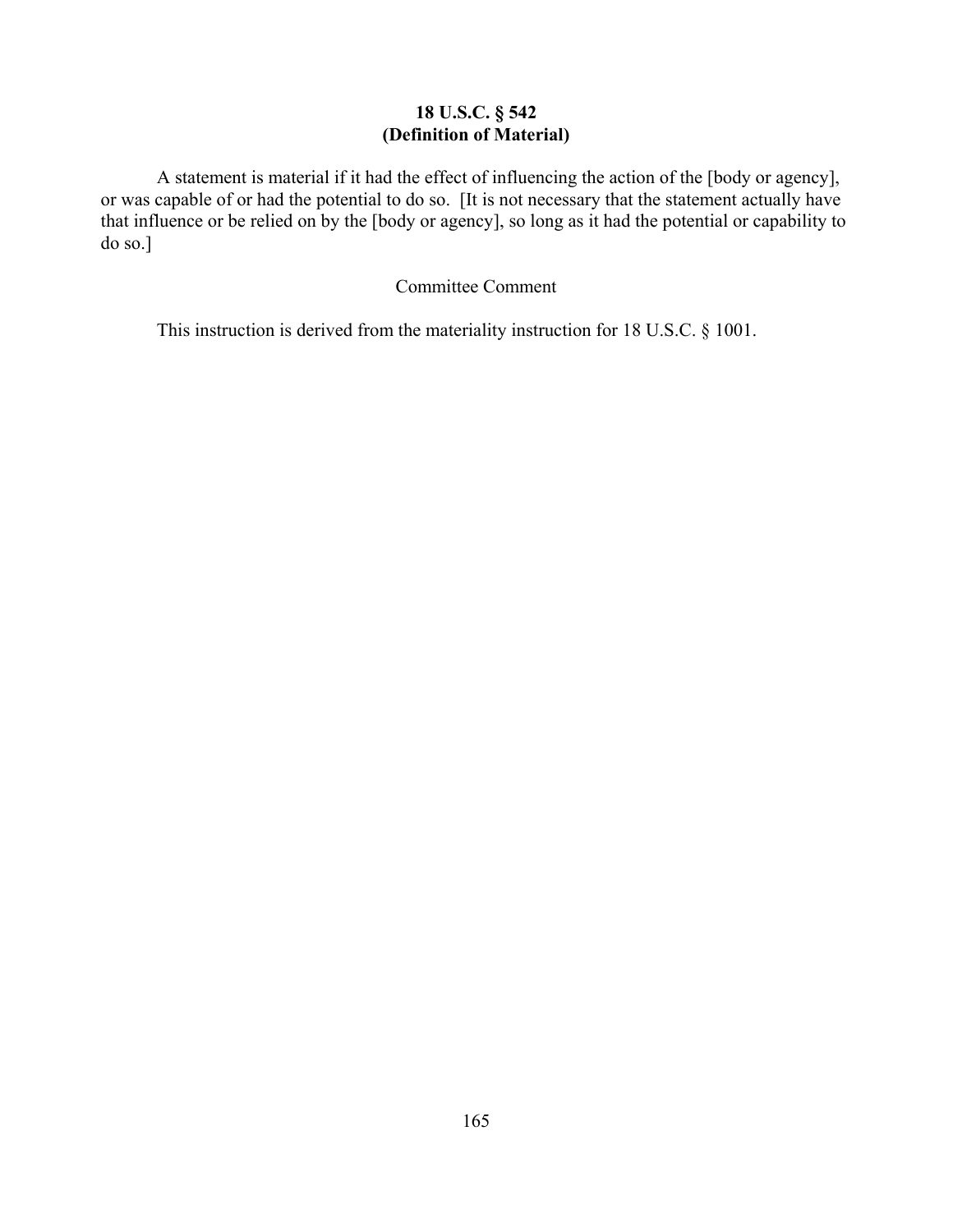**18 U.S.C. § 542**
**(Definition of Material)**

A statement is material if it had the effect of influencing the action of the [body or agency], or was capable of or had the potential to do so. [It is not necessary that the statement actually have that influence or be relied on by the [body or agency], so long as it had the potential or capability to do so.]

Committee Comment

This instruction is derived from the materiality instruction for 18 U.S.C. § 1001.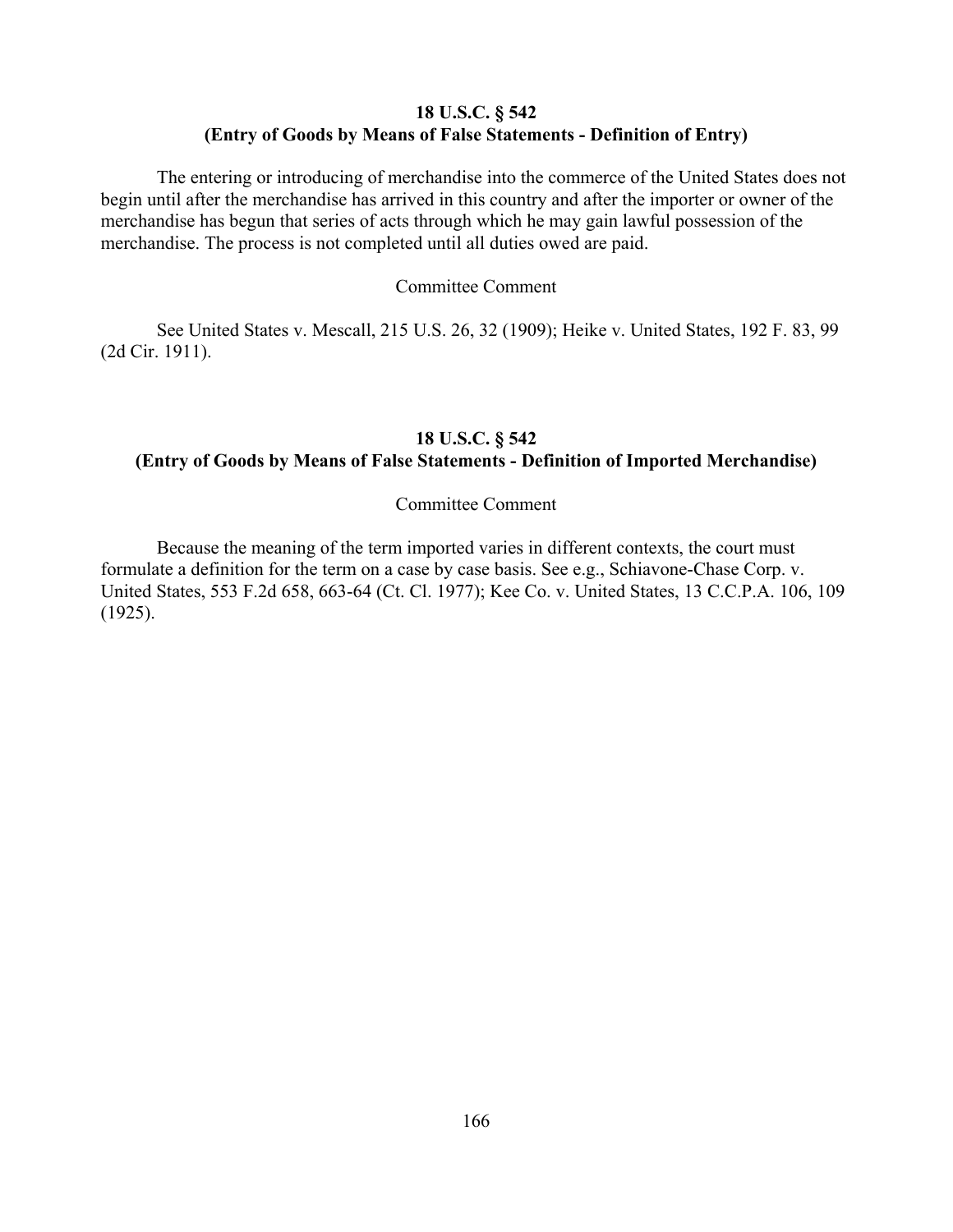### 18 U.S.C. § 542
### (Entry of Goods by Means of False Statements - Definition of Entry)

The entering or introducing of merchandise into the commerce of the United States does not begin until after the merchandise has arrived in this country and after the importer or owner of the merchandise has begun that series of acts through which he may gain lawful possession of the merchandise. The process is not completed until all duties owed are paid.

Committee Comment

See United States v. Mescall, 215 U.S. 26, 32 (1909); Heike v. United States, 192 F. 83, 99 (2d Cir. 1911).

### 18 U.S.C. § 542
### (Entry of Goods by Means of False Statements - Definition of Imported Merchandise)

Committee Comment

Because the meaning of the term imported varies in different contexts, the court must formulate a definition for the term on a case by case basis. See e.g., Schiavone-Chase Corp. v. United States, 553 F.2d 658, 663-64 (Ct. Cl. 1977); Kee Co. v. United States, 13 C.C.P.A. 106, 109 (1925).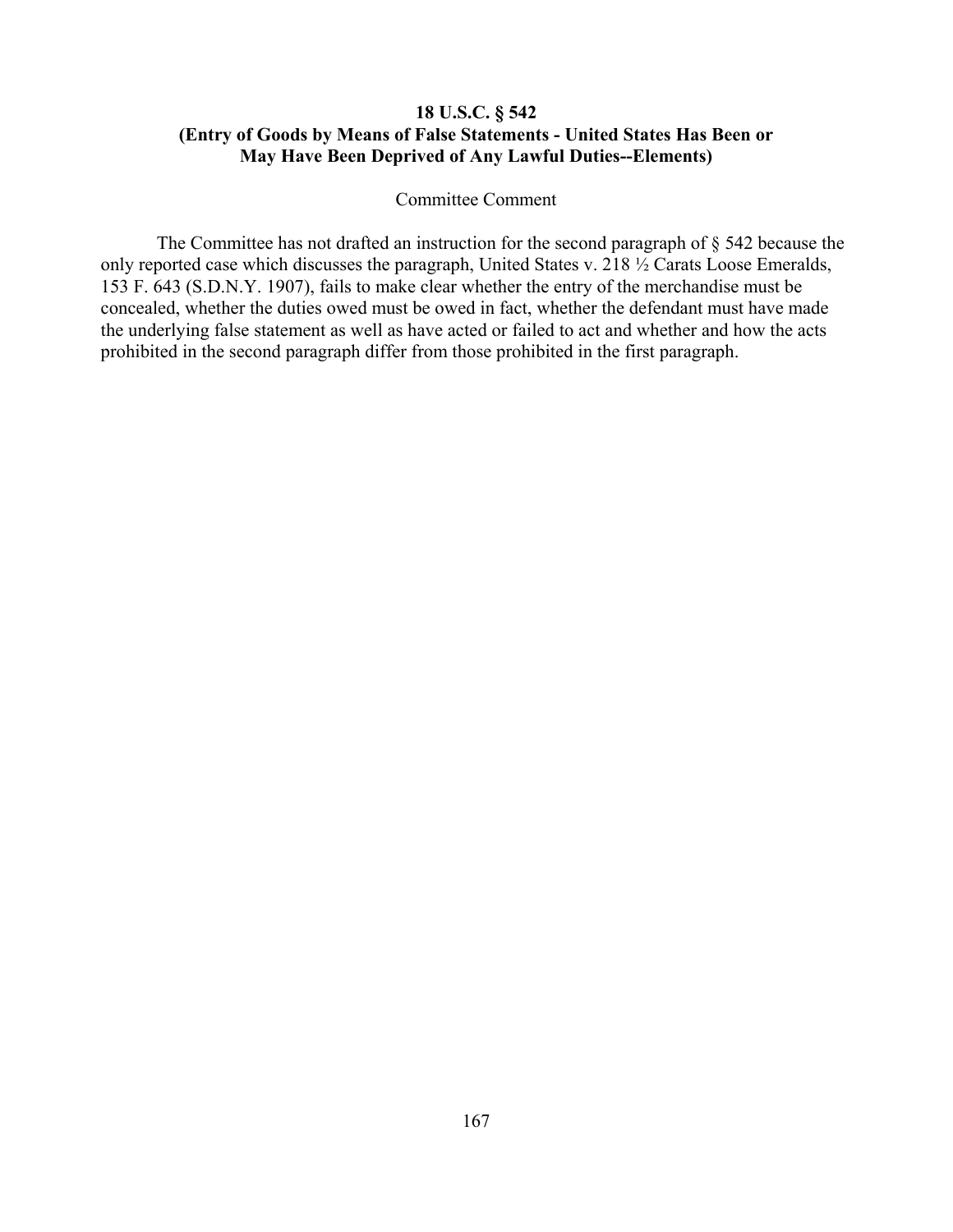### 18 U.S.C. § 542
### (Entry of Goods by Means of False Statements - United States Has Been or May Have Been Deprived of Any Lawful Duties--Elements)

Committee Comment

The Committee has not drafted an instruction for the second paragraph of § 542 because the only reported case which discusses the paragraph, United States v. 218 ½ Carats Loose Emeralds, 153 F. 643 (S.D.N.Y. 1907), fails to make clear whether the entry of the merchandise must be concealed, whether the duties owed must be owed in fact, whether the defendant must have made the underlying false statement as well as have acted or failed to act and whether and how the acts prohibited in the second paragraph differ from those prohibited in the first paragraph.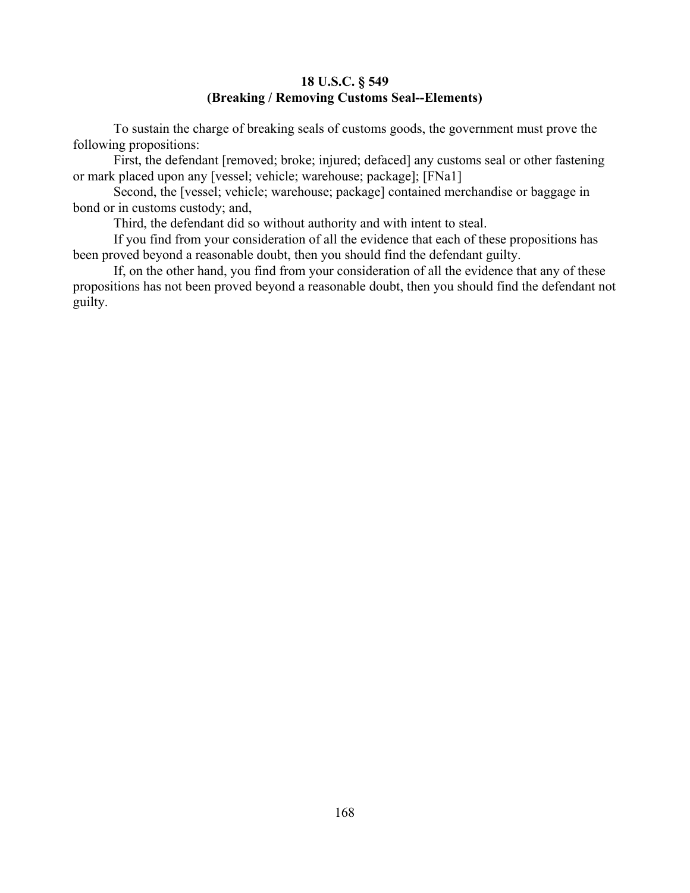**18 U.S.C. § 549**
**(Breaking / Removing Customs Seal--Elements)**

To sustain the charge of breaking seals of customs goods, the government must prove the following propositions:

First, the defendant [removed; broke; injured; defaced] any customs seal or other fastening or mark placed upon any [vessel; vehicle; warehouse; package]; [FNa1]

Second, the [vessel; vehicle; warehouse; package] contained merchandise or baggage in bond or in customs custody; and,

Third, the defendant did so without authority and with intent to steal.

If you find from your consideration of all the evidence that each of these propositions has been proved beyond a reasonable doubt, then you should find the defendant guilty.

If, on the other hand, you find from your consideration of all the evidence that any of these propositions has not been proved beyond a reasonable doubt, then you should find the defendant not guilty.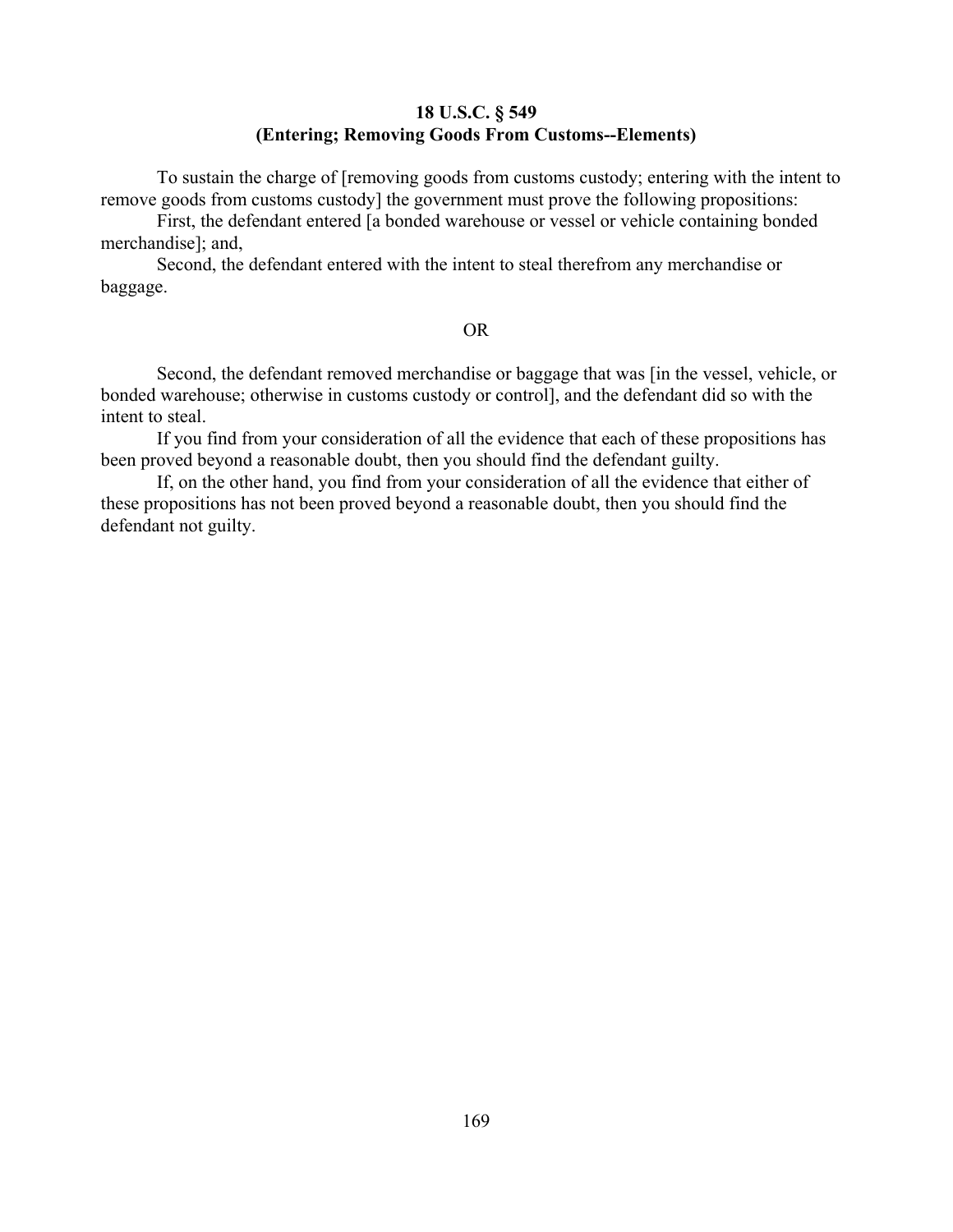**18 U.S.C. § 549**
**(Entering; Removing Goods From Customs--Elements)**

To sustain the charge of [removing goods from customs custody; entering with the intent to remove goods from customs custody] the government must prove the following propositions:

First, the defendant entered [a bonded warehouse or vessel or vehicle containing bonded merchandise]; and,

Second, the defendant entered with the intent to steal therefrom any merchandise or baggage.

OR

Second, the defendant removed merchandise or baggage that was [in the vessel, vehicle, or bonded warehouse; otherwise in customs custody or control], and the defendant did so with the intent to steal.

If you find from your consideration of all the evidence that each of these propositions has been proved beyond a reasonable doubt, then you should find the defendant guilty.

If, on the other hand, you find from your consideration of all the evidence that either of these propositions has not been proved beyond a reasonable doubt, then you should find the defendant not guilty.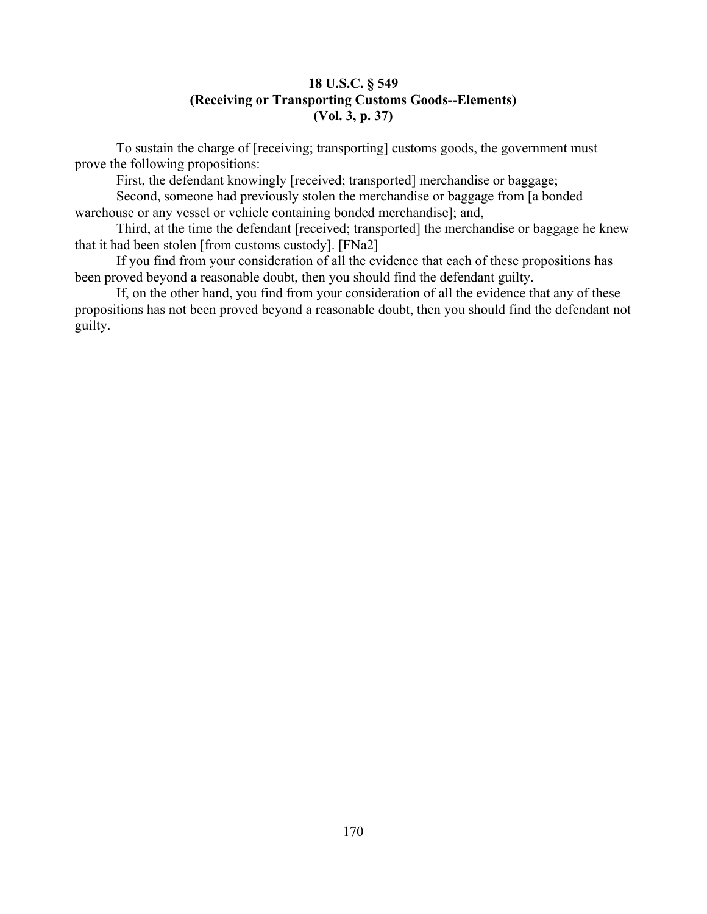**18 U.S.C. § 549**
**(Receiving or Transporting Customs Goods--Elements)**
**(Vol. 3, p. 37)**

To sustain the charge of [receiving; transporting] customs goods, the government must prove the following propositions:

First, the defendant knowingly [received; transported] merchandise or baggage;

Second, someone had previously stolen the merchandise or baggage from [a bonded warehouse or any vessel or vehicle containing bonded merchandise]; and,

Third, at the time the defendant [received; transported] the merchandise or baggage he knew that it had been stolen [from customs custody]. [FNa2]

If you find from your consideration of all the evidence that each of these propositions has been proved beyond a reasonable doubt, then you should find the defendant guilty.

If, on the other hand, you find from your consideration of all the evidence that any of these propositions has not been proved beyond a reasonable doubt, then you should find the defendant not guilty.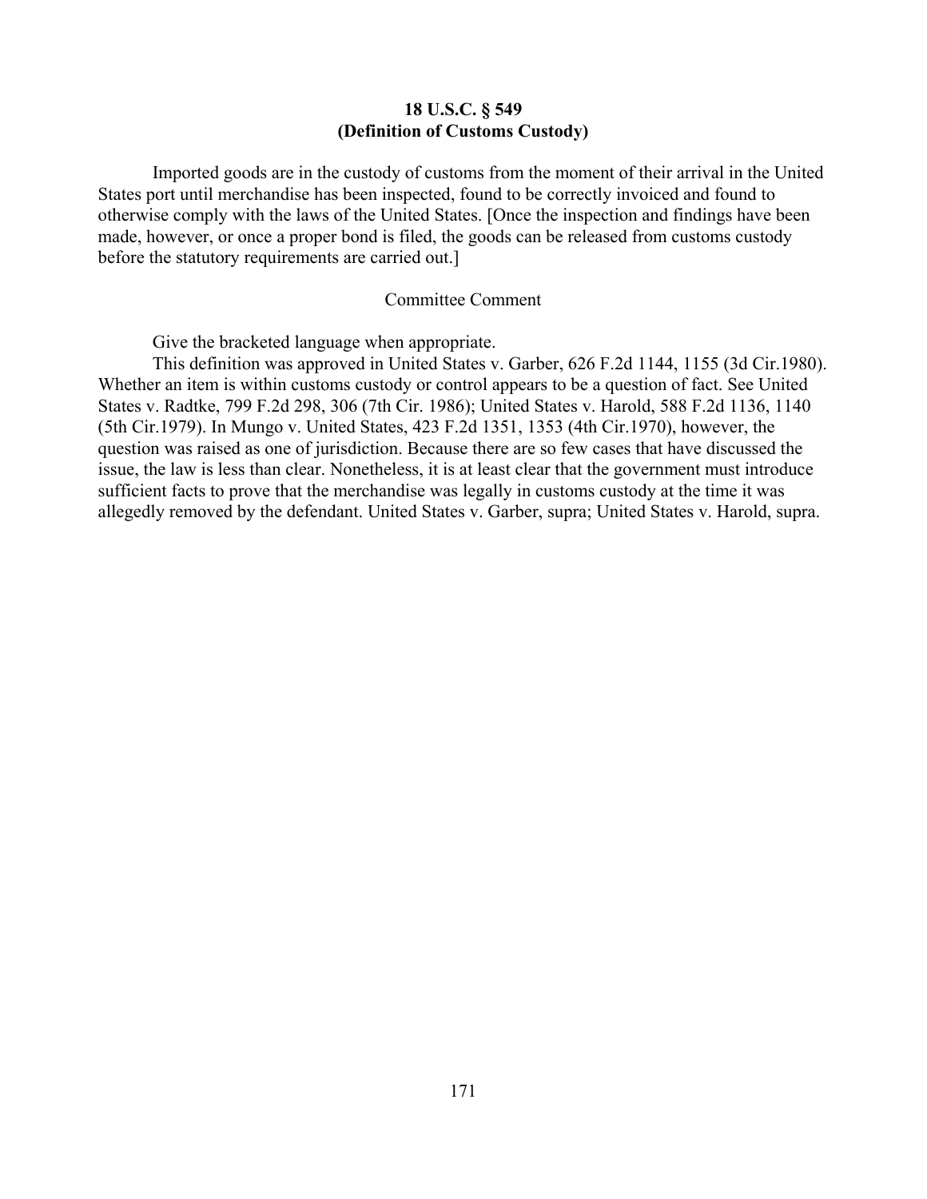## 18 U.S.C. § 549
## (Definition of Customs Custody)

Imported goods are in the custody of customs from the moment of their arrival in the United States port until merchandise has been inspected, found to be correctly invoiced and found to otherwise comply with the laws of the United States. [Once the inspection and findings have been made, however, or once a proper bond is filed, the goods can be released from customs custody before the statutory requirements are carried out.]

Committee Comment

Give the bracketed language when appropriate.

This definition was approved in United States v. Garber, 626 F.2d 1144, 1155 (3d Cir.1980). Whether an item is within customs custody or control appears to be a question of fact. See United States v. Radtke, 799 F.2d 298, 306 (7th Cir. 1986); United States v. Harold, 588 F.2d 1136, 1140 (5th Cir.1979). In Mungo v. United States, 423 F.2d 1351, 1353 (4th Cir.1970), however, the question was raised as one of jurisdiction. Because there are so few cases that have discussed the issue, the law is less than clear. Nonetheless, it is at least clear that the government must introduce sufficient facts to prove that the merchandise was legally in customs custody at the time it was allegedly removed by the defendant. United States v. Garber, supra; United States v. Harold, supra.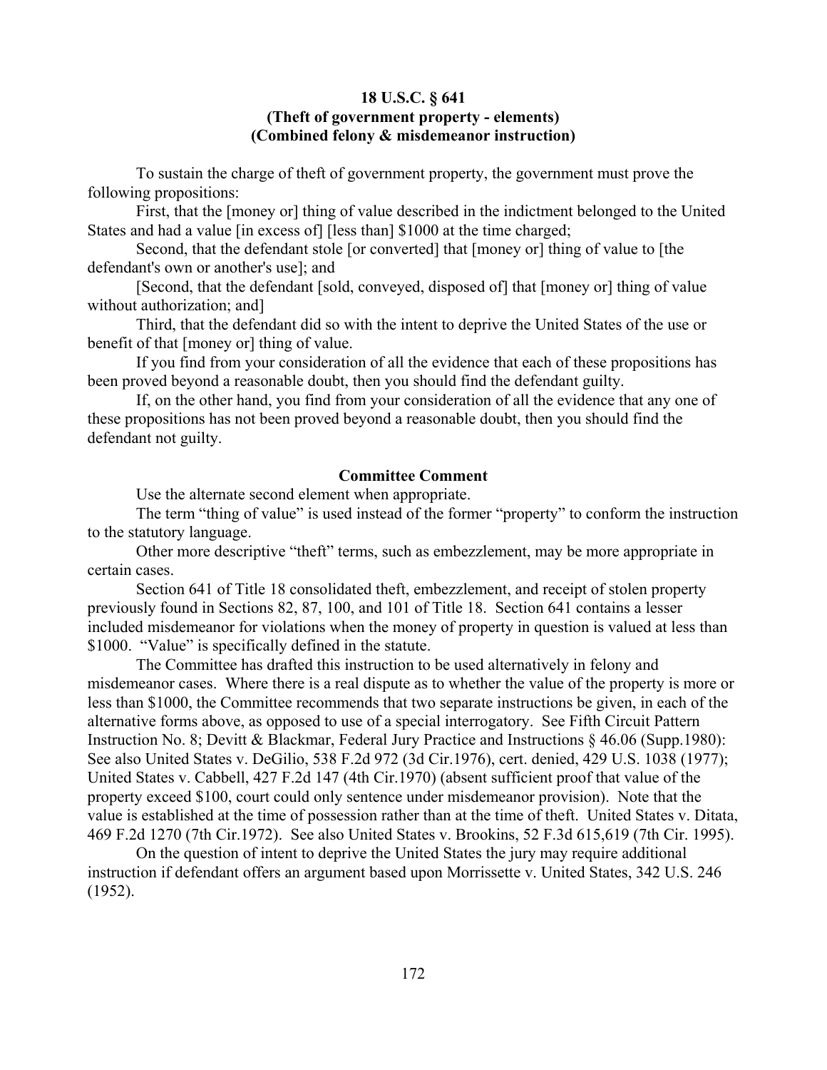**18 U.S.C. § 641**
**(Theft of government property - elements)**
**(Combined felony & misdemeanor instruction)**

To sustain the charge of theft of government property, the government must prove the following propositions:

First, that the [money or] thing of value described in the indictment belonged to the United States and had a value [in excess of] [less than] $1000 at the time charged;

Second, that the defendant stole [or converted] that [money or] thing of value to [the defendant's own or another's use]; and

[Second, that the defendant [sold, conveyed, disposed of] that [money or] thing of value without authorization; and]

Third, that the defendant did so with the intent to deprive the United States of the use or benefit of that [money or] thing of value.

If you find from your consideration of all the evidence that each of these propositions has been proved beyond a reasonable doubt, then you should find the defendant guilty.

If, on the other hand, you find from your consideration of all the evidence that any one of these propositions has not been proved beyond a reasonable doubt, then you should find the defendant not guilty.

**Committee Comment**

Use the alternate second element when appropriate.

The term "thing of value" is used instead of the former "property" to conform the instruction to the statutory language.

Other more descriptive "theft" terms, such as embezzlement, may be more appropriate in certain cases.

Section 641 of Title 18 consolidated theft, embezzlement, and receipt of stolen property previously found in Sections 82, 87, 100, and 101 of Title 18. Section 641 contains a lesser included misdemeanor for violations when the money of property in question is valued at less than $1000. "Value" is specifically defined in the statute.

The Committee has drafted this instruction to be used alternatively in felony and misdemeanor cases. Where there is a real dispute as to whether the value of the property is more or less than $1000, the Committee recommends that two separate instructions be given, in each of the alternative forms above, as opposed to use of a special interrogatory. See Fifth Circuit Pattern Instruction No. 8; Devitt & Blackmar, Federal Jury Practice and Instructions § 46.06 (Supp.1980): See also United States v. DeGilio, 538 F.2d 972 (3d Cir.1976), cert. denied, 429 U.S. 1038 (1977); United States v. Cabbell, 427 F.2d 147 (4th Cir.1970) (absent sufficient proof that value of the property exceed $100, court could only sentence under misdemeanor provision). Note that the value is established at the time of possession rather than at the time of theft. United States v. Ditata, 469 F.2d 1270 (7th Cir.1972). See also United States v. Brookins, 52 F.3d 615,619 (7th Cir. 1995).

On the question of intent to deprive the United States the jury may require additional instruction if defendant offers an argument based upon Morrissette v. United States, 342 U.S. 246 (1952).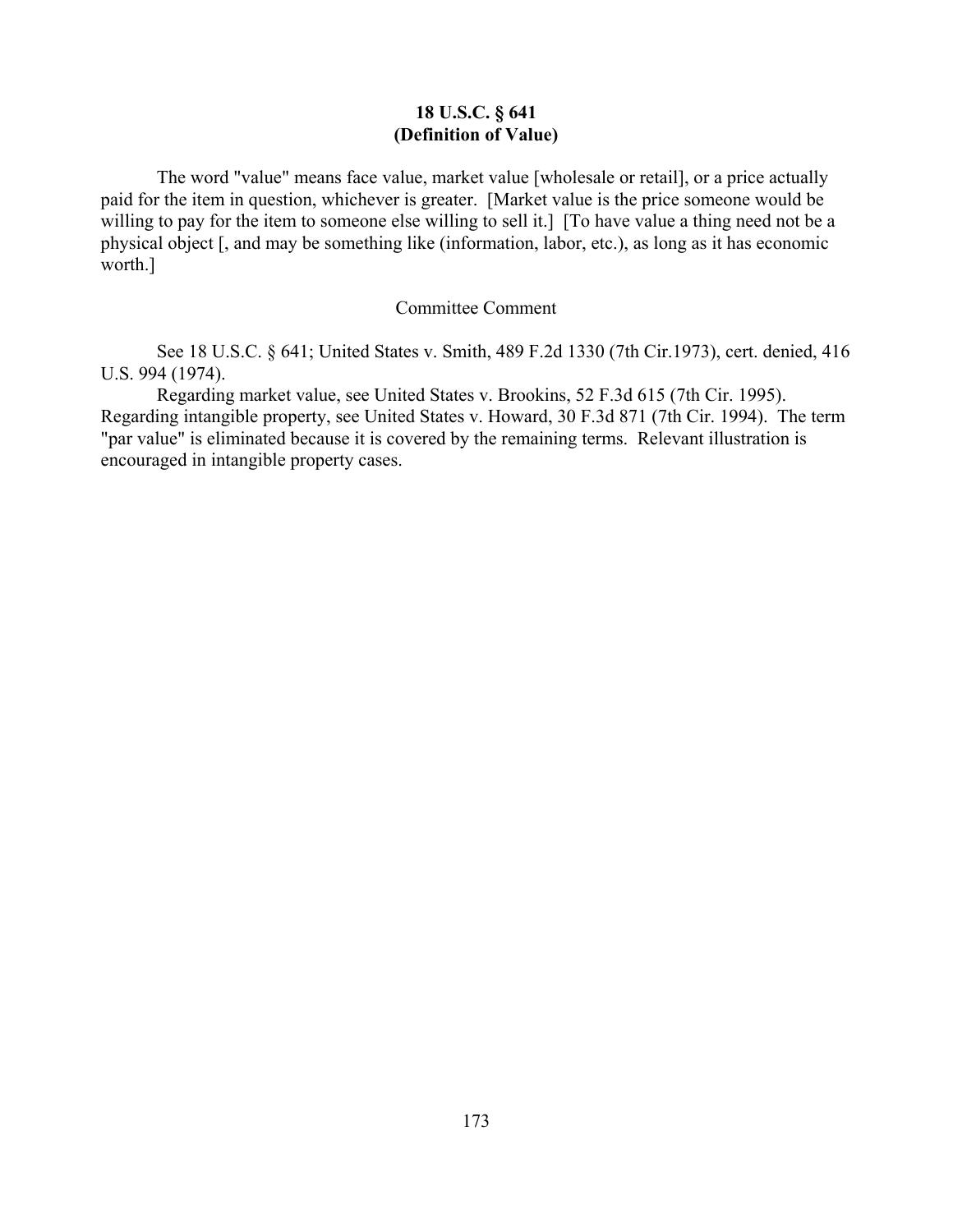**18 U.S.C. § 641**
**(Definition of Value)**

The word "value" means face value, market value [wholesale or retail], or a price actually paid for the item in question, whichever is greater. [Market value is the price someone would be willing to pay for the item to someone else willing to sell it.] [To have value a thing need not be a physical object [, and may be something like (information, labor, etc.), as long as it has economic worth.]

Committee Comment

See 18 U.S.C. § 641; United States v. Smith, 489 F.2d 1330 (7th Cir.1973), cert. denied, 416 U.S. 994 (1974).

Regarding market value, see United States v. Brookins, 52 F.3d 615 (7th Cir. 1995). Regarding intangible property, see United States v. Howard, 30 F.3d 871 (7th Cir. 1994). The term "par value" is eliminated because it is covered by the remaining terms. Relevant illustration is encouraged in intangible property cases.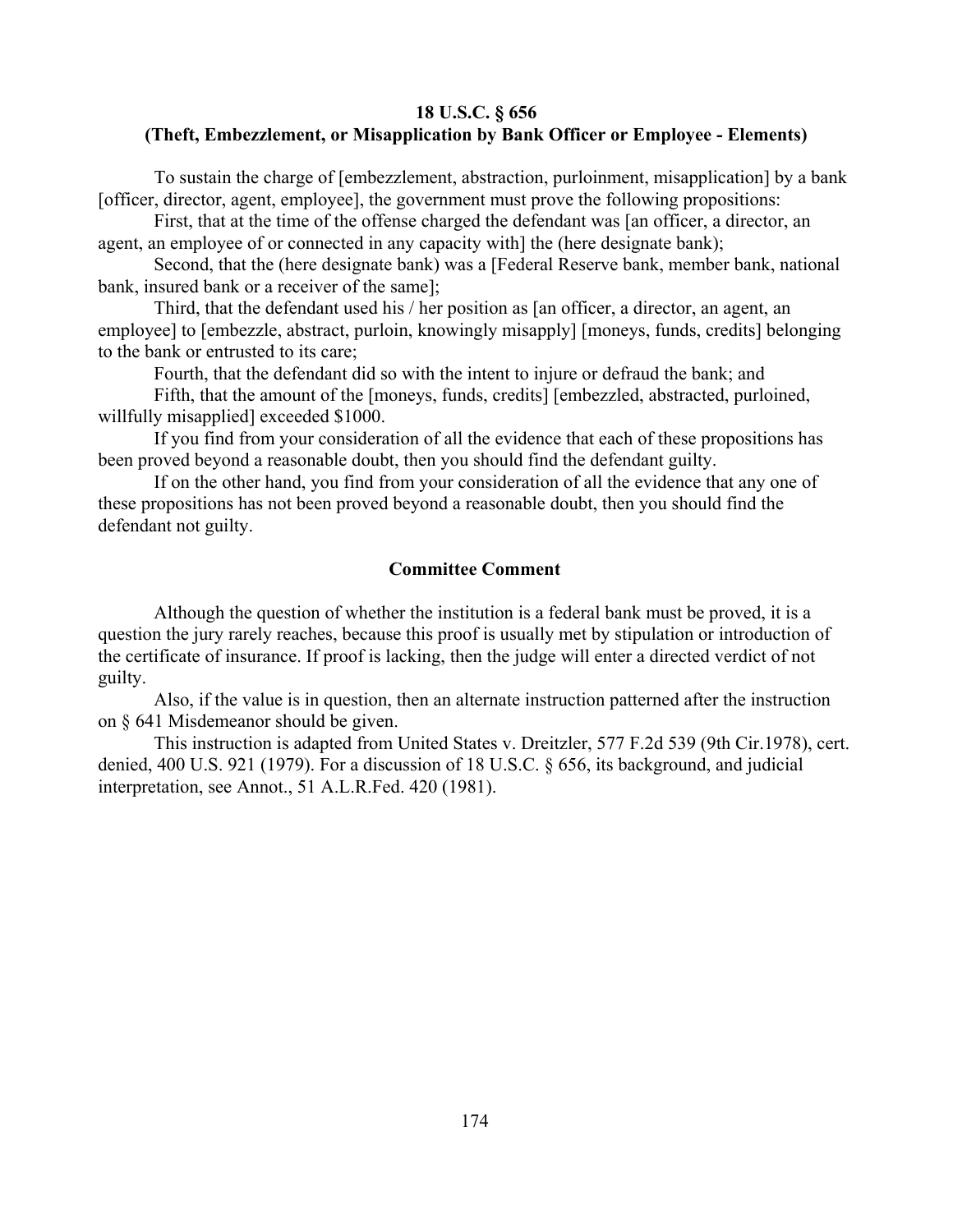**18 U.S.C. § 656**
**(Theft, Embezzlement, or Misapplication by Bank Officer or Employee - Elements)**

To sustain the charge of [embezzlement, abstraction, purloinment, misapplication] by a bank [officer, director, agent, employee], the government must prove the following propositions:

First, that at the time of the offense charged the defendant was [an officer, a director, an agent, an employee of or connected in any capacity with] the (here designate bank);

Second, that the (here designate bank) was a [Federal Reserve bank, member bank, national bank, insured bank or a receiver of the same];

Third, that the defendant used his / her position as [an officer, a director, an agent, an employee] to [embezzle, abstract, purloin, knowingly misapply] [moneys, funds, credits] belonging to the bank or entrusted to its care;

Fourth, that the defendant did so with the intent to injure or defraud the bank; and

Fifth, that the amount of the [moneys, funds, credits] [embezzled, abstracted, purloined, willfully misapplied] exceeded $1000.

If you find from your consideration of all the evidence that each of these propositions has been proved beyond a reasonable doubt, then you should find the defendant guilty.

If on the other hand, you find from your consideration of all the evidence that any one of these propositions has not been proved beyond a reasonable doubt, then you should find the defendant not guilty.

**Committee Comment**

Although the question of whether the institution is a federal bank must be proved, it is a question the jury rarely reaches, because this proof is usually met by stipulation or introduction of the certificate of insurance. If proof is lacking, then the judge will enter a directed verdict of not guilty.

Also, if the value is in question, then an alternate instruction patterned after the instruction on § 641 Misdemeanor should be given.

This instruction is adapted from United States v. Dreitzler, 577 F.2d 539 (9th Cir.1978), cert. denied, 400 U.S. 921 (1979). For a discussion of 18 U.S.C. § 656, its background, and judicial interpretation, see Annot., 51 A.L.R.Fed. 420 (1981).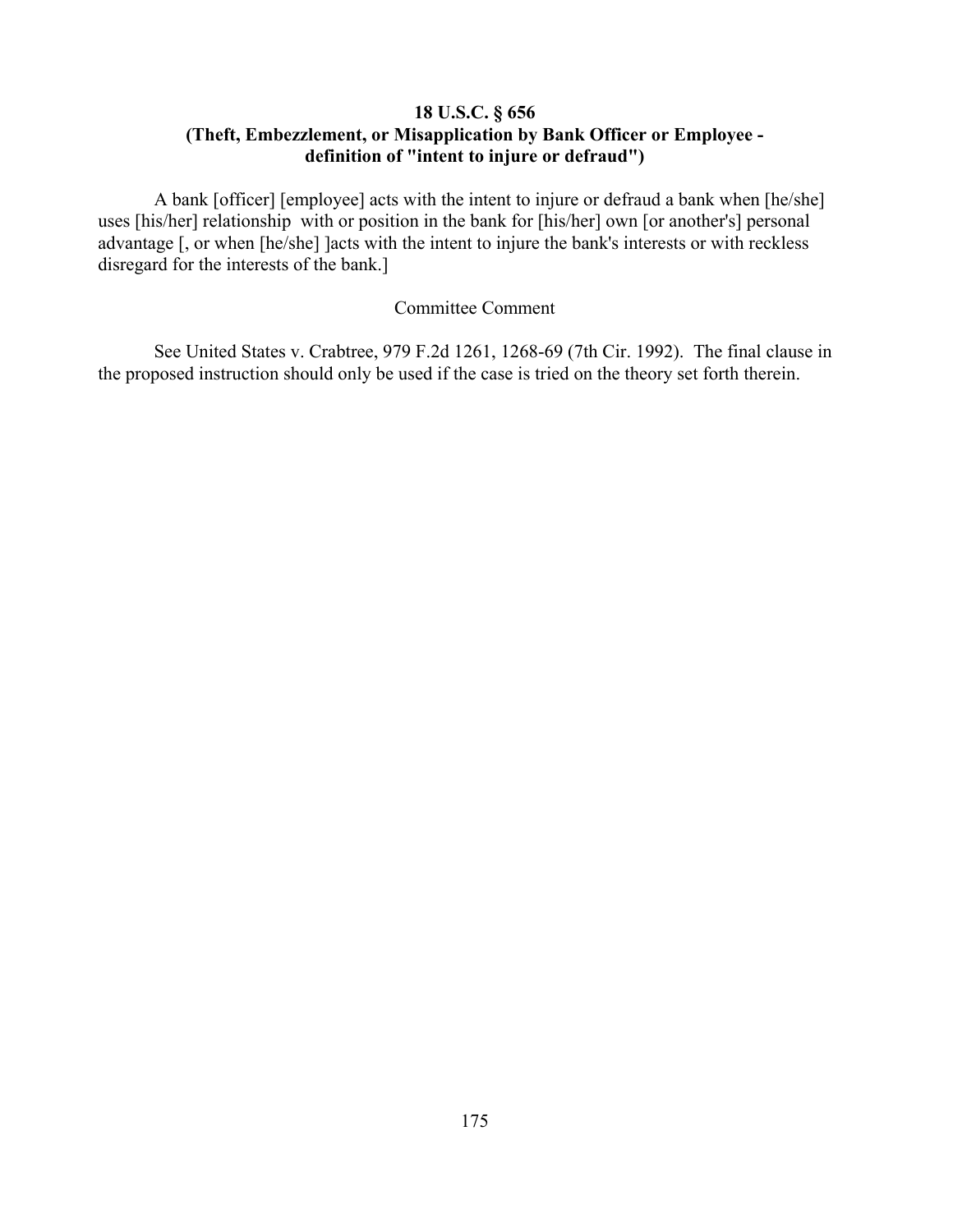**18 U.S.C. § 656**
**(Theft, Embezzlement, or Misapplication by Bank Officer or Employee - definition of "intent to injure or defraud")**

A bank [officer] [employee] acts with the intent to injure or defraud a bank when [he/she] uses [his/her] relationship with or position in the bank for [his/her] own [or another's] personal advantage [, or when [he/she] ]acts with the intent to injure the bank's interests or with reckless disregard for the interests of the bank.]

Committee Comment

See United States v. Crabtree, 979 F.2d 1261, 1268-69 (7th Cir. 1992). The final clause in the proposed instruction should only be used if the case is tried on the theory set forth therein.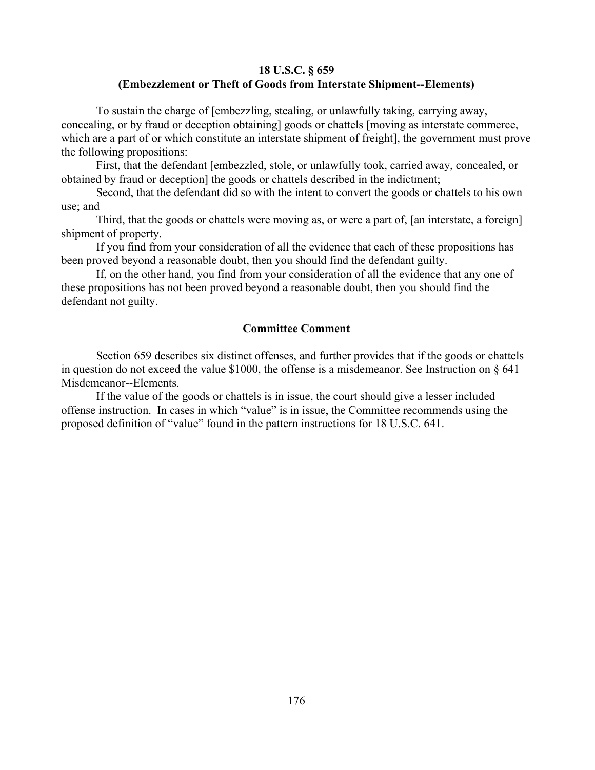**18 U.S.C. § 659**
**(Embezzlement or Theft of Goods from Interstate Shipment--Elements)**

To sustain the charge of [embezzling, stealing, or unlawfully taking, carrying away, concealing, or by fraud or deception obtaining] goods or chattels [moving as interstate commerce, which are a part of or which constitute an interstate shipment of freight], the government must prove the following propositions:

First, that the defendant [embezzled, stole, or unlawfully took, carried away, concealed, or obtained by fraud or deception] the goods or chattels described in the indictment;

Second, that the defendant did so with the intent to convert the goods or chattels to his own use; and

Third, that the goods or chattels were moving as, or were a part of, [an interstate, a foreign] shipment of property.

If you find from your consideration of all the evidence that each of these propositions has been proved beyond a reasonable doubt, then you should find the defendant guilty.

If, on the other hand, you find from your consideration of all the evidence that any one of these propositions has not been proved beyond a reasonable doubt, then you should find the defendant not guilty.

**Committee Comment**

Section 659 describes six distinct offenses, and further provides that if the goods or chattels in question do not exceed the value $1000, the offense is a misdemeanor. See Instruction on § 641 Misdemeanor--Elements.

If the value of the goods or chattels is in issue, the court should give a lesser included offense instruction. In cases in which "value" is in issue, the Committee recommends using the proposed definition of "value" found in the pattern instructions for 18 U.S.C. 641.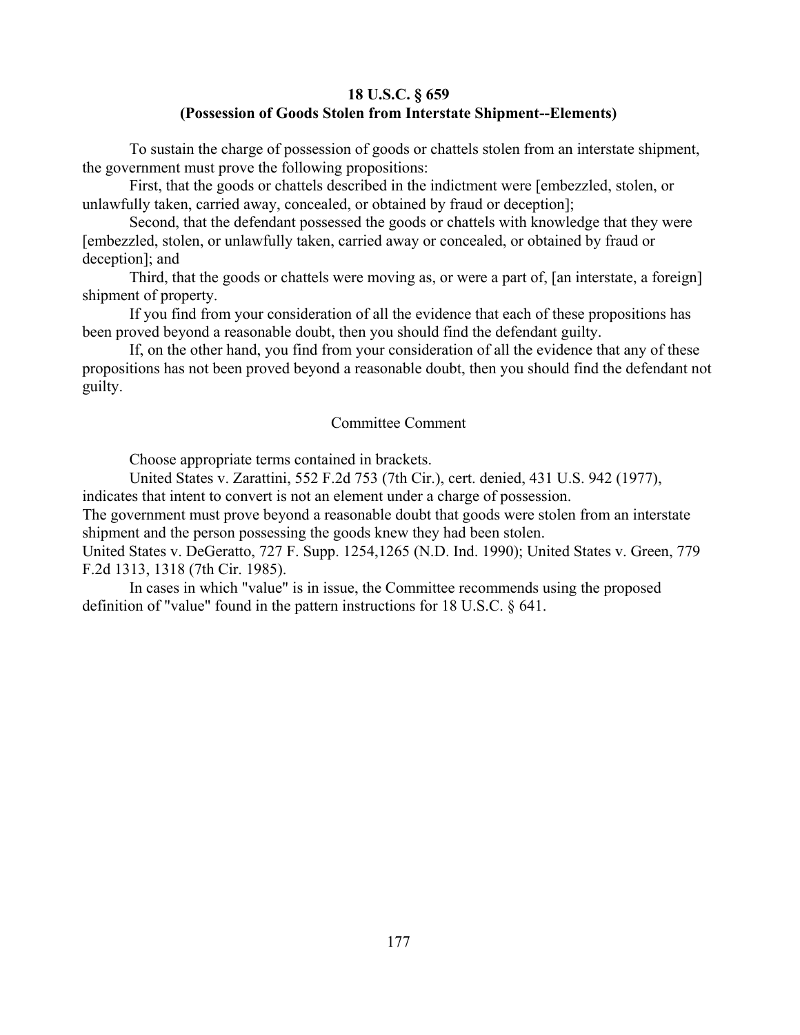**18 U.S.C. § 659**
**(Possession of Goods Stolen from Interstate Shipment--Elements)**

To sustain the charge of possession of goods or chattels stolen from an interstate shipment, the government must prove the following propositions:

First, that the goods or chattels described in the indictment were [embezzled, stolen, or unlawfully taken, carried away, concealed, or obtained by fraud or deception];

Second, that the defendant possessed the goods or chattels with knowledge that they were [embezzled, stolen, or unlawfully taken, carried away or concealed, or obtained by fraud or deception]; and

Third, that the goods or chattels were moving as, or were a part of, [an interstate, a foreign] shipment of property.

If you find from your consideration of all the evidence that each of these propositions has been proved beyond a reasonable doubt, then you should find the defendant guilty.

If, on the other hand, you find from your consideration of all the evidence that any of these propositions has not been proved beyond a reasonable doubt, then you should find the defendant not guilty.

Committee Comment

Choose appropriate terms contained in brackets.

United States v. Zarattini, 552 F.2d 753 (7th Cir.), cert. denied, 431 U.S. 942 (1977), indicates that intent to convert is not an element under a charge of possession.
The government must prove beyond a reasonable doubt that goods were stolen from an interstate shipment and the person possessing the goods knew they had been stolen.
United States v. DeGeratto, 727 F. Supp. 1254,1265 (N.D. Ind. 1990); United States v. Green, 779 F.2d 1313, 1318 (7th Cir. 1985).

In cases in which "value" is in issue, the Committee recommends using the proposed definition of "value" found in the pattern instructions for 18 U.S.C. § 641.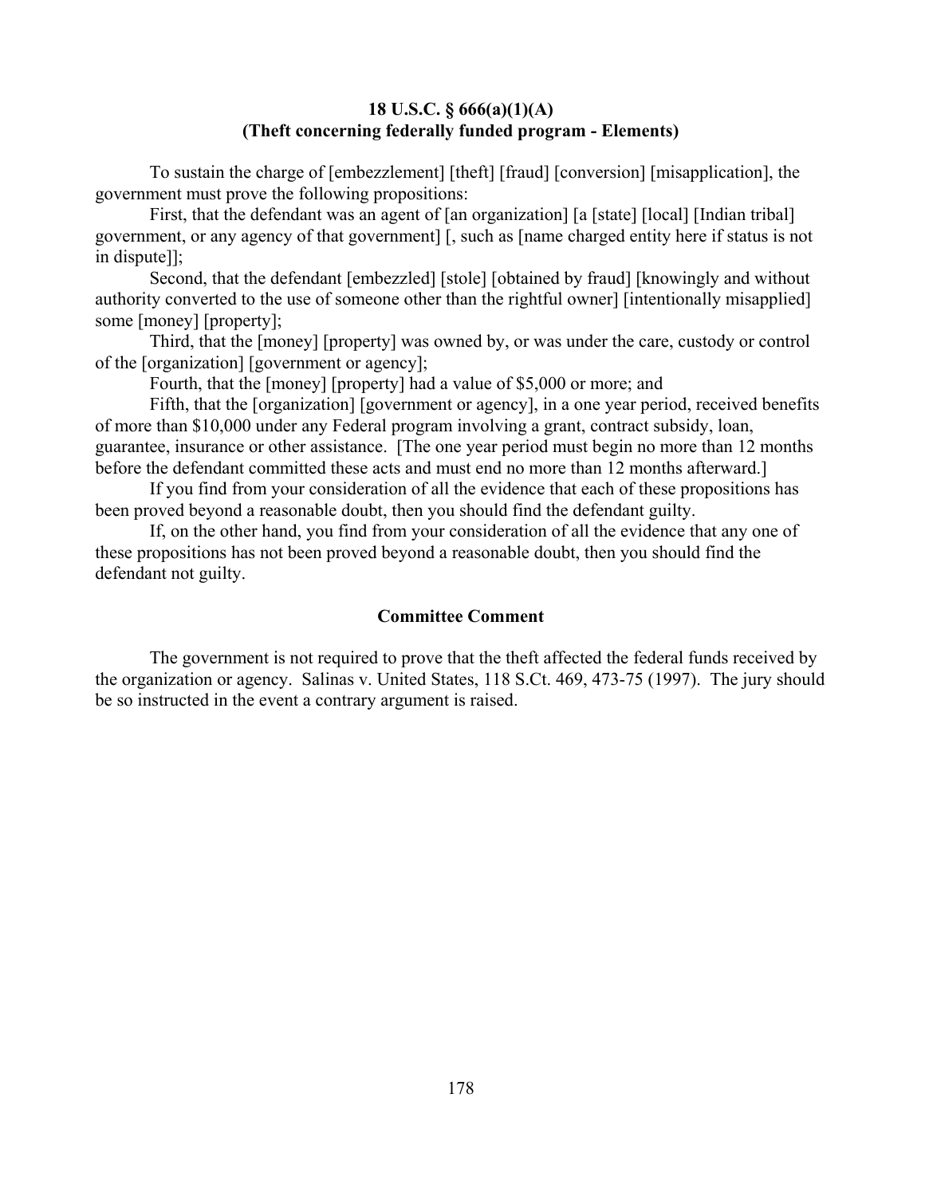**18 U.S.C. § 666(a)(1)(A)**
**(Theft concerning federally funded program - Elements)**

To sustain the charge of [embezzlement] [theft] [fraud] [conversion] [misapplication], the government must prove the following propositions:

First, that the defendant was an agent of [an organization] [a [state] [local] [Indian tribal] government, or any agency of that government] [, such as [name charged entity here if status is not in dispute]];

Second, that the defendant [embezzled] [stole] [obtained by fraud] [knowingly and without authority converted to the use of someone other than the rightful owner] [intentionally misapplied] some [money] [property];

Third, that the [money] [property] was owned by, or was under the care, custody or control of the [organization] [government or agency];

Fourth, that the [money] [property] had a value of $5,000 or more; and

Fifth, that the [organization] [government or agency], in a one year period, received benefits of more than $10,000 under any Federal program involving a grant, contract subsidy, loan, guarantee, insurance or other assistance. [The one year period must begin no more than 12 months before the defendant committed these acts and must end no more than 12 months afterward.]

If you find from your consideration of all the evidence that each of these propositions has been proved beyond a reasonable doubt, then you should find the defendant guilty.

If, on the other hand, you find from your consideration of all the evidence that any one of these propositions has not been proved beyond a reasonable doubt, then you should find the defendant not guilty.

**Committee Comment**

The government is not required to prove that the theft affected the federal funds received by the organization or agency. Salinas v. United States, 118 S.Ct. 469, 473-75 (1997). The jury should be so instructed in the event a contrary argument is raised.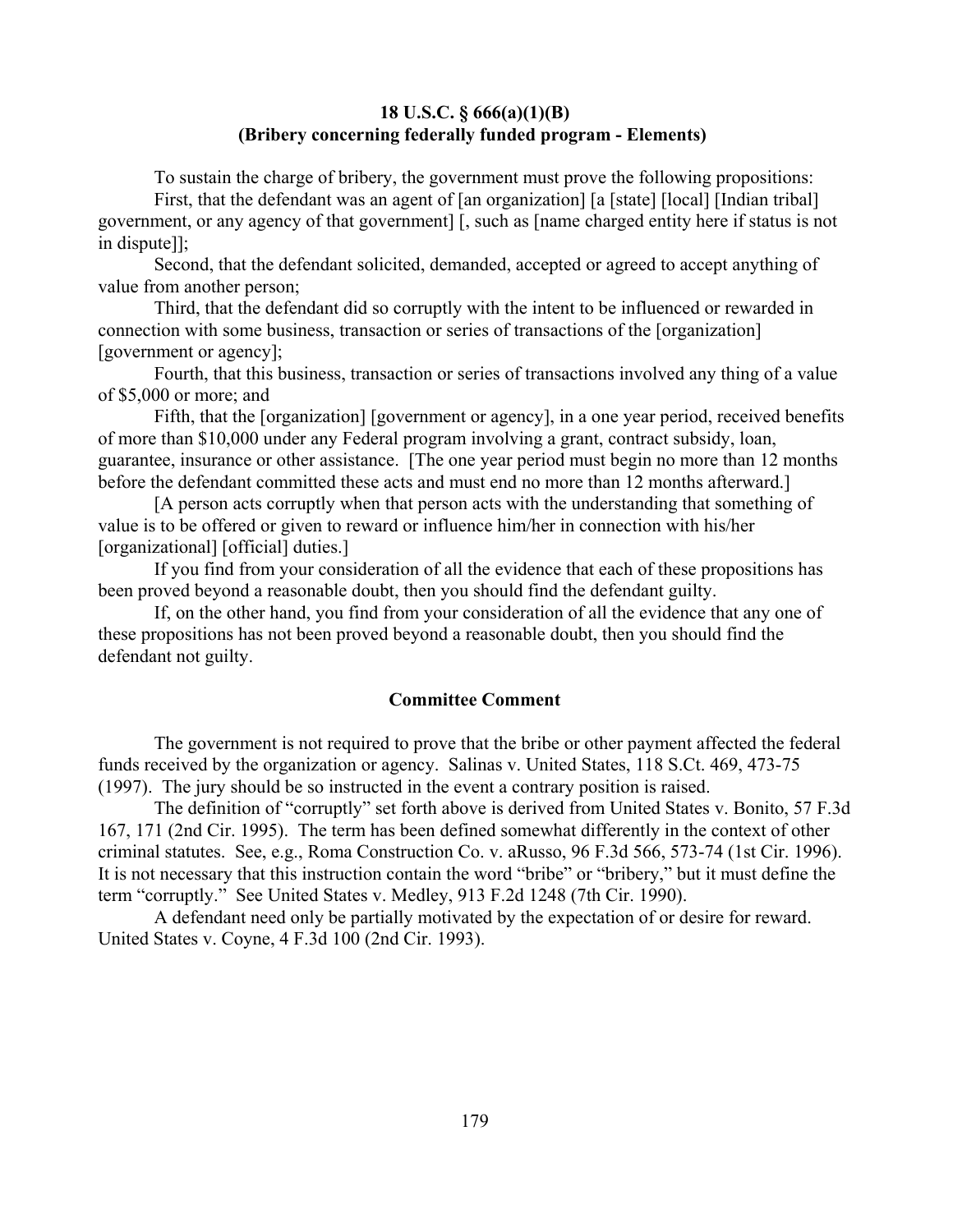## 18 U.S.C. § 666(a)(1)(B)
## (Bribery concerning federally funded program - Elements)

To sustain the charge of bribery, the government must prove the following propositions:

First, that the defendant was an agent of [an organization] [a [state] [local] [Indian tribal] government, or any agency of that government] [, such as [name charged entity here if status is not in dispute]];

Second, that the defendant solicited, demanded, accepted or agreed to accept anything of value from another person;

Third, that the defendant did so corruptly with the intent to be influenced or rewarded in connection with some business, transaction or series of transactions of the [organization] [government or agency];

Fourth, that this business, transaction or series of transactions involved any thing of a value of $5,000 or more; and

Fifth, that the [organization] [government or agency], in a one year period, received benefits of more than $10,000 under any Federal program involving a grant, contract subsidy, loan, guarantee, insurance or other assistance. [The one year period must begin no more than 12 months before the defendant committed these acts and must end no more than 12 months afterward.]

[A person acts corruptly when that person acts with the understanding that something of value is to be offered or given to reward or influence him/her in connection with his/her [organizational] [official] duties.]

If you find from your consideration of all the evidence that each of these propositions has been proved beyond a reasonable doubt, then you should find the defendant guilty.

If, on the other hand, you find from your consideration of all the evidence that any one of these propositions has not been proved beyond a reasonable doubt, then you should find the defendant not guilty.

### Committee Comment

The government is not required to prove that the bribe or other payment affected the federal funds received by the organization or agency. Salinas v. United States, 118 S.Ct. 469, 473-75 (1997). The jury should be so instructed in the event a contrary position is raised.

The definition of "corruptly" set forth above is derived from United States v. Bonito, 57 F.3d 167, 171 (2nd Cir. 1995). The term has been defined somewhat differently in the context of other criminal statutes. See, e.g., Roma Construction Co. v. aRusso, 96 F.3d 566, 573-74 (1st Cir. 1996). It is not necessary that this instruction contain the word "bribe" or "bribery," but it must define the term "corruptly." See United States v. Medley, 913 F.2d 1248 (7th Cir. 1990).

A defendant need only be partially motivated by the expectation of or desire for reward. United States v. Coyne, 4 F.3d 100 (2nd Cir. 1993).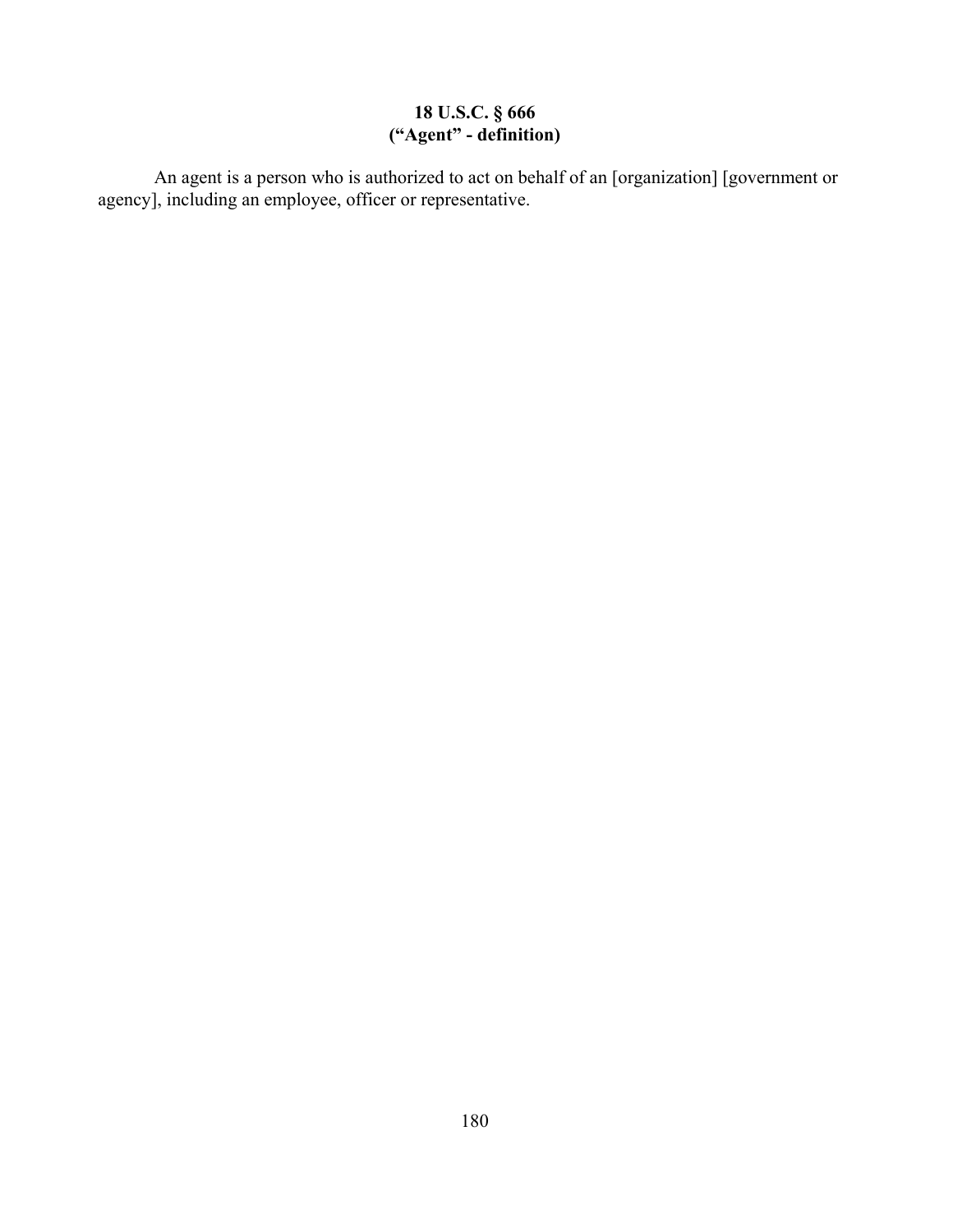# 18 U.S.C. § 666
# (“Agent” - definition)

An agent is a person who is authorized to act on behalf of an [organization] [government or agency], including an employee, officer or representative.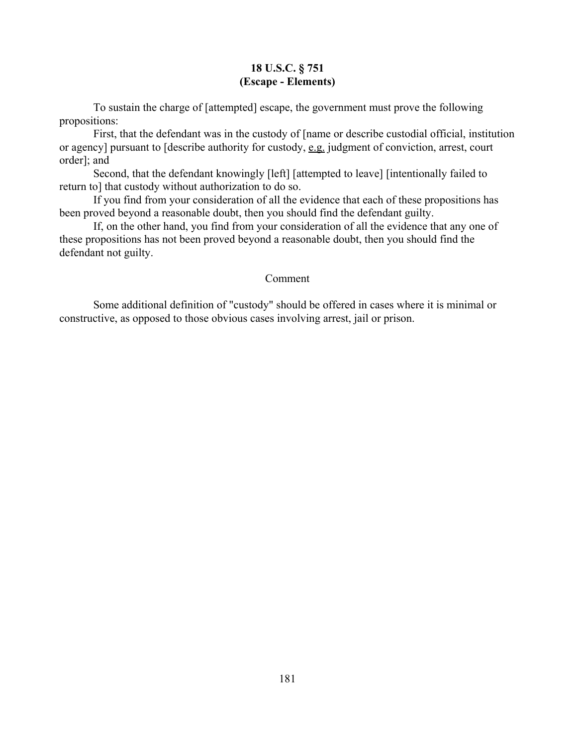**18 U.S.C. § 751**
**(Escape - Elements)**

To sustain the charge of [attempted] escape, the government must prove the following propositions:

First, that the defendant was in the custody of [name or describe custodial official, institution or agency] pursuant to [describe authority for custody, e.g. judgment of conviction, arrest, court order]; and

Second, that the defendant knowingly [left] [attempted to leave] [intentionally failed to return to] that custody without authorization to do so.

If you find from your consideration of all the evidence that each of these propositions has been proved beyond a reasonable doubt, then you should find the defendant guilty.

If, on the other hand, you find from your consideration of all the evidence that any one of these propositions has not been proved beyond a reasonable doubt, then you should find the defendant not guilty.

Comment

Some additional definition of "custody" should be offered in cases where it is minimal or constructive, as opposed to those obvious cases involving arrest, jail or prison.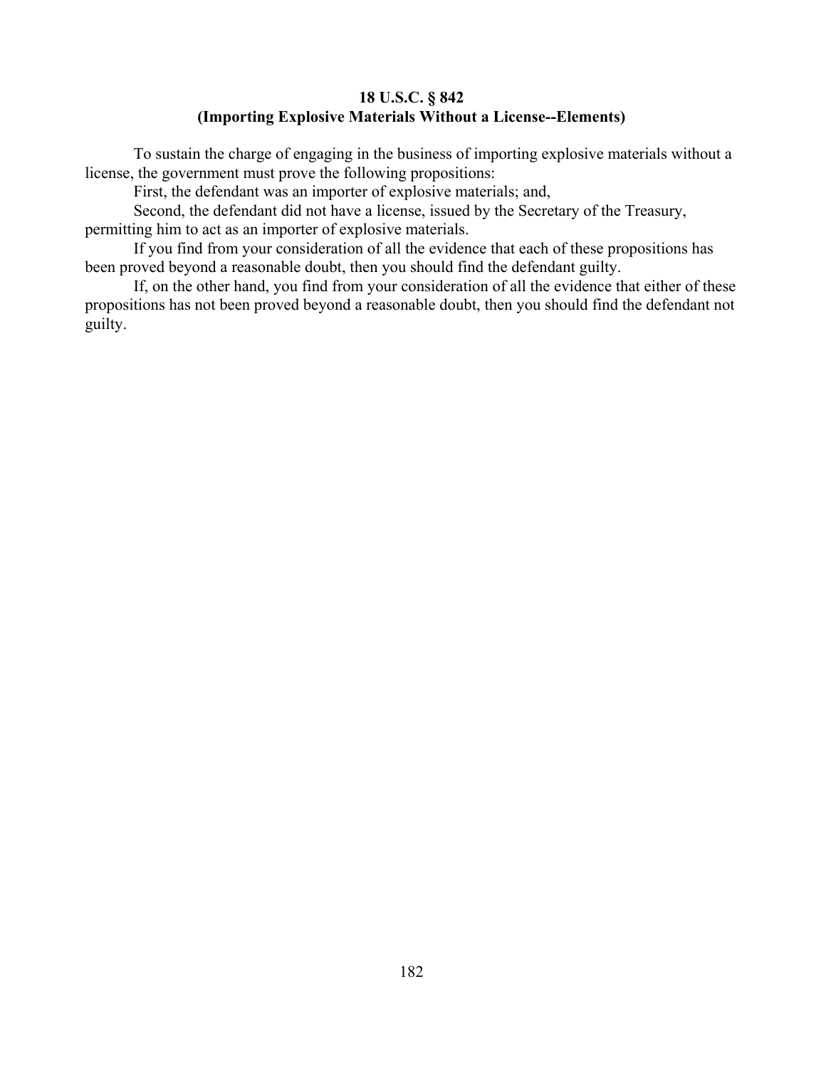**18 U.S.C. § 842**
**(Importing Explosive Materials Without a License--Elements)**

To sustain the charge of engaging in the business of importing explosive materials without a license, the government must prove the following propositions:

First, the defendant was an importer of explosive materials; and,

Second, the defendant did not have a license, issued by the Secretary of the Treasury, permitting him to act as an importer of explosive materials.

If you find from your consideration of all the evidence that each of these propositions has been proved beyond a reasonable doubt, then you should find the defendant guilty.

If, on the other hand, you find from your consideration of all the evidence that either of these propositions has not been proved beyond a reasonable doubt, then you should find the defendant not guilty.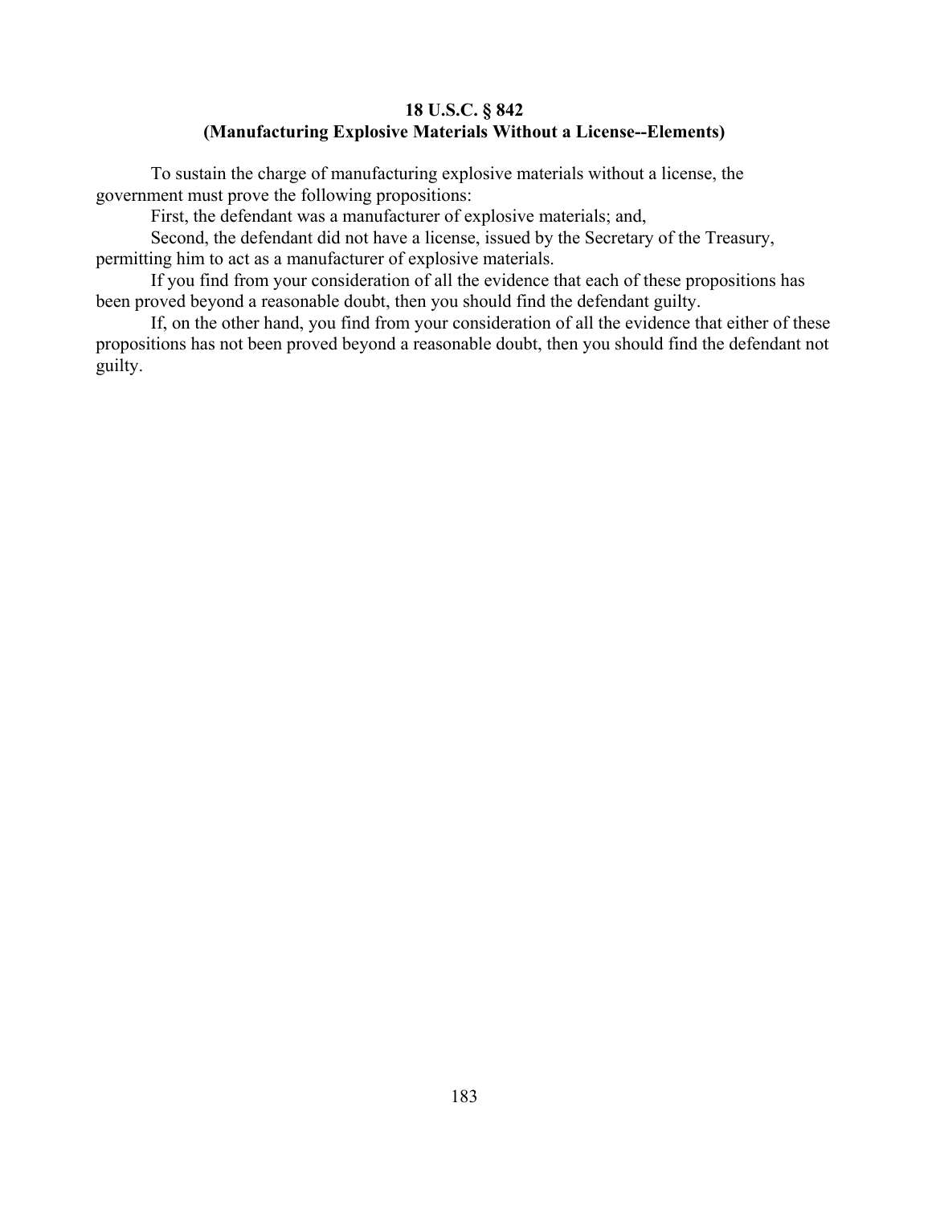**18 U.S.C. § 842**
**(Manufacturing Explosive Materials Without a License--Elements)**

To sustain the charge of manufacturing explosive materials without a license, the government must prove the following propositions:

First, the defendant was a manufacturer of explosive materials; and,

Second, the defendant did not have a license, issued by the Secretary of the Treasury, permitting him to act as a manufacturer of explosive materials.

If you find from your consideration of all the evidence that each of these propositions has been proved beyond a reasonable doubt, then you should find the defendant guilty.

If, on the other hand, you find from your consideration of all the evidence that either of these propositions has not been proved beyond a reasonable doubt, then you should find the defendant not guilty.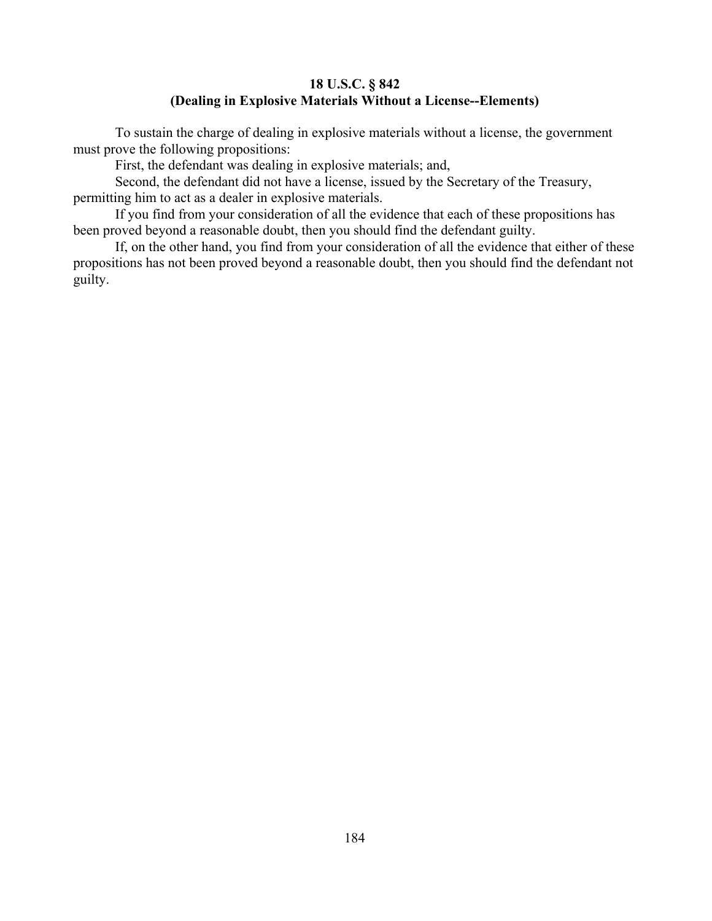**18 U.S.C. § 842**
**(Dealing in Explosive Materials Without a License--Elements)**

To sustain the charge of dealing in explosive materials without a license, the government must prove the following propositions:

First, the defendant was dealing in explosive materials; and,

Second, the defendant did not have a license, issued by the Secretary of the Treasury, permitting him to act as a dealer in explosive materials.

If you find from your consideration of all the evidence that each of these propositions has been proved beyond a reasonable doubt, then you should find the defendant guilty.

If, on the other hand, you find from your consideration of all the evidence that either of these propositions has not been proved beyond a reasonable doubt, then you should find the defendant not guilty.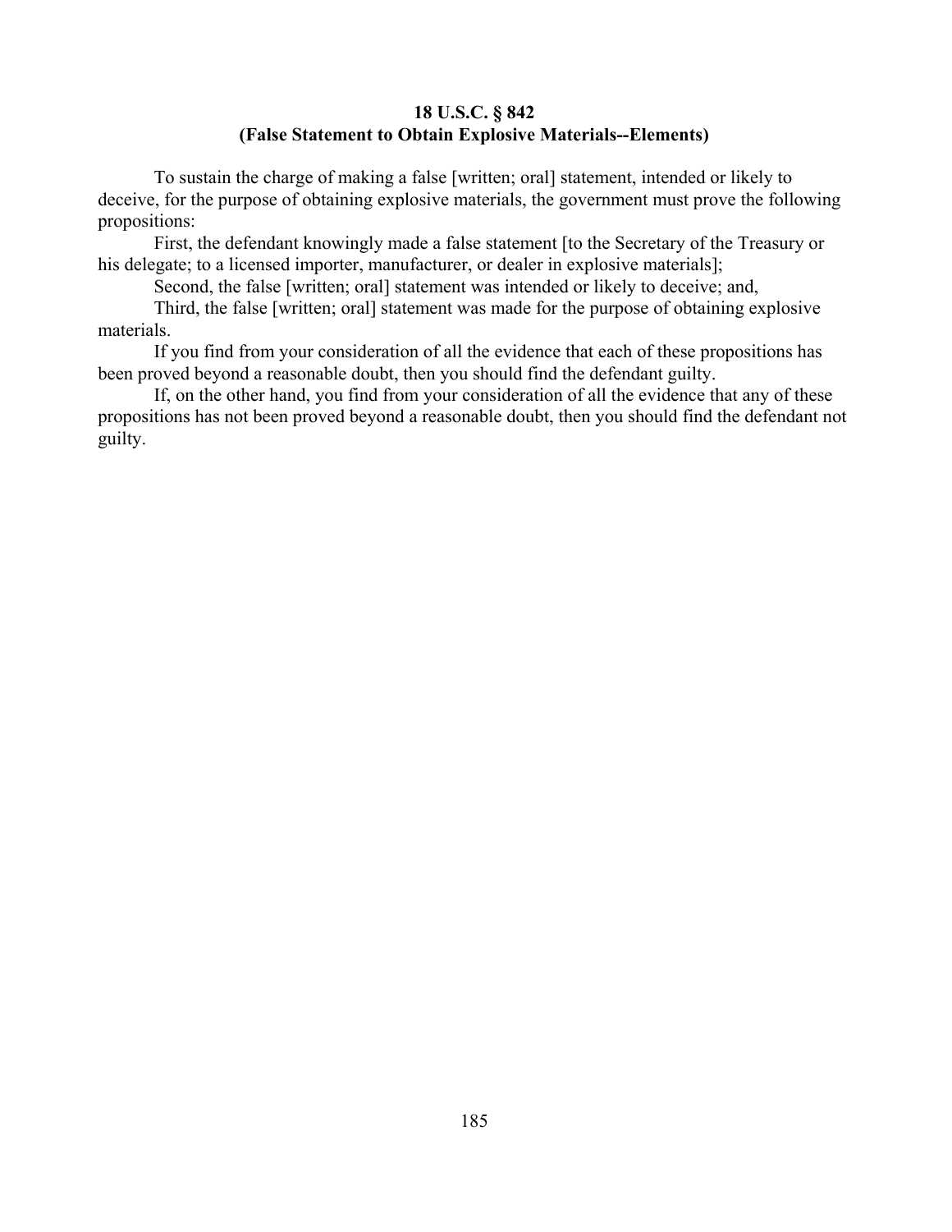**18 U.S.C. § 842**
**(False Statement to Obtain Explosive Materials--Elements)**

To sustain the charge of making a false [written; oral] statement, intended or likely to deceive, for the purpose of obtaining explosive materials, the government must prove the following propositions:

First, the defendant knowingly made a false statement [to the Secretary of the Treasury or his delegate; to a licensed importer, manufacturer, or dealer in explosive materials];

Second, the false [written; oral] statement was intended or likely to deceive; and,

Third, the false [written; oral] statement was made for the purpose of obtaining explosive materials.

If you find from your consideration of all the evidence that each of these propositions has been proved beyond a reasonable doubt, then you should find the defendant guilty.

If, on the other hand, you find from your consideration of all the evidence that any of these propositions has not been proved beyond a reasonable doubt, then you should find the defendant not guilty.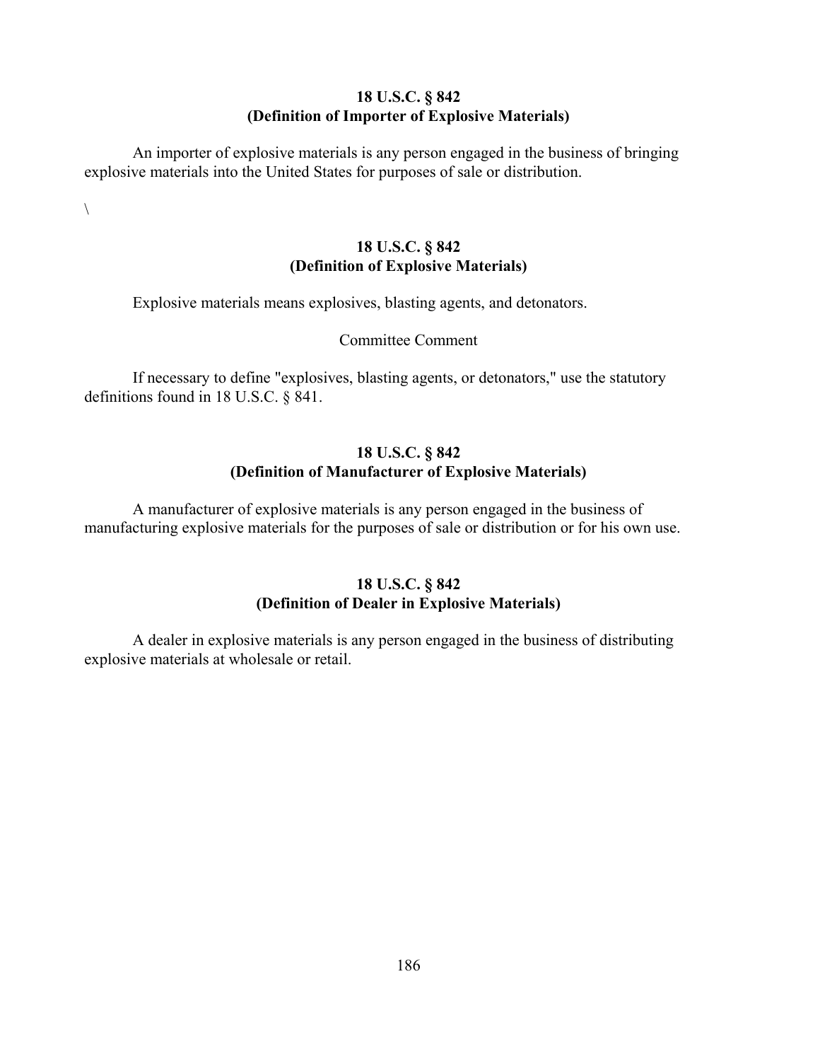**18 U.S.C. § 842**
**(Definition of Importer of Explosive Materials)**

An importer of explosive materials is any person engaged in the business of bringing explosive materials into the United States for purposes of sale or distribution.

\

**18 U.S.C. § 842**
**(Definition of Explosive Materials)**

Explosive materials means explosives, blasting agents, and detonators.

Committee Comment

If necessary to define "explosives, blasting agents, or detonators," use the statutory definitions found in 18 U.S.C. § 841.

**18 U.S.C. § 842**
**(Definition of Manufacturer of Explosive Materials)**

A manufacturer of explosive materials is any person engaged in the business of manufacturing explosive materials for the purposes of sale or distribution or for his own use.

**18 U.S.C. § 842**
**(Definition of Dealer in Explosive Materials)**

A dealer in explosive materials is any person engaged in the business of distributing explosive materials at wholesale or retail.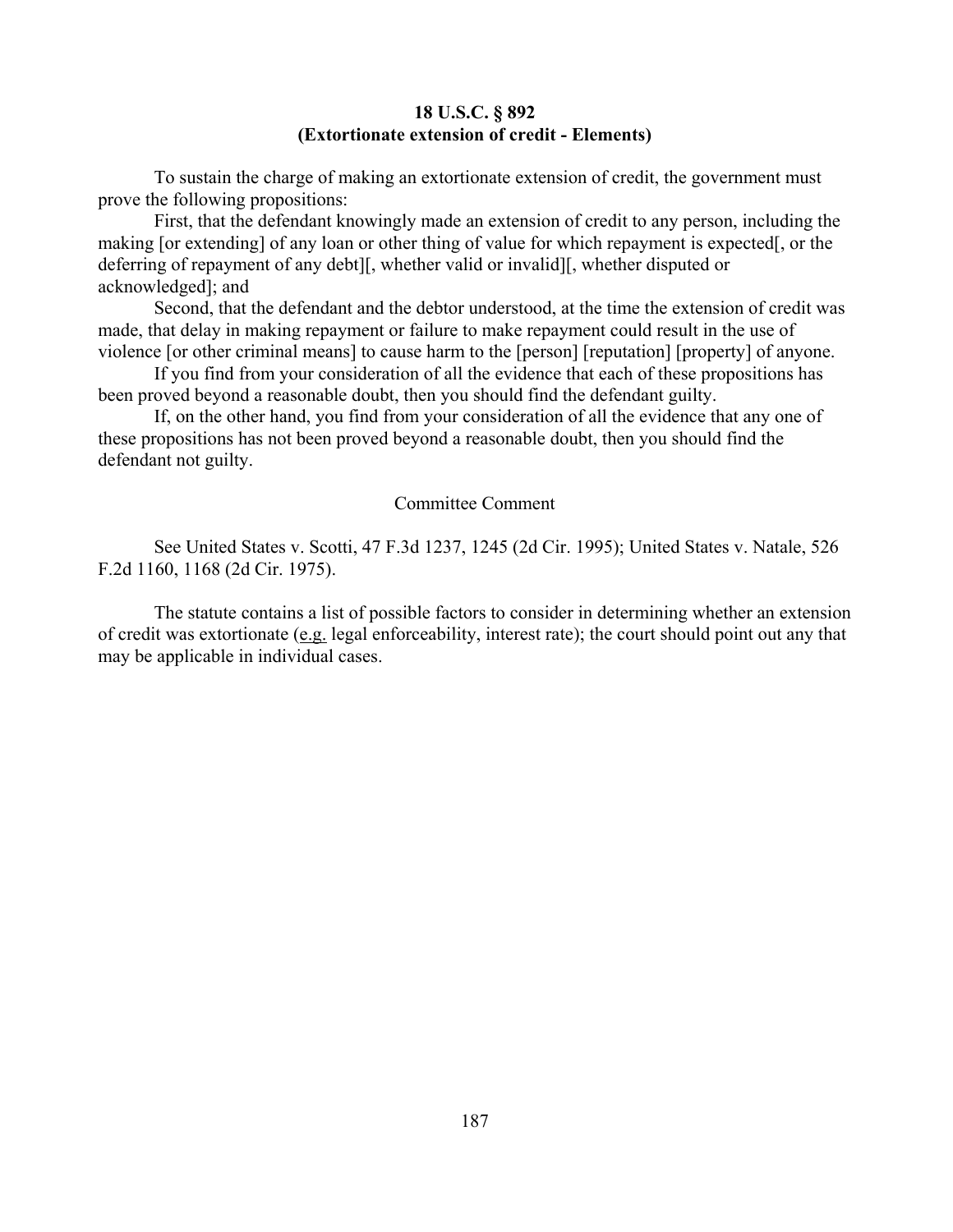**18 U.S.C. § 892**
**(Extortionate extension of credit - Elements)**

To sustain the charge of making an extortionate extension of credit, the government must prove the following propositions:

First, that the defendant knowingly made an extension of credit to any person, including the making [or extending] of any loan or other thing of value for which repayment is expected[, or the deferring of repayment of any debt][, whether valid or invalid][, whether disputed or acknowledged]; and

Second, that the defendant and the debtor understood, at the time the extension of credit was made, that delay in making repayment or failure to make repayment could result in the use of violence [or other criminal means] to cause harm to the [person] [reputation] [property] of anyone.

If you find from your consideration of all the evidence that each of these propositions has been proved beyond a reasonable doubt, then you should find the defendant guilty.

If, on the other hand, you find from your consideration of all the evidence that any one of these propositions has not been proved beyond a reasonable doubt, then you should find the defendant not guilty.

Committee Comment

See United States v. Scotti, 47 F.3d 1237, 1245 (2d Cir. 1995); United States v. Natale, 526 F.2d 1160, 1168 (2d Cir. 1975).

The statute contains a list of possible factors to consider in determining whether an extension of credit was extortionate (e.g. legal enforceability, interest rate); the court should point out any that may be applicable in individual cases.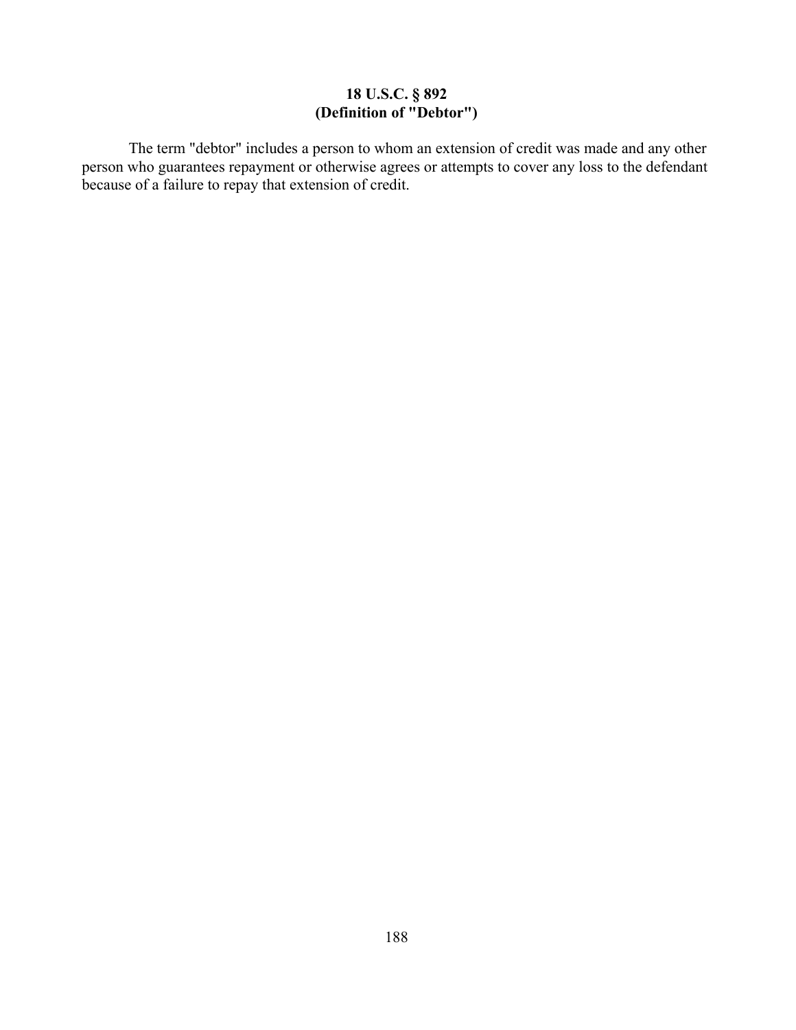# 18 U.S.C. § 892
# (Definition of "Debtor")

The term "debtor" includes a person to whom an extension of credit was made and any other person who guarantees repayment or otherwise agrees or attempts to cover any loss to the defendant because of a failure to repay that extension of credit.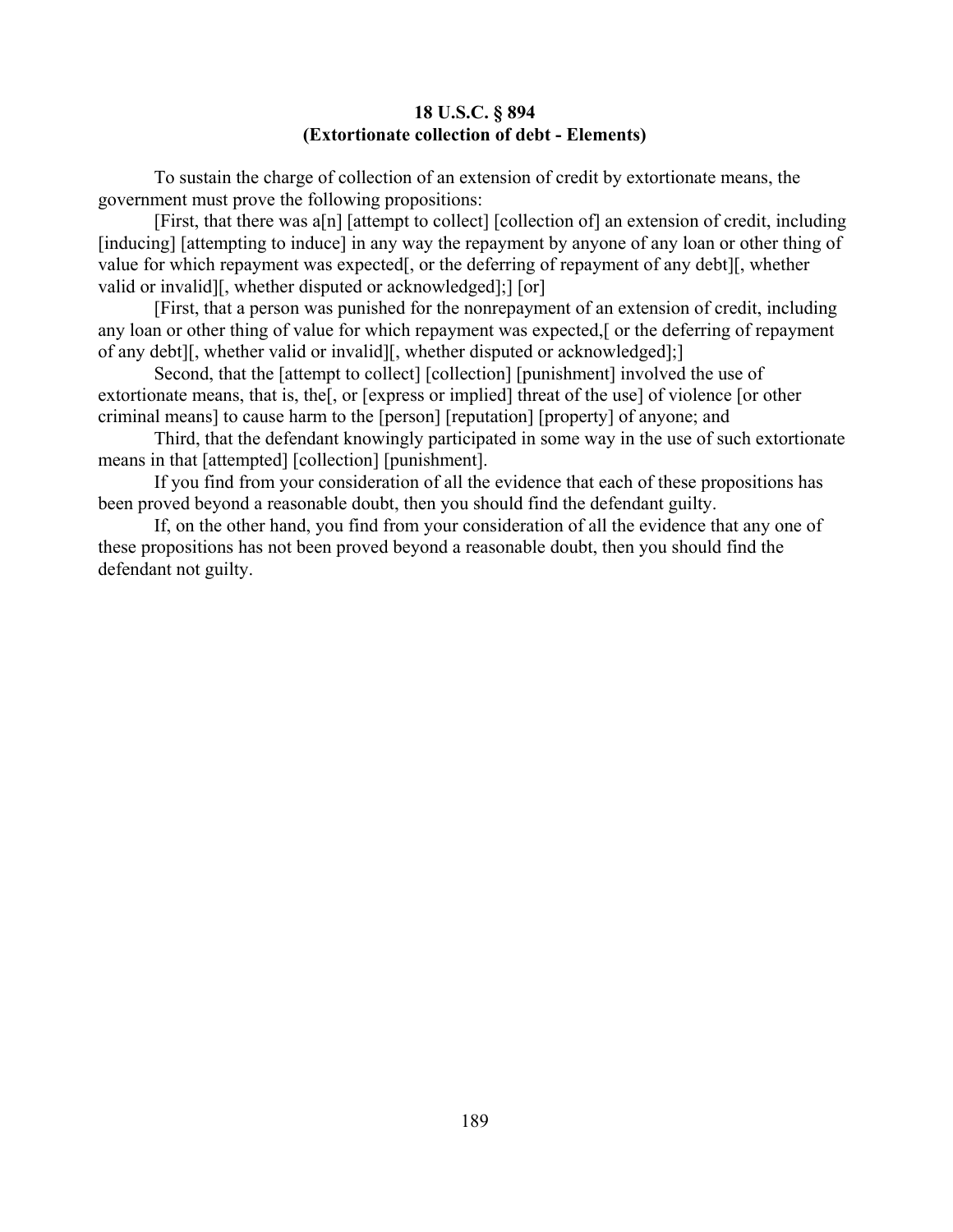**18 U.S.C. § 894**
**(Extortionate collection of debt - Elements)**

To sustain the charge of collection of an extension of credit by extortionate means, the government must prove the following propositions:

[First, that there was a[n] [attempt to collect] [collection of] an extension of credit, including [inducing] [attempting to induce] in any way the repayment by anyone of any loan or other thing of value for which repayment was expected[, or the deferring of repayment of any debt][, whether valid or invalid][, whether disputed or acknowledged];] [or]

[First, that a person was punished for the nonrepayment of an extension of credit, including any loan or other thing of value for which repayment was expected,[ or the deferring of repayment of any debt][, whether valid or invalid][, whether disputed or acknowledged];]

Second, that the [attempt to collect] [collection] [punishment] involved the use of extortionate means, that is, the[, or [express or implied] threat of the use] of violence [or other criminal means] to cause harm to the [person] [reputation] [property] of anyone; and

Third, that the defendant knowingly participated in some way in the use of such extortionate means in that [attempted] [collection] [punishment].

If you find from your consideration of all the evidence that each of these propositions has been proved beyond a reasonable doubt, then you should find the defendant guilty.

If, on the other hand, you find from your consideration of all the evidence that any one of these propositions has not been proved beyond a reasonable doubt, then you should find the defendant not guilty.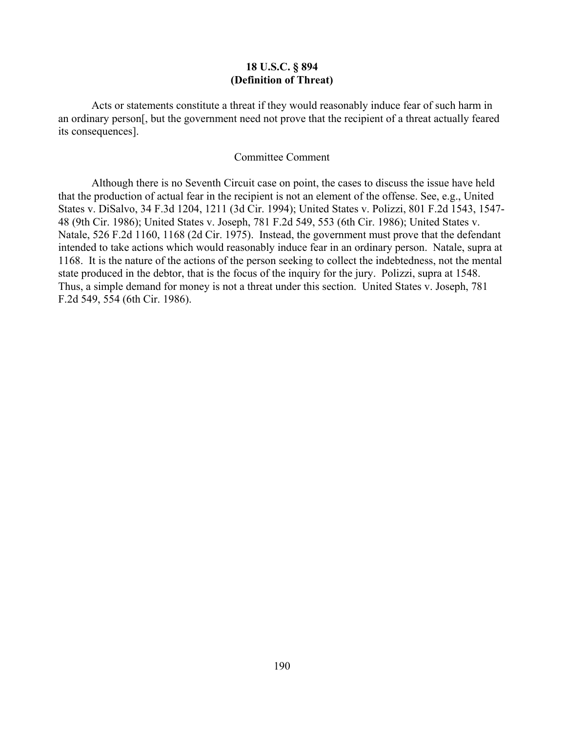## 18 U.S.C. § 894
## (Definition of Threat)

Acts or statements constitute a threat if they would reasonably induce fear of such harm in an ordinary person[, but the government need not prove that the recipient of a threat actually feared its consequences].

### Committee Comment

Although there is no Seventh Circuit case on point, the cases to discuss the issue have held that the production of actual fear in the recipient is not an element of the offense. See, e.g., United States v. DiSalvo, 34 F.3d 1204, 1211 (3d Cir. 1994); United States v. Polizzi, 801 F.2d 1543, 1547-48 (9th Cir. 1986); United States v. Joseph, 781 F.2d 549, 553 (6th Cir. 1986); United States v. Natale, 526 F.2d 1160, 1168 (2d Cir. 1975). Instead, the government must prove that the defendant intended to take actions which would reasonably induce fear in an ordinary person. Natale, supra at 1168. It is the nature of the actions of the person seeking to collect the indebtedness, not the mental state produced in the debtor, that is the focus of the inquiry for the jury. Polizzi, supra at 1548. Thus, a simple demand for money is not a threat under this section. United States v. Joseph, 781 F.2d 549, 554 (6th Cir. 1986).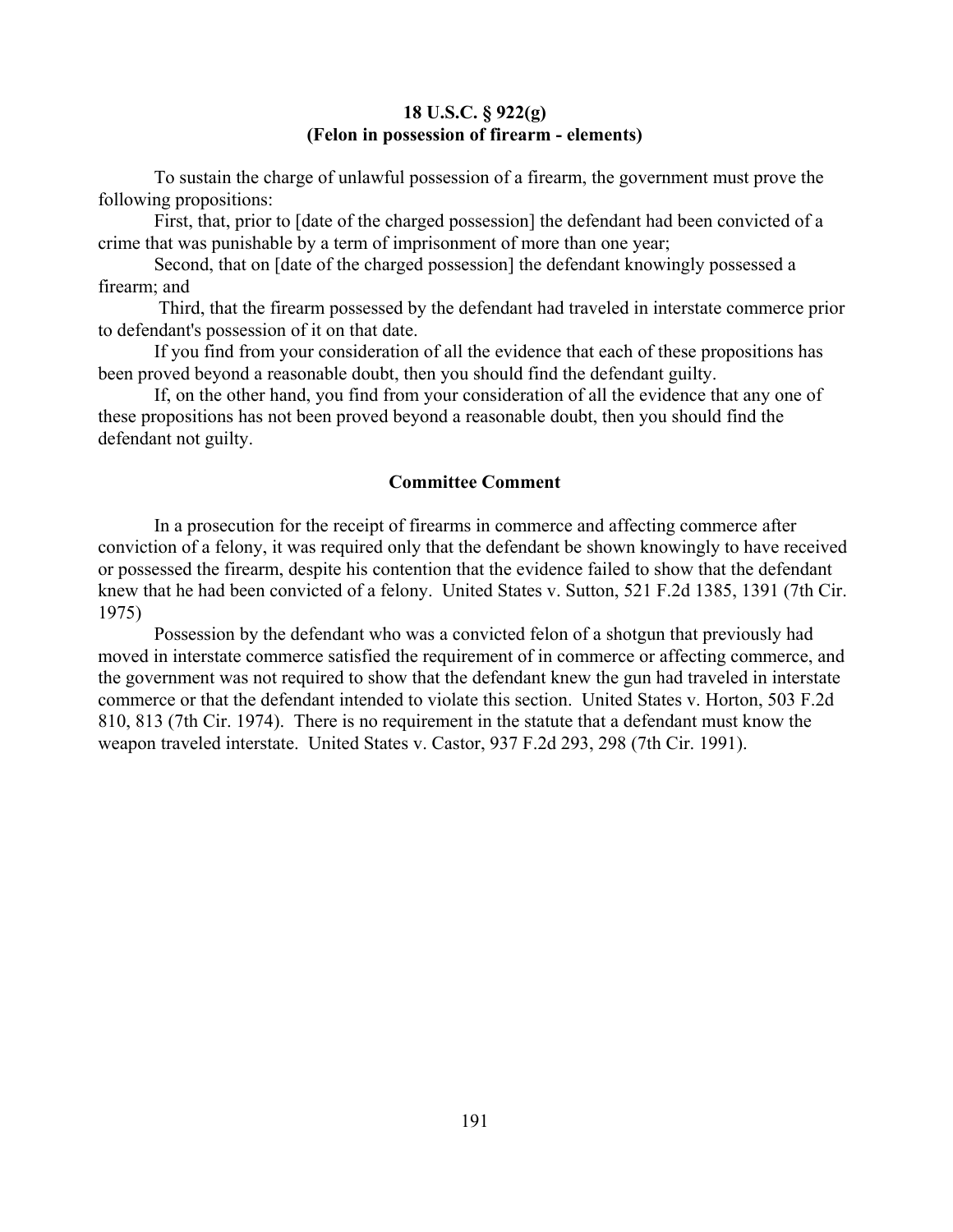**18 U.S.C. § 922(g)**
**(Felon in possession of firearm - elements)**

To sustain the charge of unlawful possession of a firearm, the government must prove the following propositions:

First, that, prior to [date of the charged possession] the defendant had been convicted of a crime that was punishable by a term of imprisonment of more than one year;

Second, that on [date of the charged possession] the defendant knowingly possessed a firearm; and

Third, that the firearm possessed by the defendant had traveled in interstate commerce prior to defendant's possession of it on that date.

If you find from your consideration of all the evidence that each of these propositions has been proved beyond a reasonable doubt, then you should find the defendant guilty.

If, on the other hand, you find from your consideration of all the evidence that any one of these propositions has not been proved beyond a reasonable doubt, then you should find the defendant not guilty.

**Committee Comment**

In a prosecution for the receipt of firearms in commerce and affecting commerce after conviction of a felony, it was required only that the defendant be shown knowingly to have received or possessed the firearm, despite his contention that the evidence failed to show that the defendant knew that he had been convicted of a felony. United States v. Sutton, 521 F.2d 1385, 1391 (7th Cir. 1975)

Possession by the defendant who was a convicted felon of a shotgun that previously had moved in interstate commerce satisfied the requirement of in commerce or affecting commerce, and the government was not required to show that the defendant knew the gun had traveled in interstate commerce or that the defendant intended to violate this section. United States v. Horton, 503 F.2d 810, 813 (7th Cir. 1974). There is no requirement in the statute that a defendant must know the weapon traveled interstate. United States v. Castor, 937 F.2d 293, 298 (7th Cir. 1991).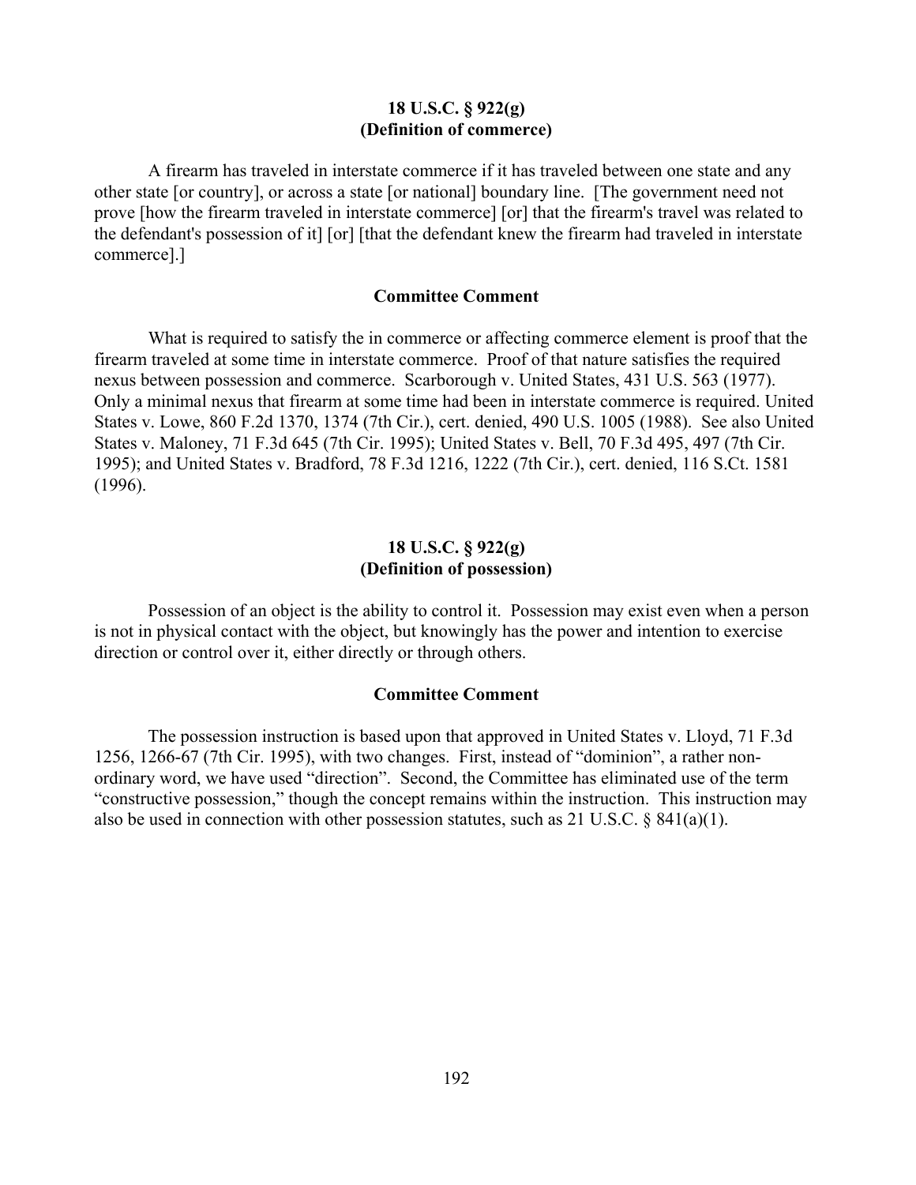### 18 U.S.C. § 922(g)
### (Definition of commerce)

A firearm has traveled in interstate commerce if it has traveled between one state and any other state [or country], or across a state [or national] boundary line. [The government need not prove [how the firearm traveled in interstate commerce] [or] that the firearm's travel was related to the defendant's possession of it] [or] [that the defendant knew the firearm had traveled in interstate commerce].]

#### Committee Comment

What is required to satisfy the in commerce or affecting commerce element is proof that the firearm traveled at some time in interstate commerce. Proof of that nature satisfies the required nexus between possession and commerce. Scarborough v. United States, 431 U.S. 563 (1977). Only a minimal nexus that firearm at some time had been in interstate commerce is required. United States v. Lowe, 860 F.2d 1370, 1374 (7th Cir.), cert. denied, 490 U.S. 1005 (1988). See also United States v. Maloney, 71 F.3d 645 (7th Cir. 1995); United States v. Bell, 70 F.3d 495, 497 (7th Cir. 1995); and United States v. Bradford, 78 F.3d 1216, 1222 (7th Cir.), cert. denied, 116 S.Ct. 1581 (1996).

### 18 U.S.C. § 922(g)
### (Definition of possession)

Possession of an object is the ability to control it. Possession may exist even when a person is not in physical contact with the object, but knowingly has the power and intention to exercise direction or control over it, either directly or through others.

#### Committee Comment

The possession instruction is based upon that approved in United States v. Lloyd, 71 F.3d 1256, 1266-67 (7th Cir. 1995), with two changes. First, instead of "dominion", a rather non-ordinary word, we have used "direction". Second, the Committee has eliminated use of the term "constructive possession," though the concept remains within the instruction. This instruction may also be used in connection with other possession statutes, such as 21 U.S.C. § 841(a)(1).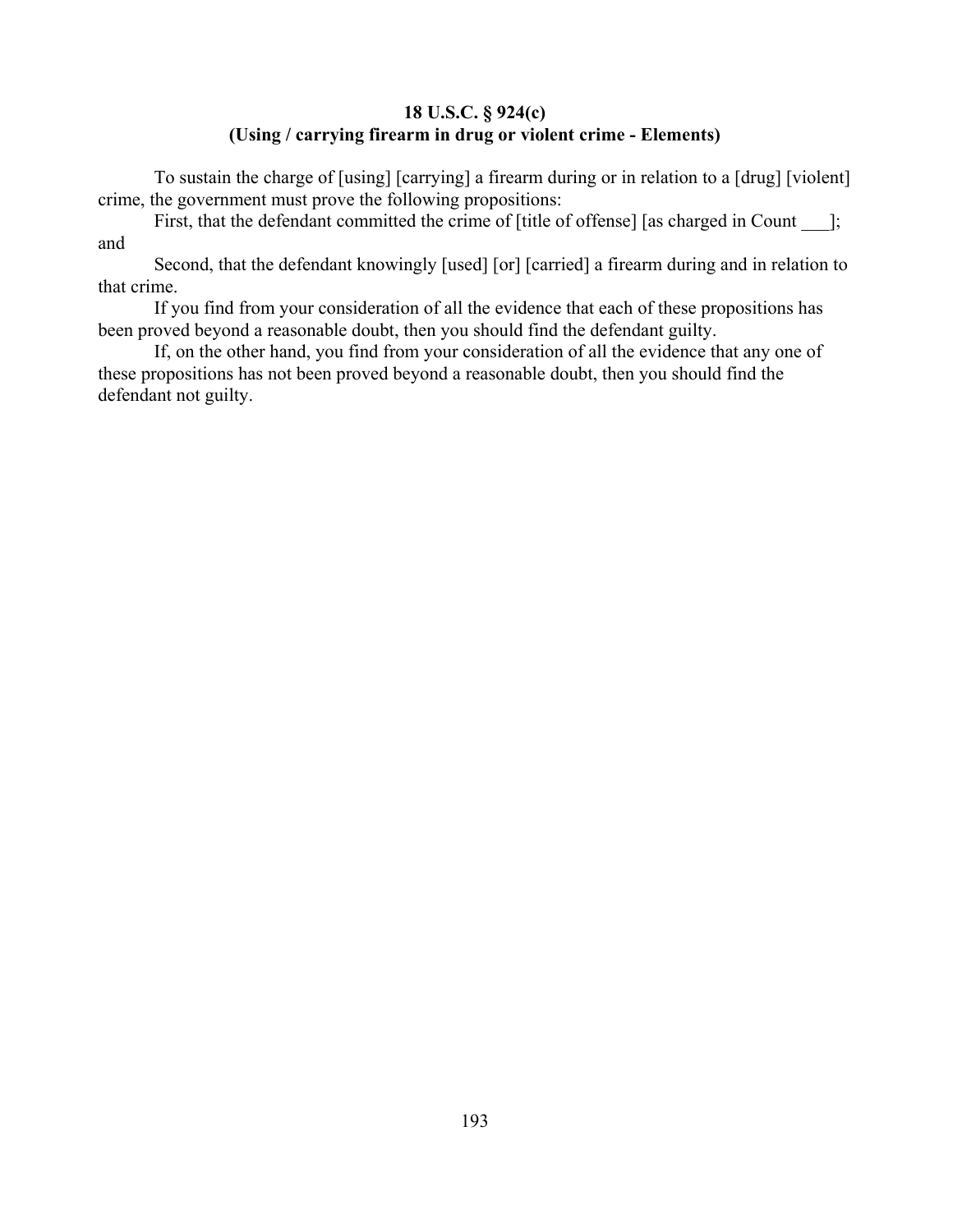**18 U.S.C. § 924(c)**
**(Using / carrying firearm in drug or violent crime - Elements)**

To sustain the charge of [using] [carrying] a firearm during or in relation to a [drug] [violent] crime, the government must prove the following propositions:

First, that the defendant committed the crime of [title of offense] [as charged in Count ___]; and

Second, that the defendant knowingly [used] [or] [carried] a firearm during and in relation to that crime.

If you find from your consideration of all the evidence that each of these propositions has been proved beyond a reasonable doubt, then you should find the defendant guilty.

If, on the other hand, you find from your consideration of all the evidence that any one of these propositions has not been proved beyond a reasonable doubt, then you should find the defendant not guilty.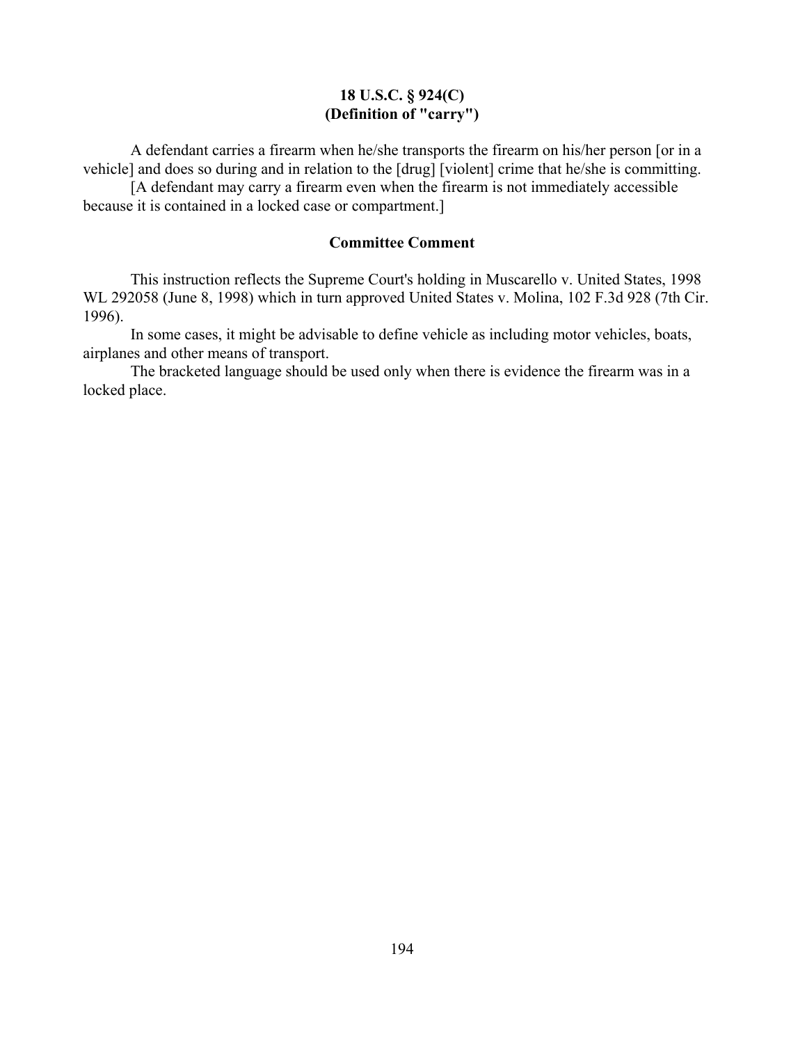## 18 U.S.C. § 924(C)
## (Definition of "carry")

A defendant carries a firearm when he/she transports the firearm on his/her person [or in a vehicle] and does so during and in relation to the [drug] [violent] crime that he/she is committing.

[A defendant may carry a firearm even when the firearm is not immediately accessible because it is contained in a locked case or compartment.]

### Committee Comment

This instruction reflects the Supreme Court's holding in Muscarello v. United States, 1998 WL 292058 (June 8, 1998) which in turn approved United States v. Molina, 102 F.3d 928 (7th Cir. 1996).

In some cases, it might be advisable to define vehicle as including motor vehicles, boats, airplanes and other means of transport.

The bracketed language should be used only when there is evidence the firearm was in a locked place.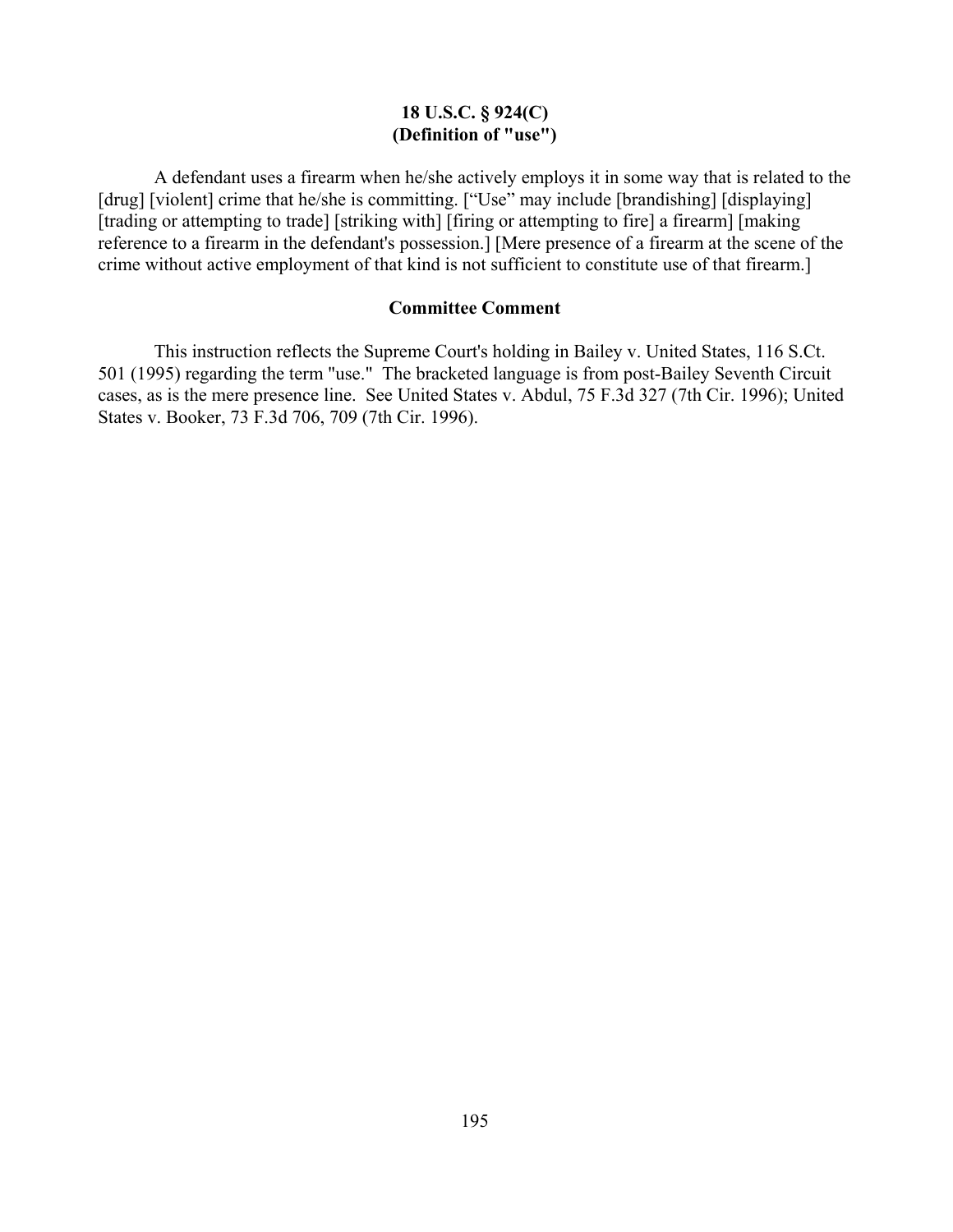**18 U.S.C. § 924(C)**
**(Definition of "use")**

A defendant uses a firearm when he/she actively employs it in some way that is related to the [drug] [violent] crime that he/she is committing. ["Use" may include [brandishing] [displaying] [trading or attempting to trade] [striking with] [firing or attempting to fire] a firearm] [making reference to a firearm in the defendant's possession.] [Mere presence of a firearm at the scene of the crime without active employment of that kind is not sufficient to constitute use of that firearm.]

**Committee Comment**

This instruction reflects the Supreme Court's holding in Bailey v. United States, 116 S.Ct. 501 (1995) regarding the term "use." The bracketed language is from post-Bailey Seventh Circuit cases, as is the mere presence line. See United States v. Abdul, 75 F.3d 327 (7th Cir. 1996); United States v. Booker, 73 F.3d 706, 709 (7th Cir. 1996).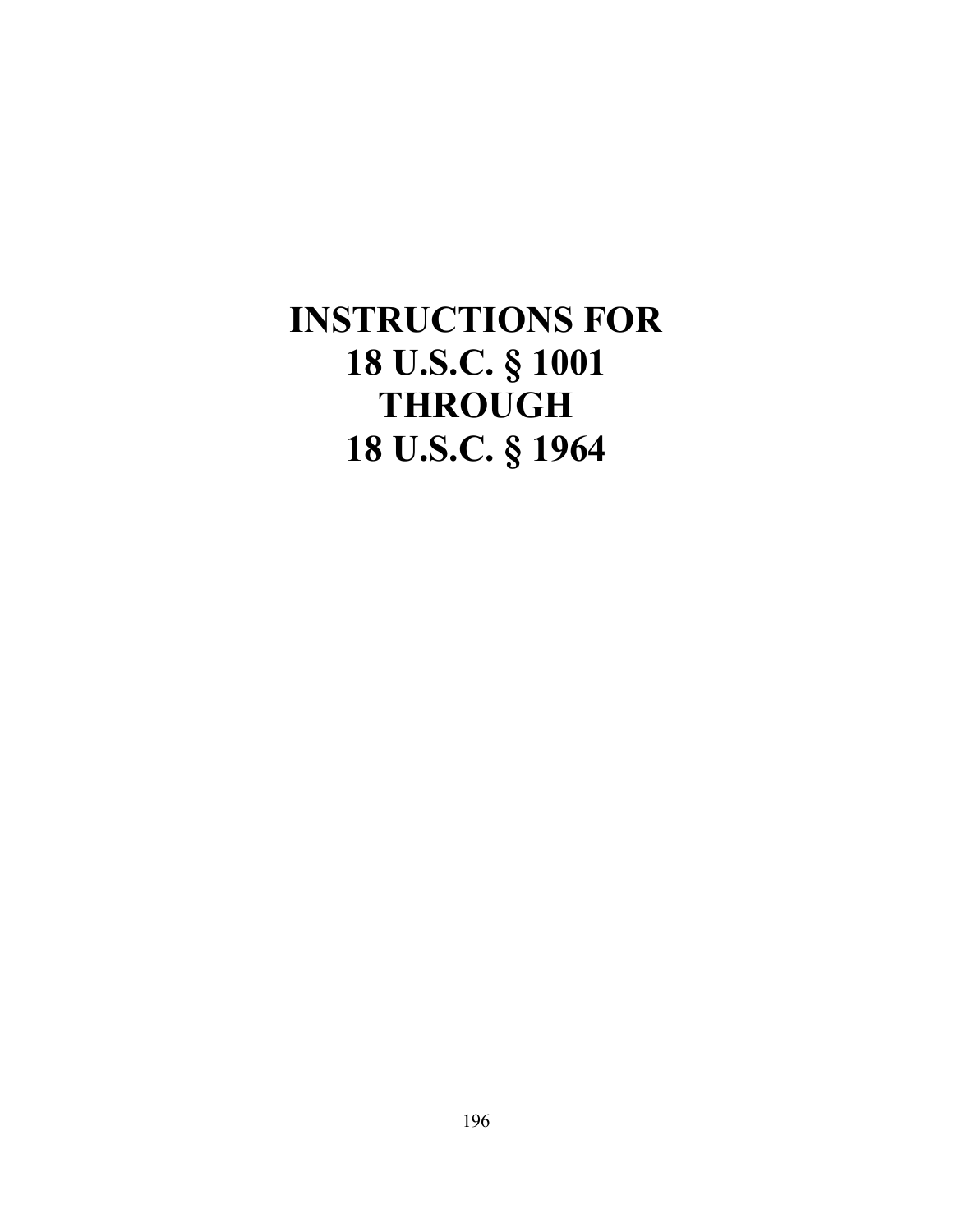# INSTRUCTIONS FOR 18 U.S.C. § 1001 THROUGH 18 U.S.C. § 1964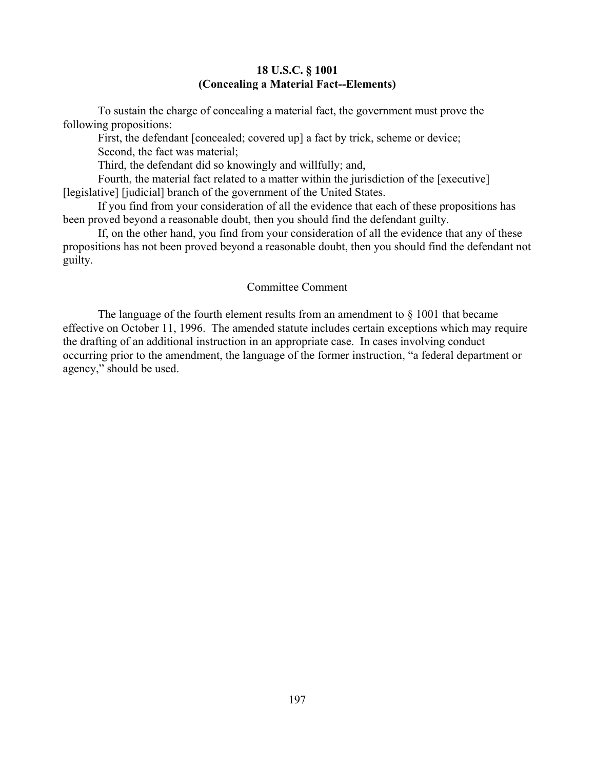**18 U.S.C. § 1001**
**(Concealing a Material Fact--Elements)**

To sustain the charge of concealing a material fact, the government must prove the following propositions:

First, the defendant [concealed; covered up] a fact by trick, scheme or device;

Second, the fact was material;

Third, the defendant did so knowingly and willfully; and,

Fourth, the material fact related to a matter within the jurisdiction of the [executive] [legislative] [judicial] branch of the government of the United States.

If you find from your consideration of all the evidence that each of these propositions has been proved beyond a reasonable doubt, then you should find the defendant guilty.

If, on the other hand, you find from your consideration of all the evidence that any of these propositions has not been proved beyond a reasonable doubt, then you should find the defendant not guilty.

Committee Comment

The language of the fourth element results from an amendment to § 1001 that became effective on October 11, 1996. The amended statute includes certain exceptions which may require the drafting of an additional instruction in an appropriate case. In cases involving conduct occurring prior to the amendment, the language of the former instruction, "a federal department or agency," should be used.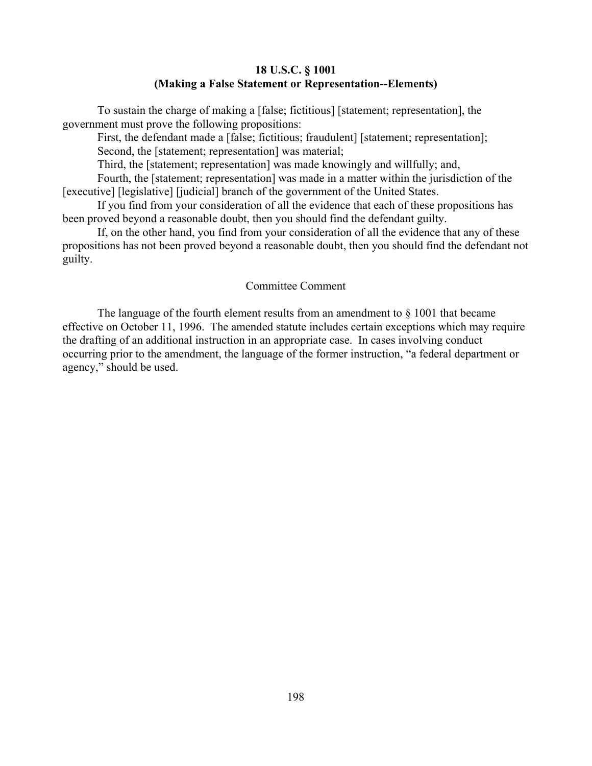## 18 U.S.C. § 1001
## (Making a False Statement or Representation--Elements)

To sustain the charge of making a [false; fictitious] [statement; representation], the government must prove the following propositions:

First, the defendant made a [false; fictitious; fraudulent] [statement; representation];

Second, the [statement; representation] was material;

Third, the [statement; representation] was made knowingly and willfully; and,

Fourth, the [statement; representation] was made in a matter within the jurisdiction of the [executive] [legislative] [judicial] branch of the government of the United States.

If you find from your consideration of all the evidence that each of these propositions has been proved beyond a reasonable doubt, then you should find the defendant guilty.

If, on the other hand, you find from your consideration of all the evidence that any of these propositions has not been proved beyond a reasonable doubt, then you should find the defendant not guilty.

### Committee Comment

The language of the fourth element results from an amendment to § 1001 that became effective on October 11, 1996. The amended statute includes certain exceptions which may require the drafting of an additional instruction in an appropriate case. In cases involving conduct occurring prior to the amendment, the language of the former instruction, "a federal department or agency," should be used.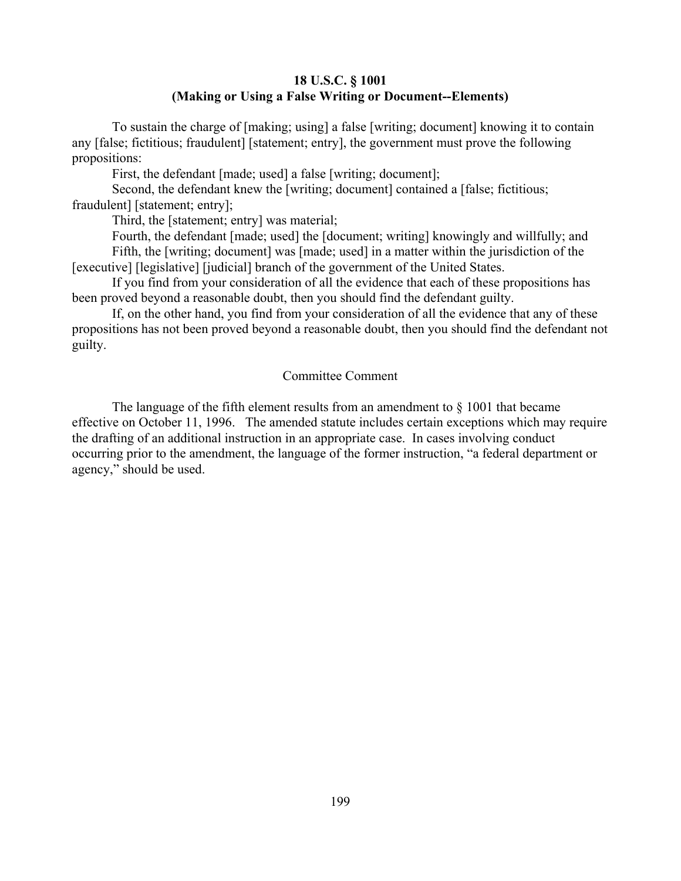**18 U.S.C. § 1001**
**(Making or Using a False Writing or Document--Elements)**

To sustain the charge of [making; using] a false [writing; document] knowing it to contain any [false; fictitious; fraudulent] [statement; entry], the government must prove the following propositions:

First, the defendant [made; used] a false [writing; document];

Second, the defendant knew the [writing; document] contained a [false; fictitious; fraudulent] [statement; entry];

Third, the [statement; entry] was material;

Fourth, the defendant [made; used] the [document; writing] knowingly and willfully; and

Fifth, the [writing; document] was [made; used] in a matter within the jurisdiction of the [executive] [legislative] [judicial] branch of the government of the United States.

If you find from your consideration of all the evidence that each of these propositions has been proved beyond a reasonable doubt, then you should find the defendant guilty.

If, on the other hand, you find from your consideration of all the evidence that any of these propositions has not been proved beyond a reasonable doubt, then you should find the defendant not guilty.

Committee Comment

The language of the fifth element results from an amendment to § 1001 that became effective on October 11, 1996. The amended statute includes certain exceptions which may require the drafting of an additional instruction in an appropriate case. In cases involving conduct occurring prior to the amendment, the language of the former instruction, "a federal department or agency," should be used.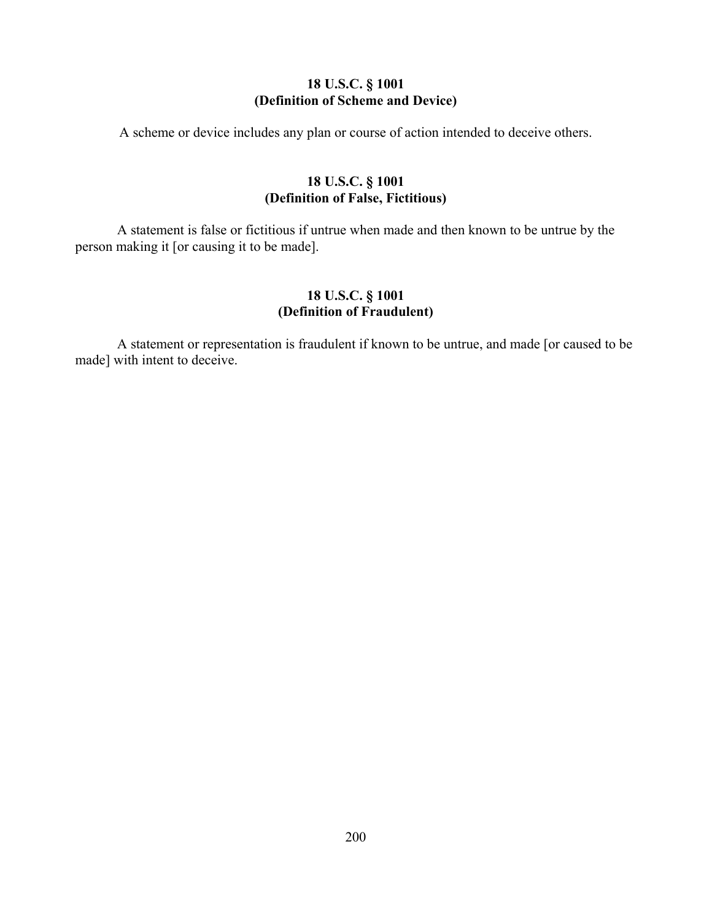**18 U.S.C. § 1001**
**(Definition of Scheme and Device)**

A scheme or device includes any plan or course of action intended to deceive others.

**18 U.S.C. § 1001**
**(Definition of False, Fictitious)**

A statement is false or fictitious if untrue when made and then known to be untrue by the person making it [or causing it to be made].

**18 U.S.C. § 1001**
**(Definition of Fraudulent)**

A statement or representation is fraudulent if known to be untrue, and made [or caused to be made] with intent to deceive.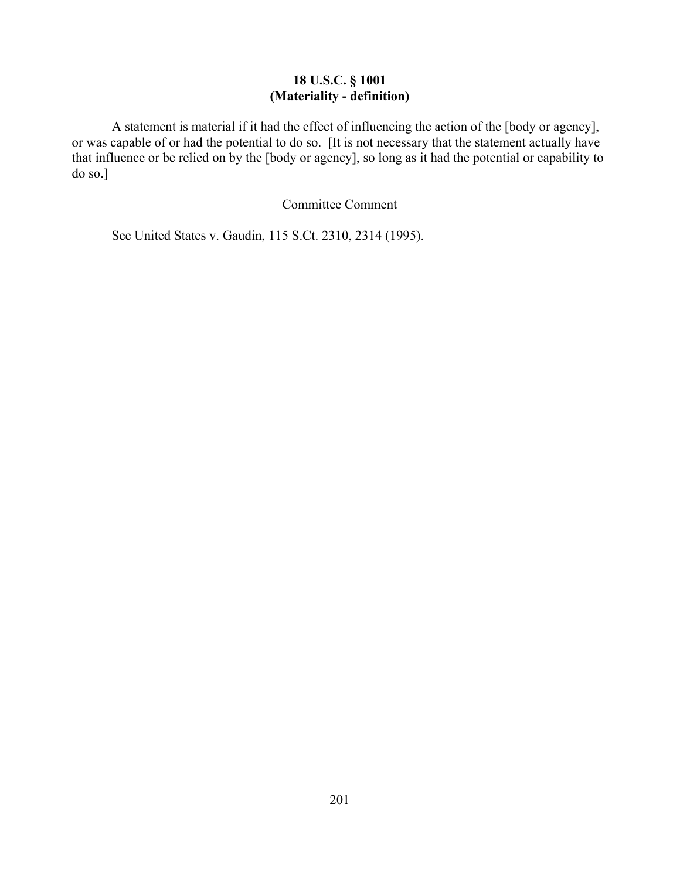## 18 U.S.C. § 1001
## (Materiality - definition)

A statement is material if it had the effect of influencing the action of the [body or agency], or was capable of or had the potential to do so. [It is not necessary that the statement actually have that influence or be relied on by the [body or agency], so long as it had the potential or capability to do so.]

Committee Comment

See United States v. Gaudin, 115 S.Ct. 2310, 2314 (1995).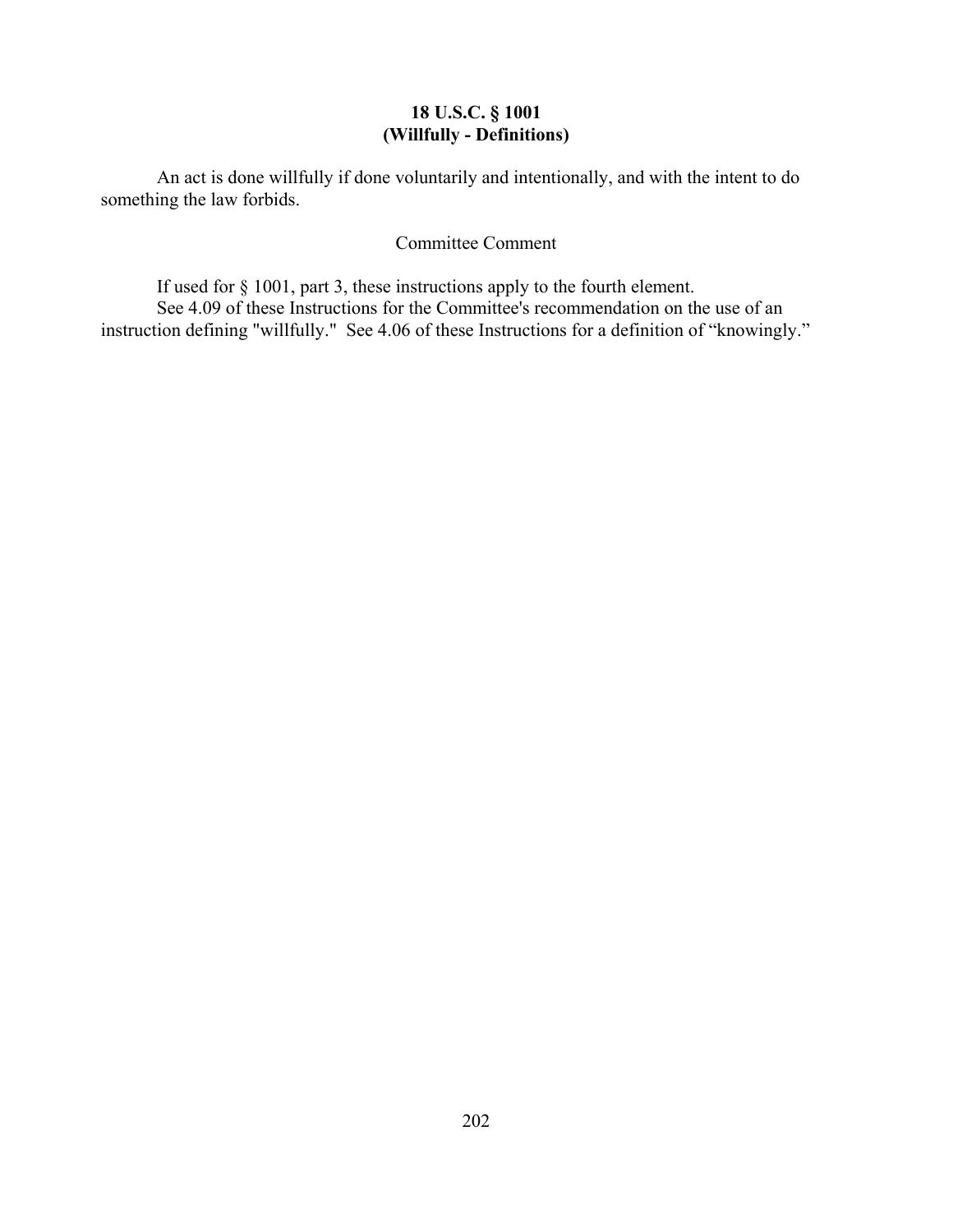**18 U.S.C. § 1001**
**(Willfully - Definitions)**

An act is done willfully if done voluntarily and intentionally, and with the intent to do something the law forbids.

Committee Comment

If used for § 1001, part 3, these instructions apply to the fourth element.

See 4.09 of these Instructions for the Committee's recommendation on the use of an instruction defining "willfully." See 4.06 of these Instructions for a definition of "knowingly."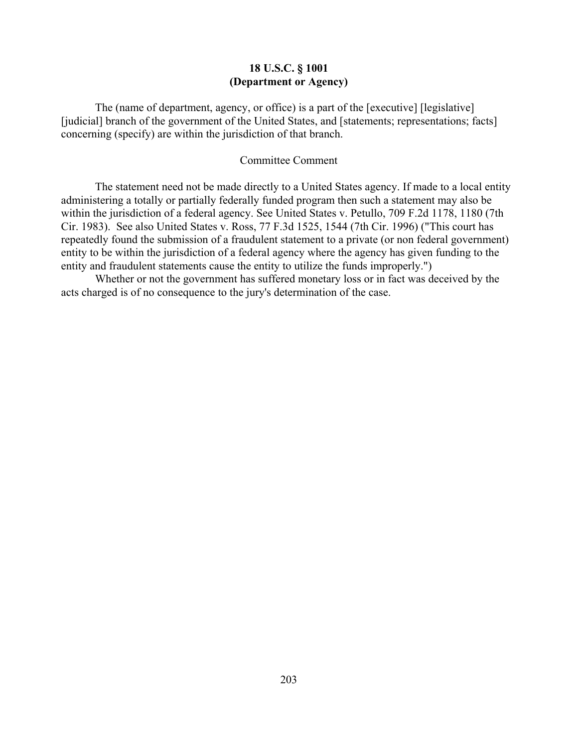**18 U.S.C. § 1001**
**(Department or Agency)**

The (name of department, agency, or office) is a part of the [executive] [legislative] [judicial] branch of the government of the United States, and [statements; representations; facts] concerning (specify) are within the jurisdiction of that branch.

Committee Comment

The statement need not be made directly to a United States agency. If made to a local entity administering a totally or partially federally funded program then such a statement may also be within the jurisdiction of a federal agency. See United States v. Petullo, 709 F.2d 1178, 1180 (7th Cir. 1983). See also United States v. Ross, 77 F.3d 1525, 1544 (7th Cir. 1996) ("This court has repeatedly found the submission of a fraudulent statement to a private (or non federal government) entity to be within the jurisdiction of a federal agency where the agency has given funding to the entity and fraudulent statements cause the entity to utilize the funds improperly.")

Whether or not the government has suffered monetary loss or in fact was deceived by the acts charged is of no consequence to the jury's determination of the case.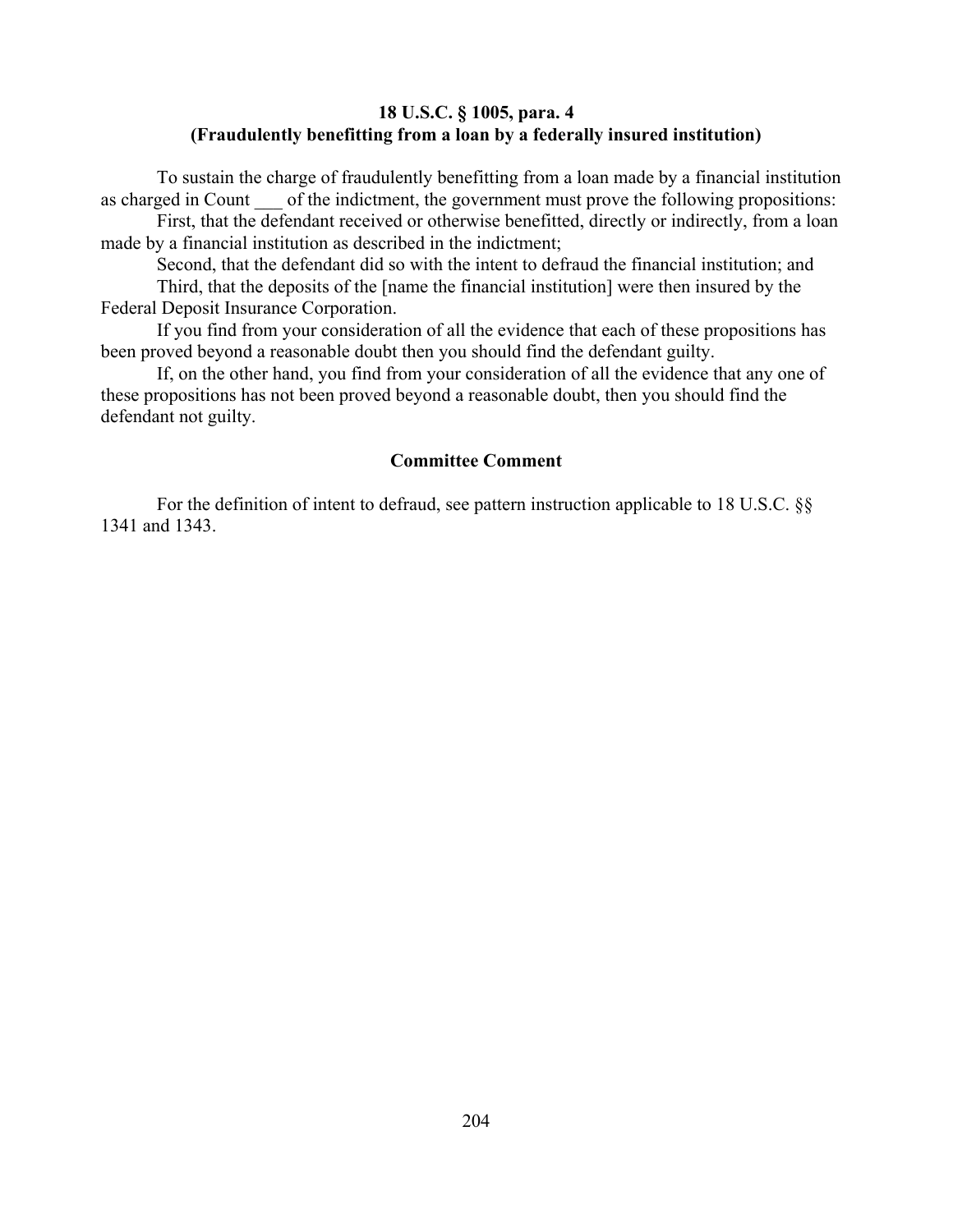### 18 U.S.C. § 1005, para. 4
### (Fraudulently benefitting from a loan by a federally insured institution)

To sustain the charge of fraudulently benefitting from a loan made by a financial institution as charged in Count ___ of the indictment, the government must prove the following propositions:

First, that the defendant received or otherwise benefitted, directly or indirectly, from a loan made by a financial institution as described in the indictment;

Second, that the defendant did so with the intent to defraud the financial institution; and

Third, that the deposits of the [name the financial institution] were then insured by the Federal Deposit Insurance Corporation.

If you find from your consideration of all the evidence that each of these propositions has been proved beyond a reasonable doubt then you should find the defendant guilty.

If, on the other hand, you find from your consideration of all the evidence that any one of these propositions has not been proved beyond a reasonable doubt, then you should find the defendant not guilty.

#### Committee Comment

For the definition of intent to defraud, see pattern instruction applicable to 18 U.S.C. §§ 1341 and 1343.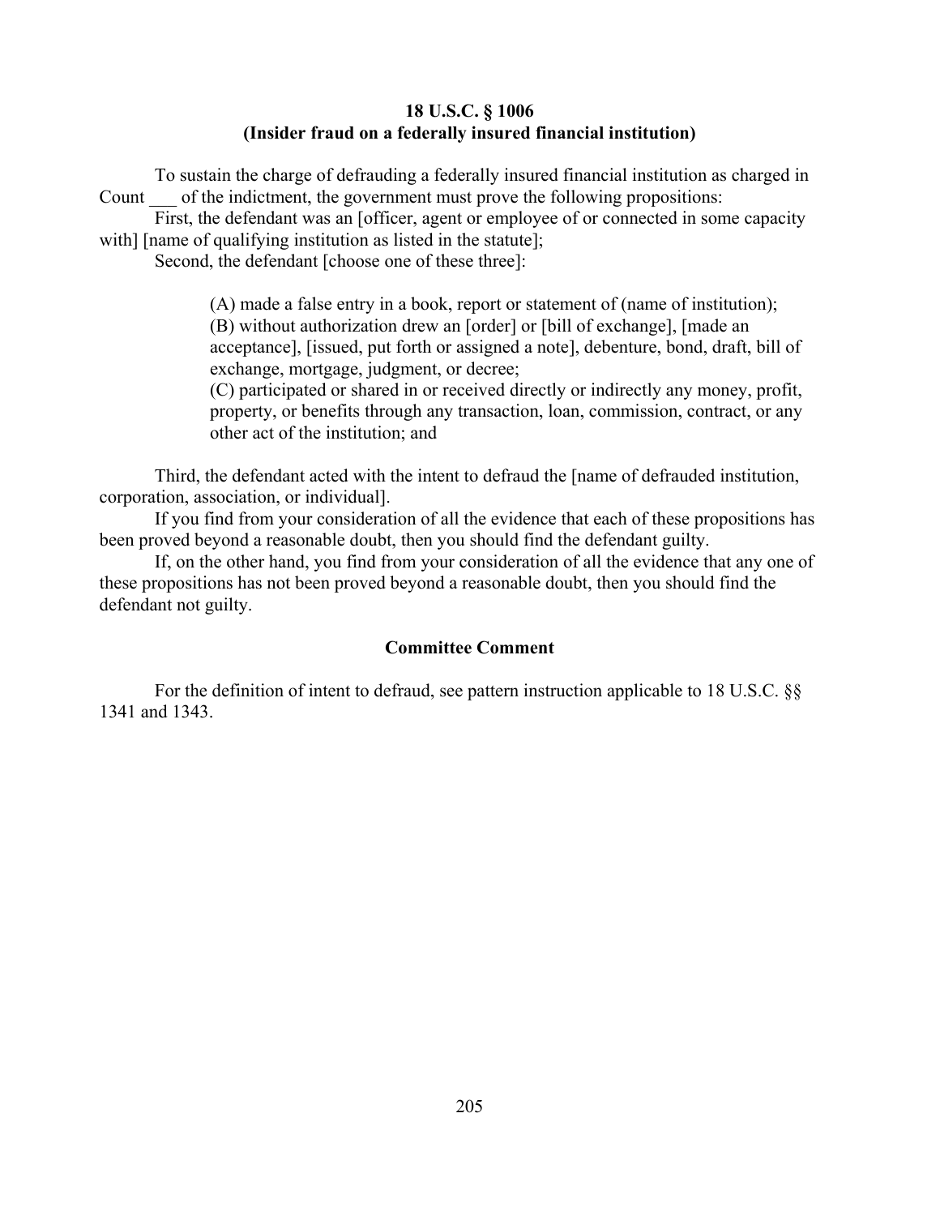## 18 U.S.C. § 1006
## (Insider fraud on a federally insured financial institution)

To sustain the charge of defrauding a federally insured financial institution as charged in Count ___ of the indictment, the government must prove the following propositions:

First, the defendant was an [officer, agent or employee of or connected in some capacity with] [name of qualifying institution as listed in the statute];

Second, the defendant [choose one of these three]:

> (A) made a false entry in a book, report or statement of (name of institution);
> (B) without authorization drew an [order] or [bill of exchange], [made an acceptance], [issued, put forth or assigned a note], debenture, bond, draft, bill of exchange, mortgage, judgment, or decree;
> (C) participated or shared in or received directly or indirectly any money, profit, property, or benefits through any transaction, loan, commission, contract, or any other act of the institution; and

Third, the defendant acted with the intent to defraud the [name of defrauded institution, corporation, association, or individual].

If you find from your consideration of all the evidence that each of these propositions has been proved beyond a reasonable doubt, then you should find the defendant guilty.

If, on the other hand, you find from your consideration of all the evidence that any one of these propositions has not been proved beyond a reasonable doubt, then you should find the defendant not guilty.

### Committee Comment

For the definition of intent to defraud, see pattern instruction applicable to 18 U.S.C. §§ 1341 and 1343.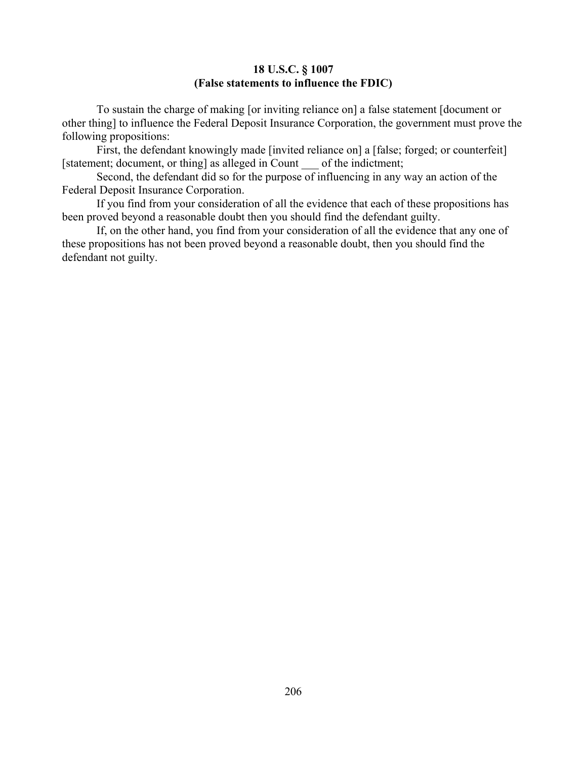**18 U.S.C. § 1007**
**(False statements to influence the FDIC)**

To sustain the charge of making [or inviting reliance on] a false statement [document or other thing] to influence the Federal Deposit Insurance Corporation, the government must prove the following propositions:

First, the defendant knowingly made [invited reliance on] a [false; forged; or counterfeit] [statement; document, or thing] as alleged in Count ___ of the indictment;

Second, the defendant did so for the purpose of influencing in any way an action of the Federal Deposit Insurance Corporation.

If you find from your consideration of all the evidence that each of these propositions has been proved beyond a reasonable doubt then you should find the defendant guilty.

If, on the other hand, you find from your consideration of all the evidence that any one of these propositions has not been proved beyond a reasonable doubt, then you should find the defendant not guilty.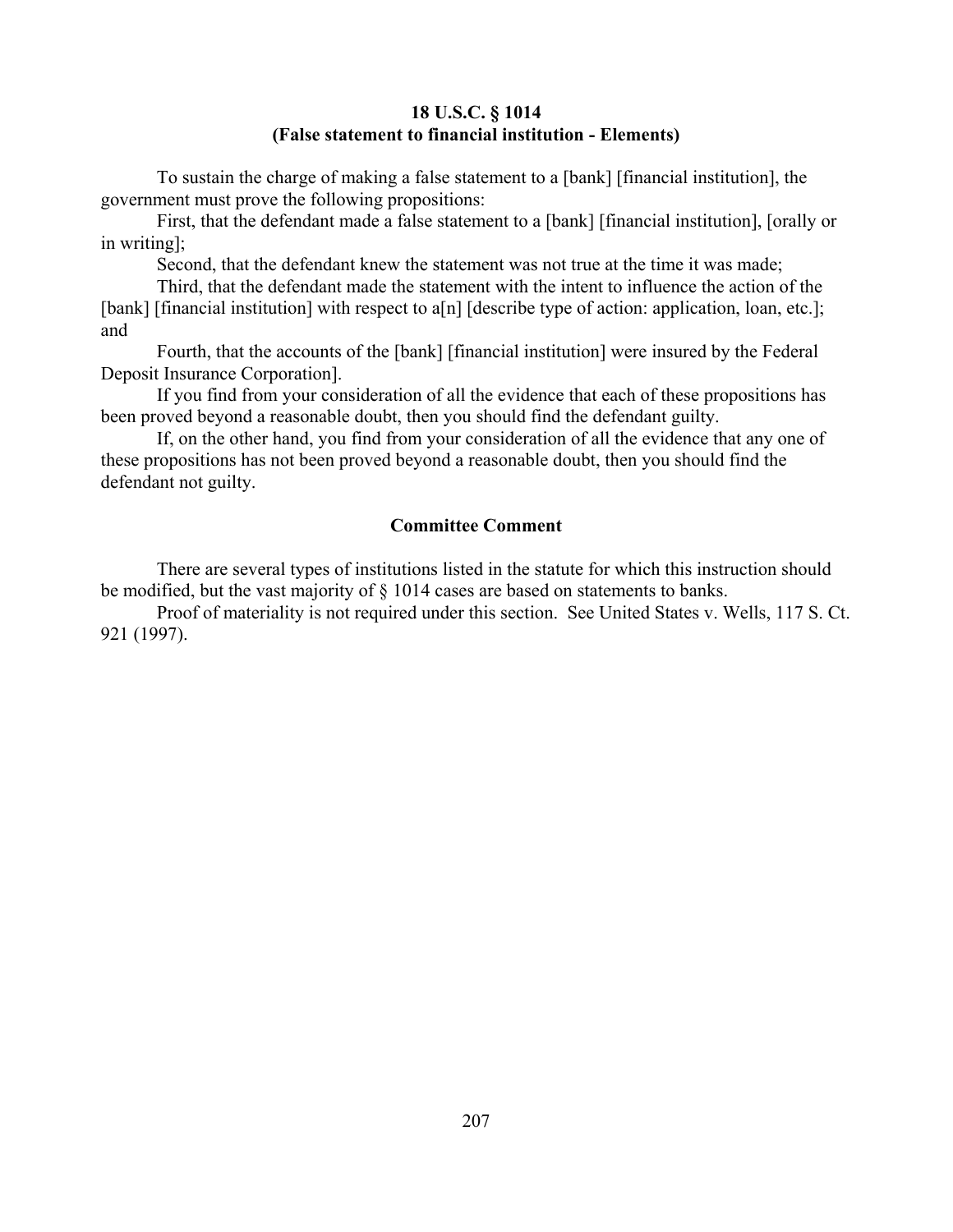## 18 U.S.C. § 1014
## (False statement to financial institution - Elements)

To sustain the charge of making a false statement to a [bank] [financial institution], the government must prove the following propositions:

First, that the defendant made a false statement to a [bank] [financial institution], [orally or in writing];

Second, that the defendant knew the statement was not true at the time it was made;

Third, that the defendant made the statement with the intent to influence the action of the [bank] [financial institution] with respect to a[n] [describe type of action: application, loan, etc.]; and

Fourth, that the accounts of the [bank] [financial institution] were insured by the Federal Deposit Insurance Corporation].

If you find from your consideration of all the evidence that each of these propositions has been proved beyond a reasonable doubt, then you should find the defendant guilty.

If, on the other hand, you find from your consideration of all the evidence that any one of these propositions has not been proved beyond a reasonable doubt, then you should find the defendant not guilty.

### Committee Comment

There are several types of institutions listed in the statute for which this instruction should be modified, but the vast majority of § 1014 cases are based on statements to banks.

Proof of materiality is not required under this section. See United States v. Wells, 117 S. Ct. 921 (1997).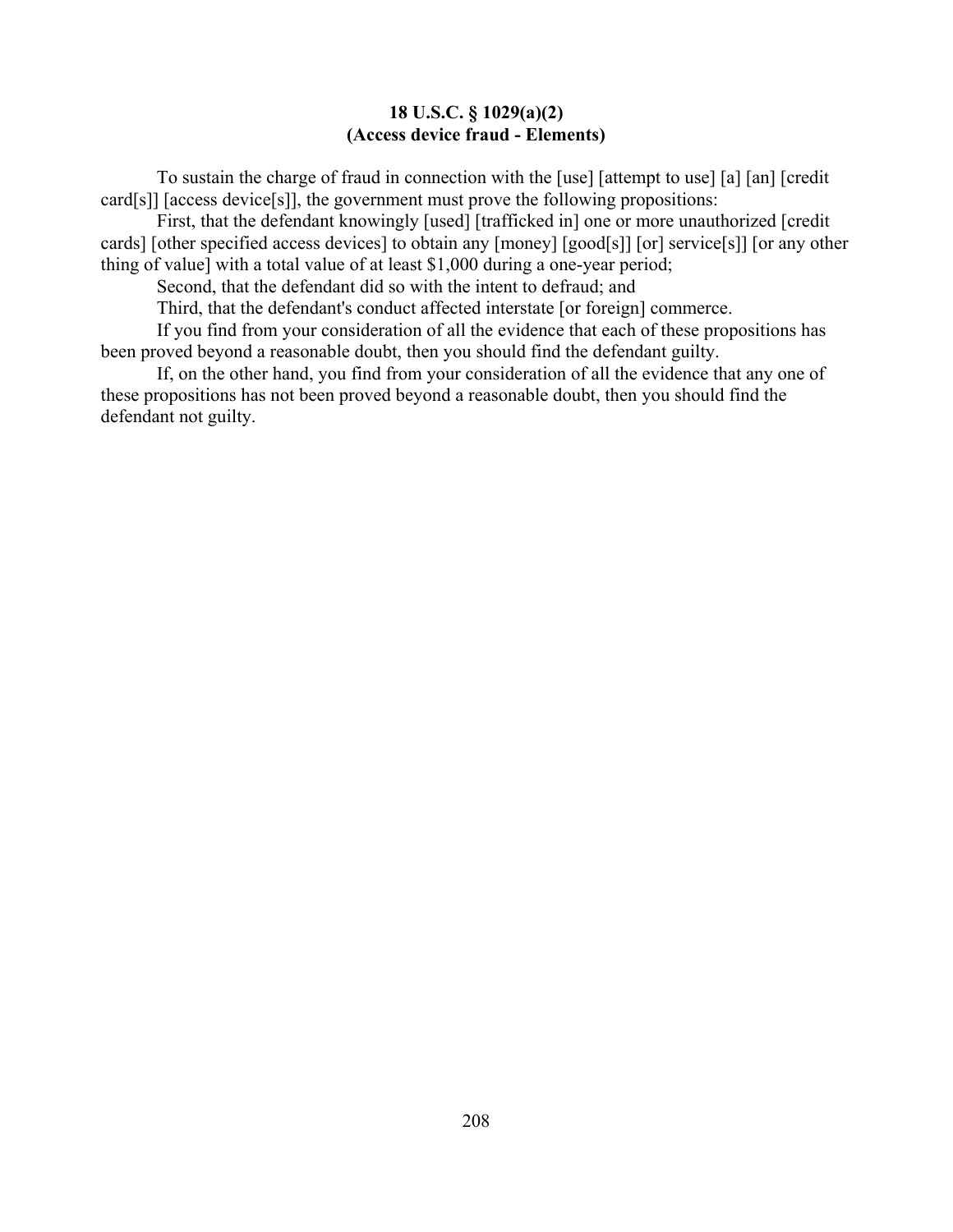**18 U.S.C. § 1029(a)(2)**
**(Access device fraud - Elements)**

To sustain the charge of fraud in connection with the [use] [attempt to use] [a] [an] [credit card[s]] [access device[s]], the government must prove the following propositions:

First, that the defendant knowingly [used] [trafficked in] one or more unauthorized [credit cards] [other specified access devices] to obtain any [money] [good[s]] [or] service[s]] [or any other thing of value] with a total value of at least $1,000 during a one-year period;

Second, that the defendant did so with the intent to defraud; and

Third, that the defendant's conduct affected interstate [or foreign] commerce.

If you find from your consideration of all the evidence that each of these propositions has been proved beyond a reasonable doubt, then you should find the defendant guilty.

If, on the other hand, you find from your consideration of all the evidence that any one of these propositions has not been proved beyond a reasonable doubt, then you should find the defendant not guilty.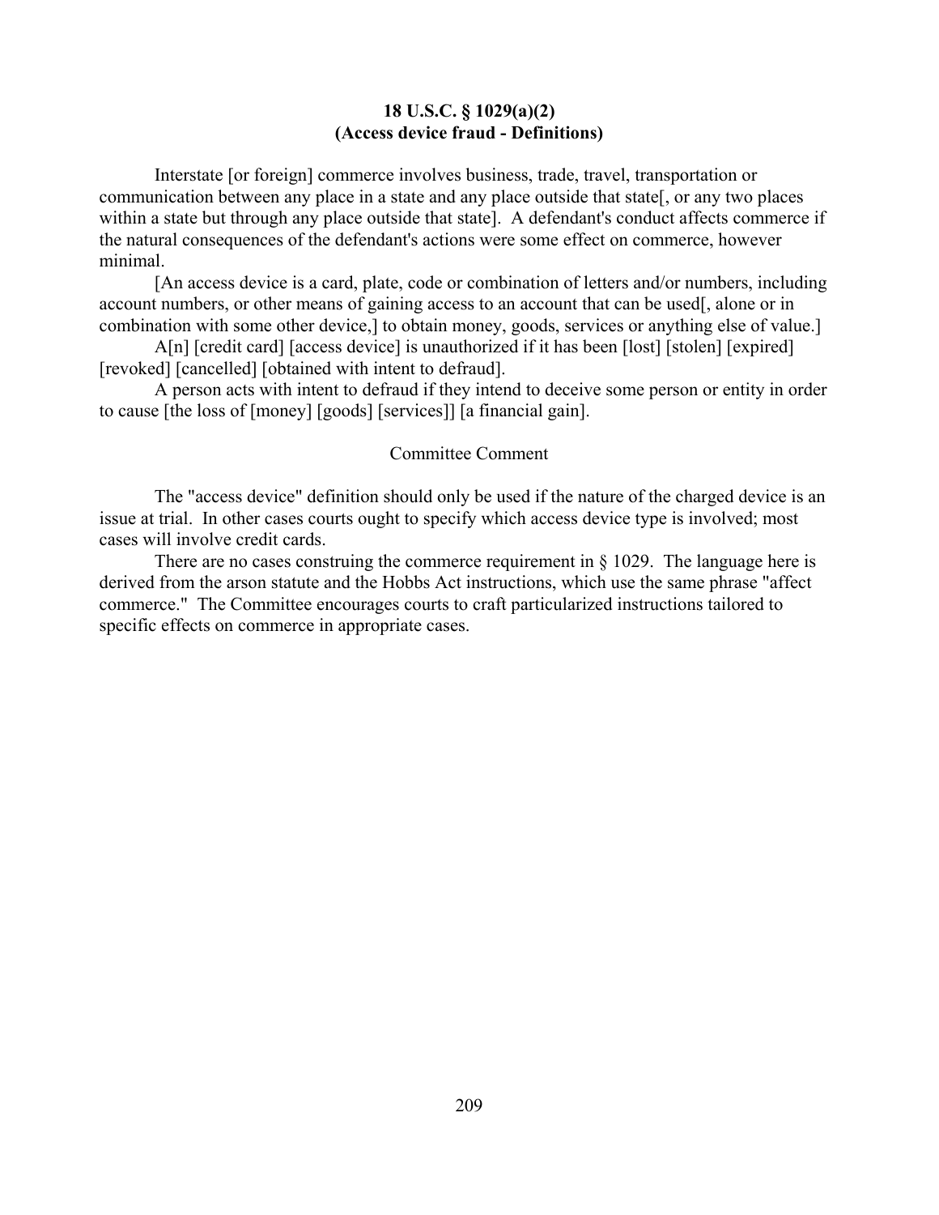**18 U.S.C. § 1029(a)(2)**
**(Access device fraud - Definitions)**

Interstate [or foreign] commerce involves business, trade, travel, transportation or communication between any place in a state and any place outside that state[, or any two places within a state but through any place outside that state]. A defendant's conduct affects commerce if the natural consequences of the defendant's actions were some effect on commerce, however minimal.

[An access device is a card, plate, code or combination of letters and/or numbers, including account numbers, or other means of gaining access to an account that can be used[, alone or in combination with some other device,] to obtain money, goods, services or anything else of value.]

A[n] [credit card] [access device] is unauthorized if it has been [lost] [stolen] [expired] [revoked] [cancelled] [obtained with intent to defraud].

A person acts with intent to defraud if they intend to deceive some person or entity in order to cause [the loss of [money] [goods] [services]] [a financial gain].

Committee Comment

The "access device" definition should only be used if the nature of the charged device is an issue at trial. In other cases courts ought to specify which access device type is involved; most cases will involve credit cards.

There are no cases construing the commerce requirement in § 1029. The language here is derived from the arson statute and the Hobbs Act instructions, which use the same phrase "affect commerce." The Committee encourages courts to craft particularized instructions tailored to specific effects on commerce in appropriate cases.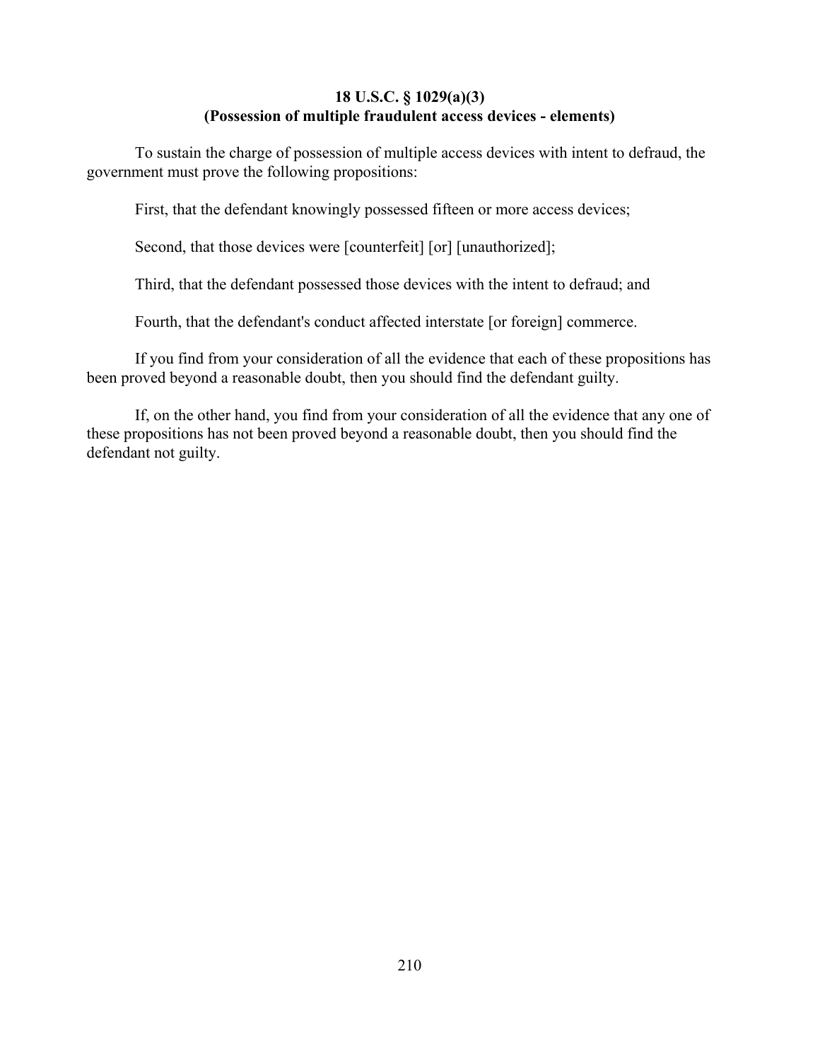**18 U.S.C. § 1029(a)(3)**
**(Possession of multiple fraudulent access devices - elements)**

To sustain the charge of possession of multiple access devices with intent to defraud, the government must prove the following propositions:

First, that the defendant knowingly possessed fifteen or more access devices;

Second, that those devices were [counterfeit] [or] [unauthorized];

Third, that the defendant possessed those devices with the intent to defraud; and

Fourth, that the defendant's conduct affected interstate [or foreign] commerce.

If you find from your consideration of all the evidence that each of these propositions has been proved beyond a reasonable doubt, then you should find the defendant guilty.

If, on the other hand, you find from your consideration of all the evidence that any one of these propositions has not been proved beyond a reasonable doubt, then you should find the defendant not guilty.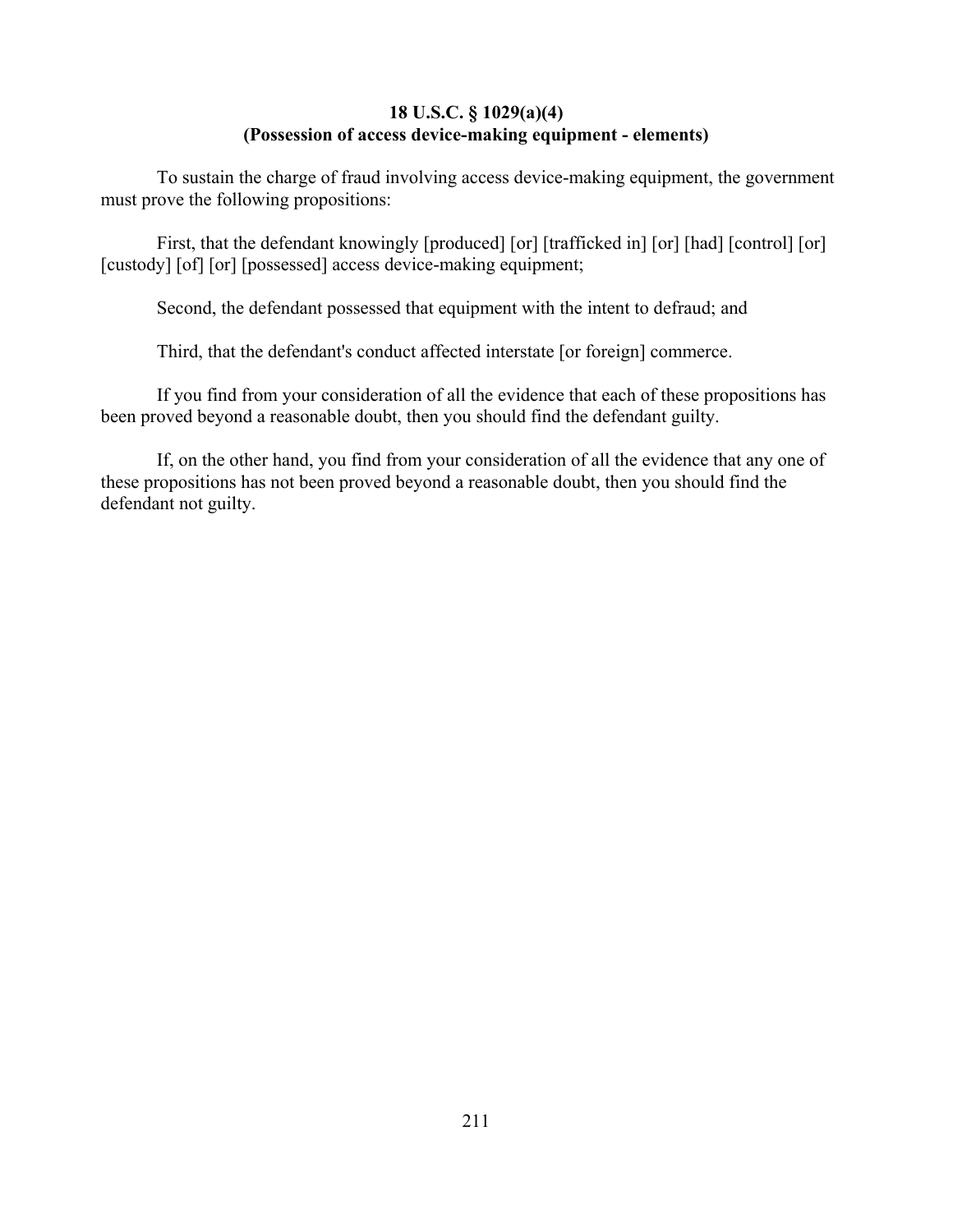**18 U.S.C. § 1029(a)(4)**
**(Possession of access device-making equipment - elements)**

To sustain the charge of fraud involving access device-making equipment, the government must prove the following propositions:

First, that the defendant knowingly [produced] [or] [trafficked in] [or] [had] [control] [or] [custody] [of] [or] [possessed] access device-making equipment;

Second, the defendant possessed that equipment with the intent to defraud; and

Third, that the defendant's conduct affected interstate [or foreign] commerce.

If you find from your consideration of all the evidence that each of these propositions has been proved beyond a reasonable doubt, then you should find the defendant guilty.

If, on the other hand, you find from your consideration of all the evidence that any one of these propositions has not been proved beyond a reasonable doubt, then you should find the defendant not guilty.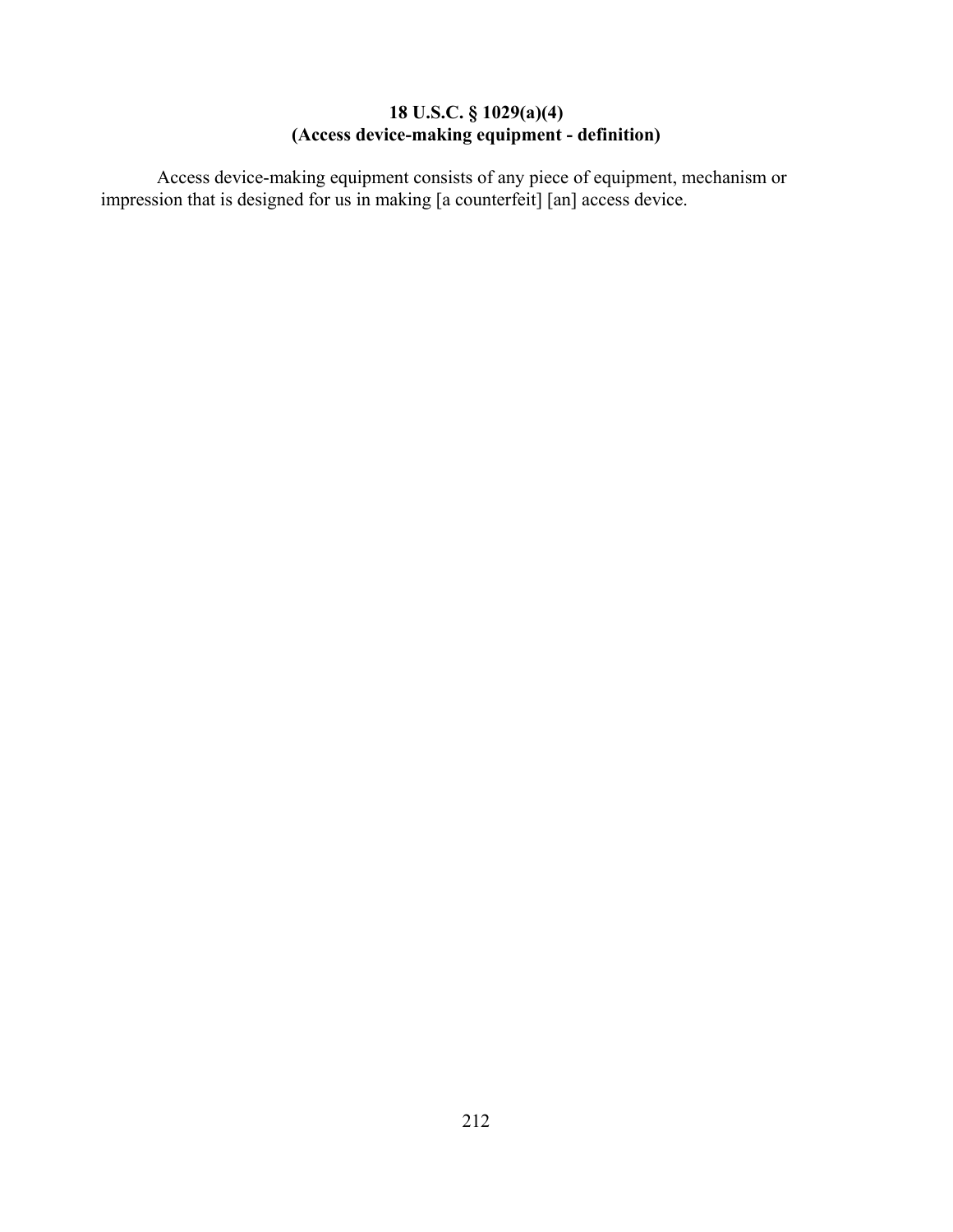**18 U.S.C. § 1029(a)(4)**
**(Access device-making equipment - definition)**

Access device-making equipment consists of any piece of equipment, mechanism or impression that is designed for us in making [a counterfeit] [an] access device.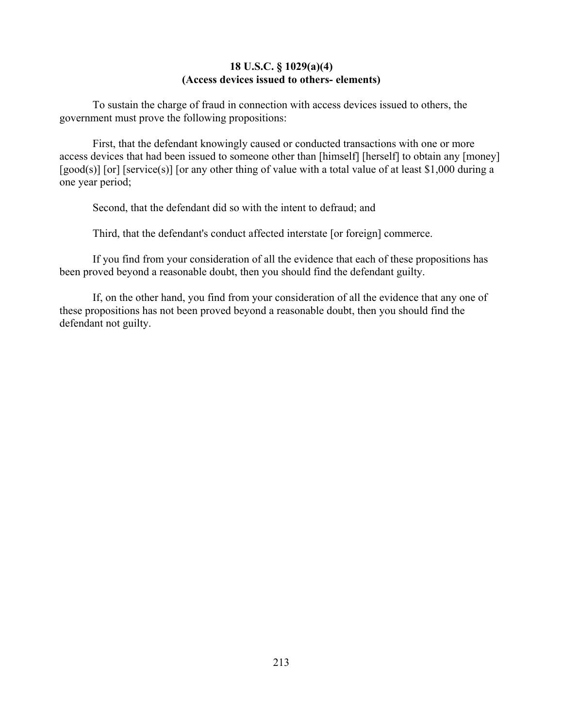**18 U.S.C. § 1029(a)(4)**
**(Access devices issued to others- elements)**

To sustain the charge of fraud in connection with access devices issued to others, the government must prove the following propositions:

First, that the defendant knowingly caused or conducted transactions with one or more access devices that had been issued to someone other than [himself] [herself] to obtain any [money] [good(s)] [or] [service(s)] [or any other thing of value with a total value of at least $1,000 during a one year period;

Second, that the defendant did so with the intent to defraud; and

Third, that the defendant's conduct affected interstate [or foreign] commerce.

If you find from your consideration of all the evidence that each of these propositions has been proved beyond a reasonable doubt, then you should find the defendant guilty.

If, on the other hand, you find from your consideration of all the evidence that any one of these propositions has not been proved beyond a reasonable doubt, then you should find the defendant not guilty.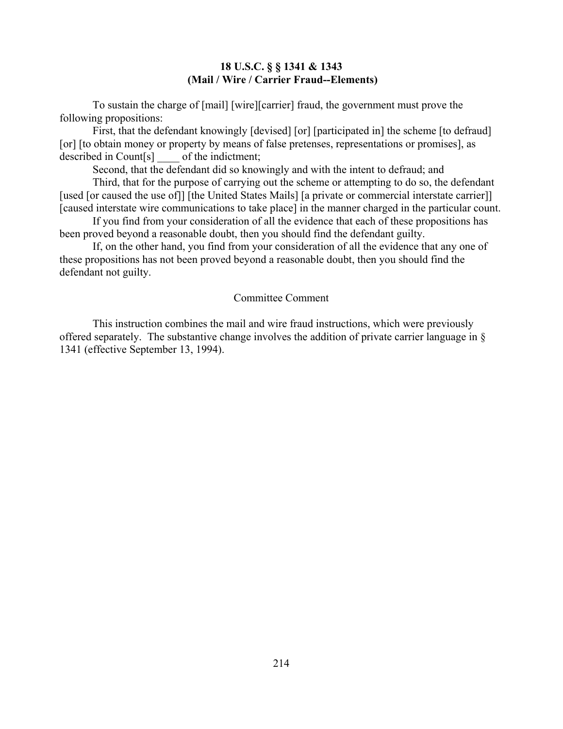**18 U.S.C. § § 1341 & 1343**
**(Mail / Wire / Carrier Fraud--Elements)**

To sustain the charge of [mail] [wire][carrier] fraud, the government must prove the following propositions:

First, that the defendant knowingly [devised] [or] [participated in] the scheme [to defraud] [or] [to obtain money or property by means of false pretenses, representations or promises], as described in Count[s] ____ of the indictment;

Second, that the defendant did so knowingly and with the intent to defraud; and

Third, that for the purpose of carrying out the scheme or attempting to do so, the defendant [used [or caused the use of]] [the United States Mails] [a private or commercial interstate carrier]] [caused interstate wire communications to take place] in the manner charged in the particular count.

If you find from your consideration of all the evidence that each of these propositions has been proved beyond a reasonable doubt, then you should find the defendant guilty.

If, on the other hand, you find from your consideration of all the evidence that any one of these propositions has not been proved beyond a reasonable doubt, then you should find the defendant not guilty.

Committee Comment

This instruction combines the mail and wire fraud instructions, which were previously offered separately. The substantive change involves the addition of private carrier language in § 1341 (effective September 13, 1994).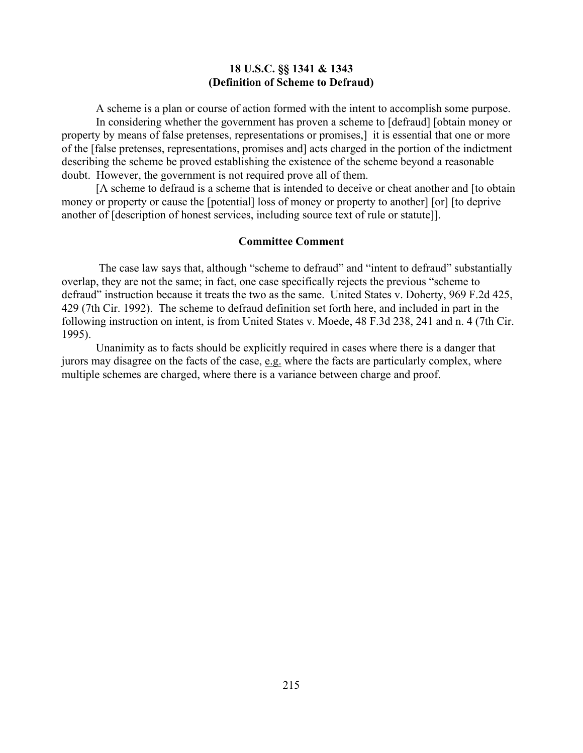**18 U.S.C. §§ 1341 & 1343**
**(Definition of Scheme to Defraud)**

A scheme is a plan or course of action formed with the intent to accomplish some purpose.

In considering whether the government has proven a scheme to [defraud] [obtain money or property by means of false pretenses, representations or promises,] it is essential that one or more of the [false pretenses, representations, promises and] acts charged in the portion of the indictment describing the scheme be proved establishing the existence of the scheme beyond a reasonable doubt. However, the government is not required prove all of them.

[A scheme to defraud is a scheme that is intended to deceive or cheat another and [to obtain money or property or cause the [potential] loss of money or property to another] [or] [to deprive another of [description of honest services, including source text of rule or statute]].

**Committee Comment**

The case law says that, although "scheme to defraud" and "intent to defraud" substantially overlap, they are not the same; in fact, one case specifically rejects the previous "scheme to defraud" instruction because it treats the two as the same. United States v. Doherty, 969 F.2d 425, 429 (7th Cir. 1992). The scheme to defraud definition set forth here, and included in part in the following instruction on intent, is from United States v. Moede, 48 F.3d 238, 241 and n. 4 (7th Cir. 1995).

Unanimity as to facts should be explicitly required in cases where there is a danger that jurors may disagree on the facts of the case, e.g. where the facts are particularly complex, where multiple schemes are charged, where there is a variance between charge and proof.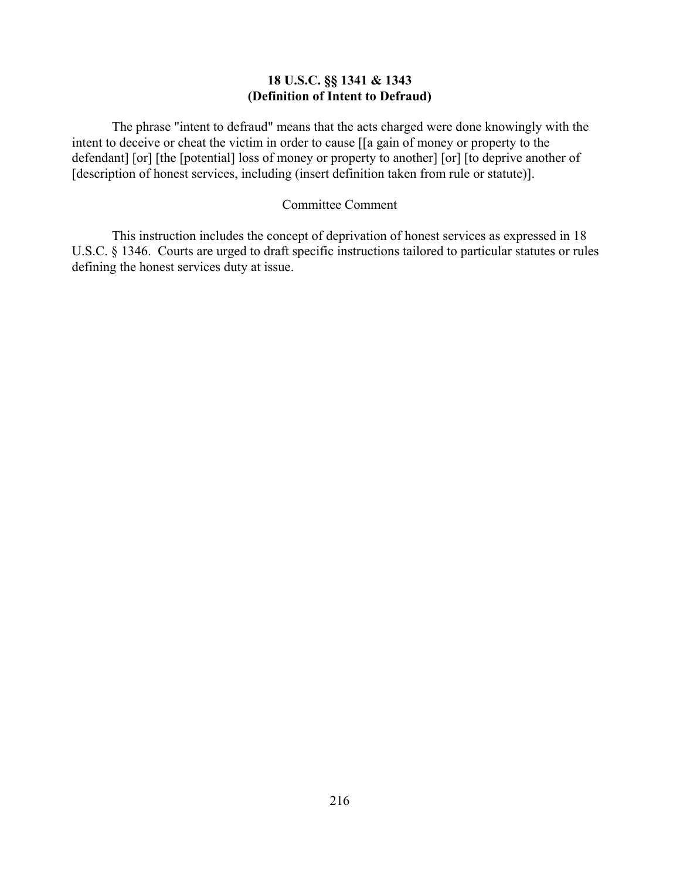**18 U.S.C. §§ 1341 & 1343**
**(Definition of Intent to Defraud)**

The phrase "intent to defraud" means that the acts charged were done knowingly with the intent to deceive or cheat the victim in order to cause [[a gain of money or property to the defendant] [or] [the [potential] loss of money or property to another] [or] [to deprive another of [description of honest services, including (insert definition taken from rule or statute)].

Committee Comment

This instruction includes the concept of deprivation of honest services as expressed in 18 U.S.C. § 1346. Courts are urged to draft specific instructions tailored to particular statutes or rules defining the honest services duty at issue.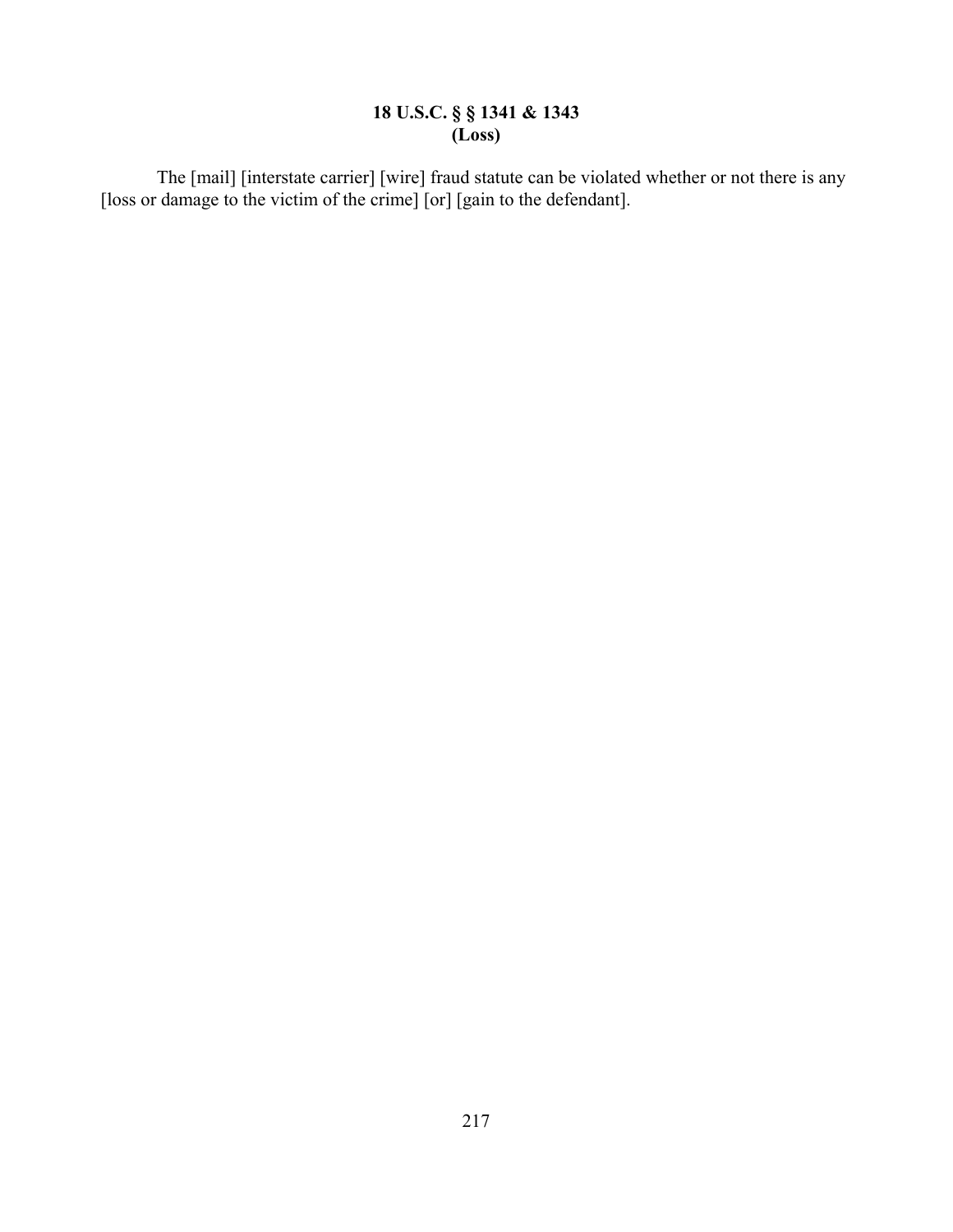**18 U.S.C. § § 1341 & 1343**
**(Loss)**

The [mail] [interstate carrier] [wire] fraud statute can be violated whether or not there is any [loss or damage to the victim of the crime] [or] [gain to the defendant].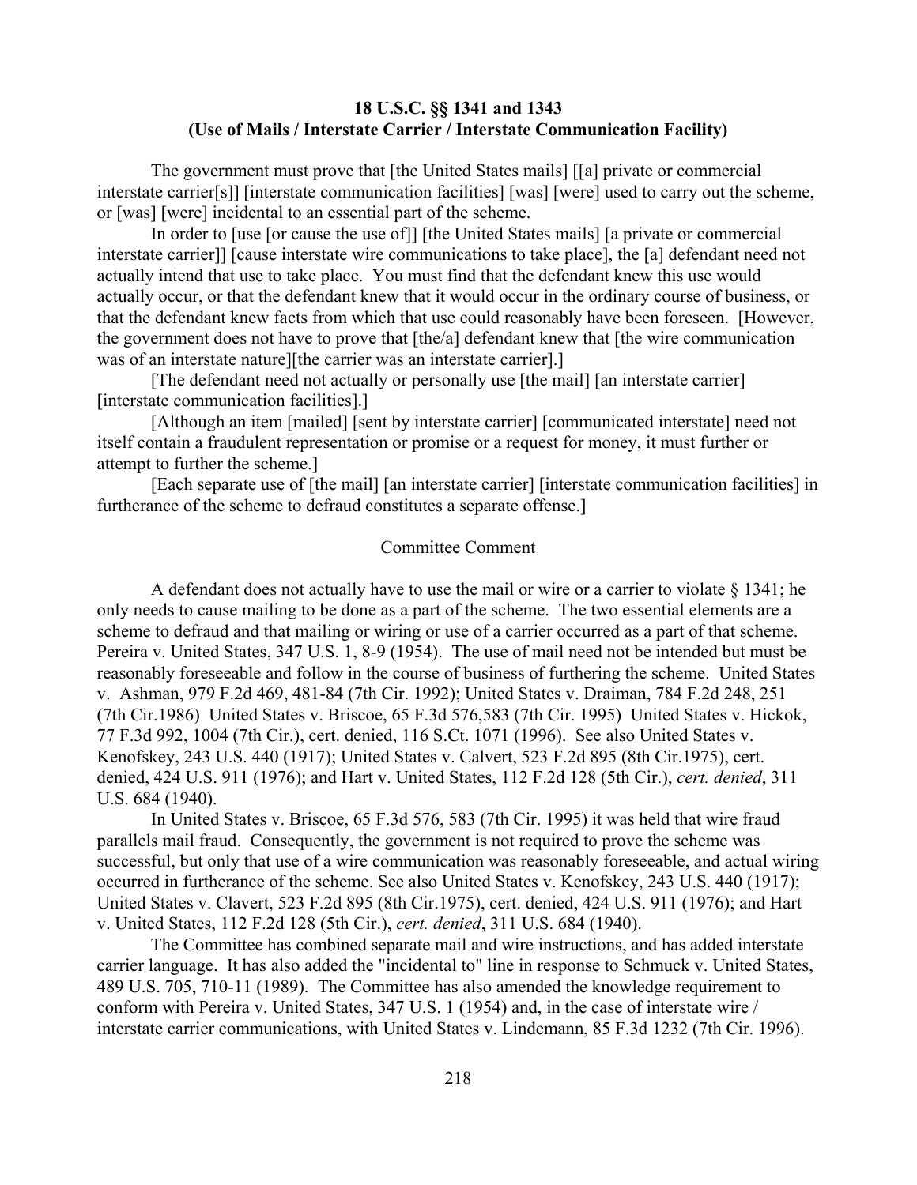**18 U.S.C. §§ 1341 and 1343**
**(Use of Mails / Interstate Carrier / Interstate Communication Facility)**

The government must prove that [the United States mails] [[a] private or commercial interstate carrier[s]] [interstate communication facilities] [was] [were] used to carry out the scheme, or [was] [were] incidental to an essential part of the scheme.

In order to [use [or cause the use of]] [the United States mails] [a private or commercial interstate carrier]] [cause interstate wire communications to take place], the [a] defendant need not actually intend that use to take place. You must find that the defendant knew this use would actually occur, or that the defendant knew that it would occur in the ordinary course of business, or that the defendant knew facts from which that use could reasonably have been foreseen. [However, the government does not have to prove that [the/a] defendant knew that [the wire communication was of an interstate nature][the carrier was an interstate carrier].]

[The defendant need not actually or personally use [the mail] [an interstate carrier] [interstate communication facilities].]

[Although an item [mailed] [sent by interstate carrier] [communicated interstate] need not itself contain a fraudulent representation or promise or a request for money, it must further or attempt to further the scheme.]

[Each separate use of [the mail] [an interstate carrier] [interstate communication facilities] in furtherance of the scheme to defraud constitutes a separate offense.]

Committee Comment

A defendant does not actually have to use the mail or wire or a carrier to violate § 1341; he only needs to cause mailing to be done as a part of the scheme. The two essential elements are a scheme to defraud and that mailing or wiring or use of a carrier occurred as a part of that scheme. Pereira v. United States, 347 U.S. 1, 8-9 (1954). The use of mail need not be intended but must be reasonably foreseeable and follow in the course of business of furthering the scheme. United States v. Ashman, 979 F.2d 469, 481-84 (7th Cir. 1992); United States v. Draiman, 784 F.2d 248, 251 (7th Cir.1986) United States v. Briscoe, 65 F.3d 576,583 (7th Cir. 1995) United States v. Hickok, 77 F.3d 992, 1004 (7th Cir.), cert. denied, 116 S.Ct. 1071 (1996). See also United States v. Kenofskey, 243 U.S. 440 (1917); United States v. Calvert, 523 F.2d 895 (8th Cir.1975), cert. denied, 424 U.S. 911 (1976); and Hart v. United States, 112 F.2d 128 (5th Cir.), *cert. denied*, 311 U.S. 684 (1940).

In United States v. Briscoe, 65 F.3d 576, 583 (7th Cir. 1995) it was held that wire fraud parallels mail fraud. Consequently, the government is not required to prove the scheme was successful, but only that use of a wire communication was reasonably foreseeable, and actual wiring occurred in furtherance of the scheme. See also United States v. Kenofskey, 243 U.S. 440 (1917); United States v. Clavert, 523 F.2d 895 (8th Cir.1975), cert. denied, 424 U.S. 911 (1976); and Hart v. United States, 112 F.2d 128 (5th Cir.), *cert. denied*, 311 U.S. 684 (1940).

The Committee has combined separate mail and wire instructions, and has added interstate carrier language. It has also added the "incidental to" line in response to Schmuck v. United States, 489 U.S. 705, 710-11 (1989). The Committee has also amended the knowledge requirement to conform with Pereira v. United States, 347 U.S. 1 (1954) and, in the case of interstate wire / interstate carrier communications, with United States v. Lindemann, 85 F.3d 1232 (7th Cir. 1996).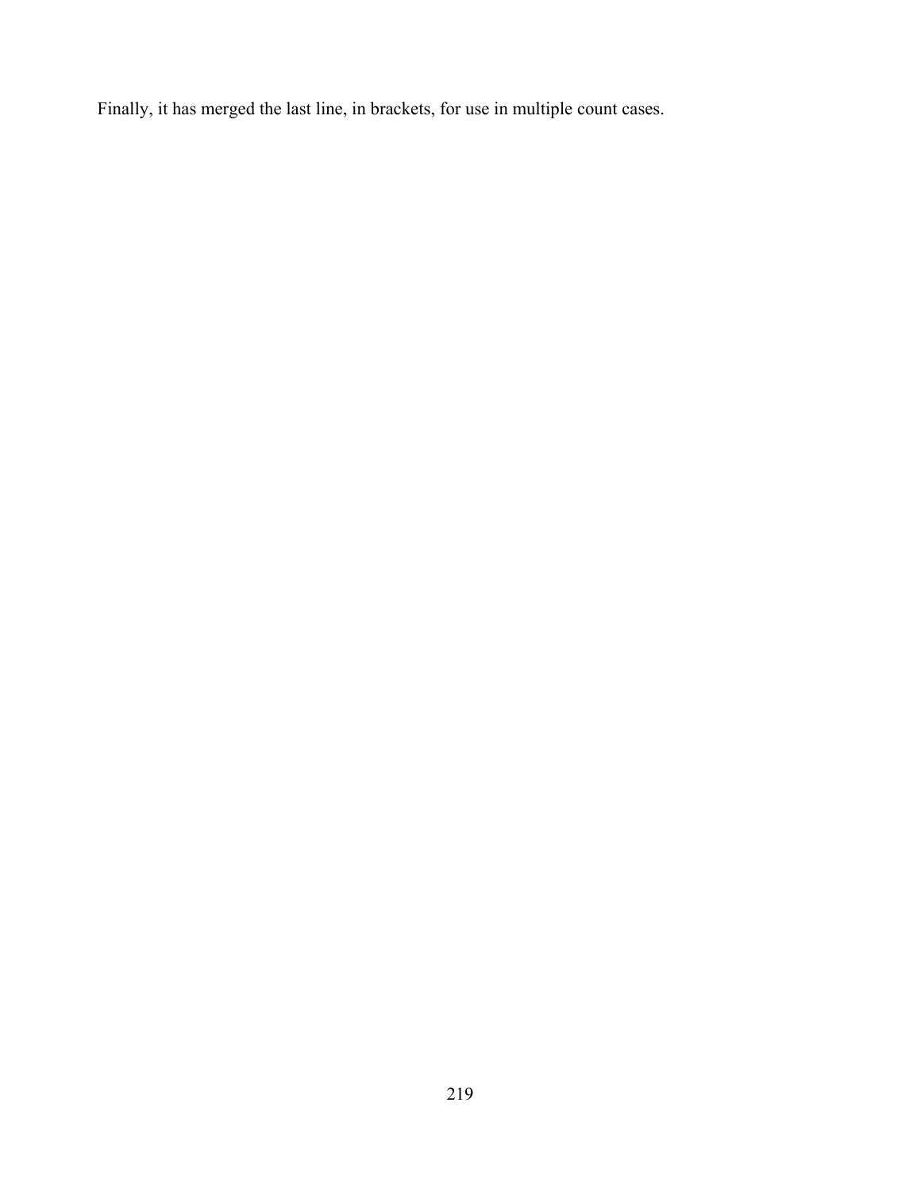Finally, it has merged the last line, in brackets, for use in multiple count cases.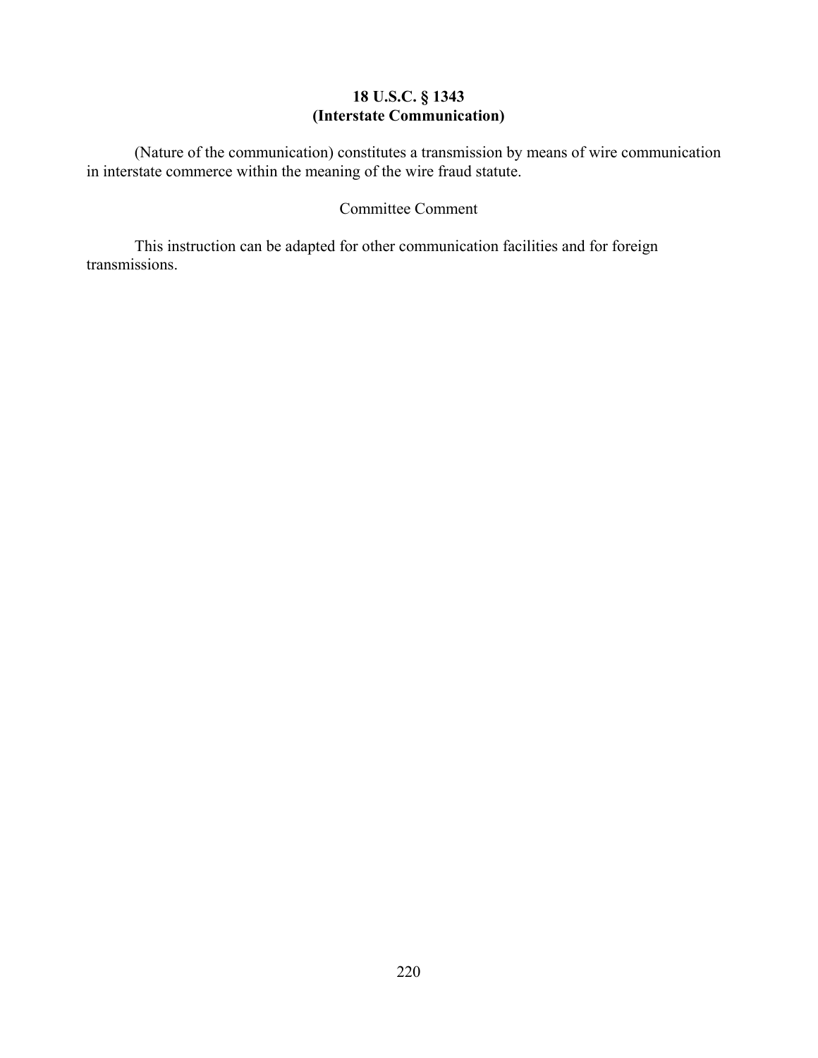**18 U.S.C. § 1343**
**(Interstate Communication)**

(Nature of the communication) constitutes a transmission by means of wire communication in interstate commerce within the meaning of the wire fraud statute.

Committee Comment

This instruction can be adapted for other communication facilities and for foreign transmissions.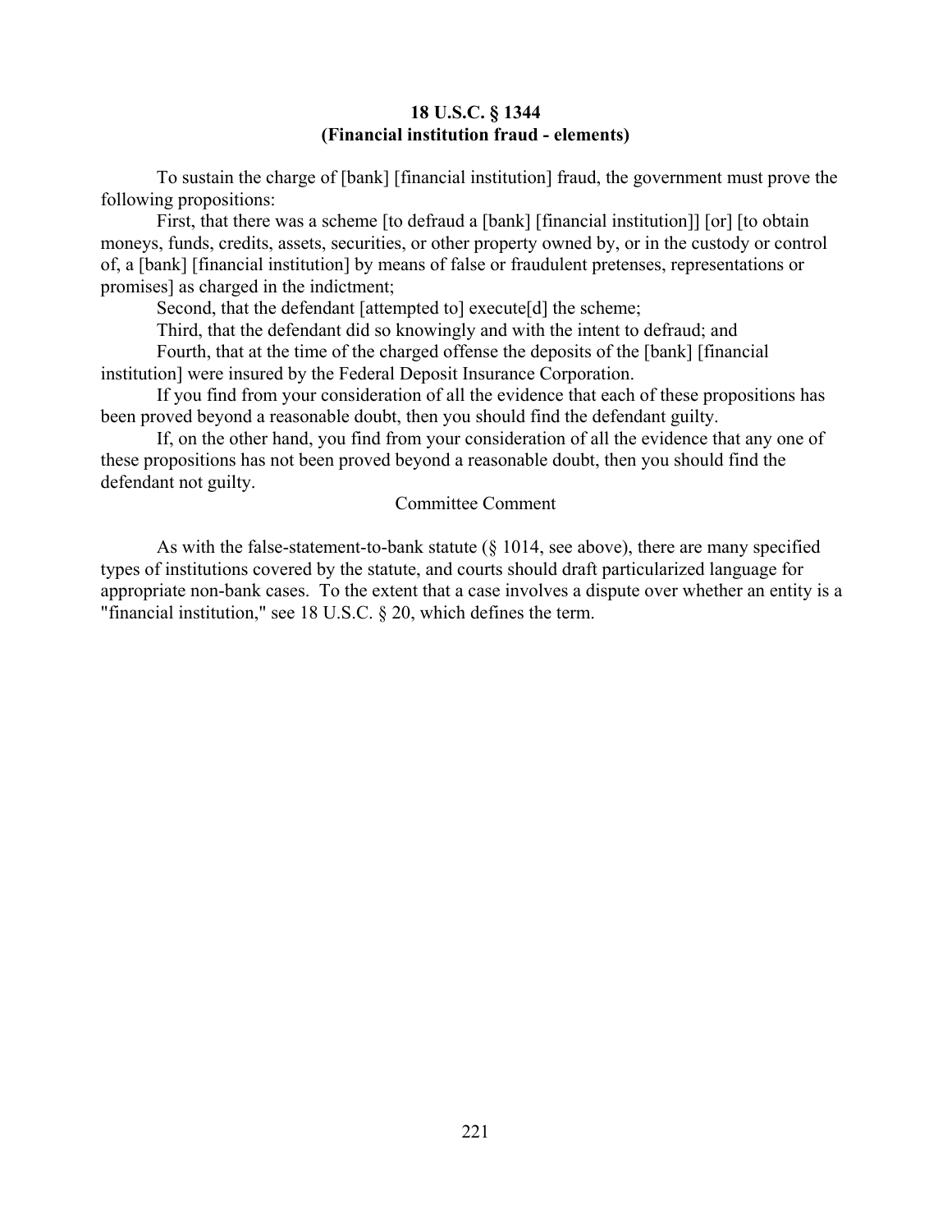**18 U.S.C. § 1344**
**(Financial institution fraud - elements)**

To sustain the charge of [bank] [financial institution] fraud, the government must prove the following propositions:

First, that there was a scheme [to defraud a [bank] [financial institution]] [or] [to obtain moneys, funds, credits, assets, securities, or other property owned by, or in the custody or control of, a [bank] [financial institution] by means of false or fraudulent pretenses, representations or promises] as charged in the indictment;

Second, that the defendant [attempted to] execute[d] the scheme;

Third, that the defendant did so knowingly and with the intent to defraud; and

Fourth, that at the time of the charged offense the deposits of the [bank] [financial institution] were insured by the Federal Deposit Insurance Corporation.

If you find from your consideration of all the evidence that each of these propositions has been proved beyond a reasonable doubt, then you should find the defendant guilty.

If, on the other hand, you find from your consideration of all the evidence that any one of these propositions has not been proved beyond a reasonable doubt, then you should find the defendant not guilty.

Committee Comment

As with the false-statement-to-bank statute (§ 1014, see above), there are many specified types of institutions covered by the statute, and courts should draft particularized language for appropriate non-bank cases. To the extent that a case involves a dispute over whether an entity is a "financial institution," see 18 U.S.C. § 20, which defines the term.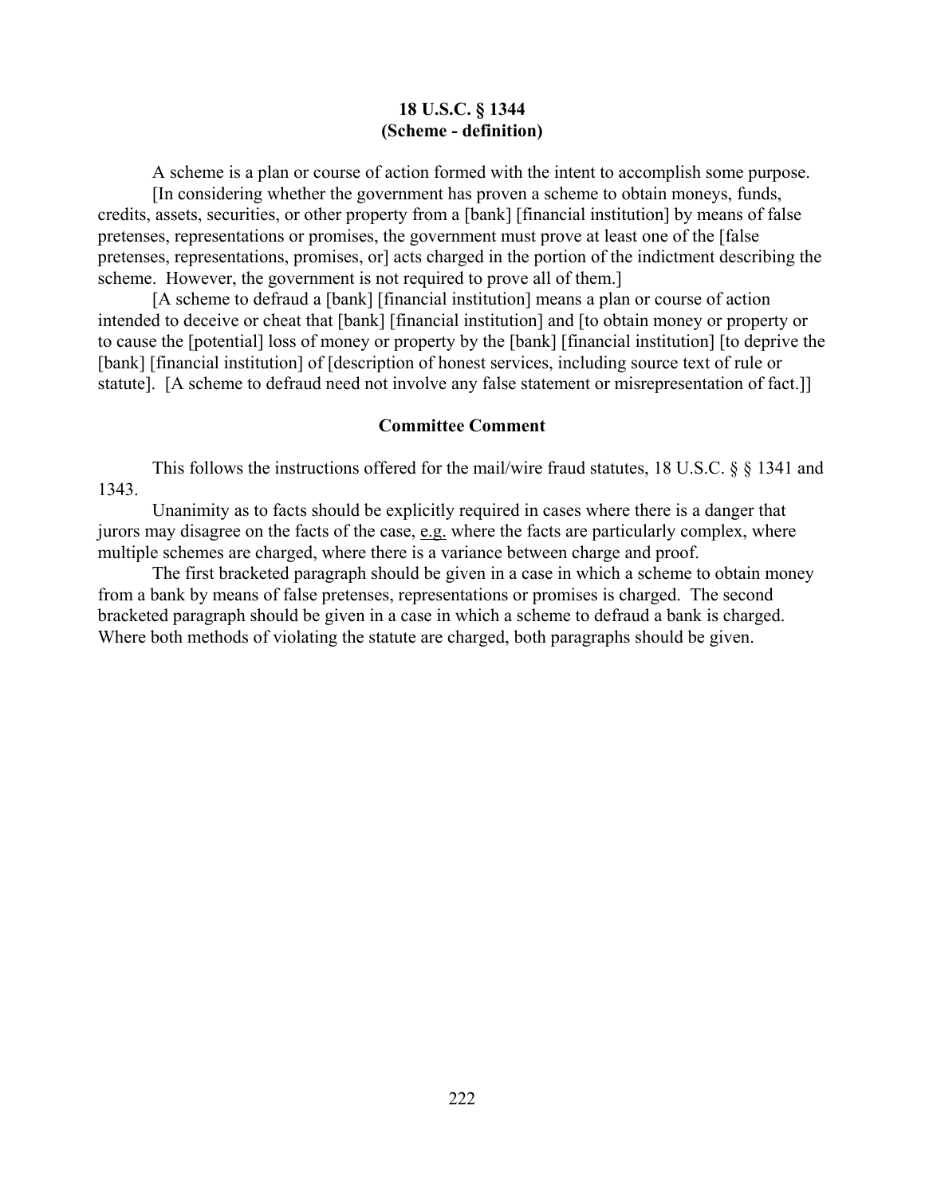### 18 U.S.C. § 1344
### (Scheme - definition)

A scheme is a plan or course of action formed with the intent to accomplish some purpose.

[In considering whether the government has proven a scheme to obtain moneys, funds, credits, assets, securities, or other property from a [bank] [financial institution] by means of false pretenses, representations or promises, the government must prove at least one of the [false pretenses, representations, promises, or] acts charged in the portion of the indictment describing the scheme. However, the government is not required to prove all of them.]

[A scheme to defraud a [bank] [financial institution] means a plan or course of action intended to deceive or cheat that [bank] [financial institution] and [to obtain money or property or to cause the [potential] loss of money or property by the [bank] [financial institution] [to deprive the [bank] [financial institution] of [description of honest services, including source text of rule or statute]. [A scheme to defraud need not involve any false statement or misrepresentation of fact.]]

#### Committee Comment

This follows the instructions offered for the mail/wire fraud statutes, 18 U.S.C. § § 1341 and 1343.

Unanimity as to facts should be explicitly required in cases where there is a danger that jurors may disagree on the facts of the case, e.g. where the facts are particularly complex, where multiple schemes are charged, where there is a variance between charge and proof.

The first bracketed paragraph should be given in a case in which a scheme to obtain money from a bank by means of false pretenses, representations or promises is charged. The second bracketed paragraph should be given in a case in which a scheme to defraud a bank is charged. Where both methods of violating the statute are charged, both paragraphs should be given.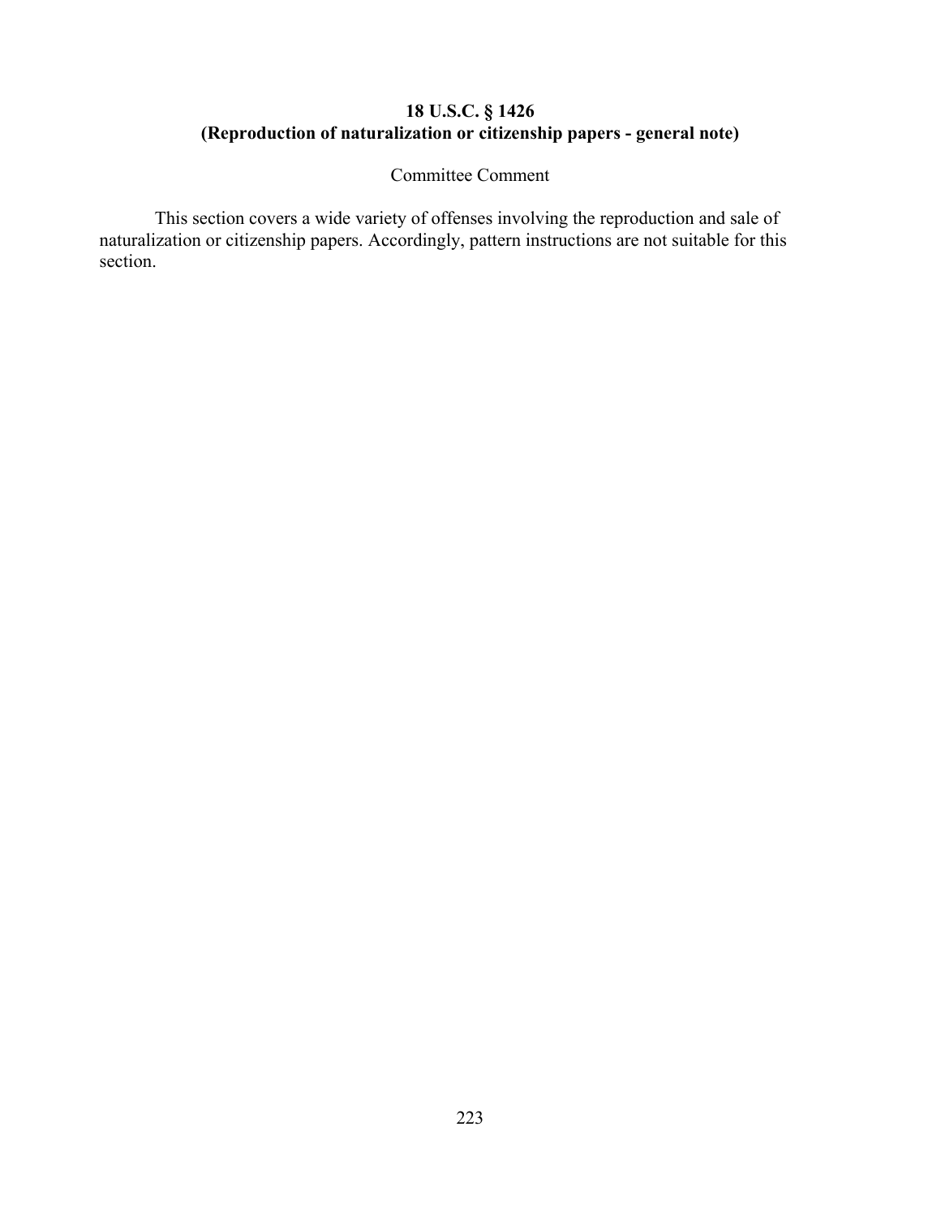## 18 U.S.C. § 1426
## (Reproduction of naturalization or citizenship papers - general note)

Committee Comment

This section covers a wide variety of offenses involving the reproduction and sale of naturalization or citizenship papers. Accordingly, pattern instructions are not suitable for this section.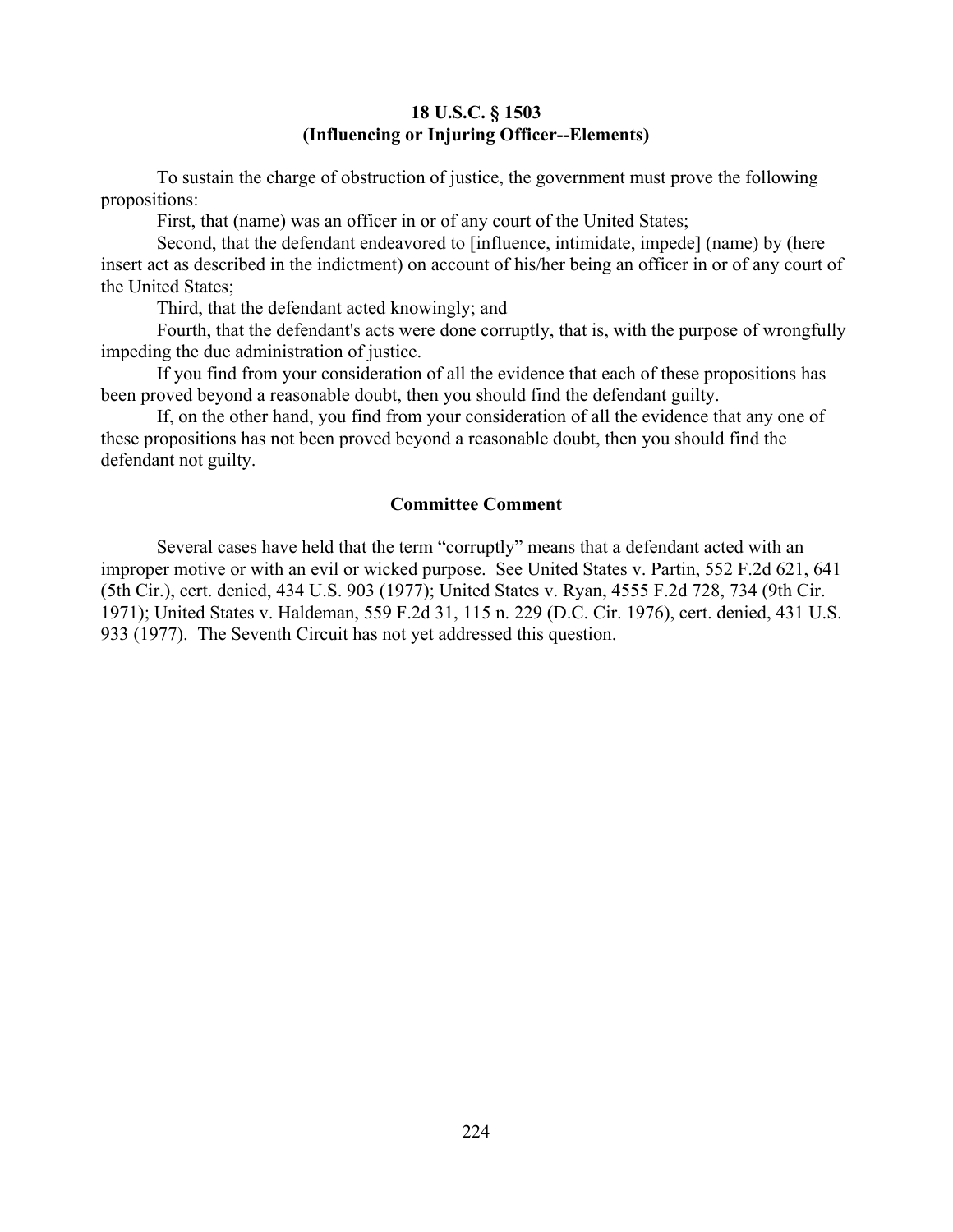**18 U.S.C. § 1503**
**(Influencing or Injuring Officer--Elements)**

To sustain the charge of obstruction of justice, the government must prove the following propositions:

First, that (name) was an officer in or of any court of the United States;

Second, that the defendant endeavored to [influence, intimidate, impede] (name) by (here insert act as described in the indictment) on account of his/her being an officer in or of any court of the United States;

Third, that the defendant acted knowingly; and

Fourth, that the defendant's acts were done corruptly, that is, with the purpose of wrongfully impeding the due administration of justice.

If you find from your consideration of all the evidence that each of these propositions has been proved beyond a reasonable doubt, then you should find the defendant guilty.

If, on the other hand, you find from your consideration of all the evidence that any one of these propositions has not been proved beyond a reasonable doubt, then you should find the defendant not guilty.

**Committee Comment**

Several cases have held that the term "corruptly" means that a defendant acted with an improper motive or with an evil or wicked purpose. See United States v. Partin, 552 F.2d 621, 641 (5th Cir.), cert. denied, 434 U.S. 903 (1977); United States v. Ryan, 4555 F.2d 728, 734 (9th Cir. 1971); United States v. Haldeman, 559 F.2d 31, 115 n. 229 (D.C. Cir. 1976), cert. denied, 431 U.S. 933 (1977). The Seventh Circuit has not yet addressed this question.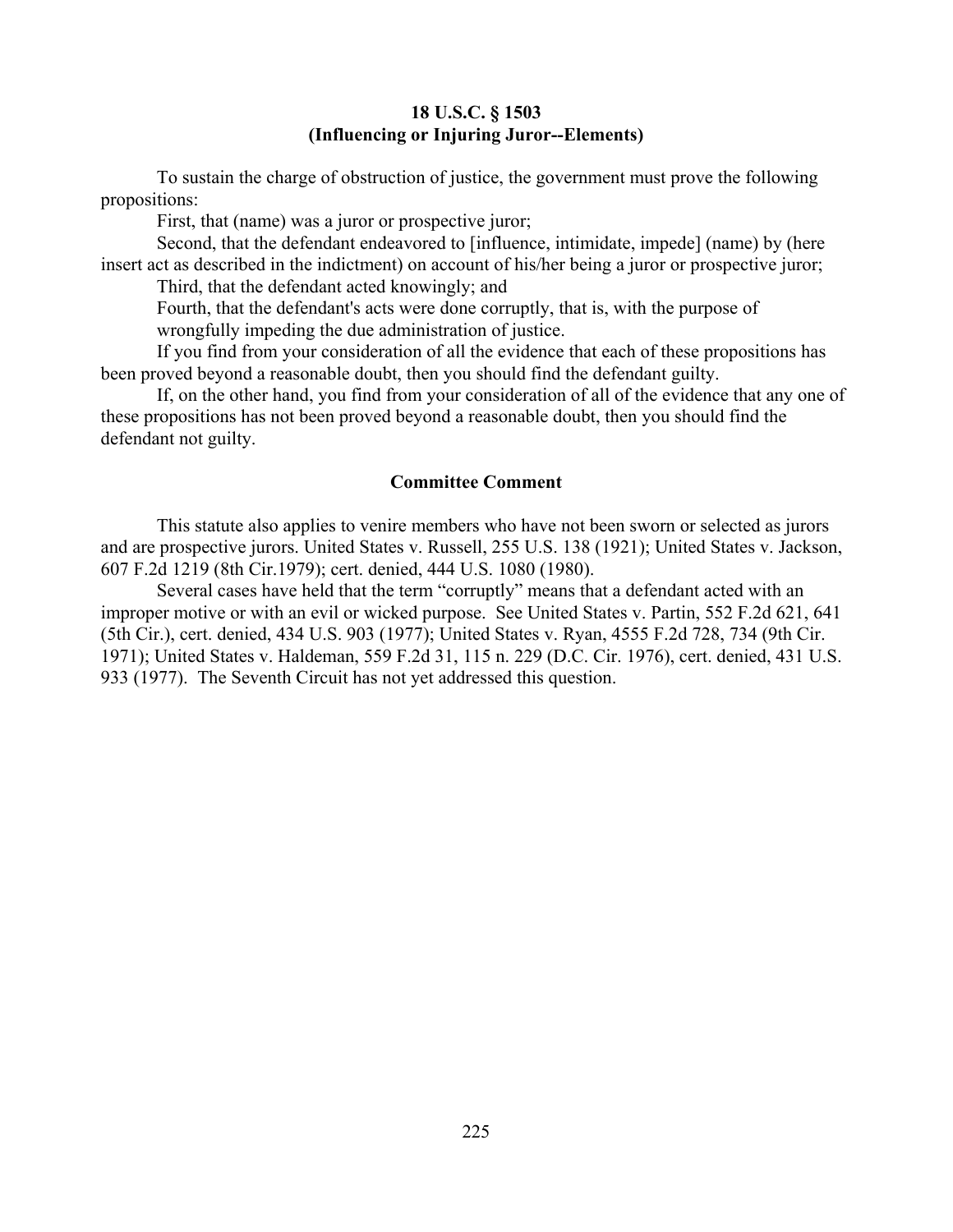**18 U.S.C. § 1503**
**(Influencing or Injuring Juror--Elements)**

To sustain the charge of obstruction of justice, the government must prove the following propositions:

First, that (name) was a juror or prospective juror;

Second, that the defendant endeavored to [influence, intimidate, impede] (name) by (here insert act as described in the indictment) on account of his/her being a juror or prospective juror;

Third, that the defendant acted knowingly; and

Fourth, that the defendant's acts were done corruptly, that is, with the purpose of wrongfully impeding the due administration of justice.

If you find from your consideration of all the evidence that each of these propositions has been proved beyond a reasonable doubt, then you should find the defendant guilty.

If, on the other hand, you find from your consideration of all of the evidence that any one of these propositions has not been proved beyond a reasonable doubt, then you should find the defendant not guilty.

**Committee Comment**

This statute also applies to venire members who have not been sworn or selected as jurors and are prospective jurors. United States v. Russell, 255 U.S. 138 (1921); United States v. Jackson, 607 F.2d 1219 (8th Cir.1979); cert. denied, 444 U.S. 1080 (1980).

Several cases have held that the term "corruptly" means that a defendant acted with an improper motive or with an evil or wicked purpose. See United States v. Partin, 552 F.2d 621, 641 (5th Cir.), cert. denied, 434 U.S. 903 (1977); United States v. Ryan, 4555 F.2d 728, 734 (9th Cir. 1971); United States v. Haldeman, 559 F.2d 31, 115 n. 229 (D.C. Cir. 1976), cert. denied, 431 U.S. 933 (1977). The Seventh Circuit has not yet addressed this question.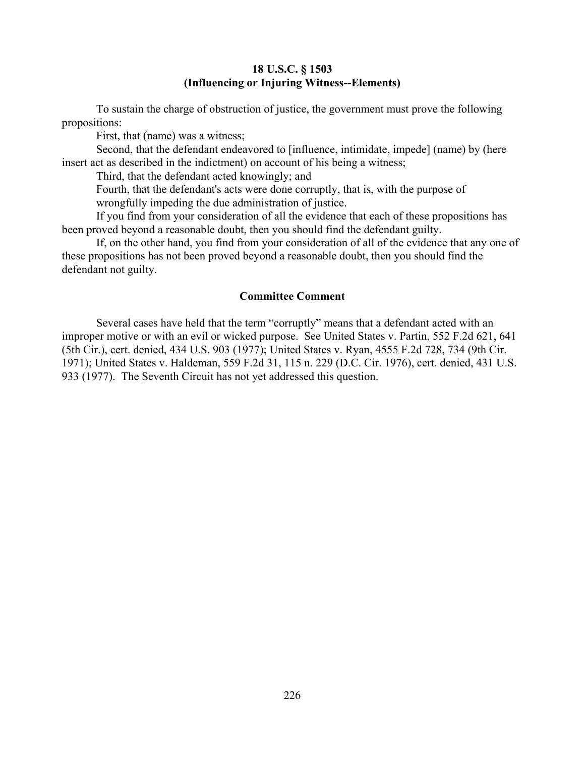**18 U.S.C. § 1503**
**(Influencing or Injuring Witness--Elements)**

To sustain the charge of obstruction of justice, the government must prove the following propositions:

First, that (name) was a witness;

Second, that the defendant endeavored to [influence, intimidate, impede] (name) by (here insert act as described in the indictment) on account of his being a witness;

Third, that the defendant acted knowingly; and

Fourth, that the defendant's acts were done corruptly, that is, with the purpose of wrongfully impeding the due administration of justice.

If you find from your consideration of all the evidence that each of these propositions has been proved beyond a reasonable doubt, then you should find the defendant guilty.

If, on the other hand, you find from your consideration of all of the evidence that any one of these propositions has not been proved beyond a reasonable doubt, then you should find the defendant not guilty.

**Committee Comment**

Several cases have held that the term "corruptly" means that a defendant acted with an improper motive or with an evil or wicked purpose. See United States v. Partin, 552 F.2d 621, 641 (5th Cir.), cert. denied, 434 U.S. 903 (1977); United States v. Ryan, 4555 F.2d 728, 734 (9th Cir. 1971); United States v. Haldeman, 559 F.2d 31, 115 n. 229 (D.C. Cir. 1976), cert. denied, 431 U.S. 933 (1977). The Seventh Circuit has not yet addressed this question.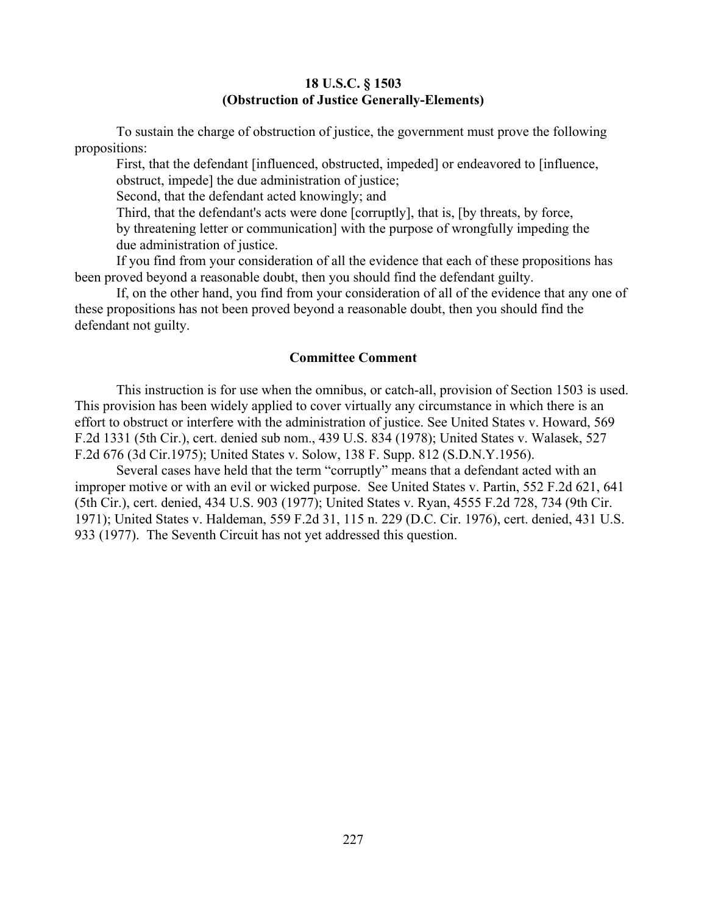### 18 U.S.C. § 1503
### (Obstruction of Justice Generally-Elements)

To sustain the charge of obstruction of justice, the government must prove the following propositions:

First, that the defendant [influenced, obstructed, impeded] or endeavored to [influence, obstruct, impede] the due administration of justice;

Second, that the defendant acted knowingly; and

Third, that the defendant's acts were done [corruptly], that is, [by threats, by force, by threatening letter or communication] with the purpose of wrongfully impeding the due administration of justice.

If you find from your consideration of all the evidence that each of these propositions has been proved beyond a reasonable doubt, then you should find the defendant guilty.

If, on the other hand, you find from your consideration of all of the evidence that any one of these propositions has not been proved beyond a reasonable doubt, then you should find the defendant not guilty.

#### Committee Comment

This instruction is for use when the omnibus, or catch-all, provision of Section 1503 is used. This provision has been widely applied to cover virtually any circumstance in which there is an effort to obstruct or interfere with the administration of justice. See United States v. Howard, 569 F.2d 1331 (5th Cir.), cert. denied sub nom., 439 U.S. 834 (1978); United States v. Walasek, 527 F.2d 676 (3d Cir.1975); United States v. Solow, 138 F. Supp. 812 (S.D.N.Y.1956).

Several cases have held that the term "corruptly" means that a defendant acted with an improper motive or with an evil or wicked purpose. See United States v. Partin, 552 F.2d 621, 641 (5th Cir.), cert. denied, 434 U.S. 903 (1977); United States v. Ryan, 4555 F.2d 728, 734 (9th Cir. 1971); United States v. Haldeman, 559 F.2d 31, 115 n. 229 (D.C. Cir. 1976), cert. denied, 431 U.S. 933 (1977). The Seventh Circuit has not yet addressed this question.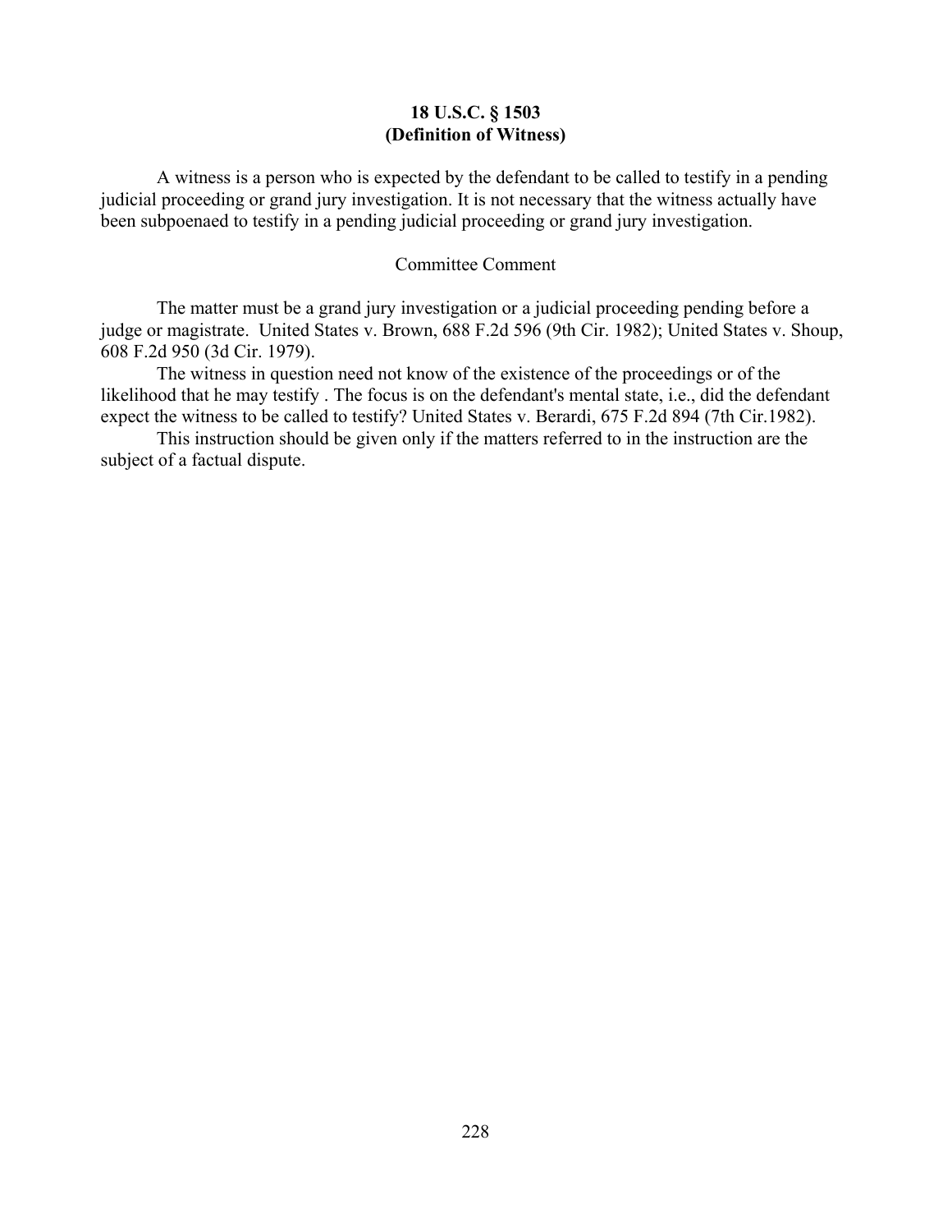# 18 U.S.C. § 1503
# (Definition of Witness)

A witness is a person who is expected by the defendant to be called to testify in a pending judicial proceeding or grand jury investigation. It is not necessary that the witness actually have been subpoenaed to testify in a pending judicial proceeding or grand jury investigation.

Committee Comment

The matter must be a grand jury investigation or a judicial proceeding pending before a judge or magistrate. United States v. Brown, 688 F.2d 596 (9th Cir. 1982); United States v. Shoup, 608 F.2d 950 (3d Cir. 1979).

The witness in question need not know of the existence of the proceedings or of the likelihood that he may testify . The focus is on the defendant's mental state, i.e., did the defendant expect the witness to be called to testify? United States v. Berardi, 675 F.2d 894 (7th Cir.1982).

This instruction should be given only if the matters referred to in the instruction are the subject of a factual dispute.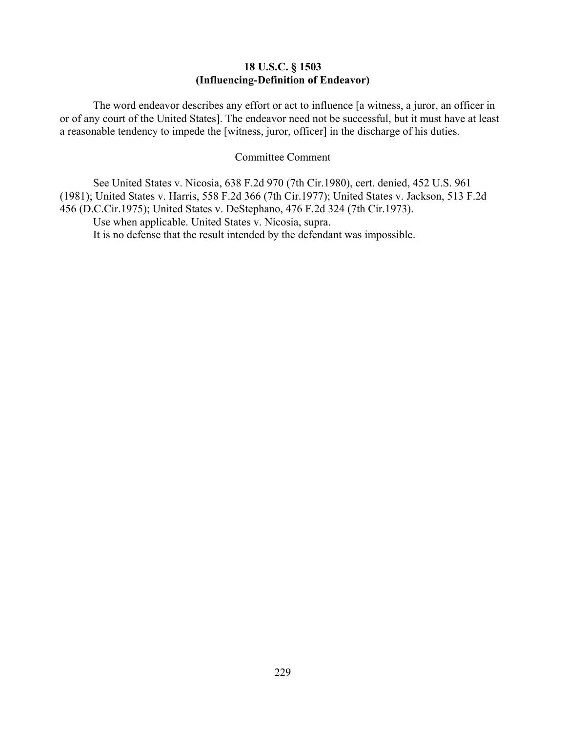**18 U.S.C. § 1503**
**(Influencing-Definition of Endeavor)**

The word endeavor describes any effort or act to influence [a witness, a juror, an officer in or of any court of the United States]. The endeavor need not be successful, but it must have at least a reasonable tendency to impede the [witness, juror, officer] in the discharge of his duties.

Committee Comment

See United States v. Nicosia, 638 F.2d 970 (7th Cir.1980), cert. denied, 452 U.S. 961 (1981); United States v. Harris, 558 F.2d 366 (7th Cir.1977); United States v. Jackson, 513 F.2d 456 (D.C.Cir.1975); United States v. DeStephano, 476 F.2d 324 (7th Cir.1973).

Use when applicable. United States v. Nicosia, supra.

It is no defense that the result intended by the defendant was impossible.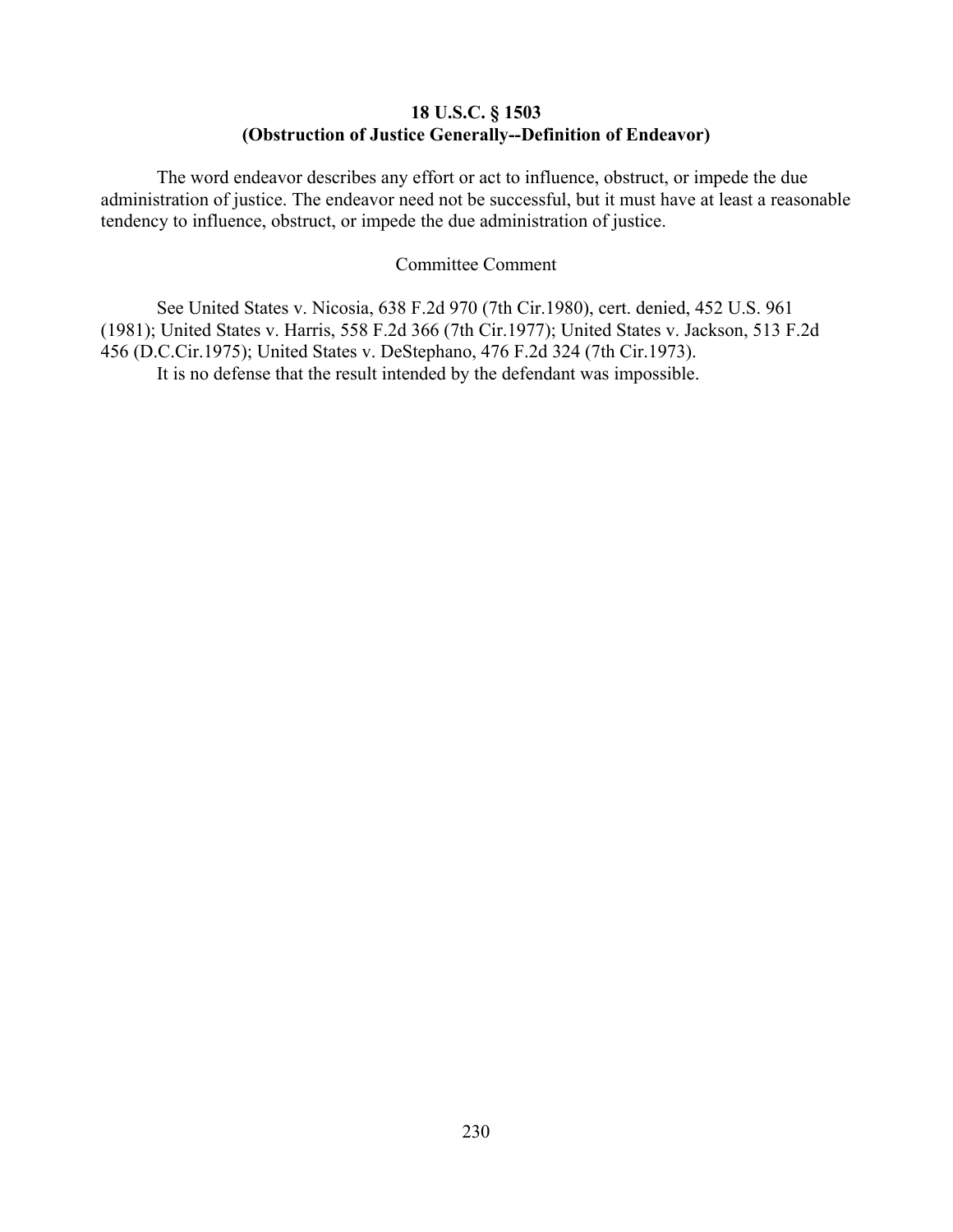**18 U.S.C. § 1503**
**(Obstruction of Justice Generally--Definition of Endeavor)**

The word endeavor describes any effort or act to influence, obstruct, or impede the due administration of justice. The endeavor need not be successful, but it must have at least a reasonable tendency to influence, obstruct, or impede the due administration of justice.

Committee Comment

See United States v. Nicosia, 638 F.2d 970 (7th Cir.1980), cert. denied, 452 U.S. 961 (1981); United States v. Harris, 558 F.2d 366 (7th Cir.1977); United States v. Jackson, 513 F.2d 456 (D.C.Cir.1975); United States v. DeStephano, 476 F.2d 324 (7th Cir.1973).

It is no defense that the result intended by the defendant was impossible.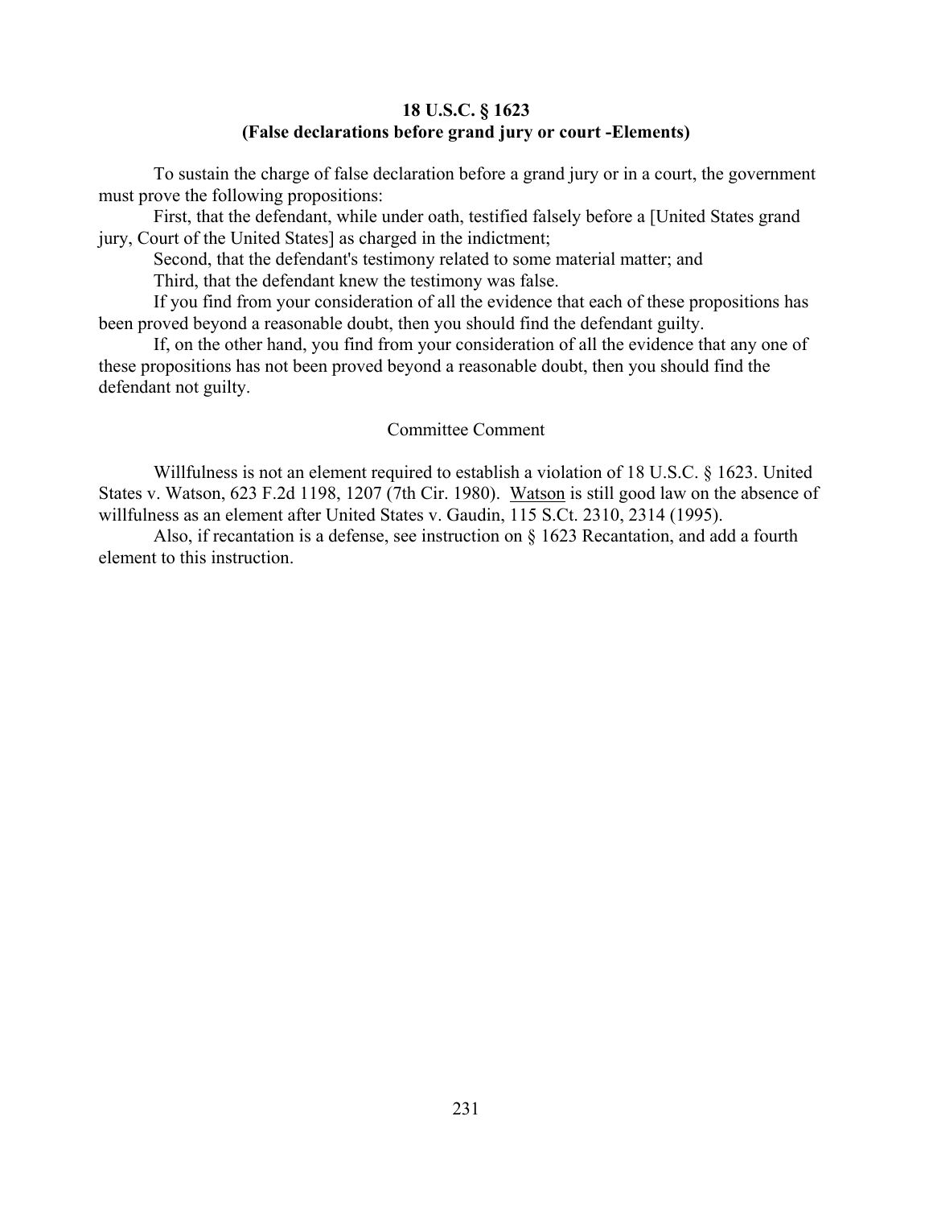**18 U.S.C. § 1623**
**(False declarations before grand jury or court -Elements)**

To sustain the charge of false declaration before a grand jury or in a court, the government must prove the following propositions:

First, that the defendant, while under oath, testified falsely before a [United States grand jury, Court of the United States] as charged in the indictment;

Second, that the defendant's testimony related to some material matter; and

Third, that the defendant knew the testimony was false.

If you find from your consideration of all the evidence that each of these propositions has been proved beyond a reasonable doubt, then you should find the defendant guilty.

If, on the other hand, you find from your consideration of all the evidence that any one of these propositions has not been proved beyond a reasonable doubt, then you should find the defendant not guilty.

Committee Comment

Willfulness is not an element required to establish a violation of 18 U.S.C. § 1623. United States v. Watson, 623 F.2d 1198, 1207 (7th Cir. 1980). Watson is still good law on the absence of willfulness as an element after United States v. Gaudin, 115 S.Ct. 2310, 2314 (1995).

Also, if recantation is a defense, see instruction on § 1623 Recantation, and add a fourth element to this instruction.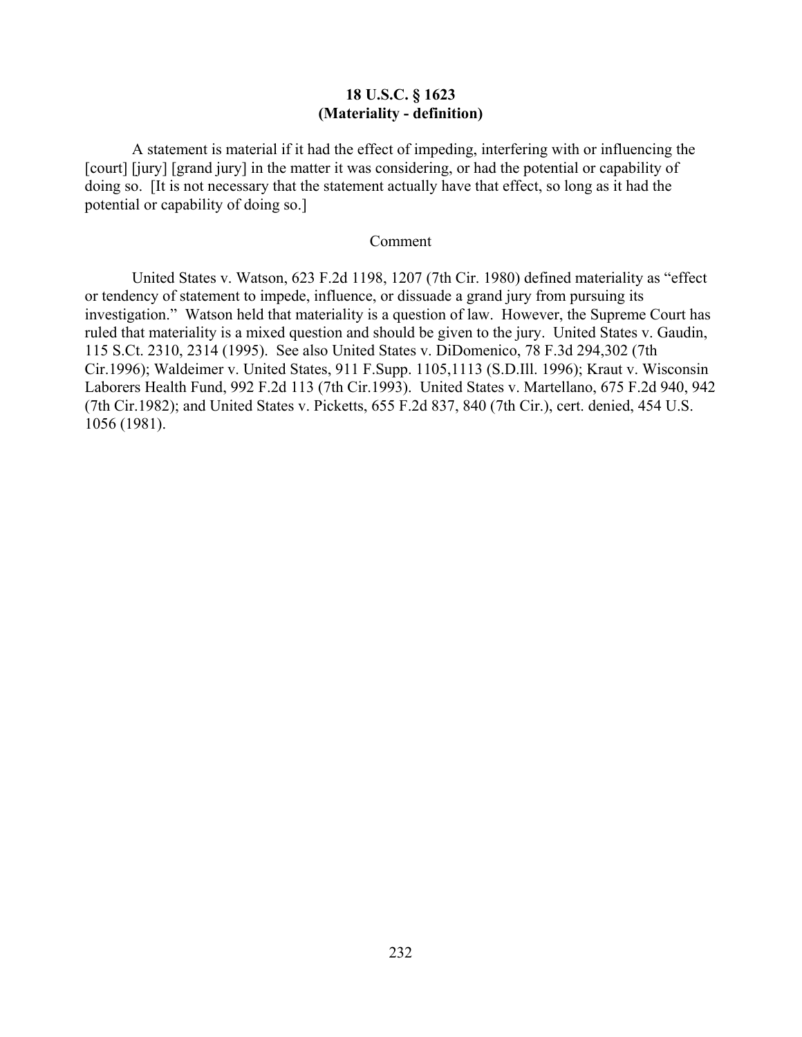**18 U.S.C. § 1623**
**(Materiality - definition)**

A statement is material if it had the effect of impeding, interfering with or influencing the [court] [jury] [grand jury] in the matter it was considering, or had the potential or capability of doing so. [It is not necessary that the statement actually have that effect, so long as it had the potential or capability of doing so.]

Comment

United States v. Watson, 623 F.2d 1198, 1207 (7th Cir. 1980) defined materiality as "effect or tendency of statement to impede, influence, or dissuade a grand jury from pursuing its investigation." Watson held that materiality is a question of law. However, the Supreme Court has ruled that materiality is a mixed question and should be given to the jury. United States v. Gaudin, 115 S.Ct. 2310, 2314 (1995). See also United States v. DiDomenico, 78 F.3d 294,302 (7th Cir.1996); Waldeimer v. United States, 911 F.Supp. 1105,1113 (S.D.Ill. 1996); Kraut v. Wisconsin Laborers Health Fund, 992 F.2d 113 (7th Cir.1993). United States v. Martellano, 675 F.2d 940, 942 (7th Cir.1982); and United States v. Picketts, 655 F.2d 837, 840 (7th Cir.), cert. denied, 454 U.S. 1056 (1981).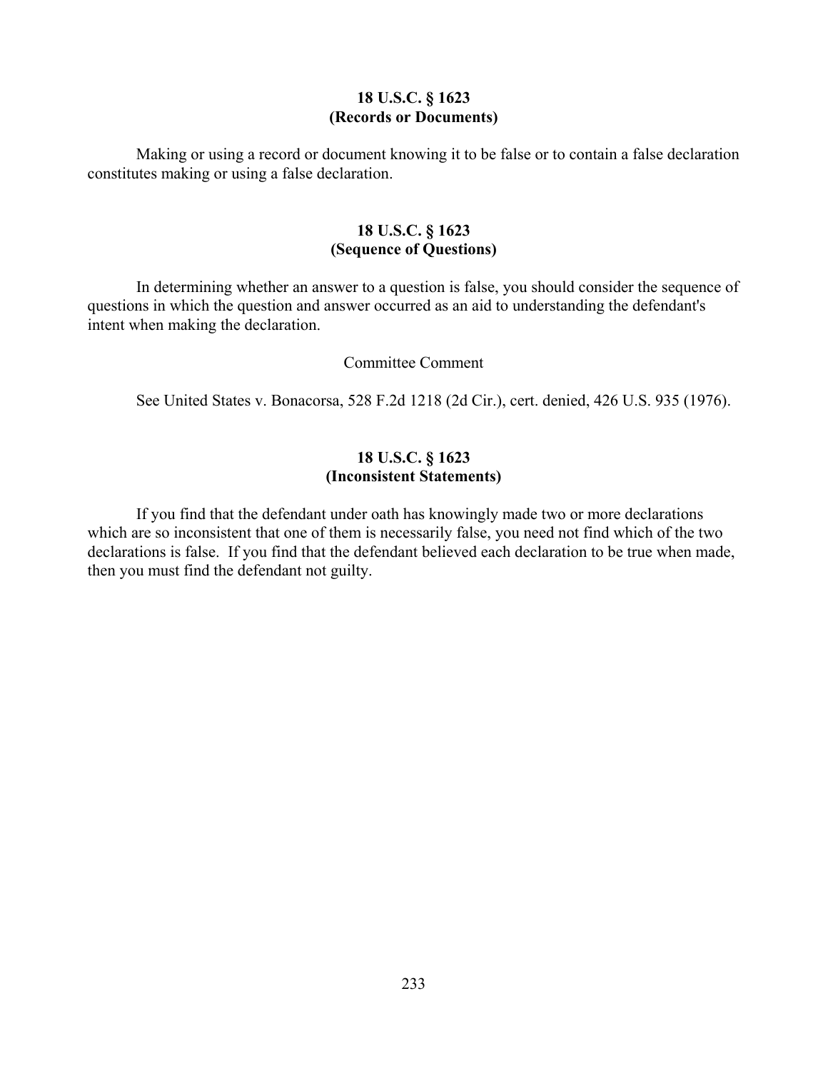### 18 U.S.C. § 1623
### (Records or Documents)

Making or using a record or document knowing it to be false or to contain a false declaration constitutes making or using a false declaration.

### 18 U.S.C. § 1623
### (Sequence of Questions)

In determining whether an answer to a question is false, you should consider the sequence of questions in which the question and answer occurred as an aid to understanding the defendant's intent when making the declaration.

Committee Comment

See United States v. Bonacorsa, 528 F.2d 1218 (2d Cir.), cert. denied, 426 U.S. 935 (1976).

### 18 U.S.C. § 1623
### (Inconsistent Statements)

If you find that the defendant under oath has knowingly made two or more declarations which are so inconsistent that one of them is necessarily false, you need not find which of the two declarations is false. If you find that the defendant believed each declaration to be true when made, then you must find the defendant not guilty.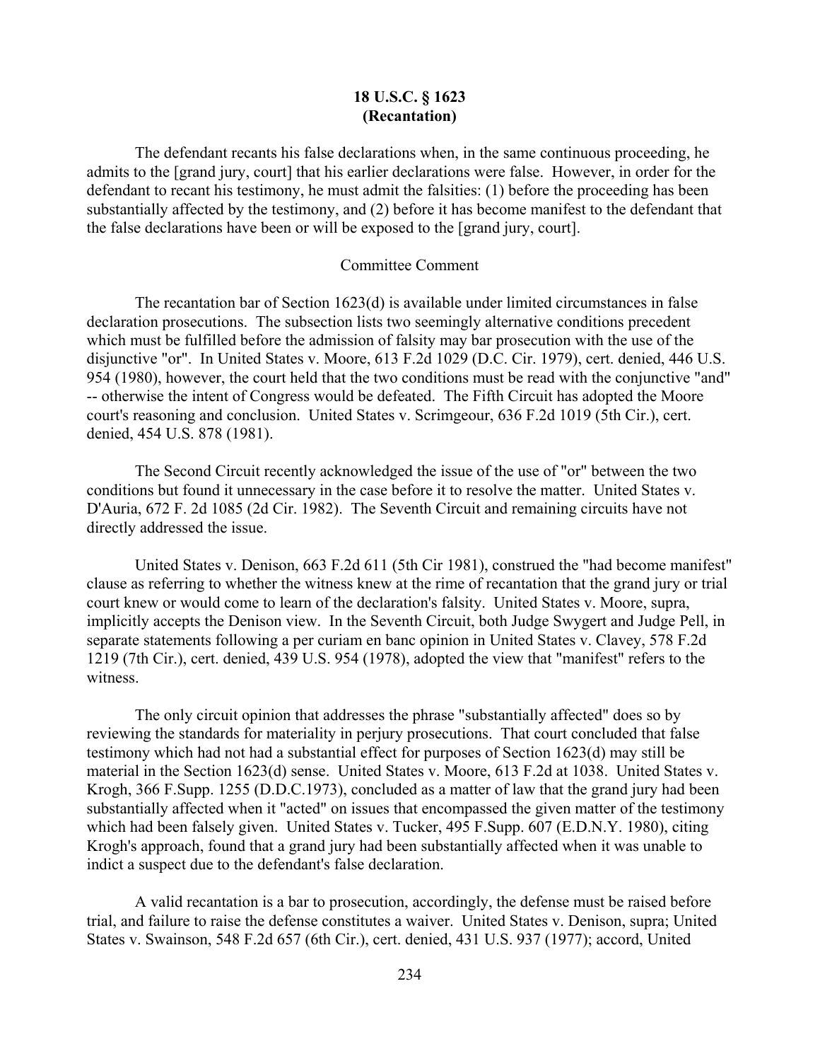**18 U.S.C. § 1623**
**(Recantation)**

The defendant recants his false declarations when, in the same continuous proceeding, he admits to the [grand jury, court] that his earlier declarations were false. However, in order for the defendant to recant his testimony, he must admit the falsities: (1) before the proceeding has been substantially affected by the testimony, and (2) before it has become manifest to the defendant that the false declarations have been or will be exposed to the [grand jury, court].

Committee Comment

The recantation bar of Section 1623(d) is available under limited circumstances in false declaration prosecutions. The subsection lists two seemingly alternative conditions precedent which must be fulfilled before the admission of falsity may bar prosecution with the use of the disjunctive "or". In United States v. Moore, 613 F.2d 1029 (D.C. Cir. 1979), cert. denied, 446 U.S. 954 (1980), however, the court held that the two conditions must be read with the conjunctive "and" -- otherwise the intent of Congress would be defeated. The Fifth Circuit has adopted the Moore court's reasoning and conclusion. United States v. Scrimgeour, 636 F.2d 1019 (5th Cir.), cert. denied, 454 U.S. 878 (1981).

The Second Circuit recently acknowledged the issue of the use of "or" between the two conditions but found it unnecessary in the case before it to resolve the matter. United States v. D'Auria, 672 F. 2d 1085 (2d Cir. 1982). The Seventh Circuit and remaining circuits have not directly addressed the issue.

United States v. Denison, 663 F.2d 611 (5th Cir 1981), construed the "had become manifest" clause as referring to whether the witness knew at the rime of recantation that the grand jury or trial court knew or would come to learn of the declaration's falsity. United States v. Moore, supra, implicitly accepts the Denison view. In the Seventh Circuit, both Judge Swygert and Judge Pell, in separate statements following a per curiam en banc opinion in United States v. Clavey, 578 F.2d 1219 (7th Cir.), cert. denied, 439 U.S. 954 (1978), adopted the view that "manifest" refers to the witness.

The only circuit opinion that addresses the phrase "substantially affected" does so by reviewing the standards for materiality in perjury prosecutions. That court concluded that false testimony which had not had a substantial effect for purposes of Section 1623(d) may still be material in the Section 1623(d) sense. United States v. Moore, 613 F.2d at 1038. United States v. Krogh, 366 F.Supp. 1255 (D.D.C.1973), concluded as a matter of law that the grand jury had been substantially affected when it "acted" on issues that encompassed the given matter of the testimony which had been falsely given. United States v. Tucker, 495 F.Supp. 607 (E.D.N.Y. 1980), citing Krogh's approach, found that a grand jury had been substantially affected when it was unable to indict a suspect due to the defendant's false declaration.

A valid recantation is a bar to prosecution, accordingly, the defense must be raised before trial, and failure to raise the defense constitutes a waiver. United States v. Denison, supra; United States v. Swainson, 548 F.2d 657 (6th Cir.), cert. denied, 431 U.S. 937 (1977); accord, United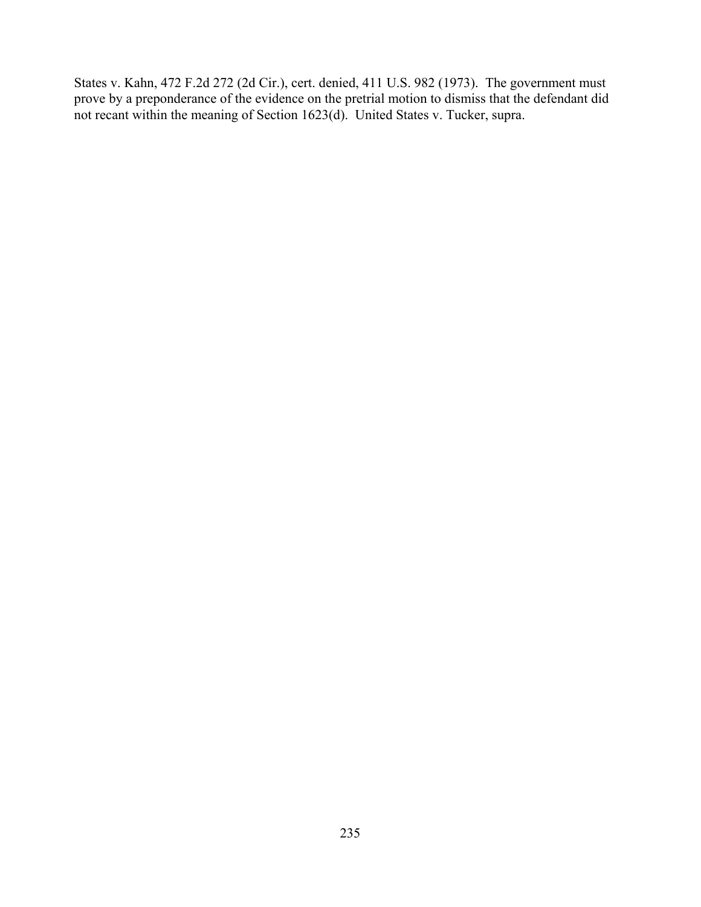States v. Kahn, 472 F.2d 272 (2d Cir.), cert. denied, 411 U.S. 982 (1973). The government must prove by a preponderance of the evidence on the pretrial motion to dismiss that the defendant did not recant within the meaning of Section 1623(d). United States v. Tucker, supra.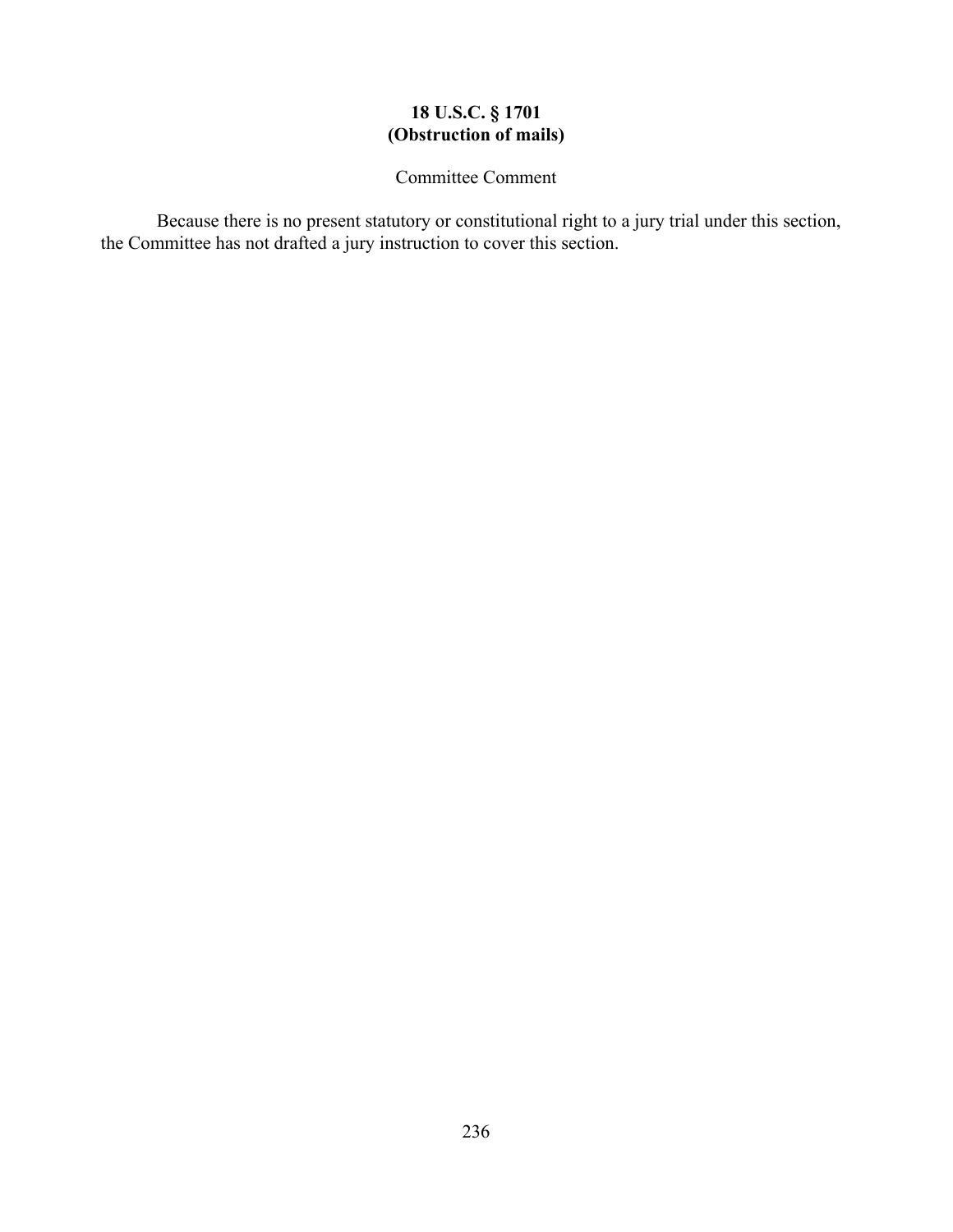**18 U.S.C. § 1701**
**(Obstruction of mails)**

Committee Comment

Because there is no present statutory or constitutional right to a jury trial under this section, the Committee has not drafted a jury instruction to cover this section.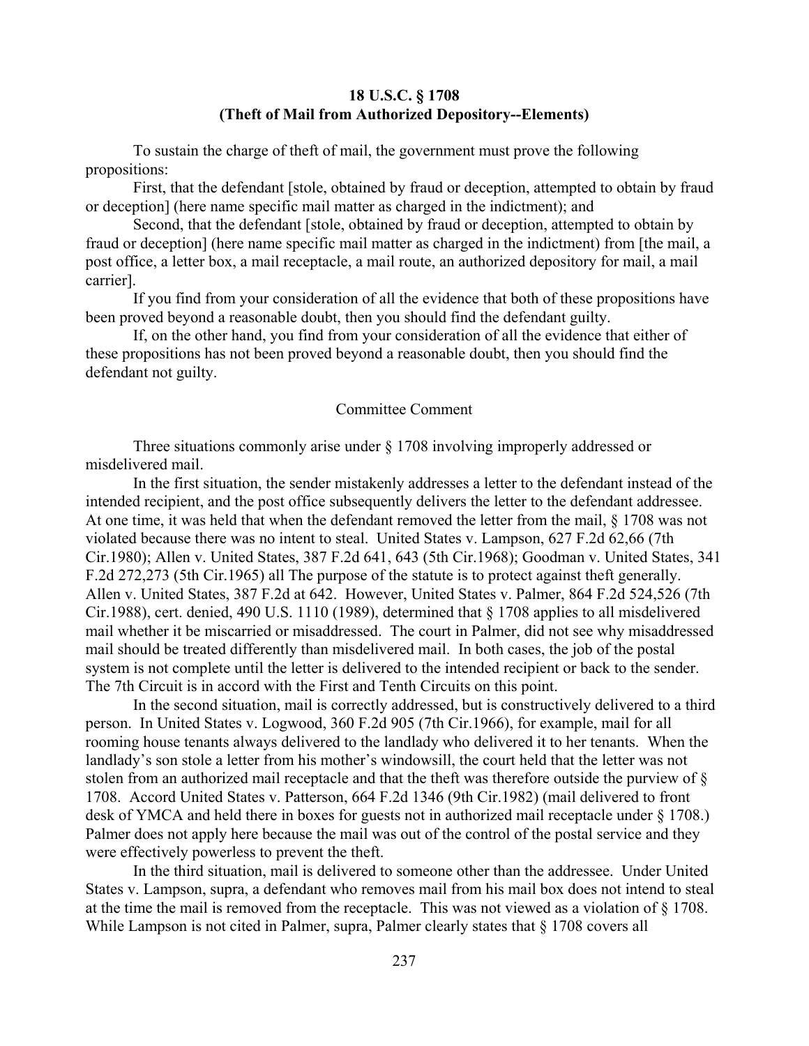**18 U.S.C. § 1708**
**(Theft of Mail from Authorized Depository--Elements)**

To sustain the charge of theft of mail, the government must prove the following propositions:

First, that the defendant [stole, obtained by fraud or deception, attempted to obtain by fraud or deception] (here name specific mail matter as charged in the indictment); and

Second, that the defendant [stole, obtained by fraud or deception, attempted to obtain by fraud or deception] (here name specific mail matter as charged in the indictment) from [the mail, a post office, a letter box, a mail receptacle, a mail route, an authorized depository for mail, a mail carrier].

If you find from your consideration of all the evidence that both of these propositions have been proved beyond a reasonable doubt, then you should find the defendant guilty.

If, on the other hand, you find from your consideration of all the evidence that either of these propositions has not been proved beyond a reasonable doubt, then you should find the defendant not guilty.

Committee Comment

Three situations commonly arise under § 1708 involving improperly addressed or misdelivered mail.

In the first situation, the sender mistakenly addresses a letter to the defendant instead of the intended recipient, and the post office subsequently delivers the letter to the defendant addressee. At one time, it was held that when the defendant removed the letter from the mail, § 1708 was not violated because there was no intent to steal. United States v. Lampson, 627 F.2d 62,66 (7th Cir.1980); Allen v. United States, 387 F.2d 641, 643 (5th Cir.1968); Goodman v. United States, 341 F.2d 272,273 (5th Cir.1965) all The purpose of the statute is to protect against theft generally. Allen v. United States, 387 F.2d at 642. However, United States v. Palmer, 864 F.2d 524,526 (7th Cir.1988), cert. denied, 490 U.S. 1110 (1989), determined that § 1708 applies to all misdelivered mail whether it be miscarried or misaddressed. The court in Palmer, did not see why misaddressed mail should be treated differently than misdelivered mail. In both cases, the job of the postal system is not complete until the letter is delivered to the intended recipient or back to the sender. The 7th Circuit is in accord with the First and Tenth Circuits on this point.

In the second situation, mail is correctly addressed, but is constructively delivered to a third person. In United States v. Logwood, 360 F.2d 905 (7th Cir.1966), for example, mail for all rooming house tenants always delivered to the landlady who delivered it to her tenants. When the landlady's son stole a letter from his mother's windowsill, the court held that the letter was not stolen from an authorized mail receptacle and that the theft was therefore outside the purview of § 1708. Accord United States v. Patterson, 664 F.2d 1346 (9th Cir.1982) (mail delivered to front desk of YMCA and held there in boxes for guests not in authorized mail receptacle under § 1708.) Palmer does not apply here because the mail was out of the control of the postal service and they were effectively powerless to prevent the theft.

In the third situation, mail is delivered to someone other than the addressee. Under United States v. Lampson, supra, a defendant who removes mail from his mail box does not intend to steal at the time the mail is removed from the receptacle. This was not viewed as a violation of § 1708. While Lampson is not cited in Palmer, supra, Palmer clearly states that § 1708 covers all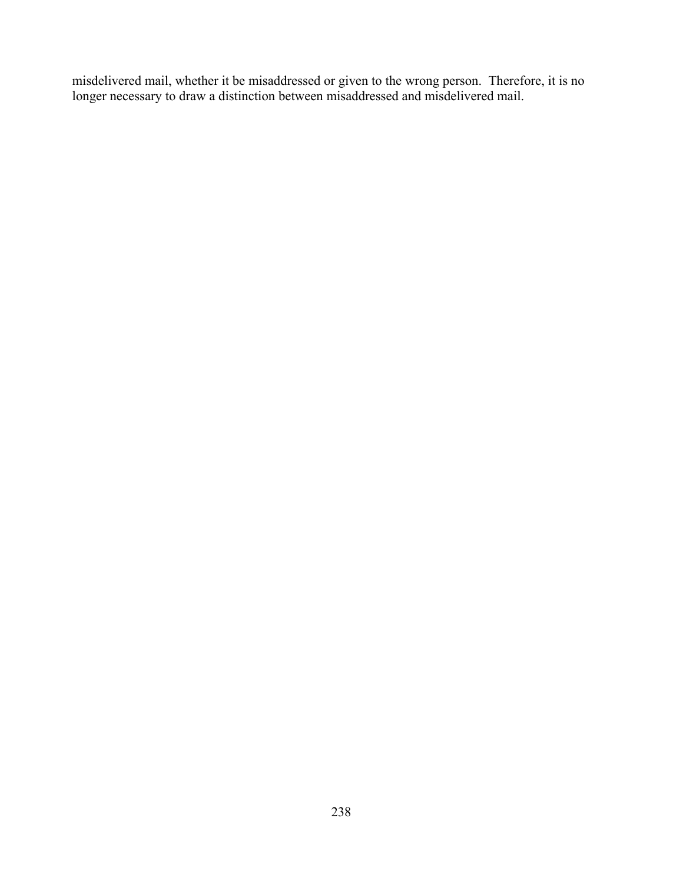misdelivered mail, whether it be misaddressed or given to the wrong person. Therefore, it is no longer necessary to draw a distinction between misaddressed and misdelivered mail.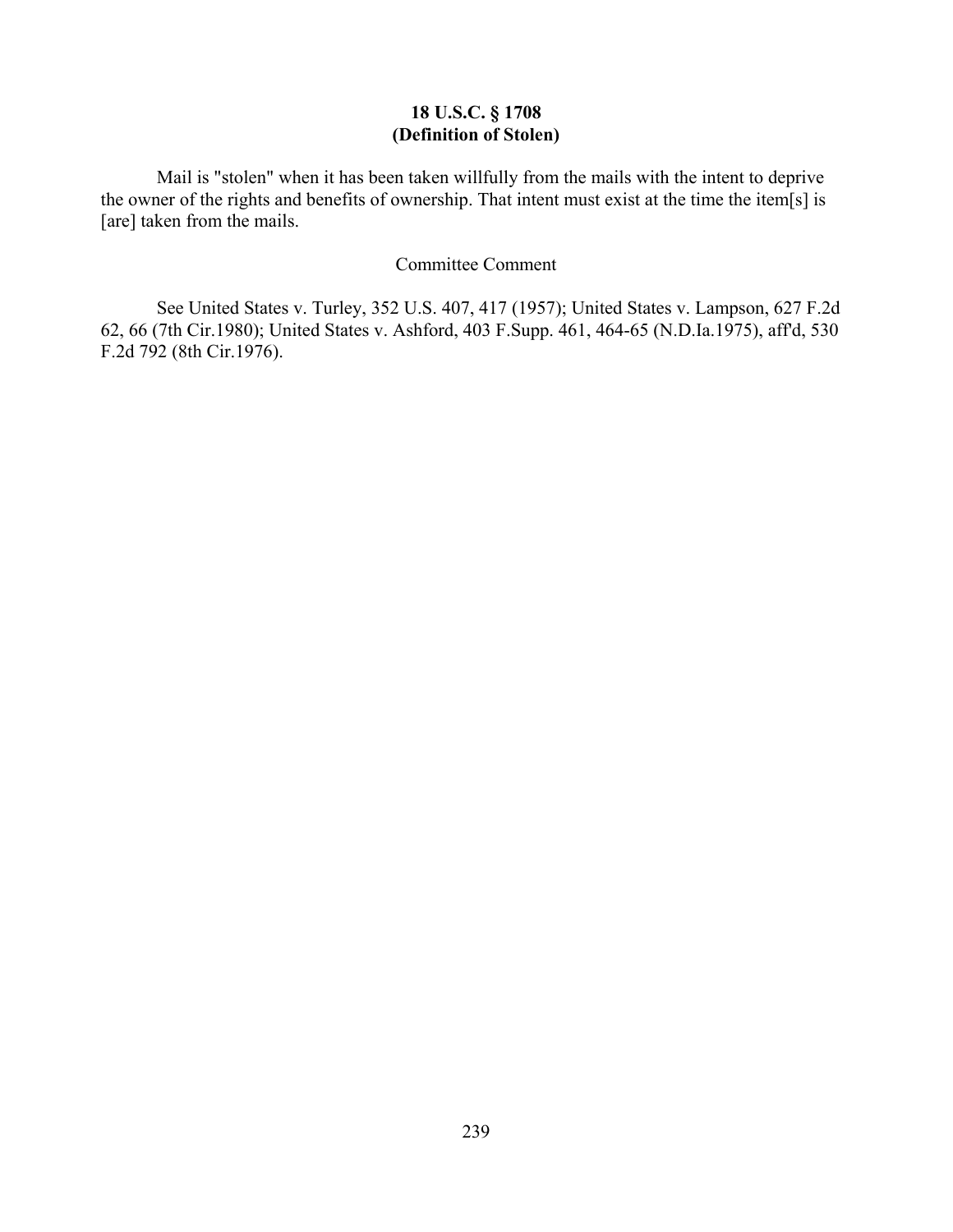## 18 U.S.C. § 1708
## (Definition of Stolen)

Mail is "stolen" when it has been taken willfully from the mails with the intent to deprive the owner of the rights and benefits of ownership. That intent must exist at the time the item[s] is [are] taken from the mails.

Committee Comment

See United States v. Turley, 352 U.S. 407, 417 (1957); United States v. Lampson, 627 F.2d 62, 66 (7th Cir.1980); United States v. Ashford, 403 F.Supp. 461, 464-65 (N.D.Ia.1975), aff'd, 530 F.2d 792 (8th Cir.1976).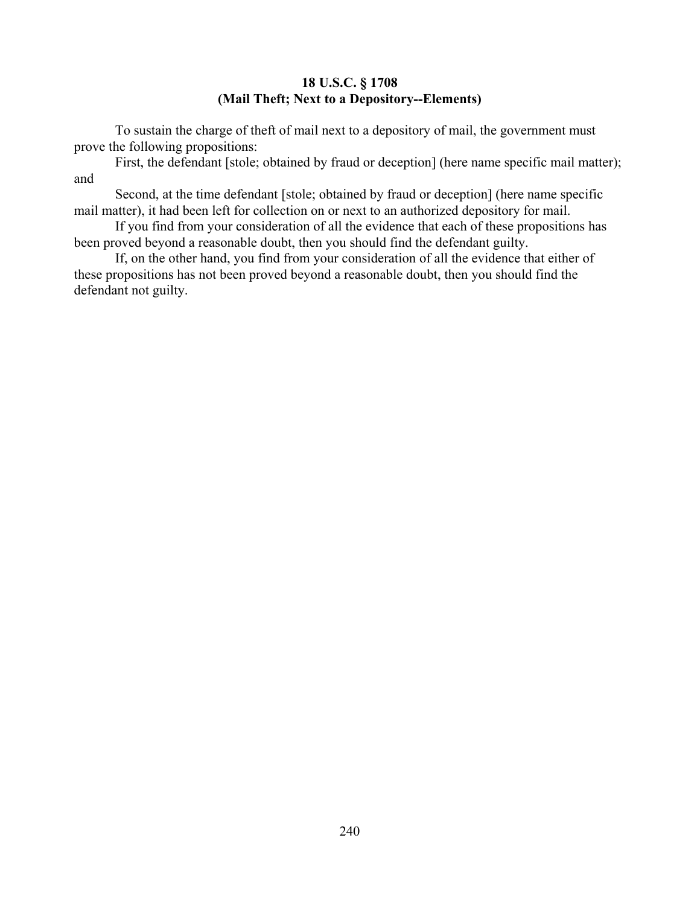**18 U.S.C. § 1708**
**(Mail Theft; Next to a Depository--Elements)**

To sustain the charge of theft of mail next to a depository of mail, the government must prove the following propositions:

First, the defendant [stole; obtained by fraud or deception] (here name specific mail matter); and

Second, at the time defendant [stole; obtained by fraud or deception] (here name specific mail matter), it had been left for collection on or next to an authorized depository for mail.

If you find from your consideration of all the evidence that each of these propositions has been proved beyond a reasonable doubt, then you should find the defendant guilty.

If, on the other hand, you find from your consideration of all the evidence that either of these propositions has not been proved beyond a reasonable doubt, then you should find the defendant not guilty.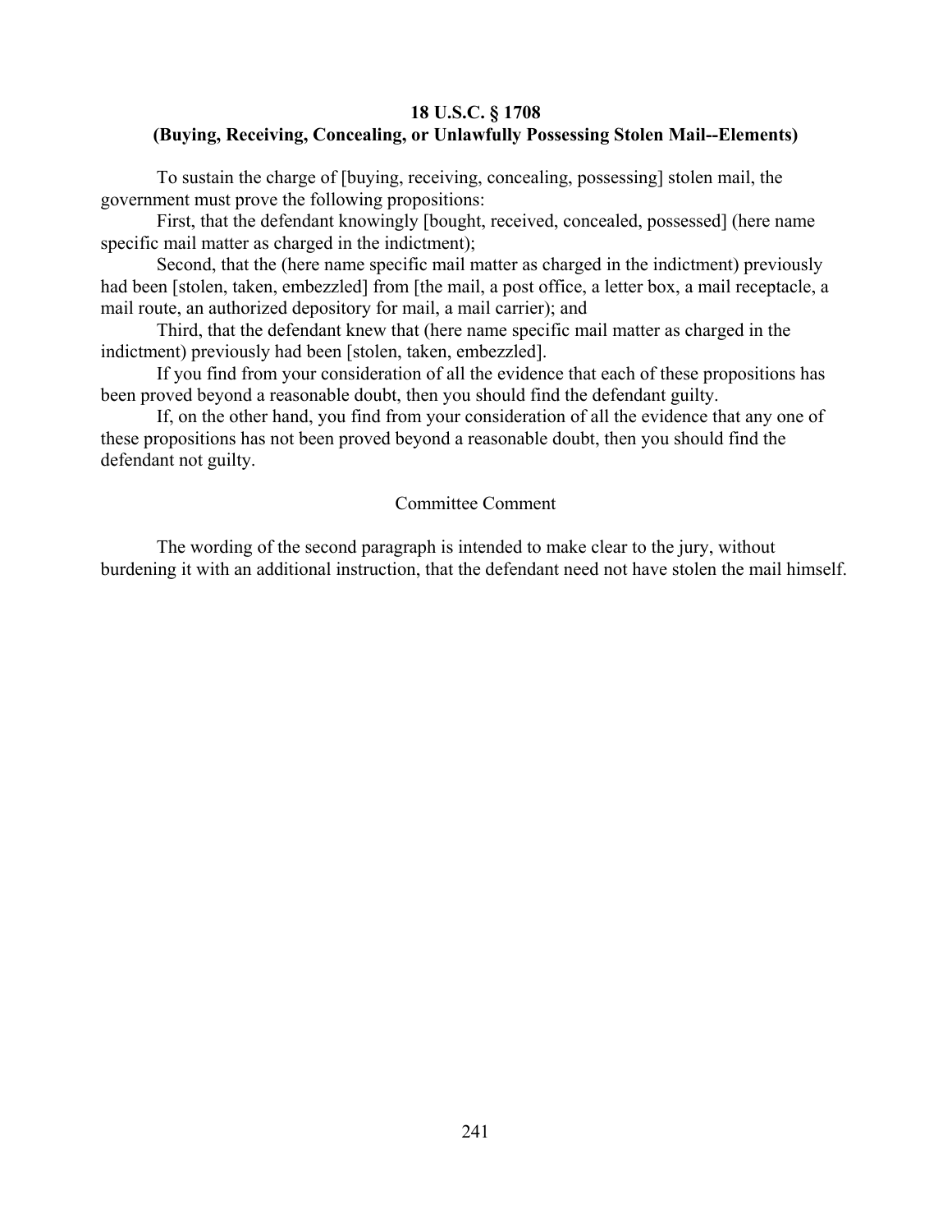**18 U.S.C. § 1708**
**(Buying, Receiving, Concealing, or Unlawfully Possessing Stolen Mail--Elements)**

To sustain the charge of [buying, receiving, concealing, possessing] stolen mail, the government must prove the following propositions:

First, that the defendant knowingly [bought, received, concealed, possessed] (here name specific mail matter as charged in the indictment);

Second, that the (here name specific mail matter as charged in the indictment) previously had been [stolen, taken, embezzled] from [the mail, a post office, a letter box, a mail receptacle, a mail route, an authorized depository for mail, a mail carrier); and

Third, that the defendant knew that (here name specific mail matter as charged in the indictment) previously had been [stolen, taken, embezzled].

If you find from your consideration of all the evidence that each of these propositions has been proved beyond a reasonable doubt, then you should find the defendant guilty.

If, on the other hand, you find from your consideration of all the evidence that any one of these propositions has not been proved beyond a reasonable doubt, then you should find the defendant not guilty.

Committee Comment

The wording of the second paragraph is intended to make clear to the jury, without burdening it with an additional instruction, that the defendant need not have stolen the mail himself.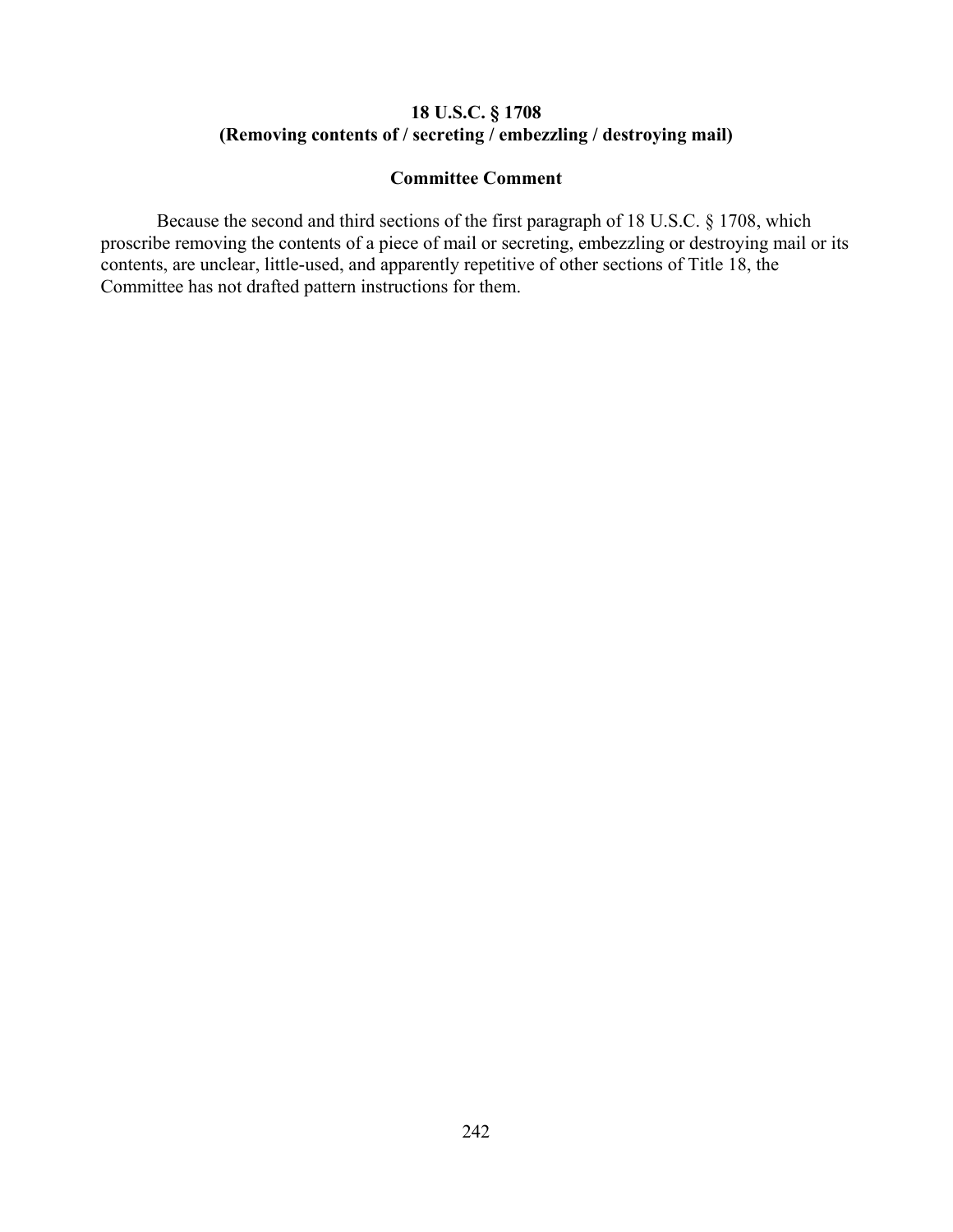## 18 U.S.C. § 1708
## (Removing contents of / secreting / embezzling / destroying mail)

### Committee Comment

Because the second and third sections of the first paragraph of 18 U.S.C. § 1708, which proscribe removing the contents of a piece of mail or secreting, embezzling or destroying mail or its contents, are unclear, little-used, and apparently repetitive of other sections of Title 18, the Committee has not drafted pattern instructions for them.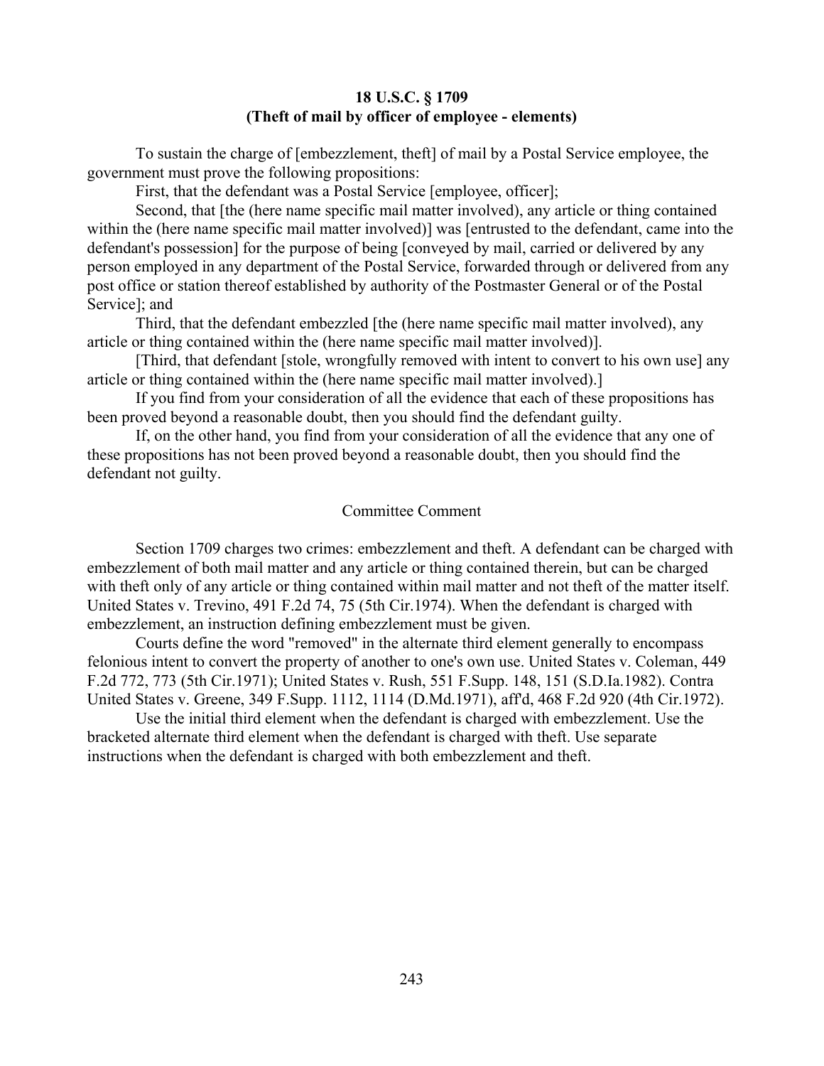**18 U.S.C. § 1709**
**(Theft of mail by officer of employee - elements)**

To sustain the charge of [embezzlement, theft] of mail by a Postal Service employee, the government must prove the following propositions:

First, that the defendant was a Postal Service [employee, officer];

Second, that [the (here name specific mail matter involved), any article or thing contained within the (here name specific mail matter involved)] was [entrusted to the defendant, came into the defendant's possession] for the purpose of being [conveyed by mail, carried or delivered by any person employed in any department of the Postal Service, forwarded through or delivered from any post office or station thereof established by authority of the Postmaster General or of the Postal Service]; and

Third, that the defendant embezzled [the (here name specific mail matter involved), any article or thing contained within the (here name specific mail matter involved)].

[Third, that defendant [stole, wrongfully removed with intent to convert to his own use] any article or thing contained within the (here name specific mail matter involved).]

If you find from your consideration of all the evidence that each of these propositions has been proved beyond a reasonable doubt, then you should find the defendant guilty.

If, on the other hand, you find from your consideration of all the evidence that any one of these propositions has not been proved beyond a reasonable doubt, then you should find the defendant not guilty.

Committee Comment

Section 1709 charges two crimes: embezzlement and theft. A defendant can be charged with embezzlement of both mail matter and any article or thing contained therein, but can be charged with theft only of any article or thing contained within mail matter and not theft of the matter itself. United States v. Trevino, 491 F.2d 74, 75 (5th Cir.1974). When the defendant is charged with embezzlement, an instruction defining embezzlement must be given.

Courts define the word "removed" in the alternate third element generally to encompass felonious intent to convert the property of another to one's own use. United States v. Coleman, 449 F.2d 772, 773 (5th Cir.1971); United States v. Rush, 551 F.Supp. 148, 151 (S.D.Ia.1982). Contra United States v. Greene, 349 F.Supp. 1112, 1114 (D.Md.1971), aff'd, 468 F.2d 920 (4th Cir.1972).

Use the initial third element when the defendant is charged with embezzlement. Use the bracketed alternate third element when the defendant is charged with theft. Use separate instructions when the defendant is charged with both embezzlement and theft.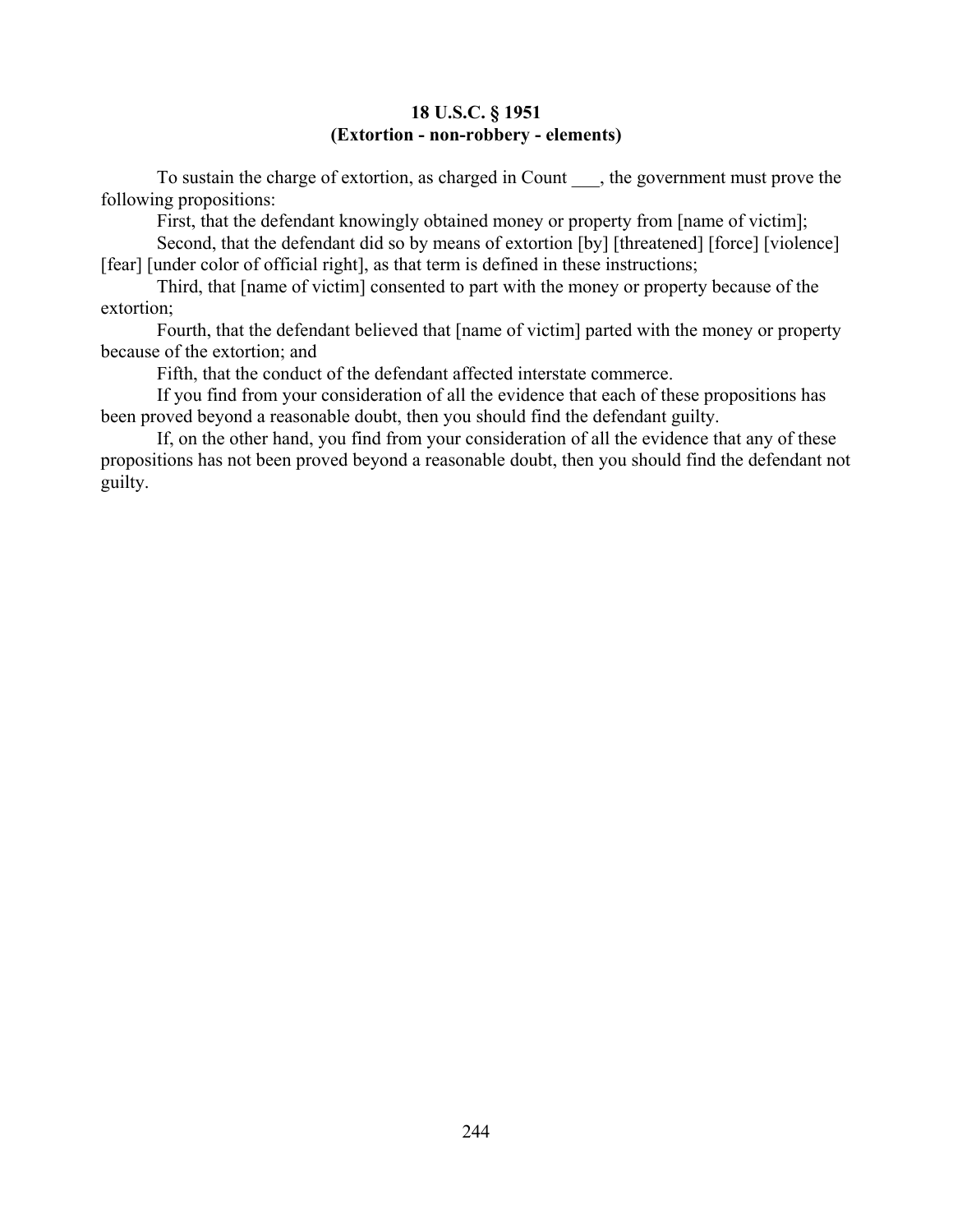**18 U.S.C. § 1951**
**(Extortion - non-robbery - elements)**

To sustain the charge of extortion, as charged in Count ___, the government must prove the following propositions:

First, that the defendant knowingly obtained money or property from [name of victim];

Second, that the defendant did so by means of extortion [by] [threatened] [force] [violence] [fear] [under color of official right], as that term is defined in these instructions;

Third, that [name of victim] consented to part with the money or property because of the extortion;

Fourth, that the defendant believed that [name of victim] parted with the money or property because of the extortion; and

Fifth, that the conduct of the defendant affected interstate commerce.

If you find from your consideration of all the evidence that each of these propositions has been proved beyond a reasonable doubt, then you should find the defendant guilty.

If, on the other hand, you find from your consideration of all the evidence that any of these propositions has not been proved beyond a reasonable doubt, then you should find the defendant not guilty.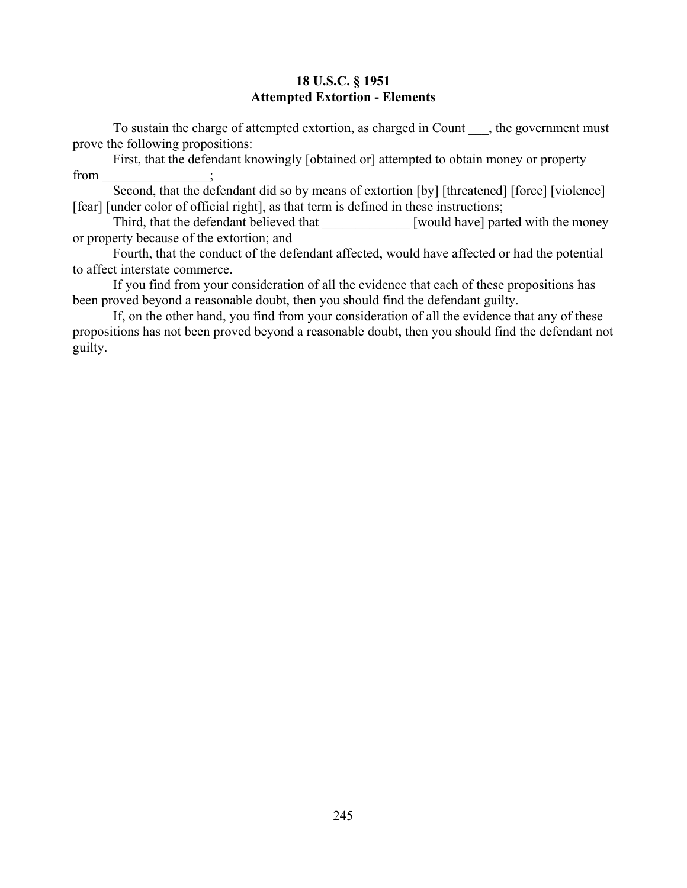## 18 U.S.C. § 1951
## Attempted Extortion - Elements

To sustain the charge of attempted extortion, as charged in Count ___, the government must prove the following propositions:

First, that the defendant knowingly [obtained or] attempted to obtain money or property from _______________;

Second, that the defendant did so by means of extortion [by] [threatened] [force] [violence] [fear] [under color of official right], as that term is defined in these instructions;

Third, that the defendant believed that _____________ [would have] parted with the money or property because of the extortion; and

Fourth, that the conduct of the defendant affected, would have affected or had the potential to affect interstate commerce.

If you find from your consideration of all the evidence that each of these propositions has been proved beyond a reasonable doubt, then you should find the defendant guilty.

If, on the other hand, you find from your consideration of all the evidence that any of these propositions has not been proved beyond a reasonable doubt, then you should find the defendant not guilty.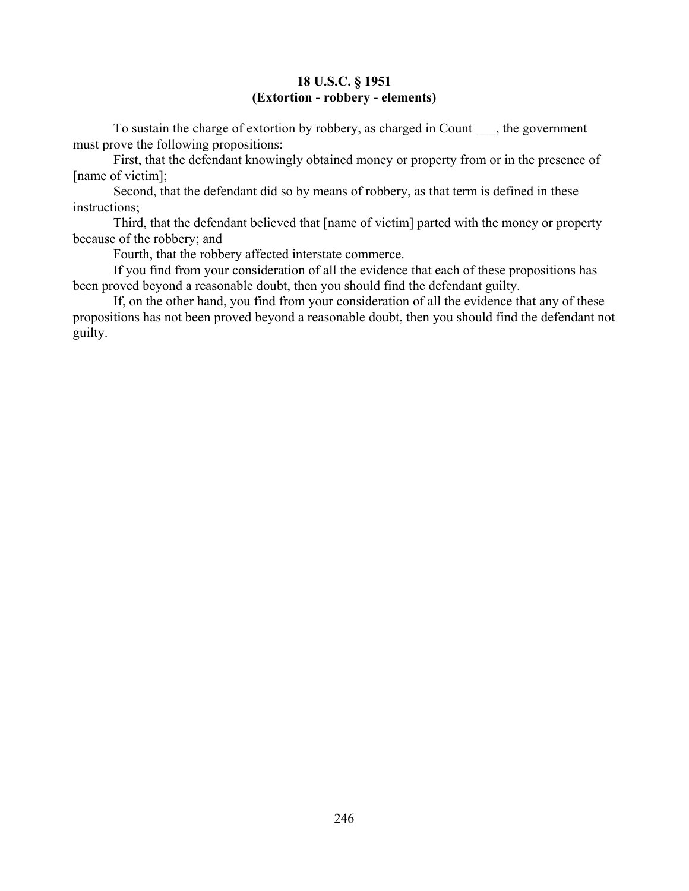**18 U.S.C. § 1951**
**(Extortion - robbery - elements)**

To sustain the charge of extortion by robbery, as charged in Count ___, the government must prove the following propositions:

First, that the defendant knowingly obtained money or property from or in the presence of [name of victim];

Second, that the defendant did so by means of robbery, as that term is defined in these instructions;

Third, that the defendant believed that [name of victim] parted with the money or property because of the robbery; and

Fourth, that the robbery affected interstate commerce.

If you find from your consideration of all the evidence that each of these propositions has been proved beyond a reasonable doubt, then you should find the defendant guilty.

If, on the other hand, you find from your consideration of all the evidence that any of these propositions has not been proved beyond a reasonable doubt, then you should find the defendant not guilty.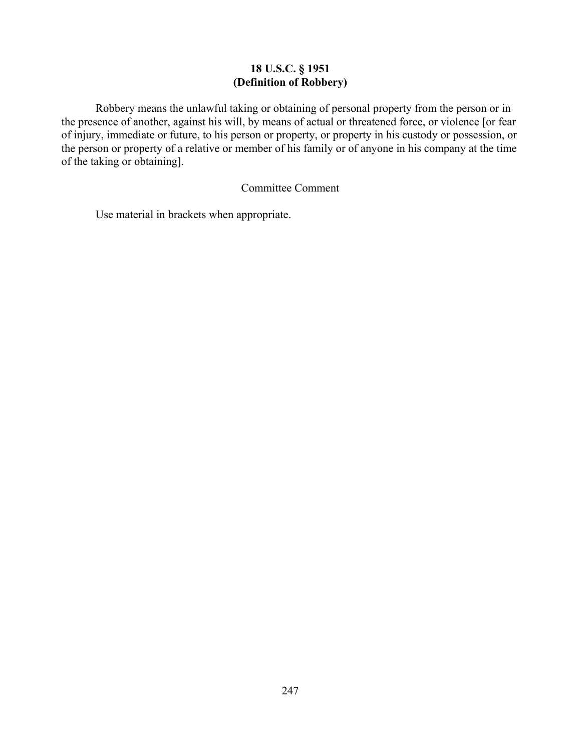## 18 U.S.C. § 1951
## (Definition of Robbery)

Robbery means the unlawful taking or obtaining of personal property from the person or in the presence of another, against his will, by means of actual or threatened force, or violence [or fear of injury, immediate or future, to his person or property, or property in his custody or possession, or the person or property of a relative or member of his family or of anyone in his company at the time of the taking or obtaining].

Committee Comment

Use material in brackets when appropriate.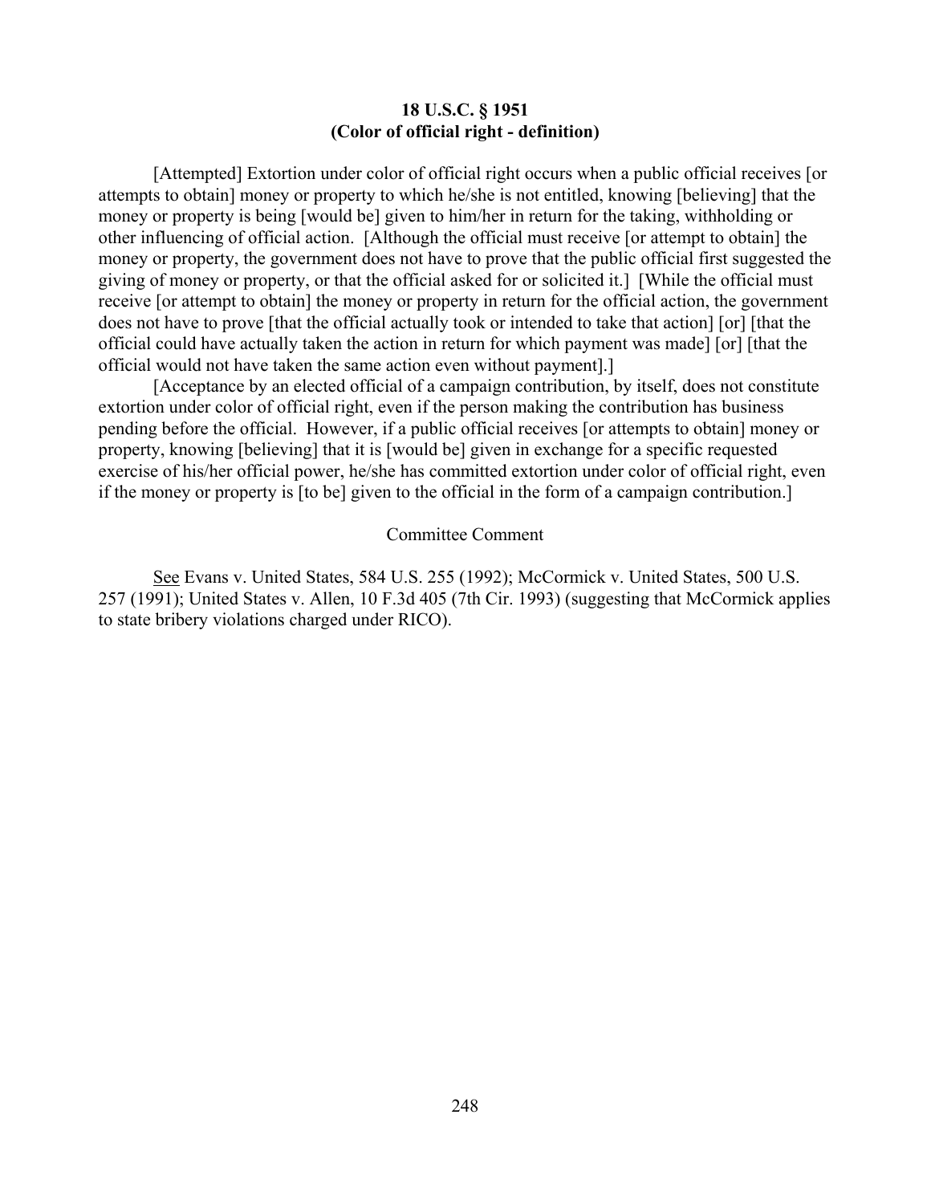**18 U.S.C. § 1951**
**(Color of official right - definition)**

[Attempted] Extortion under color of official right occurs when a public official receives [or attempts to obtain] money or property to which he/she is not entitled, knowing [believing] that the money or property is being [would be] given to him/her in return for the taking, withholding or other influencing of official action. [Although the official must receive [or attempt to obtain] the money or property, the government does not have to prove that the public official first suggested the giving of money or property, or that the official asked for or solicited it.] [While the official must receive [or attempt to obtain] the money or property in return for the official action, the government does not have to prove [that the official actually took or intended to take that action] [or] [that the official could have actually taken the action in return for which payment was made] [or] [that the official would not have taken the same action even without payment].]

[Acceptance by an elected official of a campaign contribution, by itself, does not constitute extortion under color of official right, even if the person making the contribution has business pending before the official. However, if a public official receives [or attempts to obtain] money or property, knowing [believing] that it is [would be] given in exchange for a specific requested exercise of his/her official power, he/she has committed extortion under color of official right, even if the money or property is [to be] given to the official in the form of a campaign contribution.]

Committee Comment

See Evans v. United States, 584 U.S. 255 (1992); McCormick v. United States, 500 U.S. 257 (1991); United States v. Allen, 10 F.3d 405 (7th Cir. 1993) (suggesting that McCormick applies to state bribery violations charged under RICO).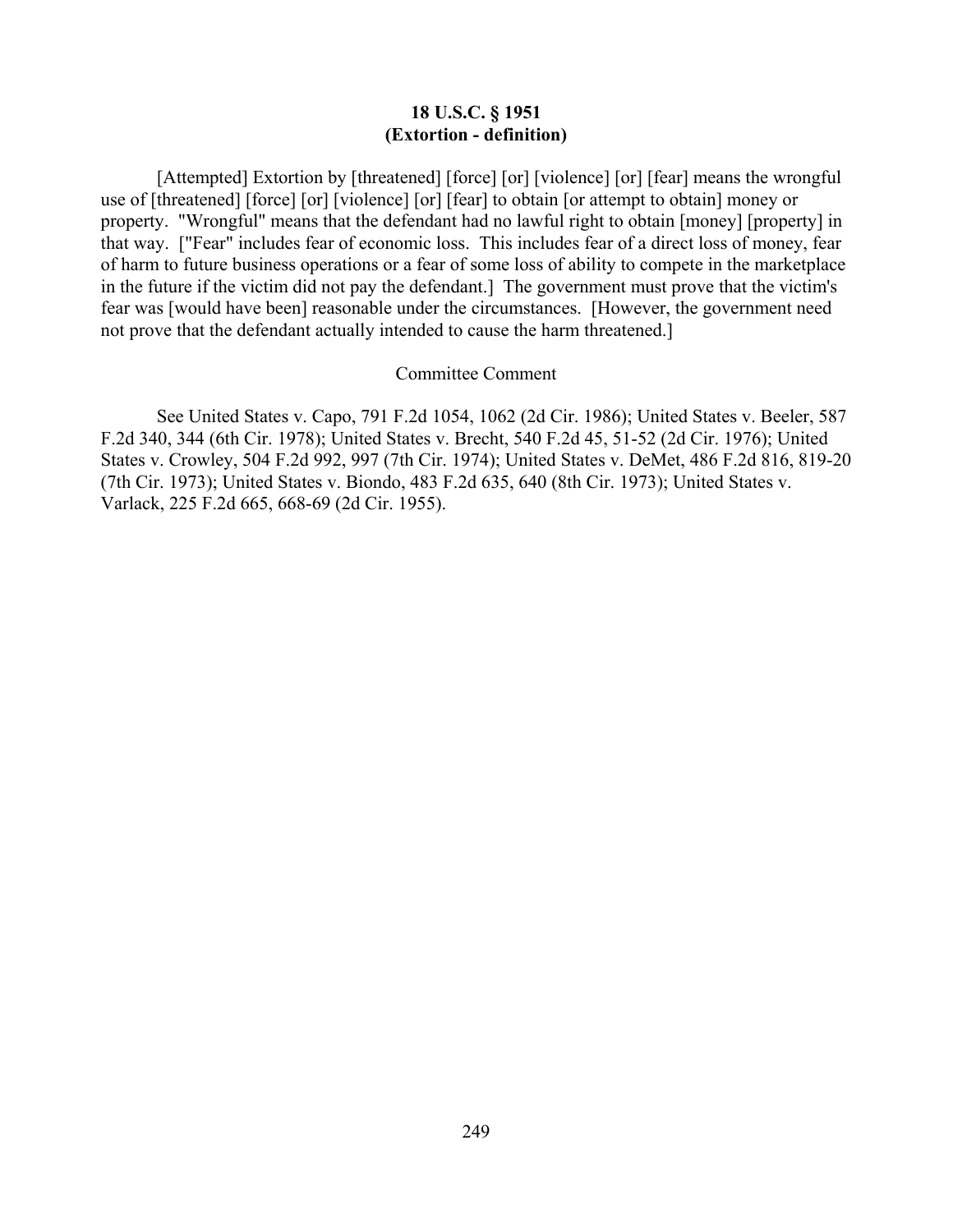**18 U.S.C. § 1951**
**(Extortion - definition)**

[Attempted] Extortion by [threatened] [force] [or] [violence] [or] [fear] means the wrongful use of [threatened] [force] [or] [violence] [or] [fear] to obtain [or attempt to obtain] money or property. "Wrongful" means that the defendant had no lawful right to obtain [money] [property] in that way. ["Fear" includes fear of economic loss. This includes fear of a direct loss of money, fear of harm to future business operations or a fear of some loss of ability to compete in the marketplace in the future if the victim did not pay the defendant.] The government must prove that the victim's fear was [would have been] reasonable under the circumstances. [However, the government need not prove that the defendant actually intended to cause the harm threatened.]

Committee Comment

See United States v. Capo, 791 F.2d 1054, 1062 (2d Cir. 1986); United States v. Beeler, 587 F.2d 340, 344 (6th Cir. 1978); United States v. Brecht, 540 F.2d 45, 51-52 (2d Cir. 1976); United States v. Crowley, 504 F.2d 992, 997 (7th Cir. 1974); United States v. DeMet, 486 F.2d 816, 819-20 (7th Cir. 1973); United States v. Biondo, 483 F.2d 635, 640 (8th Cir. 1973); United States v. Varlack, 225 F.2d 665, 668-69 (2d Cir. 1955).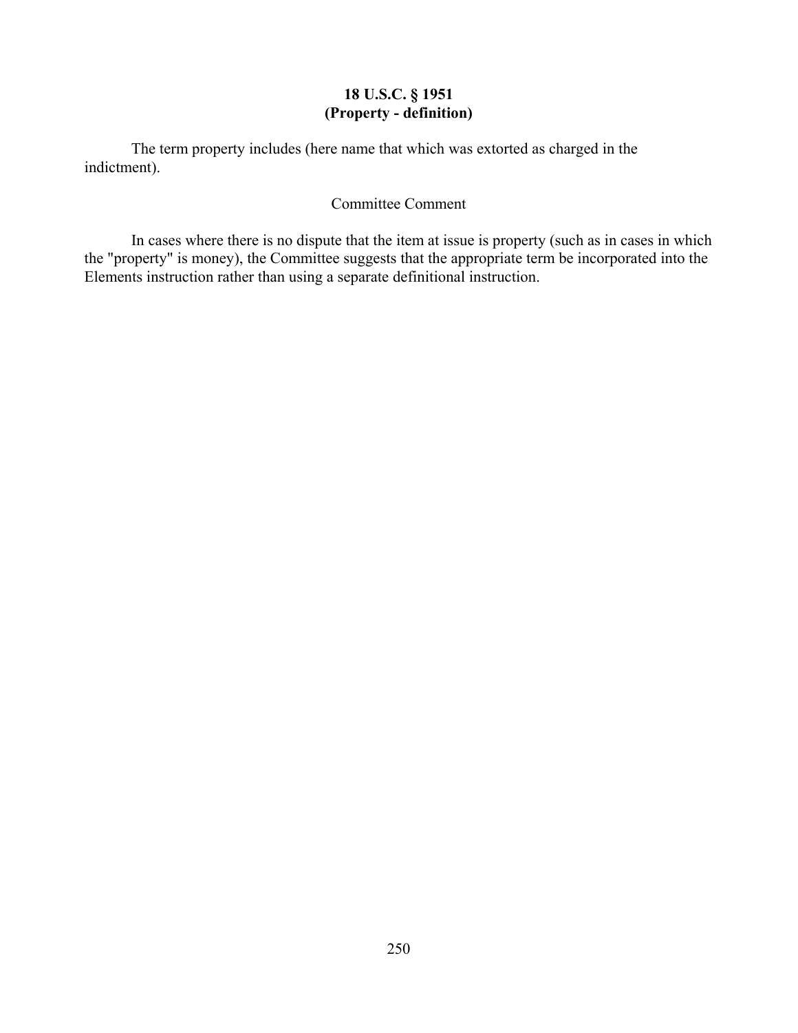**18 U.S.C. § 1951**
**(Property - definition)**

The term property includes (here name that which was extorted as charged in the indictment).

Committee Comment

In cases where there is no dispute that the item at issue is property (such as in cases in which the "property" is money), the Committee suggests that the appropriate term be incorporated into the Elements instruction rather than using a separate definitional instruction.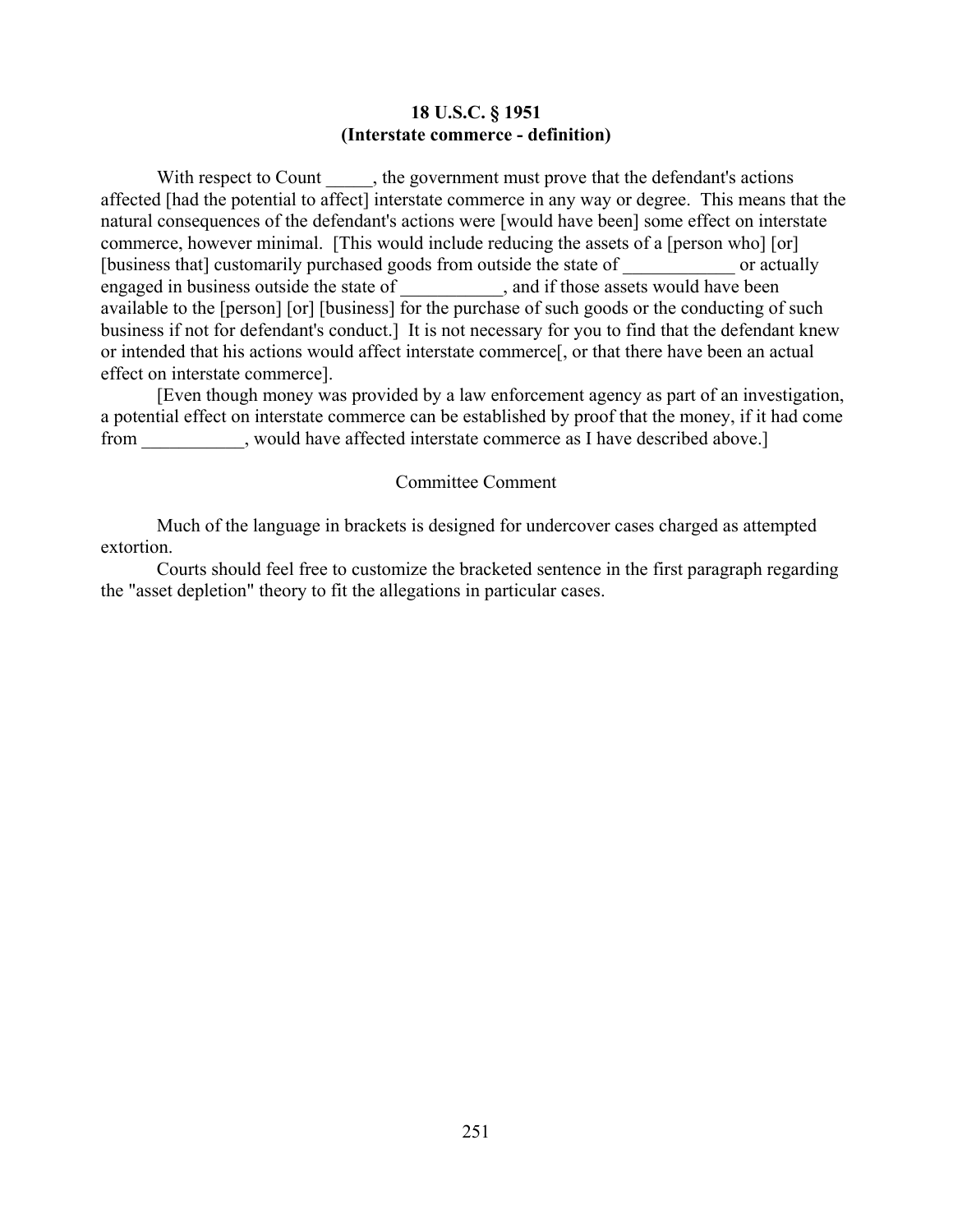**18 U.S.C. § 1951**
**(Interstate commerce - definition)**

With respect to Count _____, the government must prove that the defendant's actions affected [had the potential to affect] interstate commerce in any way or degree. This means that the natural consequences of the defendant's actions were [would have been] some effect on interstate commerce, however minimal. [This would include reducing the assets of a [person who] [or] [business that] customarily purchased goods from outside the state of ____________ or actually engaged in business outside the state of ___________, and if those assets would have been available to the [person] [or] [business] for the purchase of such goods or the conducting of such business if not for defendant's conduct.] It is not necessary for you to find that the defendant knew or intended that his actions would affect interstate commerce[, or that there have been an actual effect on interstate commerce].

[Even though money was provided by a law enforcement agency as part of an investigation, a potential effect on interstate commerce can be established by proof that the money, if it had come from ___________, would have affected interstate commerce as I have described above.]

Committee Comment

Much of the language in brackets is designed for undercover cases charged as attempted extortion.

Courts should feel free to customize the bracketed sentence in the first paragraph regarding the "asset depletion" theory to fit the allegations in particular cases.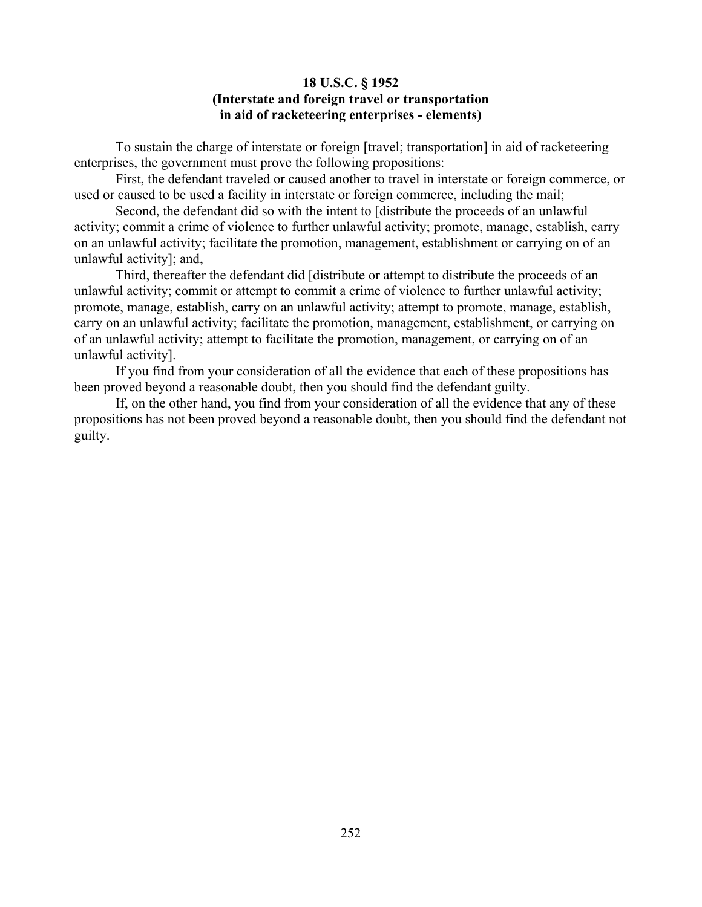**18 U.S.C. § 1952**
**(Interstate and foreign travel or transportation in aid of racketeering enterprises - elements)**

To sustain the charge of interstate or foreign [travel; transportation] in aid of racketeering enterprises, the government must prove the following propositions:

First, the defendant traveled or caused another to travel in interstate or foreign commerce, or used or caused to be used a facility in interstate or foreign commerce, including the mail;

Second, the defendant did so with the intent to [distribute the proceeds of an unlawful activity; commit a crime of violence to further unlawful activity; promote, manage, establish, carry on an unlawful activity; facilitate the promotion, management, establishment or carrying on of an unlawful activity]; and,

Third, thereafter the defendant did [distribute or attempt to distribute the proceeds of an unlawful activity; commit or attempt to commit a crime of violence to further unlawful activity; promote, manage, establish, carry on an unlawful activity; attempt to promote, manage, establish, carry on an unlawful activity; facilitate the promotion, management, establishment, or carrying on of an unlawful activity; attempt to facilitate the promotion, management, or carrying on of an unlawful activity].

If you find from your consideration of all the evidence that each of these propositions has been proved beyond a reasonable doubt, then you should find the defendant guilty.

If, on the other hand, you find from your consideration of all the evidence that any of these propositions has not been proved beyond a reasonable doubt, then you should find the defendant not guilty.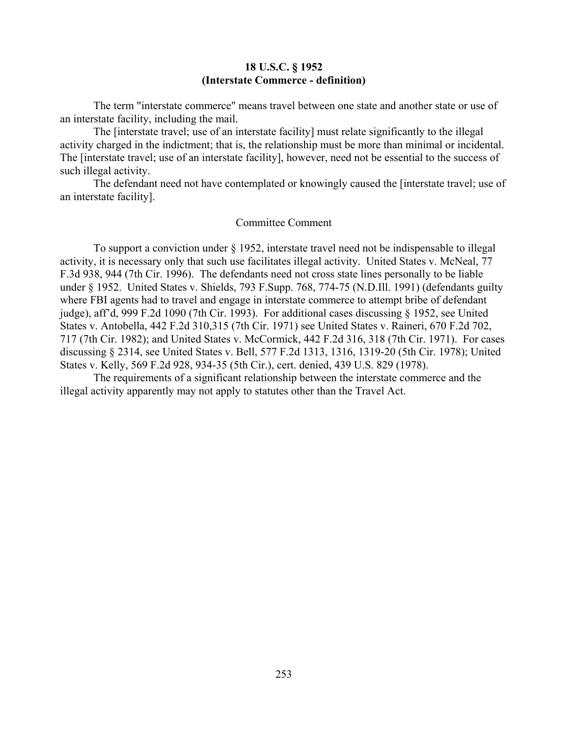**18 U.S.C. § 1952**
**(Interstate Commerce - definition)**

The term "interstate commerce" means travel between one state and another state or use of an interstate facility, including the mail.

The [interstate travel; use of an interstate facility] must relate significantly to the illegal activity charged in the indictment; that is, the relationship must be more than minimal or incidental. The [interstate travel; use of an interstate facility], however, need not be essential to the success of such illegal activity.

The defendant need not have contemplated or knowingly caused the [interstate travel; use of an interstate facility].

Committee Comment

To support a conviction under § 1952, interstate travel need not be indispensable to illegal activity, it is necessary only that such use facilitates illegal activity. United States v. McNeal, 77 F.3d 938, 944 (7th Cir. 1996). The defendants need not cross state lines personally to be liable under § 1952. United States v. Shields, 793 F.Supp. 768, 774-75 (N.D.Ill. 1991) (defendants guilty where FBI agents had to travel and engage in interstate commerce to attempt bribe of defendant judge), aff'd, 999 F.2d 1090 (7th Cir. 1993). For additional cases discussing § 1952, see United States v. Antobella, 442 F.2d 310,315 (7th Cir. 1971) see United States v. Raineri, 670 F.2d 702, 717 (7th Cir. 1982); and United States v. McCormick, 442 F.2d 316, 318 (7th Cir. 1971). For cases discussing § 2314, see United States v. Bell, 577 F.2d 1313, 1316, 1319-20 (5th Cir. 1978); United States v. Kelly, 569 F.2d 928, 934-35 (5th Cir.), cert. denied, 439 U.S. 829 (1978).

The requirements of a significant relationship between the interstate commerce and the illegal activity apparently may not apply to statutes other than the Travel Act.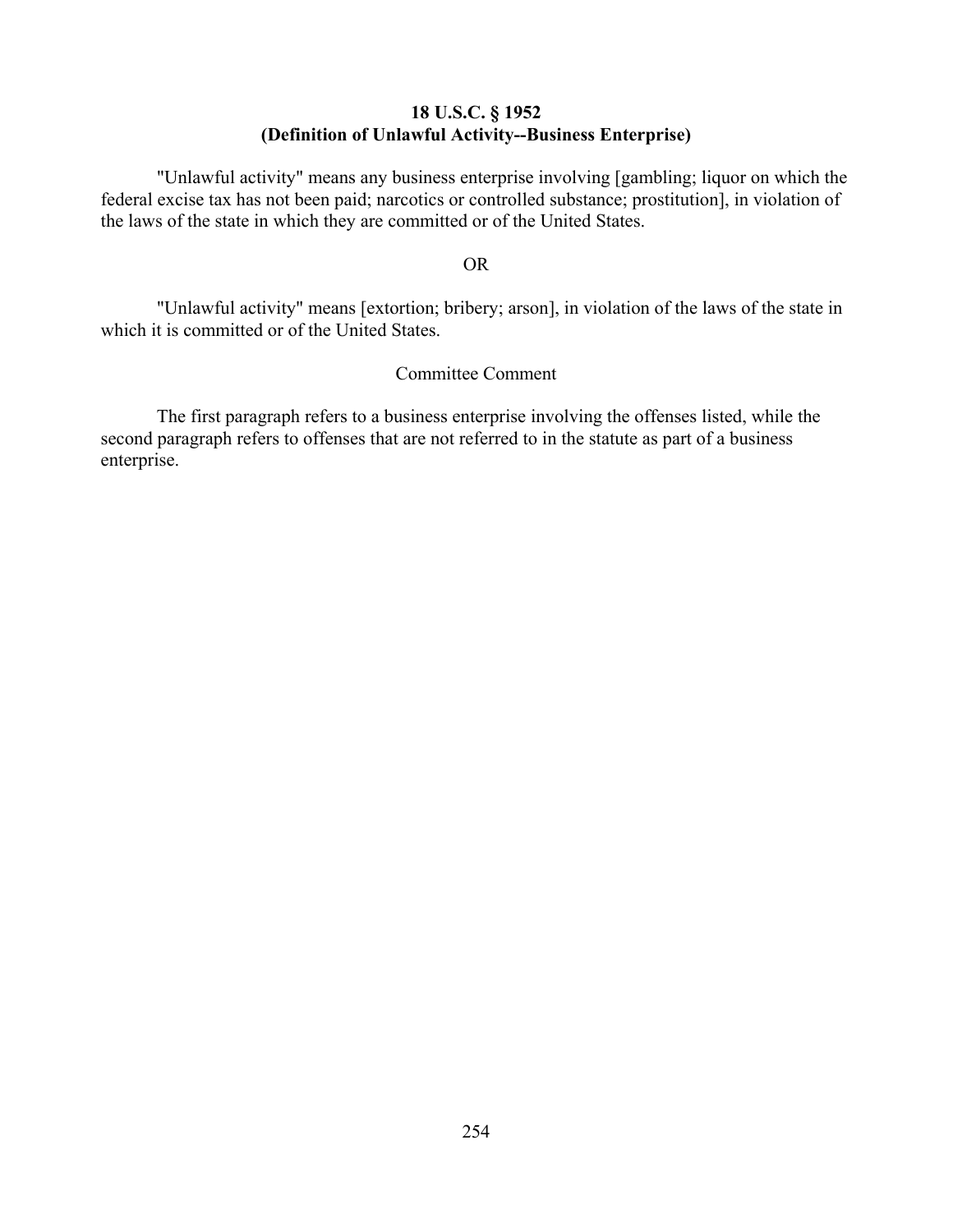**18 U.S.C. § 1952**
**(Definition of Unlawful Activity--Business Enterprise)**

"Unlawful activity" means any business enterprise involving [gambling; liquor on which the federal excise tax has not been paid; narcotics or controlled substance; prostitution], in violation of the laws of the state in which they are committed or of the United States.

OR

"Unlawful activity" means [extortion; bribery; arson], in violation of the laws of the state in which it is committed or of the United States.

Committee Comment

The first paragraph refers to a business enterprise involving the offenses listed, while the second paragraph refers to offenses that are not referred to in the statute as part of a business enterprise.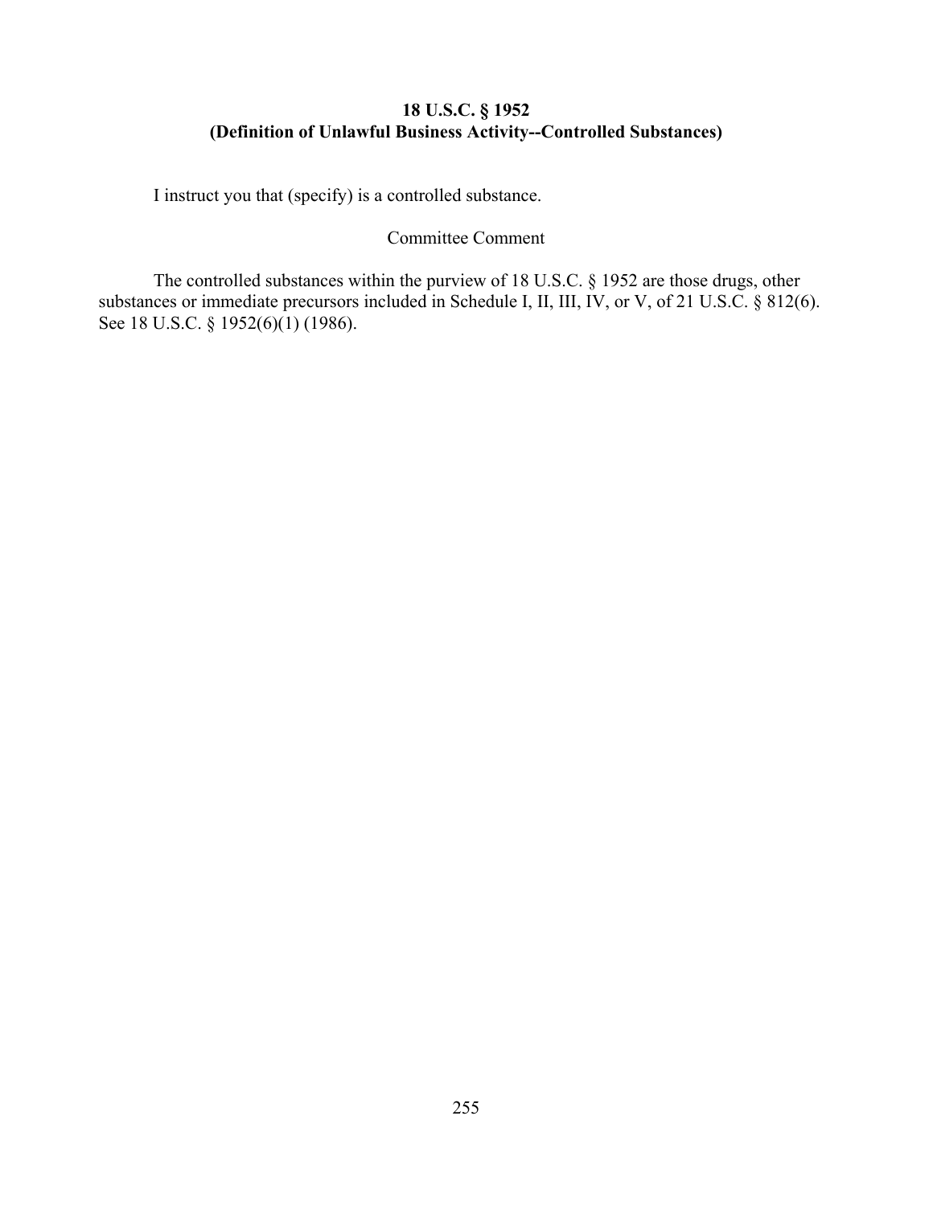## 18 U.S.C. § 1952
## (Definition of Unlawful Business Activity--Controlled Substances)

I instruct you that (specify) is a controlled substance.

Committee Comment

The controlled substances within the purview of 18 U.S.C. § 1952 are those drugs, other substances or immediate precursors included in Schedule I, II, III, IV, or V, of 21 U.S.C. § 812(6). See 18 U.S.C. § 1952(6)(1) (1986).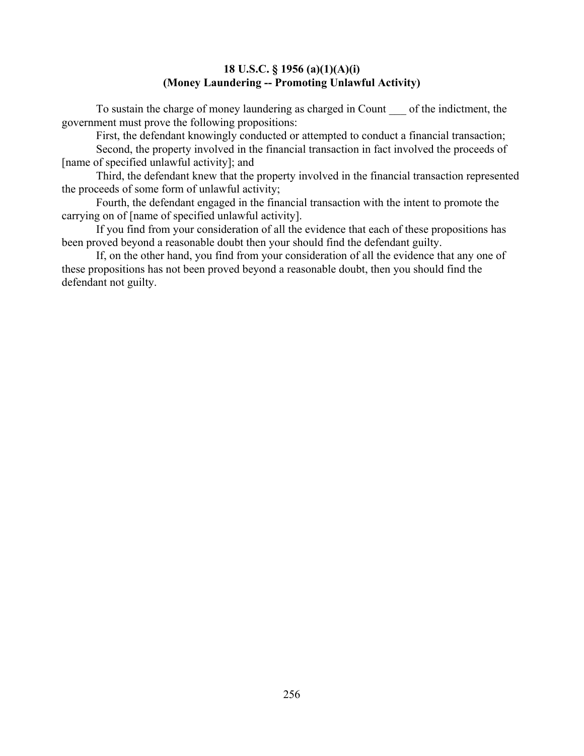**18 U.S.C. § 1956 (a)(1)(A)(i)**
**(Money Laundering -- Promoting Unlawful Activity)**

To sustain the charge of money laundering as charged in Count ___ of the indictment, the government must prove the following propositions:

First, the defendant knowingly conducted or attempted to conduct a financial transaction;

Second, the property involved in the financial transaction in fact involved the proceeds of [name of specified unlawful activity]; and

Third, the defendant knew that the property involved in the financial transaction represented the proceeds of some form of unlawful activity;

Fourth, the defendant engaged in the financial transaction with the intent to promote the carrying on of [name of specified unlawful activity].

If you find from your consideration of all the evidence that each of these propositions has been proved beyond a reasonable doubt then your should find the defendant guilty.

If, on the other hand, you find from your consideration of all the evidence that any one of these propositions has not been proved beyond a reasonable doubt, then you should find the defendant not guilty.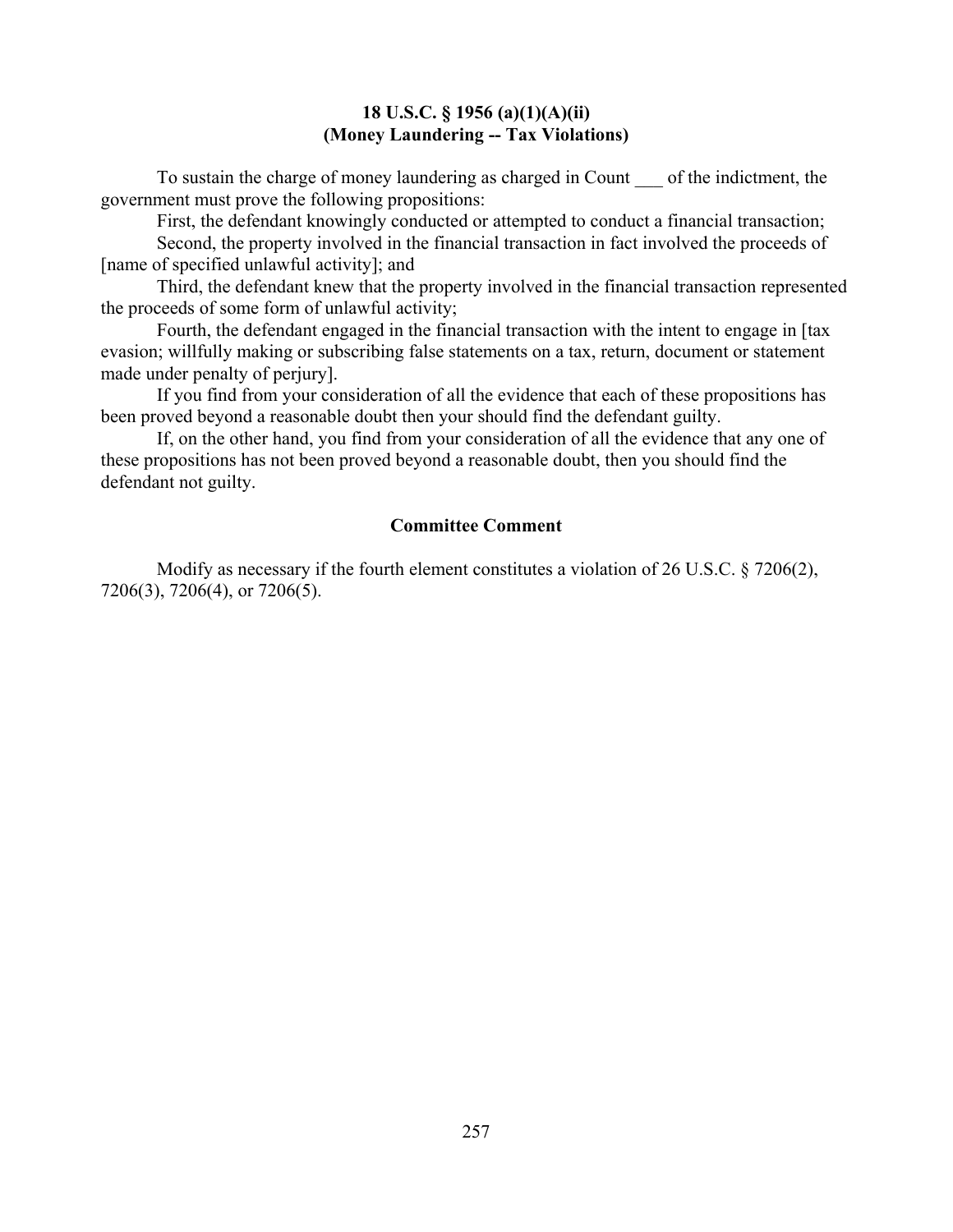**18 U.S.C. § 1956 (a)(1)(A)(ii)**
**(Money Laundering -- Tax Violations)**

To sustain the charge of money laundering as charged in Count ___ of the indictment, the government must prove the following propositions:

First, the defendant knowingly conducted or attempted to conduct a financial transaction;

Second, the property involved in the financial transaction in fact involved the proceeds of [name of specified unlawful activity]; and

Third, the defendant knew that the property involved in the financial transaction represented the proceeds of some form of unlawful activity;

Fourth, the defendant engaged in the financial transaction with the intent to engage in [tax evasion; willfully making or subscribing false statements on a tax, return, document or statement made under penalty of perjury].

If you find from your consideration of all the evidence that each of these propositions has been proved beyond a reasonable doubt then your should find the defendant guilty.

If, on the other hand, you find from your consideration of all the evidence that any one of these propositions has not been proved beyond a reasonable doubt, then you should find the defendant not guilty.

**Committee Comment**

Modify as necessary if the fourth element constitutes a violation of 26 U.S.C. § 7206(2), 7206(3), 7206(4), or 7206(5).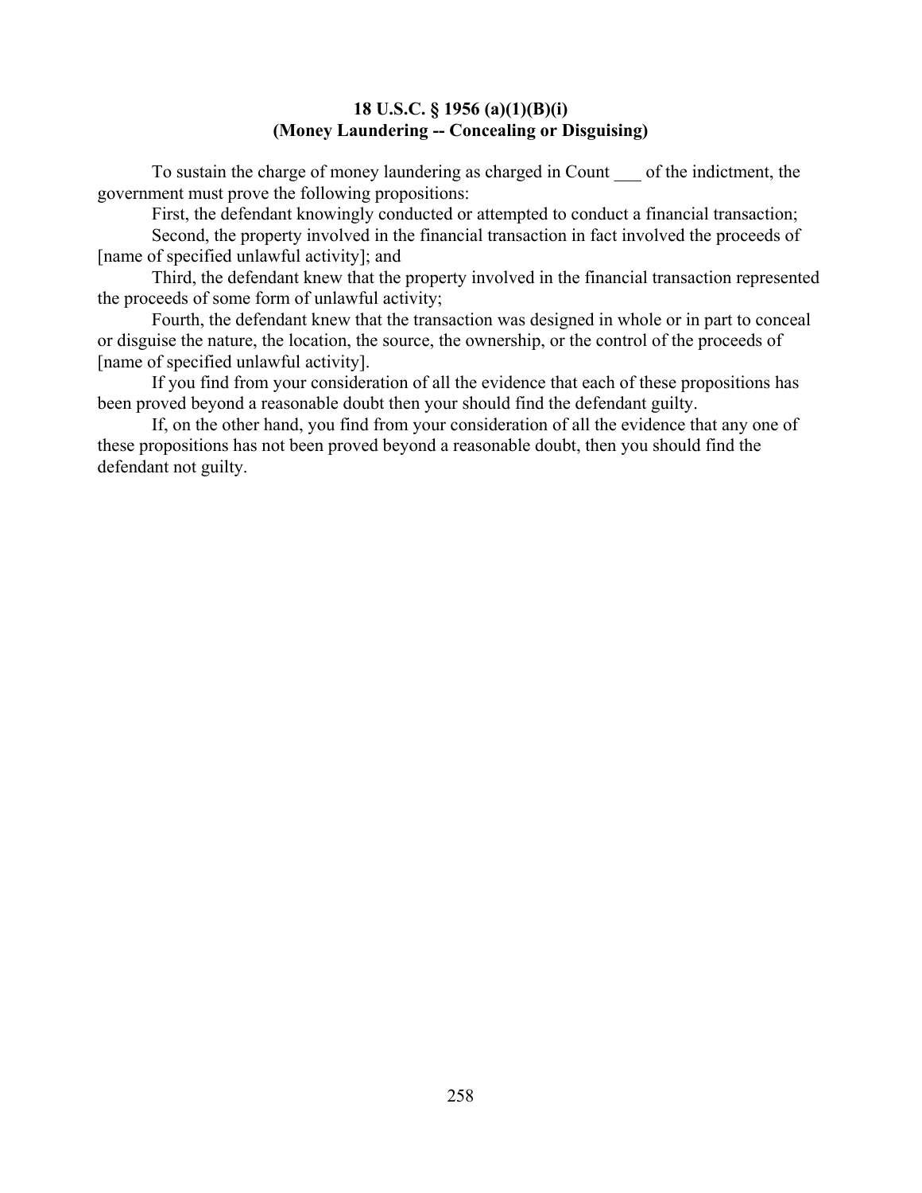**18 U.S.C. § 1956 (a)(1)(B)(i)**
**(Money Laundering -- Concealing or Disguising)**

To sustain the charge of money laundering as charged in Count ___ of the indictment, the government must prove the following propositions:

First, the defendant knowingly conducted or attempted to conduct a financial transaction;

Second, the property involved in the financial transaction in fact involved the proceeds of [name of specified unlawful activity]; and

Third, the defendant knew that the property involved in the financial transaction represented the proceeds of some form of unlawful activity;

Fourth, the defendant knew that the transaction was designed in whole or in part to conceal or disguise the nature, the location, the source, the ownership, or the control of the proceeds of [name of specified unlawful activity].

If you find from your consideration of all the evidence that each of these propositions has been proved beyond a reasonable doubt then your should find the defendant guilty.

If, on the other hand, you find from your consideration of all the evidence that any one of these propositions has not been proved beyond a reasonable doubt, then you should find the defendant not guilty.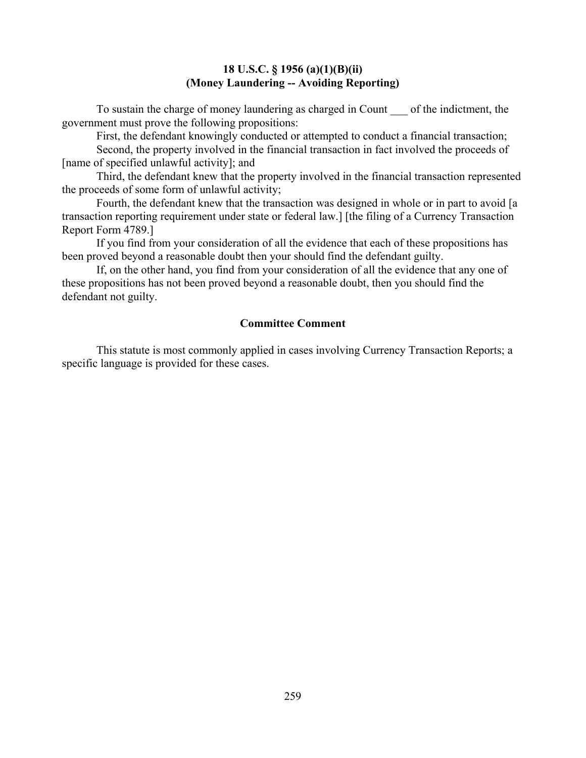**18 U.S.C. § 1956 (a)(1)(B)(ii)**
**(Money Laundering -- Avoiding Reporting)**

To sustain the charge of money laundering as charged in Count ___ of the indictment, the government must prove the following propositions:

First, the defendant knowingly conducted or attempted to conduct a financial transaction;

Second, the property involved in the financial transaction in fact involved the proceeds of [name of specified unlawful activity]; and

Third, the defendant knew that the property involved in the financial transaction represented the proceeds of some form of unlawful activity;

Fourth, the defendant knew that the transaction was designed in whole or in part to avoid [a transaction reporting requirement under state or federal law.] [the filing of a Currency Transaction Report Form 4789.]

If you find from your consideration of all the evidence that each of these propositions has been proved beyond a reasonable doubt then your should find the defendant guilty.

If, on the other hand, you find from your consideration of all the evidence that any one of these propositions has not been proved beyond a reasonable doubt, then you should find the defendant not guilty.

## Committee Comment

This statute is most commonly applied in cases involving Currency Transaction Reports; a specific language is provided for these cases.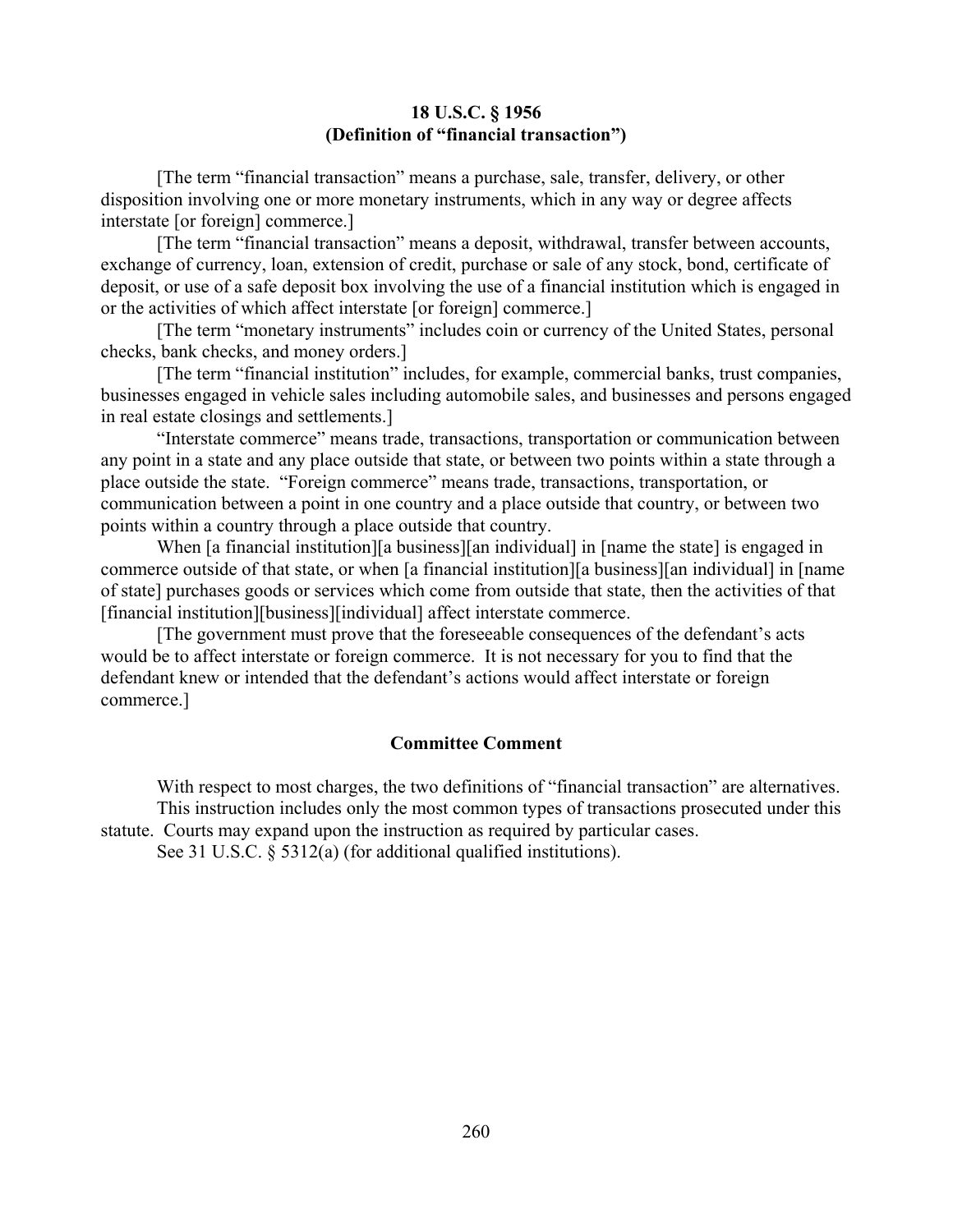**18 U.S.C. § 1956**
**(Definition of "financial transaction")**

[The term "financial transaction" means a purchase, sale, transfer, delivery, or other disposition involving one or more monetary instruments, which in any way or degree affects interstate [or foreign] commerce.]

[The term "financial transaction" means a deposit, withdrawal, transfer between accounts, exchange of currency, loan, extension of credit, purchase or sale of any stock, bond, certificate of deposit, or use of a safe deposit box involving the use of a financial institution which is engaged in or the activities of which affect interstate [or foreign] commerce.]

[The term "monetary instruments" includes coin or currency of the United States, personal checks, bank checks, and money orders.]

[The term "financial institution" includes, for example, commercial banks, trust companies, businesses engaged in vehicle sales including automobile sales, and businesses and persons engaged in real estate closings and settlements.]

"Interstate commerce" means trade, transactions, transportation or communication between any point in a state and any place outside that state, or between two points within a state through a place outside the state. "Foreign commerce" means trade, transactions, transportation, or communication between a point in one country and a place outside that country, or between two points within a country through a place outside that country.

When [a financial institution][a business][an individual] in [name the state] is engaged in commerce outside of that state, or when [a financial institution][a business][an individual] in [name of state] purchases goods or services which come from outside that state, then the activities of that [financial institution][business][individual] affect interstate commerce.

[The government must prove that the foreseeable consequences of the defendant's acts would be to affect interstate or foreign commerce. It is not necessary for you to find that the defendant knew or intended that the defendant's actions would affect interstate or foreign commerce.]

**Committee Comment**

With respect to most charges, the two definitions of "financial transaction" are alternatives.

This instruction includes only the most common types of transactions prosecuted under this statute. Courts may expand upon the instruction as required by particular cases.

See 31 U.S.C. § 5312(a) (for additional qualified institutions).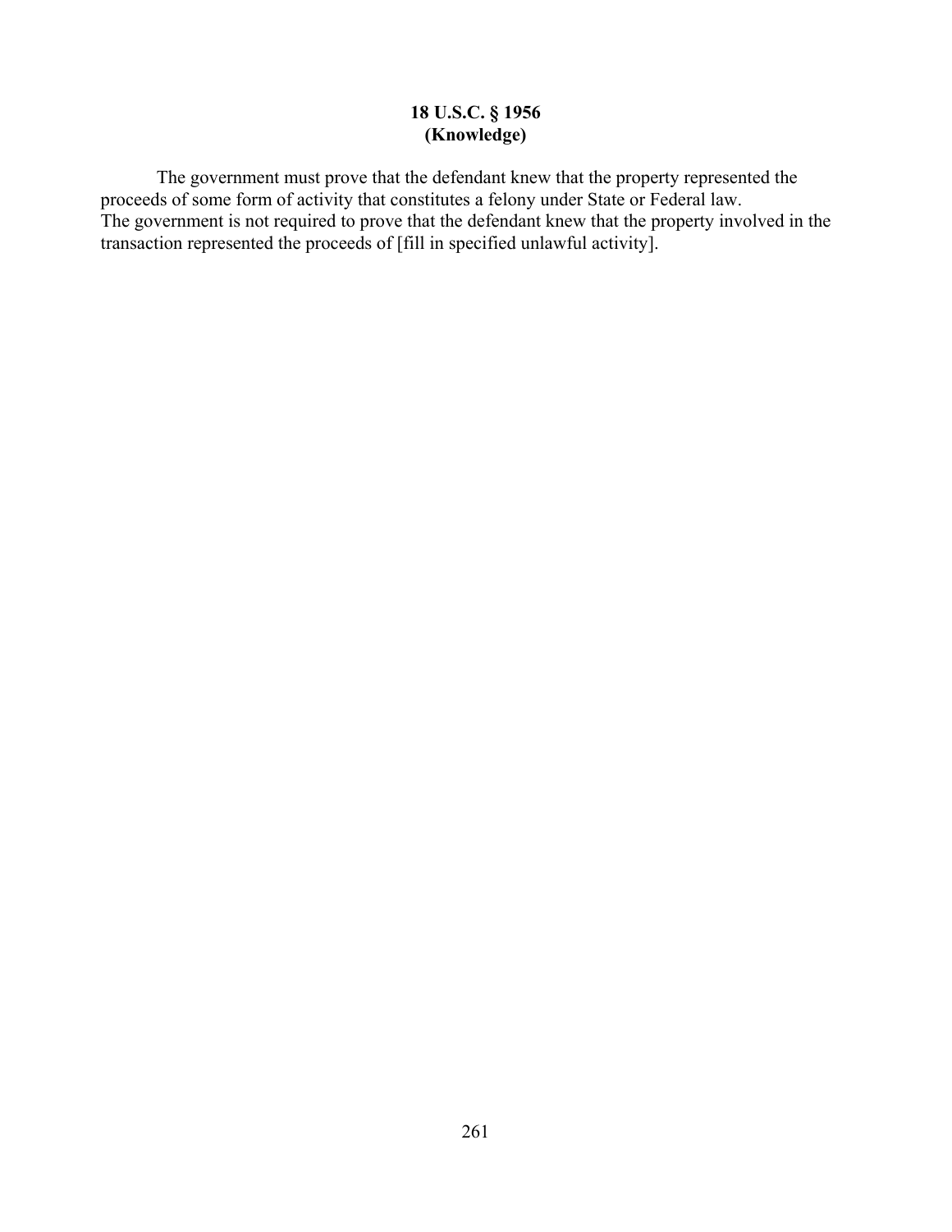**18 U.S.C. § 1956**
**(Knowledge)**

The government must prove that the defendant knew that the property represented the proceeds of some form of activity that constitutes a felony under State or Federal law.
The government is not required to prove that the defendant knew that the property involved in the transaction represented the proceeds of [fill in specified unlawful activity].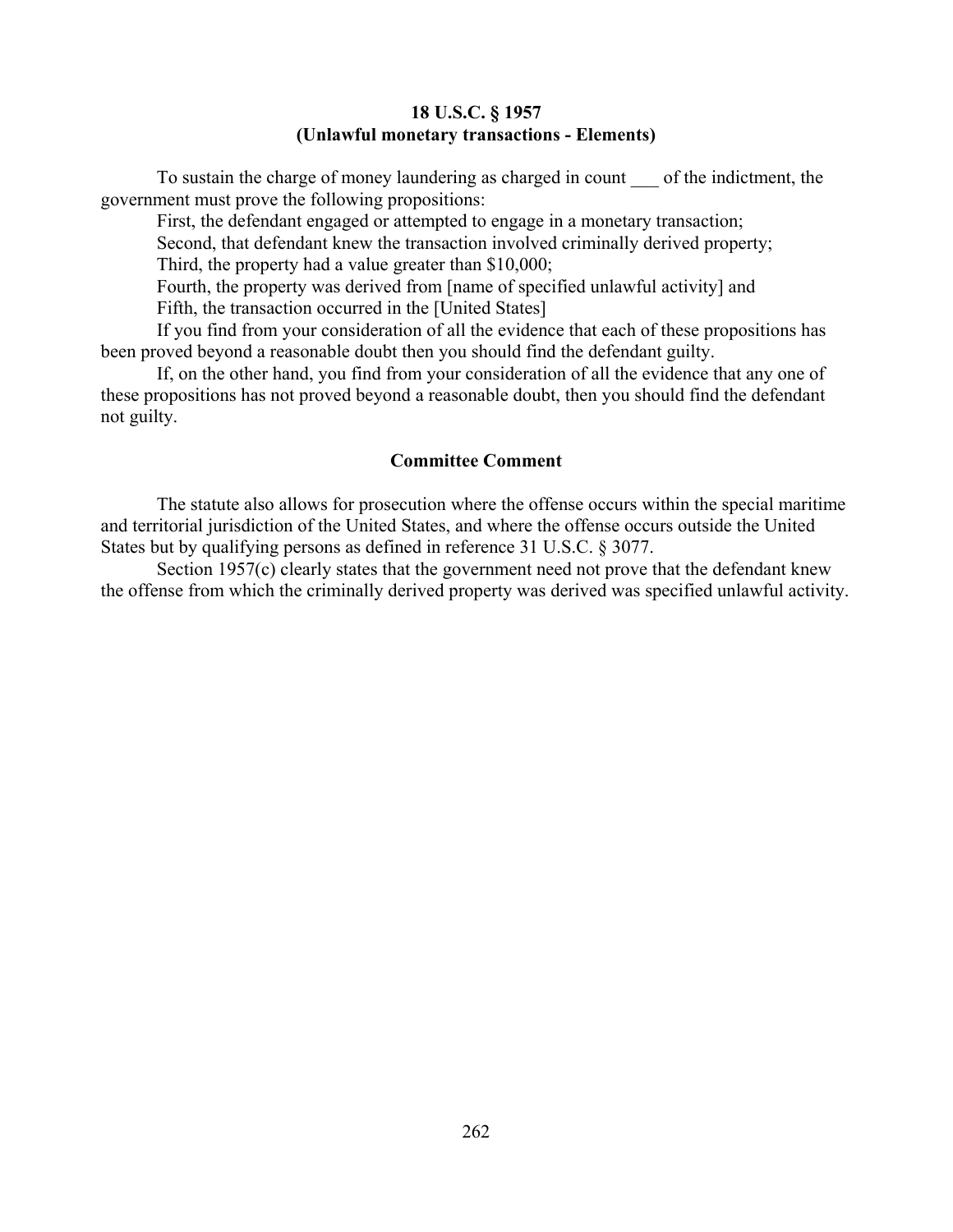**18 U.S.C. § 1957**
**(Unlawful monetary transactions - Elements)**

To sustain the charge of money laundering as charged in count ___ of the indictment, the government must prove the following propositions:

First, the defendant engaged or attempted to engage in a monetary transaction;

Second, that defendant knew the transaction involved criminally derived property;

Third, the property had a value greater than $10,000;

Fourth, the property was derived from [name of specified unlawful activity] and

Fifth, the transaction occurred in the [United States]

If you find from your consideration of all the evidence that each of these propositions has been proved beyond a reasonable doubt then you should find the defendant guilty.

If, on the other hand, you find from your consideration of all the evidence that any one of these propositions has not proved beyond a reasonable doubt, then you should find the defendant not guilty.

**Committee Comment**

The statute also allows for prosecution where the offense occurs within the special maritime and territorial jurisdiction of the United States, and where the offense occurs outside the United States but by qualifying persons as defined in reference 31 U.S.C. § 3077.

Section 1957(c) clearly states that the government need not prove that the defendant knew the offense from which the criminally derived property was derived was specified unlawful activity.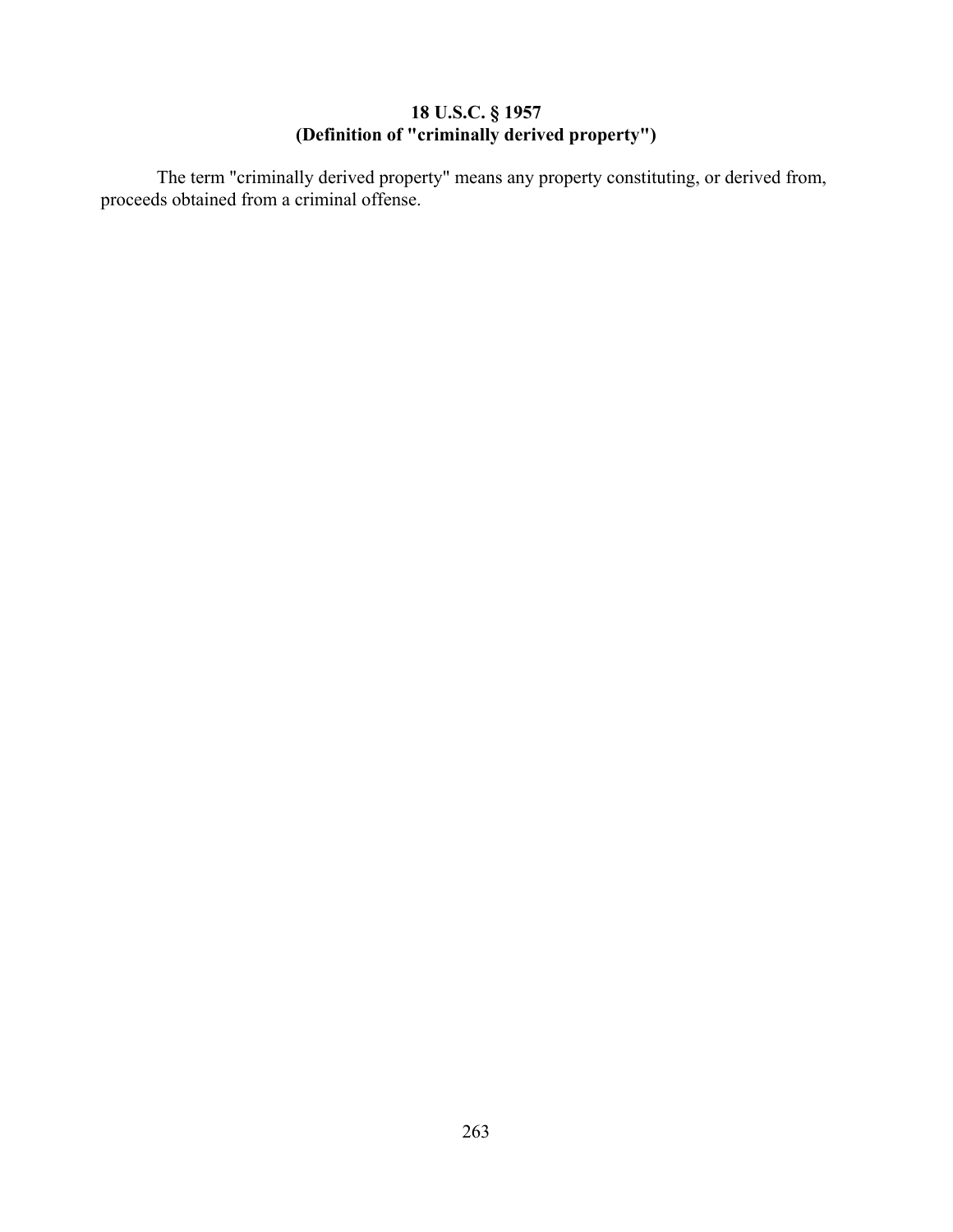**18 U.S.C. § 1957**
**(Definition of "criminally derived property")**

The term "criminally derived property" means any property constituting, or derived from, proceeds obtained from a criminal offense.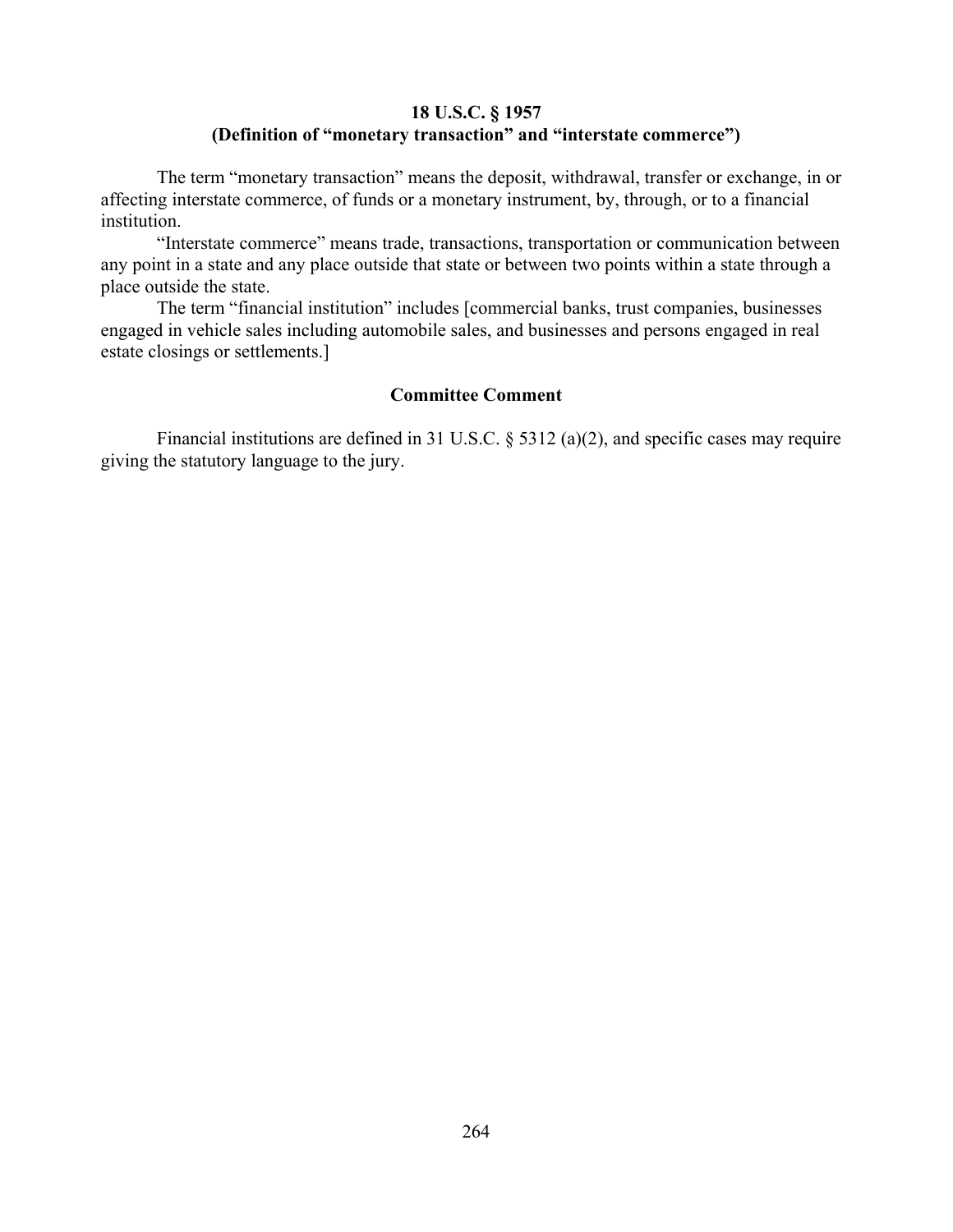## 18 U.S.C. § 1957
## (Definition of "monetary transaction" and "interstate commerce")

The term "monetary transaction" means the deposit, withdrawal, transfer or exchange, in or affecting interstate commerce, of funds or a monetary instrument, by, through, or to a financial institution.

"Interstate commerce" means trade, transactions, transportation or communication between any point in a state and any place outside that state or between two points within a state through a place outside the state.

The term "financial institution" includes [commercial banks, trust companies, businesses engaged in vehicle sales including automobile sales, and businesses and persons engaged in real estate closings or settlements.]

### Committee Comment

Financial institutions are defined in 31 U.S.C. § 5312 (a)(2), and specific cases may require giving the statutory language to the jury.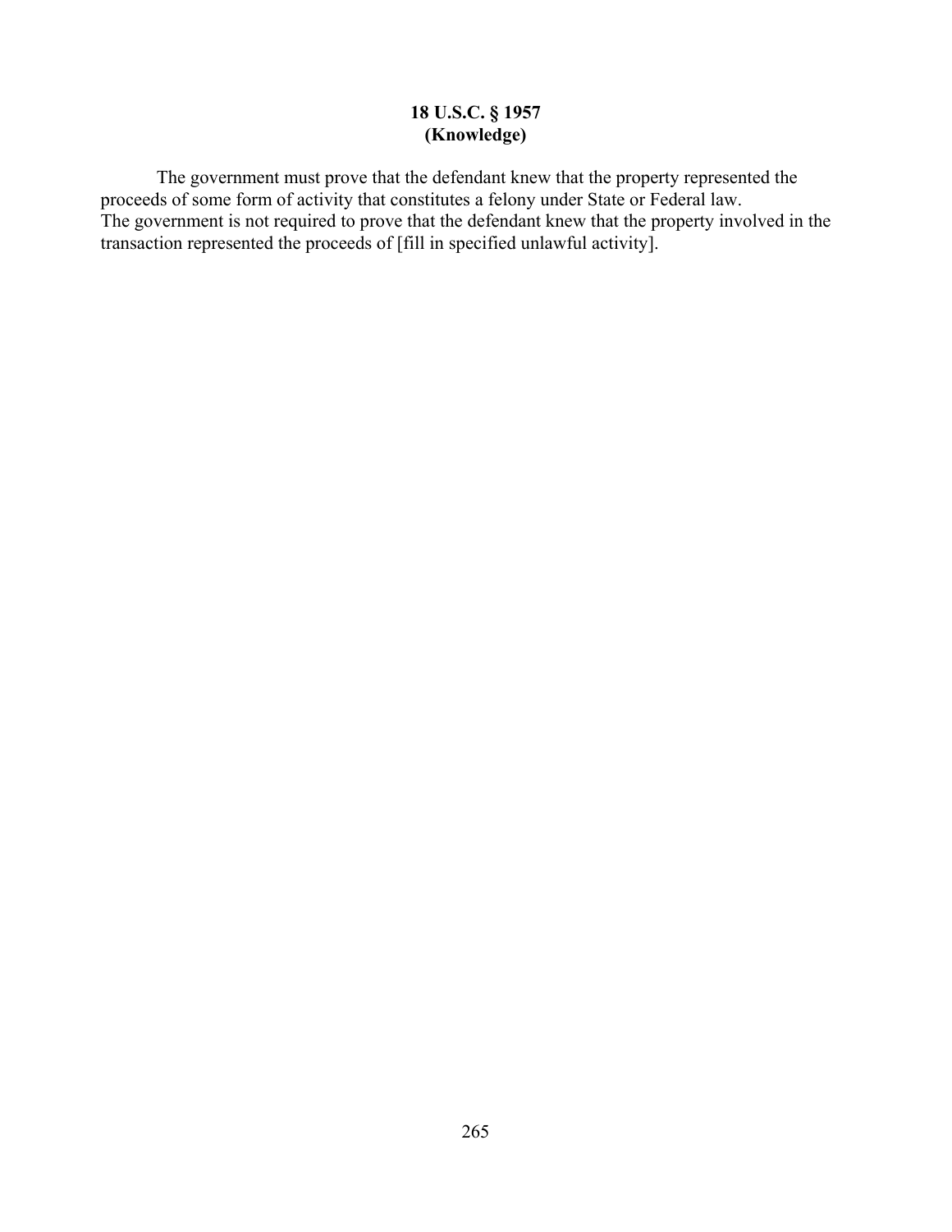# 18 U.S.C. § 1957
# (Knowledge)

The government must prove that the defendant knew that the property represented the proceeds of some form of activity that constitutes a felony under State or Federal law.
The government is not required to prove that the defendant knew that the property involved in the transaction represented the proceeds of [fill in specified unlawful activity].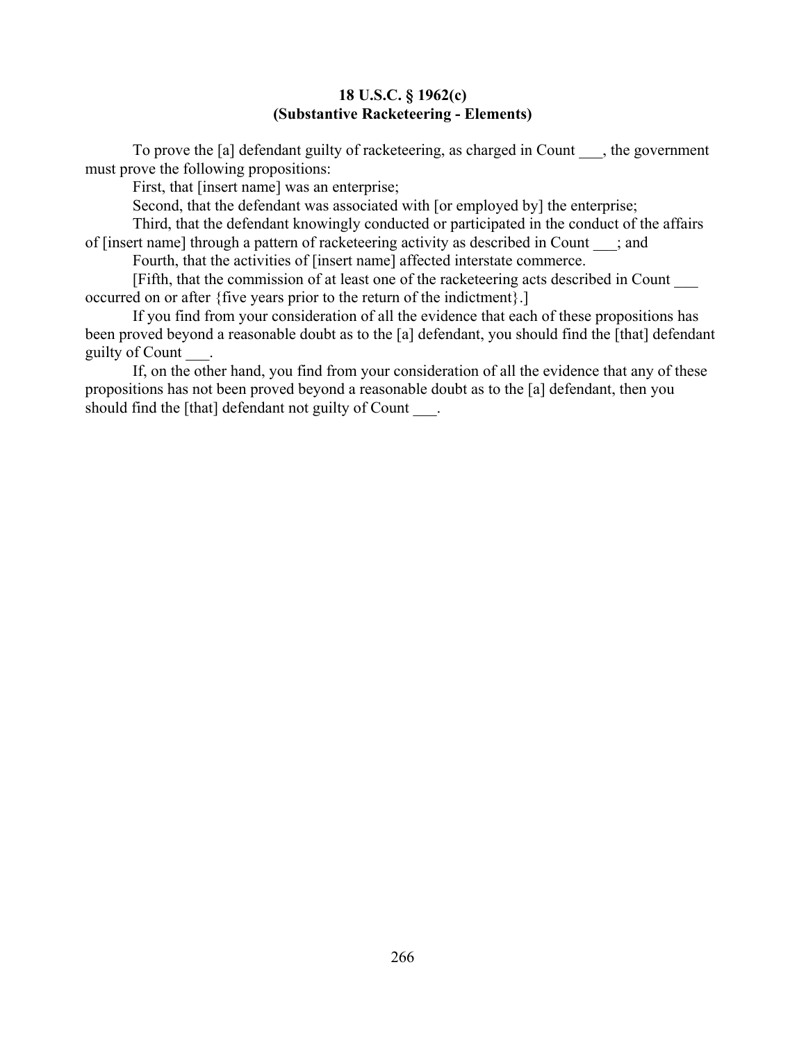**18 U.S.C. § 1962(c)**
**(Substantive Racketeering - Elements)**

To prove the [a] defendant guilty of racketeering, as charged in Count ___, the government must prove the following propositions:

First, that [insert name] was an enterprise;

Second, that the defendant was associated with [or employed by] the enterprise;

Third, that the defendant knowingly conducted or participated in the conduct of the affairs of [insert name] through a pattern of racketeering activity as described in Count ___; and

Fourth, that the activities of [insert name] affected interstate commerce.

[Fifth, that the commission of at least one of the racketeering acts described in Count ___ occurred on or after {five years prior to the return of the indictment}.]

If you find from your consideration of all the evidence that each of these propositions has been proved beyond a reasonable doubt as to the [a] defendant, you should find the [that] defendant guilty of Count ___.

If, on the other hand, you find from your consideration of all the evidence that any of these propositions has not been proved beyond a reasonable doubt as to the [a] defendant, then you should find the [that] defendant not guilty of Count ___.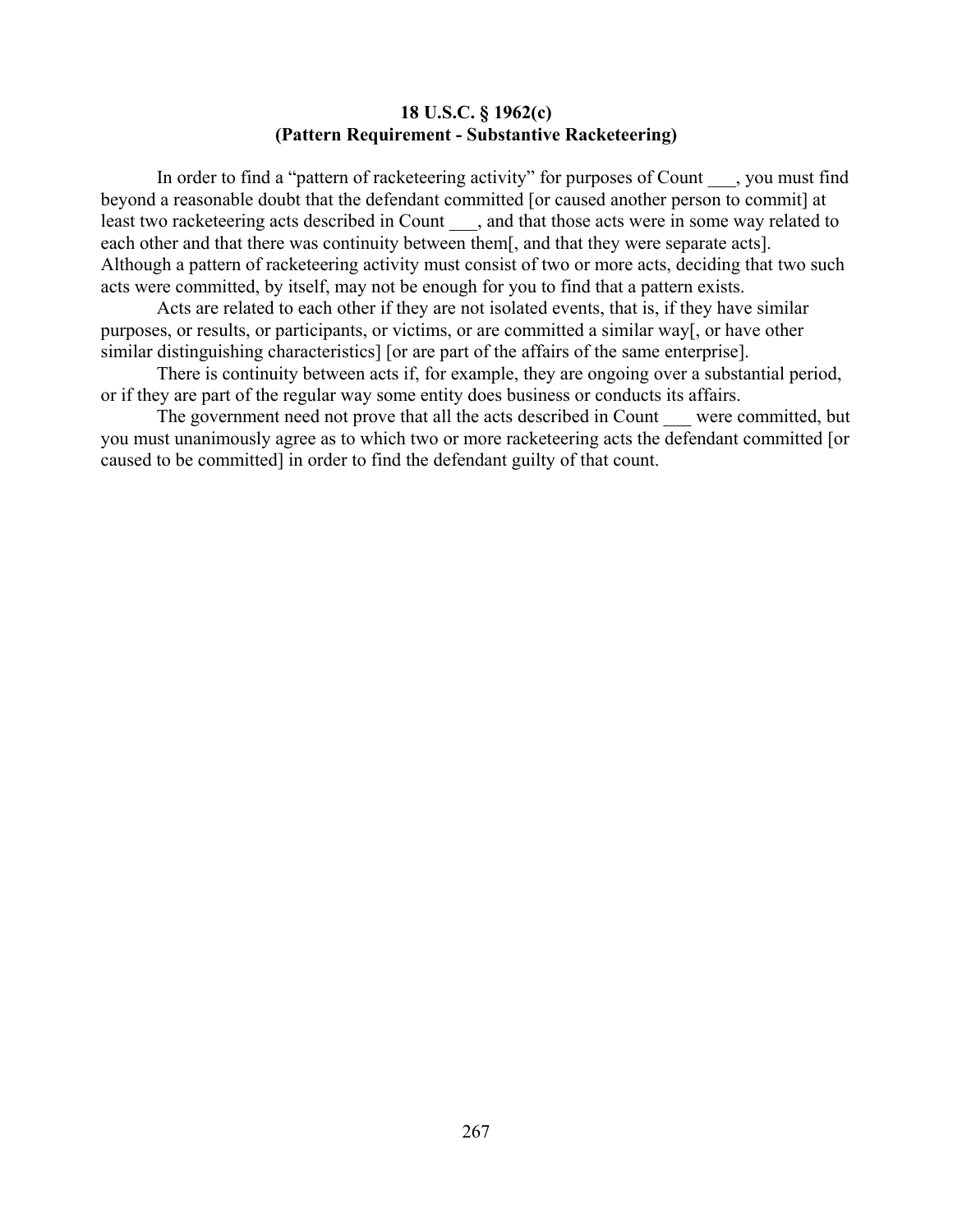**18 U.S.C. § 1962(c)**
**(Pattern Requirement - Substantive Racketeering)**

In order to find a "pattern of racketeering activity" for purposes of Count ___, you must find beyond a reasonable doubt that the defendant committed [or caused another person to commit] at least two racketeering acts described in Count ___, and that those acts were in some way related to each other and that there was continuity between them[, and that they were separate acts]. Although a pattern of racketeering activity must consist of two or more acts, deciding that two such acts were committed, by itself, may not be enough for you to find that a pattern exists.

Acts are related to each other if they are not isolated events, that is, if they have similar purposes, or results, or participants, or victims, or are committed a similar way[, or have other similar distinguishing characteristics] [or are part of the affairs of the same enterprise].

There is continuity between acts if, for example, they are ongoing over a substantial period, or if they are part of the regular way some entity does business or conducts its affairs.

The government need not prove that all the acts described in Count ___ were committed, but you must unanimously agree as to which two or more racketeering acts the defendant committed [or caused to be committed] in order to find the defendant guilty of that count.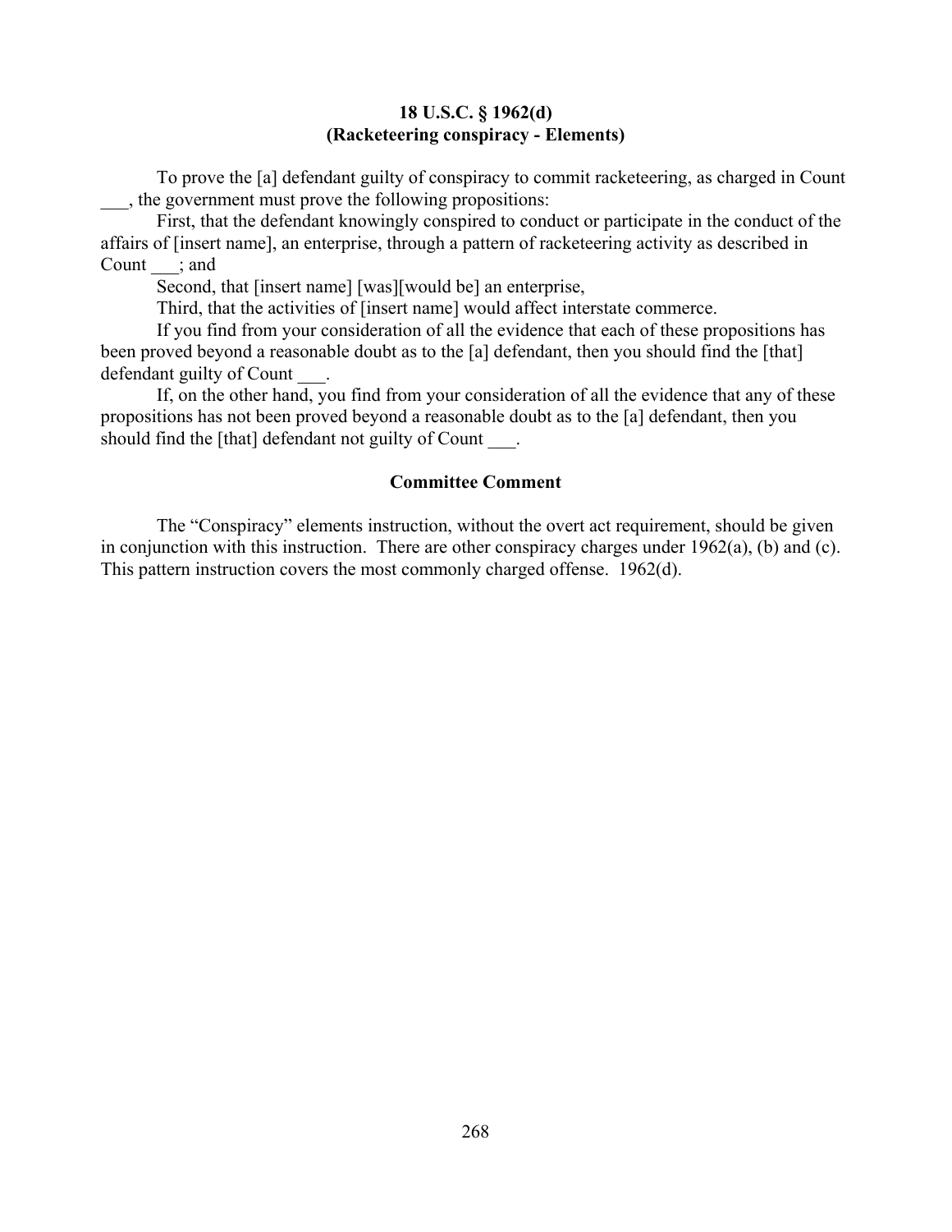**18 U.S.C. § 1962(d)**
**(Racketeering conspiracy - Elements)**

To prove the [a] defendant guilty of conspiracy to commit racketeering, as charged in Count ___, the government must prove the following propositions:

First, that the defendant knowingly conspired to conduct or participate in the conduct of the affairs of [insert name], an enterprise, through a pattern of racketeering activity as described in Count ___; and

Second, that [insert name] [was][would be] an enterprise,

Third, that the activities of [insert name] would affect interstate commerce.

If you find from your consideration of all the evidence that each of these propositions has been proved beyond a reasonable doubt as to the [a] defendant, then you should find the [that] defendant guilty of Count ___.

If, on the other hand, you find from your consideration of all the evidence that any of these propositions has not been proved beyond a reasonable doubt as to the [a] defendant, then you should find the [that] defendant not guilty of Count ___.

**Committee Comment**

The "Conspiracy" elements instruction, without the overt act requirement, should be given in conjunction with this instruction. There are other conspiracy charges under 1962(a), (b) and (c). This pattern instruction covers the most commonly charged offense. 1962(d).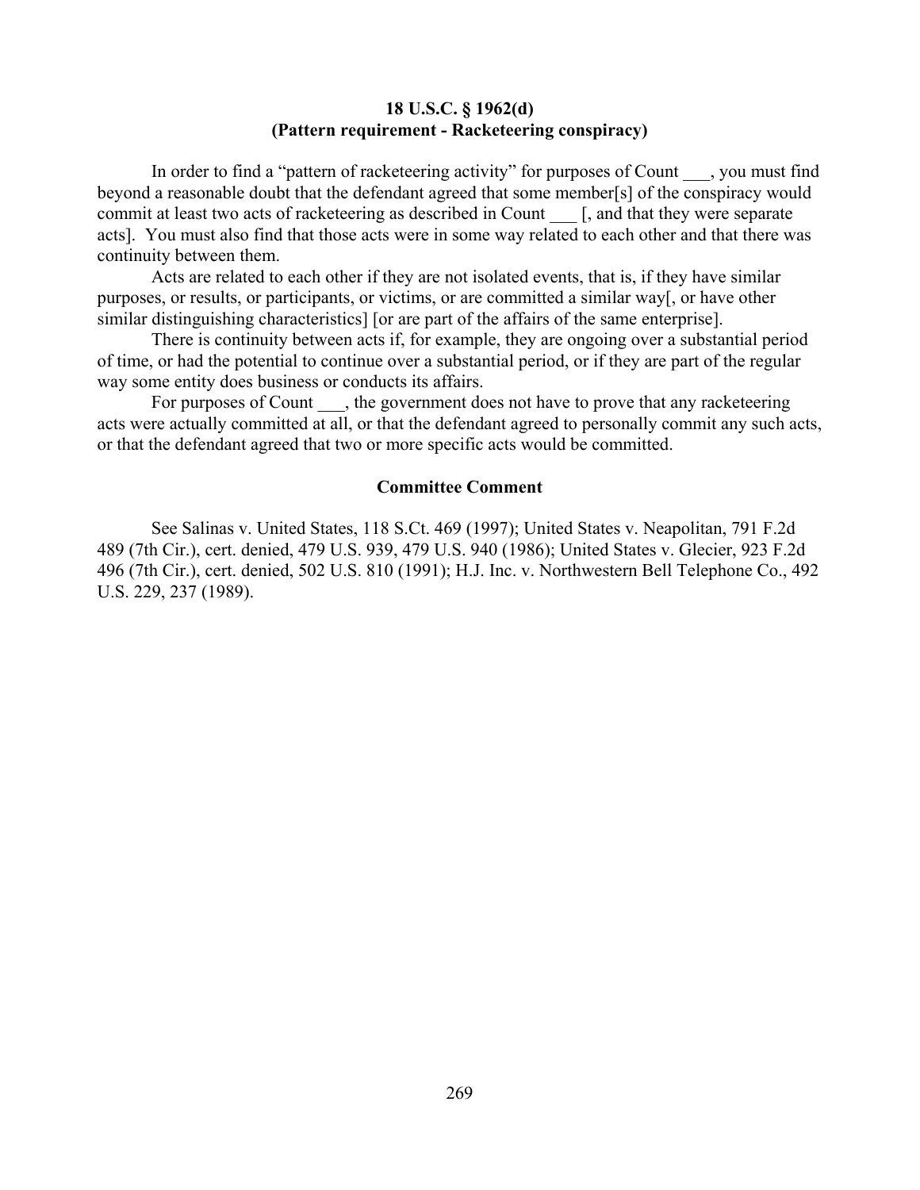## 18 U.S.C. § 1962(d)
## (Pattern requirement - Racketeering conspiracy)

In order to find a "pattern of racketeering activity" for purposes of Count ___, you must find beyond a reasonable doubt that the defendant agreed that some member[s] of the conspiracy would commit at least two acts of racketeering as described in Count ___ [, and that they were separate acts]. You must also find that those acts were in some way related to each other and that there was continuity between them.

Acts are related to each other if they are not isolated events, that is, if they have similar purposes, or results, or participants, or victims, or are committed a similar way[, or have other similar distinguishing characteristics] [or are part of the affairs of the same enterprise].

There is continuity between acts if, for example, they are ongoing over a substantial period of time, or had the potential to continue over a substantial period, or if they are part of the regular way some entity does business or conducts its affairs.

For purposes of Count ___, the government does not have to prove that any racketeering acts were actually committed at all, or that the defendant agreed to personally commit any such acts, or that the defendant agreed that two or more specific acts would be committed.

### Committee Comment

See Salinas v. United States, 118 S.Ct. 469 (1997); United States v. Neapolitan, 791 F.2d 489 (7th Cir.), cert. denied, 479 U.S. 939, 479 U.S. 940 (1986); United States v. Glecier, 923 F.2d 496 (7th Cir.), cert. denied, 502 U.S. 810 (1991); H.J. Inc. v. Northwestern Bell Telephone Co., 492 U.S. 229, 237 (1989).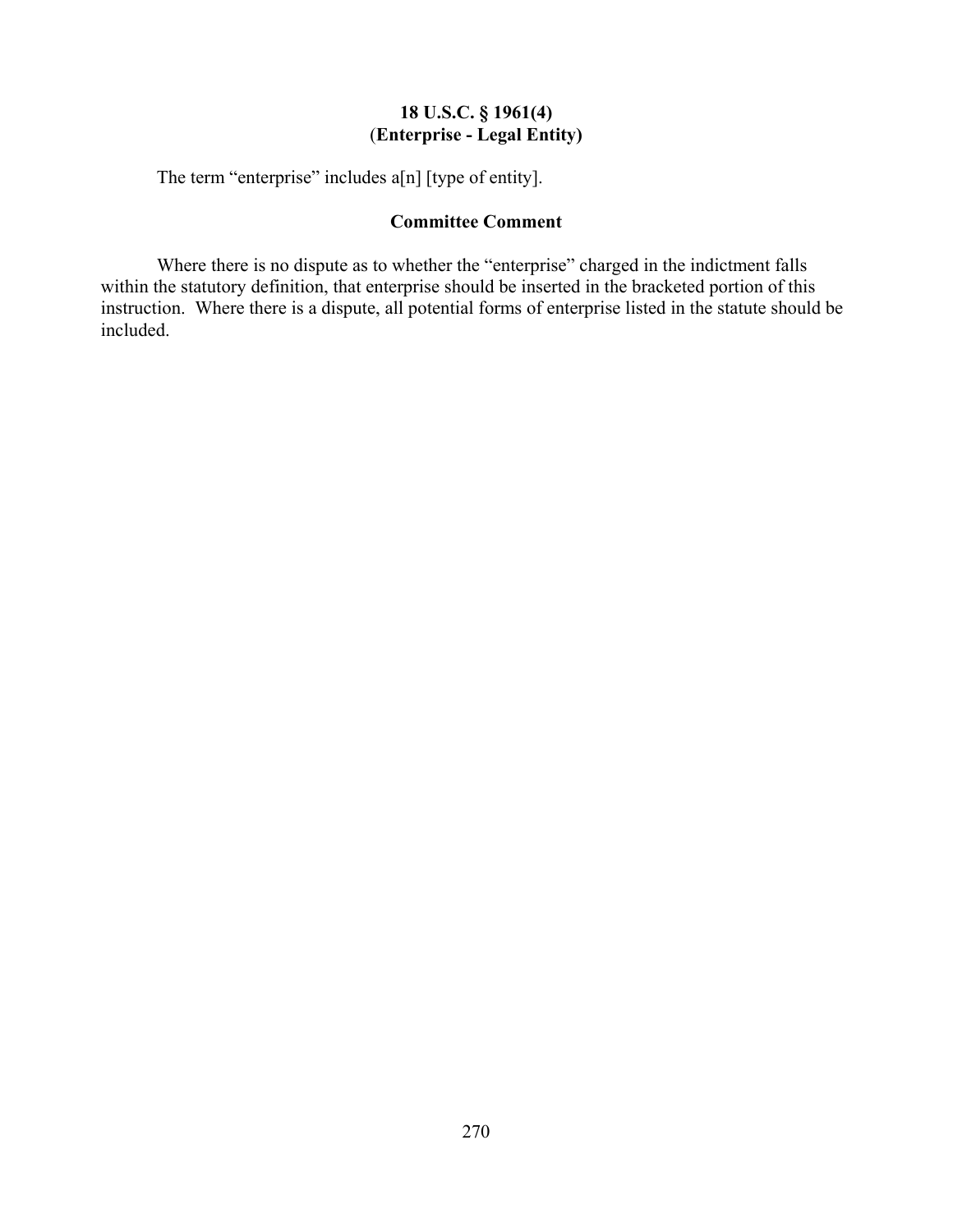**18 U.S.C. § 1961(4)**
**(Enterprise - Legal Entity)**

The term "enterprise" includes a[n] [type of entity].

**Committee Comment**

Where there is no dispute as to whether the "enterprise" charged in the indictment falls within the statutory definition, that enterprise should be inserted in the bracketed portion of this instruction. Where there is a dispute, all potential forms of enterprise listed in the statute should be included.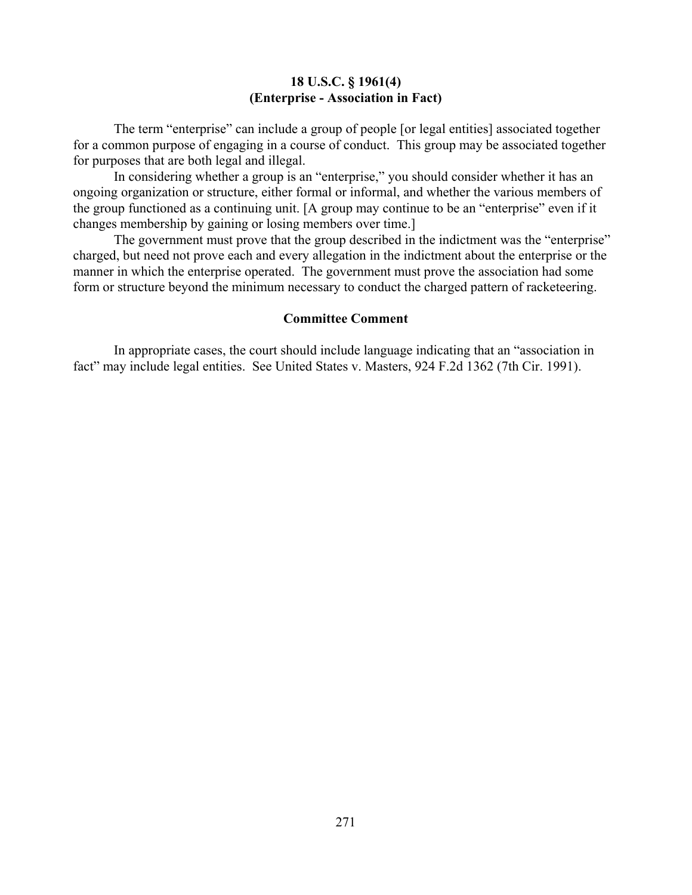**18 U.S.C. § 1961(4)**
**(Enterprise - Association in Fact)**

The term "enterprise" can include a group of people [or legal entities] associated together for a common purpose of engaging in a course of conduct. This group may be associated together for purposes that are both legal and illegal.

In considering whether a group is an "enterprise," you should consider whether it has an ongoing organization or structure, either formal or informal, and whether the various members of the group functioned as a continuing unit. [A group may continue to be an "enterprise" even if it changes membership by gaining or losing members over time.]

The government must prove that the group described in the indictment was the "enterprise" charged, but need not prove each and every allegation in the indictment about the enterprise or the manner in which the enterprise operated. The government must prove the association had some form or structure beyond the minimum necessary to conduct the charged pattern of racketeering.

**Committee Comment**

In appropriate cases, the court should include language indicating that an "association in fact" may include legal entities. See United States v. Masters, 924 F.2d 1362 (7th Cir. 1991).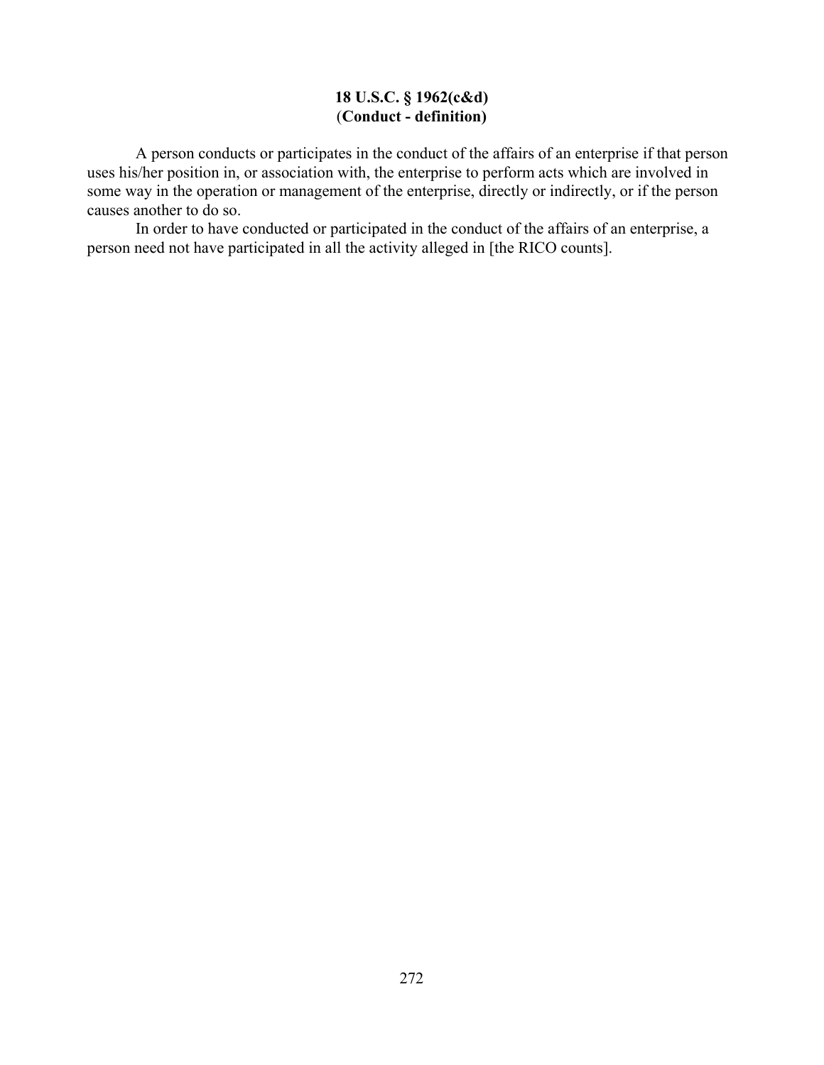## 18 U.S.C. § 1962(c&d)
## (Conduct - definition)

A person conducts or participates in the conduct of the affairs of an enterprise if that person uses his/her position in, or association with, the enterprise to perform acts which are involved in some way in the operation or management of the enterprise, directly or indirectly, or if the person causes another to do so.

In order to have conducted or participated in the conduct of the affairs of an enterprise, a person need not have participated in all the activity alleged in [the RICO counts].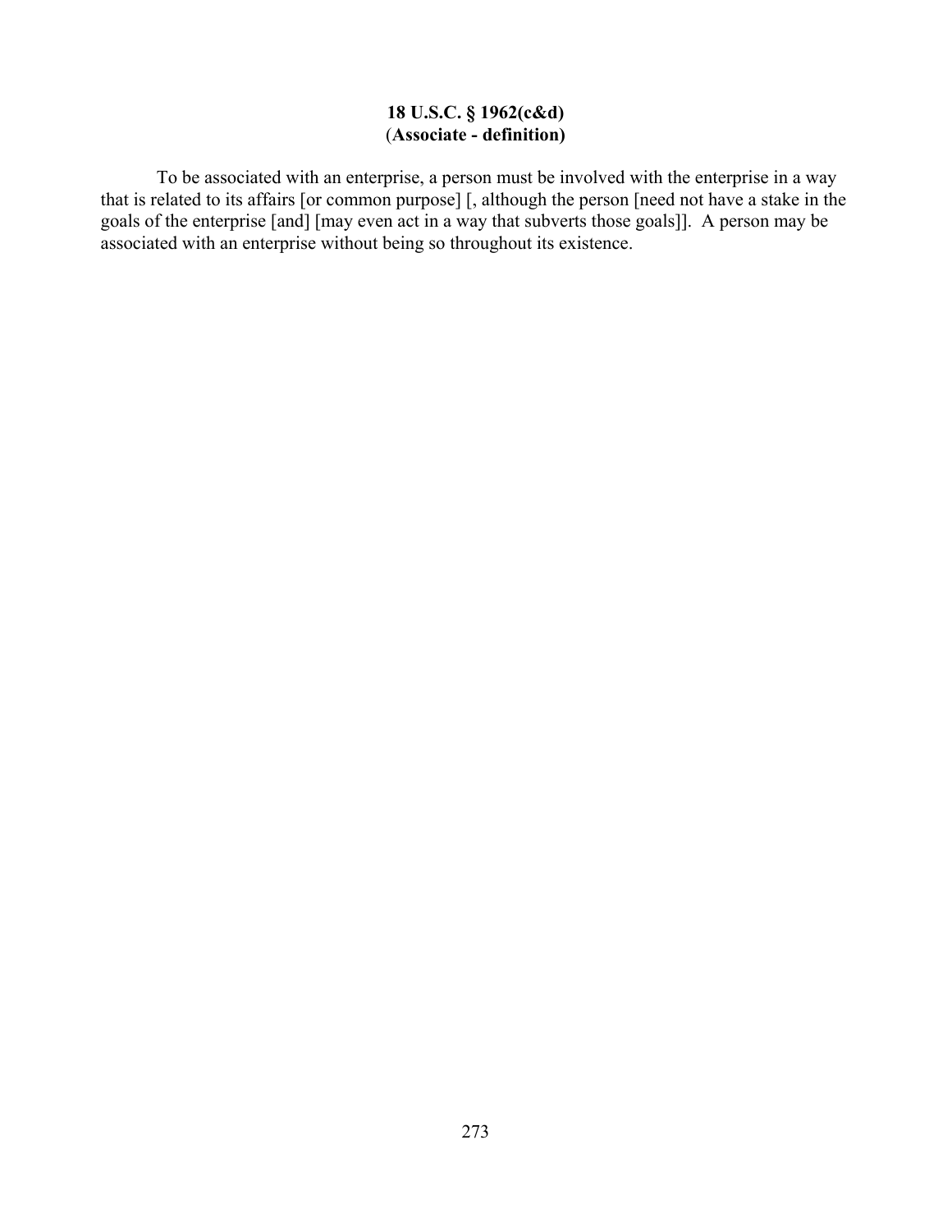**18 U.S.C. § 1962(c&d)**
**(Associate - definition)**

To be associated with an enterprise, a person must be involved with the enterprise in a way that is related to its affairs [or common purpose] [, although the person [need not have a stake in the goals of the enterprise [and] [may even act in a way that subverts those goals]]. A person may be associated with an enterprise without being so throughout its existence.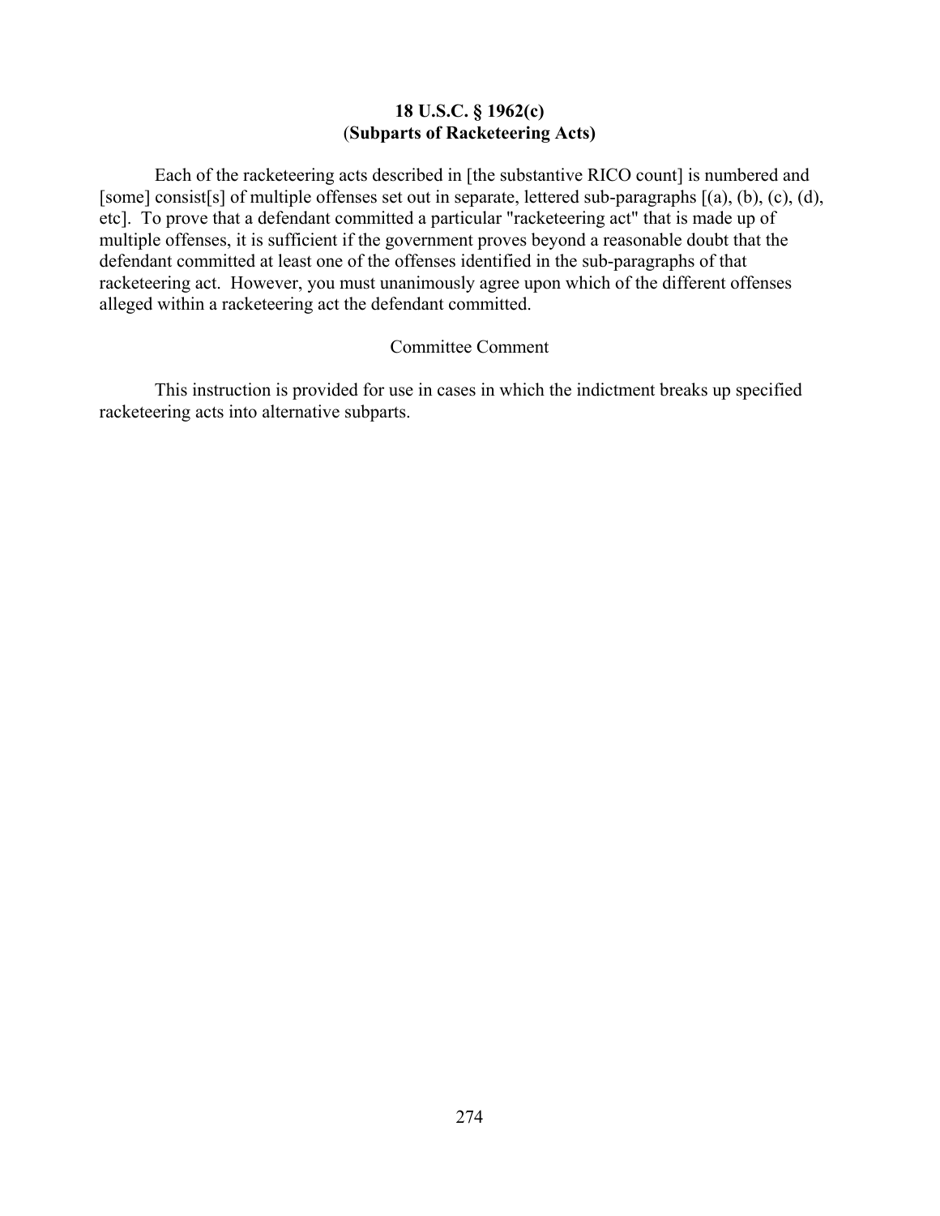## 18 U.S.C. § 1962(c)
## (Subparts of Racketeering Acts)

Each of the racketeering acts described in [the substantive RICO count] is numbered and [some] consist[s] of multiple offenses set out in separate, lettered sub-paragraphs [(a), (b), (c), (d), etc]. To prove that a defendant committed a particular "racketeering act" that is made up of multiple offenses, it is sufficient if the government proves beyond a reasonable doubt that the defendant committed at least one of the offenses identified in the sub-paragraphs of that racketeering act. However, you must unanimously agree upon which of the different offenses alleged within a racketeering act the defendant committed.

Committee Comment

This instruction is provided for use in cases in which the indictment breaks up specified racketeering acts into alternative subparts.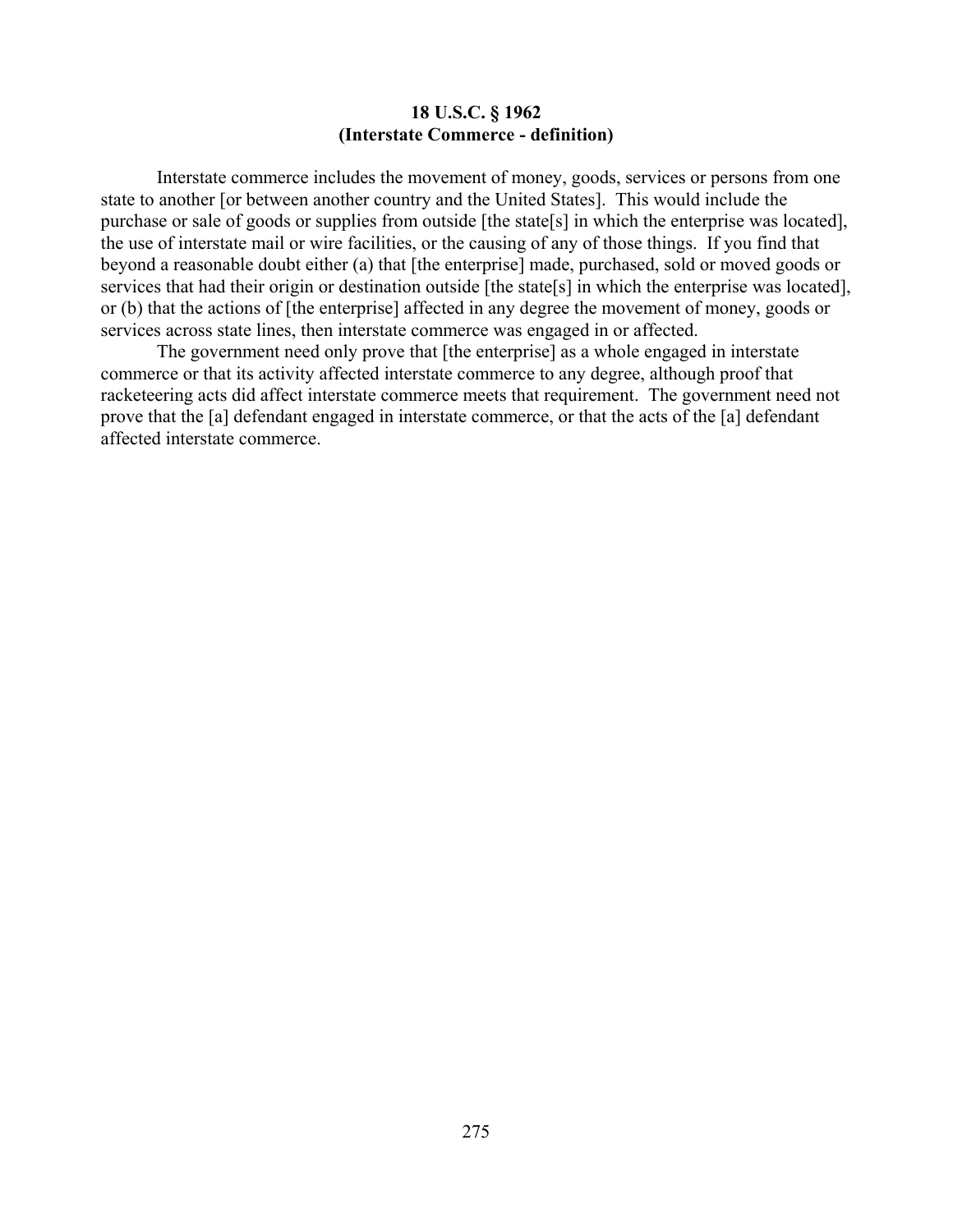## 18 U.S.C. § 1962
## (Interstate Commerce - definition)

Interstate commerce includes the movement of money, goods, services or persons from one state to another [or between another country and the United States]. This would include the purchase or sale of goods or supplies from outside [the state[s] in which the enterprise was located], the use of interstate mail or wire facilities, or the causing of any of those things. If you find that beyond a reasonable doubt either (a) that [the enterprise] made, purchased, sold or moved goods or services that had their origin or destination outside [the state[s] in which the enterprise was located], or (b) that the actions of [the enterprise] affected in any degree the movement of money, goods or services across state lines, then interstate commerce was engaged in or affected.

The government need only prove that [the enterprise] as a whole engaged in interstate commerce or that its activity affected interstate commerce to any degree, although proof that racketeering acts did affect interstate commerce meets that requirement. The government need not prove that the [a] defendant engaged in interstate commerce, or that the acts of the [a] defendant affected interstate commerce.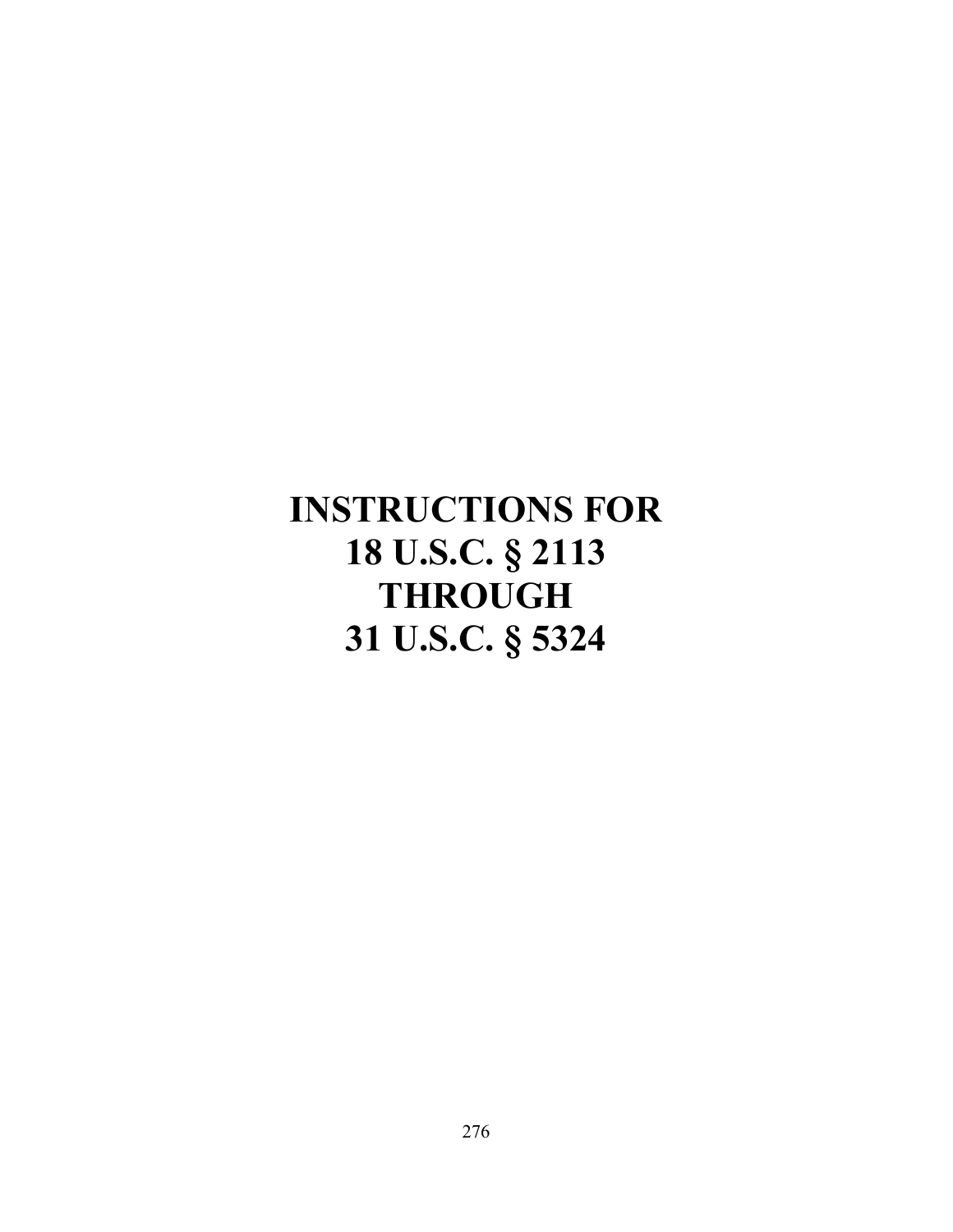# INSTRUCTIONS FOR 18 U.S.C. § 2113 THROUGH 31 U.S.C. § 5324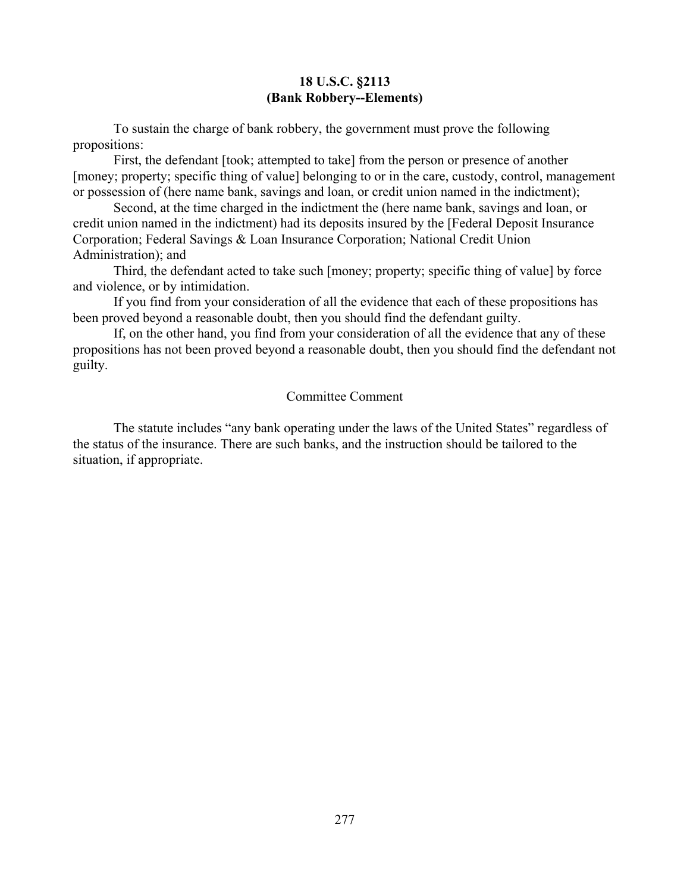**18 U.S.C. §2113**
**(Bank Robbery--Elements)**

To sustain the charge of bank robbery, the government must prove the following propositions:

First, the defendant [took; attempted to take] from the person or presence of another [money; property; specific thing of value] belonging to or in the care, custody, control, management or possession of (here name bank, savings and loan, or credit union named in the indictment);

Second, at the time charged in the indictment the (here name bank, savings and loan, or credit union named in the indictment) had its deposits insured by the [Federal Deposit Insurance Corporation; Federal Savings & Loan Insurance Corporation; National Credit Union Administration); and

Third, the defendant acted to take such [money; property; specific thing of value] by force and violence, or by intimidation.

If you find from your consideration of all the evidence that each of these propositions has been proved beyond a reasonable doubt, then you should find the defendant guilty.

If, on the other hand, you find from your consideration of all the evidence that any of these propositions has not been proved beyond a reasonable doubt, then you should find the defendant not guilty.

Committee Comment

The statute includes "any bank operating under the laws of the United States" regardless of the status of the insurance. There are such banks, and the instruction should be tailored to the situation, if appropriate.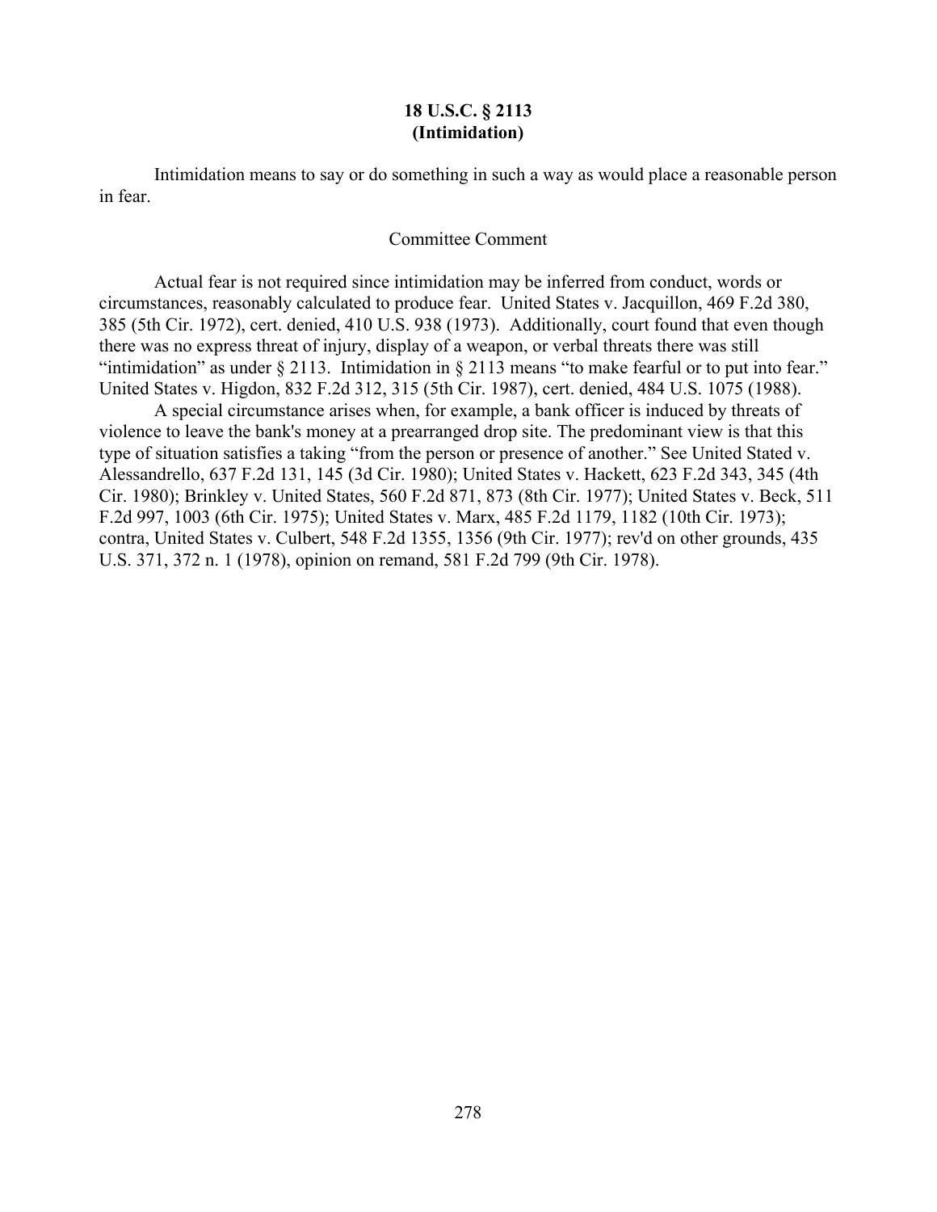# 18 U.S.C. § 2113 (Intimidation)

Intimidation means to say or do something in such a way as would place a reasonable person in fear.

Committee Comment

Actual fear is not required since intimidation may be inferred from conduct, words or circumstances, reasonably calculated to produce fear. United States v. Jacquillon, 469 F.2d 380, 385 (5th Cir. 1972), cert. denied, 410 U.S. 938 (1973). Additionally, court found that even though there was no express threat of injury, display of a weapon, or verbal threats there was still "intimidation" as under § 2113. Intimidation in § 2113 means "to make fearful or to put into fear." United States v. Higdon, 832 F.2d 312, 315 (5th Cir. 1987), cert. denied, 484 U.S. 1075 (1988).

A special circumstance arises when, for example, a bank officer is induced by threats of violence to leave the bank's money at a prearranged drop site. The predominant view is that this type of situation satisfies a taking "from the person or presence of another." See United Stated v. Alessandrello, 637 F.2d 131, 145 (3d Cir. 1980); United States v. Hackett, 623 F.2d 343, 345 (4th Cir. 1980); Brinkley v. United States, 560 F.2d 871, 873 (8th Cir. 1977); United States v. Beck, 511 F.2d 997, 1003 (6th Cir. 1975); United States v. Marx, 485 F.2d 1179, 1182 (10th Cir. 1973); contra, United States v. Culbert, 548 F.2d 1355, 1356 (9th Cir. 1977); rev'd on other grounds, 435 U.S. 371, 372 n. 1 (1978), opinion on remand, 581 F.2d 799 (9th Cir. 1978).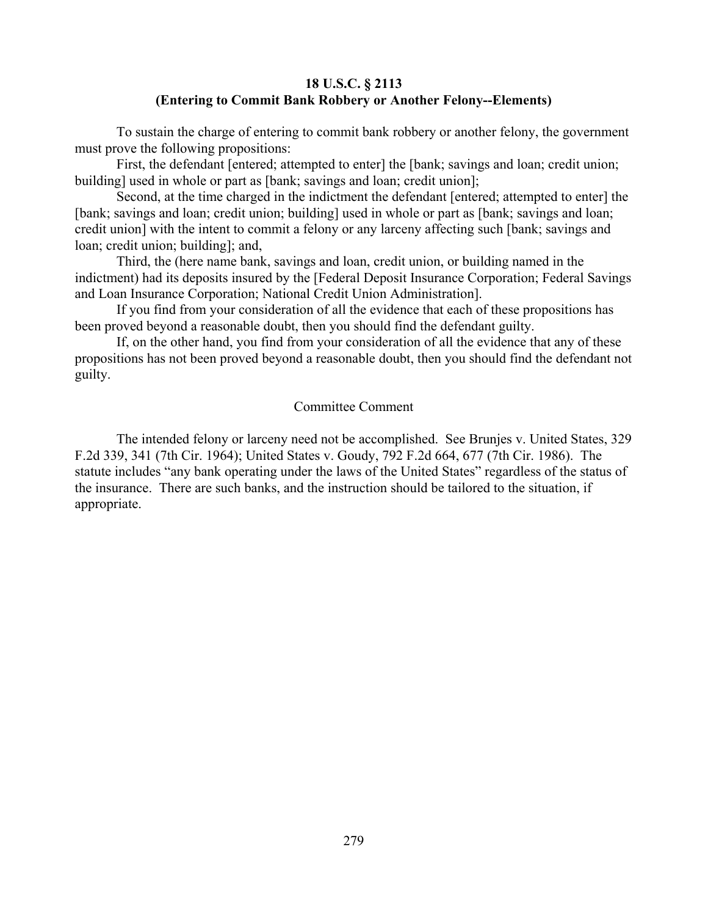**18 U.S.C. § 2113**
**(Entering to Commit Bank Robbery or Another Felony--Elements)**

To sustain the charge of entering to commit bank robbery or another felony, the government must prove the following propositions:

First, the defendant [entered; attempted to enter] the [bank; savings and loan; credit union; building] used in whole or part as [bank; savings and loan; credit union];

Second, at the time charged in the indictment the defendant [entered; attempted to enter] the [bank; savings and loan; credit union; building] used in whole or part as [bank; savings and loan; credit union] with the intent to commit a felony or any larceny affecting such [bank; savings and loan; credit union; building]; and,

Third, the (here name bank, savings and loan, credit union, or building named in the indictment) had its deposits insured by the [Federal Deposit Insurance Corporation; Federal Savings and Loan Insurance Corporation; National Credit Union Administration].

If you find from your consideration of all the evidence that each of these propositions has been proved beyond a reasonable doubt, then you should find the defendant guilty.

If, on the other hand, you find from your consideration of all the evidence that any of these propositions has not been proved beyond a reasonable doubt, then you should find the defendant not guilty.

Committee Comment

The intended felony or larceny need not be accomplished. See Brunjes v. United States, 329 F.2d 339, 341 (7th Cir. 1964); United States v. Goudy, 792 F.2d 664, 677 (7th Cir. 1986). The statute includes "any bank operating under the laws of the United States" regardless of the status of the insurance. There are such banks, and the instruction should be tailored to the situation, if appropriate.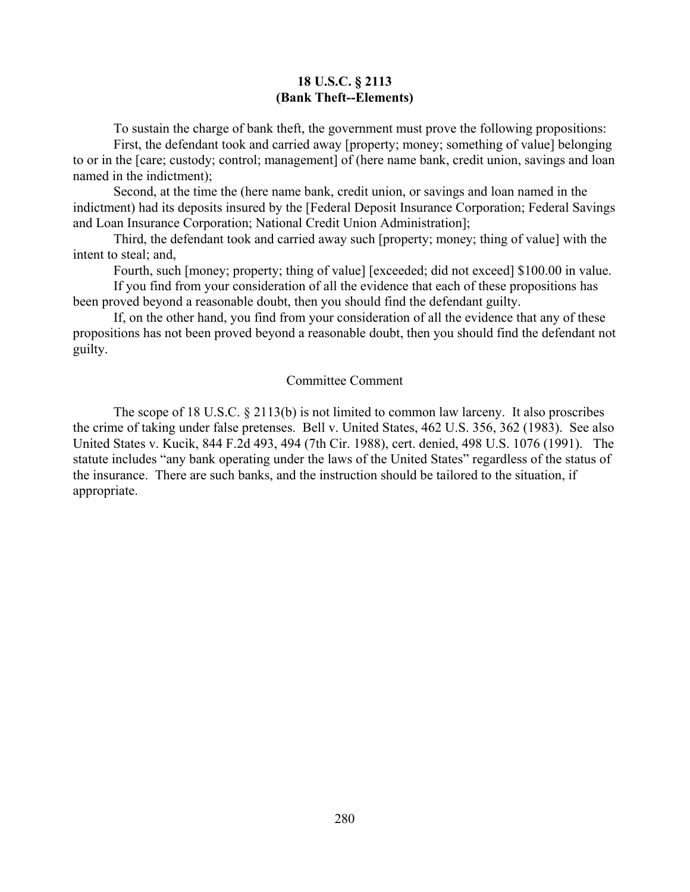**18 U.S.C. § 2113**
**(Bank Theft--Elements)**

To sustain the charge of bank theft, the government must prove the following propositions:

First, the defendant took and carried away [property; money; something of value] belonging to or in the [care; custody; control; management] of (here name bank, credit union, savings and loan named in the indictment);

Second, at the time the (here name bank, credit union, or savings and loan named in the indictment) had its deposits insured by the [Federal Deposit Insurance Corporation; Federal Savings and Loan Insurance Corporation; National Credit Union Administration];

Third, the defendant took and carried away such [property; money; thing of value] with the intent to steal; and,

Fourth, such [money; property; thing of value] [exceeded; did not exceed] $100.00 in value.

If you find from your consideration of all the evidence that each of these propositions has been proved beyond a reasonable doubt, then you should find the defendant guilty.

If, on the other hand, you find from your consideration of all the evidence that any of these propositions has not been proved beyond a reasonable doubt, then you should find the defendant not guilty.

Committee Comment

The scope of 18 U.S.C. § 2113(b) is not limited to common law larceny. It also proscribes the crime of taking under false pretenses. Bell v. United States, 462 U.S. 356, 362 (1983). See also United States v. Kucik, 844 F.2d 493, 494 (7th Cir. 1988), cert. denied, 498 U.S. 1076 (1991). The statute includes "any bank operating under the laws of the United States" regardless of the status of the insurance. There are such banks, and the instruction should be tailored to the situation, if appropriate.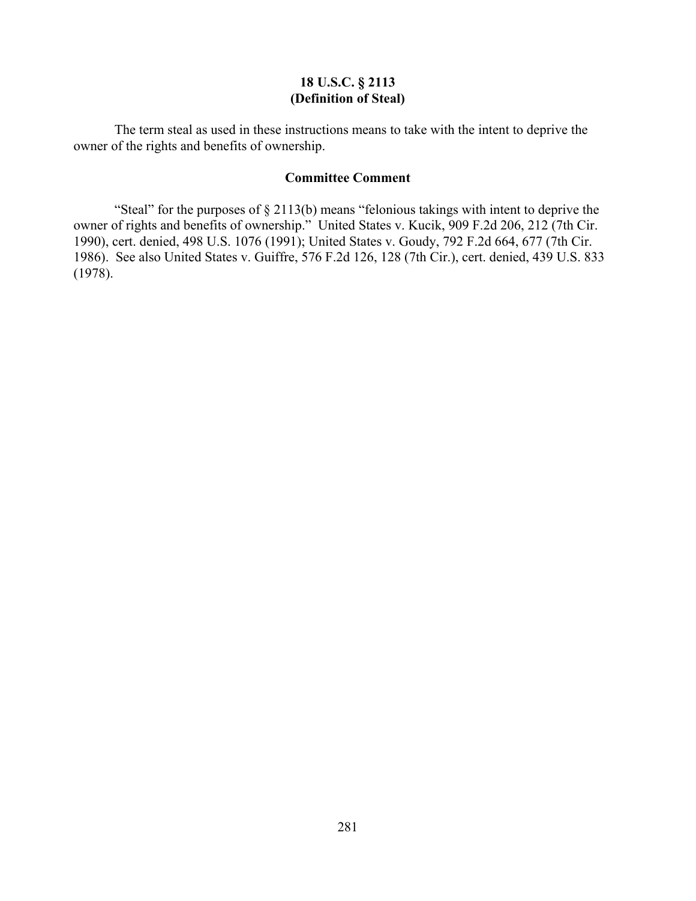**18 U.S.C. § 2113**
**(Definition of Steal)**

The term steal as used in these instructions means to take with the intent to deprive the owner of the rights and benefits of ownership.

**Committee Comment**

"Steal" for the purposes of § 2113(b) means "felonious takings with intent to deprive the owner of rights and benefits of ownership." United States v. Kucik, 909 F.2d 206, 212 (7th Cir. 1990), cert. denied, 498 U.S. 1076 (1991); United States v. Goudy, 792 F.2d 664, 677 (7th Cir. 1986). See also United States v. Guiffre, 576 F.2d 126, 128 (7th Cir.), cert. denied, 439 U.S. 833 (1978).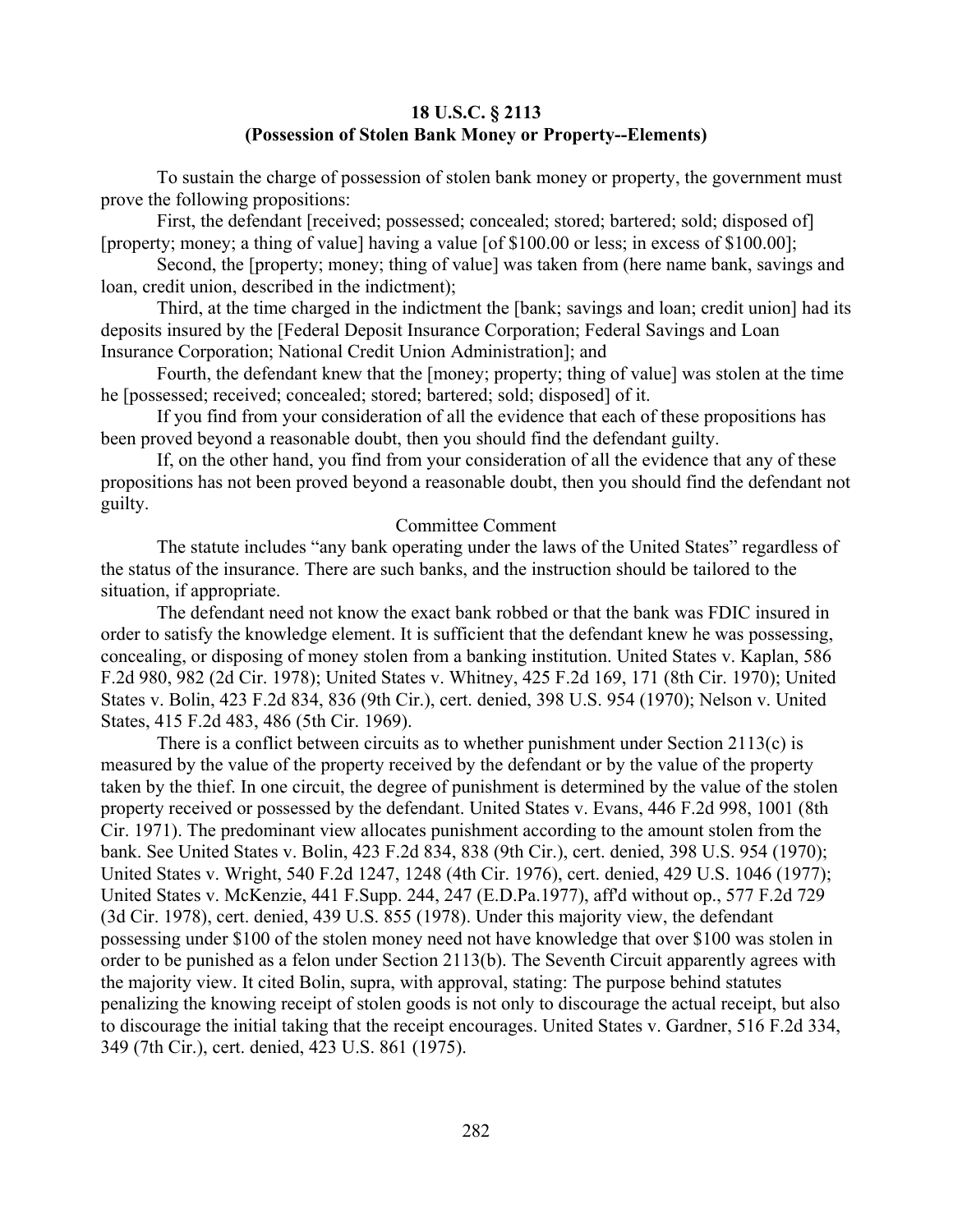**18 U.S.C. § 2113**
**(Possession of Stolen Bank Money or Property--Elements)**

To sustain the charge of possession of stolen bank money or property, the government must prove the following propositions:

First, the defendant [received; possessed; concealed; stored; bartered; sold; disposed of] [property; money; a thing of value] having a value [of $100.00 or less; in excess of $100.00];

Second, the [property; money; thing of value] was taken from (here name bank, savings and loan, credit union, described in the indictment);

Third, at the time charged in the indictment the [bank; savings and loan; credit union] had its deposits insured by the [Federal Deposit Insurance Corporation; Federal Savings and Loan Insurance Corporation; National Credit Union Administration]; and

Fourth, the defendant knew that the [money; property; thing of value] was stolen at the time he [possessed; received; concealed; stored; bartered; sold; disposed] of it.

If you find from your consideration of all the evidence that each of these propositions has been proved beyond a reasonable doubt, then you should find the defendant guilty.

If, on the other hand, you find from your consideration of all the evidence that any of these propositions has not been proved beyond a reasonable doubt, then you should find the defendant not guilty.

Committee Comment

The statute includes "any bank operating under the laws of the United States" regardless of the status of the insurance. There are such banks, and the instruction should be tailored to the situation, if appropriate.

The defendant need not know the exact bank robbed or that the bank was FDIC insured in order to satisfy the knowledge element. It is sufficient that the defendant knew he was possessing, concealing, or disposing of money stolen from a banking institution. United States v. Kaplan, 586 F.2d 980, 982 (2d Cir. 1978); United States v. Whitney, 425 F.2d 169, 171 (8th Cir. 1970); United States v. Bolin, 423 F.2d 834, 836 (9th Cir.), cert. denied, 398 U.S. 954 (1970); Nelson v. United States, 415 F.2d 483, 486 (5th Cir. 1969).

There is a conflict between circuits as to whether punishment under Section 2113(c) is measured by the value of the property received by the defendant or by the value of the property taken by the thief. In one circuit, the degree of punishment is determined by the value of the stolen property received or possessed by the defendant. United States v. Evans, 446 F.2d 998, 1001 (8th Cir. 1971). The predominant view allocates punishment according to the amount stolen from the bank. See United States v. Bolin, 423 F.2d 834, 838 (9th Cir.), cert. denied, 398 U.S. 954 (1970); United States v. Wright, 540 F.2d 1247, 1248 (4th Cir. 1976), cert. denied, 429 U.S. 1046 (1977); United States v. McKenzie, 441 F.Supp. 244, 247 (E.D.Pa.1977), aff'd without op., 577 F.2d 729 (3d Cir. 1978), cert. denied, 439 U.S. 855 (1978). Under this majority view, the defendant possessing under $100 of the stolen money need not have knowledge that over $100 was stolen in order to be punished as a felon under Section 2113(b). The Seventh Circuit apparently agrees with the majority view. It cited Bolin, supra, with approval, stating: The purpose behind statutes penalizing the knowing receipt of stolen goods is not only to discourage the actual receipt, but also to discourage the initial taking that the receipt encourages. United States v. Gardner, 516 F.2d 334, 349 (7th Cir.), cert. denied, 423 U.S. 861 (1975).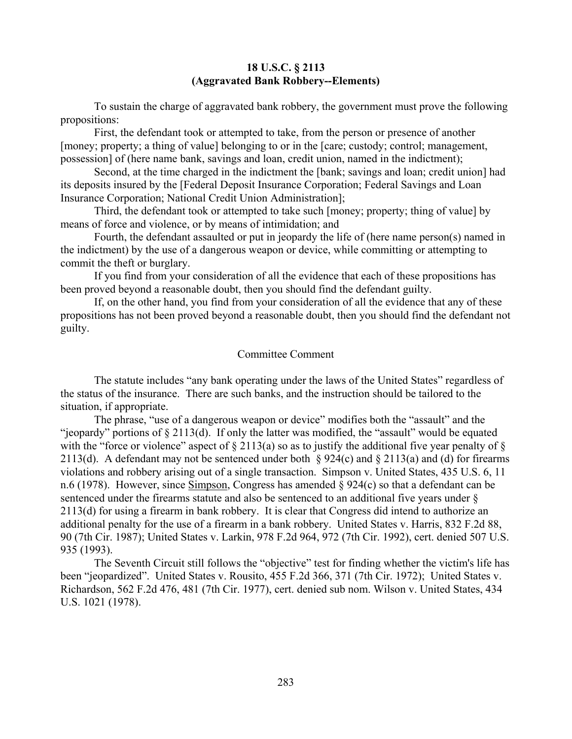## 18 U.S.C. § 2113
## (Aggravated Bank Robbery--Elements)

To sustain the charge of aggravated bank robbery, the government must prove the following propositions:

First, the defendant took or attempted to take, from the person or presence of another [money; property; a thing of value] belonging to or in the [care; custody; control; management, possession] of (here name bank, savings and loan, credit union, named in the indictment);

Second, at the time charged in the indictment the [bank; savings and loan; credit union] had its deposits insured by the [Federal Deposit Insurance Corporation; Federal Savings and Loan Insurance Corporation; National Credit Union Administration];

Third, the defendant took or attempted to take such [money; property; thing of value] by means of force and violence, or by means of intimidation; and

Fourth, the defendant assaulted or put in jeopardy the life of (here name person(s) named in the indictment) by the use of a dangerous weapon or device, while committing or attempting to commit the theft or burglary.

If you find from your consideration of all the evidence that each of these propositions has been proved beyond a reasonable doubt, then you should find the defendant guilty.

If, on the other hand, you find from your consideration of all the evidence that any of these propositions has not been proved beyond a reasonable doubt, then you should find the defendant not guilty.

### Committee Comment

The statute includes "any bank operating under the laws of the United States" regardless of the status of the insurance. There are such banks, and the instruction should be tailored to the situation, if appropriate.

The phrase, "use of a dangerous weapon or device" modifies both the "assault" and the "jeopardy" portions of § 2113(d). If only the latter was modified, the "assault" would be equated with the "force or violence" aspect of § 2113(a) so as to justify the additional five year penalty of § 2113(d). A defendant may not be sentenced under both § 924(c) and § 2113(a) and (d) for firearms violations and robbery arising out of a single transaction. Simpson v. United States, 435 U.S. 6, 11 n.6 (1978). However, since Simpson, Congress has amended § 924(c) so that a defendant can be sentenced under the firearms statute and also be sentenced to an additional five years under § 2113(d) for using a firearm in bank robbery. It is clear that Congress did intend to authorize an additional penalty for the use of a firearm in a bank robbery. United States v. Harris, 832 F.2d 88, 90 (7th Cir. 1987); United States v. Larkin, 978 F.2d 964, 972 (7th Cir. 1992), cert. denied 507 U.S. 935 (1993).

The Seventh Circuit still follows the "objective" test for finding whether the victim's life has been "jeopardized". United States v. Rousito, 455 F.2d 366, 371 (7th Cir. 1972); United States v. Richardson, 562 F.2d 476, 481 (7th Cir. 1977), cert. denied sub nom. Wilson v. United States, 434 U.S. 1021 (1978).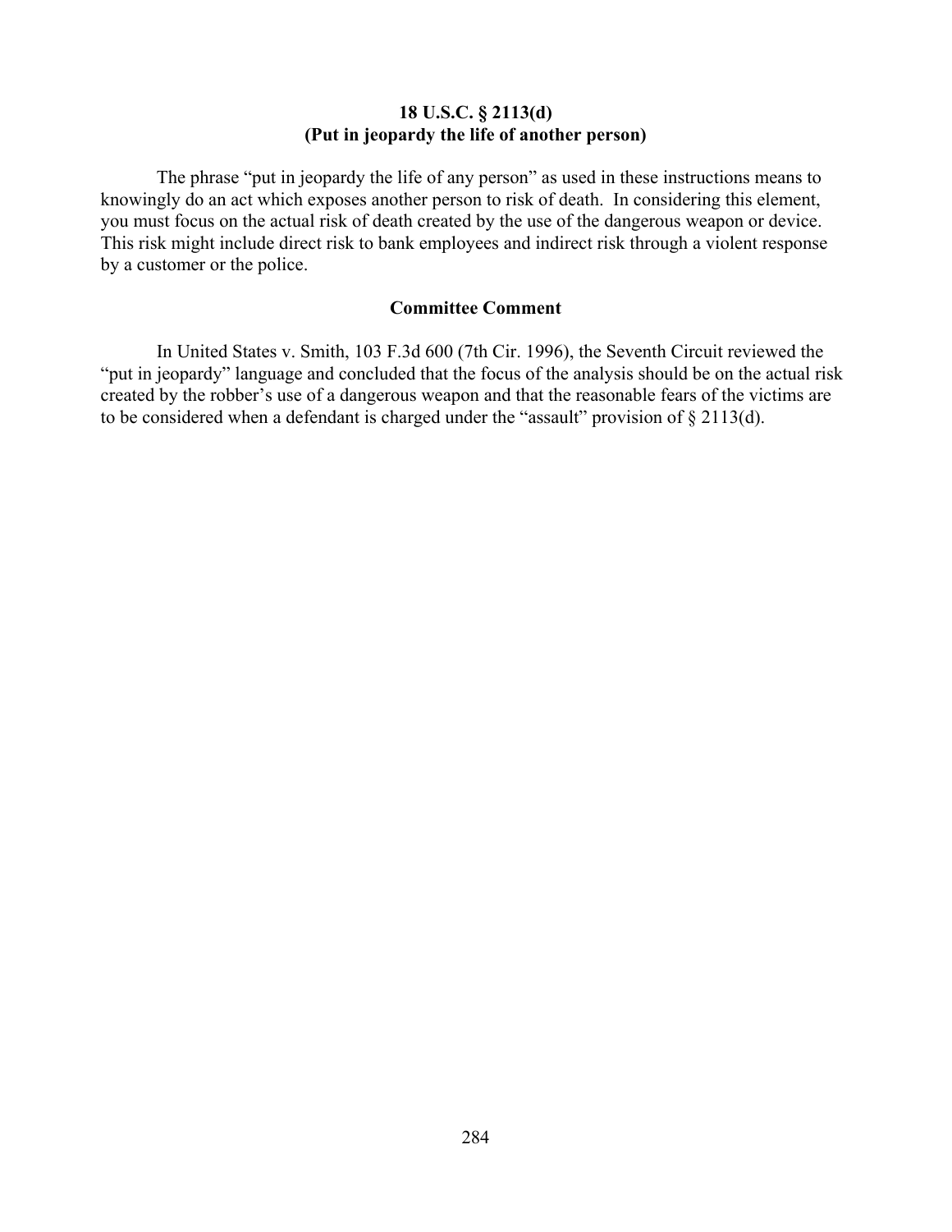## 18 U.S.C. § 2113(d)
## (Put in jeopardy the life of another person)

The phrase "put in jeopardy the life of any person" as used in these instructions means to knowingly do an act which exposes another person to risk of death. In considering this element, you must focus on the actual risk of death created by the use of the dangerous weapon or device. This risk might include direct risk to bank employees and indirect risk through a violent response by a customer or the police.

### Committee Comment

In United States v. Smith, 103 F.3d 600 (7th Cir. 1996), the Seventh Circuit reviewed the "put in jeopardy" language and concluded that the focus of the analysis should be on the actual risk created by the robber's use of a dangerous weapon and that the reasonable fears of the victims are to be considered when a defendant is charged under the "assault" provision of § 2113(d).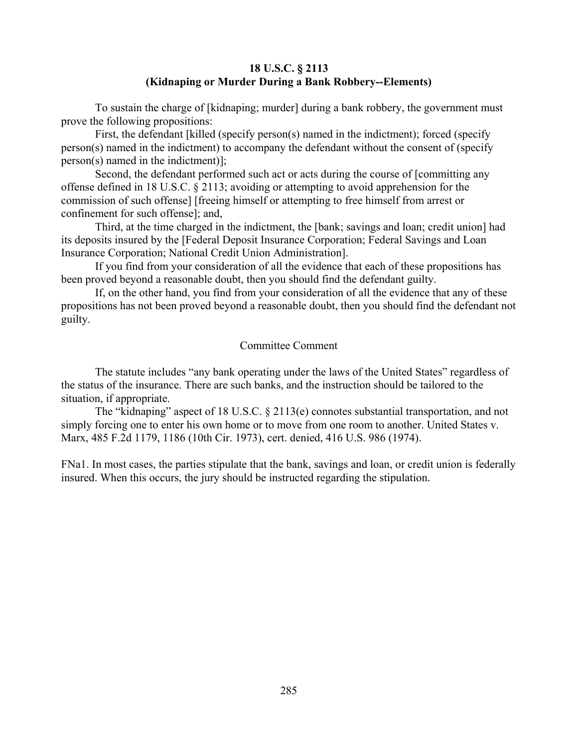**18 U.S.C. § 2113**
**(Kidnaping or Murder During a Bank Robbery--Elements)**

To sustain the charge of [kidnaping; murder] during a bank robbery, the government must prove the following propositions:

First, the defendant [killed (specify person(s) named in the indictment); forced (specify person(s) named in the indictment) to accompany the defendant without the consent of (specify person(s) named in the indictment)];

Second, the defendant performed such act or acts during the course of [committing any offense defined in 18 U.S.C. § 2113; avoiding or attempting to avoid apprehension for the commission of such offense] [freeing himself or attempting to free himself from arrest or confinement for such offense]; and,

Third, at the time charged in the indictment, the [bank; savings and loan; credit union] had its deposits insured by the [Federal Deposit Insurance Corporation; Federal Savings and Loan Insurance Corporation; National Credit Union Administration].

If you find from your consideration of all the evidence that each of these propositions has been proved beyond a reasonable doubt, then you should find the defendant guilty.

If, on the other hand, you find from your consideration of all the evidence that any of these propositions has not been proved beyond a reasonable doubt, then you should find the defendant not guilty.

Committee Comment

The statute includes "any bank operating under the laws of the United States" regardless of the status of the insurance. There are such banks, and the instruction should be tailored to the situation, if appropriate.

The "kidnaping" aspect of 18 U.S.C. § 2113(e) connotes substantial transportation, and not simply forcing one to enter his own home or to move from one room to another. United States v. Marx, 485 F.2d 1179, 1186 (10th Cir. 1973), cert. denied, 416 U.S. 986 (1974).

FNa1. In most cases, the parties stipulate that the bank, savings and loan, or credit union is federally insured. When this occurs, the jury should be instructed regarding the stipulation.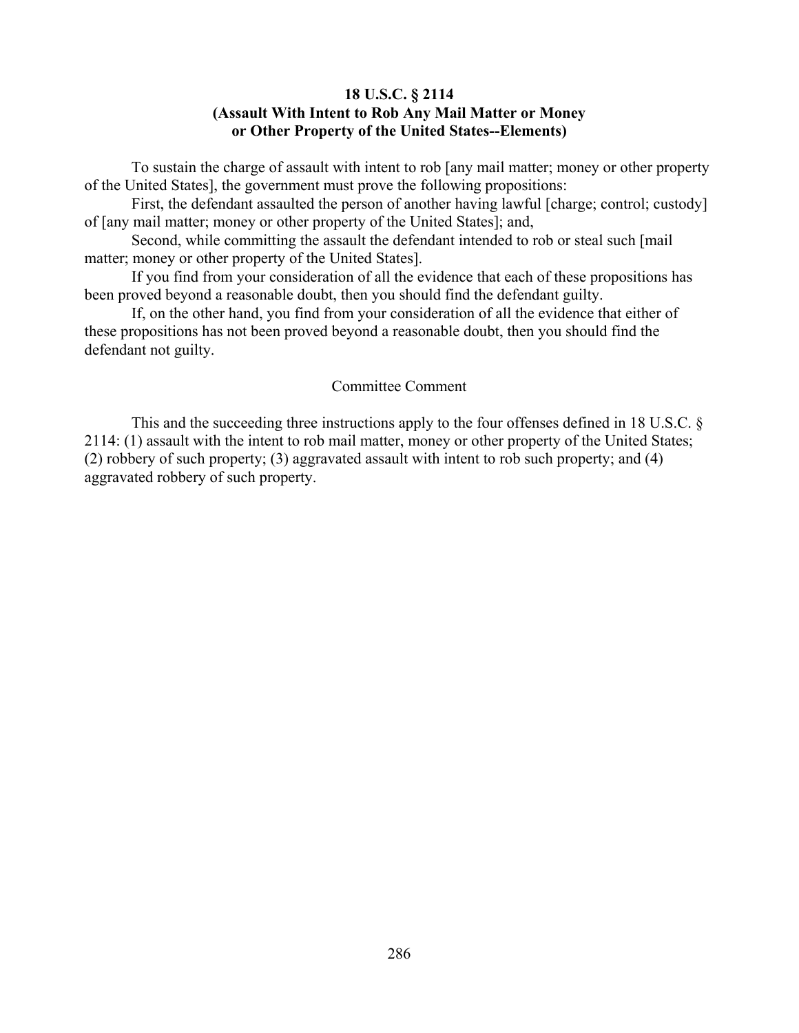### 18 U.S.C. § 2114
### (Assault With Intent to Rob Any Mail Matter or Money or Other Property of the United States--Elements)

To sustain the charge of assault with intent to rob [any mail matter; money or other property of the United States], the government must prove the following propositions:

First, the defendant assaulted the person of another having lawful [charge; control; custody] of [any mail matter; money or other property of the United States]; and,

Second, while committing the assault the defendant intended to rob or steal such [mail matter; money or other property of the United States].

If you find from your consideration of all the evidence that each of these propositions has been proved beyond a reasonable doubt, then you should find the defendant guilty.

If, on the other hand, you find from your consideration of all the evidence that either of these propositions has not been proved beyond a reasonable doubt, then you should find the defendant not guilty.

Committee Comment

This and the succeeding three instructions apply to the four offenses defined in 18 U.S.C. § 2114: (1) assault with the intent to rob mail matter, money or other property of the United States; (2) robbery of such property; (3) aggravated assault with intent to rob such property; and (4) aggravated robbery of such property.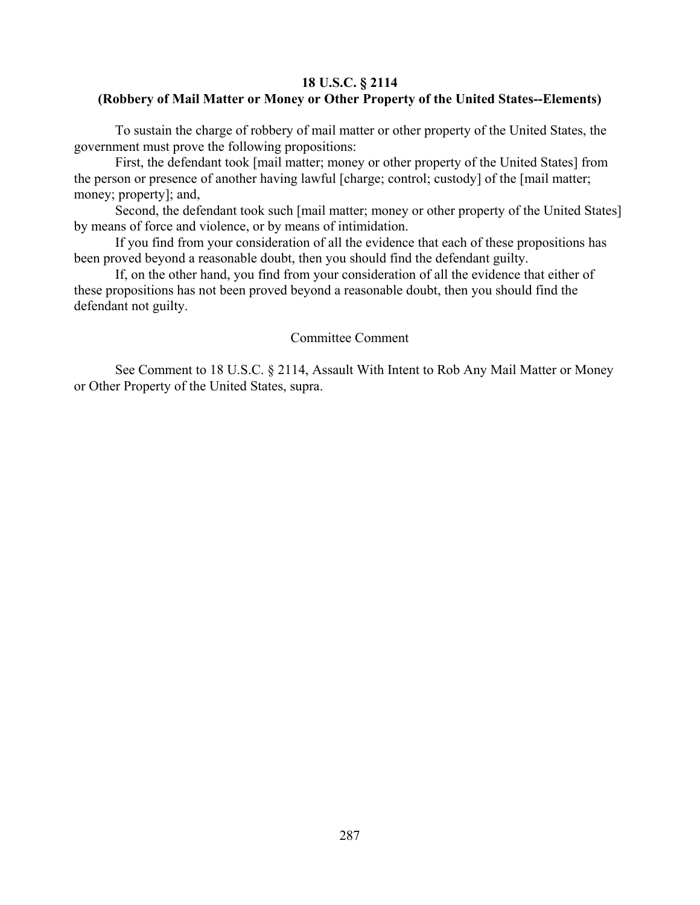### 18 U.S.C. § 2114
### (Robbery of Mail Matter or Money or Other Property of the United States--Elements)

To sustain the charge of robbery of mail matter or other property of the United States, the government must prove the following propositions:

First, the defendant took [mail matter; money or other property of the United States] from the person or presence of another having lawful [charge; control; custody] of the [mail matter; money; property]; and,

Second, the defendant took such [mail matter; money or other property of the United States] by means of force and violence, or by means of intimidation.

If you find from your consideration of all the evidence that each of these propositions has been proved beyond a reasonable doubt, then you should find the defendant guilty.

If, on the other hand, you find from your consideration of all the evidence that either of these propositions has not been proved beyond a reasonable doubt, then you should find the defendant not guilty.

Committee Comment

See Comment to 18 U.S.C. § 2114, Assault With Intent to Rob Any Mail Matter or Money or Other Property of the United States, supra.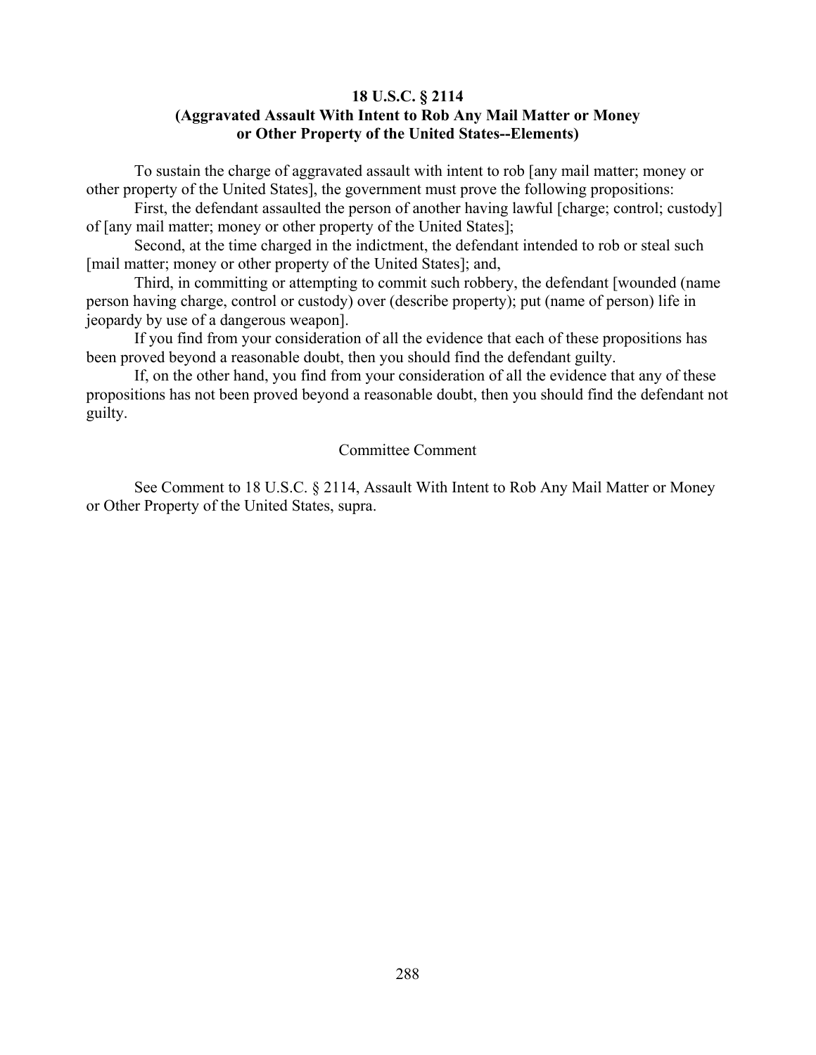**18 U.S.C. § 2114**
**(Aggravated Assault With Intent to Rob Any Mail Matter or Money or Other Property of the United States--Elements)**

To sustain the charge of aggravated assault with intent to rob [any mail matter; money or other property of the United States], the government must prove the following propositions:

First, the defendant assaulted the person of another having lawful [charge; control; custody] of [any mail matter; money or other property of the United States];

Second, at the time charged in the indictment, the defendant intended to rob or steal such [mail matter; money or other property of the United States]; and,

Third, in committing or attempting to commit such robbery, the defendant [wounded (name person having charge, control or custody) over (describe property); put (name of person) life in jeopardy by use of a dangerous weapon].

If you find from your consideration of all the evidence that each of these propositions has been proved beyond a reasonable doubt, then you should find the defendant guilty.

If, on the other hand, you find from your consideration of all the evidence that any of these propositions has not been proved beyond a reasonable doubt, then you should find the defendant not guilty.

Committee Comment

See Comment to 18 U.S.C. § 2114, Assault With Intent to Rob Any Mail Matter or Money or Other Property of the United States, supra.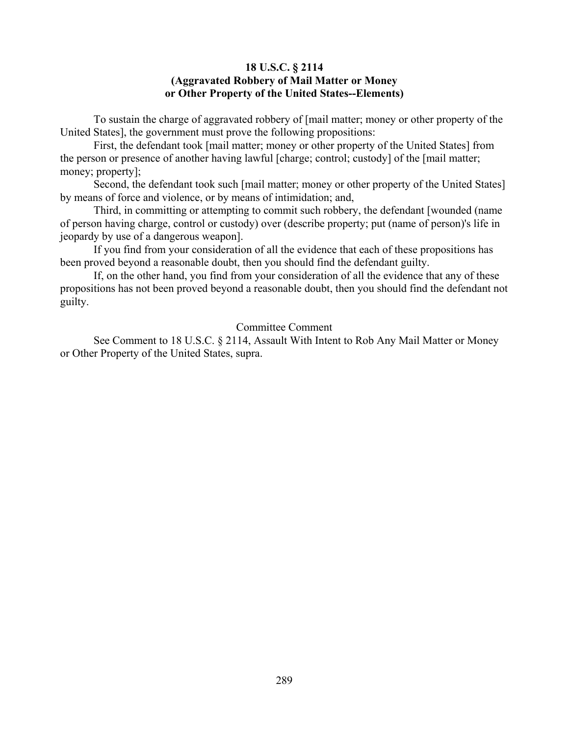### 18 U.S.C. § 2114
### (Aggravated Robbery of Mail Matter or Money or Other Property of the United States--Elements)

To sustain the charge of aggravated robbery of [mail matter; money or other property of the United States], the government must prove the following propositions:

First, the defendant took [mail matter; money or other property of the United States] from the person or presence of another having lawful [charge; control; custody] of the [mail matter; money; property];

Second, the defendant took such [mail matter; money or other property of the United States] by means of force and violence, or by means of intimidation; and,

Third, in committing or attempting to commit such robbery, the defendant [wounded (name of person having charge, control or custody) over (describe property; put (name of person)'s life in jeopardy by use of a dangerous weapon].

If you find from your consideration of all the evidence that each of these propositions has been proved beyond a reasonable doubt, then you should find the defendant guilty.

If, on the other hand, you find from your consideration of all the evidence that any of these propositions has not been proved beyond a reasonable doubt, then you should find the defendant not guilty.

Committee Comment

See Comment to 18 U.S.C. § 2114, Assault With Intent to Rob Any Mail Matter or Money or Other Property of the United States, supra.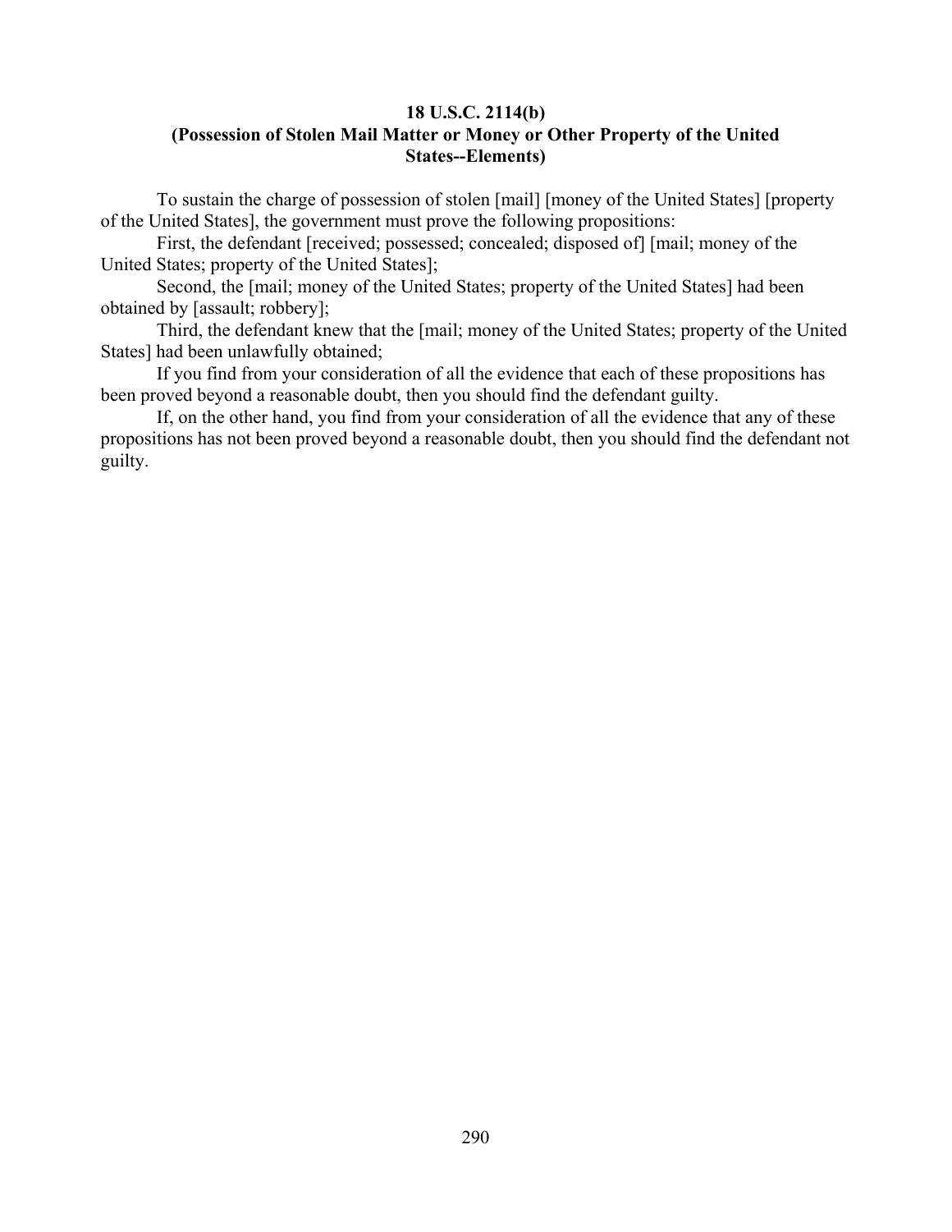### 18 U.S.C. 2114(b)
### (Possession of Stolen Mail Matter or Money or Other Property of the United States--Elements)

To sustain the charge of possession of stolen [mail] [money of the United States] [property of the United States], the government must prove the following propositions:

First, the defendant [received; possessed; concealed; disposed of] [mail; money of the United States; property of the United States];

Second, the [mail; money of the United States; property of the United States] had been obtained by [assault; robbery];

Third, the defendant knew that the [mail; money of the United States; property of the United States] had been unlawfully obtained;

If you find from your consideration of all the evidence that each of these propositions has been proved beyond a reasonable doubt, then you should find the defendant guilty.

If, on the other hand, you find from your consideration of all the evidence that any of these propositions has not been proved beyond a reasonable doubt, then you should find the defendant not guilty.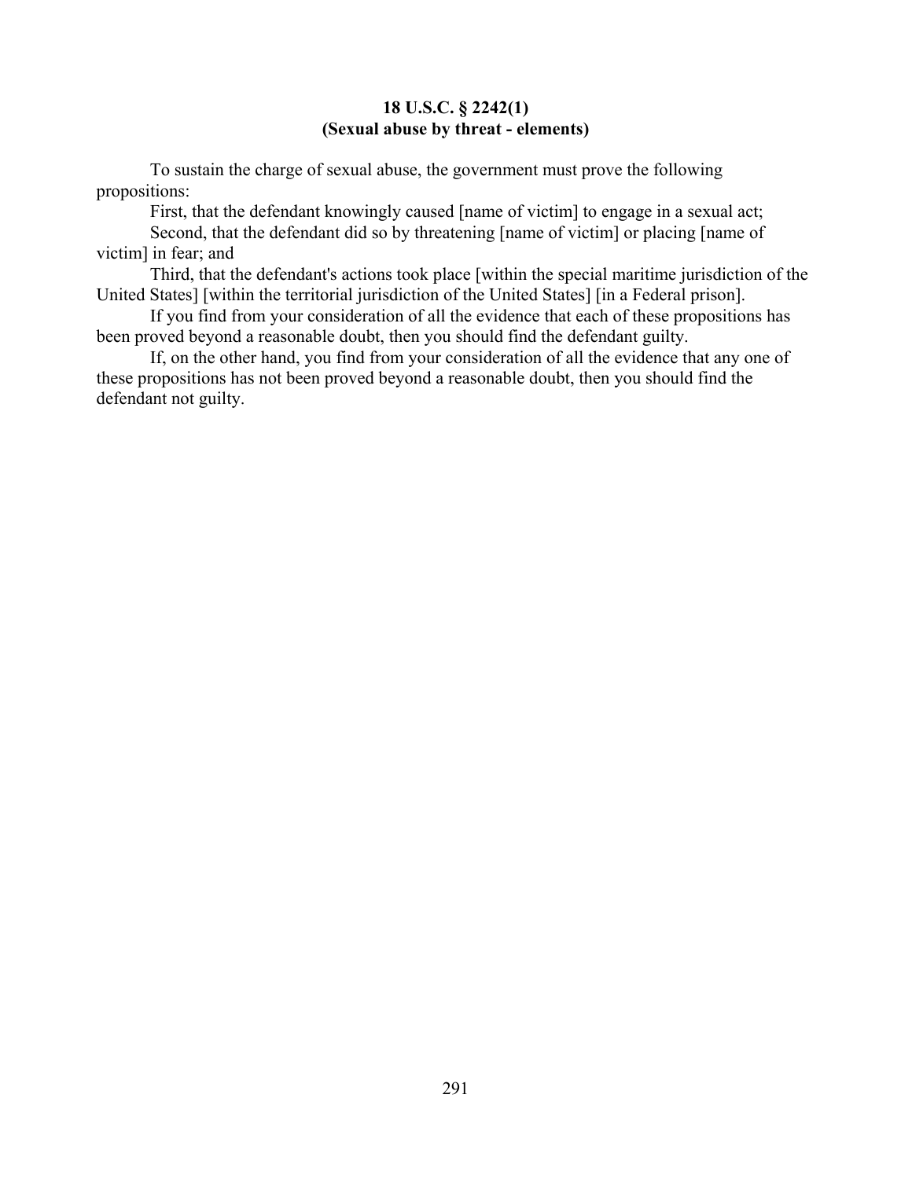**18 U.S.C. § 2242(1)**
**(Sexual abuse by threat - elements)**

To sustain the charge of sexual abuse, the government must prove the following propositions:

First, that the defendant knowingly caused [name of victim] to engage in a sexual act;

Second, that the defendant did so by threatening [name of victim] or placing [name of victim] in fear; and

Third, that the defendant's actions took place [within the special maritime jurisdiction of the United States] [within the territorial jurisdiction of the United States] [in a Federal prison].

If you find from your consideration of all the evidence that each of these propositions has been proved beyond a reasonable doubt, then you should find the defendant guilty.

If, on the other hand, you find from your consideration of all the evidence that any one of these propositions has not been proved beyond a reasonable doubt, then you should find the defendant not guilty.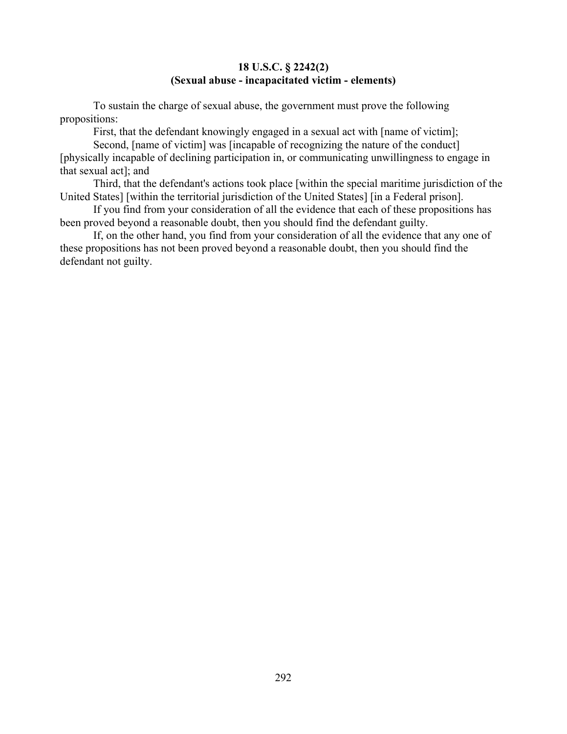**18 U.S.C. § 2242(2)**
**(Sexual abuse - incapacitated victim - elements)**

To sustain the charge of sexual abuse, the government must prove the following propositions:

First, that the defendant knowingly engaged in a sexual act with [name of victim];

Second, [name of victim] was [incapable of recognizing the nature of the conduct] [physically incapable of declining participation in, or communicating unwillingness to engage in that sexual act]; and

Third, that the defendant's actions took place [within the special maritime jurisdiction of the United States] [within the territorial jurisdiction of the United States] [in a Federal prison].

If you find from your consideration of all the evidence that each of these propositions has been proved beyond a reasonable doubt, then you should find the defendant guilty.

If, on the other hand, you find from your consideration of all the evidence that any one of these propositions has not been proved beyond a reasonable doubt, then you should find the defendant not guilty.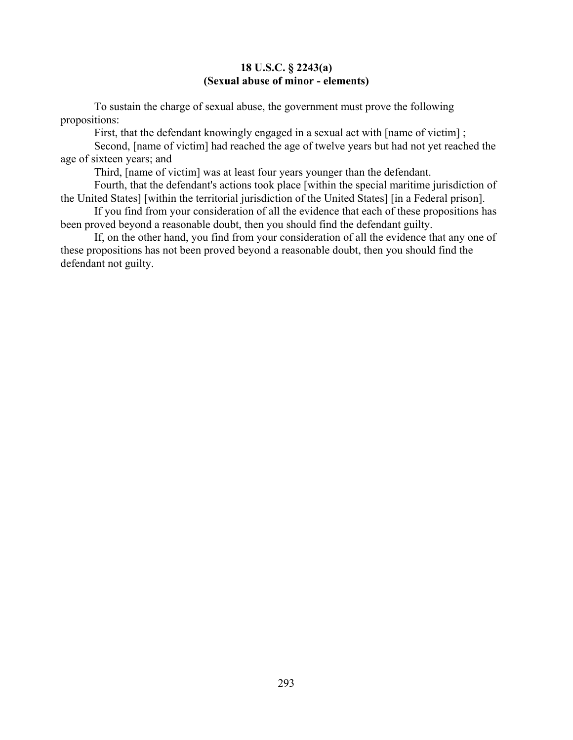**18 U.S.C. § 2243(a)**
**(Sexual abuse of minor - elements)**

To sustain the charge of sexual abuse, the government must prove the following propositions:

First, that the defendant knowingly engaged in a sexual act with [name of victim] ;

Second, [name of victim] had reached the age of twelve years but had not yet reached the age of sixteen years; and

Third, [name of victim] was at least four years younger than the defendant.

Fourth, that the defendant's actions took place [within the special maritime jurisdiction of the United States] [within the territorial jurisdiction of the United States] [in a Federal prison].

If you find from your consideration of all the evidence that each of these propositions has been proved beyond a reasonable doubt, then you should find the defendant guilty.

If, on the other hand, you find from your consideration of all the evidence that any one of these propositions has not been proved beyond a reasonable doubt, then you should find the defendant not guilty.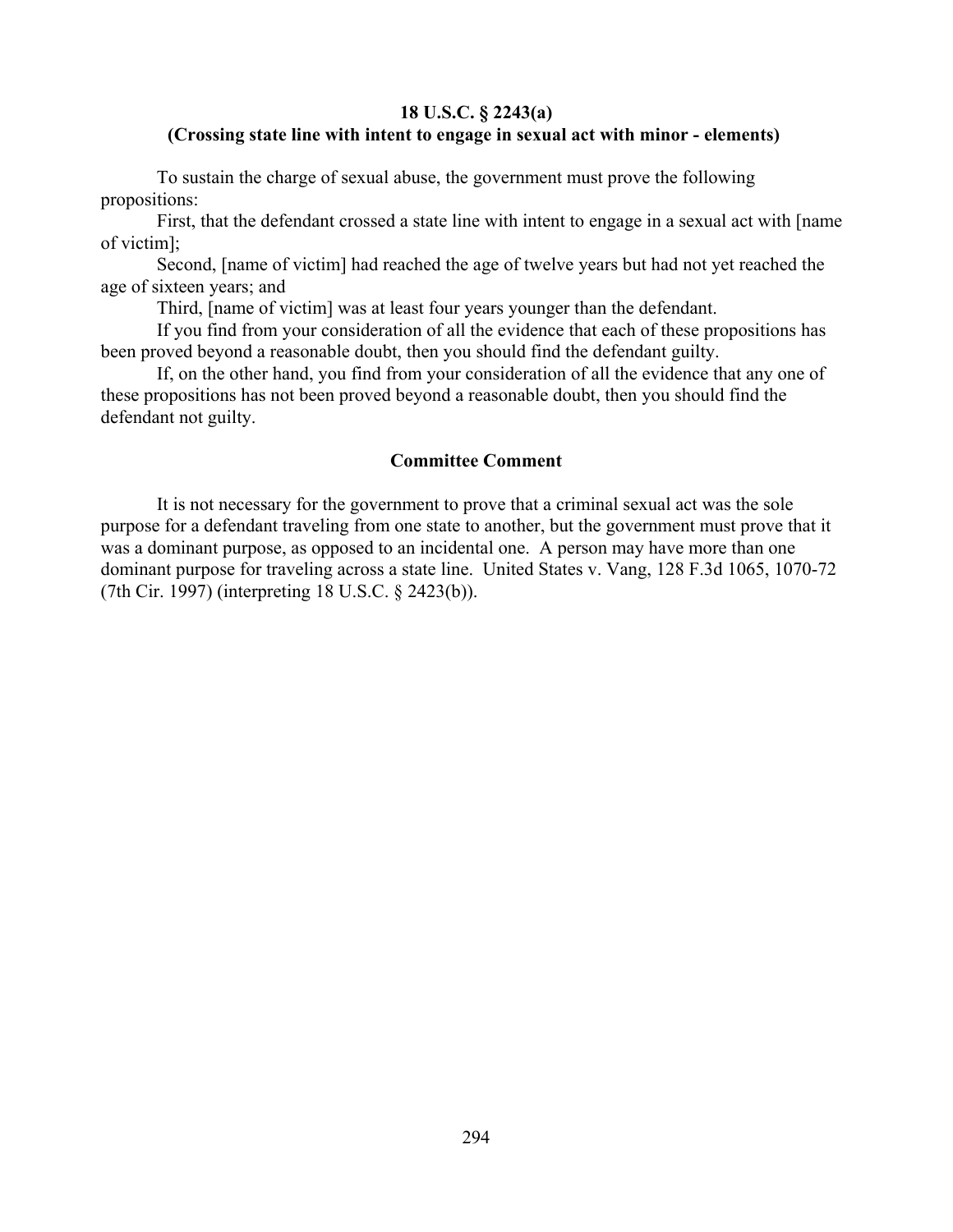**18 U.S.C. § 2243(a)**
**(Crossing state line with intent to engage in sexual act with minor - elements)**

To sustain the charge of sexual abuse, the government must prove the following propositions:

First, that the defendant crossed a state line with intent to engage in a sexual act with [name of victim];

Second, [name of victim] had reached the age of twelve years but had not yet reached the age of sixteen years; and

Third, [name of victim] was at least four years younger than the defendant.

If you find from your consideration of all the evidence that each of these propositions has been proved beyond a reasonable doubt, then you should find the defendant guilty.

If, on the other hand, you find from your consideration of all the evidence that any one of these propositions has not been proved beyond a reasonable doubt, then you should find the defendant not guilty.

**Committee Comment**

It is not necessary for the government to prove that a criminal sexual act was the sole purpose for a defendant traveling from one state to another, but the government must prove that it was a dominant purpose, as opposed to an incidental one. A person may have more than one dominant purpose for traveling across a state line. United States v. Vang, 128 F.3d 1065, 1070-72 (7th Cir. 1997) (interpreting 18 U.S.C. § 2423(b)).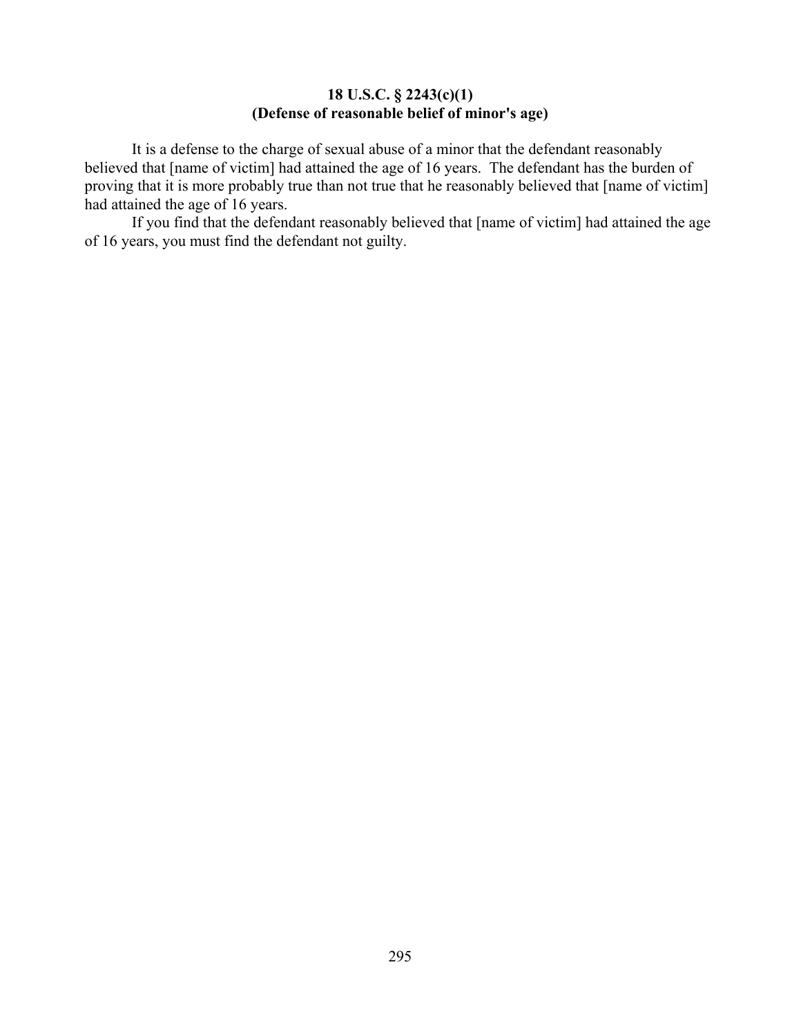**18 U.S.C. § 2243(c)(1)**
**(Defense of reasonable belief of minor's age)**

It is a defense to the charge of sexual abuse of a minor that the defendant reasonably believed that [name of victim] had attained the age of 16 years. The defendant has the burden of proving that it is more probably true than not true that he reasonably believed that [name of victim] had attained the age of 16 years.

If you find that the defendant reasonably believed that [name of victim] had attained the age of 16 years, you must find the defendant not guilty.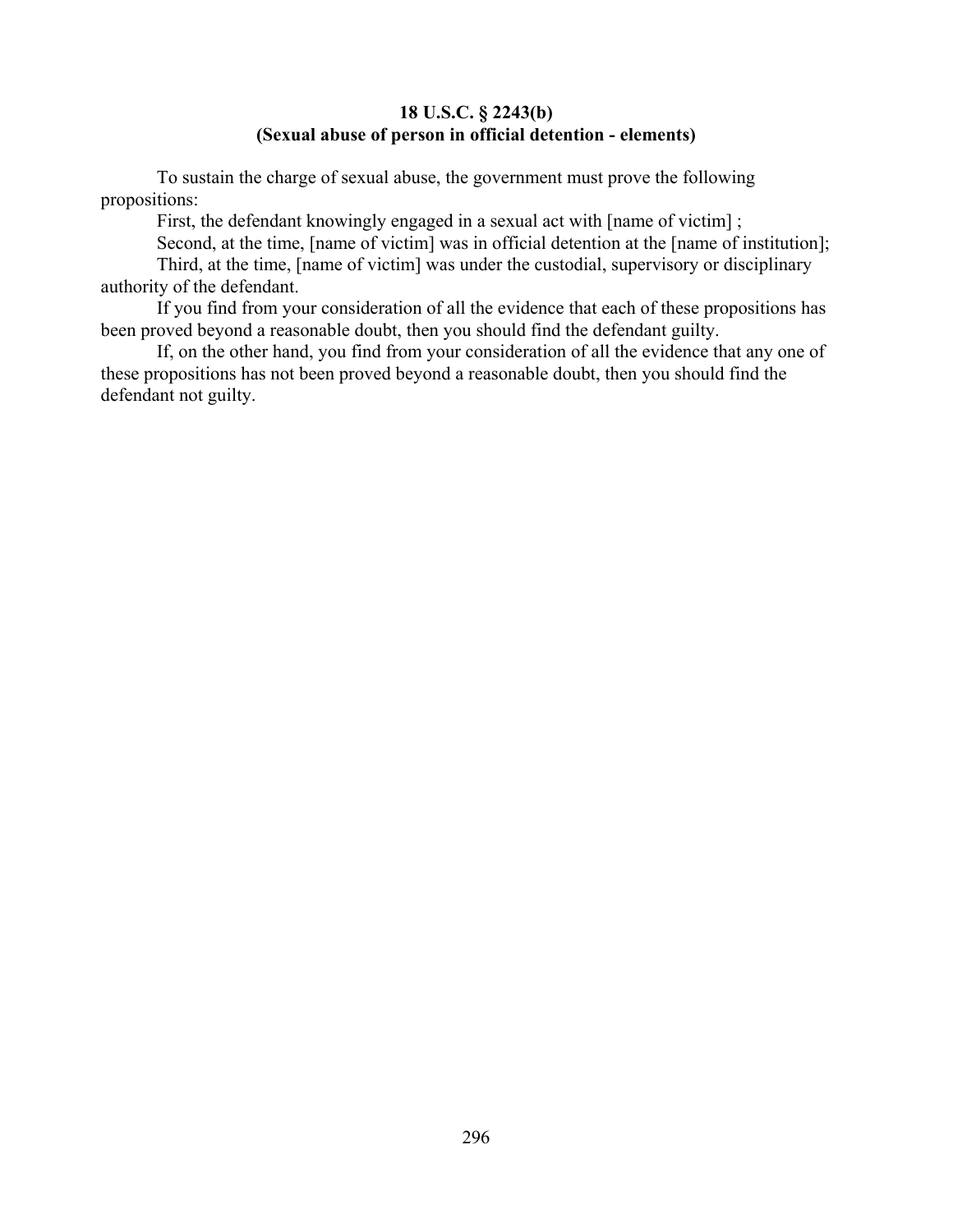**18 U.S.C. § 2243(b)**
**(Sexual abuse of person in official detention - elements)**

To sustain the charge of sexual abuse, the government must prove the following propositions:

First, the defendant knowingly engaged in a sexual act with [name of victim] ;

Second, at the time, [name of victim] was in official detention at the [name of institution];

Third, at the time, [name of victim] was under the custodial, supervisory or disciplinary authority of the defendant.

If you find from your consideration of all the evidence that each of these propositions has been proved beyond a reasonable doubt, then you should find the defendant guilty.

If, on the other hand, you find from your consideration of all the evidence that any one of these propositions has not been proved beyond a reasonable doubt, then you should find the defendant not guilty.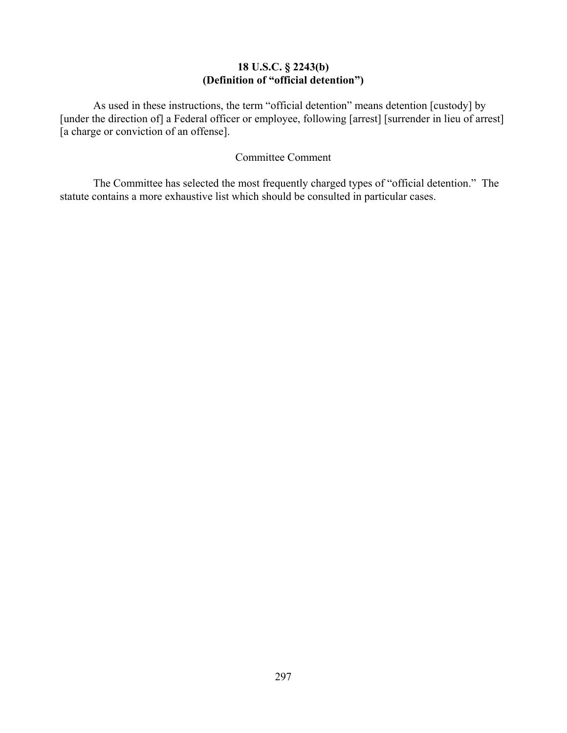**18 U.S.C. § 2243(b)**
**(Definition of "official detention")**

As used in these instructions, the term "official detention" means detention [custody] by [under the direction of] a Federal officer or employee, following [arrest] [surrender in lieu of arrest] [a charge or conviction of an offense].

Committee Comment

The Committee has selected the most frequently charged types of "official detention." The statute contains a more exhaustive list which should be consulted in particular cases.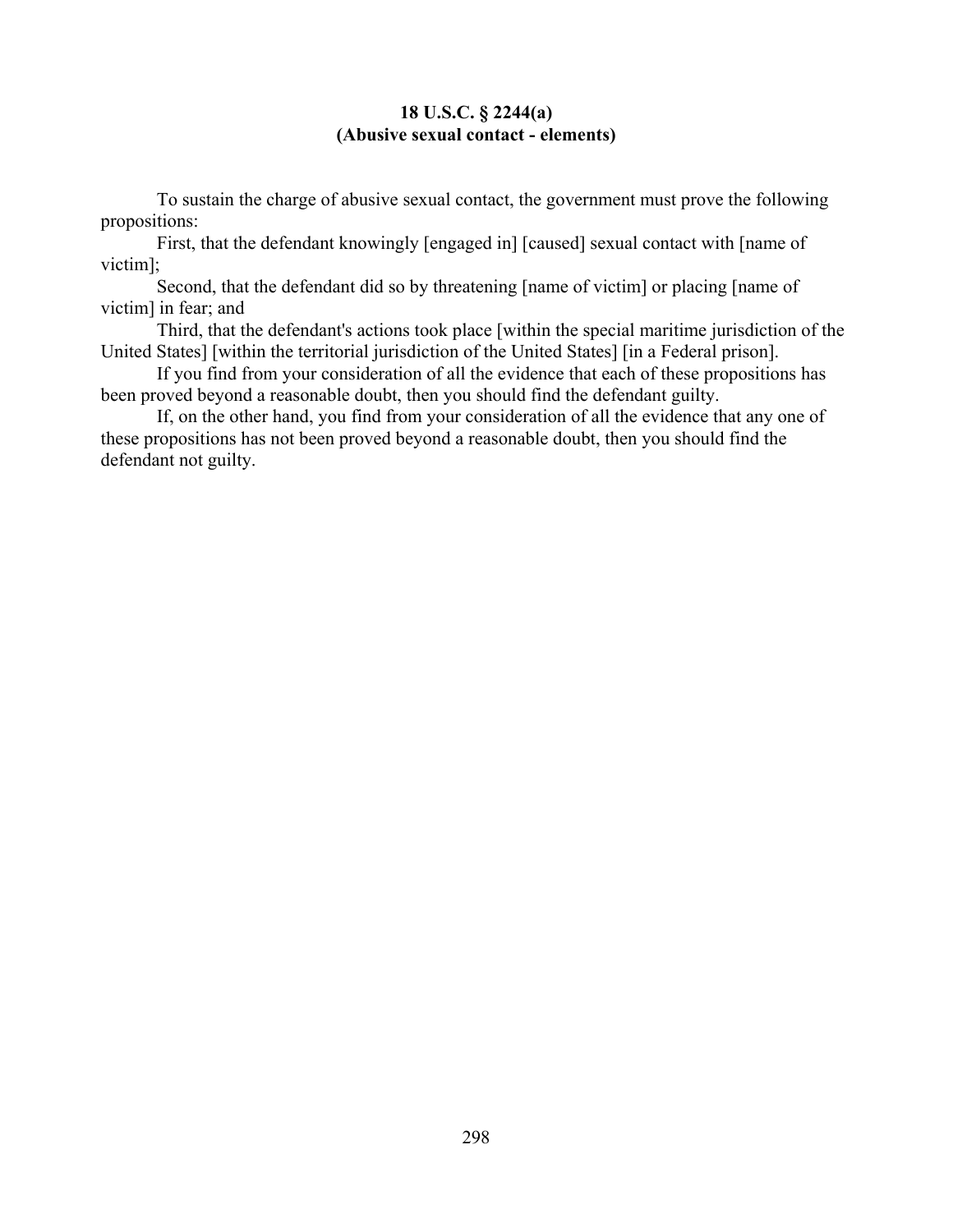**18 U.S.C. § 2244(a)**
**(Abusive sexual contact - elements)**

To sustain the charge of abusive sexual contact, the government must prove the following propositions:

First, that the defendant knowingly [engaged in] [caused] sexual contact with [name of victim];

Second, that the defendant did so by threatening [name of victim] or placing [name of victim] in fear; and

Third, that the defendant's actions took place [within the special maritime jurisdiction of the United States] [within the territorial jurisdiction of the United States] [in a Federal prison].

If you find from your consideration of all the evidence that each of these propositions has been proved beyond a reasonable doubt, then you should find the defendant guilty.

If, on the other hand, you find from your consideration of all the evidence that any one of these propositions has not been proved beyond a reasonable doubt, then you should find the defendant not guilty.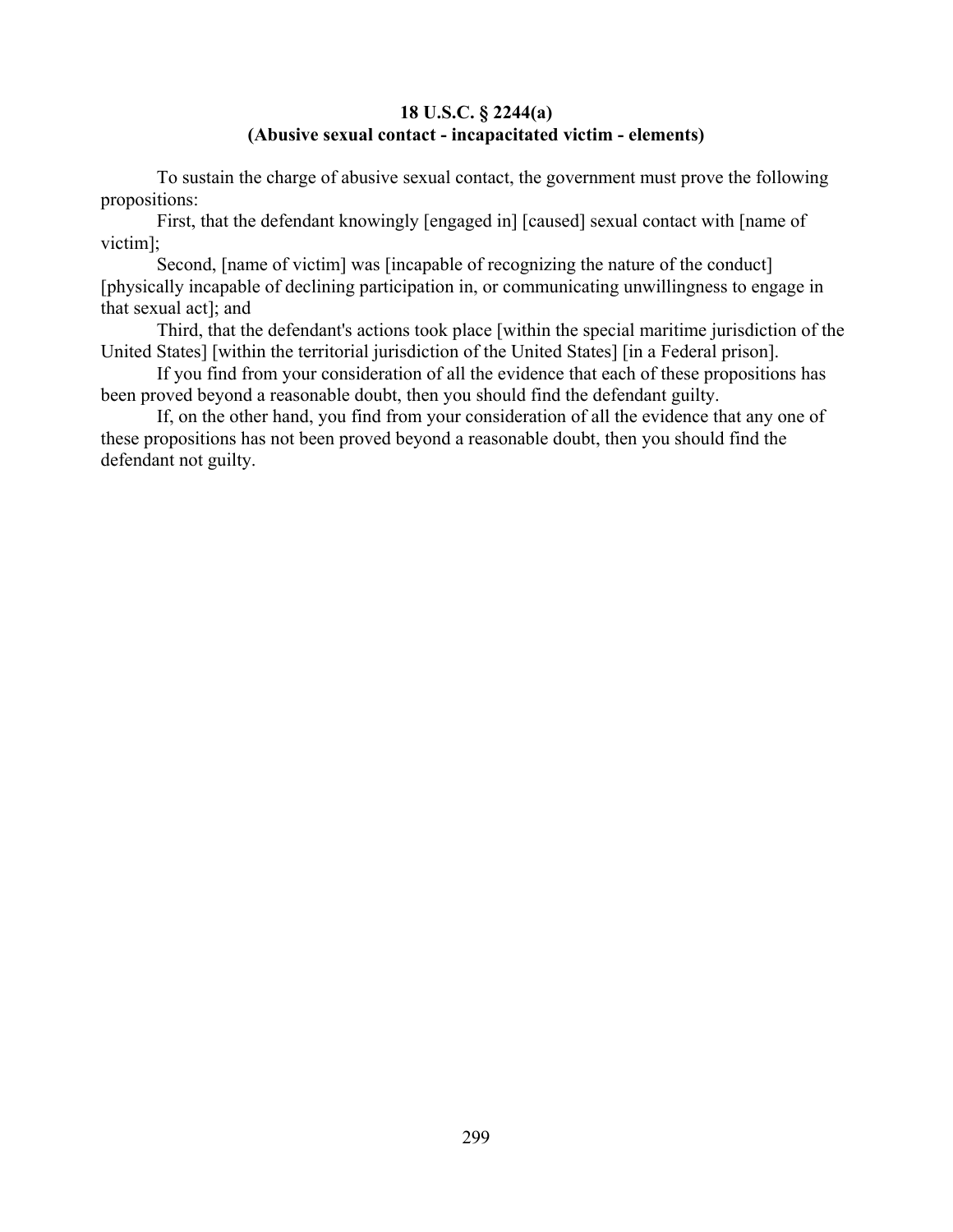**18 U.S.C. § 2244(a)**
**(Abusive sexual contact - incapacitated victim - elements)**

To sustain the charge of abusive sexual contact, the government must prove the following propositions:

First, that the defendant knowingly [engaged in] [caused] sexual contact with [name of victim];

Second, [name of victim] was [incapable of recognizing the nature of the conduct] [physically incapable of declining participation in, or communicating unwillingness to engage in that sexual act]; and

Third, that the defendant's actions took place [within the special maritime jurisdiction of the United States] [within the territorial jurisdiction of the United States] [in a Federal prison].

If you find from your consideration of all the evidence that each of these propositions has been proved beyond a reasonable doubt, then you should find the defendant guilty.

If, on the other hand, you find from your consideration of all the evidence that any one of these propositions has not been proved beyond a reasonable doubt, then you should find the defendant not guilty.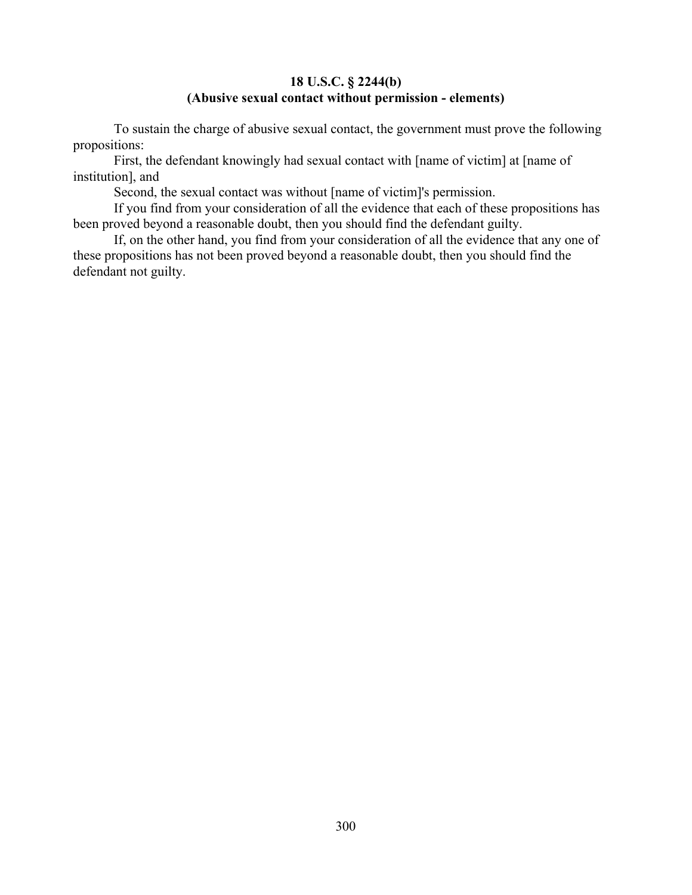**18 U.S.C. § 2244(b)**
**(Abusive sexual contact without permission - elements)**

To sustain the charge of abusive sexual contact, the government must prove the following propositions:

First, the defendant knowingly had sexual contact with [name of victim] at [name of institution], and

Second, the sexual contact was without [name of victim]'s permission.

If you find from your consideration of all the evidence that each of these propositions has been proved beyond a reasonable doubt, then you should find the defendant guilty.

If, on the other hand, you find from your consideration of all the evidence that any one of these propositions has not been proved beyond a reasonable doubt, then you should find the defendant not guilty.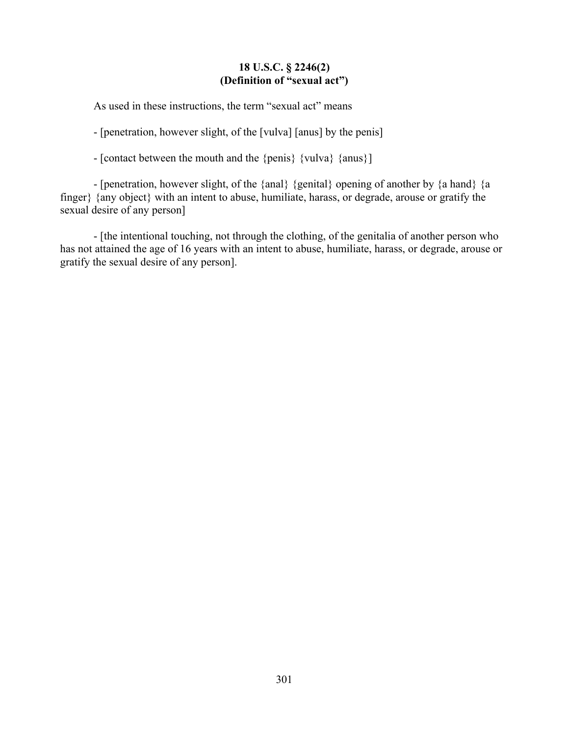**18 U.S.C. § 2246(2)**
**(Definition of "sexual act")**

As used in these instructions, the term "sexual act" means

- [penetration, however slight, of the [vulva] [anus] by the penis]

- [contact between the mouth and the {penis} {vulva} {anus}]

- [penetration, however slight, of the {anal} {genital} opening of another by {a hand} {a finger} {any object} with an intent to abuse, humiliate, harass, or degrade, arouse or gratify the sexual desire of any person]

- [the intentional touching, not through the clothing, of the genitalia of another person who has not attained the age of 16 years with an intent to abuse, humiliate, harass, or degrade, arouse or gratify the sexual desire of any person].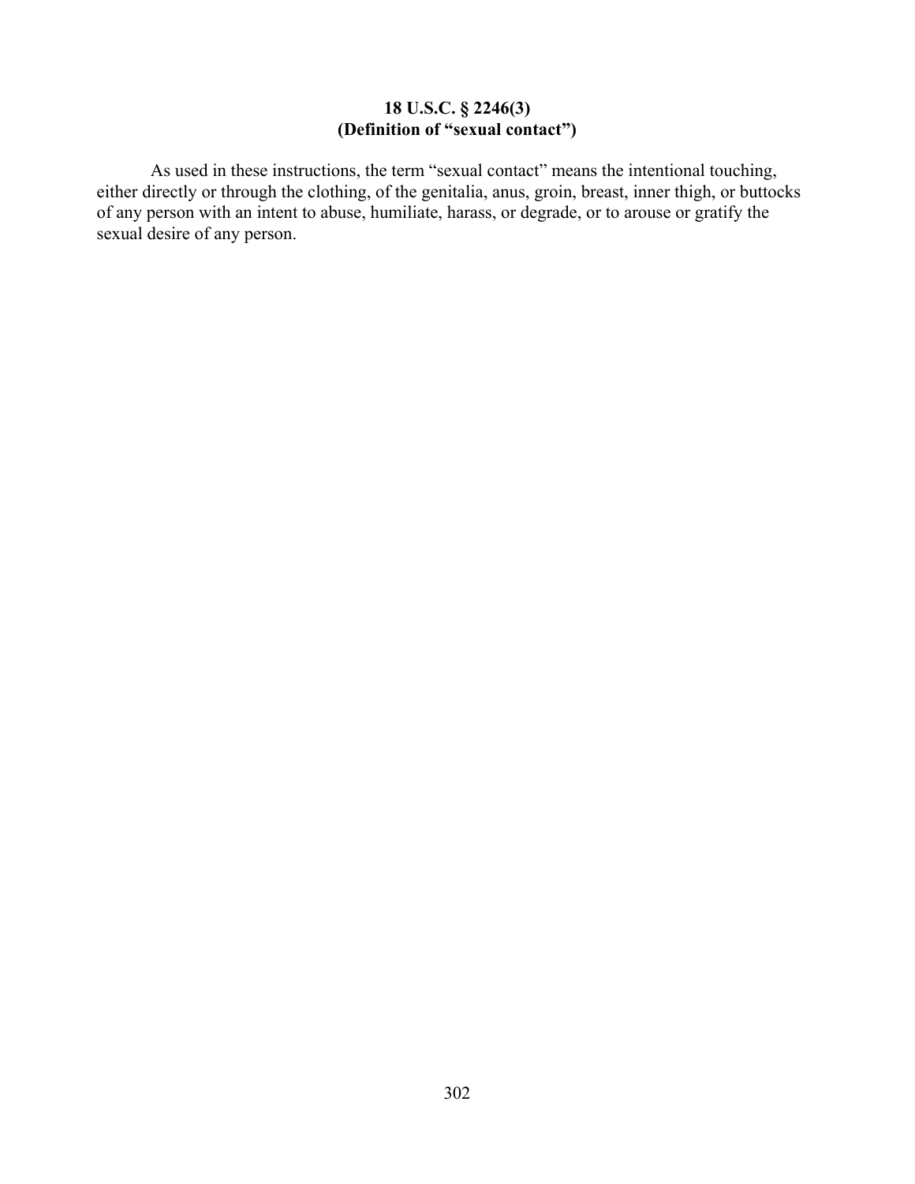**18 U.S.C. § 2246(3)**
**(Definition of "sexual contact")**

As used in these instructions, the term "sexual contact" means the intentional touching, either directly or through the clothing, of the genitalia, anus, groin, breast, inner thigh, or buttocks of any person with an intent to abuse, humiliate, harass, or degrade, or to arouse or gratify the sexual desire of any person.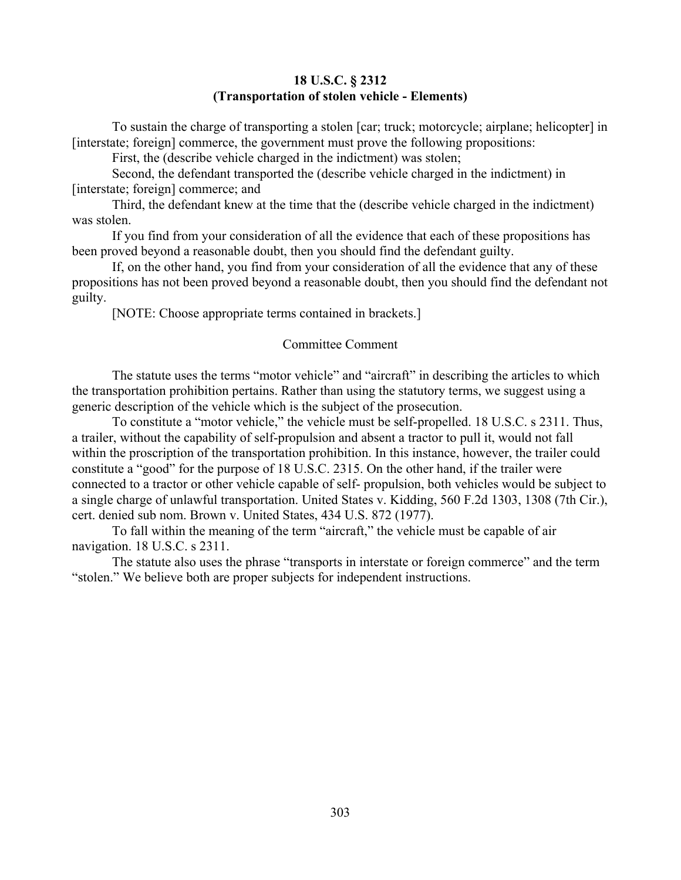**18 U.S.C. § 2312**
**(Transportation of stolen vehicle - Elements)**

To sustain the charge of transporting a stolen [car; truck; motorcycle; airplane; helicopter] in [interstate; foreign] commerce, the government must prove the following propositions:

First, the (describe vehicle charged in the indictment) was stolen;

Second, the defendant transported the (describe vehicle charged in the indictment) in [interstate; foreign] commerce; and

Third, the defendant knew at the time that the (describe vehicle charged in the indictment) was stolen.

If you find from your consideration of all the evidence that each of these propositions has been proved beyond a reasonable doubt, then you should find the defendant guilty.

If, on the other hand, you find from your consideration of all the evidence that any of these propositions has not been proved beyond a reasonable doubt, then you should find the defendant not guilty.

[NOTE: Choose appropriate terms contained in brackets.]

Committee Comment

The statute uses the terms "motor vehicle" and "aircraft" in describing the articles to which the transportation prohibition pertains. Rather than using the statutory terms, we suggest using a generic description of the vehicle which is the subject of the prosecution.

To constitute a "motor vehicle," the vehicle must be self-propelled. 18 U.S.C. s 2311. Thus, a trailer, without the capability of self-propulsion and absent a tractor to pull it, would not fall within the proscription of the transportation prohibition. In this instance, however, the trailer could constitute a "good" for the purpose of 18 U.S.C. 2315. On the other hand, if the trailer were connected to a tractor or other vehicle capable of self- propulsion, both vehicles would be subject to a single charge of unlawful transportation. United States v. Kidding, 560 F.2d 1303, 1308 (7th Cir.), cert. denied sub nom. Brown v. United States, 434 U.S. 872 (1977).

To fall within the meaning of the term "aircraft," the vehicle must be capable of air navigation. 18 U.S.C. s 2311.

The statute also uses the phrase "transports in interstate or foreign commerce" and the term "stolen." We believe both are proper subjects for independent instructions.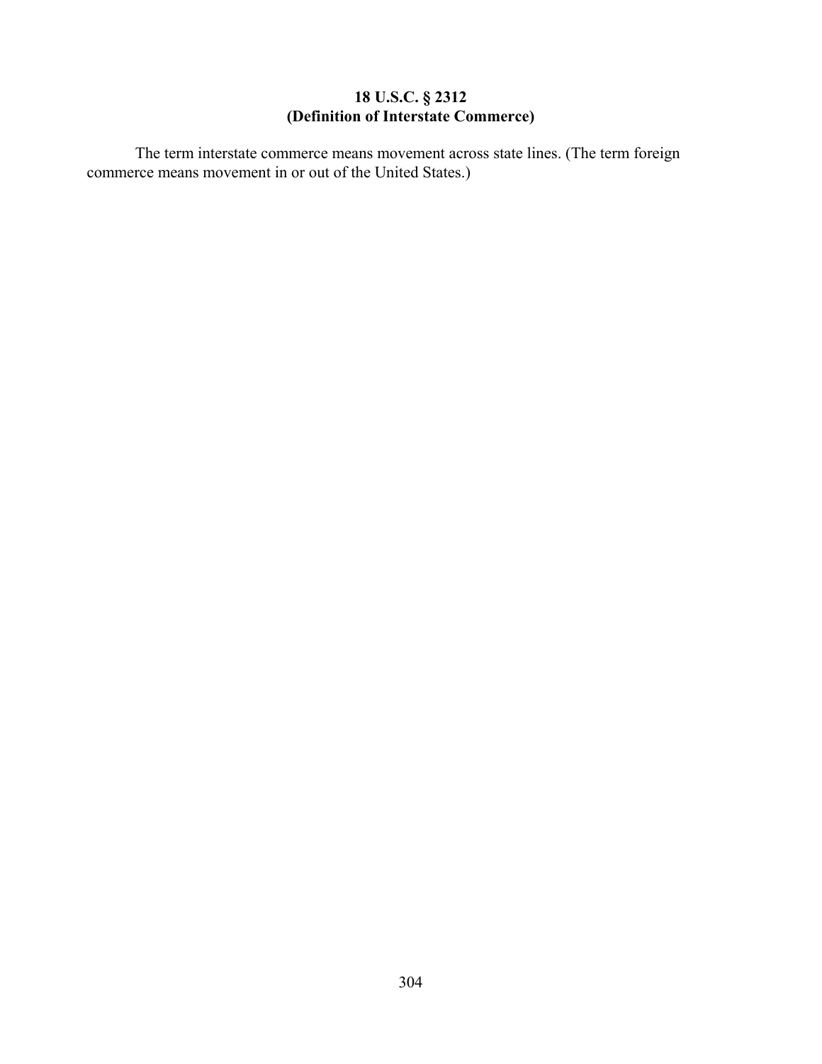### 18 U.S.C. § 2312
### (Definition of Interstate Commerce)

The term interstate commerce means movement across state lines. (The term foreign commerce means movement in or out of the United States.)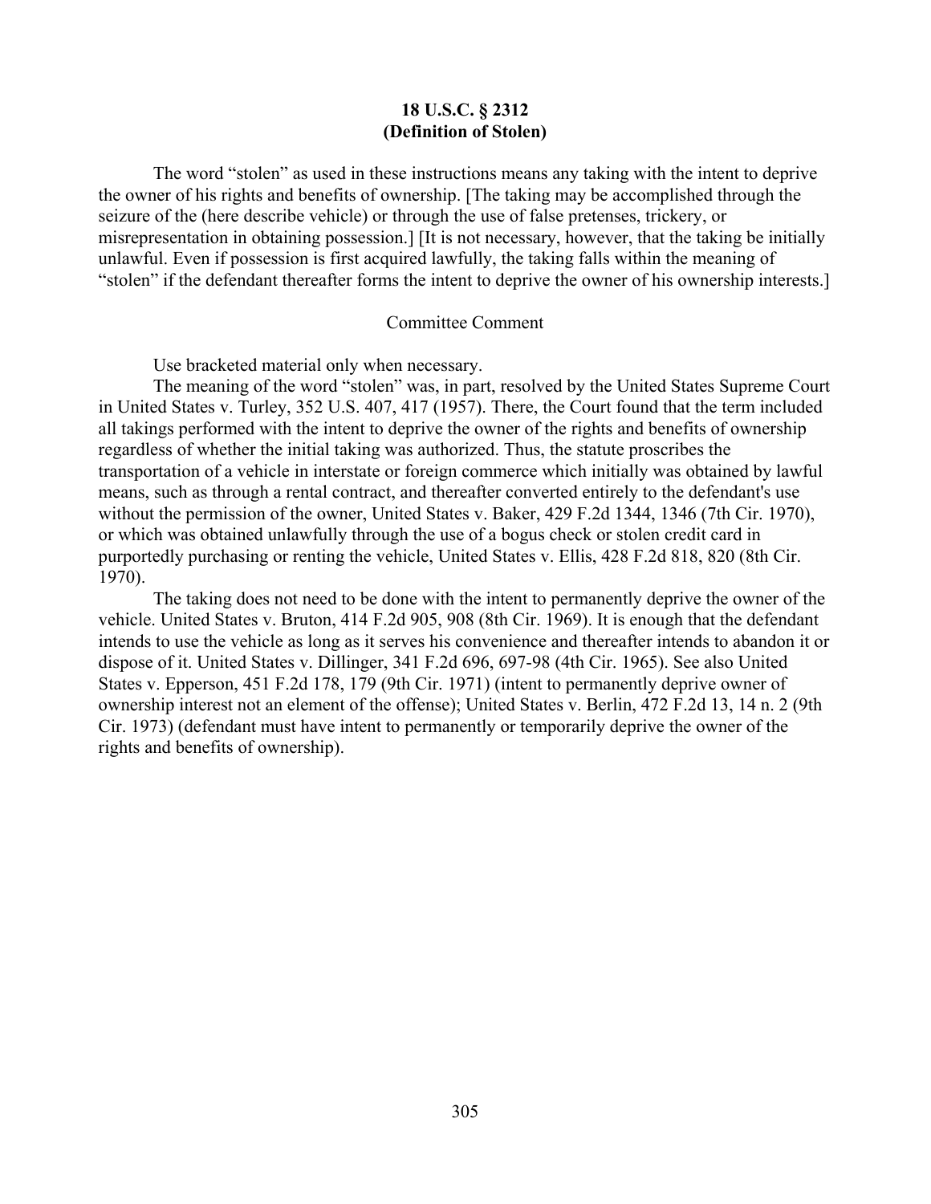## 18 U.S.C. § 2312
## (Definition of Stolen)

The word "stolen" as used in these instructions means any taking with the intent to deprive the owner of his rights and benefits of ownership. [The taking may be accomplished through the seizure of the (here describe vehicle) or through the use of false pretenses, trickery, or misrepresentation in obtaining possession.] [It is not necessary, however, that the taking be initially unlawful. Even if possession is first acquired lawfully, the taking falls within the meaning of "stolen" if the defendant thereafter forms the intent to deprive the owner of his ownership interests.]

Committee Comment

Use bracketed material only when necessary.

The meaning of the word "stolen" was, in part, resolved by the United States Supreme Court in United States v. Turley, 352 U.S. 407, 417 (1957). There, the Court found that the term included all takings performed with the intent to deprive the owner of the rights and benefits of ownership regardless of whether the initial taking was authorized. Thus, the statute proscribes the transportation of a vehicle in interstate or foreign commerce which initially was obtained by lawful means, such as through a rental contract, and thereafter converted entirely to the defendant's use without the permission of the owner, United States v. Baker, 429 F.2d 1344, 1346 (7th Cir. 1970), or which was obtained unlawfully through the use of a bogus check or stolen credit card in purportedly purchasing or renting the vehicle, United States v. Ellis, 428 F.2d 818, 820 (8th Cir. 1970).

The taking does not need to be done with the intent to permanently deprive the owner of the vehicle. United States v. Bruton, 414 F.2d 905, 908 (8th Cir. 1969). It is enough that the defendant intends to use the vehicle as long as it serves his convenience and thereafter intends to abandon it or dispose of it. United States v. Dillinger, 341 F.2d 696, 697-98 (4th Cir. 1965). See also United States v. Epperson, 451 F.2d 178, 179 (9th Cir. 1971) (intent to permanently deprive owner of ownership interest not an element of the offense); United States v. Berlin, 472 F.2d 13, 14 n. 2 (9th Cir. 1973) (defendant must have intent to permanently or temporarily deprive the owner of the rights and benefits of ownership).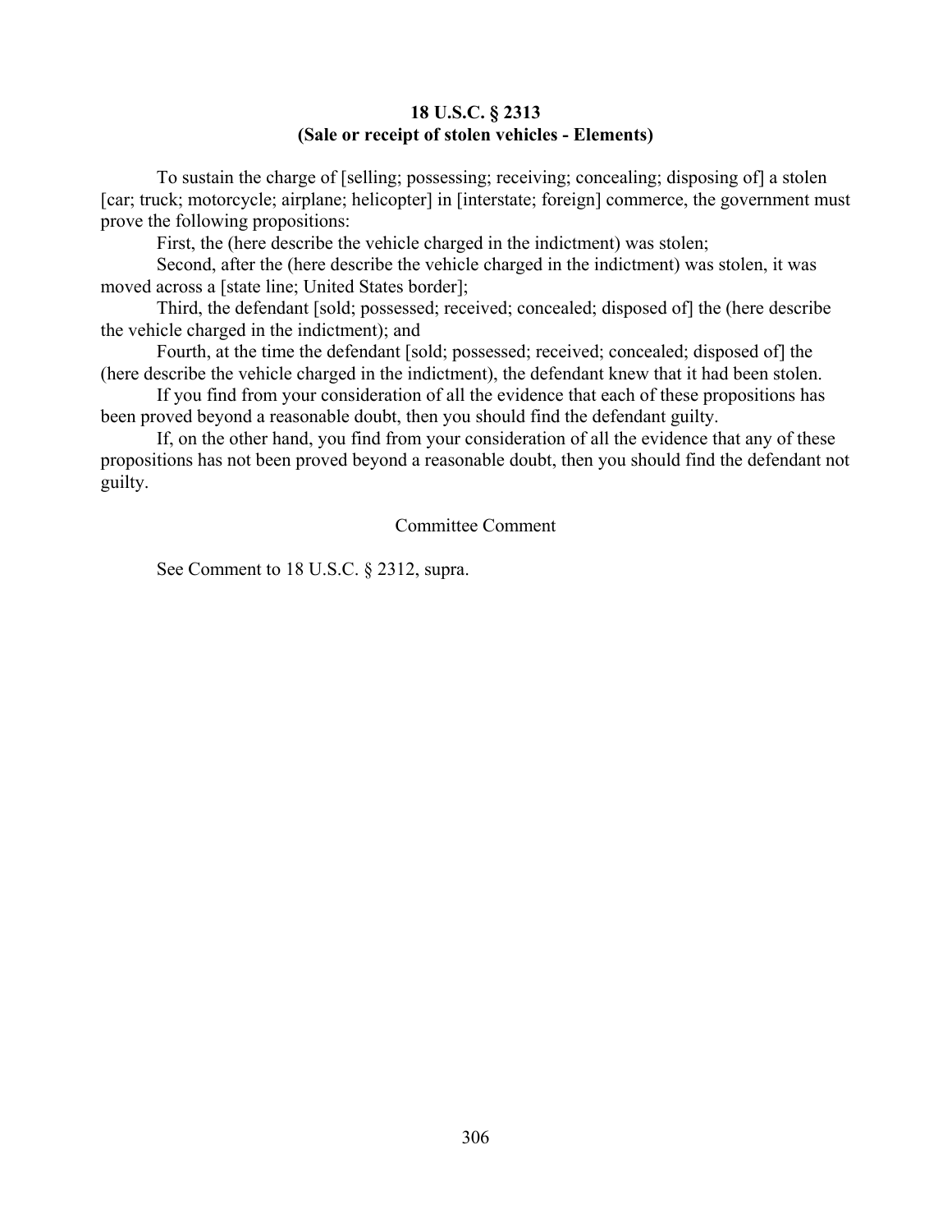**18 U.S.C. § 2313**
**(Sale or receipt of stolen vehicles - Elements)**

To sustain the charge of [selling; possessing; receiving; concealing; disposing of] a stolen [car; truck; motorcycle; airplane; helicopter] in [interstate; foreign] commerce, the government must prove the following propositions:

First, the (here describe the vehicle charged in the indictment) was stolen;

Second, after the (here describe the vehicle charged in the indictment) was stolen, it was moved across a [state line; United States border];

Third, the defendant [sold; possessed; received; concealed; disposed of] the (here describe the vehicle charged in the indictment); and

Fourth, at the time the defendant [sold; possessed; received; concealed; disposed of] the (here describe the vehicle charged in the indictment), the defendant knew that it had been stolen.

If you find from your consideration of all the evidence that each of these propositions has been proved beyond a reasonable doubt, then you should find the defendant guilty.

If, on the other hand, you find from your consideration of all the evidence that any of these propositions has not been proved beyond a reasonable doubt, then you should find the defendant not guilty.

Committee Comment

See Comment to 18 U.S.C. § 2312, supra.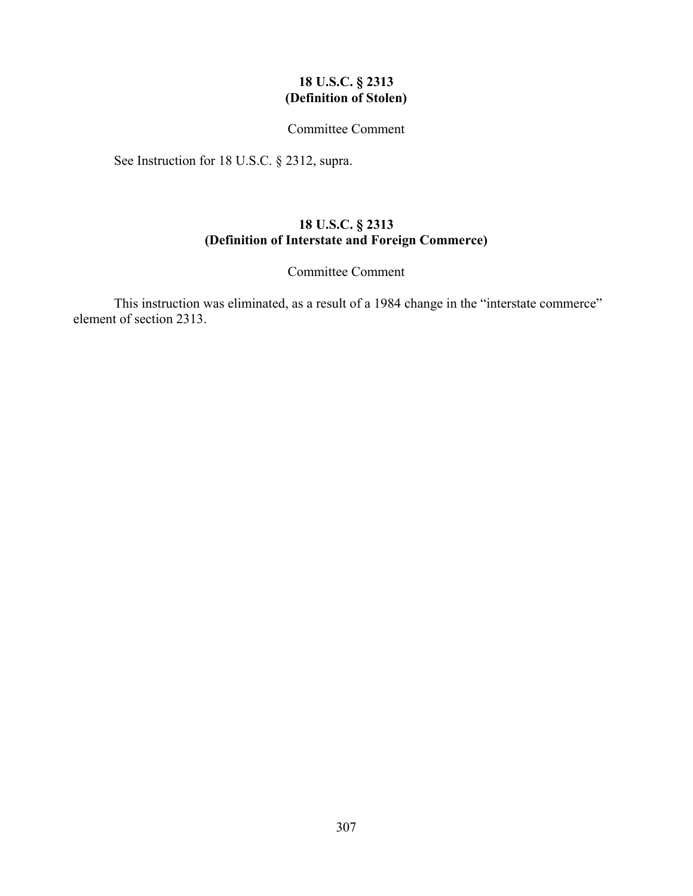## 18 U.S.C. § 2313
## (Definition of Stolen)

Committee Comment

See Instruction for 18 U.S.C. § 2312, supra.

## 18 U.S.C. § 2313
## (Definition of Interstate and Foreign Commerce)

Committee Comment

This instruction was eliminated, as a result of a 1984 change in the "interstate commerce" element of section 2313.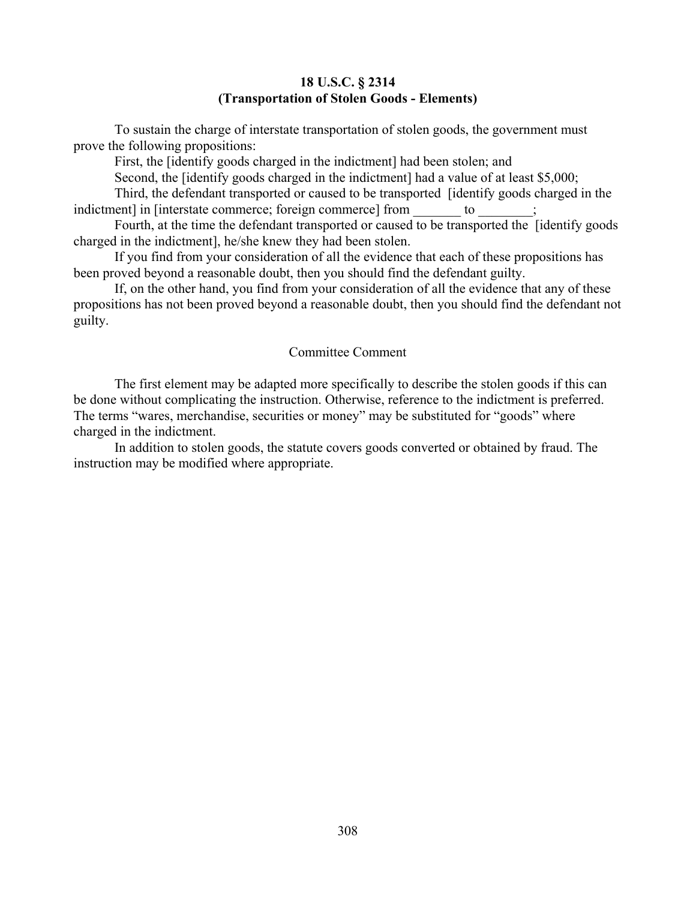**18 U.S.C. § 2314**
**(Transportation of Stolen Goods - Elements)**

To sustain the charge of interstate transportation of stolen goods, the government must prove the following propositions:

First, the [identify goods charged in the indictment] had been stolen; and

Second, the [identify goods charged in the indictment] had a value of at least $5,000;

Third, the defendant transported or caused to be transported [identify goods charged in the indictment] in [interstate commerce; foreign commerce] from _______ to ________;

Fourth, at the time the defendant transported or caused to be transported the [identify goods charged in the indictment], he/she knew they had been stolen.

If you find from your consideration of all the evidence that each of these propositions has been proved beyond a reasonable doubt, then you should find the defendant guilty.

If, on the other hand, you find from your consideration of all the evidence that any of these propositions has not been proved beyond a reasonable doubt, then you should find the defendant not guilty.

Committee Comment

The first element may be adapted more specifically to describe the stolen goods if this can be done without complicating the instruction. Otherwise, reference to the indictment is preferred. The terms "wares, merchandise, securities or money" may be substituted for "goods" where charged in the indictment.

In addition to stolen goods, the statute covers goods converted or obtained by fraud. The instruction may be modified where appropriate.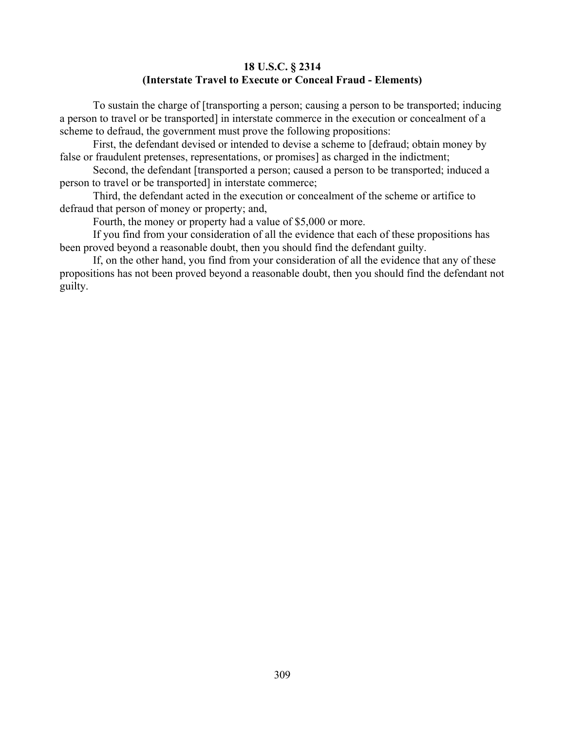**18 U.S.C. § 2314**
**(Interstate Travel to Execute or Conceal Fraud - Elements)**

To sustain the charge of [transporting a person; causing a person to be transported; inducing a person to travel or be transported] in interstate commerce in the execution or concealment of a scheme to defraud, the government must prove the following propositions:

First, the defendant devised or intended to devise a scheme to [defraud; obtain money by false or fraudulent pretenses, representations, or promises] as charged in the indictment;

Second, the defendant [transported a person; caused a person to be transported; induced a person to travel or be transported] in interstate commerce;

Third, the defendant acted in the execution or concealment of the scheme or artifice to defraud that person of money or property; and,

Fourth, the money or property had a value of $5,000 or more.

If you find from your consideration of all the evidence that each of these propositions has been proved beyond a reasonable doubt, then you should find the defendant guilty.

If, on the other hand, you find from your consideration of all the evidence that any of these propositions has not been proved beyond a reasonable doubt, then you should find the defendant not guilty.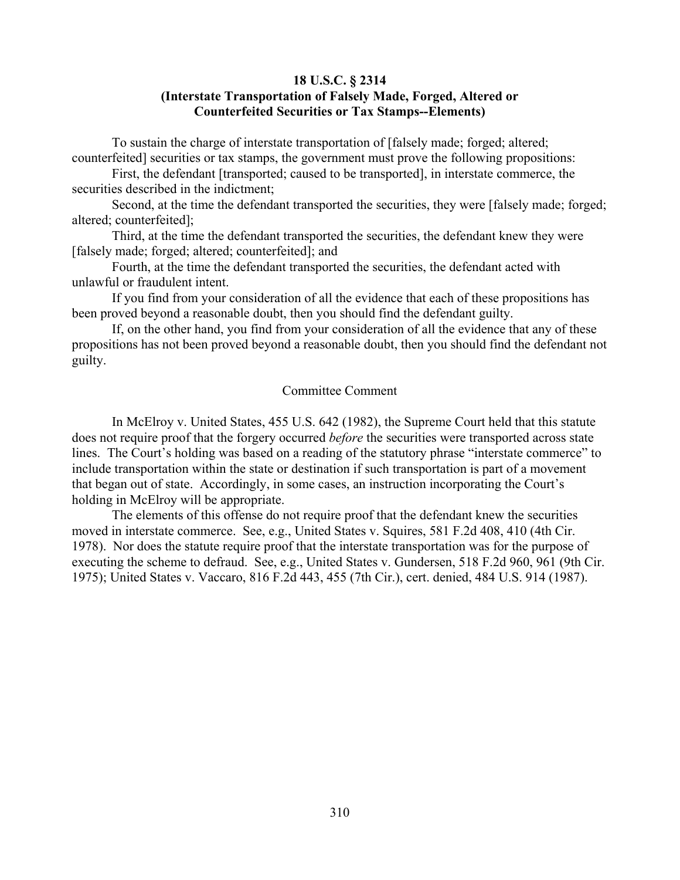**18 U.S.C. § 2314**
**(Interstate Transportation of Falsely Made, Forged, Altered or Counterfeited Securities or Tax Stamps--Elements)**

To sustain the charge of interstate transportation of [falsely made; forged; altered; counterfeited] securities or tax stamps, the government must prove the following propositions:

First, the defendant [transported; caused to be transported], in interstate commerce, the securities described in the indictment;

Second, at the time the defendant transported the securities, they were [falsely made; forged; altered; counterfeited];

Third, at the time the defendant transported the securities, the defendant knew they were [falsely made; forged; altered; counterfeited]; and

Fourth, at the time the defendant transported the securities, the defendant acted with unlawful or fraudulent intent.

If you find from your consideration of all the evidence that each of these propositions has been proved beyond a reasonable doubt, then you should find the defendant guilty.

If, on the other hand, you find from your consideration of all the evidence that any of these propositions has not been proved beyond a reasonable doubt, then you should find the defendant not guilty.

Committee Comment

In McElroy v. United States, 455 U.S. 642 (1982), the Supreme Court held that this statute does not require proof that the forgery occurred *before* the securities were transported across state lines. The Court's holding was based on a reading of the statutory phrase "interstate commerce" to include transportation within the state or destination if such transportation is part of a movement that began out of state. Accordingly, in some cases, an instruction incorporating the Court's holding in McElroy will be appropriate.

The elements of this offense do not require proof that the defendant knew the securities moved in interstate commerce. See, e.g., United States v. Squires, 581 F.2d 408, 410 (4th Cir. 1978). Nor does the statute require proof that the interstate transportation was for the purpose of executing the scheme to defraud. See, e.g., United States v. Gundersen, 518 F.2d 960, 961 (9th Cir. 1975); United States v. Vaccaro, 816 F.2d 443, 455 (7th Cir.), cert. denied, 484 U.S. 914 (1987).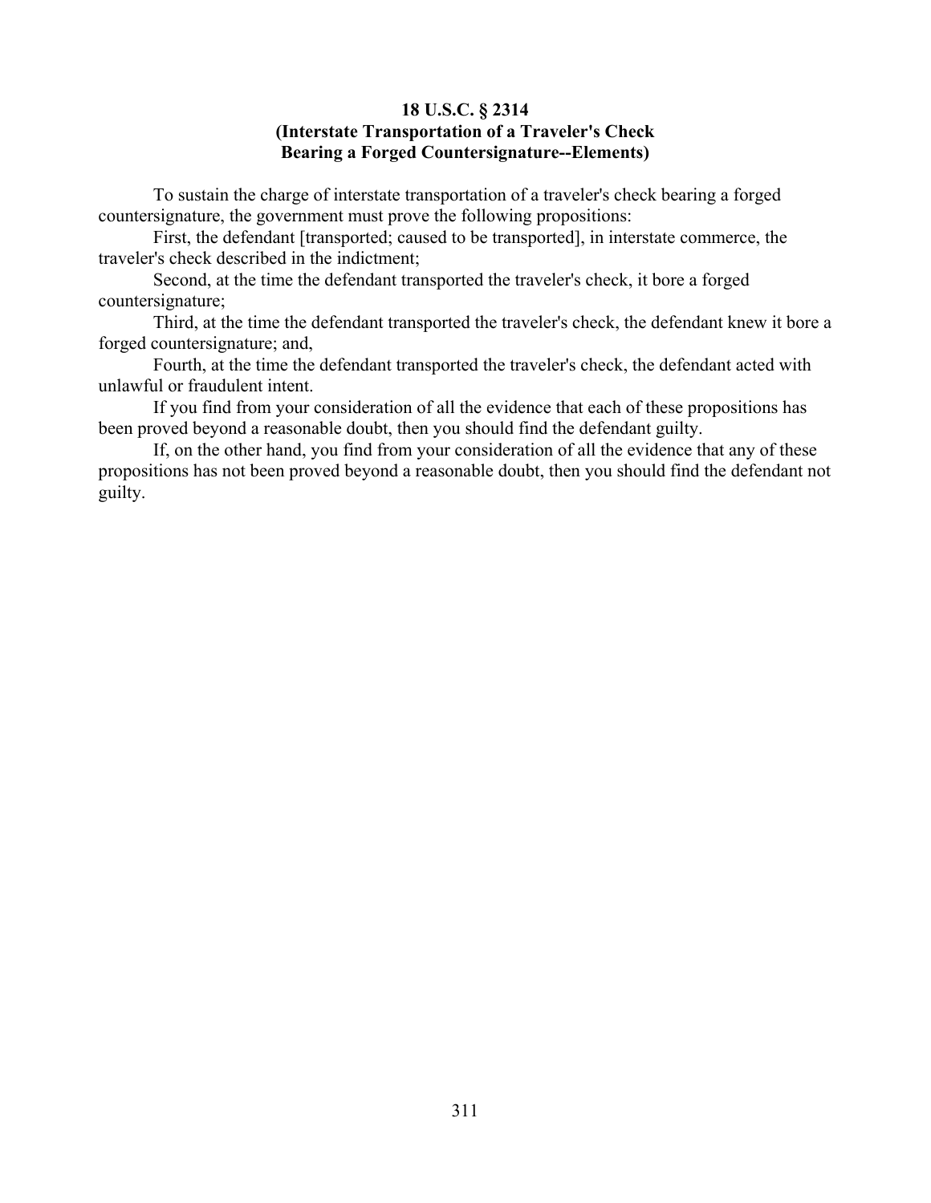**18 U.S.C. § 2314**
**(Interstate Transportation of a Traveler's Check**
**Bearing a Forged Countersignature--Elements)**

To sustain the charge of interstate transportation of a traveler's check bearing a forged countersignature, the government must prove the following propositions:

First, the defendant [transported; caused to be transported], in interstate commerce, the traveler's check described in the indictment;

Second, at the time the defendant transported the traveler's check, it bore a forged countersignature;

Third, at the time the defendant transported the traveler's check, the defendant knew it bore a forged countersignature; and,

Fourth, at the time the defendant transported the traveler's check, the defendant acted with unlawful or fraudulent intent.

If you find from your consideration of all the evidence that each of these propositions has been proved beyond a reasonable doubt, then you should find the defendant guilty.

If, on the other hand, you find from your consideration of all the evidence that any of these propositions has not been proved beyond a reasonable doubt, then you should find the defendant not guilty.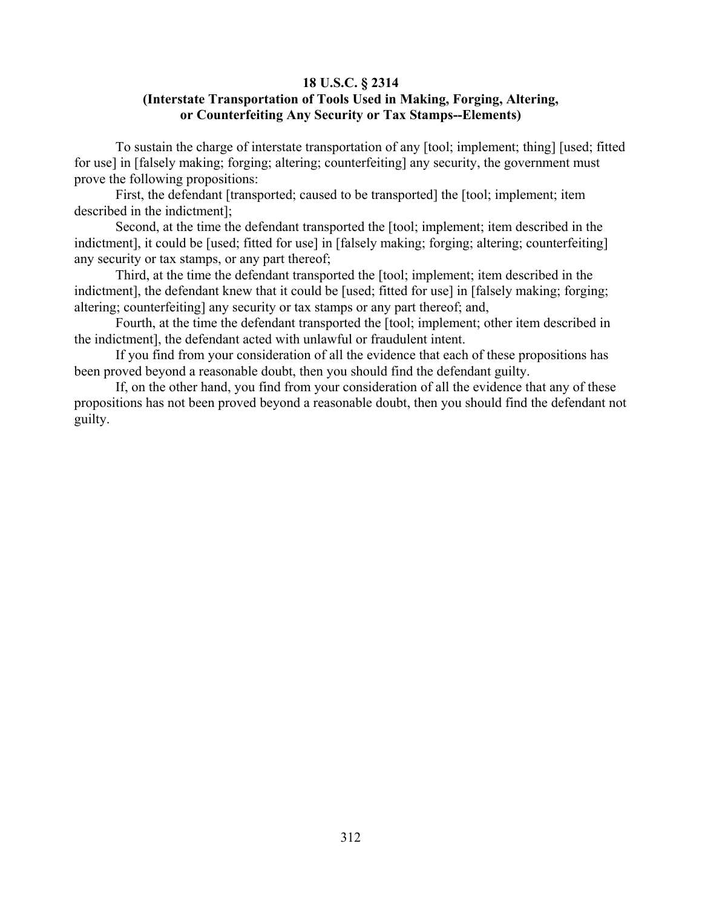**18 U.S.C. § 2314**
**(Interstate Transportation of Tools Used in Making, Forging, Altering, or Counterfeiting Any Security or Tax Stamps--Elements)**

To sustain the charge of interstate transportation of any [tool; implement; thing] [used; fitted for use] in [falsely making; forging; altering; counterfeiting] any security, the government must prove the following propositions:

First, the defendant [transported; caused to be transported] the [tool; implement; item described in the indictment];

Second, at the time the defendant transported the [tool; implement; item described in the indictment], it could be [used; fitted for use] in [falsely making; forging; altering; counterfeiting] any security or tax stamps, or any part thereof;

Third, at the time the defendant transported the [tool; implement; item described in the indictment], the defendant knew that it could be [used; fitted for use] in [falsely making; forging; altering; counterfeiting] any security or tax stamps or any part thereof; and,

Fourth, at the time the defendant transported the [tool; implement; other item described in the indictment], the defendant acted with unlawful or fraudulent intent.

If you find from your consideration of all the evidence that each of these propositions has been proved beyond a reasonable doubt, then you should find the defendant guilty.

If, on the other hand, you find from your consideration of all the evidence that any of these propositions has not been proved beyond a reasonable doubt, then you should find the defendant not guilty.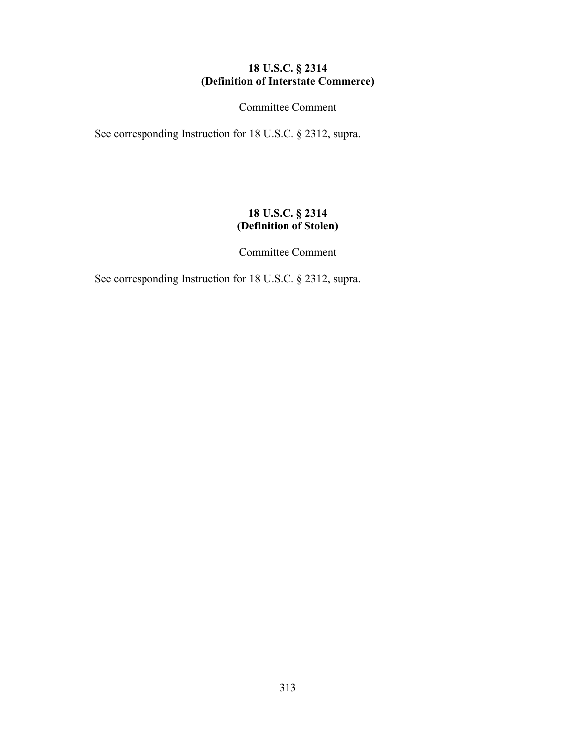## 18 U.S.C. § 2314
## (Definition of Interstate Commerce)

Committee Comment

See corresponding Instruction for 18 U.S.C. § 2312, supra.

## 18 U.S.C. § 2314
## (Definition of Stolen)

Committee Comment

See corresponding Instruction for 18 U.S.C. § 2312, supra.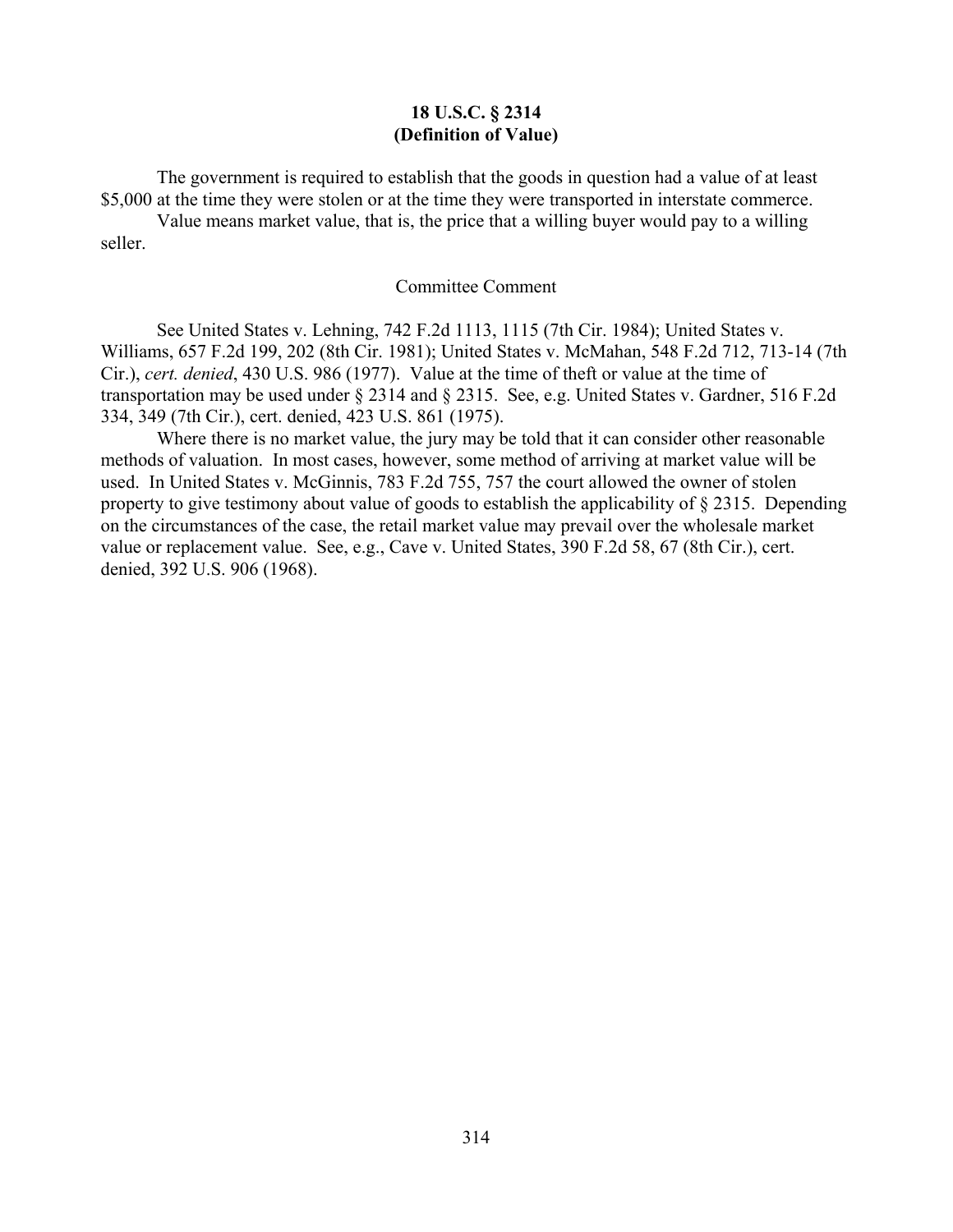**18 U.S.C. § 2314**
**(Definition of Value)**

The government is required to establish that the goods in question had a value of at least $5,000 at the time they were stolen or at the time they were transported in interstate commerce.

Value means market value, that is, the price that a willing buyer would pay to a willing seller.

Committee Comment

See United States v. Lehning, 742 F.2d 1113, 1115 (7th Cir. 1984); United States v. Williams, 657 F.2d 199, 202 (8th Cir. 1981); United States v. McMahan, 548 F.2d 712, 713-14 (7th Cir.), *cert. denied*, 430 U.S. 986 (1977). Value at the time of theft or value at the time of transportation may be used under § 2314 and § 2315. See, e.g. United States v. Gardner, 516 F.2d 334, 349 (7th Cir.), cert. denied, 423 U.S. 861 (1975).

Where there is no market value, the jury may be told that it can consider other reasonable methods of valuation. In most cases, however, some method of arriving at market value will be used. In United States v. McGinnis, 783 F.2d 755, 757 the court allowed the owner of stolen property to give testimony about value of goods to establish the applicability of § 2315. Depending on the circumstances of the case, the retail market value may prevail over the wholesale market value or replacement value. See, e.g., Cave v. United States, 390 F.2d 58, 67 (8th Cir.), cert. denied, 392 U.S. 906 (1968).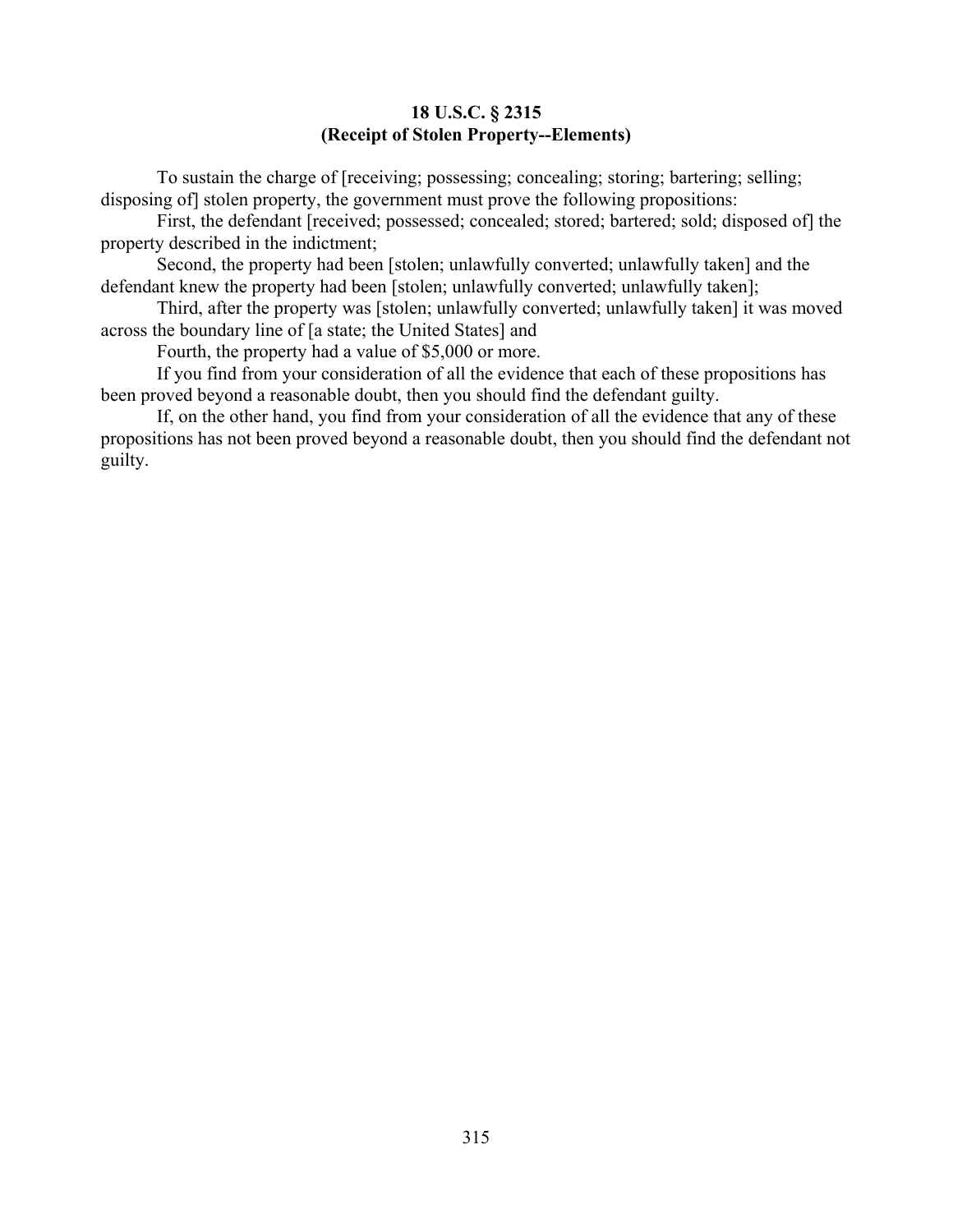**18 U.S.C. § 2315**
**(Receipt of Stolen Property--Elements)**

To sustain the charge of [receiving; possessing; concealing; storing; bartering; selling; disposing of] stolen property, the government must prove the following propositions:

First, the defendant [received; possessed; concealed; stored; bartered; sold; disposed of] the property described in the indictment;

Second, the property had been [stolen; unlawfully converted; unlawfully taken] and the defendant knew the property had been [stolen; unlawfully converted; unlawfully taken];

Third, after the property was [stolen; unlawfully converted; unlawfully taken] it was moved across the boundary line of [a state; the United States] and

Fourth, the property had a value of $5,000 or more.

If you find from your consideration of all the evidence that each of these propositions has been proved beyond a reasonable doubt, then you should find the defendant guilty.

If, on the other hand, you find from your consideration of all the evidence that any of these propositions has not been proved beyond a reasonable doubt, then you should find the defendant not guilty.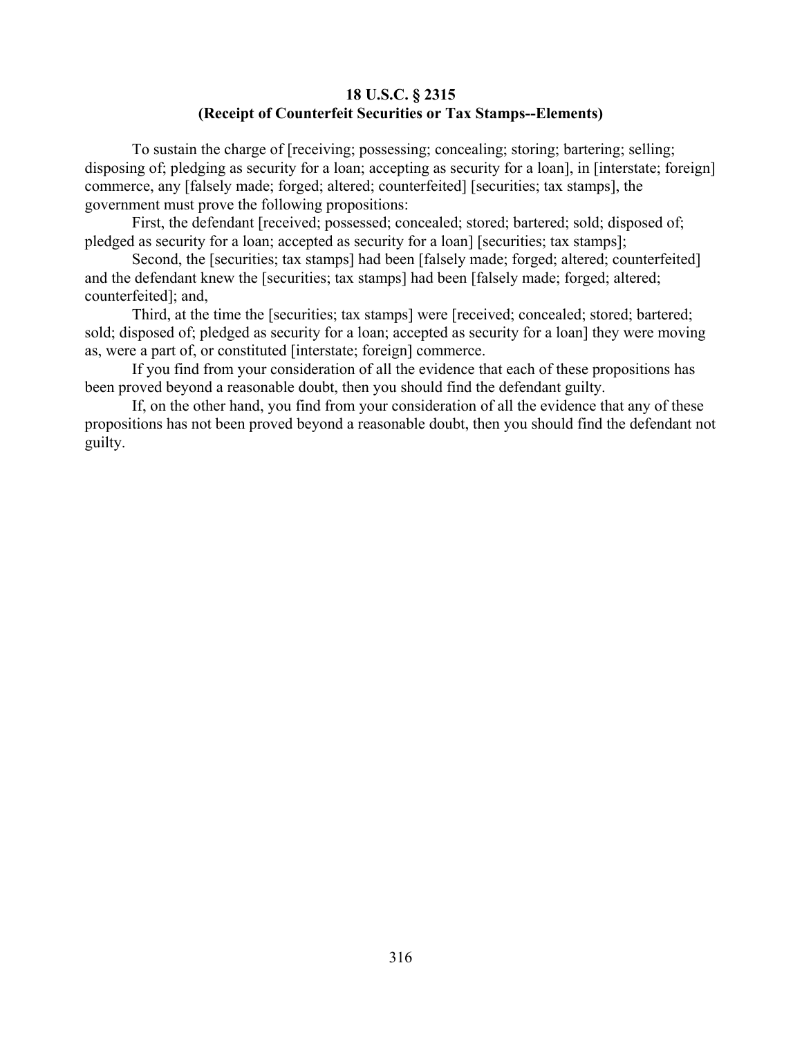**18 U.S.C. § 2315**
**(Receipt of Counterfeit Securities or Tax Stamps--Elements)**

To sustain the charge of [receiving; possessing; concealing; storing; bartering; selling; disposing of; pledging as security for a loan; accepting as security for a loan], in [interstate; foreign] commerce, any [falsely made; forged; altered; counterfeited] [securities; tax stamps], the government must prove the following propositions:

First, the defendant [received; possessed; concealed; stored; bartered; sold; disposed of; pledged as security for a loan; accepted as security for a loan] [securities; tax stamps];

Second, the [securities; tax stamps] had been [falsely made; forged; altered; counterfeited] and the defendant knew the [securities; tax stamps] had been [falsely made; forged; altered; counterfeited]; and,

Third, at the time the [securities; tax stamps] were [received; concealed; stored; bartered; sold; disposed of; pledged as security for a loan; accepted as security for a loan] they were moving as, were a part of, or constituted [interstate; foreign] commerce.

If you find from your consideration of all the evidence that each of these propositions has been proved beyond a reasonable doubt, then you should find the defendant guilty.

If, on the other hand, you find from your consideration of all the evidence that any of these propositions has not been proved beyond a reasonable doubt, then you should find the defendant not guilty.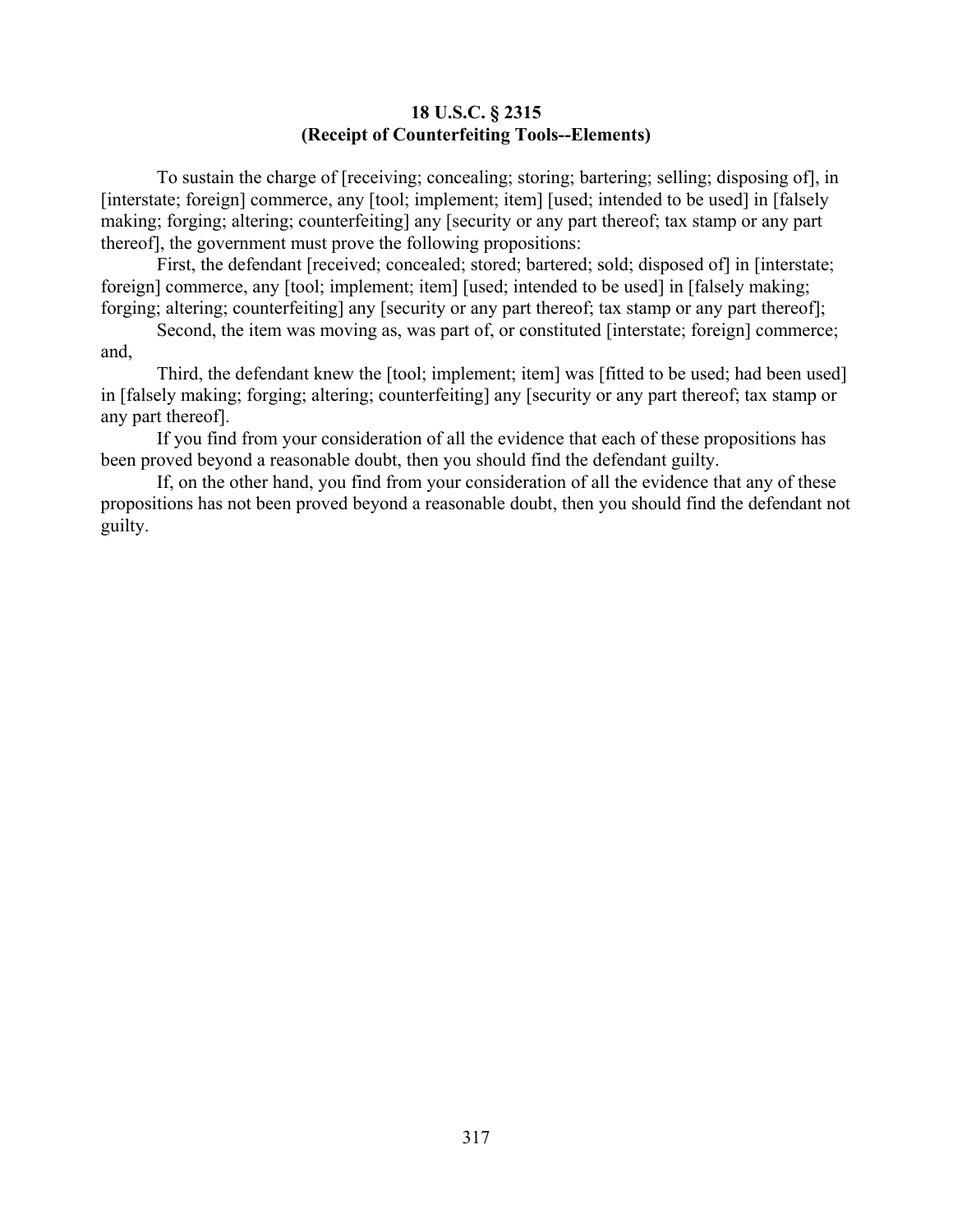**18 U.S.C. § 2315**
**(Receipt of Counterfeiting Tools--Elements)**

To sustain the charge of [receiving; concealing; storing; bartering; selling; disposing of], in [interstate; foreign] commerce, any [tool; implement; item] [used; intended to be used] in [falsely making; forging; altering; counterfeiting] any [security or any part thereof; tax stamp or any part thereof], the government must prove the following propositions:

First, the defendant [received; concealed; stored; bartered; sold; disposed of] in [interstate; foreign] commerce, any [tool; implement; item] [used; intended to be used] in [falsely making; forging; altering; counterfeiting] any [security or any part thereof; tax stamp or any part thereof];

Second, the item was moving as, was part of, or constituted [interstate; foreign] commerce; and,

Third, the defendant knew the [tool; implement; item] was [fitted to be used; had been used] in [falsely making; forging; altering; counterfeiting] any [security or any part thereof; tax stamp or any part thereof].

If you find from your consideration of all the evidence that each of these propositions has been proved beyond a reasonable doubt, then you should find the defendant guilty.

If, on the other hand, you find from your consideration of all the evidence that any of these propositions has not been proved beyond a reasonable doubt, then you should find the defendant not guilty.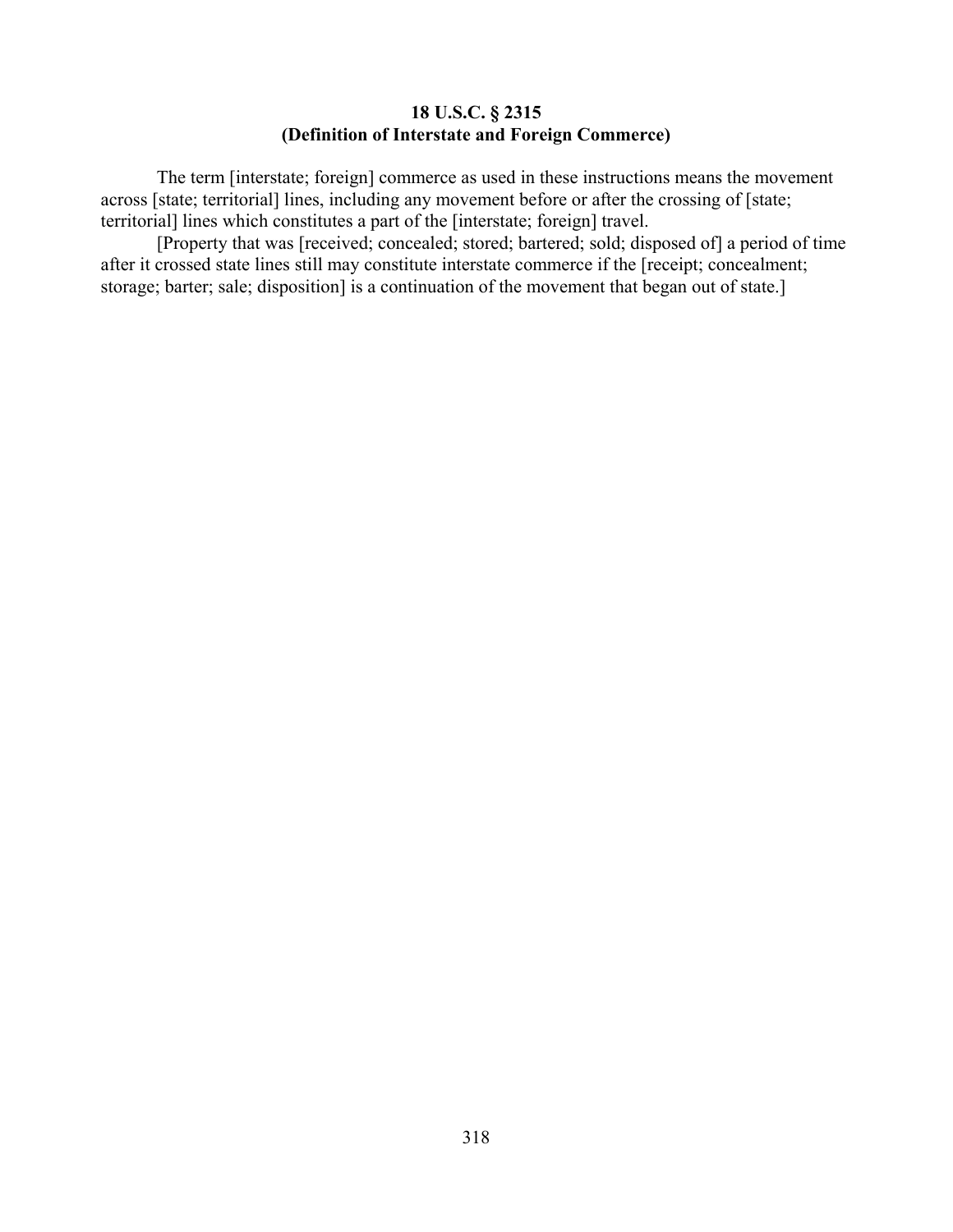**18 U.S.C. § 2315**
**(Definition of Interstate and Foreign Commerce)**

The term [interstate; foreign] commerce as used in these instructions means the movement across [state; territorial] lines, including any movement before or after the crossing of [state; territorial] lines which constitutes a part of the [interstate; foreign] travel.

[Property that was [received; concealed; stored; bartered; sold; disposed of] a period of time after it crossed state lines still may constitute interstate commerce if the [receipt; concealment; storage; barter; sale; disposition] is a continuation of the movement that began out of state.]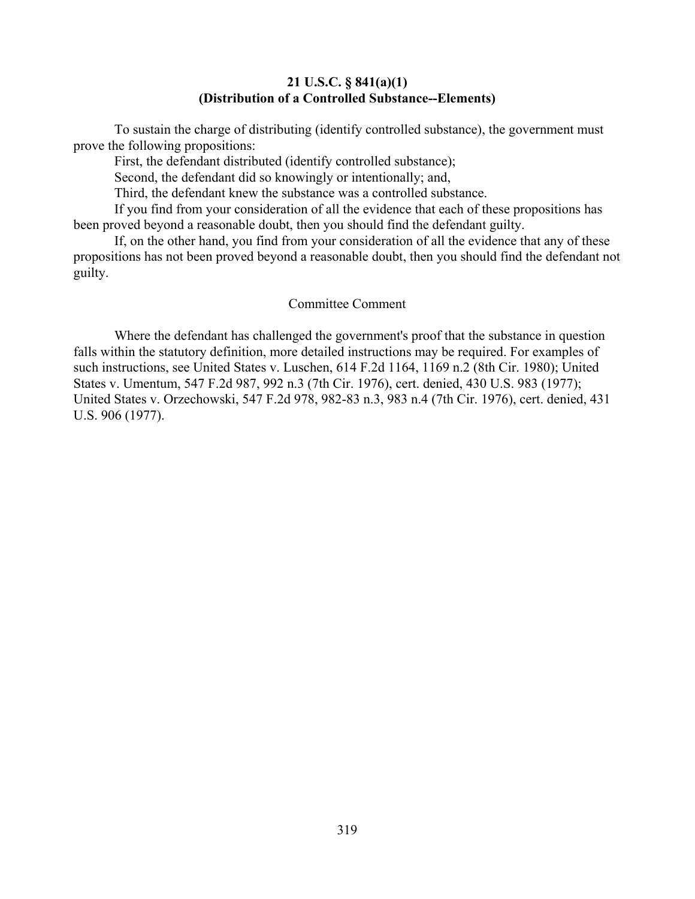**21 U.S.C. § 841(a)(1)**
**(Distribution of a Controlled Substance--Elements)**

To sustain the charge of distributing (identify controlled substance), the government must prove the following propositions:

First, the defendant distributed (identify controlled substance);

Second, the defendant did so knowingly or intentionally; and,

Third, the defendant knew the substance was a controlled substance.

If you find from your consideration of all the evidence that each of these propositions has been proved beyond a reasonable doubt, then you should find the defendant guilty.

If, on the other hand, you find from your consideration of all the evidence that any of these propositions has not been proved beyond a reasonable doubt, then you should find the defendant not guilty.

Committee Comment

Where the defendant has challenged the government's proof that the substance in question falls within the statutory definition, more detailed instructions may be required. For examples of such instructions, see United States v. Luschen, 614 F.2d 1164, 1169 n.2 (8th Cir. 1980); United States v. Umentum, 547 F.2d 987, 992 n.3 (7th Cir. 1976), cert. denied, 430 U.S. 983 (1977); United States v. Orzechowski, 547 F.2d 978, 982-83 n.3, 983 n.4 (7th Cir. 1976), cert. denied, 431 U.S. 906 (1977).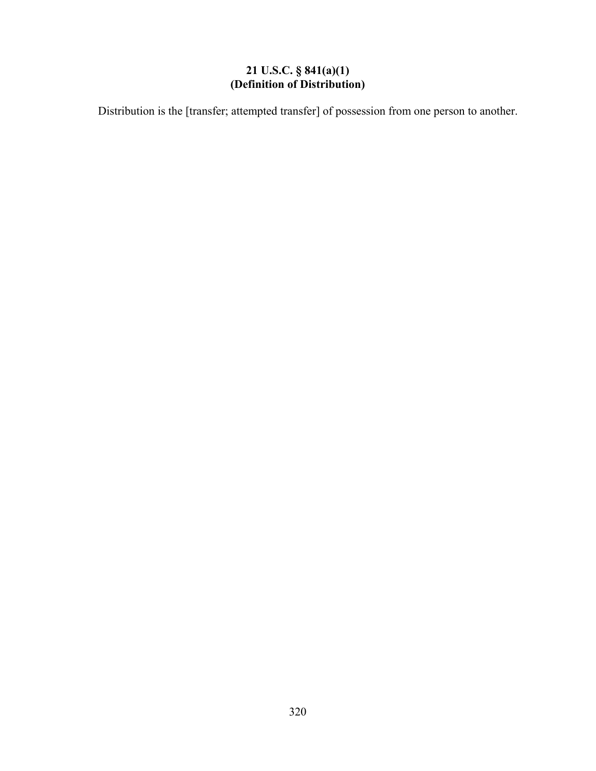## 21 U.S.C. § 841(a)(1)
## (Definition of Distribution)

Distribution is the [transfer; attempted transfer] of possession from one person to another.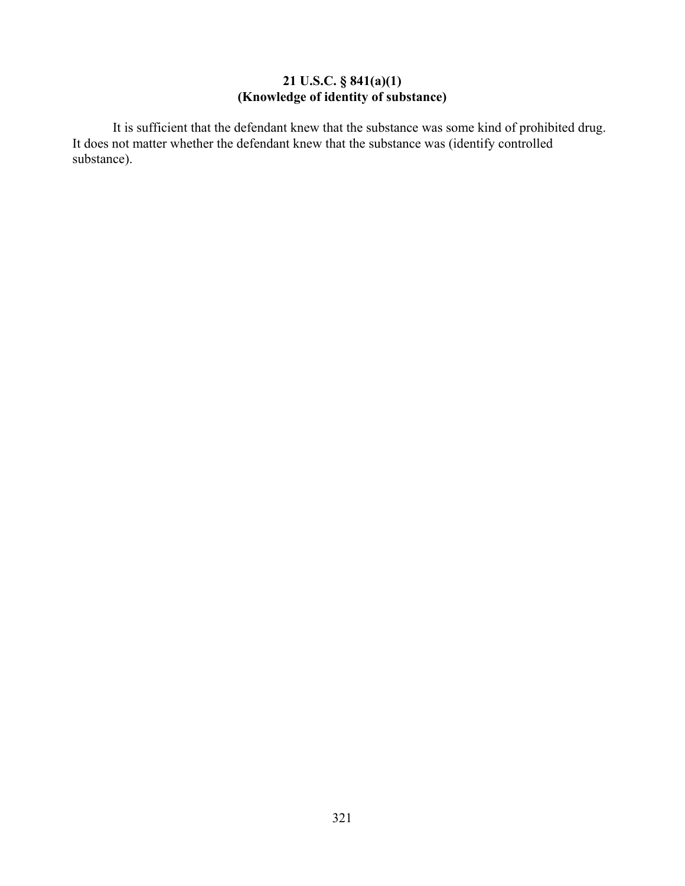## 21 U.S.C. § 841(a)(1)
## (Knowledge of identity of substance)

It is sufficient that the defendant knew that the substance was some kind of prohibited drug. It does not matter whether the defendant knew that the substance was (identify controlled substance).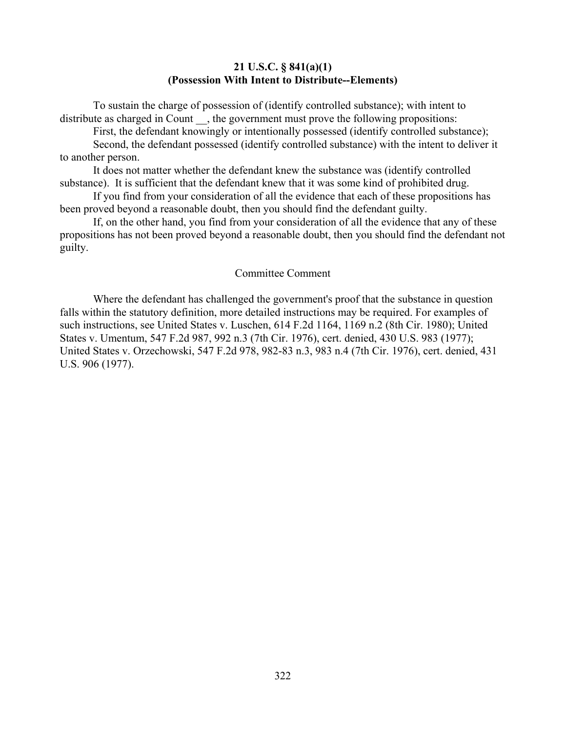**21 U.S.C. § 841(a)(1)**
**(Possession With Intent to Distribute--Elements)**

To sustain the charge of possession of (identify controlled substance); with intent to distribute as charged in Count __, the government must prove the following propositions:

First, the defendant knowingly or intentionally possessed (identify controlled substance);

Second, the defendant possessed (identify controlled substance) with the intent to deliver it to another person.

It does not matter whether the defendant knew the substance was (identify controlled substance). It is sufficient that the defendant knew that it was some kind of prohibited drug.

If you find from your consideration of all the evidence that each of these propositions has been proved beyond a reasonable doubt, then you should find the defendant guilty.

If, on the other hand, you find from your consideration of all the evidence that any of these propositions has not been proved beyond a reasonable doubt, then you should find the defendant not guilty.

Committee Comment

Where the defendant has challenged the government's proof that the substance in question falls within the statutory definition, more detailed instructions may be required. For examples of such instructions, see United States v. Luschen, 614 F.2d 1164, 1169 n.2 (8th Cir. 1980); United States v. Umentum, 547 F.2d 987, 992 n.3 (7th Cir. 1976), cert. denied, 430 U.S. 983 (1977); United States v. Orzechowski, 547 F.2d 978, 982-83 n.3, 983 n.4 (7th Cir. 1976), cert. denied, 431 U.S. 906 (1977).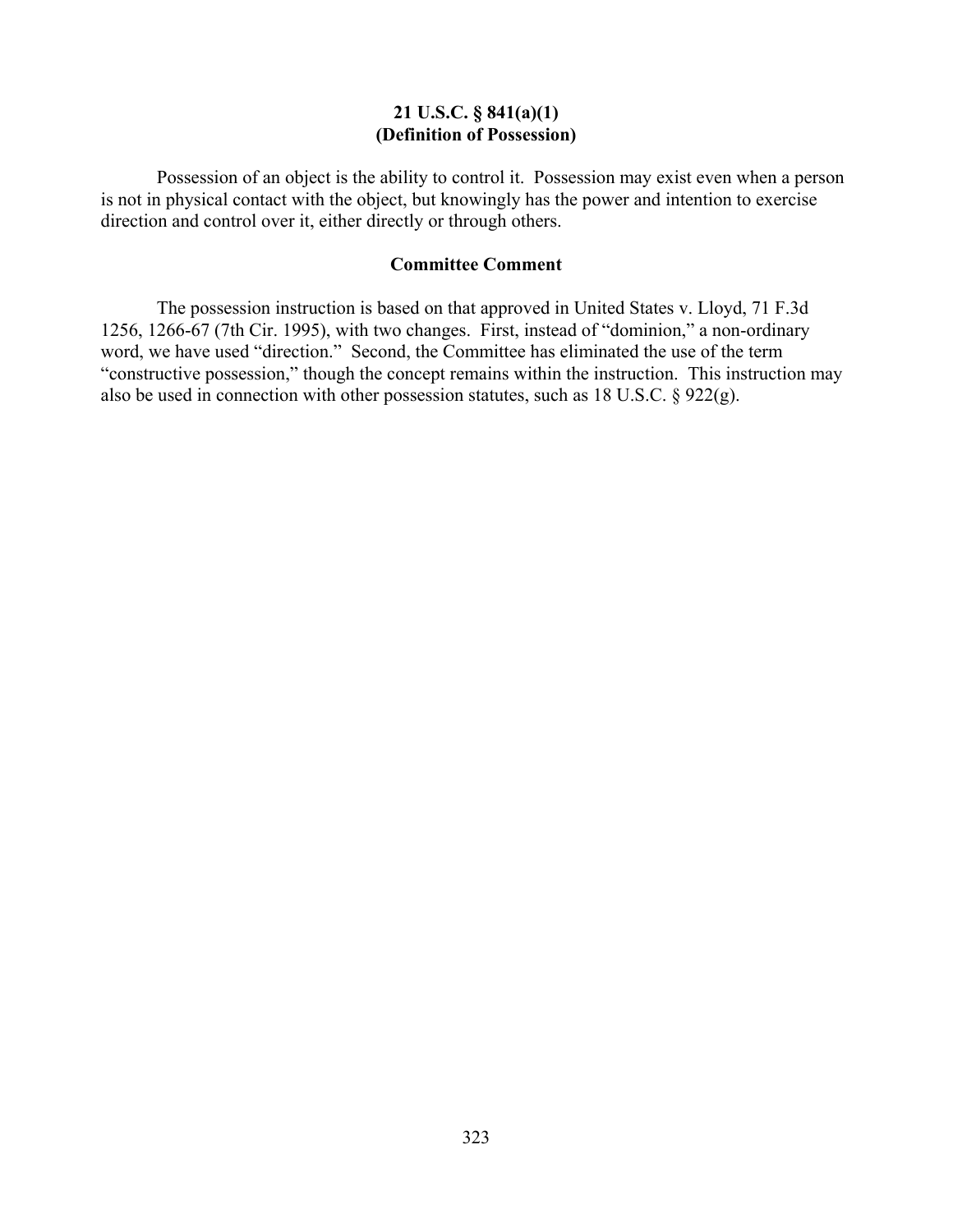## 21 U.S.C. § 841(a)(1)
## (Definition of Possession)

Possession of an object is the ability to control it. Possession may exist even when a person is not in physical contact with the object, but knowingly has the power and intention to exercise direction and control over it, either directly or through others.

### Committee Comment

The possession instruction is based on that approved in United States v. Lloyd, 71 F.3d 1256, 1266-67 (7th Cir. 1995), with two changes. First, instead of "dominion," a non-ordinary word, we have used "direction." Second, the Committee has eliminated the use of the term "constructive possession," though the concept remains within the instruction. This instruction may also be used in connection with other possession statutes, such as 18 U.S.C. § 922(g).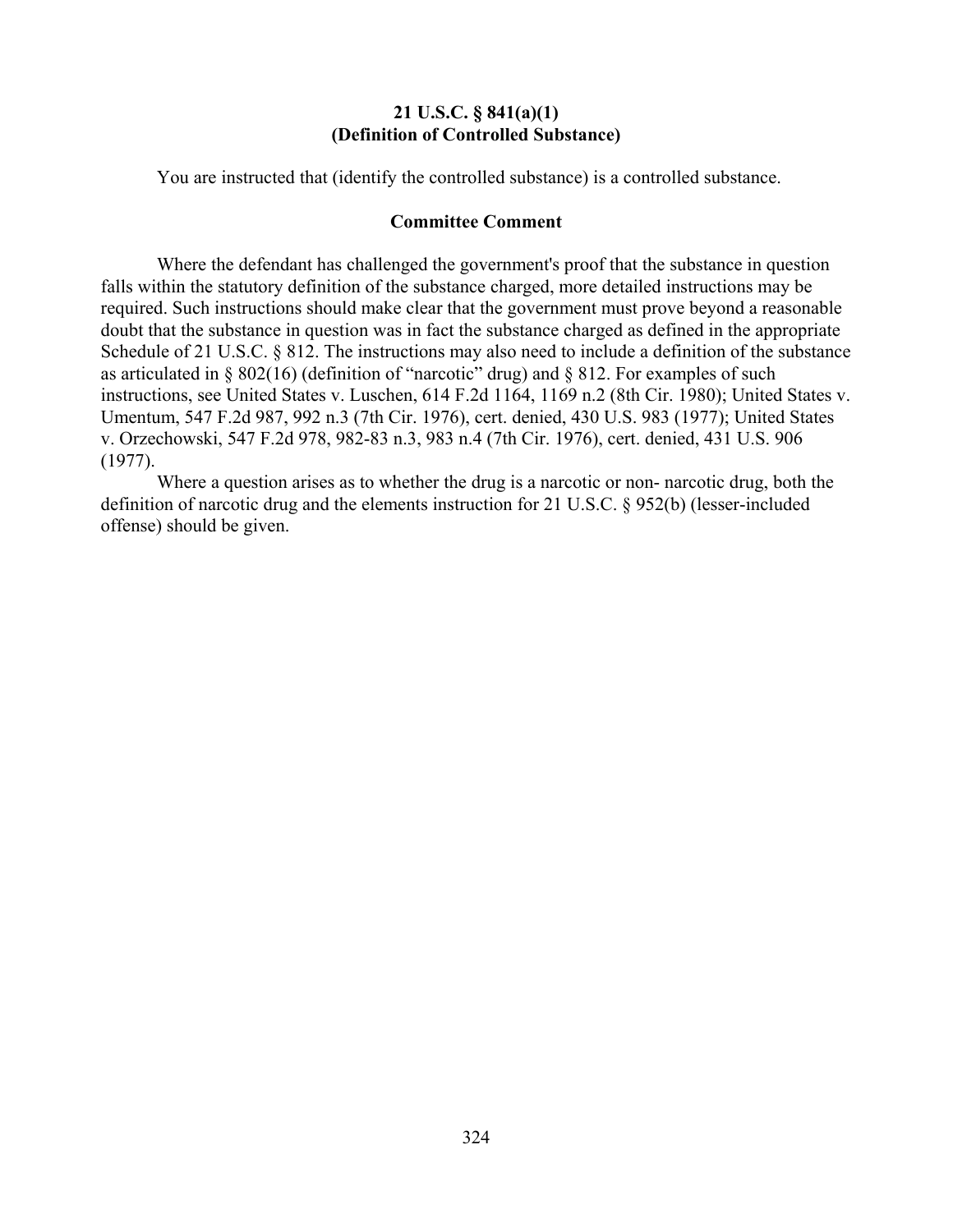## 21 U.S.C. § 841(a)(1)
## (Definition of Controlled Substance)

You are instructed that (identify the controlled substance) is a controlled substance.

### Committee Comment

Where the defendant has challenged the government's proof that the substance in question falls within the statutory definition of the substance charged, more detailed instructions may be required. Such instructions should make clear that the government must prove beyond a reasonable doubt that the substance in question was in fact the substance charged as defined in the appropriate Schedule of 21 U.S.C. § 812. The instructions may also need to include a definition of the substance as articulated in § 802(16) (definition of "narcotic" drug) and § 812. For examples of such instructions, see United States v. Luschen, 614 F.2d 1164, 1169 n.2 (8th Cir. 1980); United States v. Umentum, 547 F.2d 987, 992 n.3 (7th Cir. 1976), cert. denied, 430 U.S. 983 (1977); United States v. Orzechowski, 547 F.2d 978, 982-83 n.3, 983 n.4 (7th Cir. 1976), cert. denied, 431 U.S. 906 (1977).

Where a question arises as to whether the drug is a narcotic or non- narcotic drug, both the definition of narcotic drug and the elements instruction for 21 U.S.C. § 952(b) (lesser-included offense) should be given.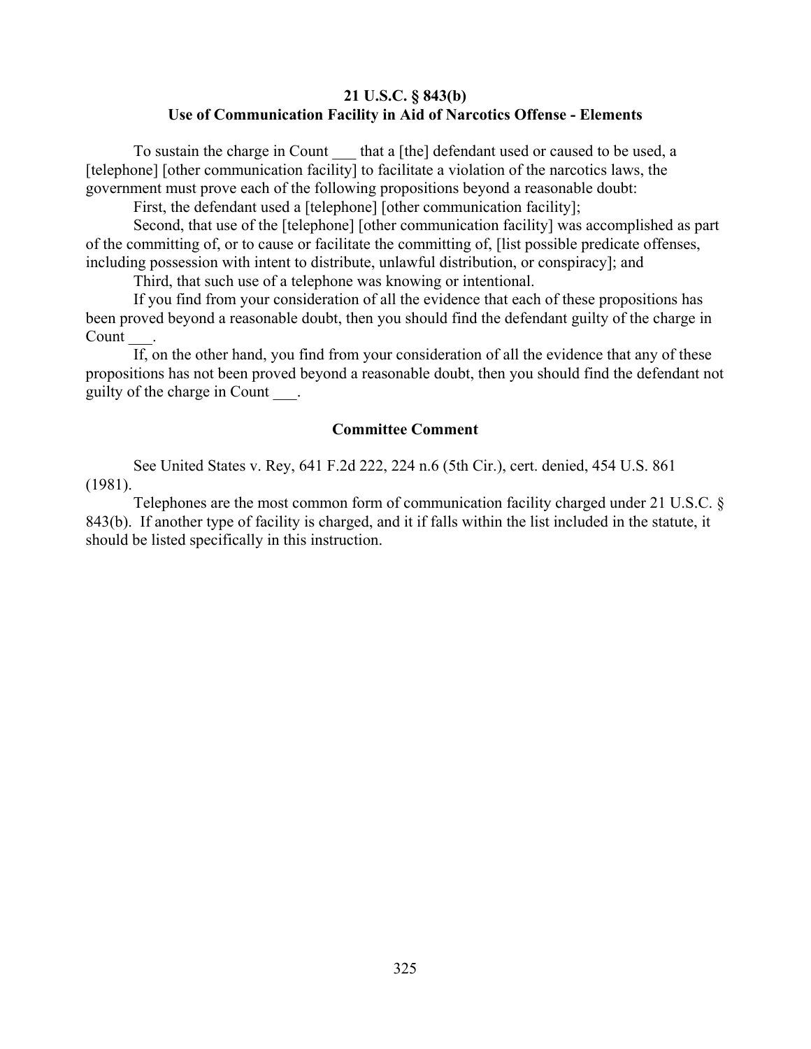### 21 U.S.C. § 843(b)
### Use of Communication Facility in Aid of Narcotics Offense - Elements

To sustain the charge in Count ___ that a [the] defendant used or caused to be used, a [telephone] [other communication facility] to facilitate a violation of the narcotics laws, the government must prove each of the following propositions beyond a reasonable doubt:

First, the defendant used a [telephone] [other communication facility];

Second, that use of the [telephone] [other communication facility] was accomplished as part of the committing of, or to cause or facilitate the committing of, [list possible predicate offenses, including possession with intent to distribute, unlawful distribution, or conspiracy]; and

Third, that such use of a telephone was knowing or intentional.

If you find from your consideration of all the evidence that each of these propositions has been proved beyond a reasonable doubt, then you should find the defendant guilty of the charge in Count ___.

If, on the other hand, you find from your consideration of all the evidence that any of these propositions has not been proved beyond a reasonable doubt, then you should find the defendant not guilty of the charge in Count ___.

#### Committee Comment

See United States v. Rey, 641 F.2d 222, 224 n.6 (5th Cir.), cert. denied, 454 U.S. 861 (1981).

Telephones are the most common form of communication facility charged under 21 U.S.C. § 843(b). If another type of facility is charged, and it if falls within the list included in the statute, it should be listed specifically in this instruction.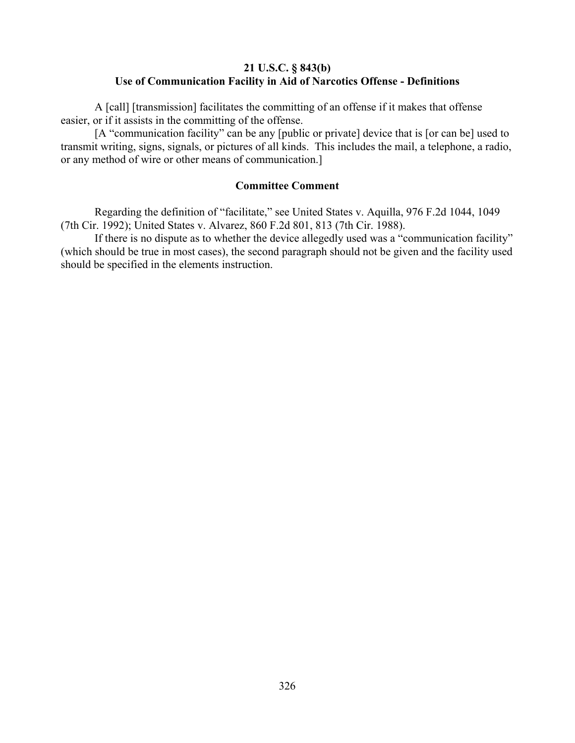## 21 U.S.C. § 843(b)
## Use of Communication Facility in Aid of Narcotics Offense - Definitions

A [call] [transmission] facilitates the committing of an offense if it makes that offense easier, or if it assists in the committing of the offense.

[A "communication facility" can be any [public or private] device that is [or can be] used to transmit writing, signs, signals, or pictures of all kinds. This includes the mail, a telephone, a radio, or any method of wire or other means of communication.]

### Committee Comment

Regarding the definition of "facilitate," see United States v. Aquilla, 976 F.2d 1044, 1049 (7th Cir. 1992); United States v. Alvarez, 860 F.2d 801, 813 (7th Cir. 1988).

If there is no dispute as to whether the device allegedly used was a "communication facility" (which should be true in most cases), the second paragraph should not be given and the facility used should be specified in the elements instruction.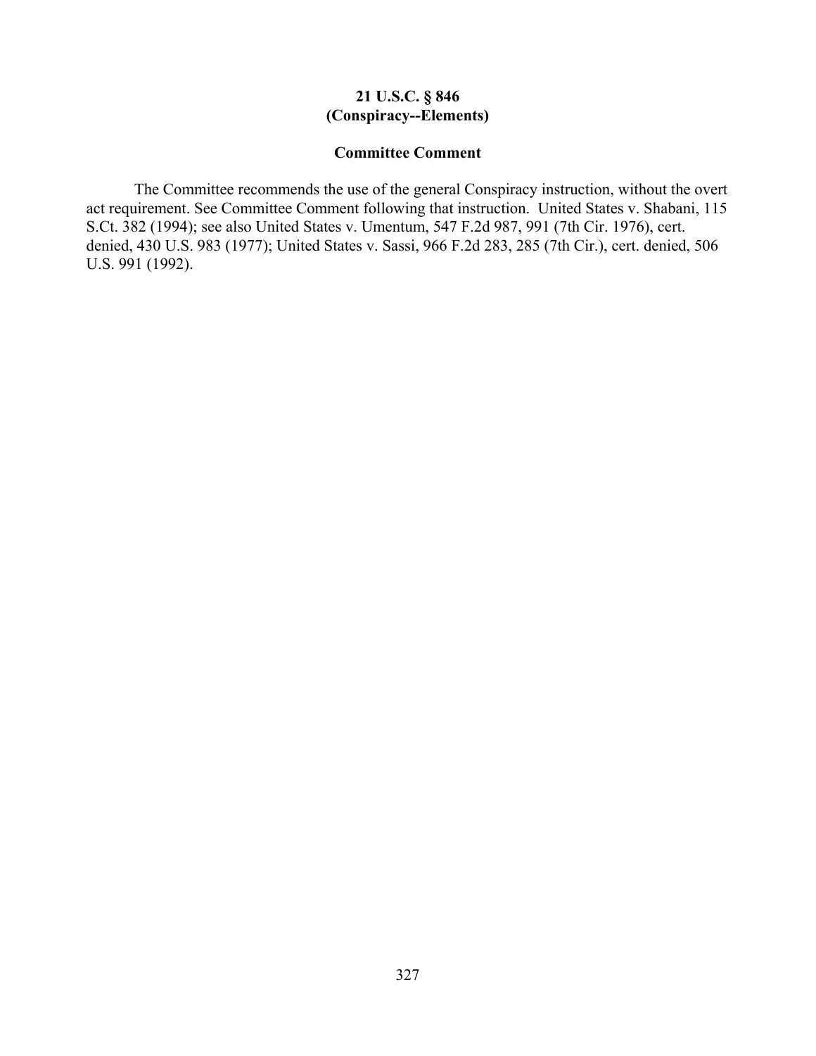# 21 U.S.C. § 846
# (Conspiracy--Elements)

## Committee Comment

The Committee recommends the use of the general Conspiracy instruction, without the overt act requirement. See Committee Comment following that instruction. United States v. Shabani, 115 S.Ct. 382 (1994); see also United States v. Umentum, 547 F.2d 987, 991 (7th Cir. 1976), cert. denied, 430 U.S. 983 (1977); United States v. Sassi, 966 F.2d 283, 285 (7th Cir.), cert. denied, 506 U.S. 991 (1992).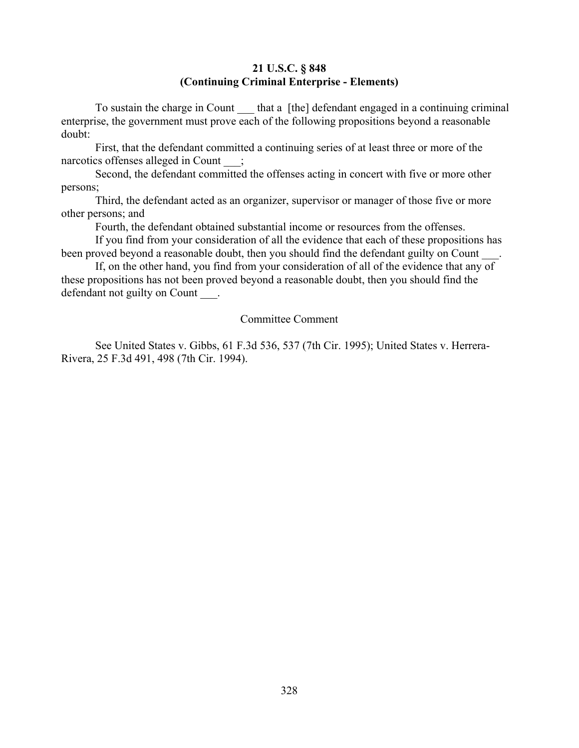**21 U.S.C. § 848**
**(Continuing Criminal Enterprise - Elements)**

To sustain the charge in Count ___ that a [the] defendant engaged in a continuing criminal enterprise, the government must prove each of the following propositions beyond a reasonable doubt:

First, that the defendant committed a continuing series of at least three or more of the narcotics offenses alleged in Count ___;

Second, the defendant committed the offenses acting in concert with five or more other persons;

Third, the defendant acted as an organizer, supervisor or manager of those five or more other persons; and

Fourth, the defendant obtained substantial income or resources from the offenses.

If you find from your consideration of all the evidence that each of these propositions has been proved beyond a reasonable doubt, then you should find the defendant guilty on Count ___.

If, on the other hand, you find from your consideration of all of the evidence that any of these propositions has not been proved beyond a reasonable doubt, then you should find the defendant not guilty on Count ___.

Committee Comment

See United States v. Gibbs, 61 F.3d 536, 537 (7th Cir. 1995); United States v. Herrera-Rivera, 25 F.3d 491, 498 (7th Cir. 1994).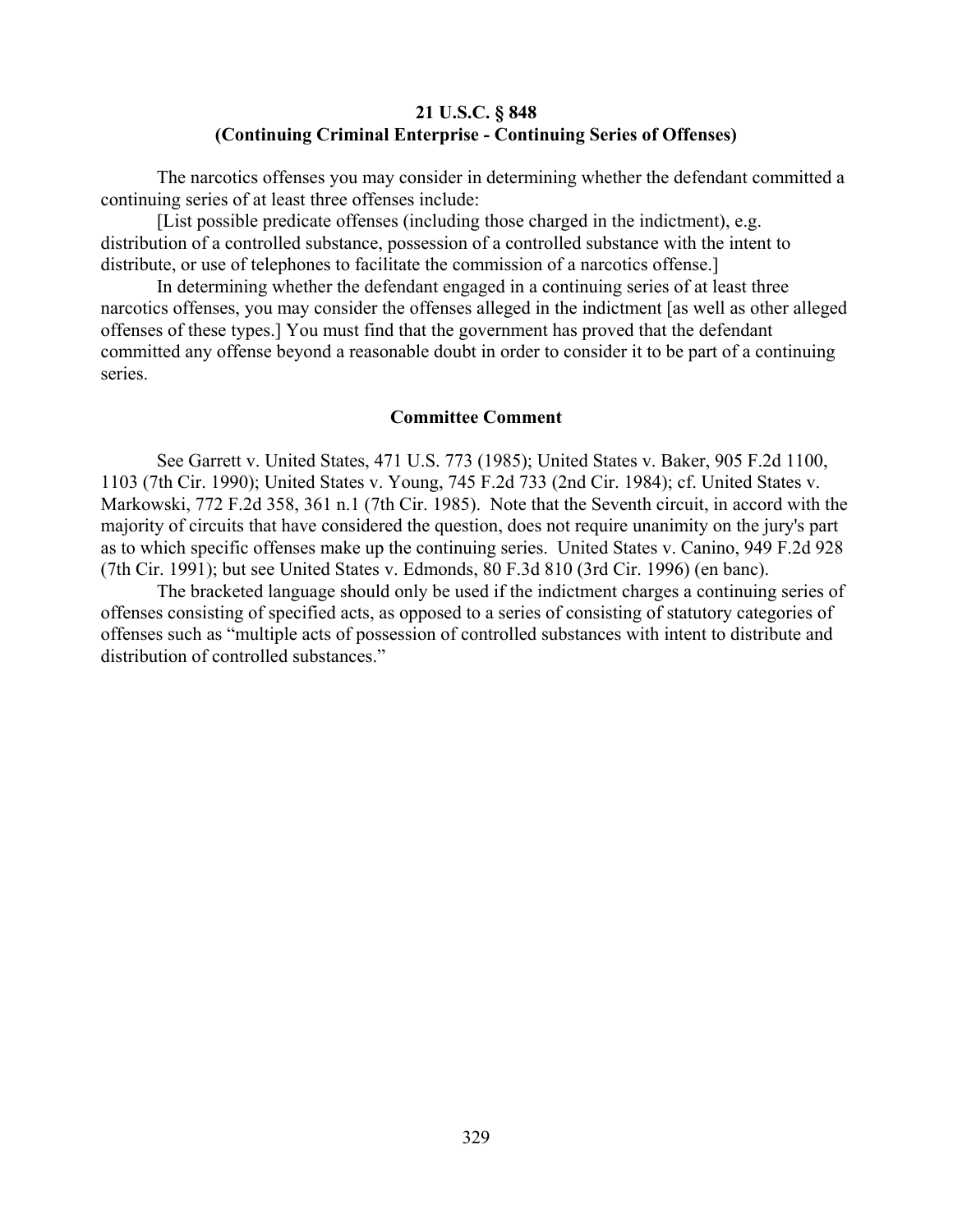**21 U.S.C. § 848**
**(Continuing Criminal Enterprise - Continuing Series of Offenses)**

The narcotics offenses you may consider in determining whether the defendant committed a continuing series of at least three offenses include:

[List possible predicate offenses (including those charged in the indictment), e.g. distribution of a controlled substance, possession of a controlled substance with the intent to distribute, or use of telephones to facilitate the commission of a narcotics offense.]

In determining whether the defendant engaged in a continuing series of at least three narcotics offenses, you may consider the offenses alleged in the indictment [as well as other alleged offenses of these types.] You must find that the government has proved that the defendant committed any offense beyond a reasonable doubt in order to consider it to be part of a continuing series.

**Committee Comment**

See Garrett v. United States, 471 U.S. 773 (1985); United States v. Baker, 905 F.2d 1100, 1103 (7th Cir. 1990); United States v. Young, 745 F.2d 733 (2nd Cir. 1984); cf. United States v. Markowski, 772 F.2d 358, 361 n.1 (7th Cir. 1985). Note that the Seventh circuit, in accord with the majority of circuits that have considered the question, does not require unanimity on the jury's part as to which specific offenses make up the continuing series. United States v. Canino, 949 F.2d 928 (7th Cir. 1991); but see United States v. Edmonds, 80 F.3d 810 (3rd Cir. 1996) (en banc).

The bracketed language should only be used if the indictment charges a continuing series of offenses consisting of specified acts, as opposed to a series of consisting of statutory categories of offenses such as "multiple acts of possession of controlled substances with intent to distribute and distribution of controlled substances."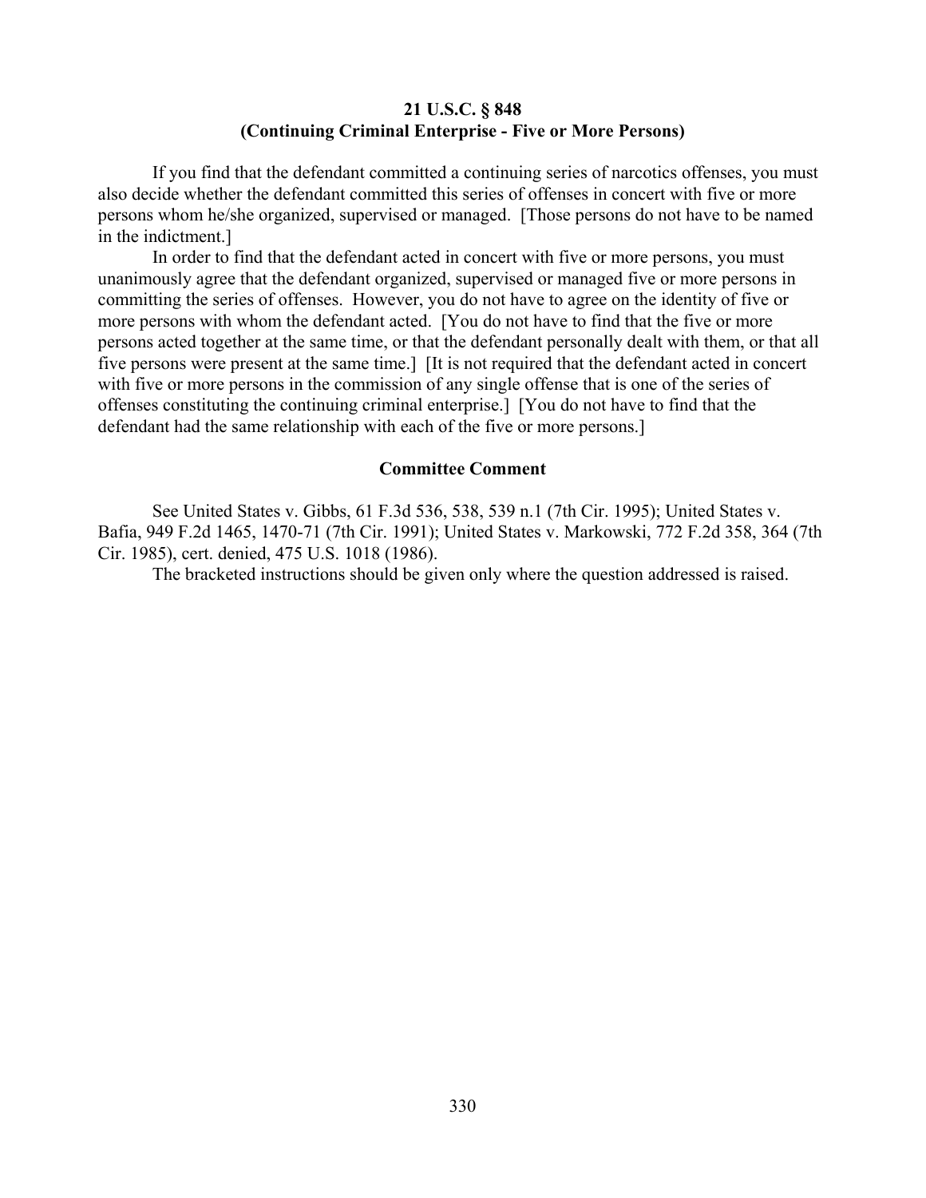**21 U.S.C. § 848**
**(Continuing Criminal Enterprise - Five or More Persons)**

If you find that the defendant committed a continuing series of narcotics offenses, you must also decide whether the defendant committed this series of offenses in concert with five or more persons whom he/she organized, supervised or managed. [Those persons do not have to be named in the indictment.]

In order to find that the defendant acted in concert with five or more persons, you must unanimously agree that the defendant organized, supervised or managed five or more persons in committing the series of offenses. However, you do not have to agree on the identity of five or more persons with whom the defendant acted. [You do not have to find that the five or more persons acted together at the same time, or that the defendant personally dealt with them, or that all five persons were present at the same time.] [It is not required that the defendant acted in concert with five or more persons in the commission of any single offense that is one of the series of offenses constituting the continuing criminal enterprise.] [You do not have to find that the defendant had the same relationship with each of the five or more persons.]

**Committee Comment**

See United States v. Gibbs, 61 F.3d 536, 538, 539 n.1 (7th Cir. 1995); United States v. Bafia, 949 F.2d 1465, 1470-71 (7th Cir. 1991); United States v. Markowski, 772 F.2d 358, 364 (7th Cir. 1985), cert. denied, 475 U.S. 1018 (1986).

The bracketed instructions should be given only where the question addressed is raised.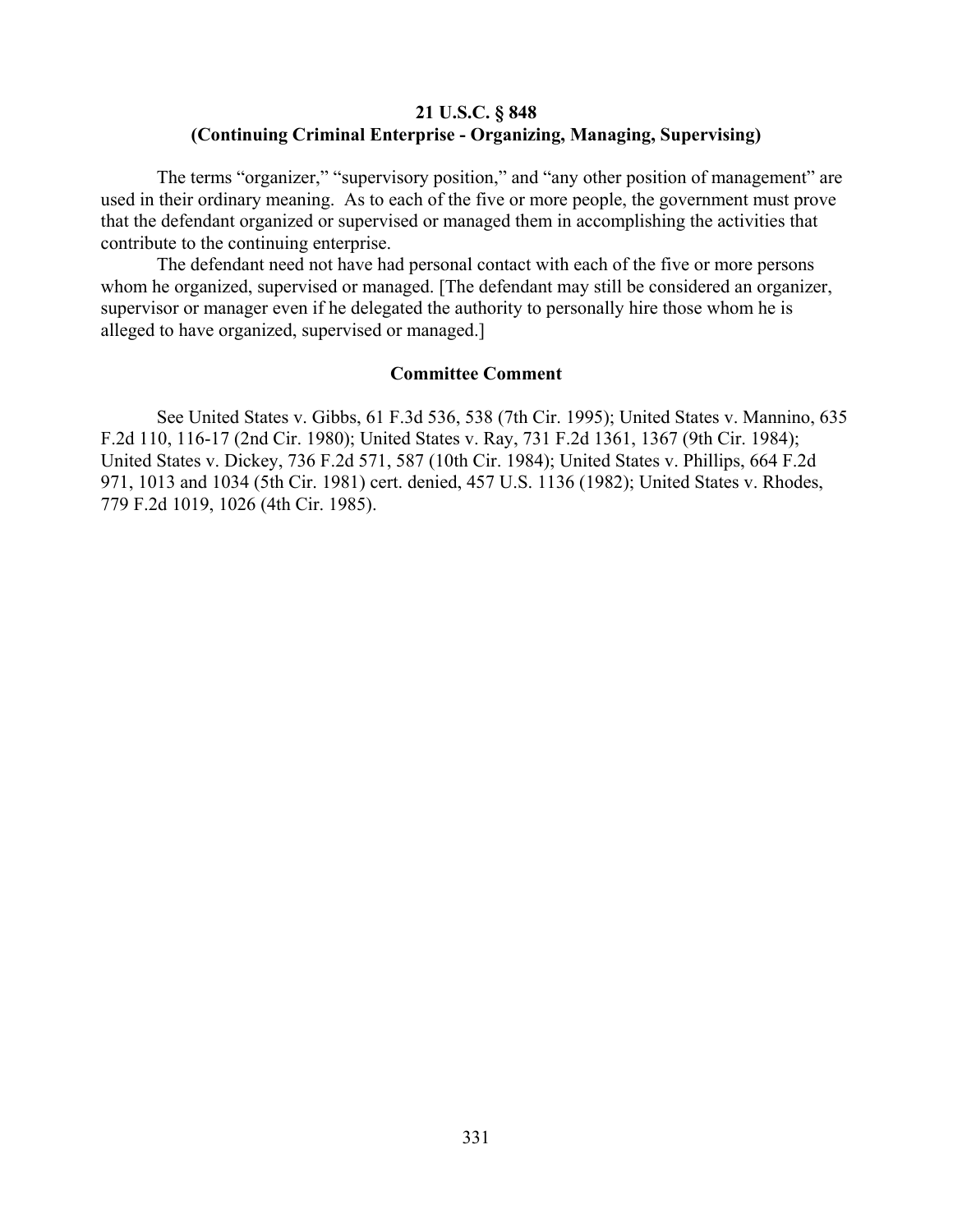### 21 U.S.C. § 848
### (Continuing Criminal Enterprise - Organizing, Managing, Supervising)

The terms "organizer," "supervisory position," and "any other position of management" are used in their ordinary meaning. As to each of the five or more people, the government must prove that the defendant organized or supervised or managed them in accomplishing the activities that contribute to the continuing enterprise.

The defendant need not have had personal contact with each of the five or more persons whom he organized, supervised or managed. [The defendant may still be considered an organizer, supervisor or manager even if he delegated the authority to personally hire those whom he is alleged to have organized, supervised or managed.]

#### Committee Comment

See United States v. Gibbs, 61 F.3d 536, 538 (7th Cir. 1995); United States v. Mannino, 635 F.2d 110, 116-17 (2nd Cir. 1980); United States v. Ray, 731 F.2d 1361, 1367 (9th Cir. 1984); United States v. Dickey, 736 F.2d 571, 587 (10th Cir. 1984); United States v. Phillips, 664 F.2d 971, 1013 and 1034 (5th Cir. 1981) cert. denied, 457 U.S. 1136 (1982); United States v. Rhodes, 779 F.2d 1019, 1026 (4th Cir. 1985).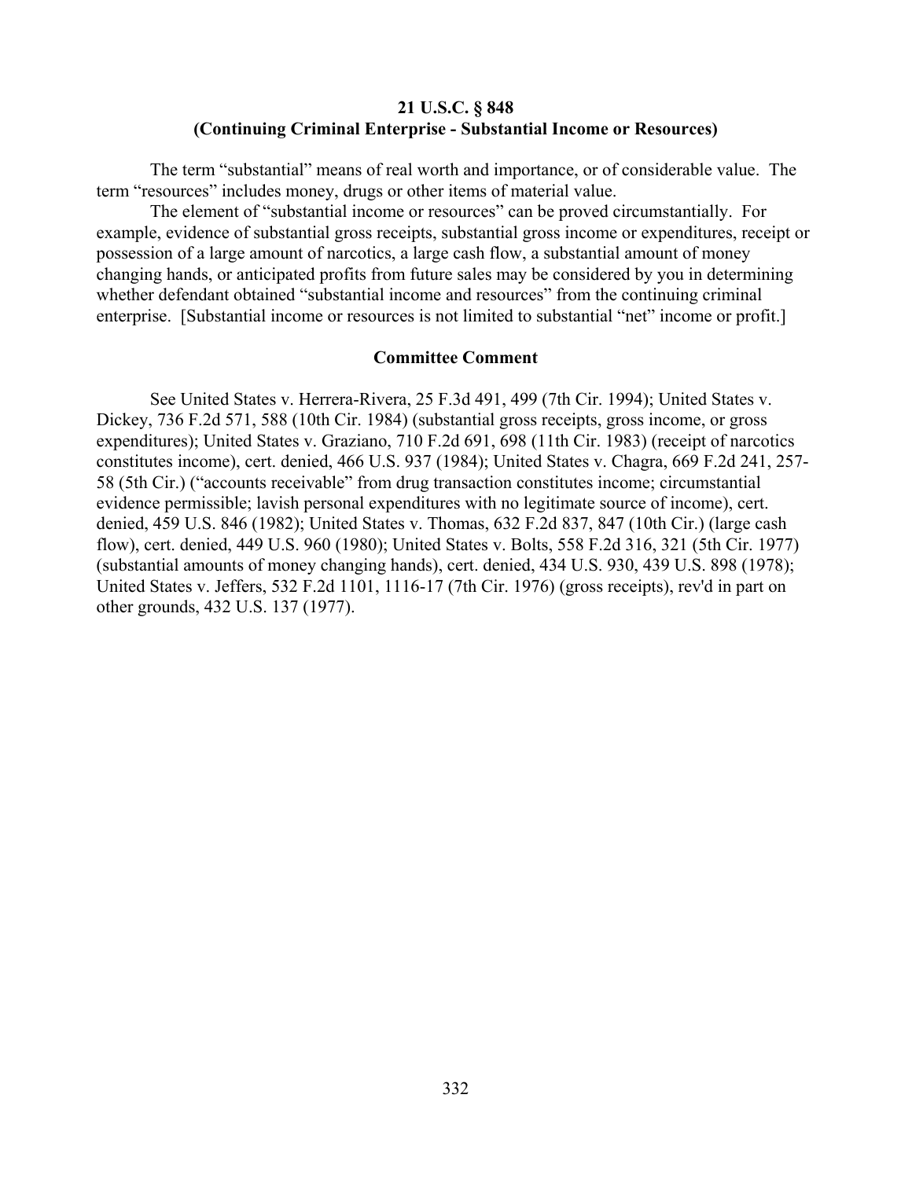## 21 U.S.C. § 848
## (Continuing Criminal Enterprise - Substantial Income or Resources)

The term "substantial" means of real worth and importance, or of considerable value. The term "resources" includes money, drugs or other items of material value.

The element of "substantial income or resources" can be proved circumstantially. For example, evidence of substantial gross receipts, substantial gross income or expenditures, receipt or possession of a large amount of narcotics, a large cash flow, a substantial amount of money changing hands, or anticipated profits from future sales may be considered by you in determining whether defendant obtained "substantial income and resources" from the continuing criminal enterprise. [Substantial income or resources is not limited to substantial "net" income or profit.]

### Committee Comment

See United States v. Herrera-Rivera, 25 F.3d 491, 499 (7th Cir. 1994); United States v. Dickey, 736 F.2d 571, 588 (10th Cir. 1984) (substantial gross receipts, gross income, or gross expenditures); United States v. Graziano, 710 F.2d 691, 698 (11th Cir. 1983) (receipt of narcotics constitutes income), cert. denied, 466 U.S. 937 (1984); United States v. Chagra, 669 F.2d 241, 257-58 (5th Cir.) ("accounts receivable" from drug transaction constitutes income; circumstantial evidence permissible; lavish personal expenditures with no legitimate source of income), cert. denied, 459 U.S. 846 (1982); United States v. Thomas, 632 F.2d 837, 847 (10th Cir.) (large cash flow), cert. denied, 449 U.S. 960 (1980); United States v. Bolts, 558 F.2d 316, 321 (5th Cir. 1977) (substantial amounts of money changing hands), cert. denied, 434 U.S. 930, 439 U.S. 898 (1978); United States v. Jeffers, 532 F.2d 1101, 1116-17 (7th Cir. 1976) (gross receipts), rev'd in part on other grounds, 432 U.S. 137 (1977).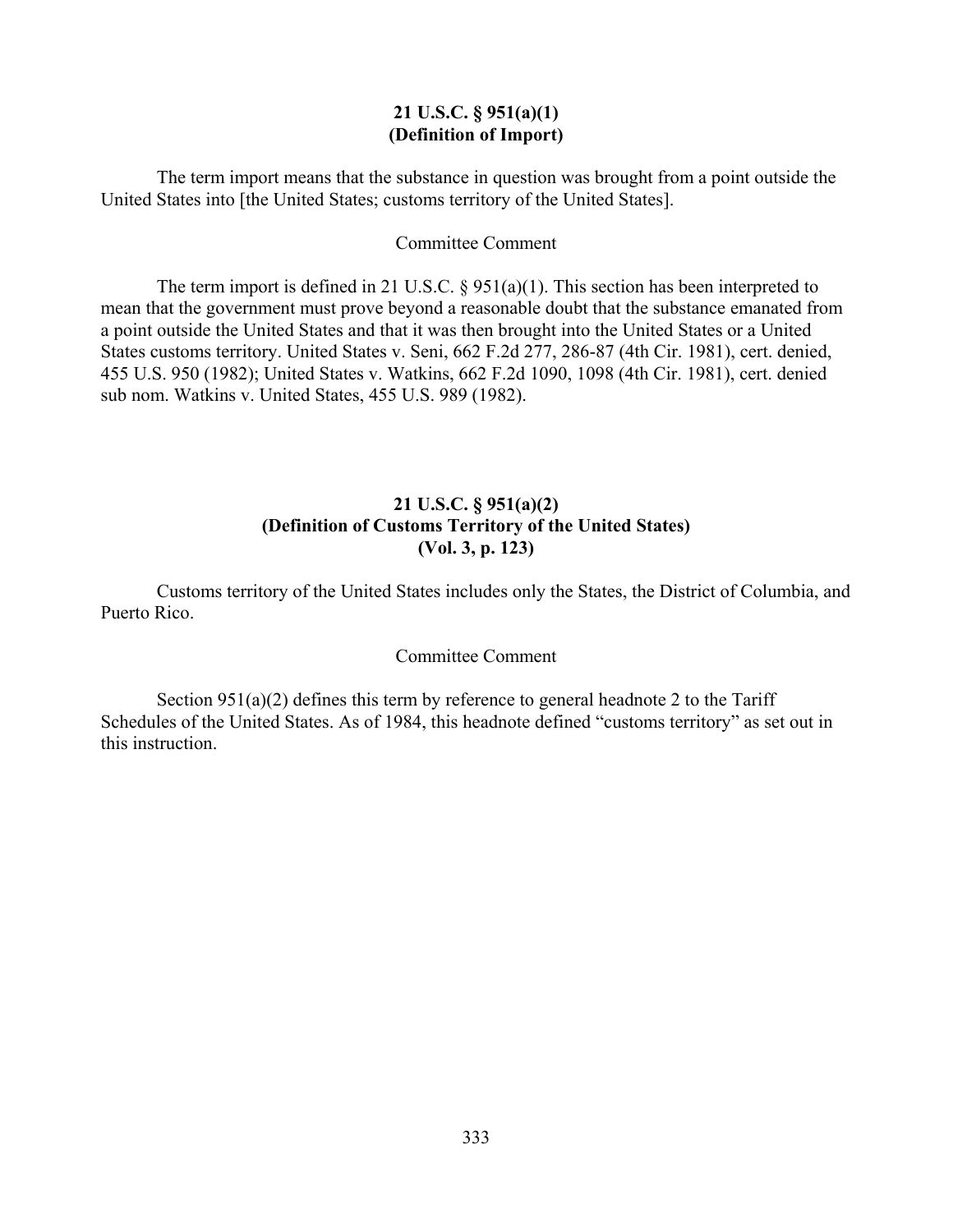## 21 U.S.C. § 951(a)(1)
## (Definition of Import)

The term import means that the substance in question was brought from a point outside the United States into [the United States; customs territory of the United States].

Committee Comment

The term import is defined in 21 U.S.C. § 951(a)(1). This section has been interpreted to mean that the government must prove beyond a reasonable doubt that the substance emanated from a point outside the United States and that it was then brought into the United States or a United States customs territory. United States v. Seni, 662 F.2d 277, 286-87 (4th Cir. 1981), cert. denied, 455 U.S. 950 (1982); United States v. Watkins, 662 F.2d 1090, 1098 (4th Cir. 1981), cert. denied sub nom. Watkins v. United States, 455 U.S. 989 (1982).

## 21 U.S.C. § 951(a)(2)
## (Definition of Customs Territory of the United States)
## (Vol. 3, p. 123)

Customs territory of the United States includes only the States, the District of Columbia, and Puerto Rico.

Committee Comment

Section 951(a)(2) defines this term by reference to general headnote 2 to the Tariff Schedules of the United States. As of 1984, this headnote defined "customs territory" as set out in this instruction.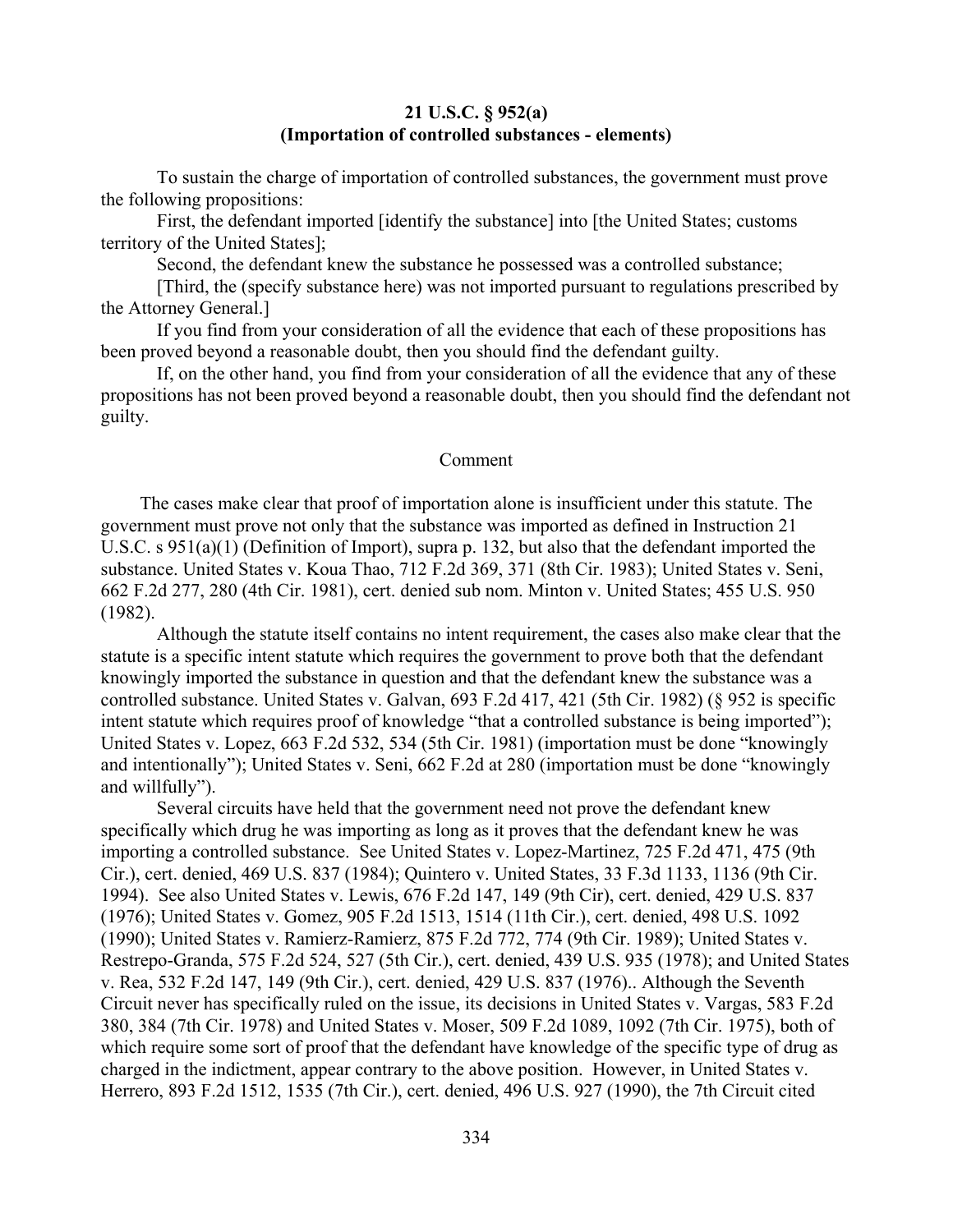**21 U.S.C. § 952(a)**
**(Importation of controlled substances - elements)**

To sustain the charge of importation of controlled substances, the government must prove the following propositions:

First, the defendant imported [identify the substance] into [the United States; customs territory of the United States];

Second, the defendant knew the substance he possessed was a controlled substance;

[Third, the (specify substance here) was not imported pursuant to regulations prescribed by the Attorney General.]

If you find from your consideration of all the evidence that each of these propositions has been proved beyond a reasonable doubt, then you should find the defendant guilty.

If, on the other hand, you find from your consideration of all the evidence that any of these propositions has not been proved beyond a reasonable doubt, then you should find the defendant not guilty.

Comment

The cases make clear that proof of importation alone is insufficient under this statute. The government must prove not only that the substance was imported as defined in Instruction 21 U.S.C. s 951(a)(1) (Definition of Import), supra p. 132, but also that the defendant imported the substance. United States v. Koua Thao, 712 F.2d 369, 371 (8th Cir. 1983); United States v. Seni, 662 F.2d 277, 280 (4th Cir. 1981), cert. denied sub nom. Minton v. United States; 455 U.S. 950 (1982).

Although the statute itself contains no intent requirement, the cases also make clear that the statute is a specific intent statute which requires the government to prove both that the defendant knowingly imported the substance in question and that the defendant knew the substance was a controlled substance. United States v. Galvan, 693 F.2d 417, 421 (5th Cir. 1982) (§ 952 is specific intent statute which requires proof of knowledge "that a controlled substance is being imported"); United States v. Lopez, 663 F.2d 532, 534 (5th Cir. 1981) (importation must be done "knowingly and intentionally"); United States v. Seni, 662 F.2d at 280 (importation must be done "knowingly and willfully").

Several circuits have held that the government need not prove the defendant knew specifically which drug he was importing as long as it proves that the defendant knew he was importing a controlled substance. See United States v. Lopez-Martinez, 725 F.2d 471, 475 (9th Cir.), cert. denied, 469 U.S. 837 (1984); Quintero v. United States, 33 F.3d 1133, 1136 (9th Cir. 1994). See also United States v. Lewis, 676 F.2d 147, 149 (9th Cir), cert. denied, 429 U.S. 837 (1976); United States v. Gomez, 905 F.2d 1513, 1514 (11th Cir.), cert. denied, 498 U.S. 1092 (1990); United States v. Ramierz-Ramierz, 875 F.2d 772, 774 (9th Cir. 1989); United States v. Restrepo-Granda, 575 F.2d 524, 527 (5th Cir.), cert. denied, 439 U.S. 935 (1978); and United States v. Rea, 532 F.2d 147, 149 (9th Cir.), cert. denied, 429 U.S. 837 (1976).. Although the Seventh Circuit never has specifically ruled on the issue, its decisions in United States v. Vargas, 583 F.2d 380, 384 (7th Cir. 1978) and United States v. Moser, 509 F.2d 1089, 1092 (7th Cir. 1975), both of which require some sort of proof that the defendant have knowledge of the specific type of drug as charged in the indictment, appear contrary to the above position. However, in United States v. Herrero, 893 F.2d 1512, 1535 (7th Cir.), cert. denied, 496 U.S. 927 (1990), the 7th Circuit cited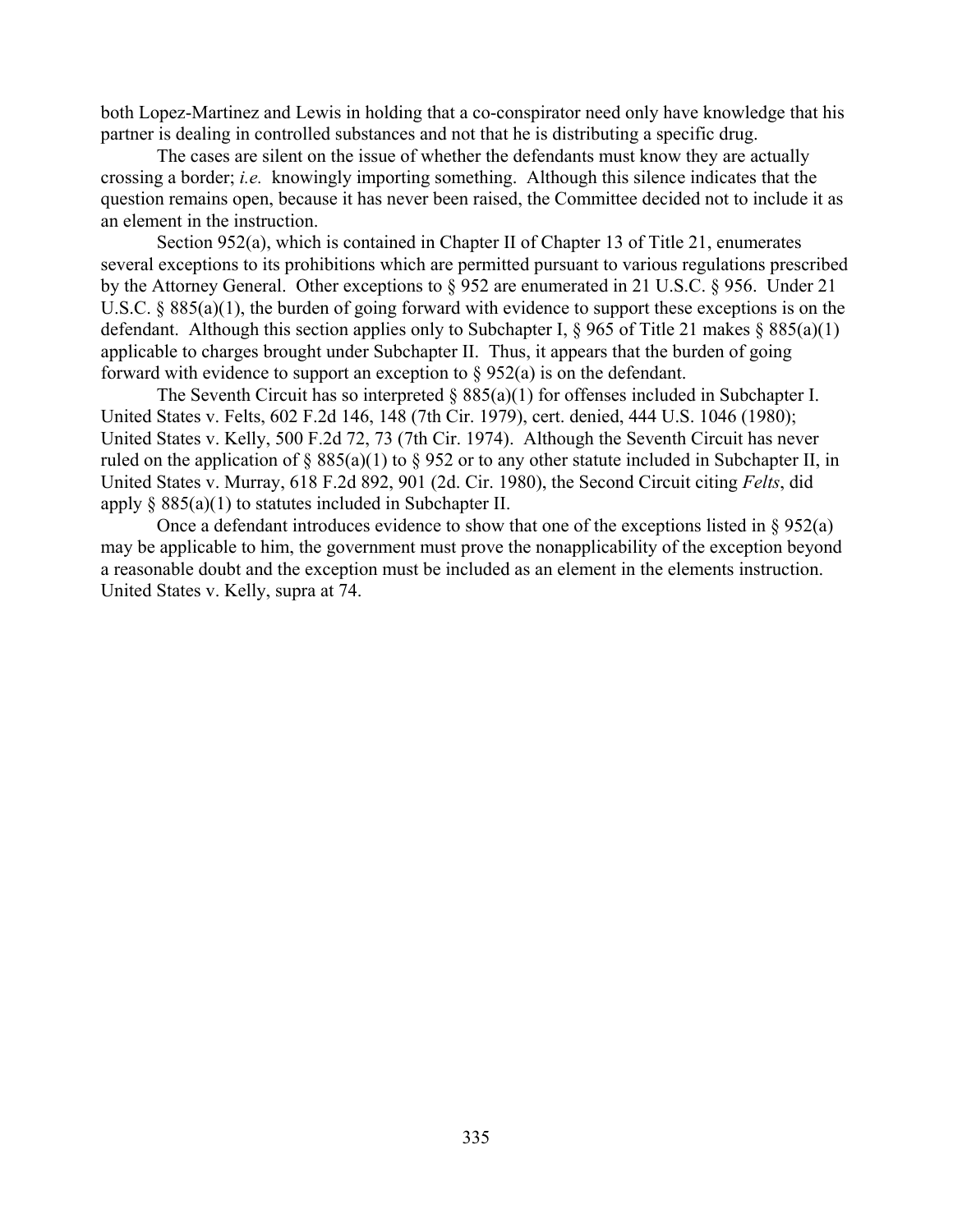both Lopez-Martinez and Lewis in holding that a co-conspirator need only have knowledge that his partner is dealing in controlled substances and not that he is distributing a specific drug.

The cases are silent on the issue of whether the defendants must know they are actually crossing a border; *i.e.* knowingly importing something. Although this silence indicates that the question remains open, because it has never been raised, the Committee decided not to include it as an element in the instruction.

Section 952(a), which is contained in Chapter II of Chapter 13 of Title 21, enumerates several exceptions to its prohibitions which are permitted pursuant to various regulations prescribed by the Attorney General. Other exceptions to § 952 are enumerated in 21 U.S.C. § 956. Under 21 U.S.C. § 885(a)(1), the burden of going forward with evidence to support these exceptions is on the defendant. Although this section applies only to Subchapter I, § 965 of Title 21 makes § 885(a)(1) applicable to charges brought under Subchapter II. Thus, it appears that the burden of going forward with evidence to support an exception to § 952(a) is on the defendant.

The Seventh Circuit has so interpreted § 885(a)(1) for offenses included in Subchapter I. United States v. Felts, 602 F.2d 146, 148 (7th Cir. 1979), cert. denied, 444 U.S. 1046 (1980); United States v. Kelly, 500 F.2d 72, 73 (7th Cir. 1974). Although the Seventh Circuit has never ruled on the application of § 885(a)(1) to § 952 or to any other statute included in Subchapter II, in United States v. Murray, 618 F.2d 892, 901 (2d. Cir. 1980), the Second Circuit citing *Felts*, did apply § 885(a)(1) to statutes included in Subchapter II.

Once a defendant introduces evidence to show that one of the exceptions listed in § 952(a) may be applicable to him, the government must prove the nonapplicability of the exception beyond a reasonable doubt and the exception must be included as an element in the elements instruction. United States v. Kelly, supra at 74.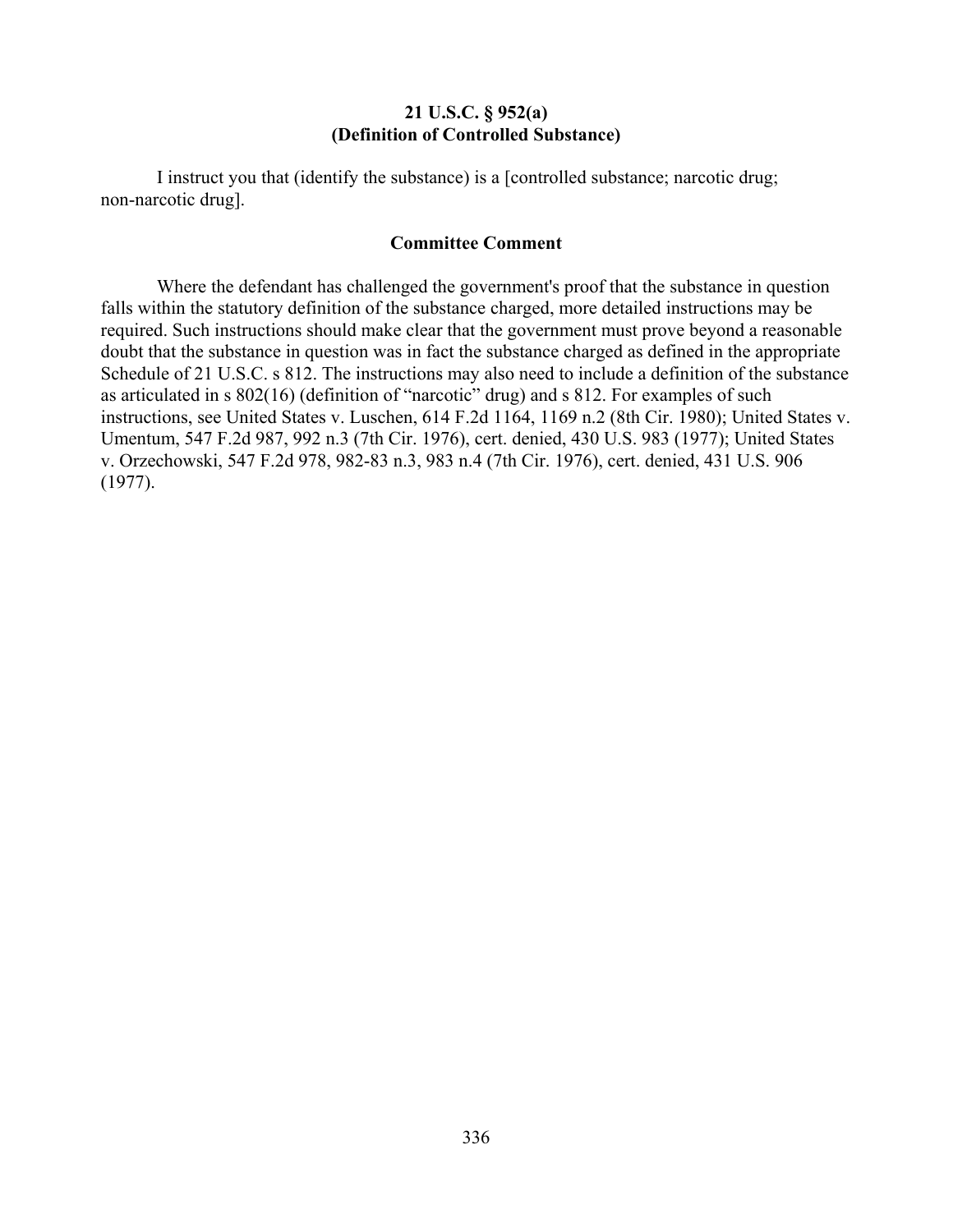**21 U.S.C. § 952(a)**
**(Definition of Controlled Substance)**

I instruct you that (identify the substance) is a [controlled substance; narcotic drug; non-narcotic drug].

**Committee Comment**

Where the defendant has challenged the government's proof that the substance in question falls within the statutory definition of the substance charged, more detailed instructions may be required. Such instructions should make clear that the government must prove beyond a reasonable doubt that the substance in question was in fact the substance charged as defined in the appropriate Schedule of 21 U.S.C. s 812. The instructions may also need to include a definition of the substance as articulated in s 802(16) (definition of "narcotic" drug) and s 812. For examples of such instructions, see United States v. Luschen, 614 F.2d 1164, 1169 n.2 (8th Cir. 1980); United States v. Umentum, 547 F.2d 987, 992 n.3 (7th Cir. 1976), cert. denied, 430 U.S. 983 (1977); United States v. Orzechowski, 547 F.2d 978, 982-83 n.3, 983 n.4 (7th Cir. 1976), cert. denied, 431 U.S. 906 (1977).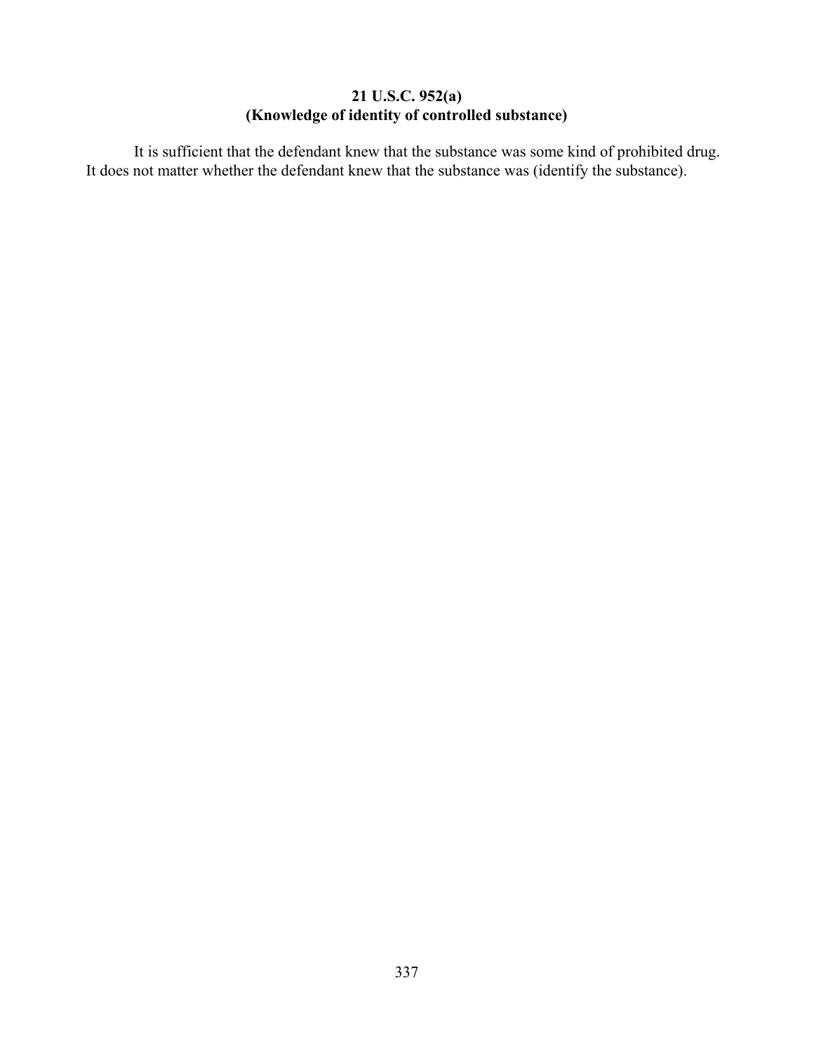**21 U.S.C. 952(a)**
**(Knowledge of identity of controlled substance)**

It is sufficient that the defendant knew that the substance was some kind of prohibited drug. It does not matter whether the defendant knew that the substance was (identify the substance).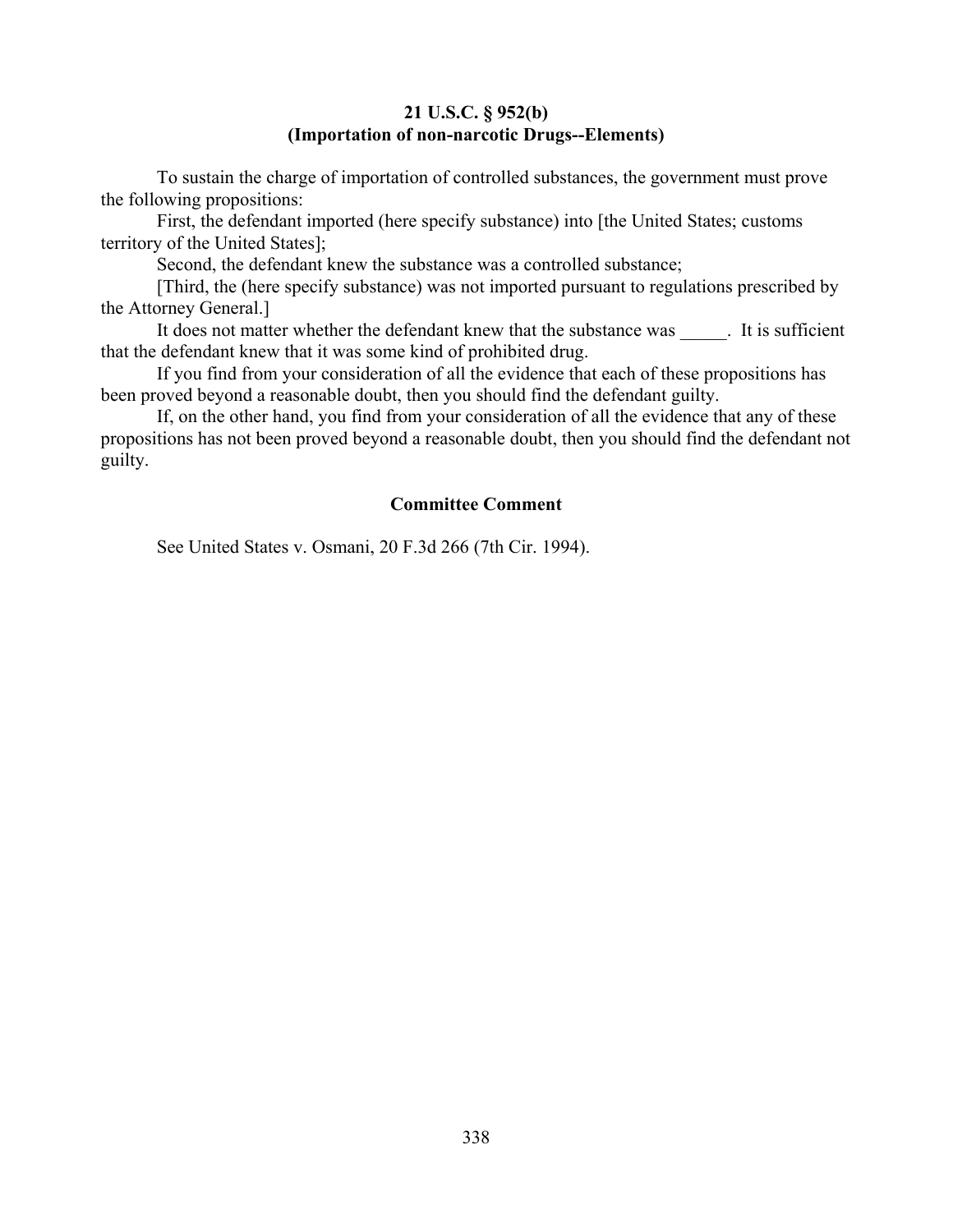**21 U.S.C. § 952(b)**
**(Importation of non-narcotic Drugs--Elements)**

To sustain the charge of importation of controlled substances, the government must prove the following propositions:

First, the defendant imported (here specify substance) into [the United States; customs territory of the United States];

Second, the defendant knew the substance was a controlled substance;

[Third, the (here specify substance) was not imported pursuant to regulations prescribed by the Attorney General.]

It does not matter whether the defendant knew that the substance was _____. It is sufficient that the defendant knew that it was some kind of prohibited drug.

If you find from your consideration of all the evidence that each of these propositions has been proved beyond a reasonable doubt, then you should find the defendant guilty.

If, on the other hand, you find from your consideration of all the evidence that any of these propositions has not been proved beyond a reasonable doubt, then you should find the defendant not guilty.

**Committee Comment**

See United States v. Osmani, 20 F.3d 266 (7th Cir. 1994).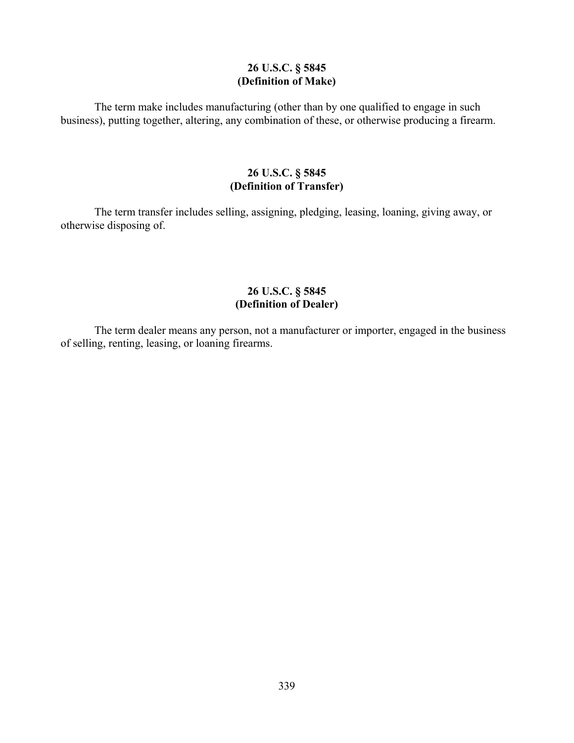**26 U.S.C. § 5845**
**(Definition of Make)**

The term make includes manufacturing (other than by one qualified to engage in such business), putting together, altering, any combination of these, or otherwise producing a firearm.

**26 U.S.C. § 5845**
**(Definition of Transfer)**

The term transfer includes selling, assigning, pledging, leasing, loaning, giving away, or otherwise disposing of.

**26 U.S.C. § 5845**
**(Definition of Dealer)**

The term dealer means any person, not a manufacturer or importer, engaged in the business of selling, renting, leasing, or loaning firearms.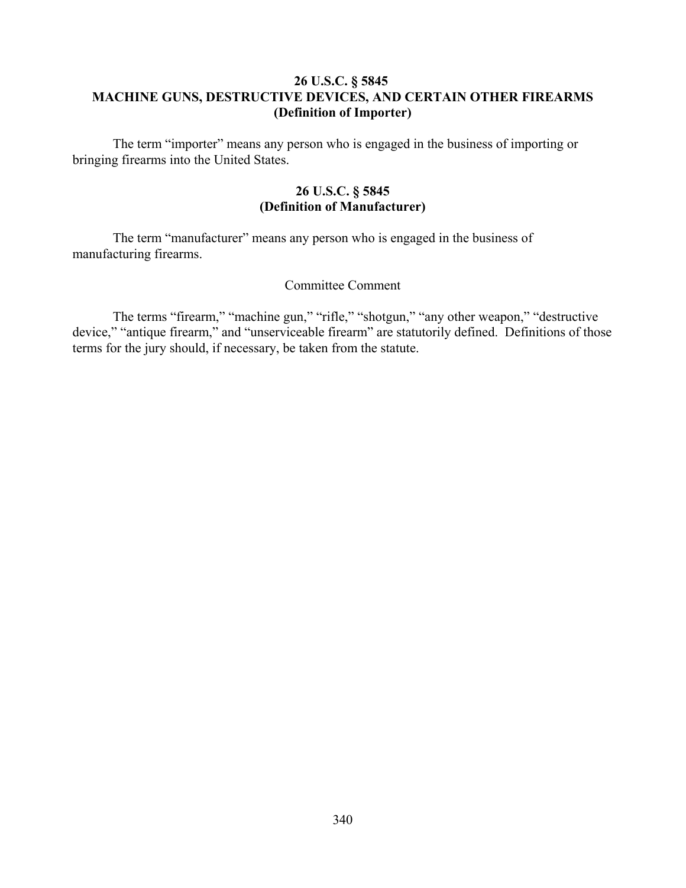### 26 U.S.C. § 5845
### MACHINE GUNS, DESTRUCTIVE DEVICES, AND CERTAIN OTHER FIREARMS
### (Definition of Importer)

The term "importer" means any person who is engaged in the business of importing or bringing firearms into the United States.

### 26 U.S.C. § 5845
### (Definition of Manufacturer)

The term "manufacturer" means any person who is engaged in the business of manufacturing firearms.

Committee Comment

The terms "firearm," "machine gun," "rifle," "shotgun," "any other weapon," "destructive device," "antique firearm," and "unserviceable firearm" are statutorily defined. Definitions of those terms for the jury should, if necessary, be taken from the statute.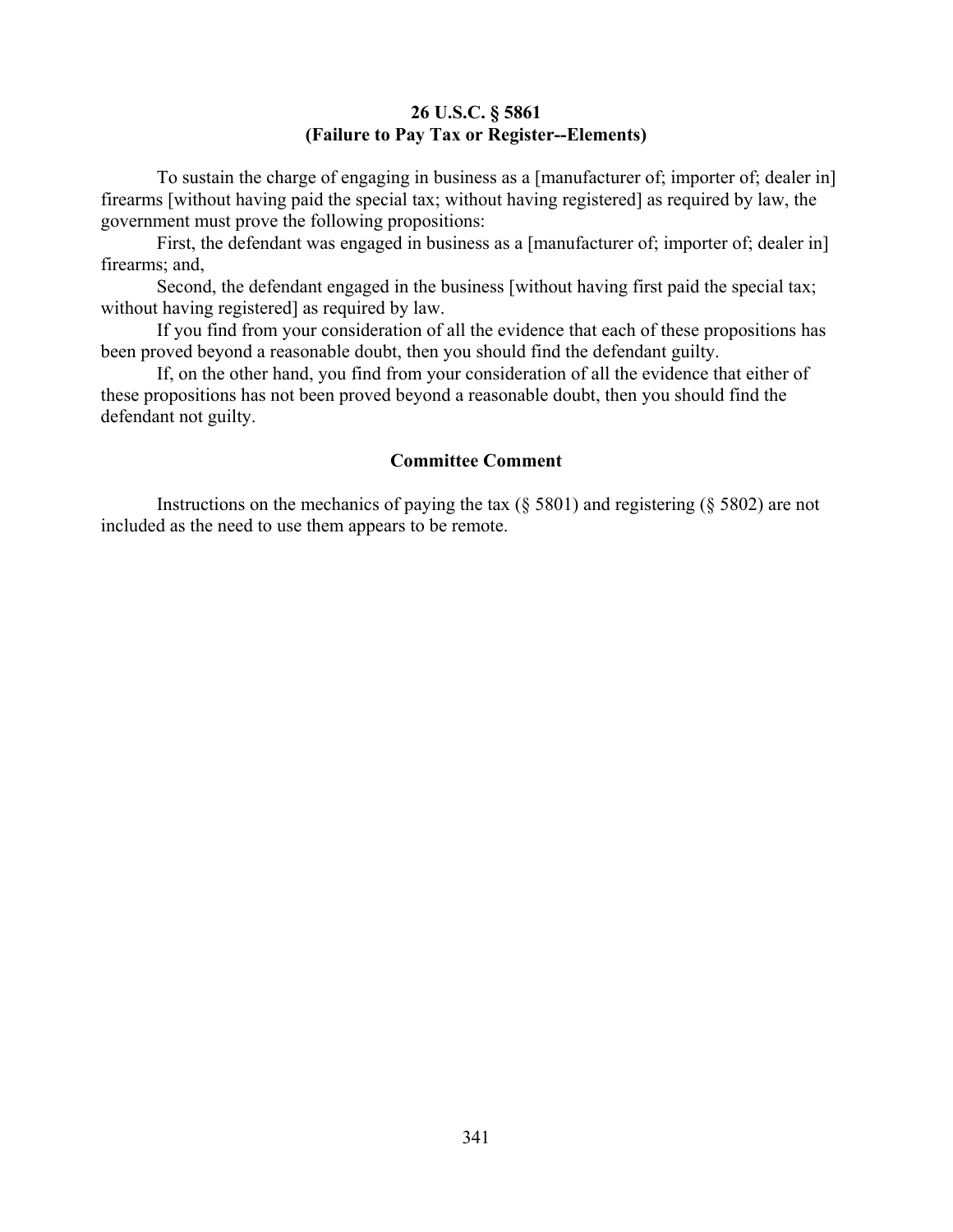## 26 U.S.C. § 5861
## (Failure to Pay Tax or Register--Elements)

To sustain the charge of engaging in business as a [manufacturer of; importer of; dealer in] firearms [without having paid the special tax; without having registered] as required by law, the government must prove the following propositions:

First, the defendant was engaged in business as a [manufacturer of; importer of; dealer in] firearms; and,

Second, the defendant engaged in the business [without having first paid the special tax; without having registered] as required by law.

If you find from your consideration of all the evidence that each of these propositions has been proved beyond a reasonable doubt, then you should find the defendant guilty.

If, on the other hand, you find from your consideration of all the evidence that either of these propositions has not been proved beyond a reasonable doubt, then you should find the defendant not guilty.

### Committee Comment

Instructions on the mechanics of paying the tax (§ 5801) and registering (§ 5802) are not included as the need to use them appears to be remote.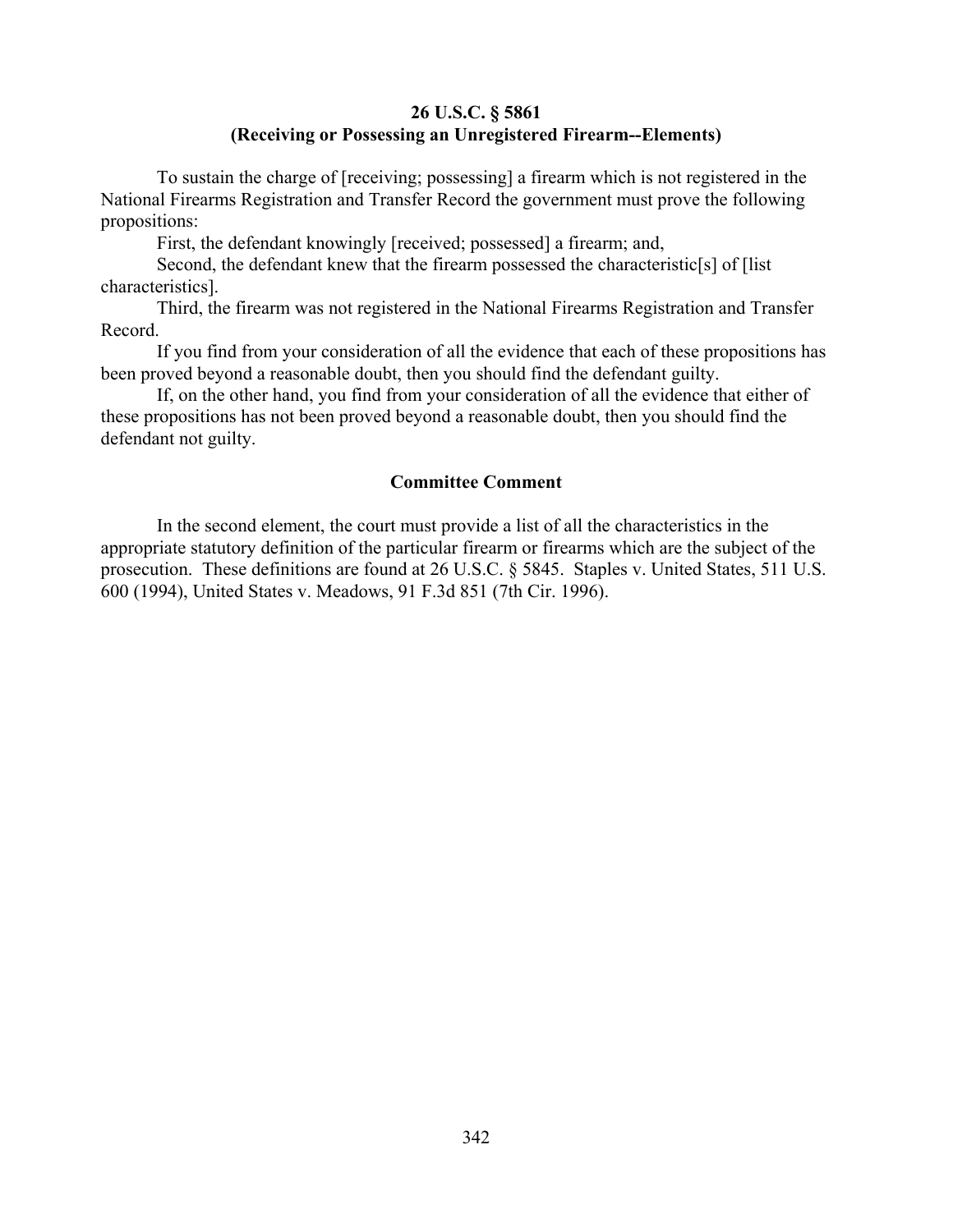**26 U.S.C. § 5861**
**(Receiving or Possessing an Unregistered Firearm--Elements)**

To sustain the charge of [receiving; possessing] a firearm which is not registered in the National Firearms Registration and Transfer Record the government must prove the following propositions:

First, the defendant knowingly [received; possessed] a firearm; and,

Second, the defendant knew that the firearm possessed the characteristic[s] of [list characteristics].

Third, the firearm was not registered in the National Firearms Registration and Transfer Record.

If you find from your consideration of all the evidence that each of these propositions has been proved beyond a reasonable doubt, then you should find the defendant guilty.

If, on the other hand, you find from your consideration of all the evidence that either of these propositions has not been proved beyond a reasonable doubt, then you should find the defendant not guilty.

**Committee Comment**

In the second element, the court must provide a list of all the characteristics in the appropriate statutory definition of the particular firearm or firearms which are the subject of the prosecution. These definitions are found at 26 U.S.C. § 5845. Staples v. United States, 511 U.S. 600 (1994), United States v. Meadows, 91 F.3d 851 (7th Cir. 1996).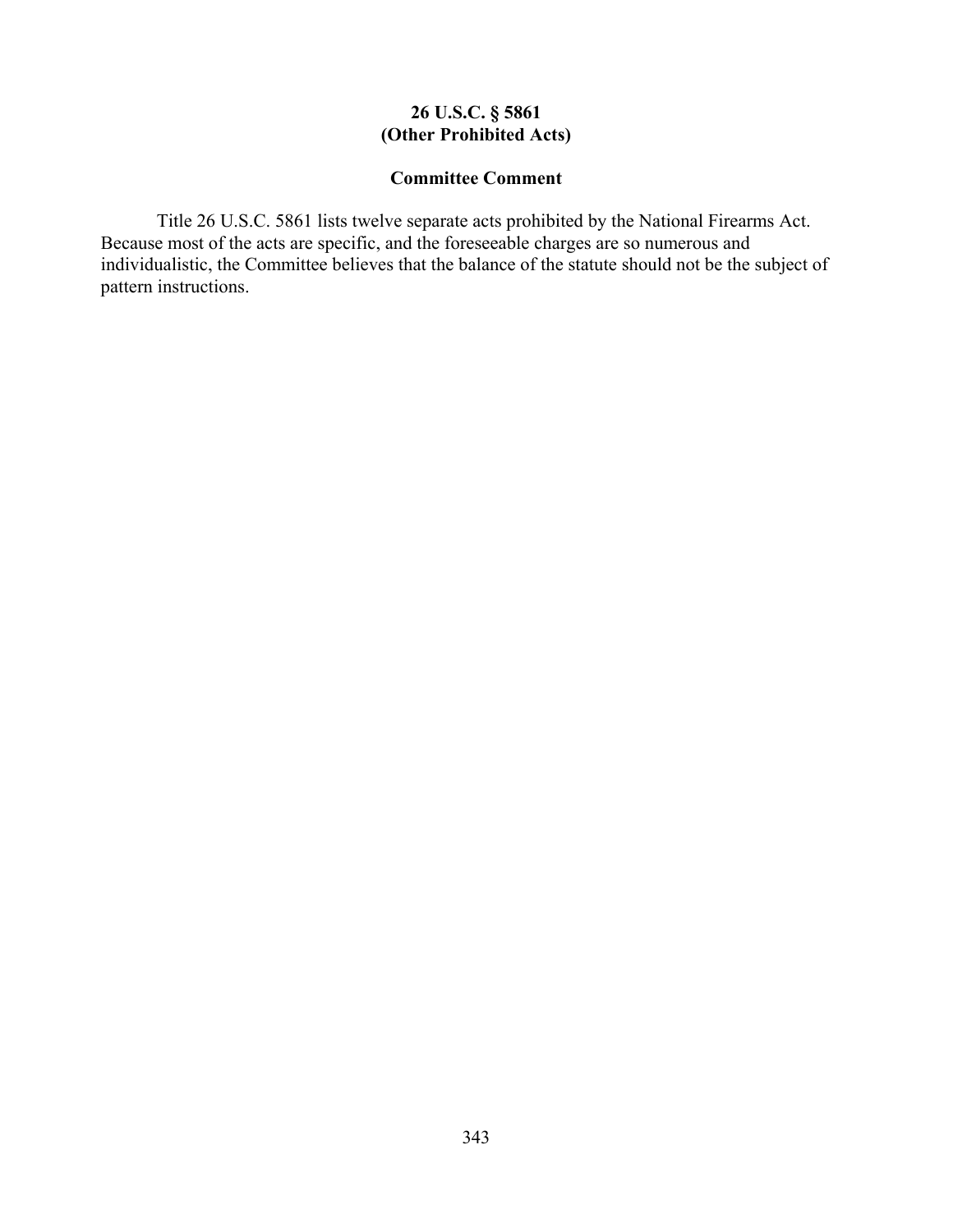## 26 U.S.C. § 5861
## (Other Prohibited Acts)

### Committee Comment

Title 26 U.S.C. 5861 lists twelve separate acts prohibited by the National Firearms Act. Because most of the acts are specific, and the foreseeable charges are so numerous and individualistic, the Committee believes that the balance of the statute should not be the subject of pattern instructions.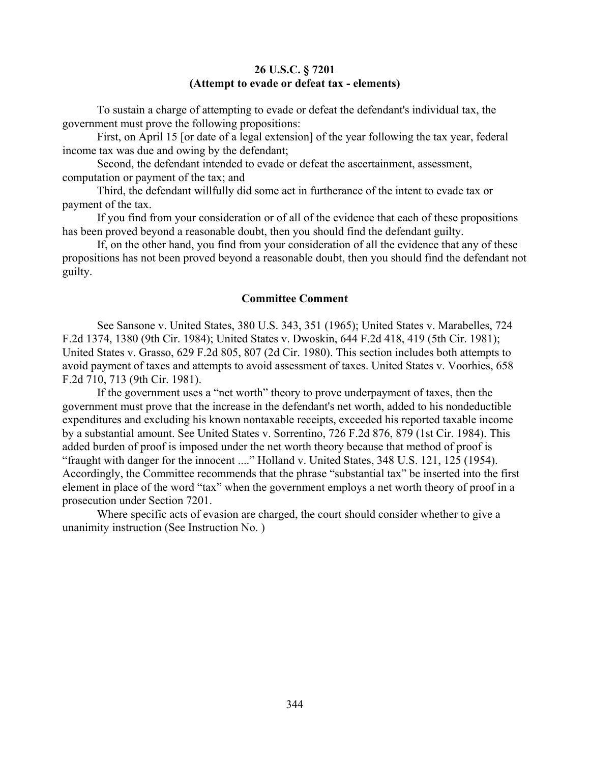**26 U.S.C. § 7201**
**(Attempt to evade or defeat tax - elements)**

To sustain a charge of attempting to evade or defeat the defendant's individual tax, the government must prove the following propositions:

First, on April 15 [or date of a legal extension] of the year following the tax year, federal income tax was due and owing by the defendant;

Second, the defendant intended to evade or defeat the ascertainment, assessment, computation or payment of the tax; and

Third, the defendant willfully did some act in furtherance of the intent to evade tax or payment of the tax.

If you find from your consideration or of all of the evidence that each of these propositions has been proved beyond a reasonable doubt, then you should find the defendant guilty.

If, on the other hand, you find from your consideration of all the evidence that any of these propositions has not been proved beyond a reasonable doubt, then you should find the defendant not guilty.

**Committee Comment**

See Sansone v. United States, 380 U.S. 343, 351 (1965); United States v. Marabelles, 724 F.2d 1374, 1380 (9th Cir. 1984); United States v. Dwoskin, 644 F.2d 418, 419 (5th Cir. 1981); United States v. Grasso, 629 F.2d 805, 807 (2d Cir. 1980). This section includes both attempts to avoid payment of taxes and attempts to avoid assessment of taxes. United States v. Voorhies, 658 F.2d 710, 713 (9th Cir. 1981).

If the government uses a "net worth" theory to prove underpayment of taxes, then the government must prove that the increase in the defendant's net worth, added to his nondeductible expenditures and excluding his known nontaxable receipts, exceeded his reported taxable income by a substantial amount. See United States v. Sorrentino, 726 F.2d 876, 879 (1st Cir. 1984). This added burden of proof is imposed under the net worth theory because that method of proof is "fraught with danger for the innocent ...." Holland v. United States, 348 U.S. 121, 125 (1954). Accordingly, the Committee recommends that the phrase "substantial tax" be inserted into the first element in place of the word "tax" when the government employs a net worth theory of proof in a prosecution under Section 7201.

Where specific acts of evasion are charged, the court should consider whether to give a unanimity instruction (See Instruction No. )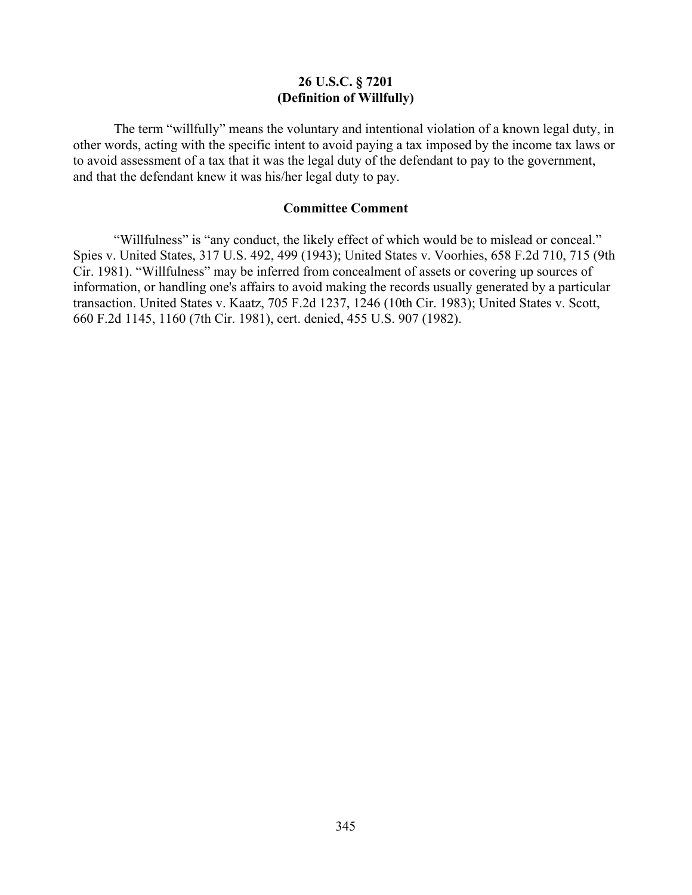## 26 U.S.C. § 7201
## (Definition of Willfully)

The term "willfully" means the voluntary and intentional violation of a known legal duty, in other words, acting with the specific intent to avoid paying a tax imposed by the income tax laws or to avoid assessment of a tax that it was the legal duty of the defendant to pay to the government, and that the defendant knew it was his/her legal duty to pay.

### Committee Comment

"Willfulness" is "any conduct, the likely effect of which would be to mislead or conceal." Spies v. United States, 317 U.S. 492, 499 (1943); United States v. Voorhies, 658 F.2d 710, 715 (9th Cir. 1981). "Willfulness" may be inferred from concealment of assets or covering up sources of information, or handling one's affairs to avoid making the records usually generated by a particular transaction. United States v. Kaatz, 705 F.2d 1237, 1246 (10th Cir. 1983); United States v. Scott, 660 F.2d 1145, 1160 (7th Cir. 1981), cert. denied, 455 U.S. 907 (1982).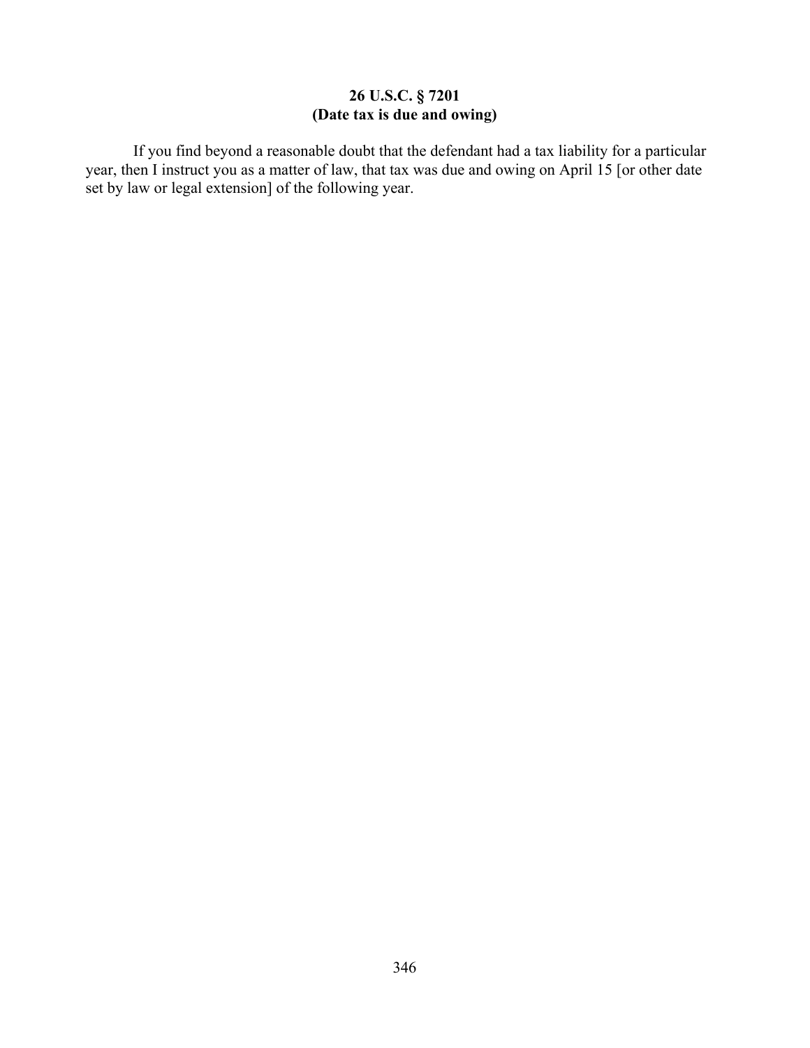**26 U.S.C. § 7201**
**(Date tax is due and owing)**

If you find beyond a reasonable doubt that the defendant had a tax liability for a particular year, then I instruct you as a matter of law, that tax was due and owing on April 15 [or other date set by law or legal extension] of the following year.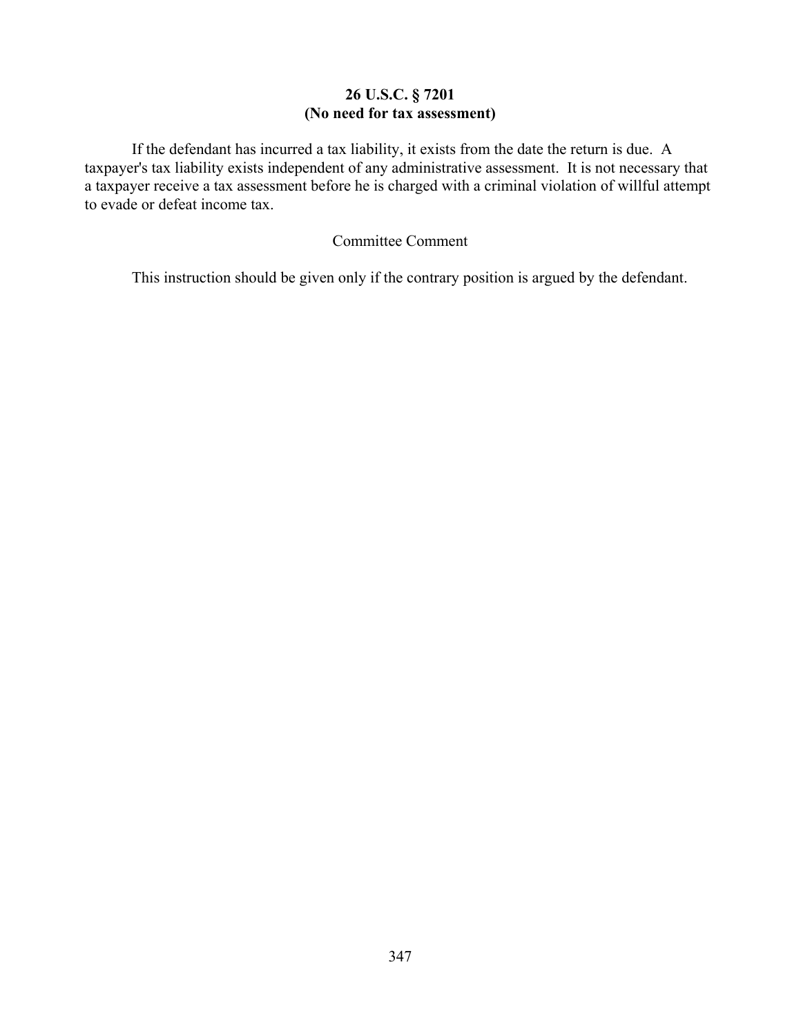**26 U.S.C. § 7201**
**(No need for tax assessment)**

If the defendant has incurred a tax liability, it exists from the date the return is due. A taxpayer's tax liability exists independent of any administrative assessment. It is not necessary that a taxpayer receive a tax assessment before he is charged with a criminal violation of willful attempt to evade or defeat income tax.

Committee Comment

This instruction should be given only if the contrary position is argued by the defendant.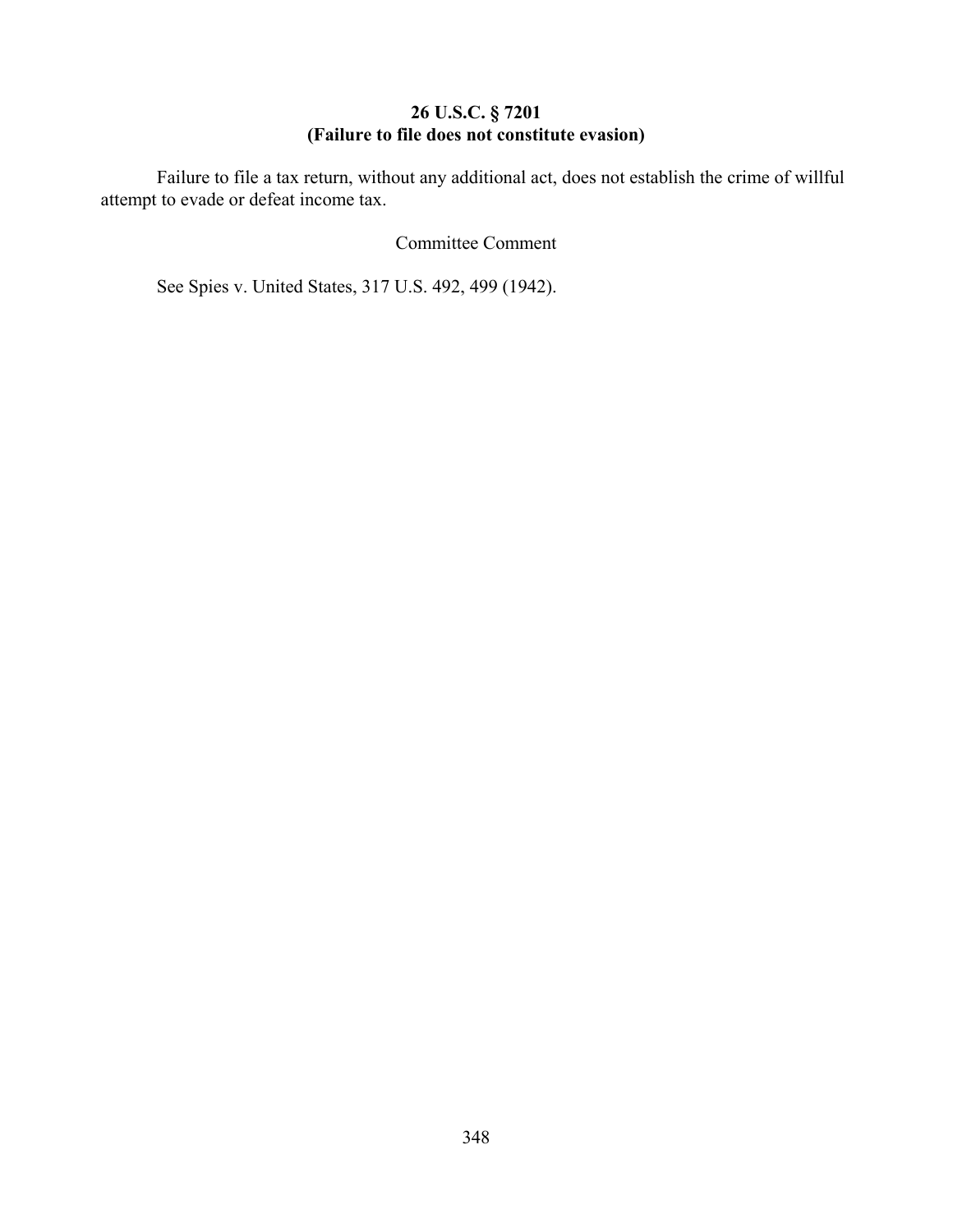**26 U.S.C. § 7201**
**(Failure to file does not constitute evasion)**

Failure to file a tax return, without any additional act, does not establish the crime of willful attempt to evade or defeat income tax.

Committee Comment

See Spies v. United States, 317 U.S. 492, 499 (1942).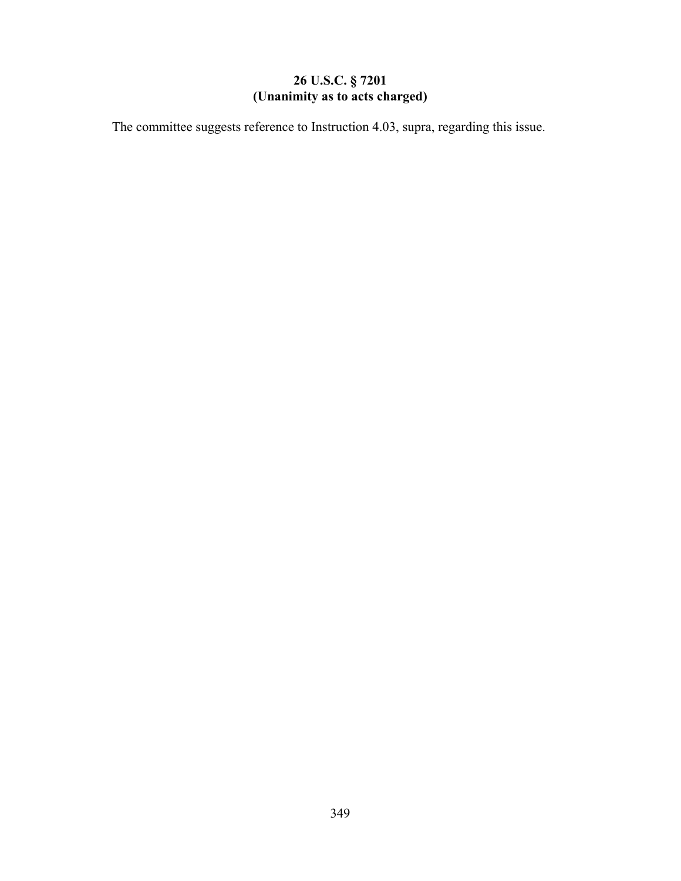# 26 U.S.C. § 7201
# (Unanimity as to acts charged)

The committee suggests reference to Instruction 4.03, supra, regarding this issue.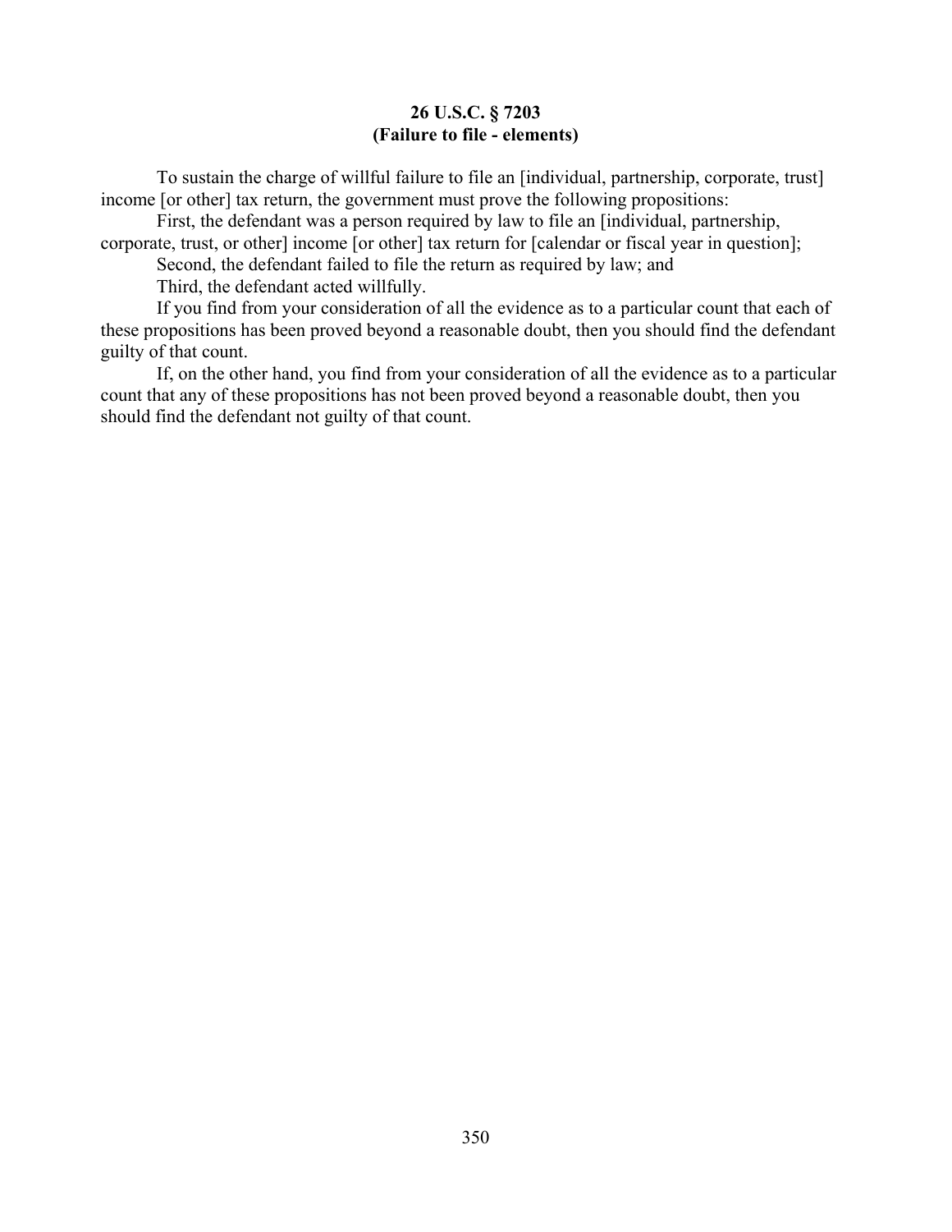**26 U.S.C. § 7203**
**(Failure to file - elements)**

To sustain the charge of willful failure to file an [individual, partnership, corporate, trust] income [or other] tax return, the government must prove the following propositions:

First, the defendant was a person required by law to file an [individual, partnership, corporate, trust, or other] income [or other] tax return for [calendar or fiscal year in question];

Second, the defendant failed to file the return as required by law; and

Third, the defendant acted willfully.

If you find from your consideration of all the evidence as to a particular count that each of these propositions has been proved beyond a reasonable doubt, then you should find the defendant guilty of that count.

If, on the other hand, you find from your consideration of all the evidence as to a particular count that any of these propositions has not been proved beyond a reasonable doubt, then you should find the defendant not guilty of that count.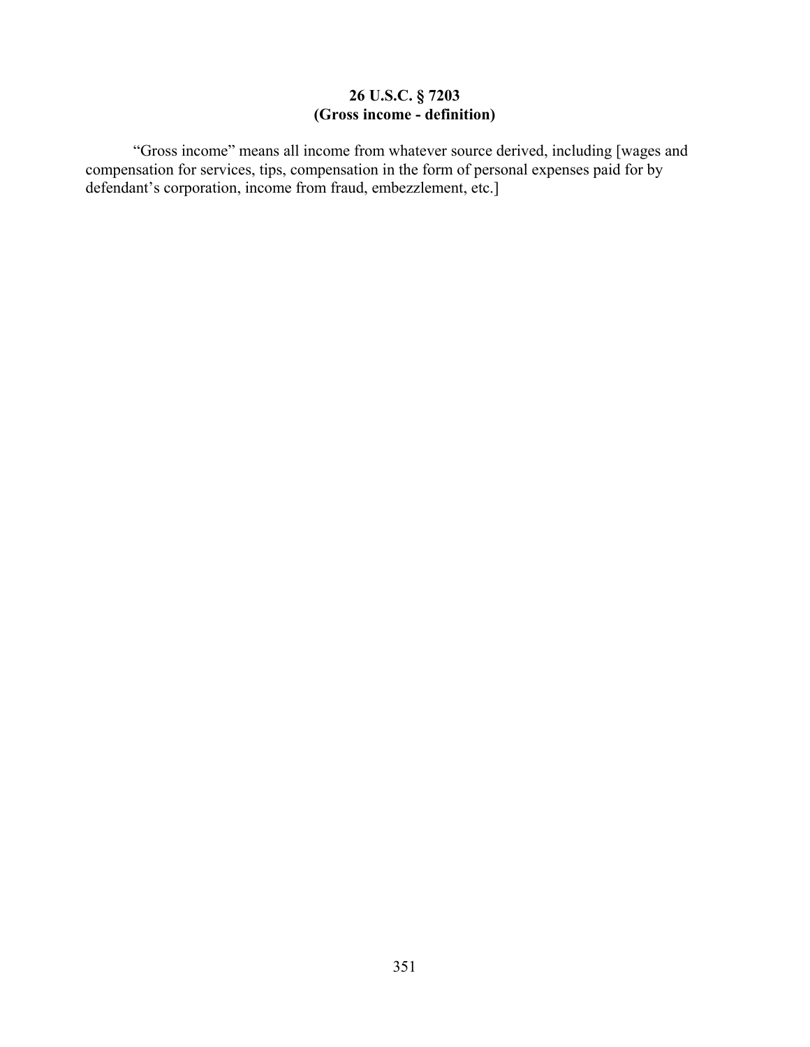**26 U.S.C. § 7203**
**(Gross income - definition)**

"Gross income" means all income from whatever source derived, including [wages and compensation for services, tips, compensation in the form of personal expenses paid for by defendant's corporation, income from fraud, embezzlement, etc.]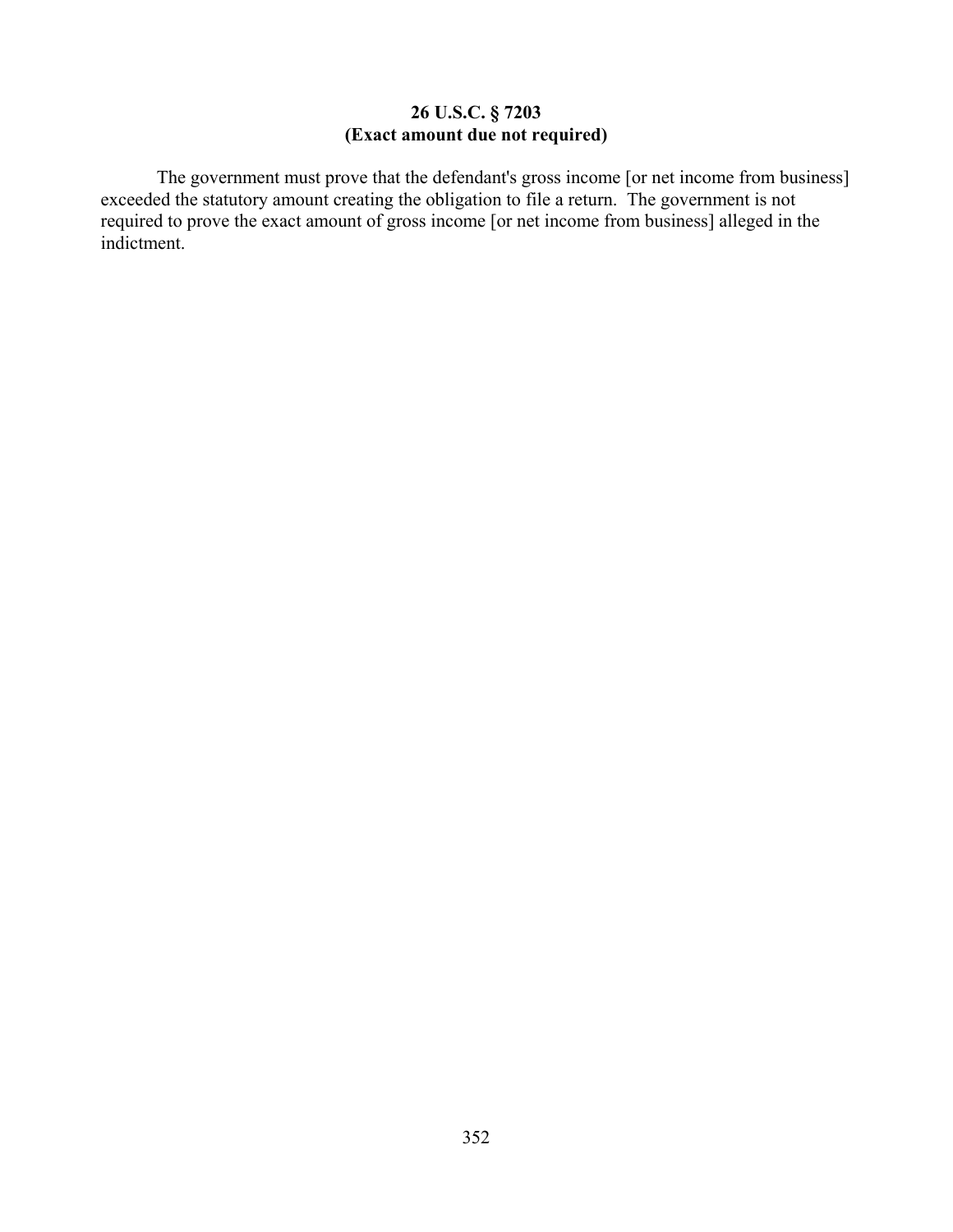## 26 U.S.C. § 7203
## (Exact amount due not required)

The government must prove that the defendant's gross income [or net income from business] exceeded the statutory amount creating the obligation to file a return. The government is not required to prove the exact amount of gross income [or net income from business] alleged in the indictment.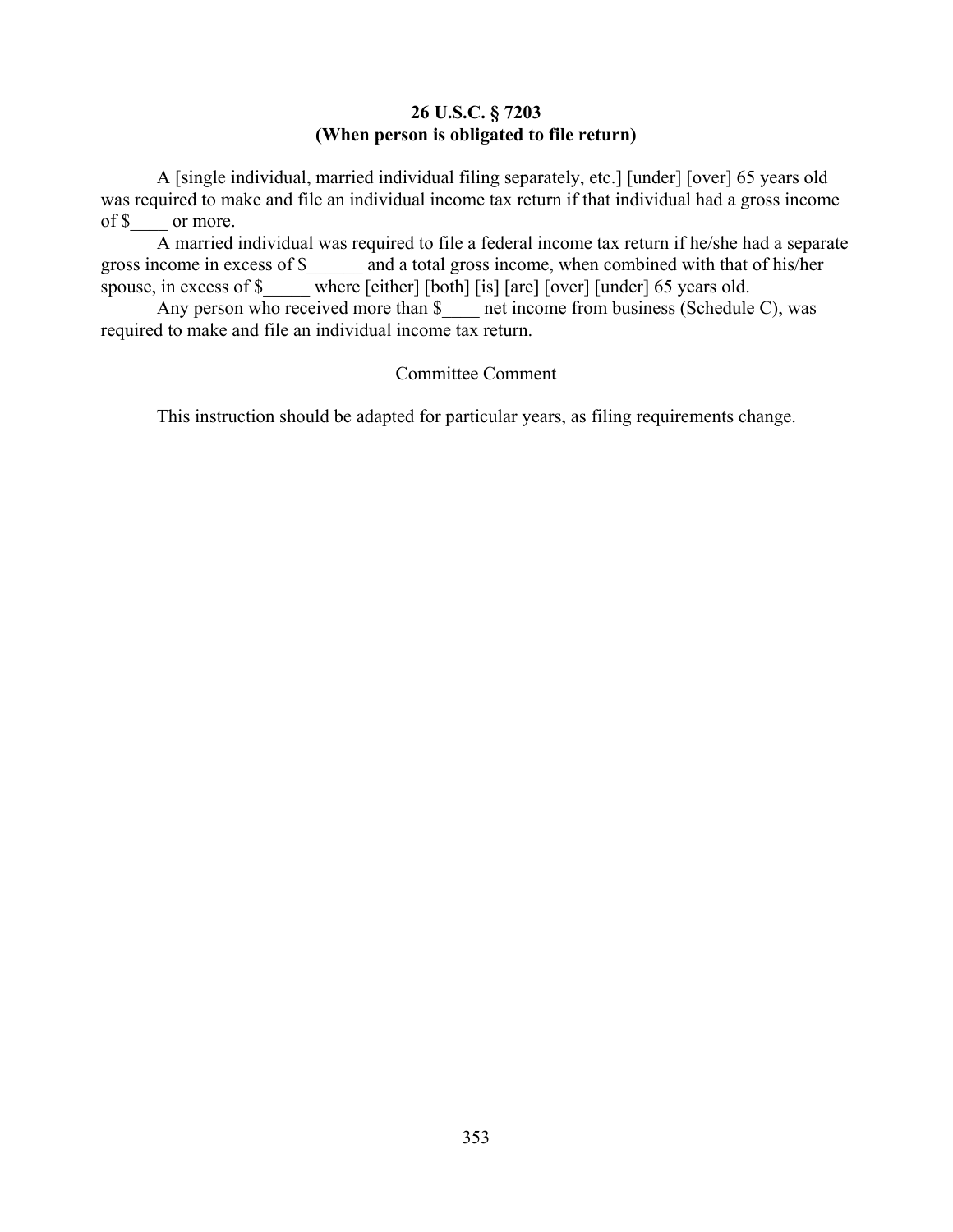**26 U.S.C. § 7203**
**(When person is obligated to file return)**

A [single individual, married individual filing separately, etc.] [under] [over] 65 years old was required to make and file an individual income tax return if that individual had a gross income of $____ or more.

A married individual was required to file a federal income tax return if he/she had a separate gross income in excess of $______ and a total gross income, when combined with that of his/her spouse, in excess of $_____ where [either] [both] [is] [are] [over] [under] 65 years old.

Any person who received more than $____ net income from business (Schedule C), was required to make and file an individual income tax return.

Committee Comment

This instruction should be adapted for particular years, as filing requirements change.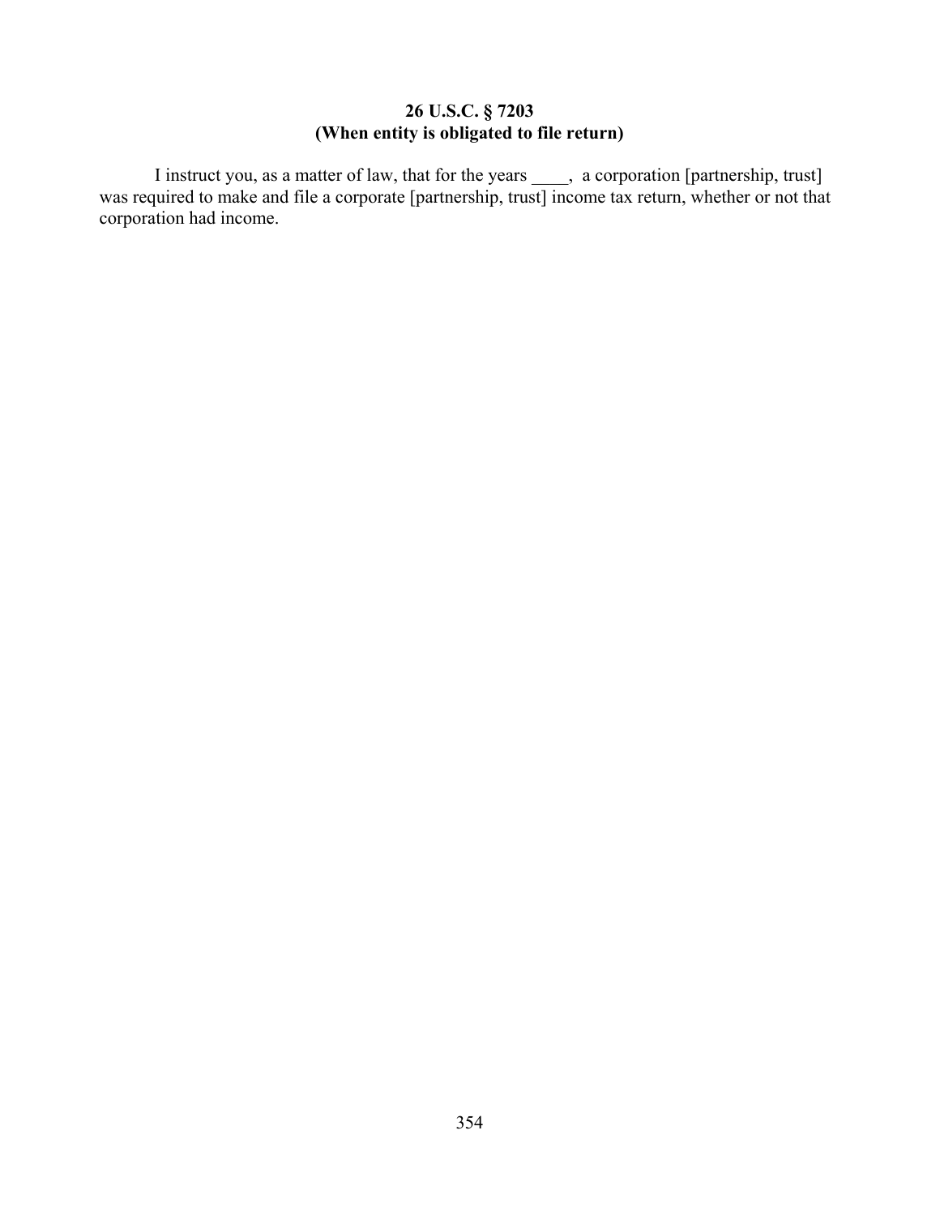**26 U.S.C. § 7203**
**(When entity is obligated to file return)**

I instruct you, as a matter of law, that for the years ____, a corporation [partnership, trust] was required to make and file a corporate [partnership, trust] income tax return, whether or not that corporation had income.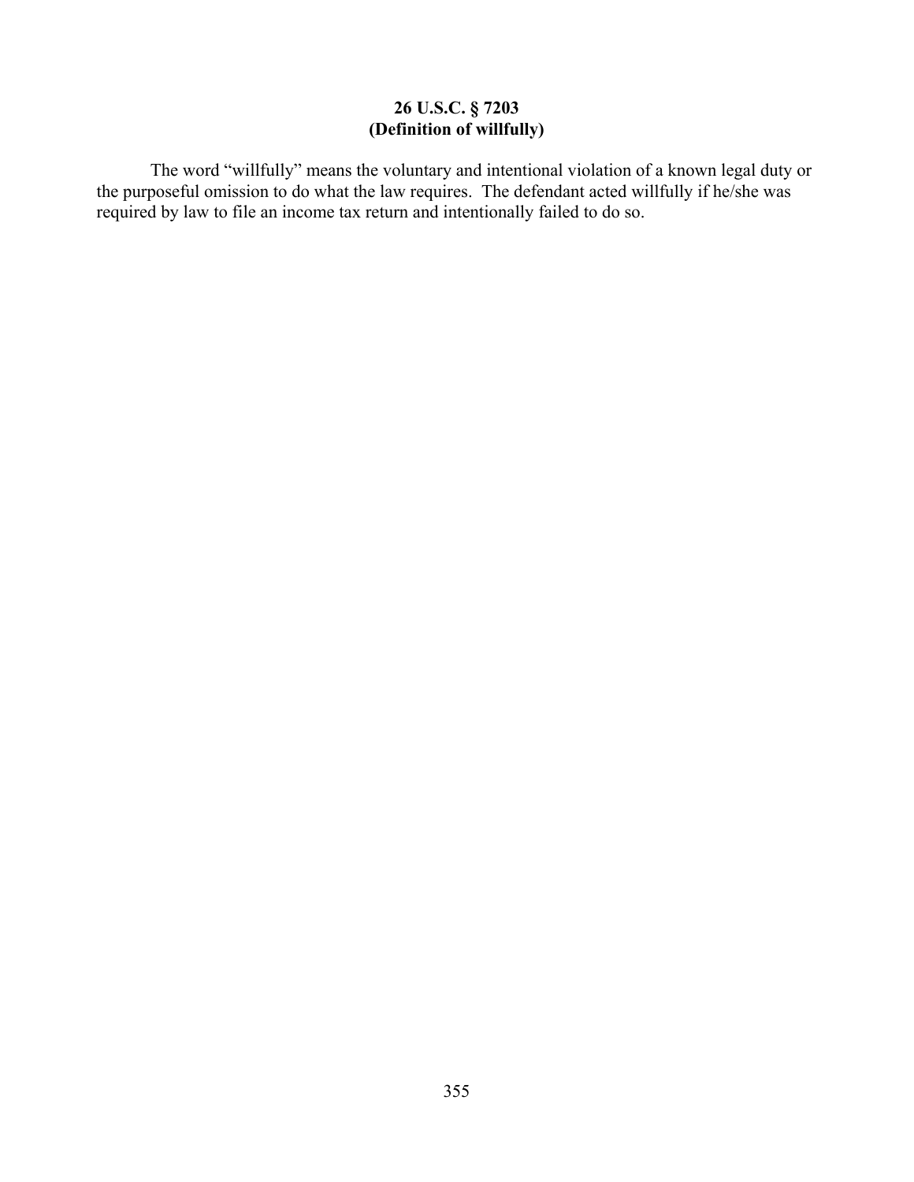**26 U.S.C. § 7203**
**(Definition of willfully)**

The word "willfully" means the voluntary and intentional violation of a known legal duty or the purposeful omission to do what the law requires. The defendant acted willfully if he/she was required by law to file an income tax return and intentionally failed to do so.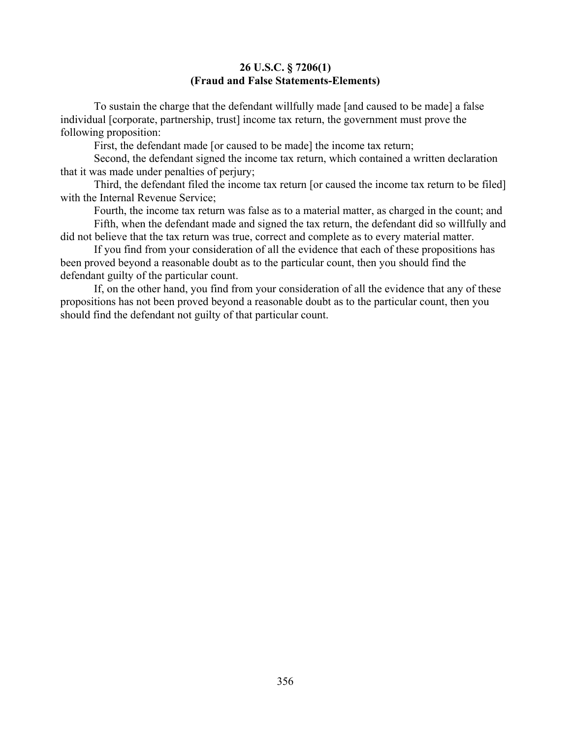**26 U.S.C. § 7206(1)**
**(Fraud and False Statements-Elements)**

To sustain the charge that the defendant willfully made [and caused to be made] a false individual [corporate, partnership, trust] income tax return, the government must prove the following proposition:

First, the defendant made [or caused to be made] the income tax return;

Second, the defendant signed the income tax return, which contained a written declaration that it was made under penalties of perjury;

Third, the defendant filed the income tax return [or caused the income tax return to be filed] with the Internal Revenue Service;

Fourth, the income tax return was false as to a material matter, as charged in the count; and

Fifth, when the defendant made and signed the tax return, the defendant did so willfully and did not believe that the tax return was true, correct and complete as to every material matter.

If you find from your consideration of all the evidence that each of these propositions has been proved beyond a reasonable doubt as to the particular count, then you should find the defendant guilty of the particular count.

If, on the other hand, you find from your consideration of all the evidence that any of these propositions has not been proved beyond a reasonable doubt as to the particular count, then you should find the defendant not guilty of that particular count.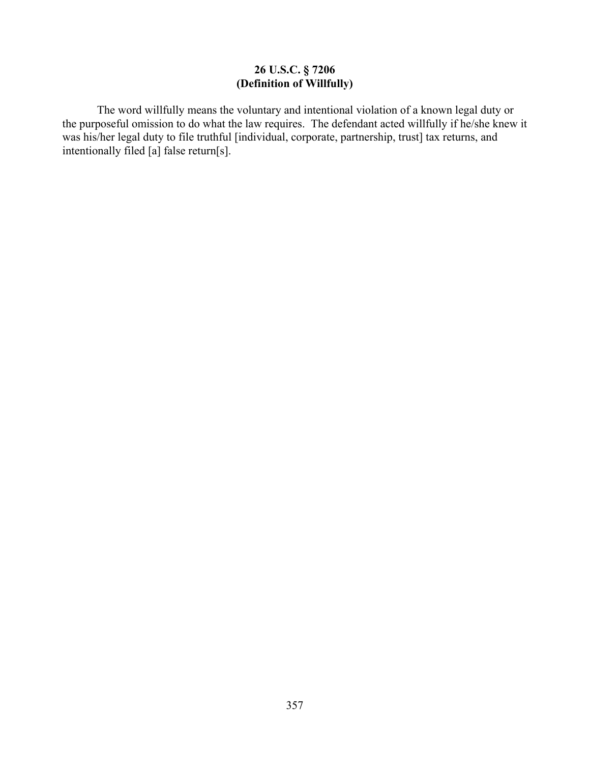**26 U.S.C. § 7206**
**(Definition of Willfully)**

The word willfully means the voluntary and intentional violation of a known legal duty or the purposeful omission to do what the law requires. The defendant acted willfully if he/she knew it was his/her legal duty to file truthful [individual, corporate, partnership, trust] tax returns, and intentionally filed [a] false return[s].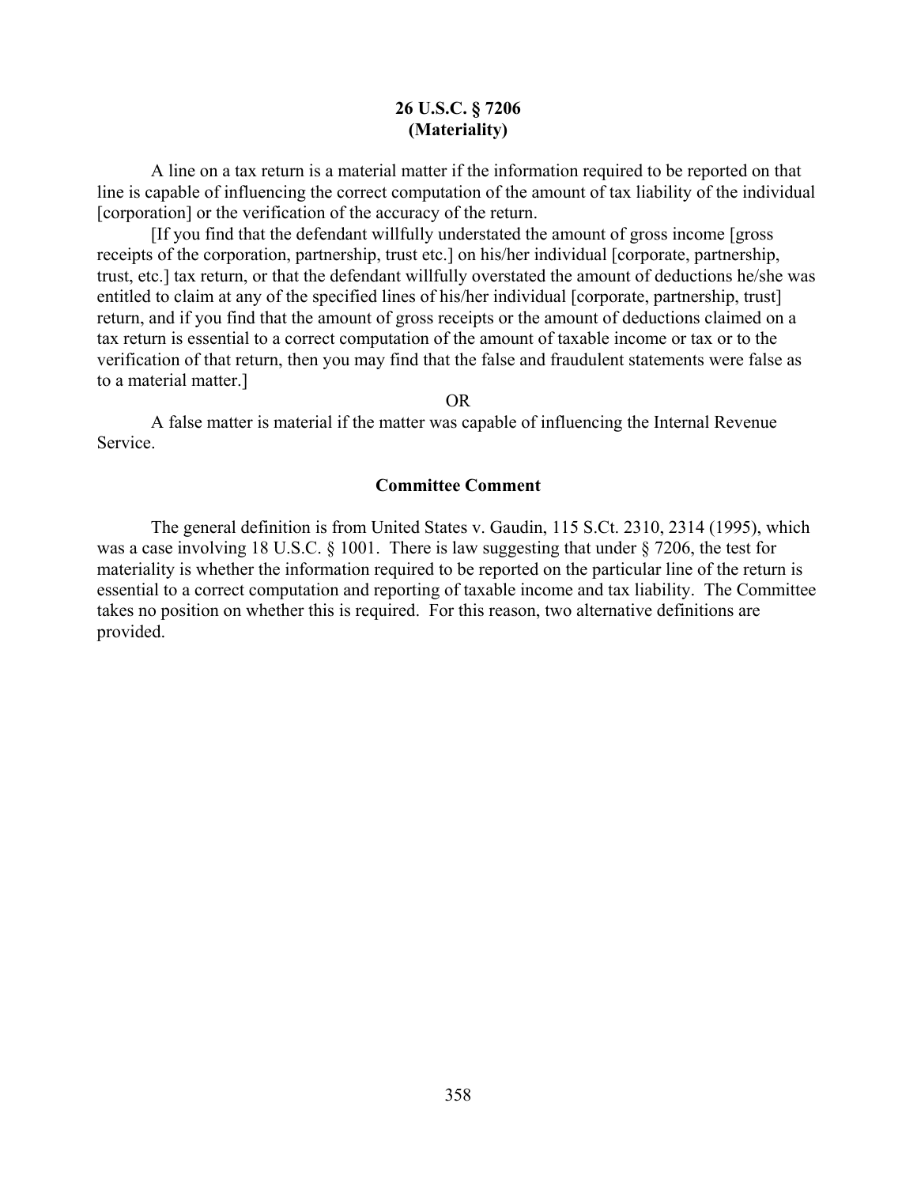## 26 U.S.C. § 7206
## (Materiality)

A line on a tax return is a material matter if the information required to be reported on that line is capable of influencing the correct computation of the amount of tax liability of the individual [corporation] or the verification of the accuracy of the return.

[If you find that the defendant willfully understated the amount of gross income [gross receipts of the corporation, partnership, trust etc.] on his/her individual [corporate, partnership, trust, etc.] tax return, or that the defendant willfully overstated the amount of deductions he/she was entitled to claim at any of the specified lines of his/her individual [corporate, partnership, trust] return, and if you find that the amount of gross receipts or the amount of deductions claimed on a tax return is essential to a correct computation of the amount of taxable income or tax or to the verification of that return, then you may find that the false and fraudulent statements were false as to a material matter.]

OR

A false matter is material if the matter was capable of influencing the Internal Revenue Service.

### Committee Comment

The general definition is from United States v. Gaudin, 115 S.Ct. 2310, 2314 (1995), which was a case involving 18 U.S.C. § 1001. There is law suggesting that under § 7206, the test for materiality is whether the information required to be reported on the particular line of the return is essential to a correct computation and reporting of taxable income and tax liability. The Committee takes no position on whether this is required. For this reason, two alternative definitions are provided.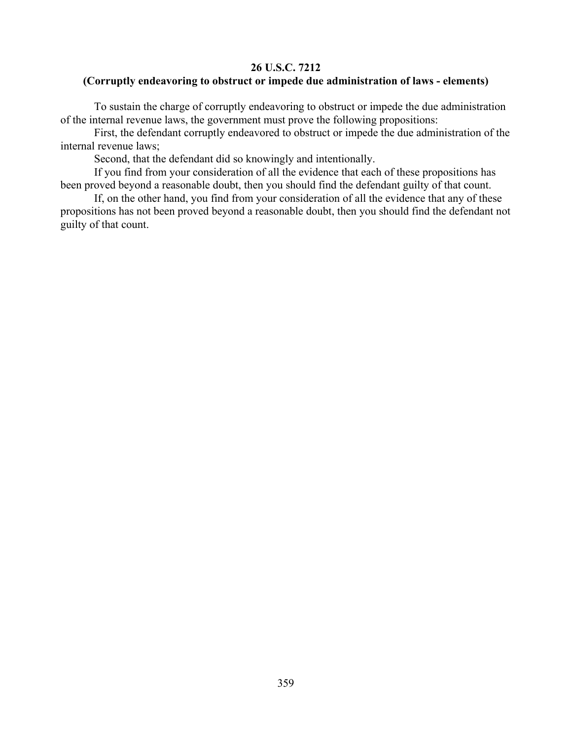**26 U.S.C. 7212**

**(Corruptly endeavoring to obstruct or impede due administration of laws - elements)**

To sustain the charge of corruptly endeavoring to obstruct or impede the due administration of the internal revenue laws, the government must prove the following propositions:

First, the defendant corruptly endeavored to obstruct or impede the due administration of the internal revenue laws;

Second, that the defendant did so knowingly and intentionally.

If you find from your consideration of all the evidence that each of these propositions has been proved beyond a reasonable doubt, then you should find the defendant guilty of that count.

If, on the other hand, you find from your consideration of all the evidence that any of these propositions has not been proved beyond a reasonable doubt, then you should find the defendant not guilty of that count.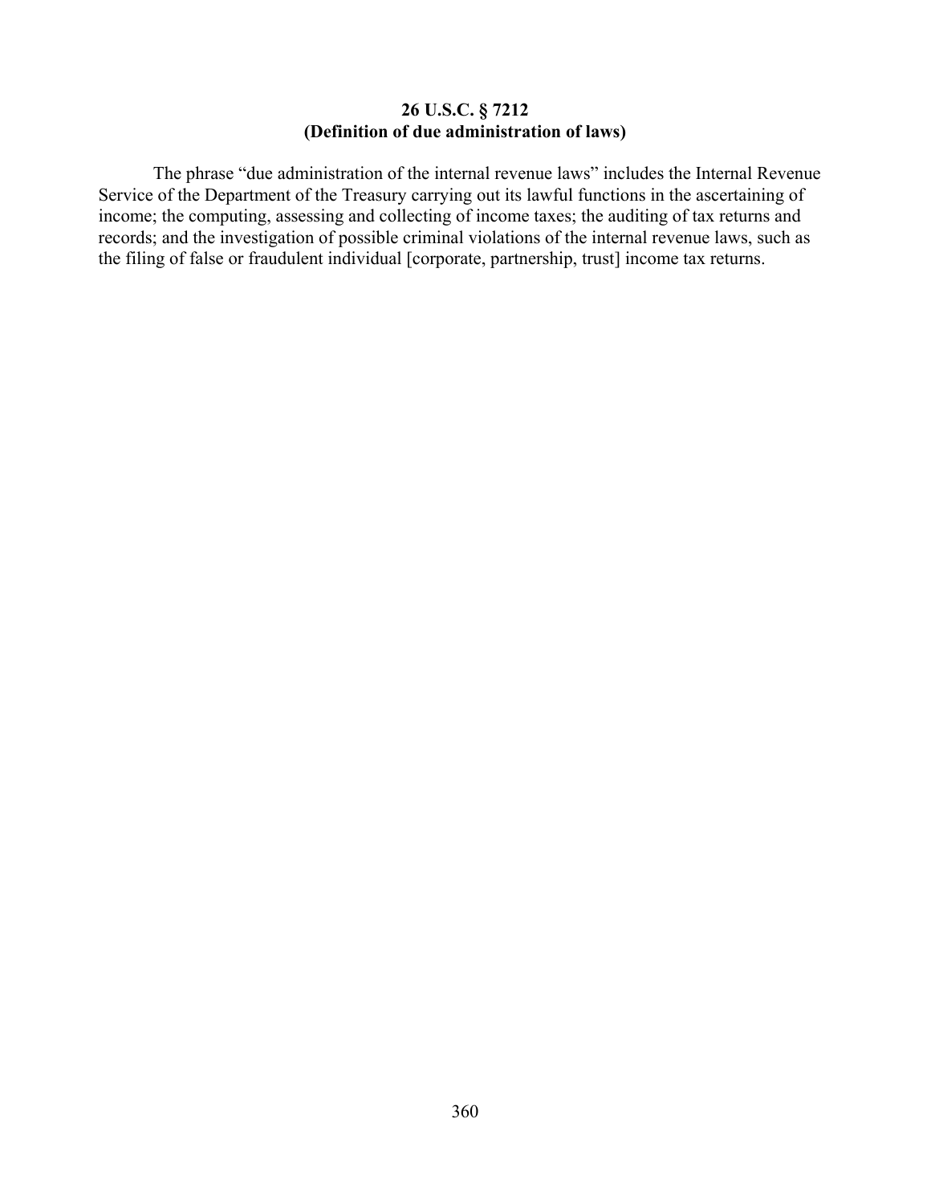**26 U.S.C. § 7212**
**(Definition of due administration of laws)**

The phrase "due administration of the internal revenue laws" includes the Internal Revenue Service of the Department of the Treasury carrying out its lawful functions in the ascertaining of income; the computing, assessing and collecting of income taxes; the auditing of tax returns and records; and the investigation of possible criminal violations of the internal revenue laws, such as the filing of false or fraudulent individual [corporate, partnership, trust] income tax returns.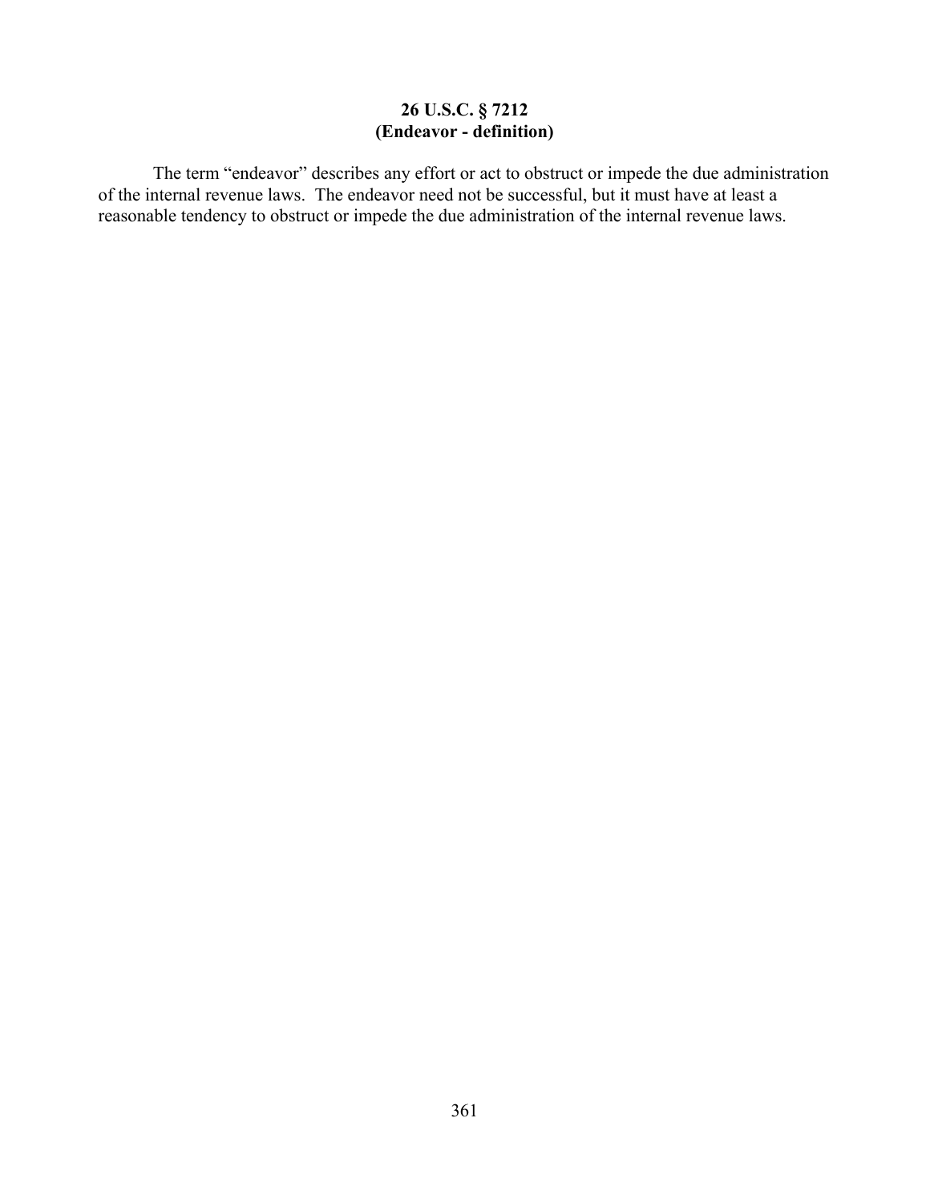**26 U.S.C. § 7212**
**(Endeavor - definition)**

The term “endeavor” describes any effort or act to obstruct or impede the due administration of the internal revenue laws. The endeavor need not be successful, but it must have at least a reasonable tendency to obstruct or impede the due administration of the internal revenue laws.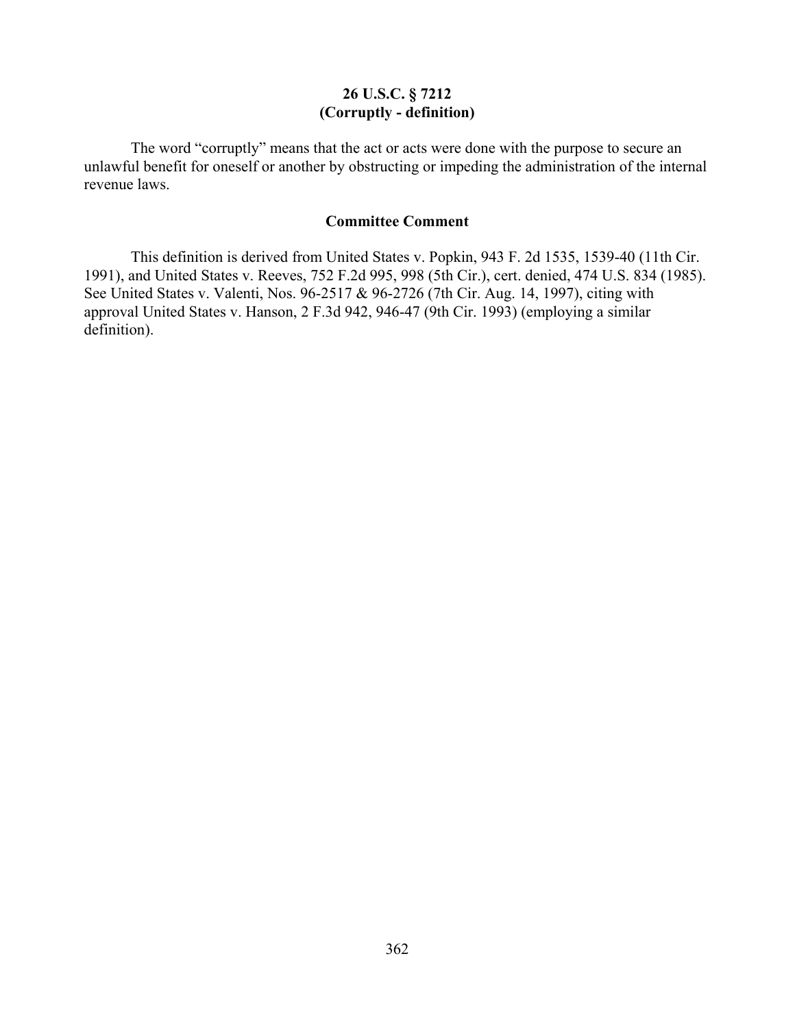**26 U.S.C. § 7212**
**(Corruptly - definition)**

The word “corruptly” means that the act or acts were done with the purpose to secure an unlawful benefit for oneself or another by obstructing or impeding the administration of the internal revenue laws.

**Committee Comment**

This definition is derived from United States v. Popkin, 943 F. 2d 1535, 1539-40 (11th Cir. 1991), and United States v. Reeves, 752 F.2d 995, 998 (5th Cir.), cert. denied, 474 U.S. 834 (1985). See United States v. Valenti, Nos. 96-2517 & 96-2726 (7th Cir. Aug. 14, 1997), citing with approval United States v. Hanson, 2 F.3d 942, 946-47 (9th Cir. 1993) (employing a similar definition).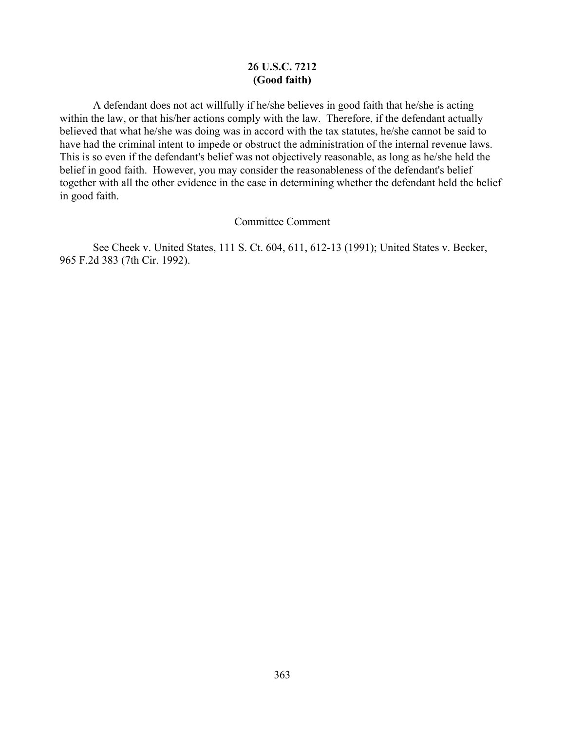**26 U.S.C. 7212**
**(Good faith)**

A defendant does not act willfully if he/she believes in good faith that he/she is acting within the law, or that his/her actions comply with the law. Therefore, if the defendant actually believed that what he/she was doing was in accord with the tax statutes, he/she cannot be said to have had the criminal intent to impede or obstruct the administration of the internal revenue laws. This is so even if the defendant's belief was not objectively reasonable, as long as he/she held the belief in good faith. However, you may consider the reasonableness of the defendant's belief together with all the other evidence in the case in determining whether the defendant held the belief in good faith.

Committee Comment

See Cheek v. United States, 111 S. Ct. 604, 611, 612-13 (1991); United States v. Becker, 965 F.2d 383 (7th Cir. 1992).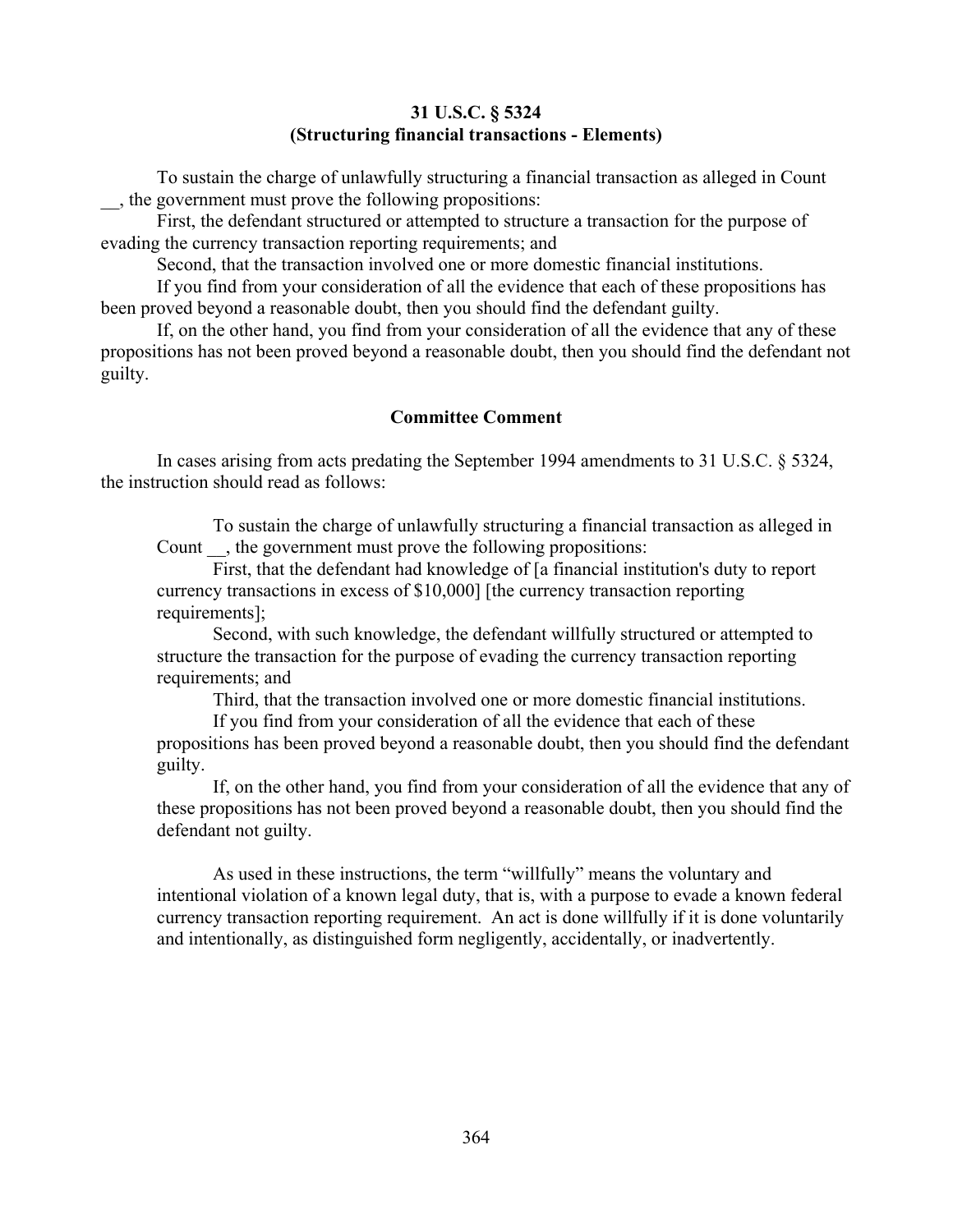**31 U.S.C. § 5324**
**(Structuring financial transactions - Elements)**

To sustain the charge of unlawfully structuring a financial transaction as alleged in Count __, the government must prove the following propositions:

First, the defendant structured or attempted to structure a transaction for the purpose of evading the currency transaction reporting requirements; and

Second, that the transaction involved one or more domestic financial institutions.

If you find from your consideration of all the evidence that each of these propositions has been proved beyond a reasonable doubt, then you should find the defendant guilty.

If, on the other hand, you find from your consideration of all the evidence that any of these propositions has not been proved beyond a reasonable doubt, then you should find the defendant not guilty.

**Committee Comment**

In cases arising from acts predating the September 1994 amendments to 31 U.S.C. § 5324, the instruction should read as follows:

> To sustain the charge of unlawfully structuring a financial transaction as alleged in Count __, the government must prove the following propositions:
>
> First, that the defendant had knowledge of [a financial institution's duty to report currency transactions in excess of $10,000] [the currency transaction reporting requirements];
>
> Second, with such knowledge, the defendant willfully structured or attempted to structure the transaction for the purpose of evading the currency transaction reporting requirements; and
>
> Third, that the transaction involved one or more domestic financial institutions.
>
> If you find from your consideration of all the evidence that each of these propositions has been proved beyond a reasonable doubt, then you should find the defendant guilty.
>
> If, on the other hand, you find from your consideration of all the evidence that any of these propositions has not been proved beyond a reasonable doubt, then you should find the defendant not guilty.
>
> As used in these instructions, the term "willfully" means the voluntary and intentional violation of a known legal duty, that is, with a purpose to evade a known federal currency transaction reporting requirement. An act is done willfully if it is done voluntarily and intentionally, as distinguished form negligently, accidentally, or inadvertently.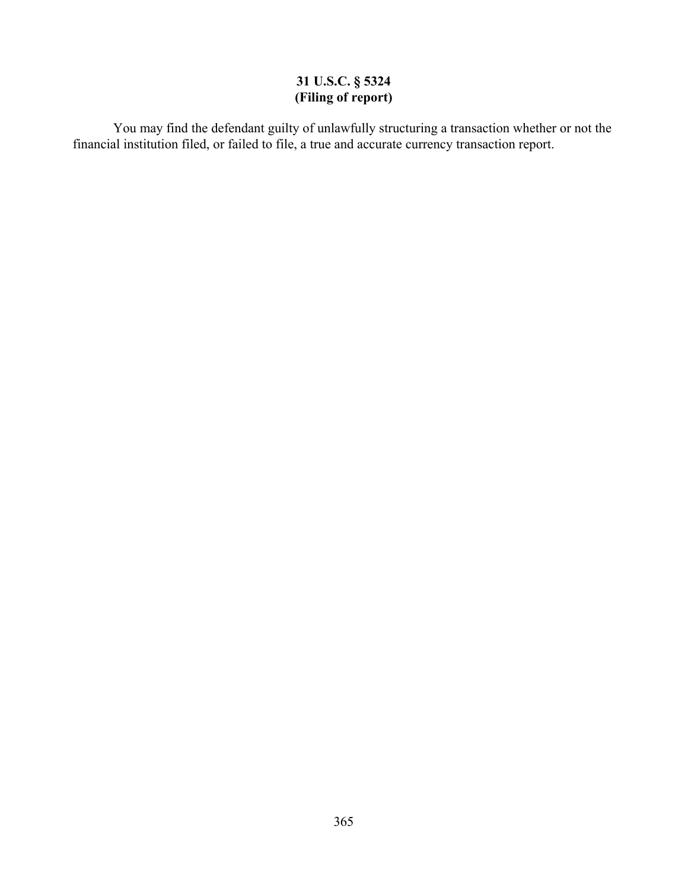**31 U.S.C. § 5324**
**(Filing of report)**

You may find the defendant guilty of unlawfully structuring a transaction whether or not the financial institution filed, or failed to file, a true and accurate currency transaction report.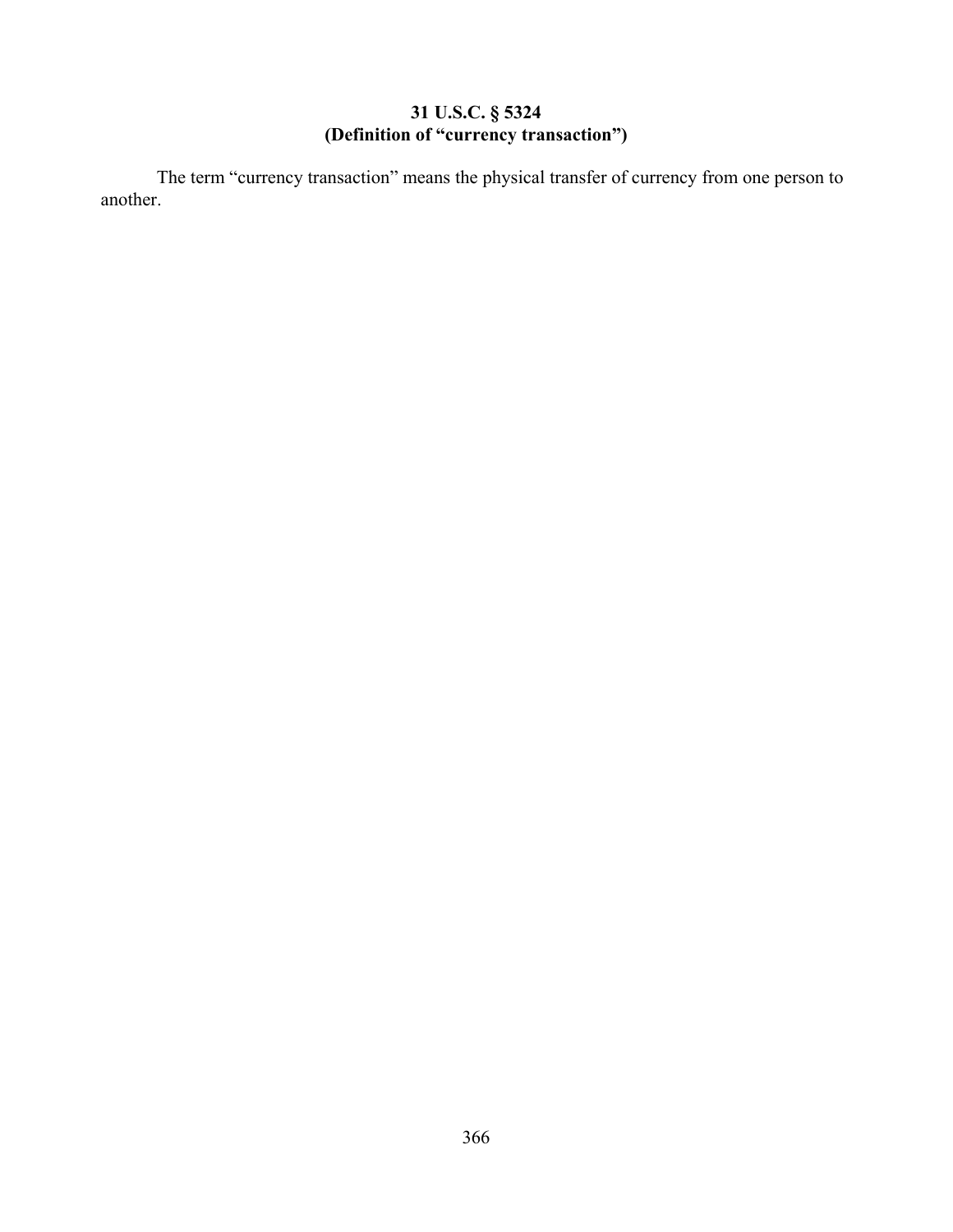### 31 U.S.C. § 5324
### (Definition of "currency transaction")

The term "currency transaction" means the physical transfer of currency from one person to another.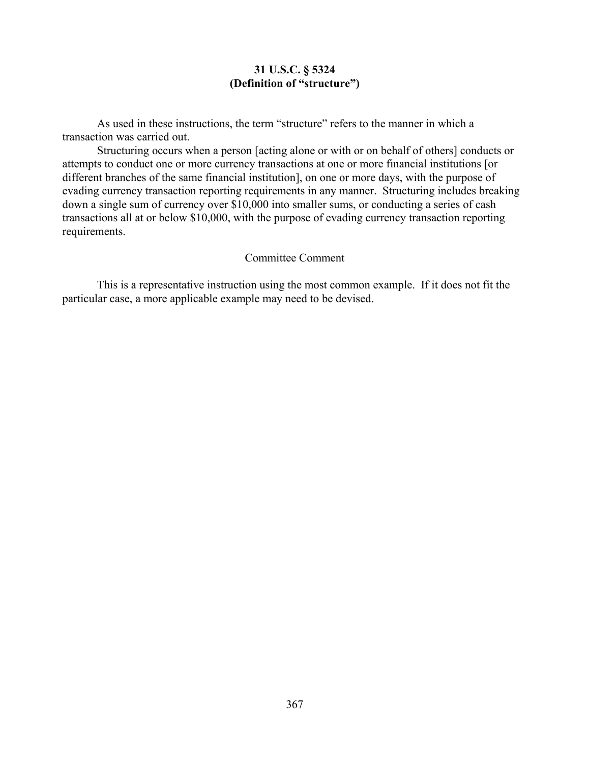**31 U.S.C. § 5324**
**(Definition of "structure")**

As used in these instructions, the term "structure" refers to the manner in which a transaction was carried out.

Structuring occurs when a person [acting alone or with or on behalf of others] conducts or attempts to conduct one or more currency transactions at one or more financial institutions [or different branches of the same financial institution], on one or more days, with the purpose of evading currency transaction reporting requirements in any manner. Structuring includes breaking down a single sum of currency over $10,000 into smaller sums, or conducting a series of cash transactions all at or below $10,000, with the purpose of evading currency transaction reporting requirements.

Committee Comment

This is a representative instruction using the most common example. If it does not fit the particular case, a more applicable example may need to be devised.